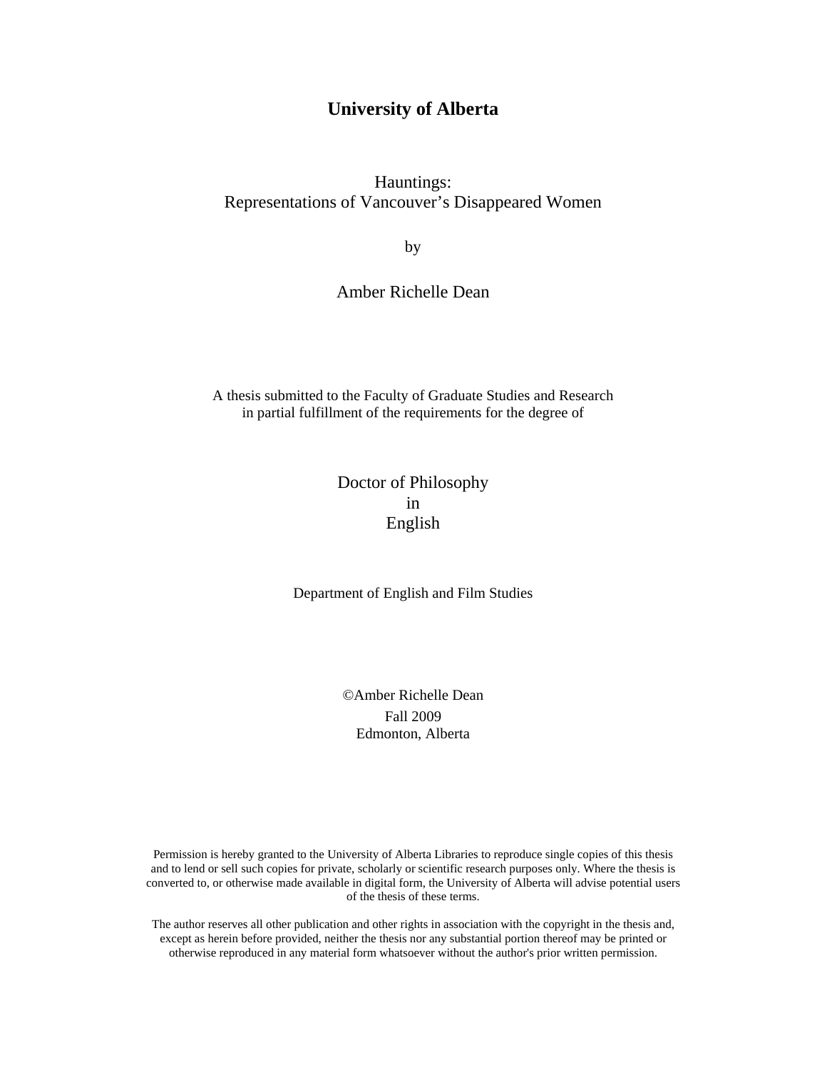**University of Alberta**

Hauntings:
Representations of Vancouver's Disappeared Women

by

Amber Richelle Dean

A thesis submitted to the Faculty of Graduate Studies and Research
in partial fulfillment of the requirements for the degree of

Doctor of Philosophy
in
English

Department of English and Film Studies

©Amber Richelle Dean
Fall 2009
Edmonton, Alberta

Permission is hereby granted to the University of Alberta Libraries to reproduce single copies of this thesis and to lend or sell such copies for private, scholarly or scientific research purposes only. Where the thesis is converted to, or otherwise made available in digital form, the University of Alberta will advise potential users of the thesis of these terms.

The author reserves all other publication and other rights in association with the copyright in the thesis and, except as herein before provided, neither the thesis nor any substantial portion thereof may be printed or otherwise reproduced in any material form whatsoever without the author's prior written permission.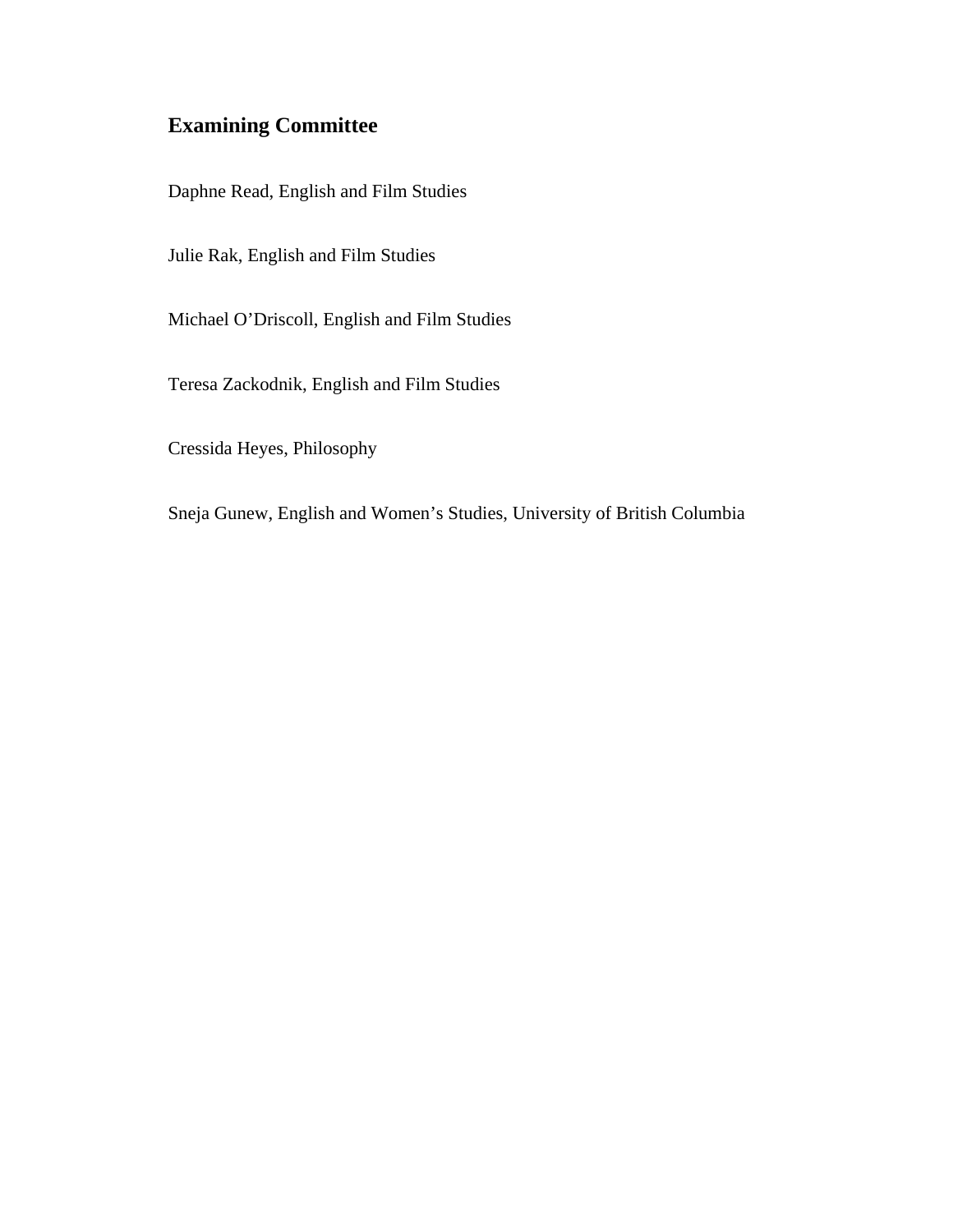## Examining Committee

Daphne Read, English and Film Studies

Julie Rak, English and Film Studies

Michael O'Driscoll, English and Film Studies

Teresa Zackodnik, English and Film Studies

Cressida Heyes, Philosophy

Sneja Gunew, English and Women's Studies, University of British Columbia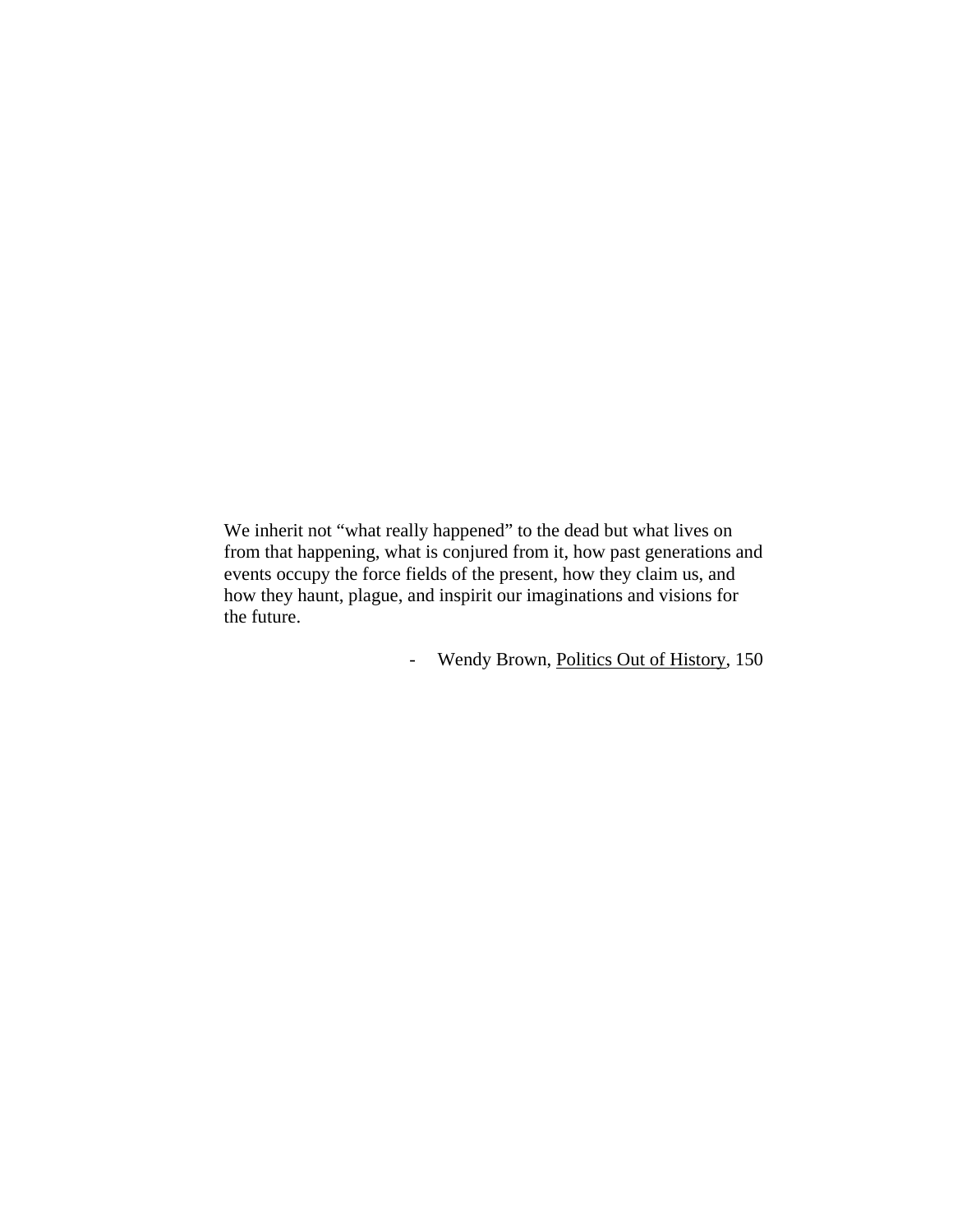We inherit not "what really happened" to the dead but what lives on from that happening, what is conjured from it, how past generations and events occupy the force fields of the present, how they claim us, and how they haunt, plague, and inspirit our imaginations and visions for the future.

- Wendy Brown, Politics Out of History, 150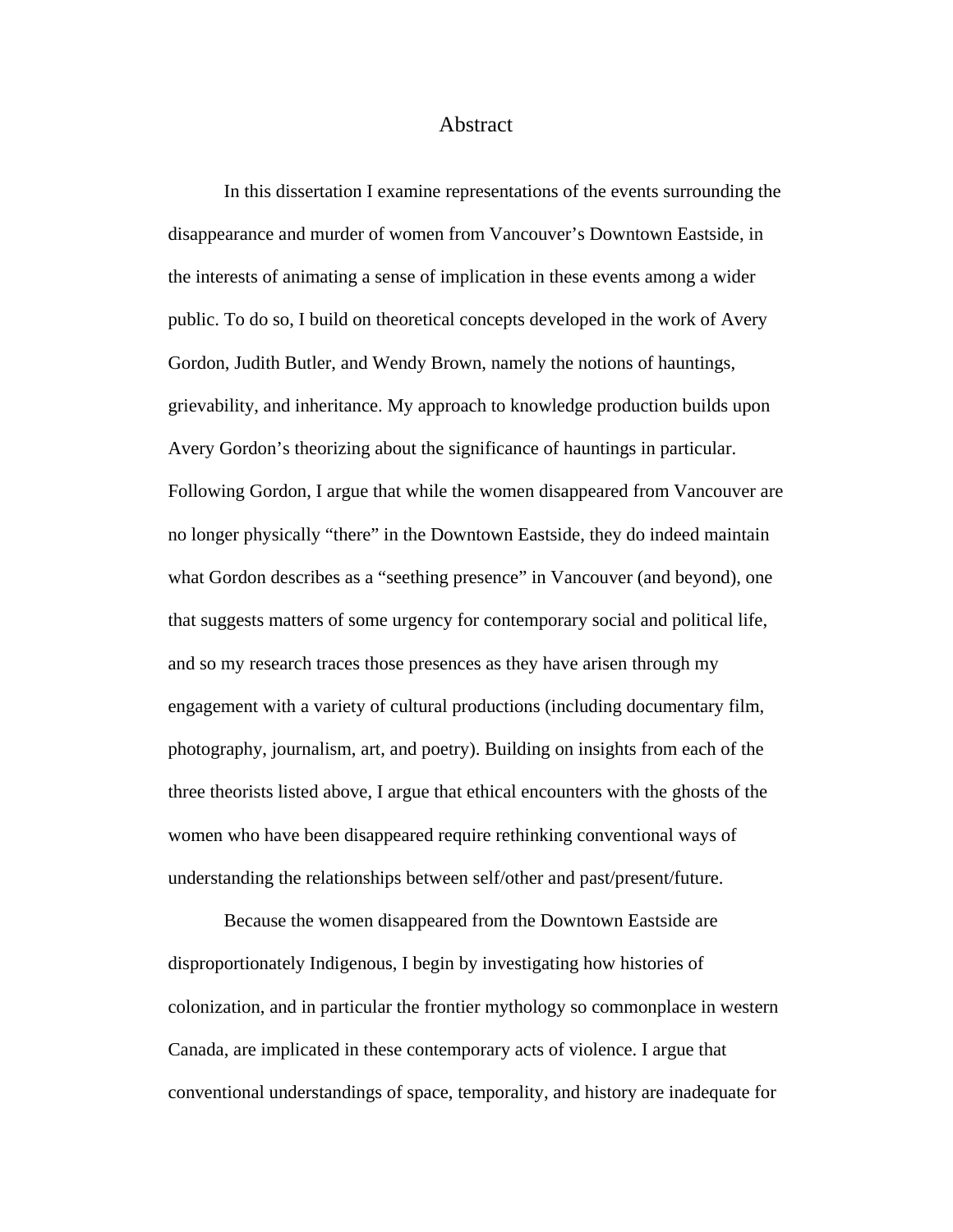# Abstract

In this dissertation I examine representations of the events surrounding the disappearance and murder of women from Vancouver's Downtown Eastside, in the interests of animating a sense of implication in these events among a wider public. To do so, I build on theoretical concepts developed in the work of Avery Gordon, Judith Butler, and Wendy Brown, namely the notions of hauntings, grievability, and inheritance. My approach to knowledge production builds upon Avery Gordon's theorizing about the significance of hauntings in particular. Following Gordon, I argue that while the women disappeared from Vancouver are no longer physically "there" in the Downtown Eastside, they do indeed maintain what Gordon describes as a "seething presence" in Vancouver (and beyond), one that suggests matters of some urgency for contemporary social and political life, and so my research traces those presences as they have arisen through my engagement with a variety of cultural productions (including documentary film, photography, journalism, art, and poetry). Building on insights from each of the three theorists listed above, I argue that ethical encounters with the ghosts of the women who have been disappeared require rethinking conventional ways of understanding the relationships between self/other and past/present/future.

Because the women disappeared from the Downtown Eastside are disproportionately Indigenous, I begin by investigating how histories of colonization, and in particular the frontier mythology so commonplace in western Canada, are implicated in these contemporary acts of violence. I argue that conventional understandings of space, temporality, and history are inadequate for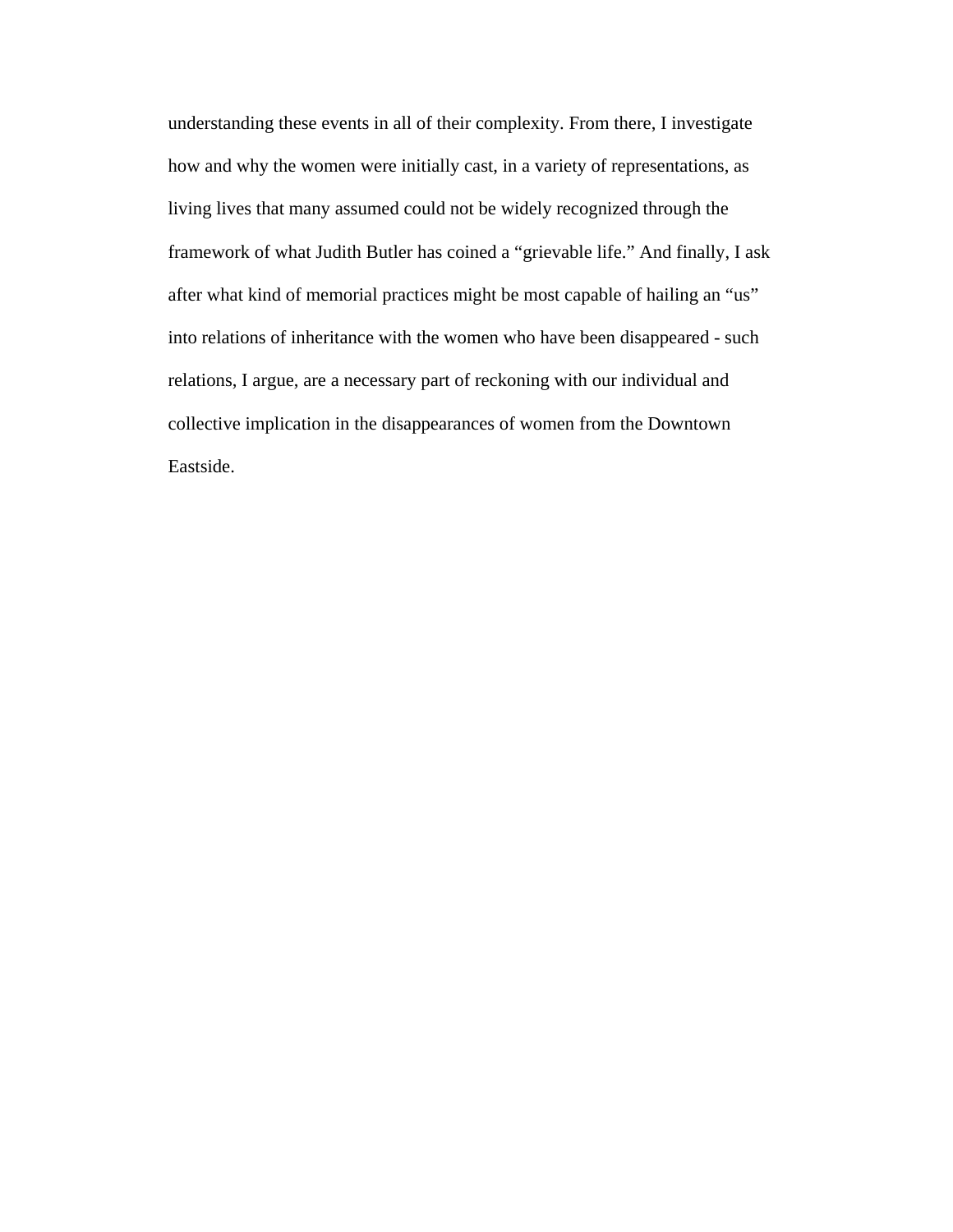understanding these events in all of their complexity. From there, I investigate how and why the women were initially cast, in a variety of representations, as living lives that many assumed could not be widely recognized through the framework of what Judith Butler has coined a "grievable life." And finally, I ask after what kind of memorial practices might be most capable of hailing an "us" into relations of inheritance with the women who have been disappeared - such relations, I argue, are a necessary part of reckoning with our individual and collective implication in the disappearances of women from the Downtown Eastside.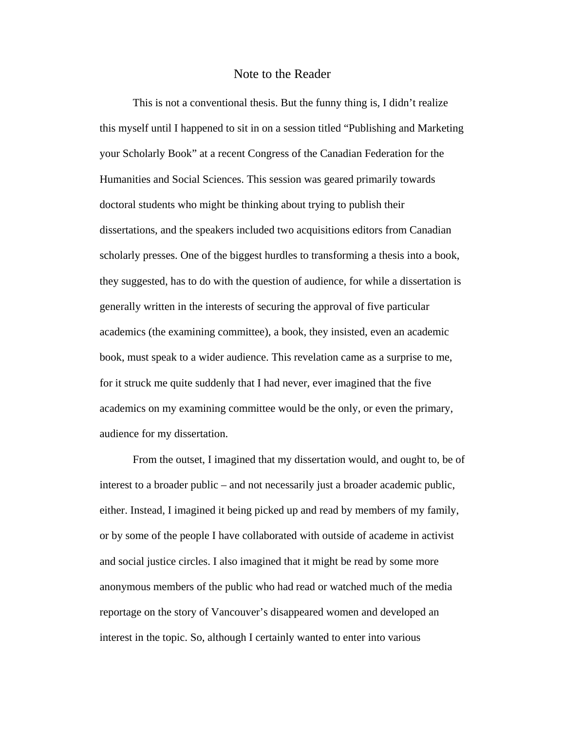# Note to the Reader

This is not a conventional thesis. But the funny thing is, I didn't realize this myself until I happened to sit in on a session titled "Publishing and Marketing your Scholarly Book" at a recent Congress of the Canadian Federation for the Humanities and Social Sciences. This session was geared primarily towards doctoral students who might be thinking about trying to publish their dissertations, and the speakers included two acquisitions editors from Canadian scholarly presses. One of the biggest hurdles to transforming a thesis into a book, they suggested, has to do with the question of audience, for while a dissertation is generally written in the interests of securing the approval of five particular academics (the examining committee), a book, they insisted, even an academic book, must speak to a wider audience. This revelation came as a surprise to me, for it struck me quite suddenly that I had never, ever imagined that the five academics on my examining committee would be the only, or even the primary, audience for my dissertation.

From the outset, I imagined that my dissertation would, and ought to, be of interest to a broader public – and not necessarily just a broader academic public, either. Instead, I imagined it being picked up and read by members of my family, or by some of the people I have collaborated with outside of academe in activist and social justice circles. I also imagined that it might be read by some more anonymous members of the public who had read or watched much of the media reportage on the story of Vancouver's disappeared women and developed an interest in the topic. So, although I certainly wanted to enter into various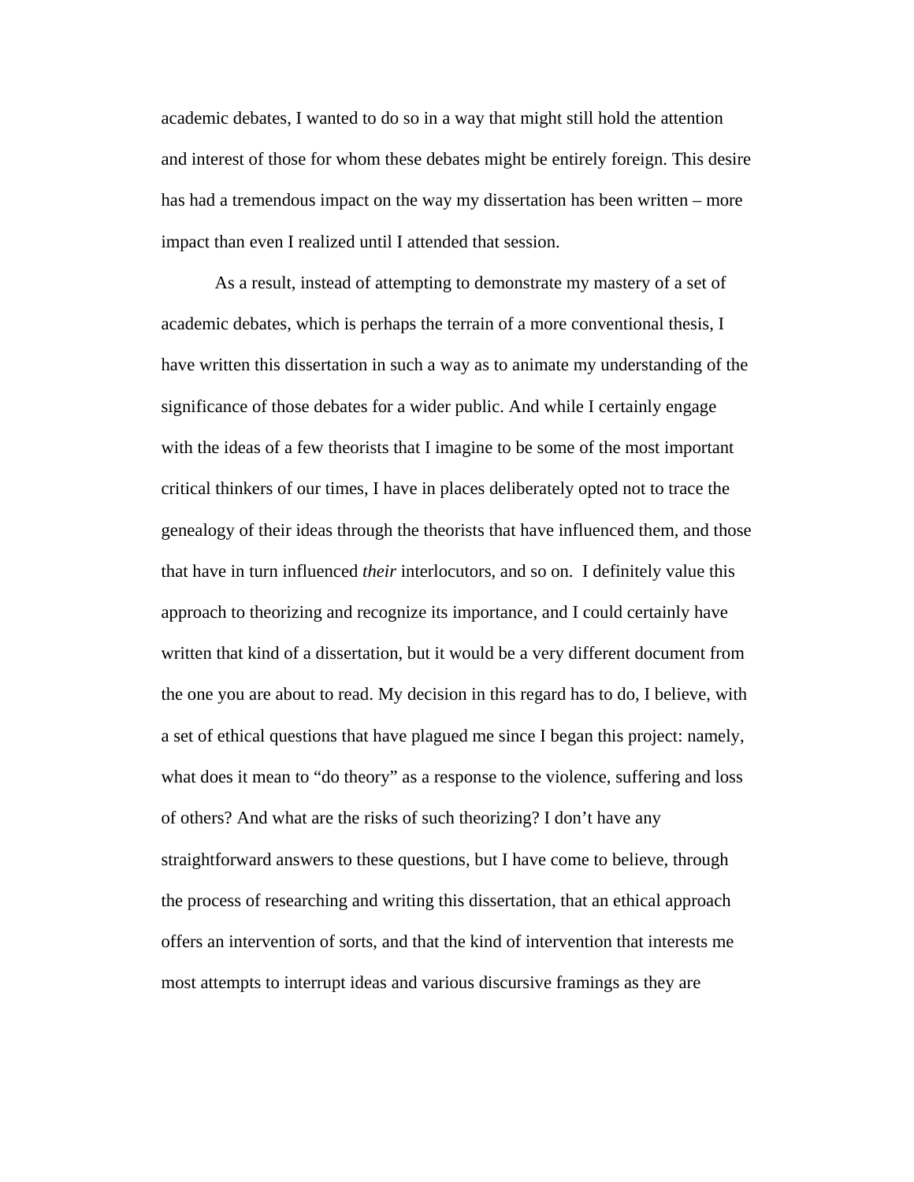academic debates, I wanted to do so in a way that might still hold the attention and interest of those for whom these debates might be entirely foreign. This desire has had a tremendous impact on the way my dissertation has been written – more impact than even I realized until I attended that session.

As a result, instead of attempting to demonstrate my mastery of a set of academic debates, which is perhaps the terrain of a more conventional thesis, I have written this dissertation in such a way as to animate my understanding of the significance of those debates for a wider public. And while I certainly engage with the ideas of a few theorists that I imagine to be some of the most important critical thinkers of our times, I have in places deliberately opted not to trace the genealogy of their ideas through the theorists that have influenced them, and those that have in turn influenced *their* interlocutors, and so on. I definitely value this approach to theorizing and recognize its importance, and I could certainly have written that kind of a dissertation, but it would be a very different document from the one you are about to read. My decision in this regard has to do, I believe, with a set of ethical questions that have plagued me since I began this project: namely, what does it mean to "do theory" as a response to the violence, suffering and loss of others? And what are the risks of such theorizing? I don't have any straightforward answers to these questions, but I have come to believe, through the process of researching and writing this dissertation, that an ethical approach offers an intervention of sorts, and that the kind of intervention that interests me most attempts to interrupt ideas and various discursive framings as they are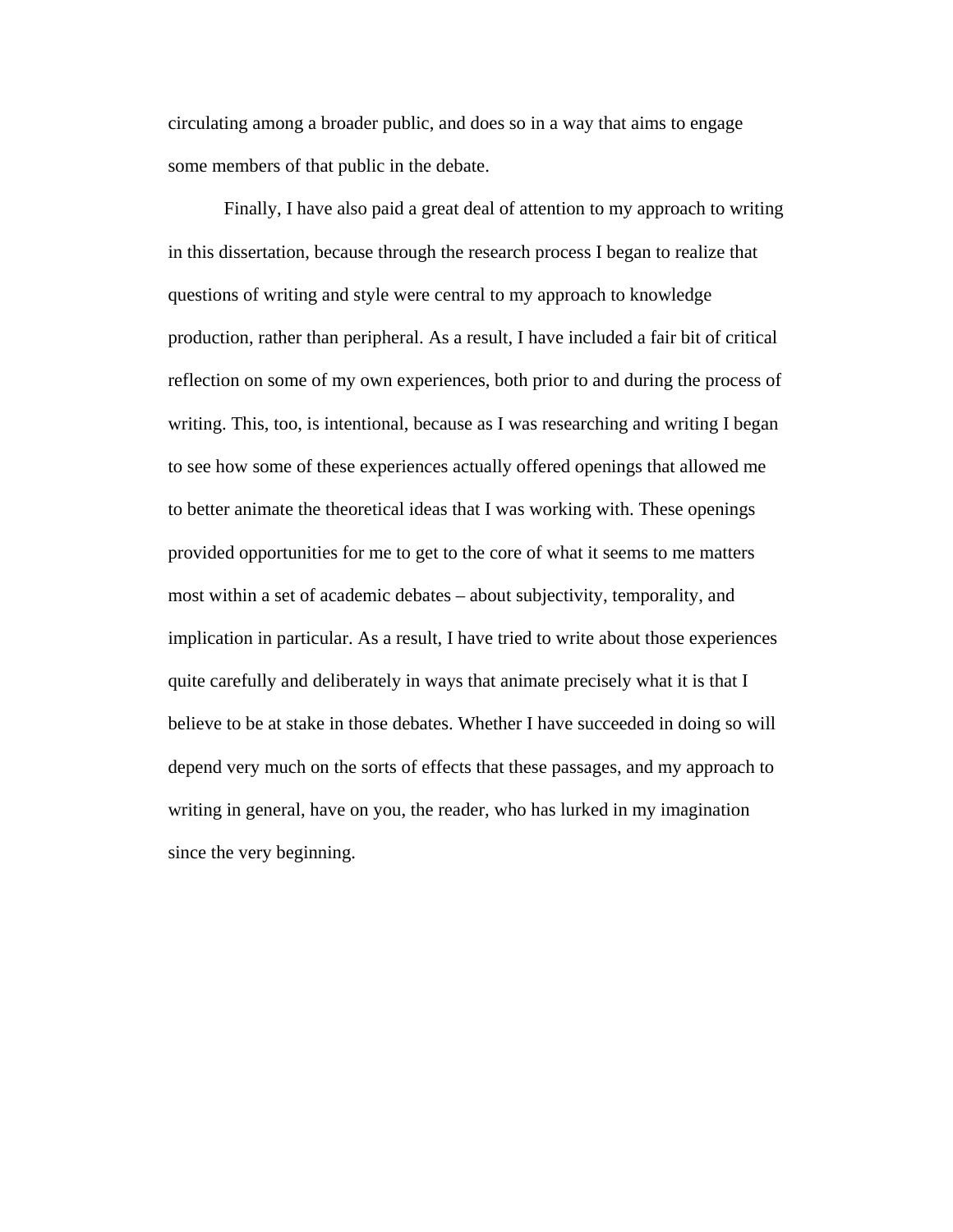circulating among a broader public, and does so in a way that aims to engage some members of that public in the debate.

Finally, I have also paid a great deal of attention to my approach to writing in this dissertation, because through the research process I began to realize that questions of writing and style were central to my approach to knowledge production, rather than peripheral. As a result, I have included a fair bit of critical reflection on some of my own experiences, both prior to and during the process of writing. This, too, is intentional, because as I was researching and writing I began to see how some of these experiences actually offered openings that allowed me to better animate the theoretical ideas that I was working with. These openings provided opportunities for me to get to the core of what it seems to me matters most within a set of academic debates – about subjectivity, temporality, and implication in particular. As a result, I have tried to write about those experiences quite carefully and deliberately in ways that animate precisely what it is that I believe to be at stake in those debates. Whether I have succeeded in doing so will depend very much on the sorts of effects that these passages, and my approach to writing in general, have on you, the reader, who has lurked in my imagination since the very beginning.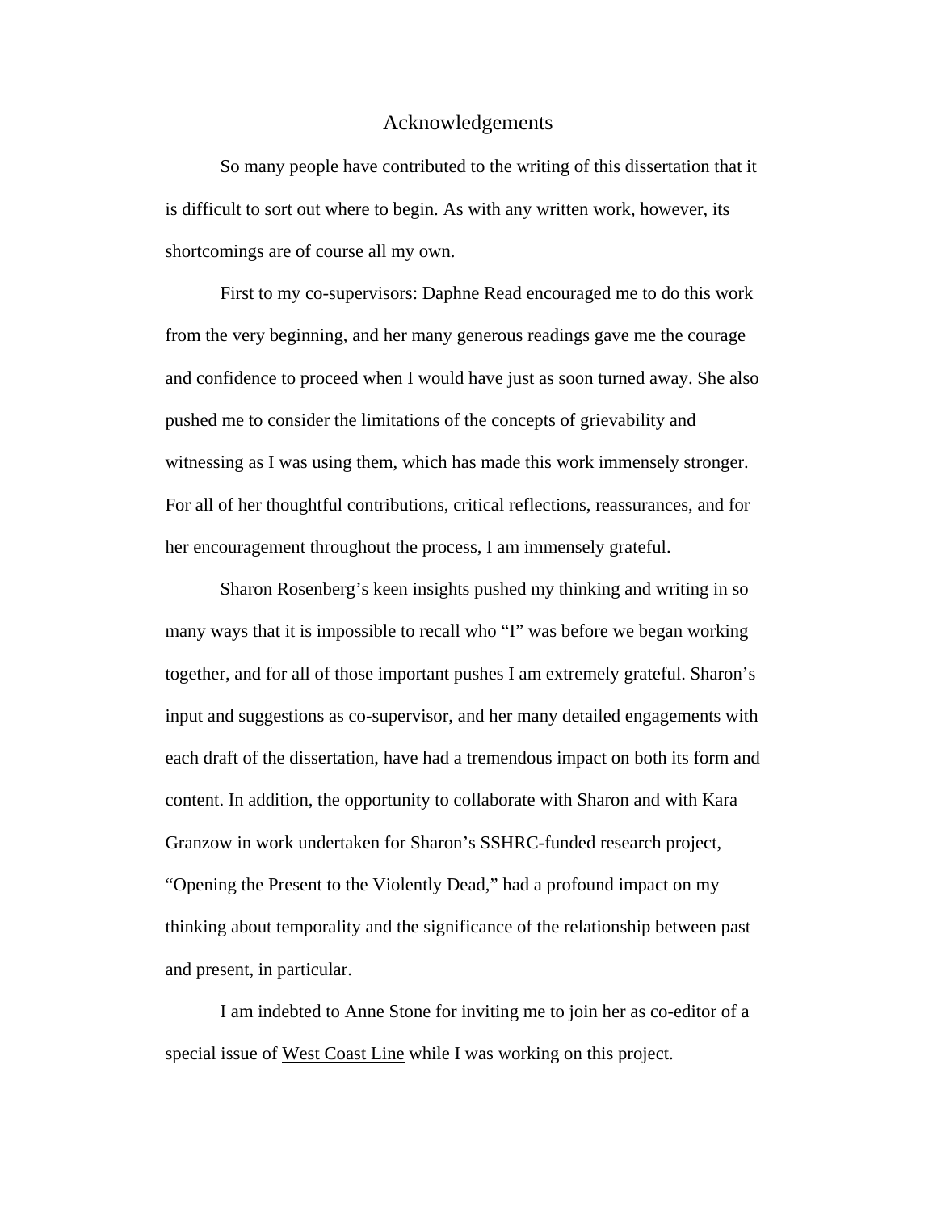# Acknowledgements

So many people have contributed to the writing of this dissertation that it is difficult to sort out where to begin. As with any written work, however, its shortcomings are of course all my own.

First to my co-supervisors: Daphne Read encouraged me to do this work from the very beginning, and her many generous readings gave me the courage and confidence to proceed when I would have just as soon turned away. She also pushed me to consider the limitations of the concepts of grievability and witnessing as I was using them, which has made this work immensely stronger. For all of her thoughtful contributions, critical reflections, reassurances, and for her encouragement throughout the process, I am immensely grateful.

Sharon Rosenberg's keen insights pushed my thinking and writing in so many ways that it is impossible to recall who "I" was before we began working together, and for all of those important pushes I am extremely grateful. Sharon's input and suggestions as co-supervisor, and her many detailed engagements with each draft of the dissertation, have had a tremendous impact on both its form and content. In addition, the opportunity to collaborate with Sharon and with Kara Granzow in work undertaken for Sharon's SSHRC-funded research project, "Opening the Present to the Violently Dead," had a profound impact on my thinking about temporality and the significance of the relationship between past and present, in particular.

I am indebted to Anne Stone for inviting me to join her as co-editor of a special issue of <u>West Coast Line</u> while I was working on this project.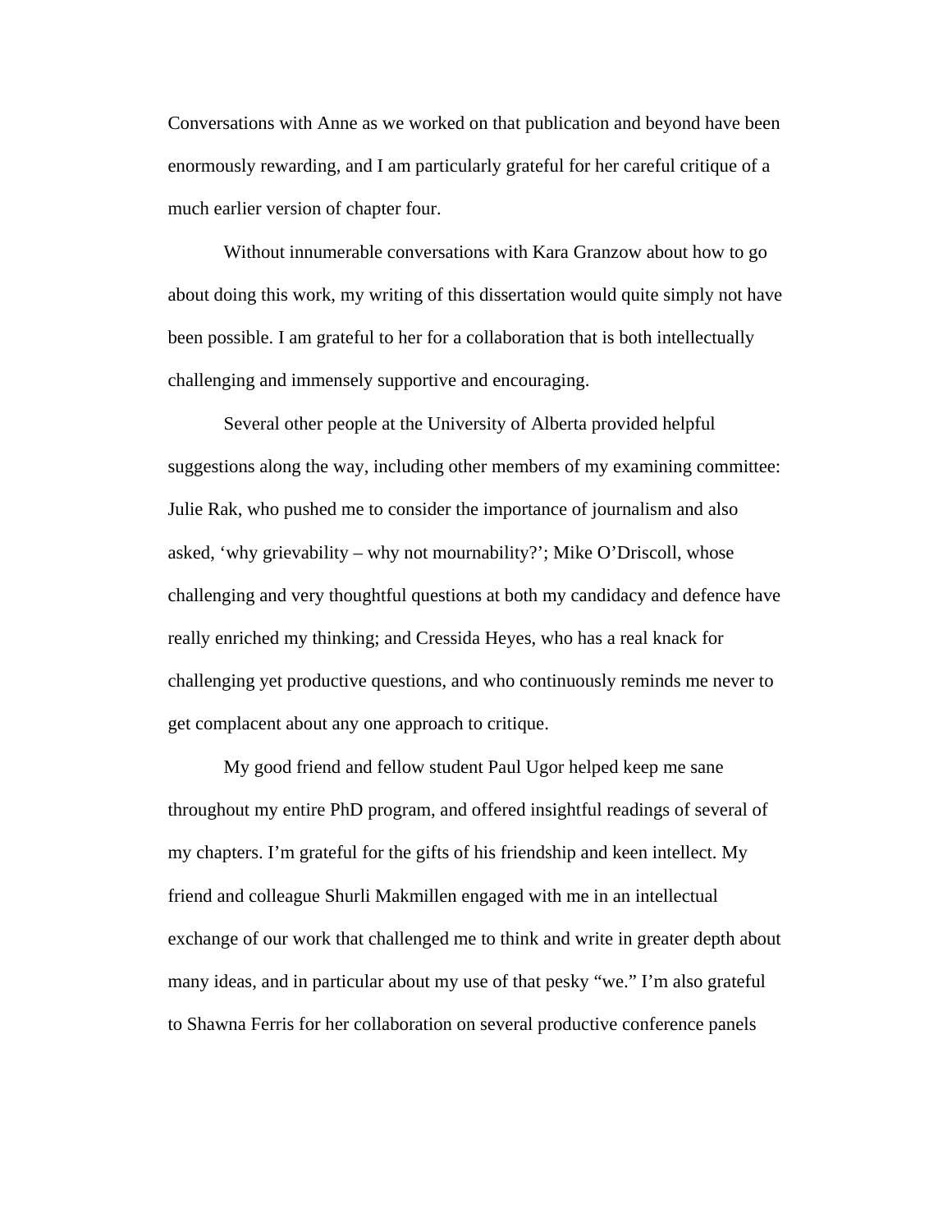Conversations with Anne as we worked on that publication and beyond have been enormously rewarding, and I am particularly grateful for her careful critique of a much earlier version of chapter four.

Without innumerable conversations with Kara Granzow about how to go about doing this work, my writing of this dissertation would quite simply not have been possible. I am grateful to her for a collaboration that is both intellectually challenging and immensely supportive and encouraging.

Several other people at the University of Alberta provided helpful suggestions along the way, including other members of my examining committee: Julie Rak, who pushed me to consider the importance of journalism and also asked, 'why grievability – why not mournability?'; Mike O'Driscoll, whose challenging and very thoughtful questions at both my candidacy and defence have really enriched my thinking; and Cressida Heyes, who has a real knack for challenging yet productive questions, and who continuously reminds me never to get complacent about any one approach to critique.

My good friend and fellow student Paul Ugor helped keep me sane throughout my entire PhD program, and offered insightful readings of several of my chapters. I'm grateful for the gifts of his friendship and keen intellect. My friend and colleague Shurli Makmillen engaged with me in an intellectual exchange of our work that challenged me to think and write in greater depth about many ideas, and in particular about my use of that pesky "we." I'm also grateful to Shawna Ferris for her collaboration on several productive conference panels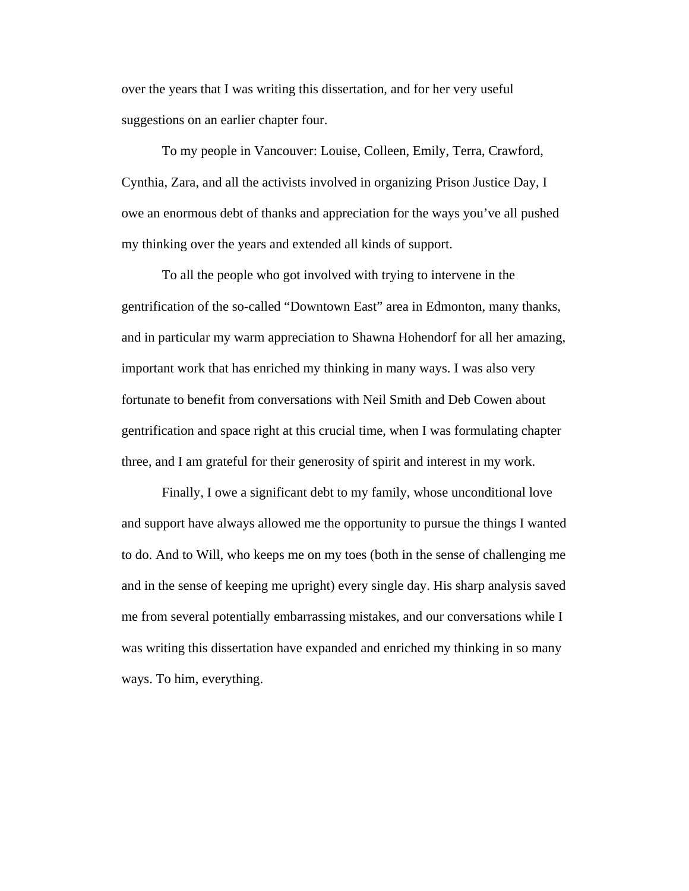over the years that I was writing this dissertation, and for her very useful suggestions on an earlier chapter four.

To my people in Vancouver: Louise, Colleen, Emily, Terra, Crawford, Cynthia, Zara, and all the activists involved in organizing Prison Justice Day, I owe an enormous debt of thanks and appreciation for the ways you've all pushed my thinking over the years and extended all kinds of support.

To all the people who got involved with trying to intervene in the gentrification of the so-called "Downtown East" area in Edmonton, many thanks, and in particular my warm appreciation to Shawna Hohendorf for all her amazing, important work that has enriched my thinking in many ways. I was also very fortunate to benefit from conversations with Neil Smith and Deb Cowen about gentrification and space right at this crucial time, when I was formulating chapter three, and I am grateful for their generosity of spirit and interest in my work.

Finally, I owe a significant debt to my family, whose unconditional love and support have always allowed me the opportunity to pursue the things I wanted to do. And to Will, who keeps me on my toes (both in the sense of challenging me and in the sense of keeping me upright) every single day. His sharp analysis saved me from several potentially embarrassing mistakes, and our conversations while I was writing this dissertation have expanded and enriched my thinking in so many ways. To him, everything.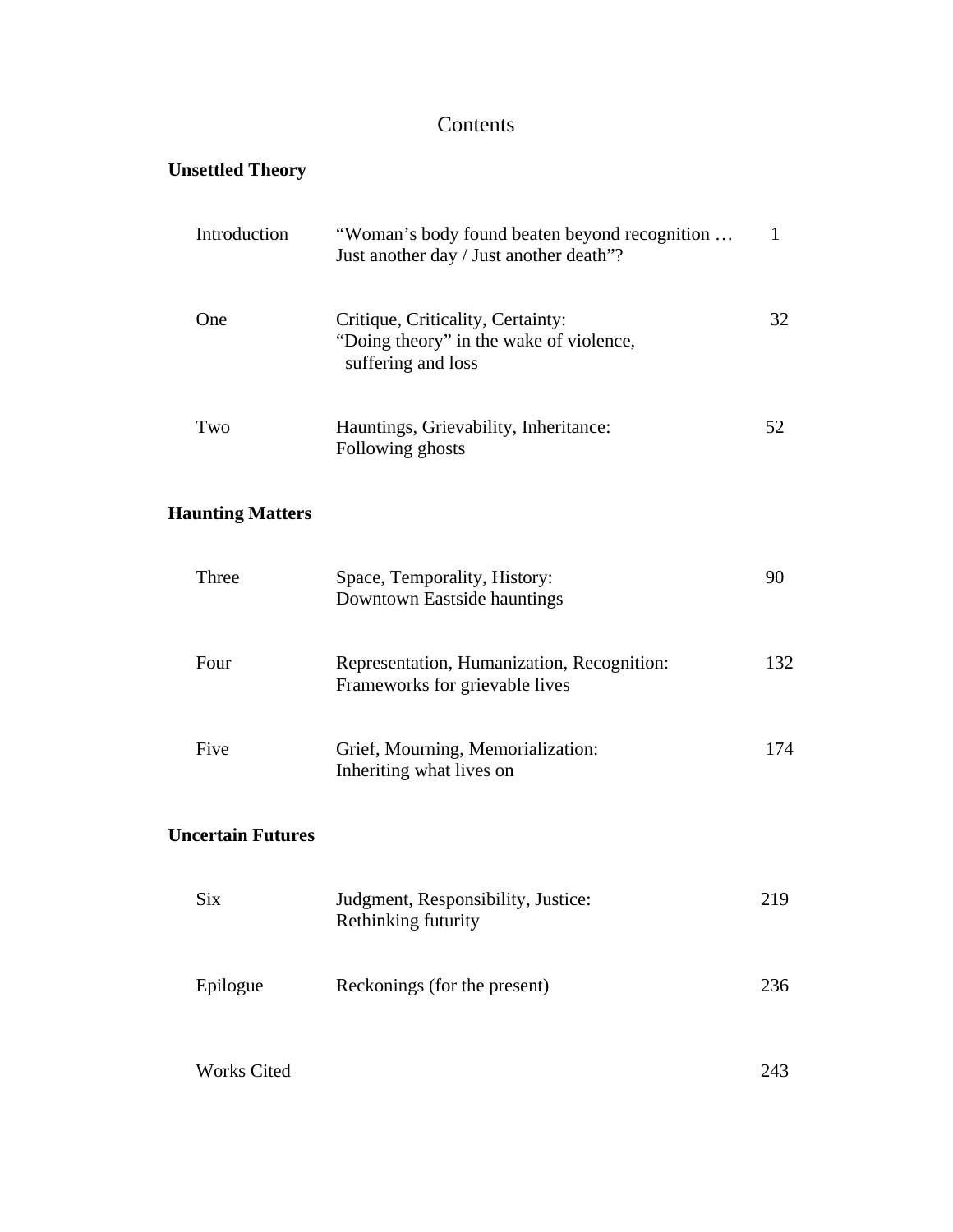# Contents

**Unsettled Theory**

| | | |
|---|---|---|
| Introduction | "Woman's body found beaten beyond recognition … Just another day / Just another death"? | 1 |
| One | Critique, Criticality, Certainty: "Doing theory" in the wake of violence, suffering and loss | 32 |
| Two | Hauntings, Grievability, Inheritance: Following ghosts | 52 |

**Haunting Matters**

| | | |
|---|---|---|
| Three | Space, Temporality, History: Downtown Eastside hauntings | 90 |
| Four | Representation, Humanization, Recognition: Frameworks for grievable lives | 132 |
| Five | Grief, Mourning, Memorialization: Inheriting what lives on | 174 |

**Uncertain Futures**

| | | |
|---|---|---|
| Six | Judgment, Responsibility, Justice: Rethinking futurity | 219 |
| Epilogue | Reckonings (for the present) | 236 |
| Works Cited | | 243 |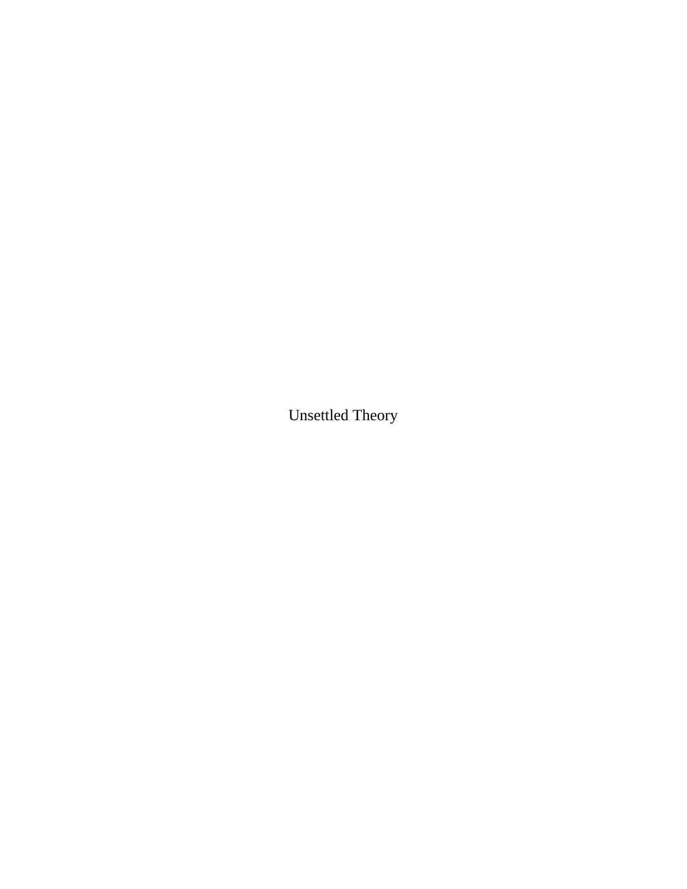# Unsettled Theory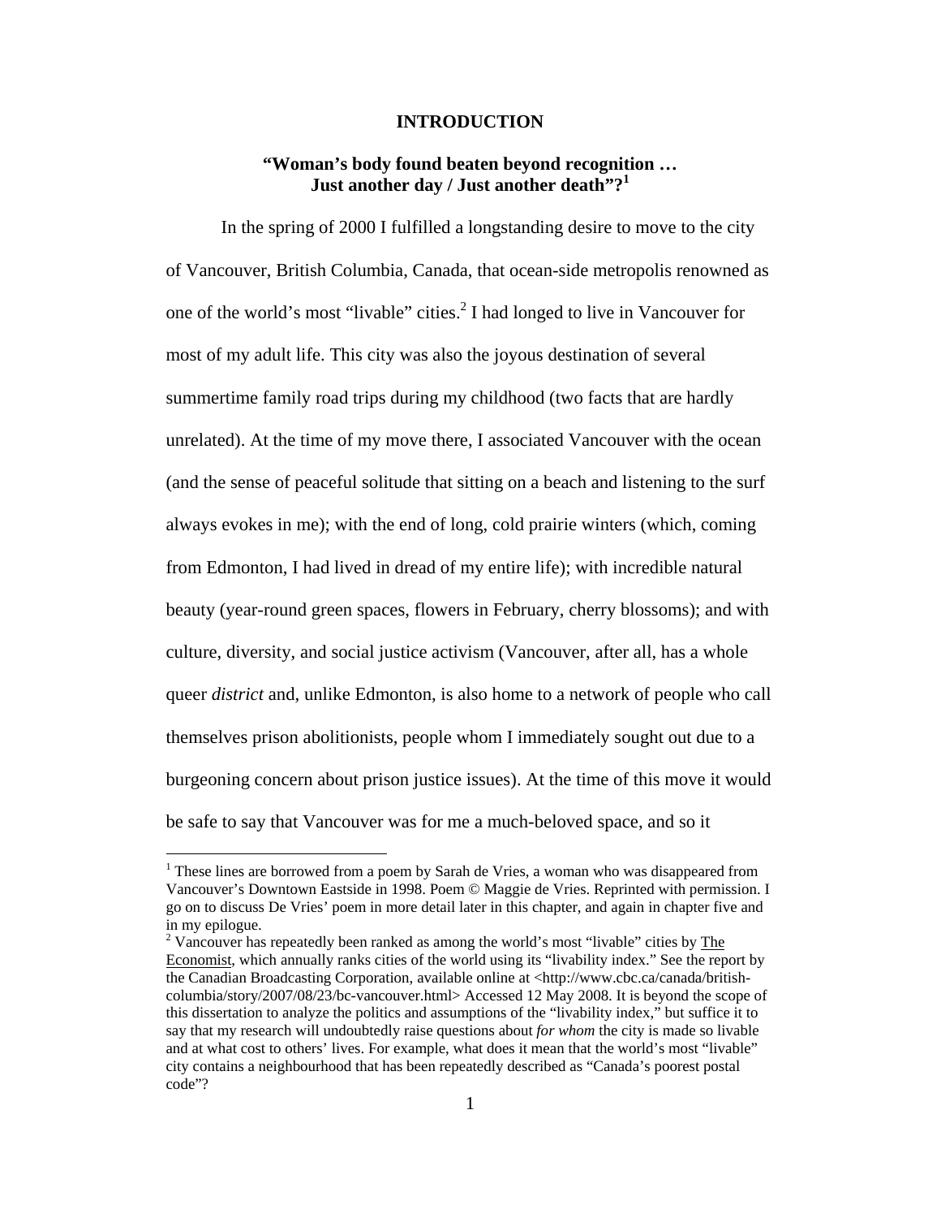# INTRODUCTION

## "Woman's body found beaten beyond recognition … Just another day / Just another death"?[1]

In the spring of 2000 I fulfilled a longstanding desire to move to the city of Vancouver, British Columbia, Canada, that ocean-side metropolis renowned as one of the world's most "livable" cities.[2] I had longed to live in Vancouver for most of my adult life. This city was also the joyous destination of several summertime family road trips during my childhood (two facts that are hardly unrelated). At the time of my move there, I associated Vancouver with the ocean (and the sense of peaceful solitude that sitting on a beach and listening to the surf always evokes in me); with the end of long, cold prairie winters (which, coming from Edmonton, I had lived in dread of my entire life); with incredible natural beauty (year-round green spaces, flowers in February, cherry blossoms); and with culture, diversity, and social justice activism (Vancouver, after all, has a whole queer *district* and, unlike Edmonton, is also home to a network of people who call themselves prison abolitionists, people whom I immediately sought out due to a burgeoning concern about prison justice issues). At the time of this move it would be safe to say that Vancouver was for me a much-beloved space, and so it

---

[1] These lines are borrowed from a poem by Sarah de Vries, a woman who was disappeared from Vancouver's Downtown Eastside in 1998. Poem © Maggie de Vries. Reprinted with permission. I go on to discuss De Vries' poem in more detail later in this chapter, and again in chapter five and in my epilogue.

[2] Vancouver has repeatedly been ranked as among the world's most "livable" cities by The Economist, which annually ranks cities of the world using its "livability index." See the report by the Canadian Broadcasting Corporation, available online at <http://www.cbc.ca/canada/british-columbia/story/2007/08/23/bc-vancouver.html> Accessed 12 May 2008. It is beyond the scope of this dissertation to analyze the politics and assumptions of the "livability index," but suffice it to say that my research will undoubtedly raise questions about *for whom* the city is made so livable and at what cost to others' lives. For example, what does it mean that the world's most "livable" city contains a neighbourhood that has been repeatedly described as "Canada's poorest postal code"?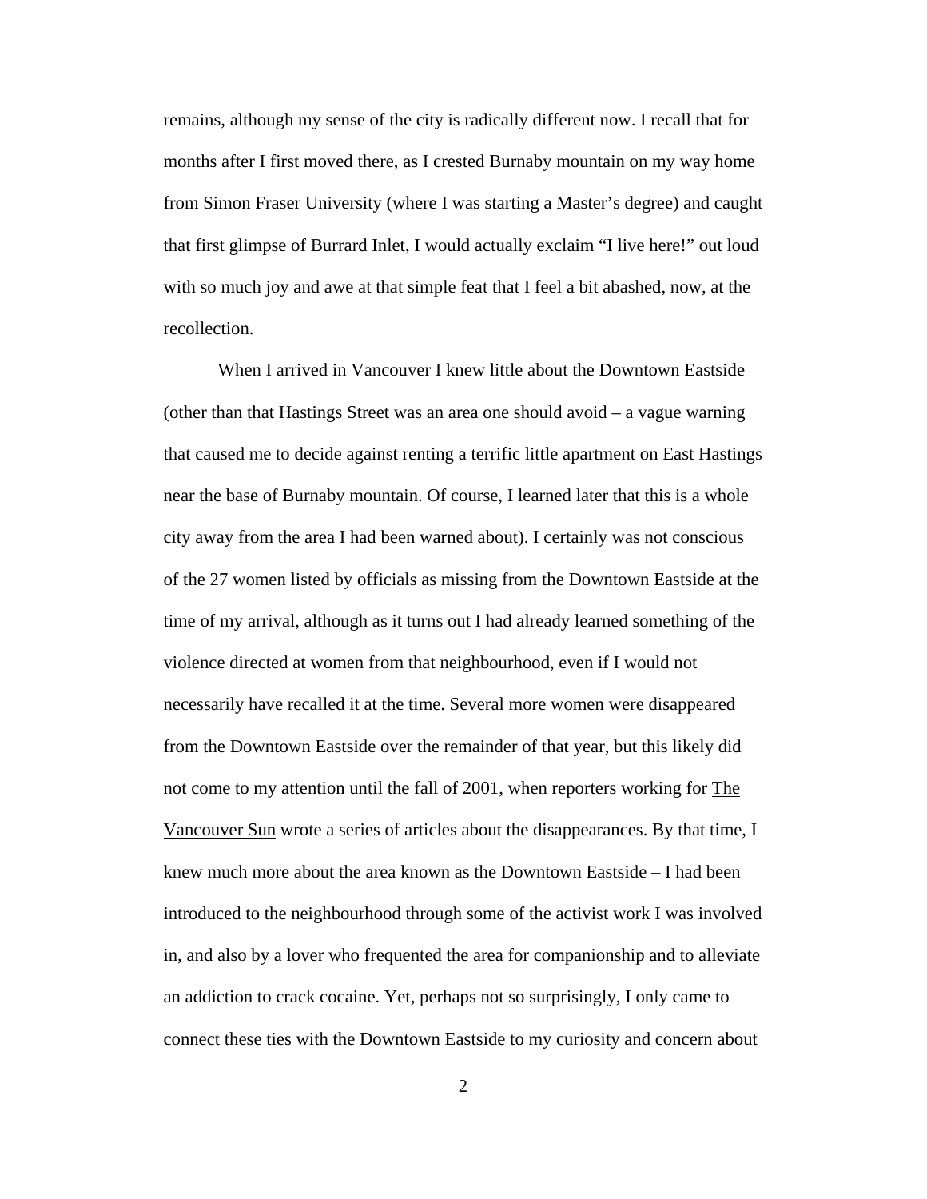remains, although my sense of the city is radically different now. I recall that for months after I first moved there, as I crested Burnaby mountain on my way home from Simon Fraser University (where I was starting a Master's degree) and caught that first glimpse of Burrard Inlet, I would actually exclaim "I live here!" out loud with so much joy and awe at that simple feat that I feel a bit abashed, now, at the recollection.

When I arrived in Vancouver I knew little about the Downtown Eastside (other than that Hastings Street was an area one should avoid – a vague warning that caused me to decide against renting a terrific little apartment on East Hastings near the base of Burnaby mountain. Of course, I learned later that this is a whole city away from the area I had been warned about). I certainly was not conscious of the 27 women listed by officials as missing from the Downtown Eastside at the time of my arrival, although as it turns out I had already learned something of the violence directed at women from that neighbourhood, even if I would not necessarily have recalled it at the time. Several more women were disappeared from the Downtown Eastside over the remainder of that year, but this likely did not come to my attention until the fall of 2001, when reporters working for The Vancouver Sun wrote a series of articles about the disappearances. By that time, I knew much more about the area known as the Downtown Eastside – I had been introduced to the neighbourhood through some of the activist work I was involved in, and also by a lover who frequented the area for companionship and to alleviate an addiction to crack cocaine. Yet, perhaps not so surprisingly, I only came to connect these ties with the Downtown Eastside to my curiosity and concern about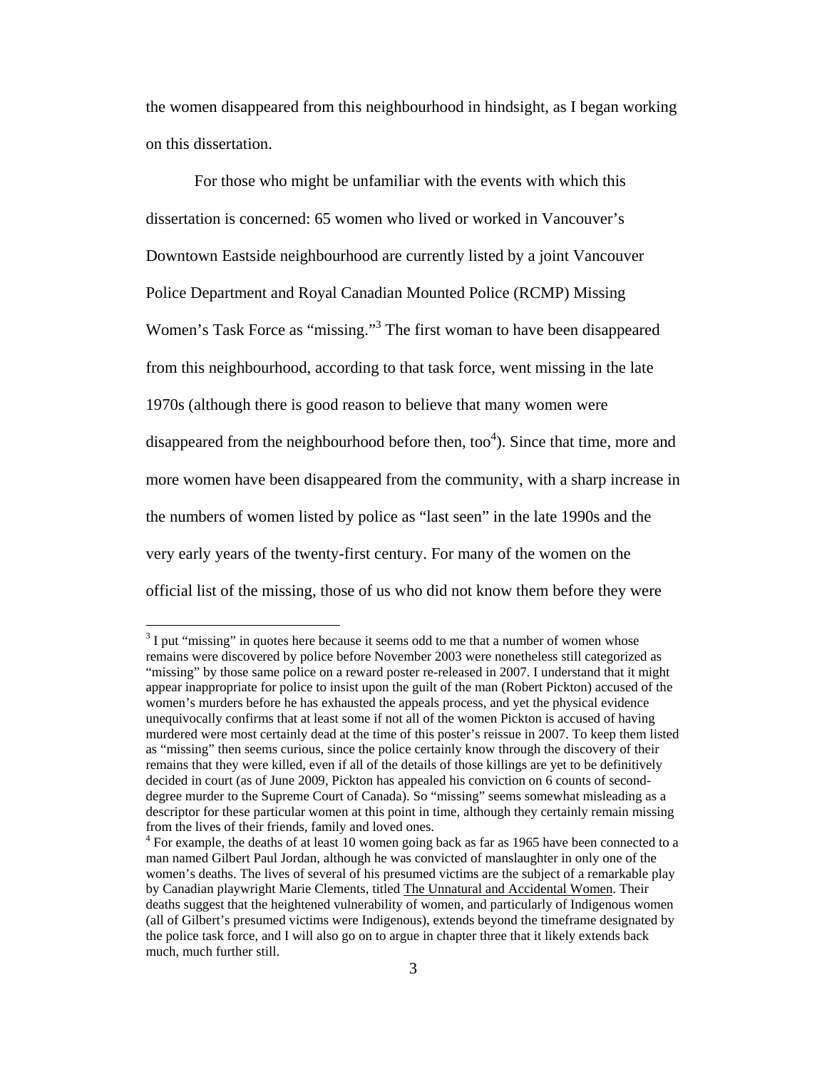the women disappeared from this neighbourhood in hindsight, as I began working on this dissertation.

For those who might be unfamiliar with the events with which this dissertation is concerned: 65 women who lived or worked in Vancouver's Downtown Eastside neighbourhood are currently listed by a joint Vancouver Police Department and Royal Canadian Mounted Police (RCMP) Missing Women's Task Force as "missing."[3] The first woman to have been disappeared from this neighbourhood, according to that task force, went missing in the late 1970s (although there is good reason to believe that many women were disappeared from the neighbourhood before then, too[4]). Since that time, more and more women have been disappeared from the community, with a sharp increase in the numbers of women listed by police as "last seen" in the late 1990s and the very early years of the twenty-first century. For many of the women on the official list of the missing, those of us who did not know them before they were

---

[3] I put "missing" in quotes here because it seems odd to me that a number of women whose remains were discovered by police before November 2003 were nonetheless still categorized as "missing" by those same police on a reward poster re-released in 2007. I understand that it might appear inappropriate for police to insist upon the guilt of the man (Robert Pickton) accused of the women's murders before he has exhausted the appeals process, and yet the physical evidence unequivocally confirms that at least some if not all of the women Pickton is accused of having murdered were most certainly dead at the time of this poster's reissue in 2007. To keep them listed as "missing" then seems curious, since the police certainly know through the discovery of their remains that they were killed, even if all of the details of those killings are yet to be definitively decided in court (as of June 2009, Pickton has appealed his conviction on 6 counts of second-degree murder to the Supreme Court of Canada). So "missing" seems somewhat misleading as a descriptor for these particular women at this point in time, although they certainly remain missing from the lives of their friends, family and loved ones.

[4] For example, the deaths of at least 10 women going back as far as 1965 have been connected to a man named Gilbert Paul Jordan, although he was convicted of manslaughter in only one of the women's deaths. The lives of several of his presumed victims are the subject of a remarkable play by Canadian playwright Marie Clements, titled The Unnatural and Accidental Women. Their deaths suggest that the heightened vulnerability of women, and particularly of Indigenous women (all of Gilbert's presumed victims were Indigenous), extends beyond the timeframe designated by the police task force, and I will also go on to argue in chapter three that it likely extends back much, much further still.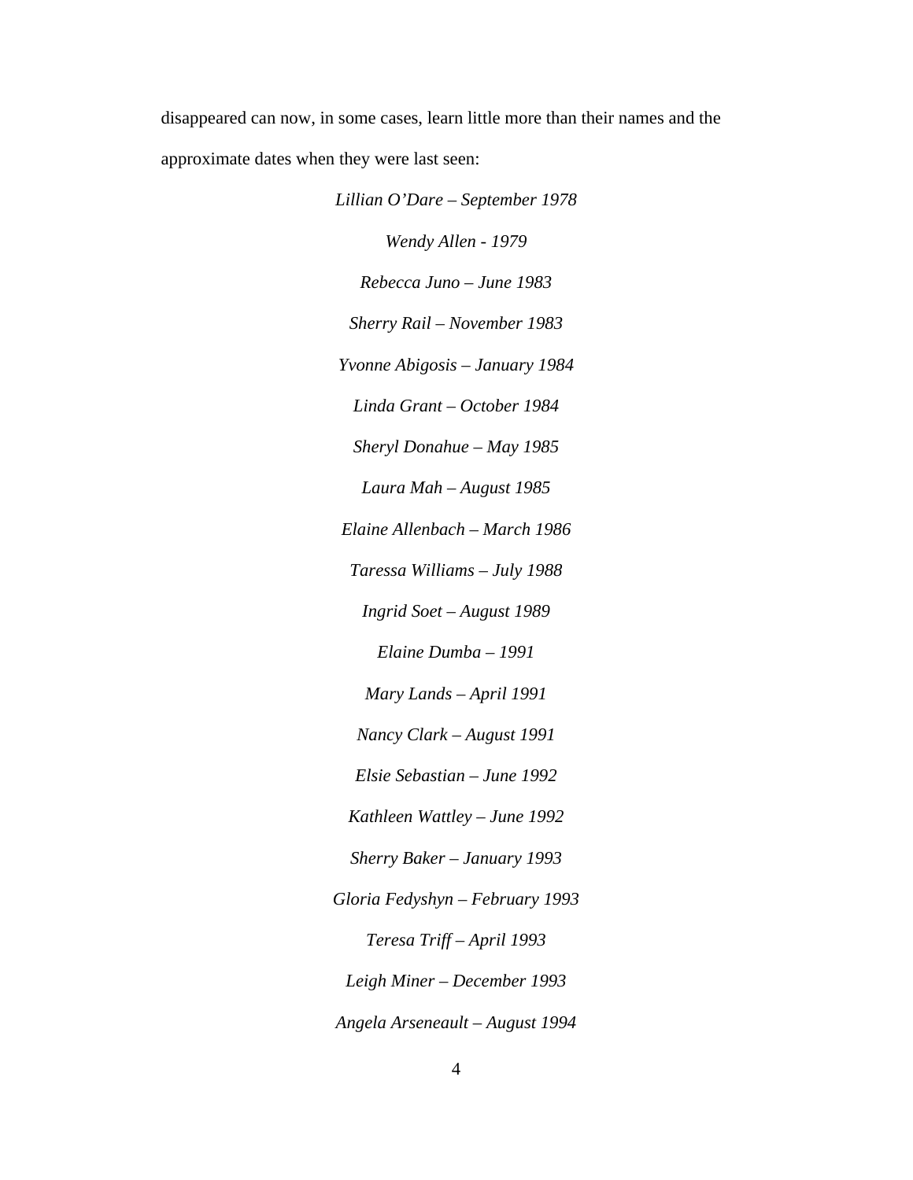disappeared can now, in some cases, learn little more than their names and the approximate dates when they were last seen:

*Lillian O'Dare – September 1978*

*Wendy Allen - 1979*

*Rebecca Juno – June 1983*

*Sherry Rail – November 1983*

*Yvonne Abigosis – January 1984*

*Linda Grant – October 1984*

*Sheryl Donahue – May 1985*

*Laura Mah – August 1985*

*Elaine Allenbach – March 1986*

*Taressa Williams – July 1988*

*Ingrid Soet – August 1989*

*Elaine Dumba – 1991*

*Mary Lands – April 1991*

*Nancy Clark – August 1991*

*Elsie Sebastian – June 1992*

*Kathleen Wattley – June 1992*

*Sherry Baker – January 1993*

*Gloria Fedyshyn – February 1993*

*Teresa Triff – April 1993*

*Leigh Miner – December 1993*

*Angela Arseneault – August 1994*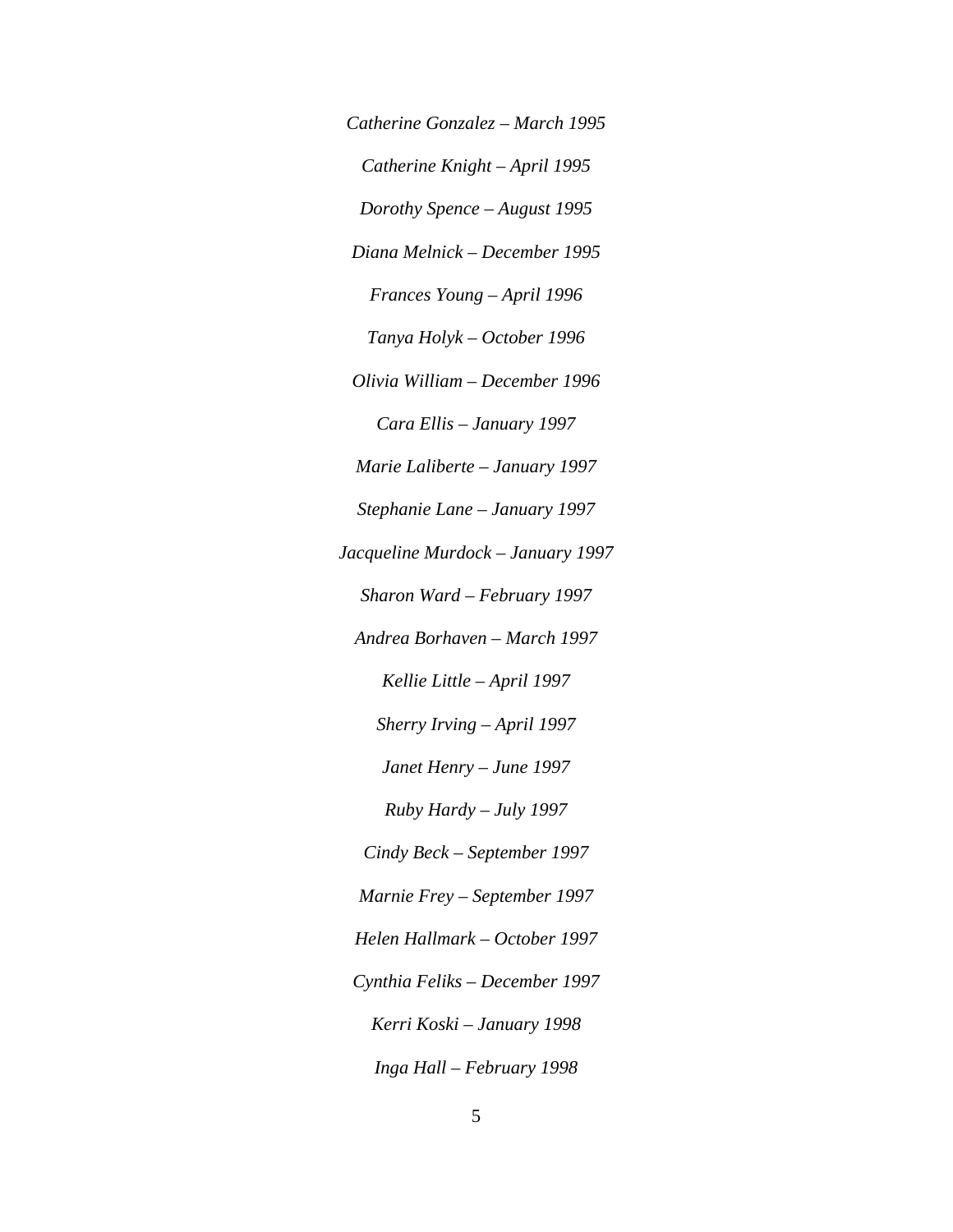*Catherine Gonzalez – March 1995*

*Catherine Knight – April 1995*

*Dorothy Spence – August 1995*

*Diana Melnick – December 1995*

*Frances Young – April 1996*

*Tanya Holyk – October 1996*

*Olivia William – December 1996*

*Cara Ellis – January 1997*

*Marie Laliberte – January 1997*

*Stephanie Lane – January 1997*

*Jacqueline Murdock – January 1997*

*Sharon Ward – February 1997*

*Andrea Borhaven – March 1997*

*Kellie Little – April 1997*

*Sherry Irving – April 1997*

*Janet Henry – June 1997*

*Ruby Hardy – July 1997*

*Cindy Beck – September 1997*

*Marnie Frey – September 1997*

*Helen Hallmark – October 1997*

*Cynthia Feliks – December 1997*

*Kerri Koski – January 1998*

*Inga Hall – February 1998*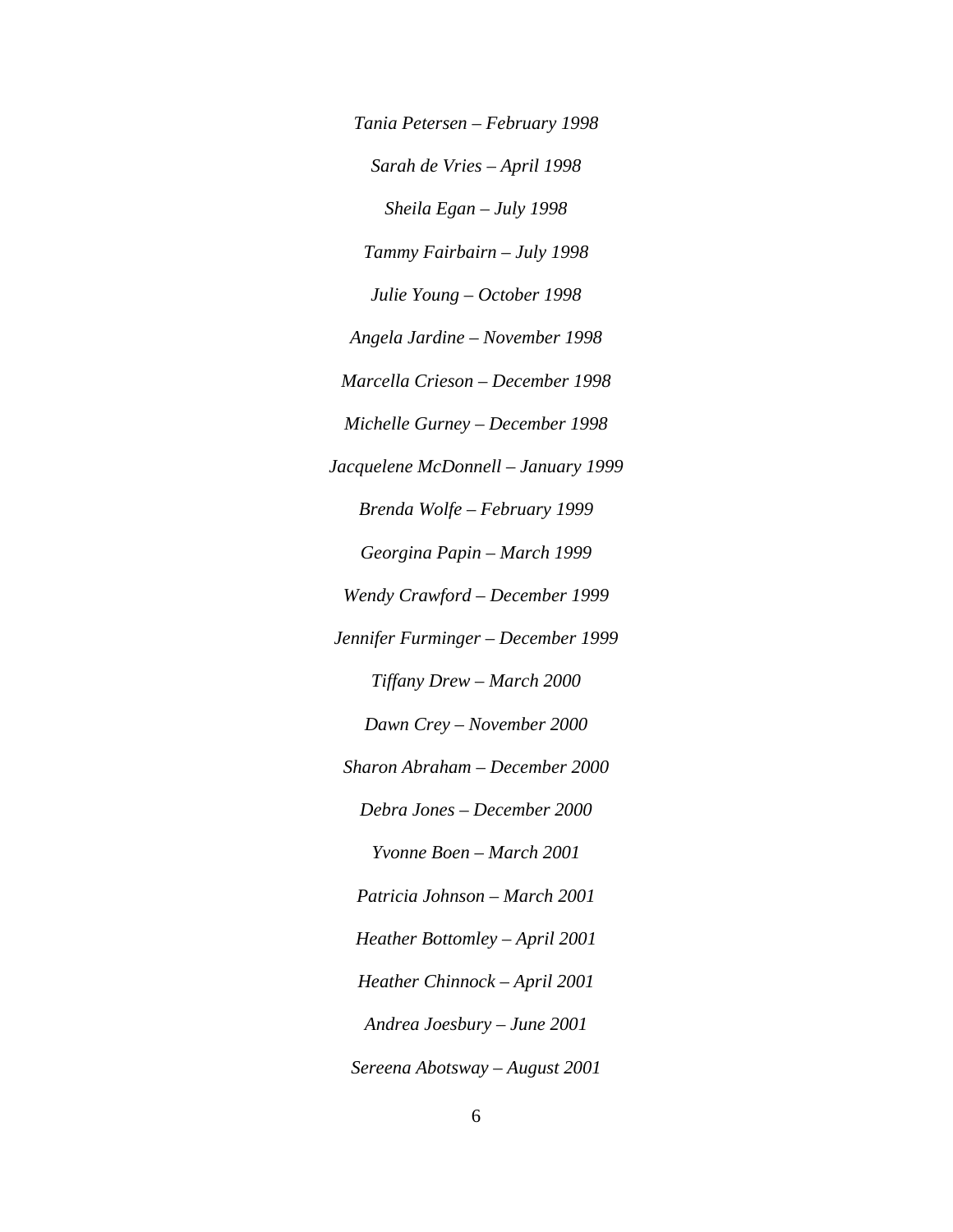*Tania Petersen – February 1998*

*Sarah de Vries – April 1998*

*Sheila Egan – July 1998*

*Tammy Fairbairn – July 1998*

*Julie Young – October 1998*

*Angela Jardine – November 1998*

*Marcella Crieson – December 1998*

*Michelle Gurney – December 1998*

*Jacquelene McDonnell – January 1999*

*Brenda Wolfe – February 1999*

*Georgina Papin – March 1999*

*Wendy Crawford – December 1999*

*Jennifer Furminger – December 1999*

*Tiffany Drew – March 2000*

*Dawn Crey – November 2000*

*Sharon Abraham – December 2000*

*Debra Jones – December 2000*

*Yvonne Boen – March 2001*

*Patricia Johnson – March 2001*

*Heather Bottomley – April 2001*

*Heather Chinnock – April 2001*

*Andrea Joesbury – June 2001*

*Sereena Abotsway – August 2001*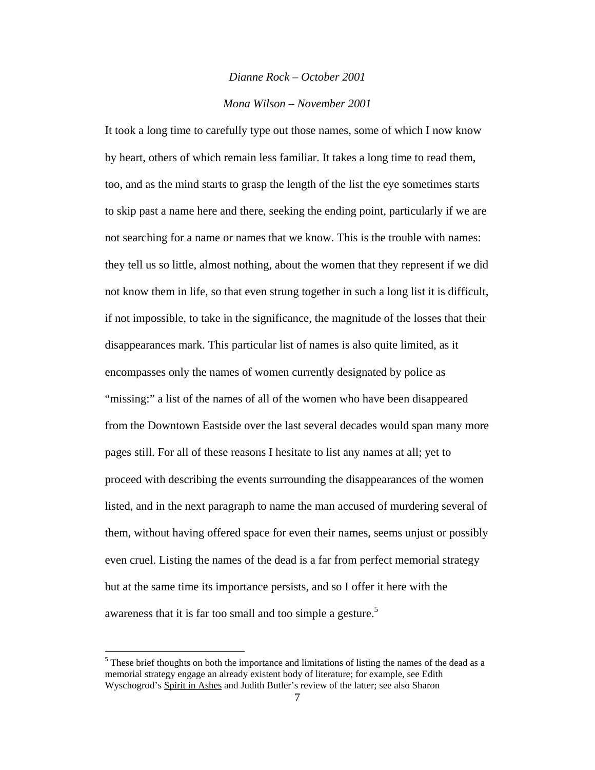*Dianne Rock – October 2001*

*Mona Wilson – November 2001*

It took a long time to carefully type out those names, some of which I now know by heart, others of which remain less familiar. It takes a long time to read them, too, and as the mind starts to grasp the length of the list the eye sometimes starts to skip past a name here and there, seeking the ending point, particularly if we are not searching for a name or names that we know. This is the trouble with names: they tell us so little, almost nothing, about the women that they represent if we did not know them in life, so that even strung together in such a long list it is difficult, if not impossible, to take in the significance, the magnitude of the losses that their disappearances mark. This particular list of names is also quite limited, as it encompasses only the names of women currently designated by police as "missing:" a list of the names of all of the women who have been disappeared from the Downtown Eastside over the last several decades would span many more pages still. For all of these reasons I hesitate to list any names at all; yet to proceed with describing the events surrounding the disappearances of the women listed, and in the next paragraph to name the man accused of murdering several of them, without having offered space for even their names, seems unjust or possibly even cruel. Listing the names of the dead is a far from perfect memorial strategy but at the same time its importance persists, and so I offer it here with the awareness that it is far too small and too simple a gesture.[5]

---

[5] These brief thoughts on both the importance and limitations of listing the names of the dead as a memorial strategy engage an already existent body of literature; for example, see Edith Wyschogrod's Spirit in Ashes and Judith Butler's review of the latter; see also Sharon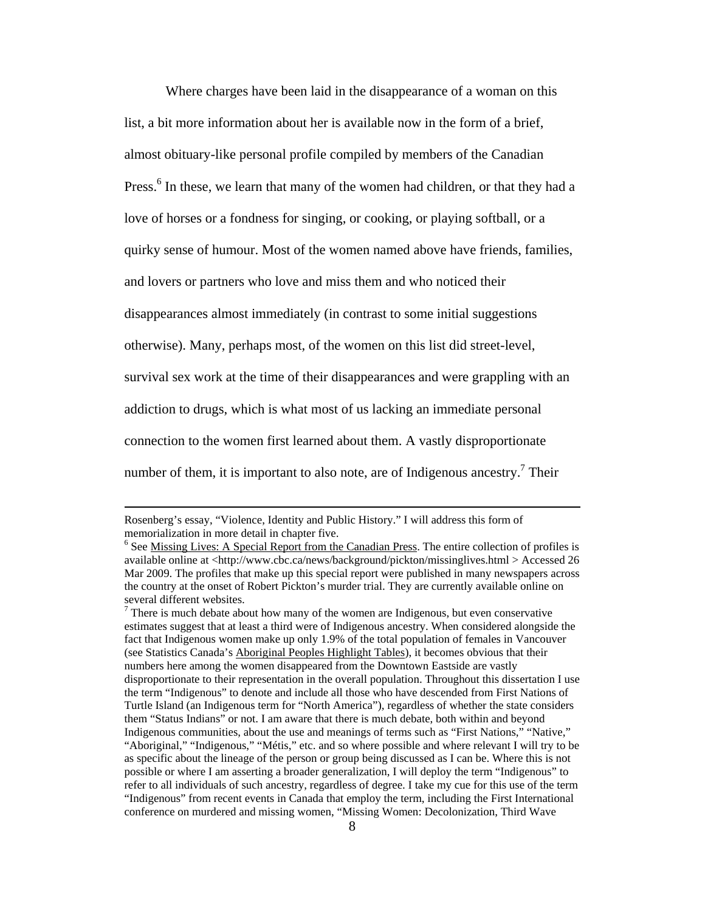Where charges have been laid in the disappearance of a woman on this list, a bit more information about her is available now in the form of a brief, almost obituary-like personal profile compiled by members of the Canadian Press.[6] In these, we learn that many of the women had children, or that they had a love of horses or a fondness for singing, or cooking, or playing softball, or a quirky sense of humour. Most of the women named above have friends, families, and lovers or partners who love and miss them and who noticed their disappearances almost immediately (in contrast to some initial suggestions otherwise). Many, perhaps most, of the women on this list did street-level, survival sex work at the time of their disappearances and were grappling with an addiction to drugs, which is what most of us lacking an immediate personal connection to the women first learned about them. A vastly disproportionate number of them, it is important to also note, are of Indigenous ancestry.[7] Their

---

Rosenberg's essay, "Violence, Identity and Public History." I will address this form of memorialization in more detail in chapter five.

[6] See Missing Lives: A Special Report from the Canadian Press. The entire collection of profiles is available online at <http://www.cbc.ca/news/background/pickton/missinglives.html > Accessed 26 Mar 2009. The profiles that make up this special report were published in many newspapers across the country at the onset of Robert Pickton's murder trial. They are currently available online on several different websites.

[7] There is much debate about how many of the women are Indigenous, but even conservative estimates suggest that at least a third were of Indigenous ancestry. When considered alongside the fact that Indigenous women make up only 1.9% of the total population of females in Vancouver (see Statistics Canada's Aboriginal Peoples Highlight Tables), it becomes obvious that their numbers here among the women disappeared from the Downtown Eastside are vastly disproportionate to their representation in the overall population. Throughout this dissertation I use the term "Indigenous" to denote and include all those who have descended from First Nations of Turtle Island (an Indigenous term for "North America"), regardless of whether the state considers them "Status Indians" or not. I am aware that there is much debate, both within and beyond Indigenous communities, about the use and meanings of terms such as "First Nations," "Native," "Aboriginal," "Indigenous," "Métis," etc. and so where possible and where relevant I will try to be as specific about the lineage of the person or group being discussed as I can be. Where this is not possible or where I am asserting a broader generalization, I will deploy the term "Indigenous" to refer to all individuals of such ancestry, regardless of degree. I take my cue for this use of the term "Indigenous" from recent events in Canada that employ the term, including the First International conference on murdered and missing women, "Missing Women: Decolonization, Third Wave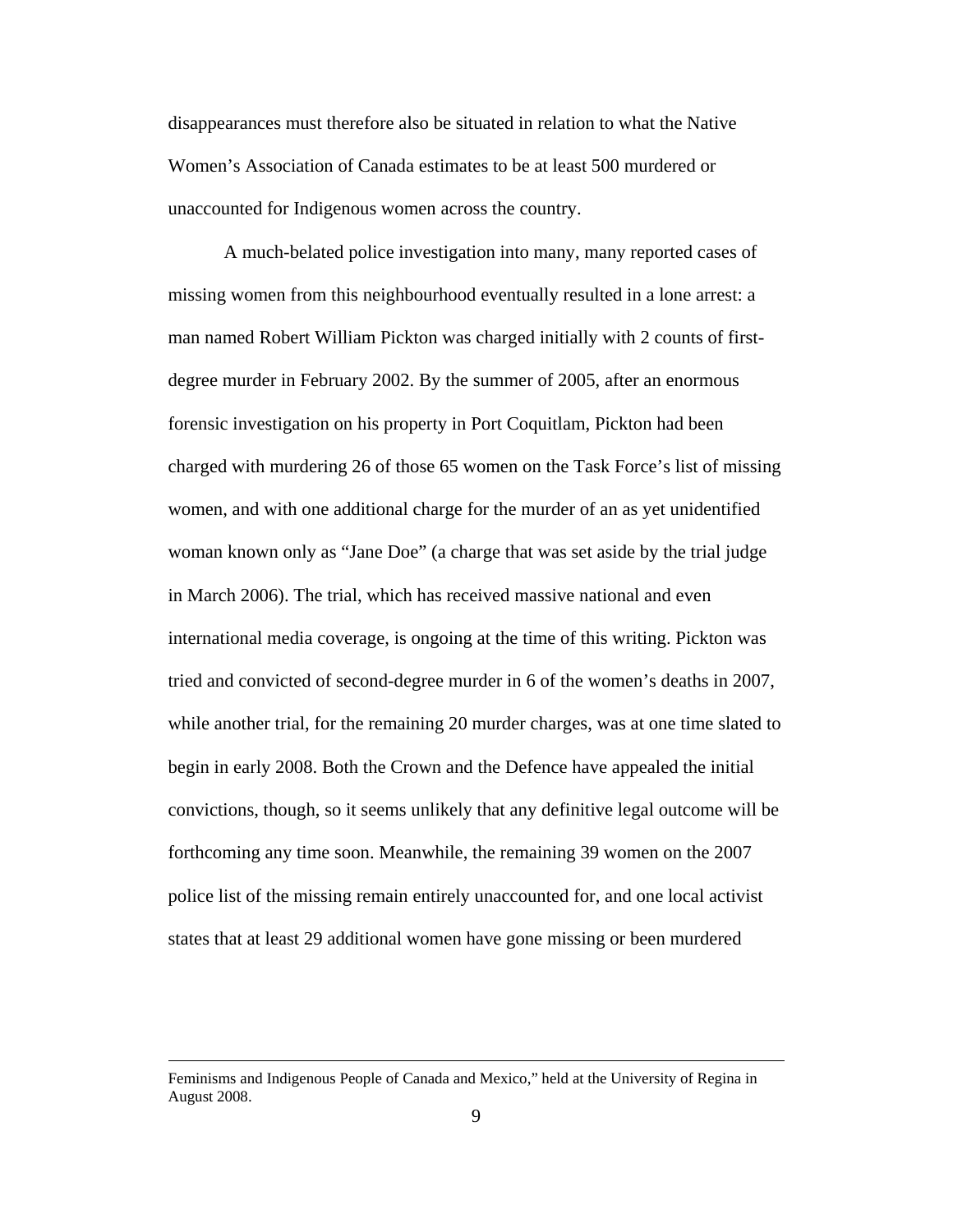disappearances must therefore also be situated in relation to what the Native Women's Association of Canada estimates to be at least 500 murdered or unaccounted for Indigenous women across the country.

A much-belated police investigation into many, many reported cases of missing women from this neighbourhood eventually resulted in a lone arrest: a man named Robert William Pickton was charged initially with 2 counts of first-degree murder in February 2002. By the summer of 2005, after an enormous forensic investigation on his property in Port Coquitlam, Pickton had been charged with murdering 26 of those 65 women on the Task Force's list of missing women, and with one additional charge for the murder of an as yet unidentified woman known only as "Jane Doe" (a charge that was set aside by the trial judge in March 2006). The trial, which has received massive national and even international media coverage, is ongoing at the time of this writing. Pickton was tried and convicted of second-degree murder in 6 of the women's deaths in 2007, while another trial, for the remaining 20 murder charges, was at one time slated to begin in early 2008. Both the Crown and the Defence have appealed the initial convictions, though, so it seems unlikely that any definitive legal outcome will be forthcoming any time soon. Meanwhile, the remaining 39 women on the 2007 police list of the missing remain entirely unaccounted for, and one local activist states that at least 29 additional women have gone missing or been murdered

Feminisms and Indigenous People of Canada and Mexico," held at the University of Regina in August 2008.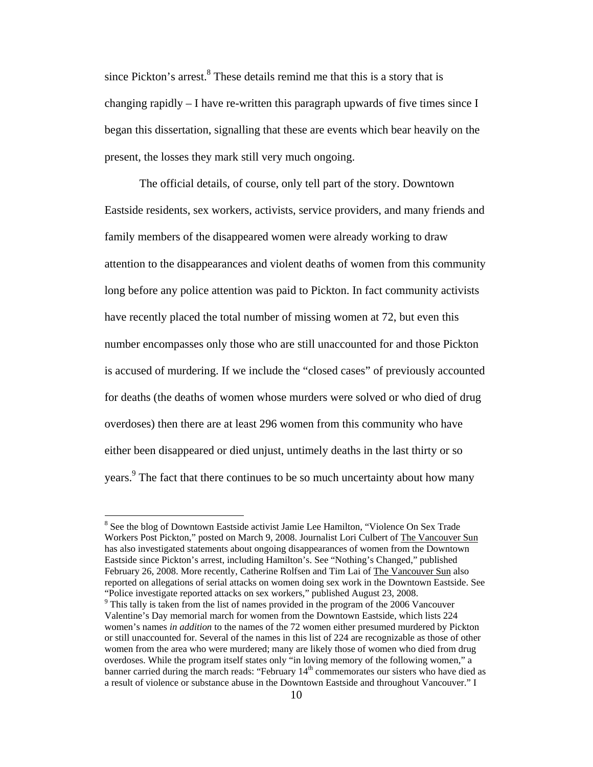since Pickton's arrest.[8] These details remind me that this is a story that is changing rapidly – I have re-written this paragraph upwards of five times since I began this dissertation, signalling that these are events which bear heavily on the present, the losses they mark still very much ongoing.

The official details, of course, only tell part of the story. Downtown Eastside residents, sex workers, activists, service providers, and many friends and family members of the disappeared women were already working to draw attention to the disappearances and violent deaths of women from this community long before any police attention was paid to Pickton. In fact community activists have recently placed the total number of missing women at 72, but even this number encompasses only those who are still unaccounted for and those Pickton is accused of murdering. If we include the "closed cases" of previously accounted for deaths (the deaths of women whose murders were solved or who died of drug overdoses) then there are at least 296 women from this community who have either been disappeared or died unjust, untimely deaths in the last thirty or so years.[9] The fact that there continues to be so much uncertainty about how many

---

[8] See the blog of Downtown Eastside activist Jamie Lee Hamilton, "Violence On Sex Trade Workers Post Pickton," posted on March 9, 2008. Journalist Lori Culbert of The Vancouver Sun has also investigated statements about ongoing disappearances of women from the Downtown Eastside since Pickton's arrest, including Hamilton's. See "Nothing's Changed," published February 26, 2008. More recently, Catherine Rolfsen and Tim Lai of The Vancouver Sun also reported on allegations of serial attacks on women doing sex work in the Downtown Eastside. See "Police investigate reported attacks on sex workers," published August 23, 2008.

[9] This tally is taken from the list of names provided in the program of the 2006 Vancouver Valentine's Day memorial march for women from the Downtown Eastside, which lists 224 women's names *in addition* to the names of the 72 women either presumed murdered by Pickton or still unaccounted for. Several of the names in this list of 224 are recognizable as those of other women from the area who were murdered; many are likely those of women who died from drug overdoses. While the program itself states only "in loving memory of the following women," a banner carried during the march reads: "February 14th commemorates our sisters who have died as a result of violence or substance abuse in the Downtown Eastside and throughout Vancouver." I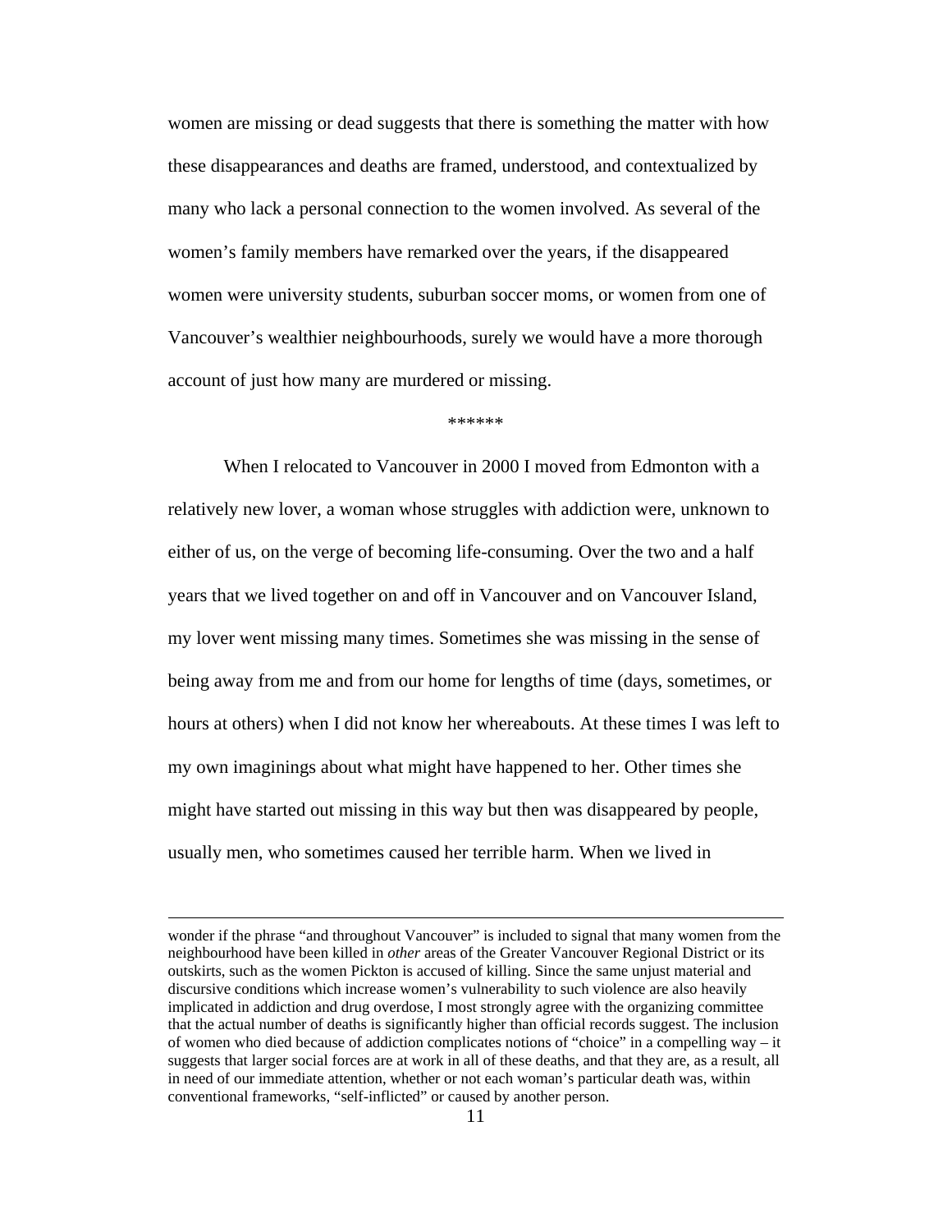women are missing or dead suggests that there is something the matter with how these disappearances and deaths are framed, understood, and contextualized by many who lack a personal connection to the women involved. As several of the women's family members have remarked over the years, if the disappeared women were university students, suburban soccer moms, or women from one of Vancouver's wealthier neighbourhoods, surely we would have a more thorough account of just how many are murdered or missing.

******

When I relocated to Vancouver in 2000 I moved from Edmonton with a relatively new lover, a woman whose struggles with addiction were, unknown to either of us, on the verge of becoming life-consuming. Over the two and a half years that we lived together on and off in Vancouver and on Vancouver Island, my lover went missing many times. Sometimes she was missing in the sense of being away from me and from our home for lengths of time (days, sometimes, or hours at others) when I did not know her whereabouts. At these times I was left to my own imaginings about what might have happened to her. Other times she might have started out missing in this way but then was disappeared by people, usually men, who sometimes caused her terrible harm. When we lived in

---

wonder if the phrase "and throughout Vancouver" is included to signal that many women from the neighbourhood have been killed in *other* areas of the Greater Vancouver Regional District or its outskirts, such as the women Pickton is accused of killing. Since the same unjust material and discursive conditions which increase women's vulnerability to such violence are also heavily implicated in addiction and drug overdose, I most strongly agree with the organizing committee that the actual number of deaths is significantly higher than official records suggest. The inclusion of women who died because of addiction complicates notions of "choice" in a compelling way – it suggests that larger social forces are at work in all of these deaths, and that they are, as a result, all in need of our immediate attention, whether or not each woman's particular death was, within conventional frameworks, "self-inflicted" or caused by another person.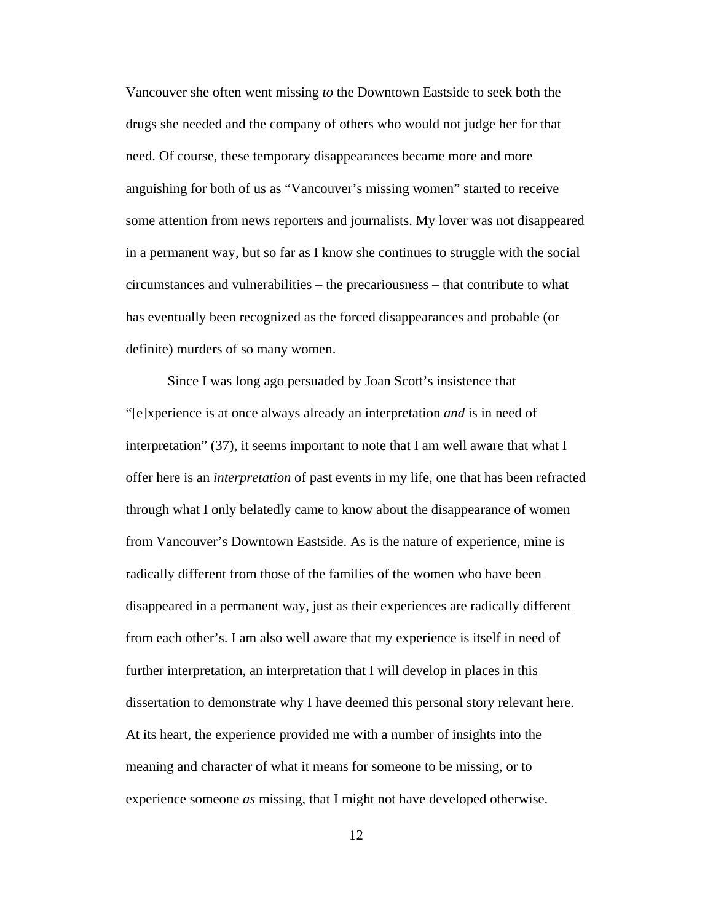Vancouver she often went missing *to* the Downtown Eastside to seek both the drugs she needed and the company of others who would not judge her for that need. Of course, these temporary disappearances became more and more anguishing for both of us as "Vancouver's missing women" started to receive some attention from news reporters and journalists. My lover was not disappeared in a permanent way, but so far as I know she continues to struggle with the social circumstances and vulnerabilities – the precariousness – that contribute to what has eventually been recognized as the forced disappearances and probable (or definite) murders of so many women.

Since I was long ago persuaded by Joan Scott's insistence that "[e]xperience is at once always already an interpretation *and* is in need of interpretation" (37), it seems important to note that I am well aware that what I offer here is an *interpretation* of past events in my life, one that has been refracted through what I only belatedly came to know about the disappearance of women from Vancouver's Downtown Eastside. As is the nature of experience, mine is radically different from those of the families of the women who have been disappeared in a permanent way, just as their experiences are radically different from each other's. I am also well aware that my experience is itself in need of further interpretation, an interpretation that I will develop in places in this dissertation to demonstrate why I have deemed this personal story relevant here. At its heart, the experience provided me with a number of insights into the meaning and character of what it means for someone to be missing, or to experience someone *as* missing, that I might not have developed otherwise.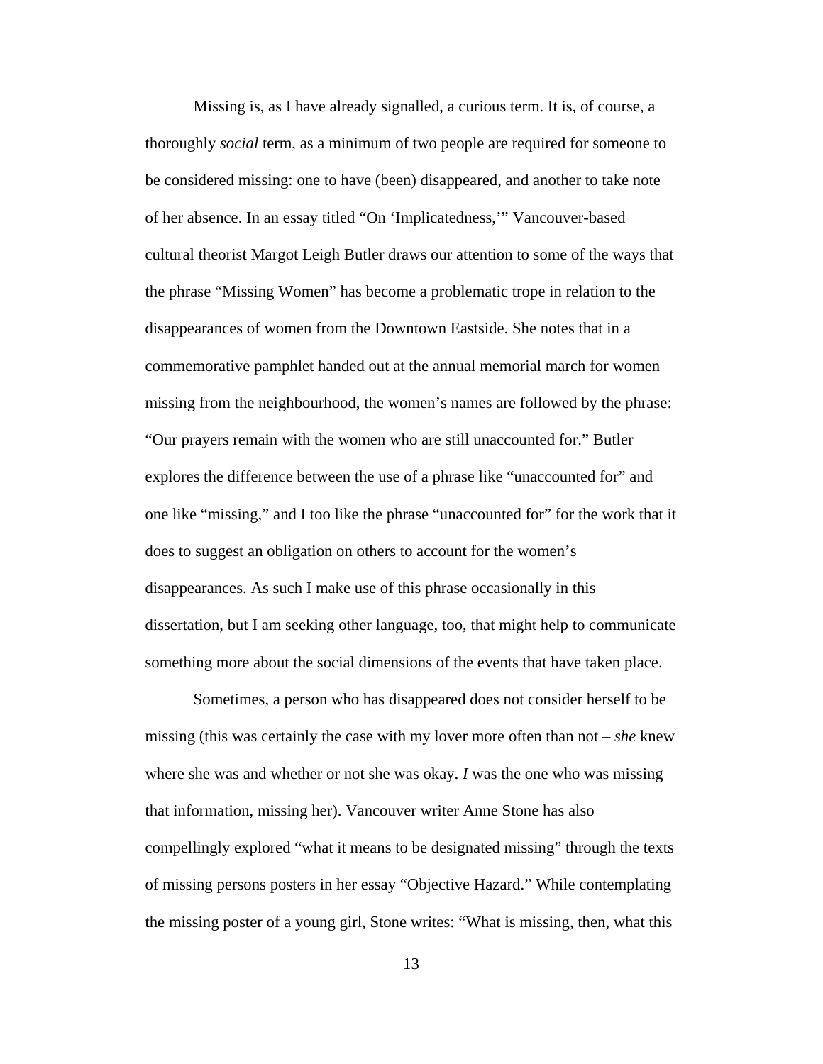Missing is, as I have already signalled, a curious term. It is, of course, a thoroughly *social* term, as a minimum of two people are required for someone to be considered missing: one to have (been) disappeared, and another to take note of her absence. In an essay titled "On 'Implicatedness,'" Vancouver-based cultural theorist Margot Leigh Butler draws our attention to some of the ways that the phrase "Missing Women" has become a problematic trope in relation to the disappearances of women from the Downtown Eastside. She notes that in a commemorative pamphlet handed out at the annual memorial march for women missing from the neighbourhood, the women's names are followed by the phrase: "Our prayers remain with the women who are still unaccounted for." Butler explores the difference between the use of a phrase like "unaccounted for" and one like "missing," and I too like the phrase "unaccounted for" for the work that it does to suggest an obligation on others to account for the women's disappearances. As such I make use of this phrase occasionally in this dissertation, but I am seeking other language, too, that might help to communicate something more about the social dimensions of the events that have taken place.

Sometimes, a person who has disappeared does not consider herself to be missing (this was certainly the case with my lover more often than not – *she* knew where she was and whether or not she was okay. *I* was the one who was missing that information, missing her). Vancouver writer Anne Stone has also compellingly explored "what it means to be designated missing" through the texts of missing persons posters in her essay "Objective Hazard." While contemplating the missing poster of a young girl, Stone writes: "What is missing, then, what this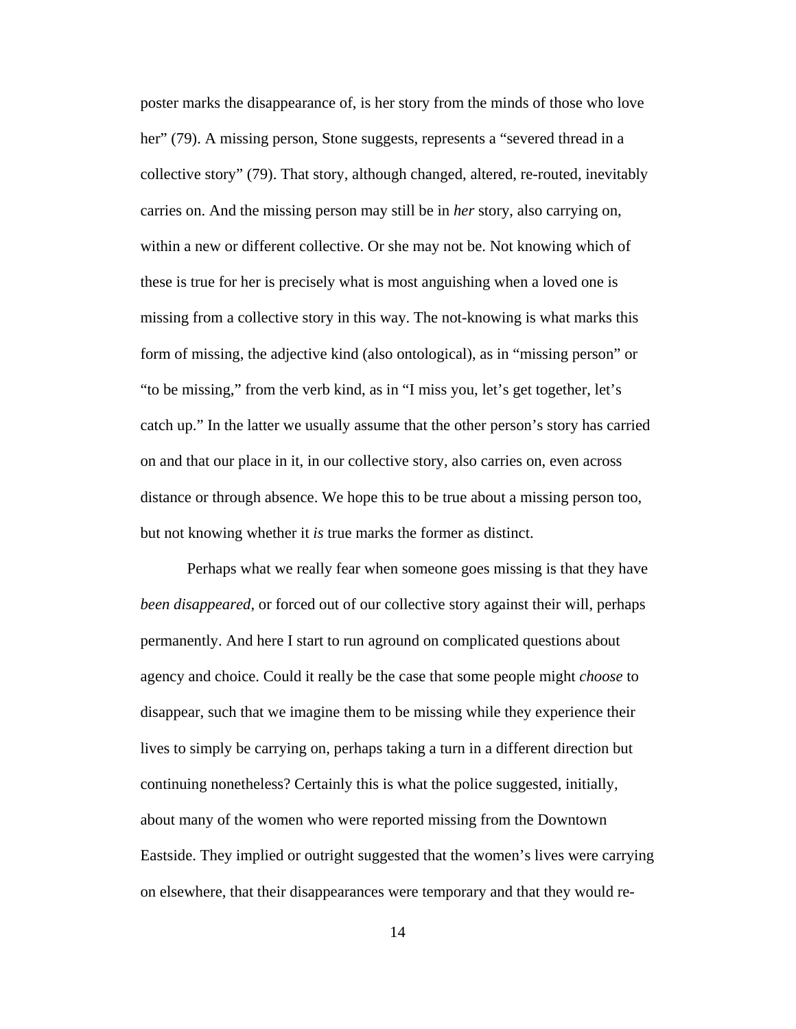poster marks the disappearance of, is her story from the minds of those who love her" (79). A missing person, Stone suggests, represents a "severed thread in a collective story" (79). That story, although changed, altered, re-routed, inevitably carries on. And the missing person may still be in *her* story, also carrying on, within a new or different collective. Or she may not be. Not knowing which of these is true for her is precisely what is most anguishing when a loved one is missing from a collective story in this way. The not-knowing is what marks this form of missing, the adjective kind (also ontological), as in "missing person" or "to be missing," from the verb kind, as in "I miss you, let's get together, let's catch up." In the latter we usually assume that the other person's story has carried on and that our place in it, in our collective story, also carries on, even across distance or through absence. We hope this to be true about a missing person too, but not knowing whether it *is* true marks the former as distinct.

Perhaps what we really fear when someone goes missing is that they have *been disappeared*, or forced out of our collective story against their will, perhaps permanently. And here I start to run aground on complicated questions about agency and choice. Could it really be the case that some people might *choose* to disappear, such that we imagine them to be missing while they experience their lives to simply be carrying on, perhaps taking a turn in a different direction but continuing nonetheless? Certainly this is what the police suggested, initially, about many of the women who were reported missing from the Downtown Eastside. They implied or outright suggested that the women's lives were carrying on elsewhere, that their disappearances were temporary and that they would re-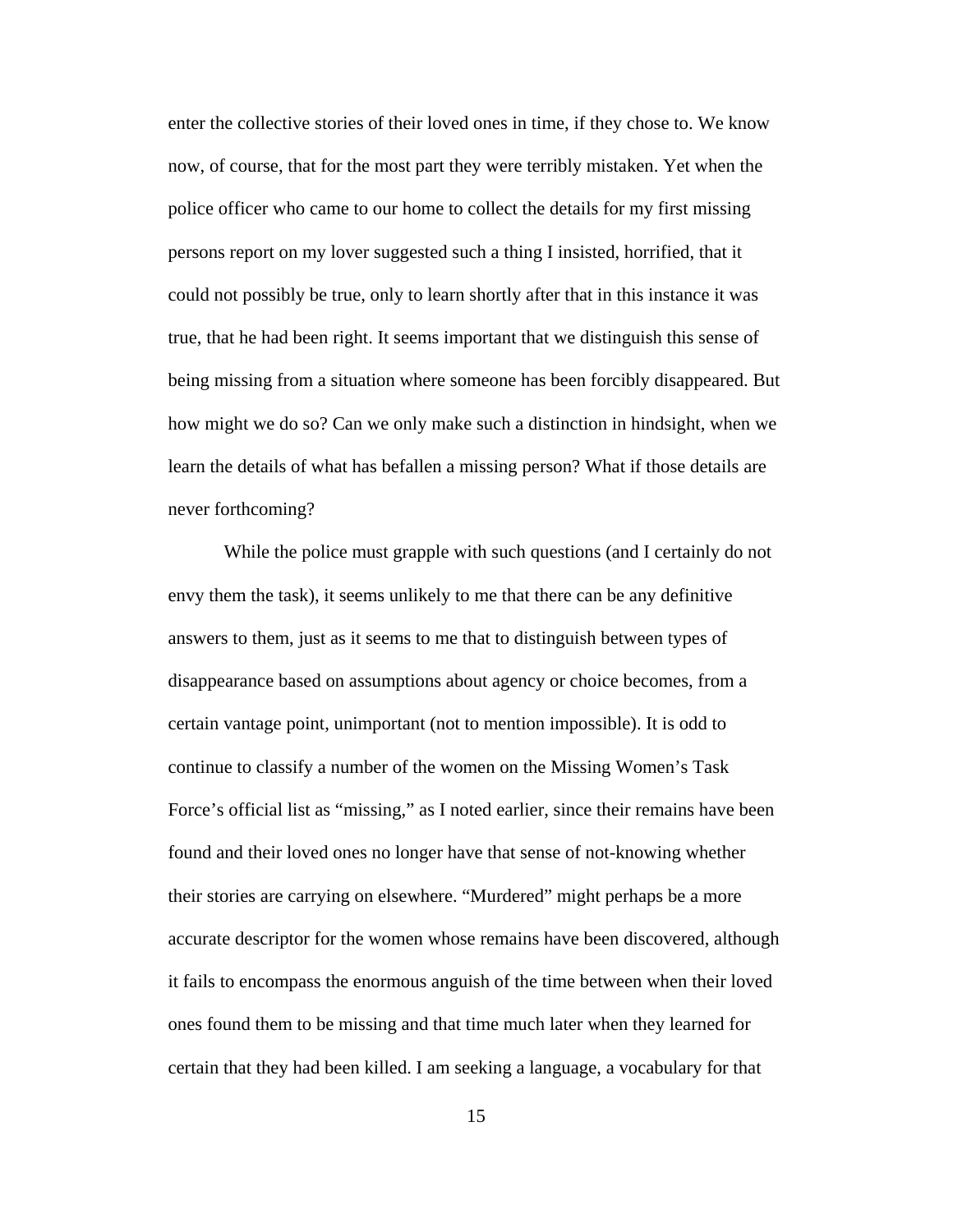enter the collective stories of their loved ones in time, if they chose to. We know now, of course, that for the most part they were terribly mistaken. Yet when the police officer who came to our home to collect the details for my first missing persons report on my lover suggested such a thing I insisted, horrified, that it could not possibly be true, only to learn shortly after that in this instance it was true, that he had been right. It seems important that we distinguish this sense of being missing from a situation where someone has been forcibly disappeared. But how might we do so? Can we only make such a distinction in hindsight, when we learn the details of what has befallen a missing person? What if those details are never forthcoming?

While the police must grapple with such questions (and I certainly do not envy them the task), it seems unlikely to me that there can be any definitive answers to them, just as it seems to me that to distinguish between types of disappearance based on assumptions about agency or choice becomes, from a certain vantage point, unimportant (not to mention impossible). It is odd to continue to classify a number of the women on the Missing Women's Task Force's official list as "missing," as I noted earlier, since their remains have been found and their loved ones no longer have that sense of not-knowing whether their stories are carrying on elsewhere. "Murdered" might perhaps be a more accurate descriptor for the women whose remains have been discovered, although it fails to encompass the enormous anguish of the time between when their loved ones found them to be missing and that time much later when they learned for certain that they had been killed. I am seeking a language, a vocabulary for that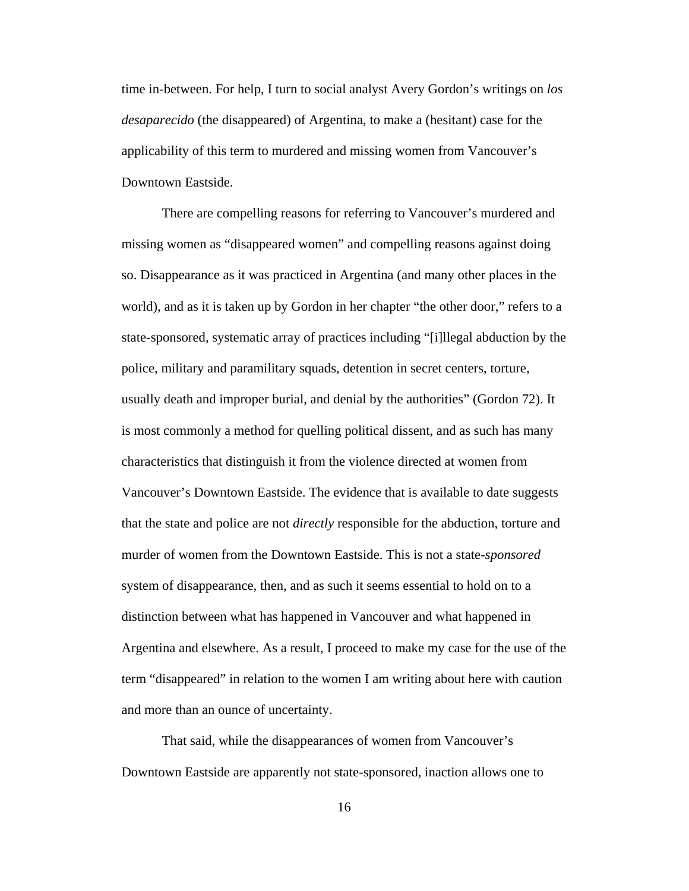time in-between. For help, I turn to social analyst Avery Gordon's writings on *los desaparecido* (the disappeared) of Argentina, to make a (hesitant) case for the applicability of this term to murdered and missing women from Vancouver's Downtown Eastside.

There are compelling reasons for referring to Vancouver's murdered and missing women as "disappeared women" and compelling reasons against doing so. Disappearance as it was practiced in Argentina (and many other places in the world), and as it is taken up by Gordon in her chapter "the other door," refers to a state-sponsored, systematic array of practices including "[i]llegal abduction by the police, military and paramilitary squads, detention in secret centers, torture, usually death and improper burial, and denial by the authorities" (Gordon 72). It is most commonly a method for quelling political dissent, and as such has many characteristics that distinguish it from the violence directed at women from Vancouver's Downtown Eastside. The evidence that is available to date suggests that the state and police are not *directly* responsible for the abduction, torture and murder of women from the Downtown Eastside. This is not a state-*sponsored* system of disappearance, then, and as such it seems essential to hold on to a distinction between what has happened in Vancouver and what happened in Argentina and elsewhere. As a result, I proceed to make my case for the use of the term "disappeared" in relation to the women I am writing about here with caution and more than an ounce of uncertainty.

That said, while the disappearances of women from Vancouver's Downtown Eastside are apparently not state-sponsored, inaction allows one to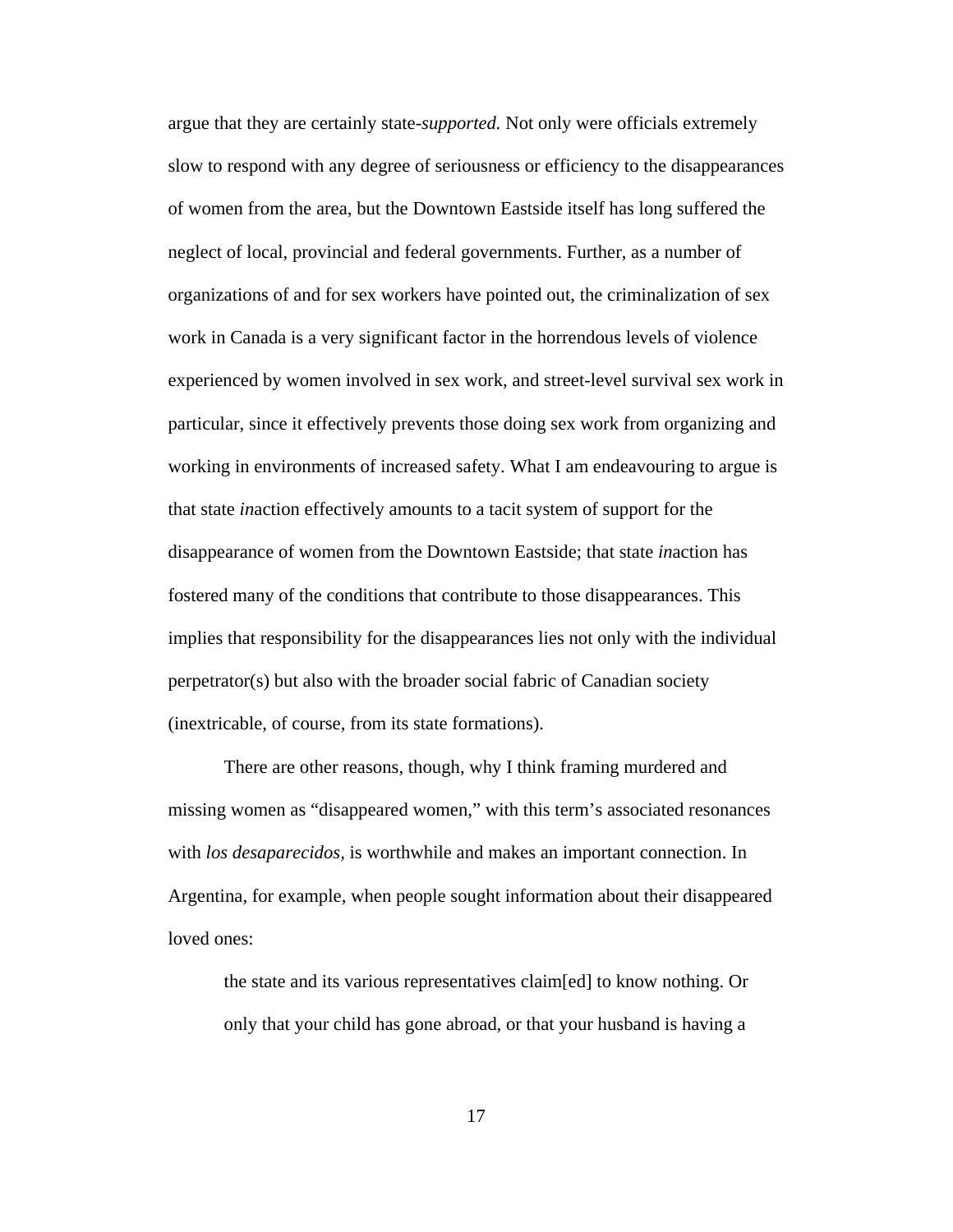argue that they are certainly state-*supported.* Not only were officials extremely slow to respond with any degree of seriousness or efficiency to the disappearances of women from the area, but the Downtown Eastside itself has long suffered the neglect of local, provincial and federal governments. Further, as a number of organizations of and for sex workers have pointed out, the criminalization of sex work in Canada is a very significant factor in the horrendous levels of violence experienced by women involved in sex work, and street-level survival sex work in particular, since it effectively prevents those doing sex work from organizing and working in environments of increased safety. What I am endeavouring to argue is that state *in*action effectively amounts to a tacit system of support for the disappearance of women from the Downtown Eastside; that state *in*action has fostered many of the conditions that contribute to those disappearances. This implies that responsibility for the disappearances lies not only with the individual perpetrator(s) but also with the broader social fabric of Canadian society (inextricable, of course, from its state formations).

There are other reasons, though, why I think framing murdered and missing women as "disappeared women," with this term's associated resonances with *los desaparecidos*, is worthwhile and makes an important connection. In Argentina, for example, when people sought information about their disappeared loved ones:

> the state and its various representatives claim[ed] to know nothing. Or only that your child has gone abroad, or that your husband is having a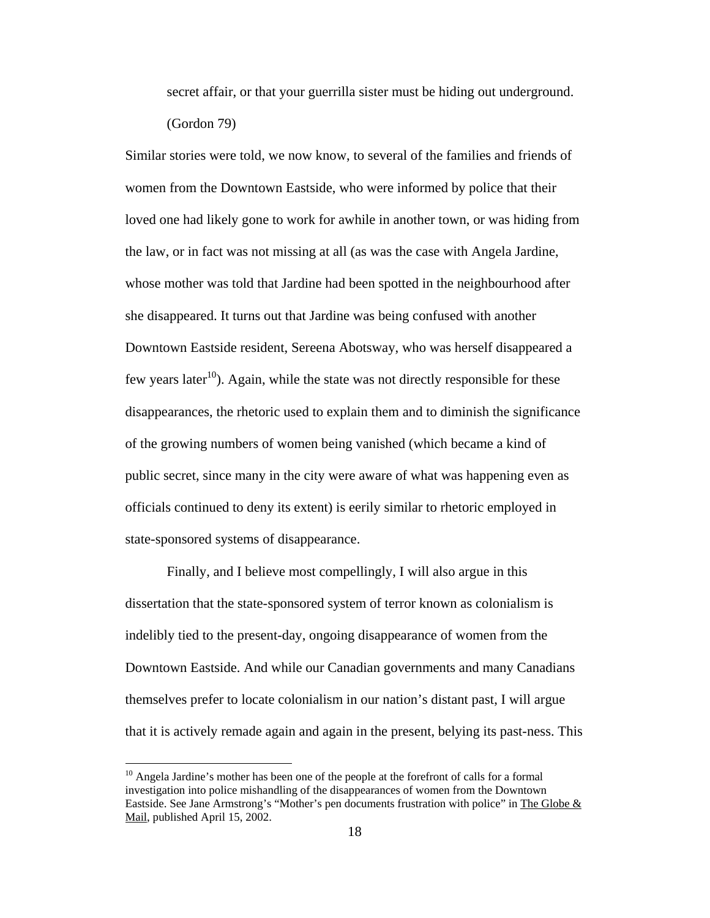secret affair, or that your guerrilla sister must be hiding out underground. (Gordon 79)

Similar stories were told, we now know, to several of the families and friends of women from the Downtown Eastside, who were informed by police that their loved one had likely gone to work for awhile in another town, or was hiding from the law, or in fact was not missing at all (as was the case with Angela Jardine, whose mother was told that Jardine had been spotted in the neighbourhood after she disappeared. It turns out that Jardine was being confused with another Downtown Eastside resident, Sereena Abotsway, who was herself disappeared a few years later[10]). Again, while the state was not directly responsible for these disappearances, the rhetoric used to explain them and to diminish the significance of the growing numbers of women being vanished (which became a kind of public secret, since many in the city were aware of what was happening even as officials continued to deny its extent) is eerily similar to rhetoric employed in state-sponsored systems of disappearance.

Finally, and I believe most compellingly, I will also argue in this dissertation that the state-sponsored system of terror known as colonialism is indelibly tied to the present-day, ongoing disappearance of women from the Downtown Eastside. And while our Canadian governments and many Canadians themselves prefer to locate colonialism in our nation's distant past, I will argue that it is actively remade again and again in the present, belying its past-ness. This

[10] Angela Jardine's mother has been one of the people at the forefront of calls for a formal investigation into police mishandling of the disappearances of women from the Downtown Eastside. See Jane Armstrong's "Mother's pen documents frustration with police" in The Globe & Mail, published April 15, 2002.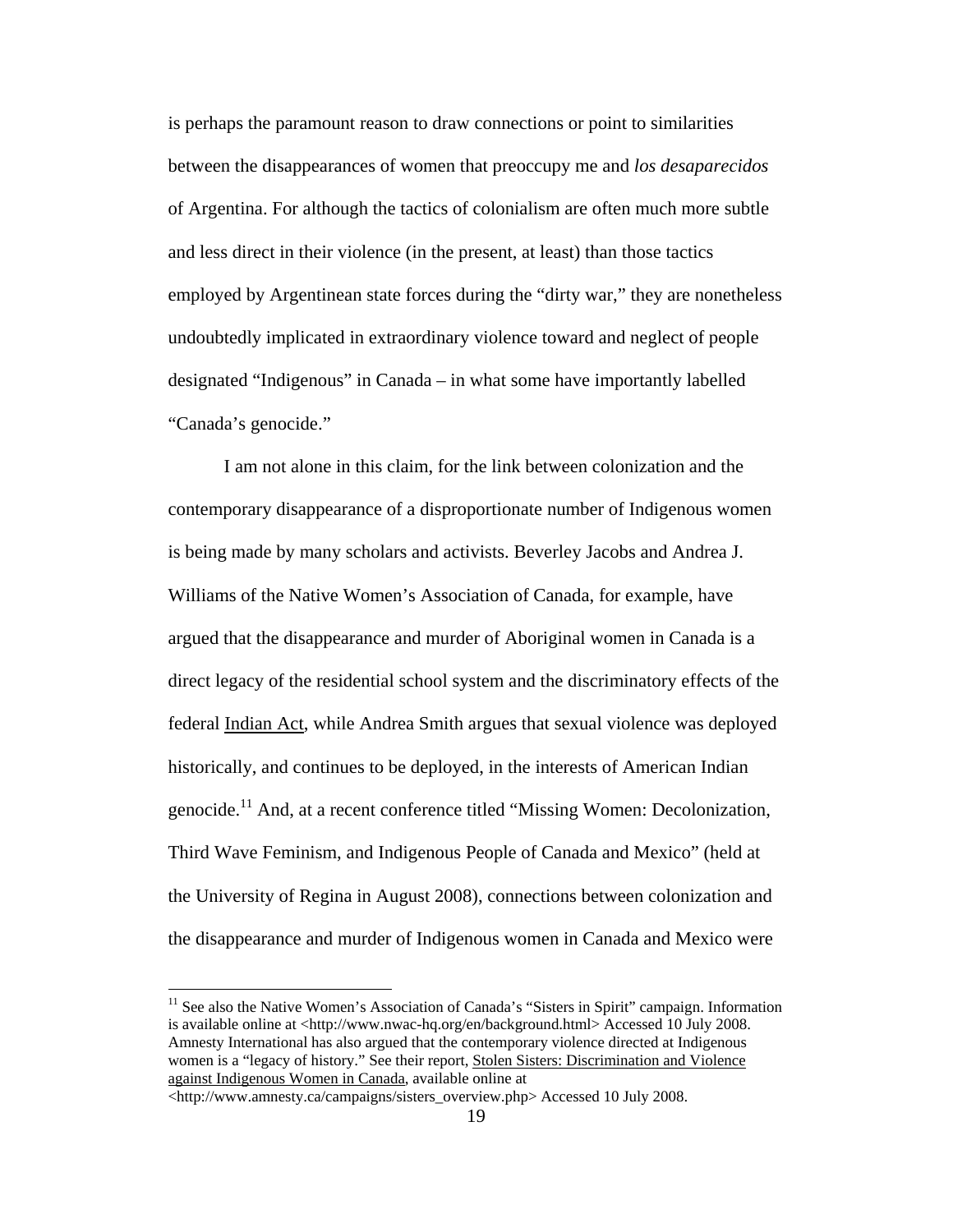is perhaps the paramount reason to draw connections or point to similarities between the disappearances of women that preoccupy me and *los desaparecidos* of Argentina. For although the tactics of colonialism are often much more subtle and less direct in their violence (in the present, at least) than those tactics employed by Argentinean state forces during the "dirty war," they are nonetheless undoubtedly implicated in extraordinary violence toward and neglect of people designated "Indigenous" in Canada – in what some have importantly labelled "Canada's genocide."

I am not alone in this claim, for the link between colonization and the contemporary disappearance of a disproportionate number of Indigenous women is being made by many scholars and activists. Beverley Jacobs and Andrea J. Williams of the Native Women's Association of Canada, for example, have argued that the disappearance and murder of Aboriginal women in Canada is a direct legacy of the residential school system and the discriminatory effects of the federal Indian Act, while Andrea Smith argues that sexual violence was deployed historically, and continues to be deployed, in the interests of American Indian genocide.[11] And, at a recent conference titled "Missing Women: Decolonization, Third Wave Feminism, and Indigenous People of Canada and Mexico" (held at the University of Regina in August 2008), connections between colonization and the disappearance and murder of Indigenous women in Canada and Mexico were

---

[11] See also the Native Women's Association of Canada's "Sisters in Spirit" campaign. Information is available online at <http://www.nwac-hq.org/en/background.html> Accessed 10 July 2008. Amnesty International has also argued that the contemporary violence directed at Indigenous women is a "legacy of history." See their report, Stolen Sisters: Discrimination and Violence against Indigenous Women in Canada, available online at <http://www.amnesty.ca/campaigns/sisters_overview.php> Accessed 10 July 2008.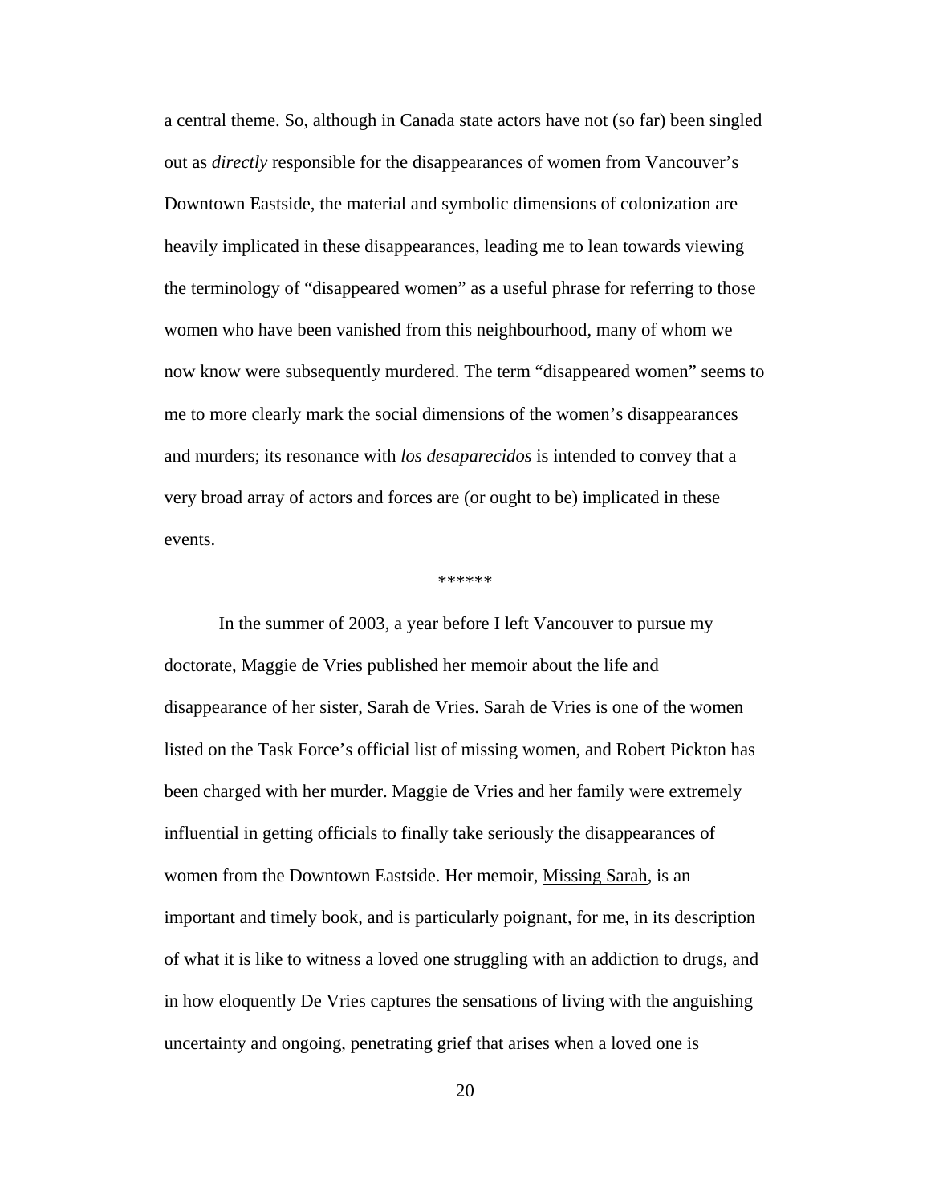a central theme. So, although in Canada state actors have not (so far) been singled out as *directly* responsible for the disappearances of women from Vancouver's Downtown Eastside, the material and symbolic dimensions of colonization are heavily implicated in these disappearances, leading me to lean towards viewing the terminology of "disappeared women" as a useful phrase for referring to those women who have been vanished from this neighbourhood, many of whom we now know were subsequently murdered. The term "disappeared women" seems to me to more clearly mark the social dimensions of the women's disappearances and murders; its resonance with *los desaparecidos* is intended to convey that a very broad array of actors and forces are (or ought to be) implicated in these events.

******

In the summer of 2003, a year before I left Vancouver to pursue my doctorate, Maggie de Vries published her memoir about the life and disappearance of her sister, Sarah de Vries. Sarah de Vries is one of the women listed on the Task Force's official list of missing women, and Robert Pickton has been charged with her murder. Maggie de Vries and her family were extremely influential in getting officials to finally take seriously the disappearances of women from the Downtown Eastside. Her memoir, Missing Sarah, is an important and timely book, and is particularly poignant, for me, in its description of what it is like to witness a loved one struggling with an addiction to drugs, and in how eloquently De Vries captures the sensations of living with the anguishing uncertainty and ongoing, penetrating grief that arises when a loved one is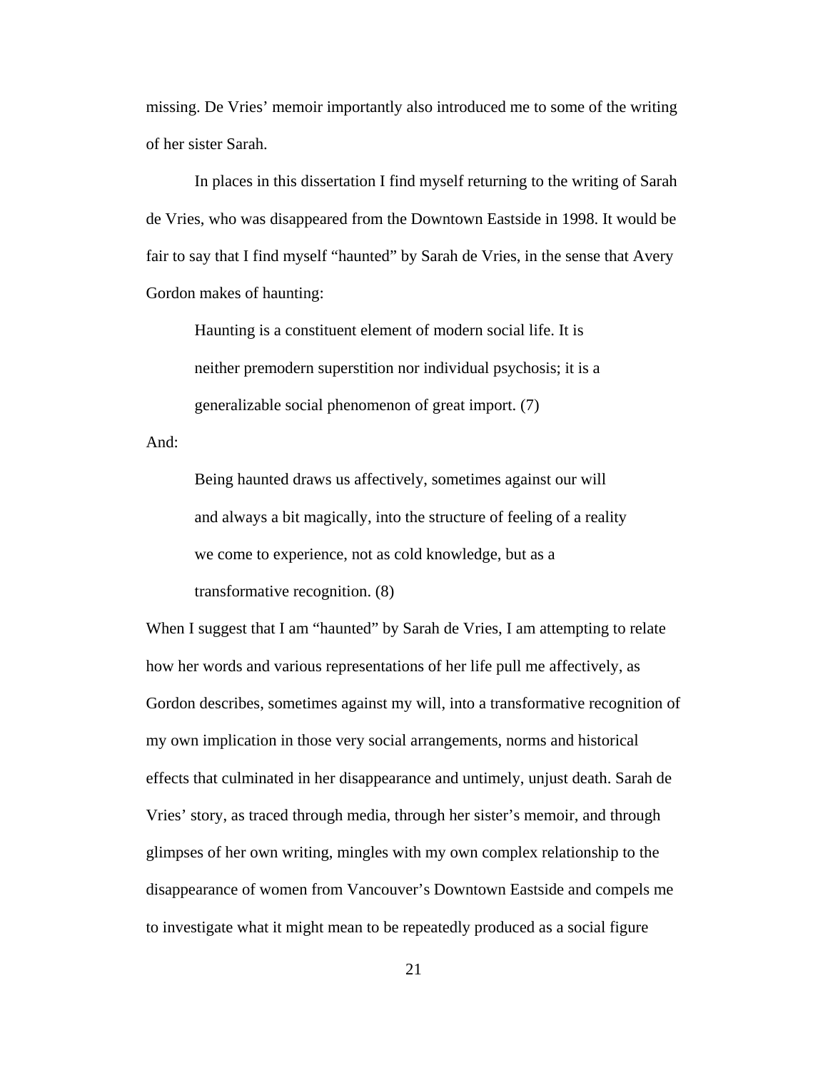missing. De Vries' memoir importantly also introduced me to some of the writing of her sister Sarah.

In places in this dissertation I find myself returning to the writing of Sarah de Vries, who was disappeared from the Downtown Eastside in 1998. It would be fair to say that I find myself "haunted" by Sarah de Vries, in the sense that Avery Gordon makes of haunting:

> Haunting is a constituent element of modern social life. It is neither premodern superstition nor individual psychosis; it is a generalizable social phenomenon of great import. (7)

And:

> Being haunted draws us affectively, sometimes against our will and always a bit magically, into the structure of feeling of a reality we come to experience, not as cold knowledge, but as a transformative recognition. (8)

When I suggest that I am "haunted" by Sarah de Vries, I am attempting to relate how her words and various representations of her life pull me affectively, as Gordon describes, sometimes against my will, into a transformative recognition of my own implication in those very social arrangements, norms and historical effects that culminated in her disappearance and untimely, unjust death. Sarah de Vries' story, as traced through media, through her sister's memoir, and through glimpses of her own writing, mingles with my own complex relationship to the disappearance of women from Vancouver's Downtown Eastside and compels me to investigate what it might mean to be repeatedly produced as a social figure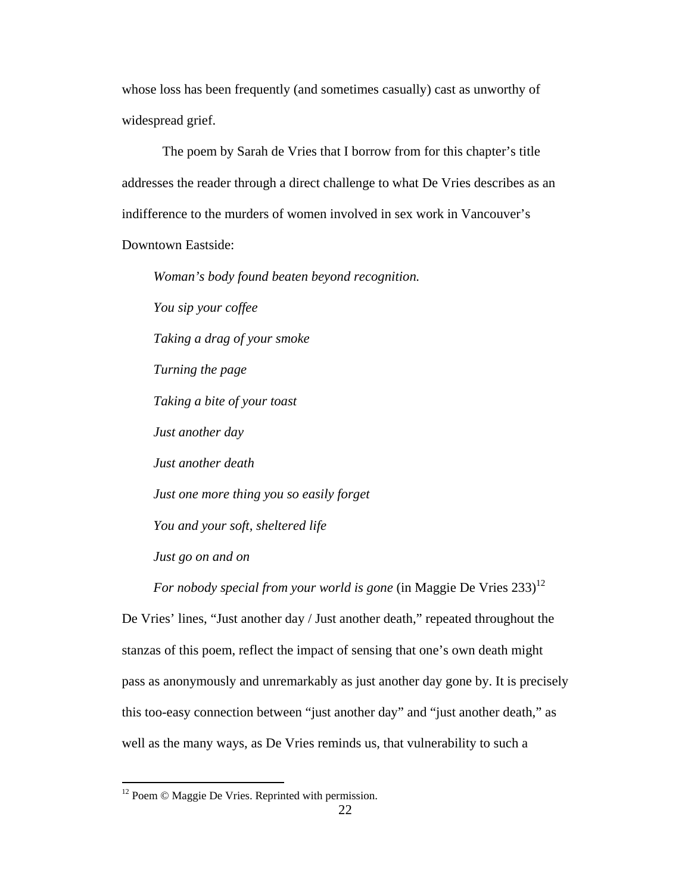whose loss has been frequently (and sometimes casually) cast as unworthy of widespread grief.

The poem by Sarah de Vries that I borrow from for this chapter's title addresses the reader through a direct challenge to what De Vries describes as an indifference to the murders of women involved in sex work in Vancouver's Downtown Eastside:

> *Woman's body found beaten beyond recognition.*
>
> *You sip your coffee*
>
> *Taking a drag of your smoke*
>
> *Turning the page*
>
> *Taking a bite of your toast*
>
> *Just another day*
>
> *Just another death*
>
> *Just one more thing you so easily forget*
>
> *You and your soft, sheltered life*
>
> *Just go on and on*
>
> *For nobody special from your world is gone* (in Maggie De Vries 233)[12]

De Vries' lines, "Just another day / Just another death," repeated throughout the stanzas of this poem, reflect the impact of sensing that one's own death might pass as anonymously and unremarkably as just another day gone by. It is precisely this too-easy connection between "just another day" and "just another death," as well as the many ways, as De Vries reminds us, that vulnerability to such a

[12] Poem © Maggie De Vries. Reprinted with permission.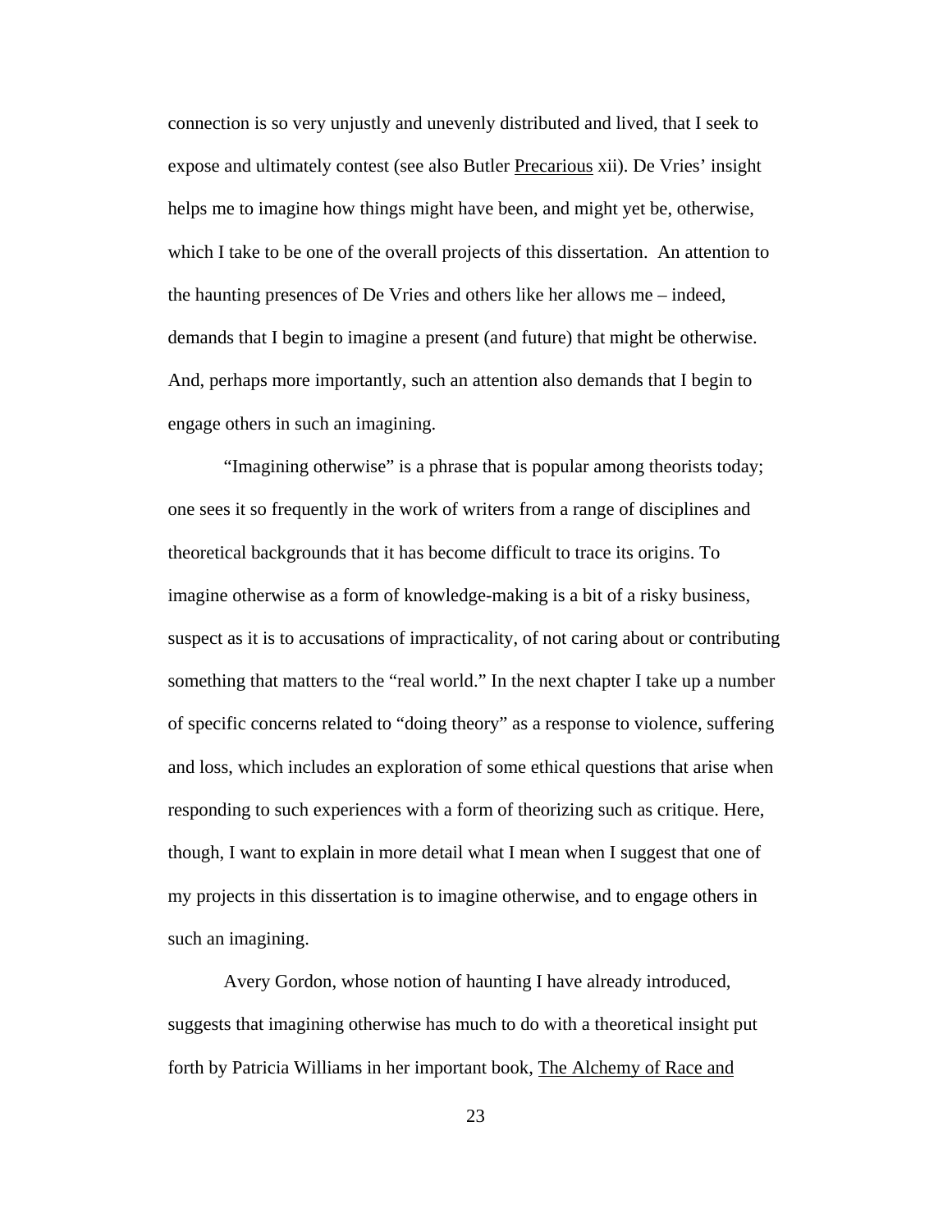connection is so very unjustly and unevenly distributed and lived, that I seek to expose and ultimately contest (see also Butler Precarious xii). De Vries' insight helps me to imagine how things might have been, and might yet be, otherwise, which I take to be one of the overall projects of this dissertation. An attention to the haunting presences of De Vries and others like her allows me – indeed, demands that I begin to imagine a present (and future) that might be otherwise. And, perhaps more importantly, such an attention also demands that I begin to engage others in such an imagining.

"Imagining otherwise" is a phrase that is popular among theorists today; one sees it so frequently in the work of writers from a range of disciplines and theoretical backgrounds that it has become difficult to trace its origins. To imagine otherwise as a form of knowledge-making is a bit of a risky business, suspect as it is to accusations of impracticality, of not caring about or contributing something that matters to the "real world." In the next chapter I take up a number of specific concerns related to "doing theory" as a response to violence, suffering and loss, which includes an exploration of some ethical questions that arise when responding to such experiences with a form of theorizing such as critique. Here, though, I want to explain in more detail what I mean when I suggest that one of my projects in this dissertation is to imagine otherwise, and to engage others in such an imagining.

Avery Gordon, whose notion of haunting I have already introduced, suggests that imagining otherwise has much to do with a theoretical insight put forth by Patricia Williams in her important book, The Alchemy of Race and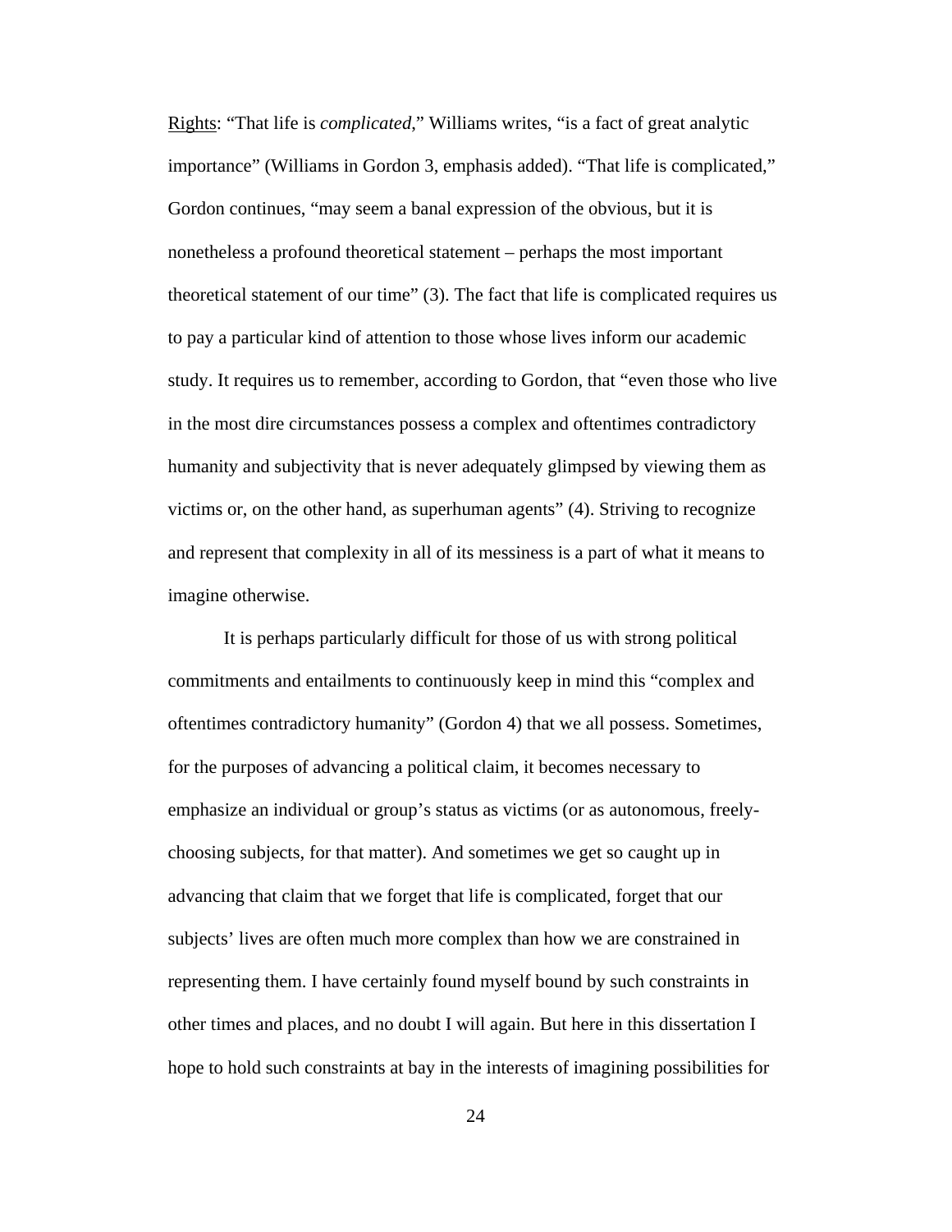Rights: "That life is *complicated*," Williams writes, "is a fact of great analytic importance" (Williams in Gordon 3, emphasis added). "That life is complicated," Gordon continues, "may seem a banal expression of the obvious, but it is nonetheless a profound theoretical statement – perhaps the most important theoretical statement of our time" (3). The fact that life is complicated requires us to pay a particular kind of attention to those whose lives inform our academic study. It requires us to remember, according to Gordon, that "even those who live in the most dire circumstances possess a complex and oftentimes contradictory humanity and subjectivity that is never adequately glimpsed by viewing them as victims or, on the other hand, as superhuman agents" (4). Striving to recognize and represent that complexity in all of its messiness is a part of what it means to imagine otherwise.

It is perhaps particularly difficult for those of us with strong political commitments and entailments to continuously keep in mind this "complex and oftentimes contradictory humanity" (Gordon 4) that we all possess. Sometimes, for the purposes of advancing a political claim, it becomes necessary to emphasize an individual or group's status as victims (or as autonomous, freely-choosing subjects, for that matter). And sometimes we get so caught up in advancing that claim that we forget that life is complicated, forget that our subjects' lives are often much more complex than how we are constrained in representing them. I have certainly found myself bound by such constraints in other times and places, and no doubt I will again. But here in this dissertation I hope to hold such constraints at bay in the interests of imagining possibilities for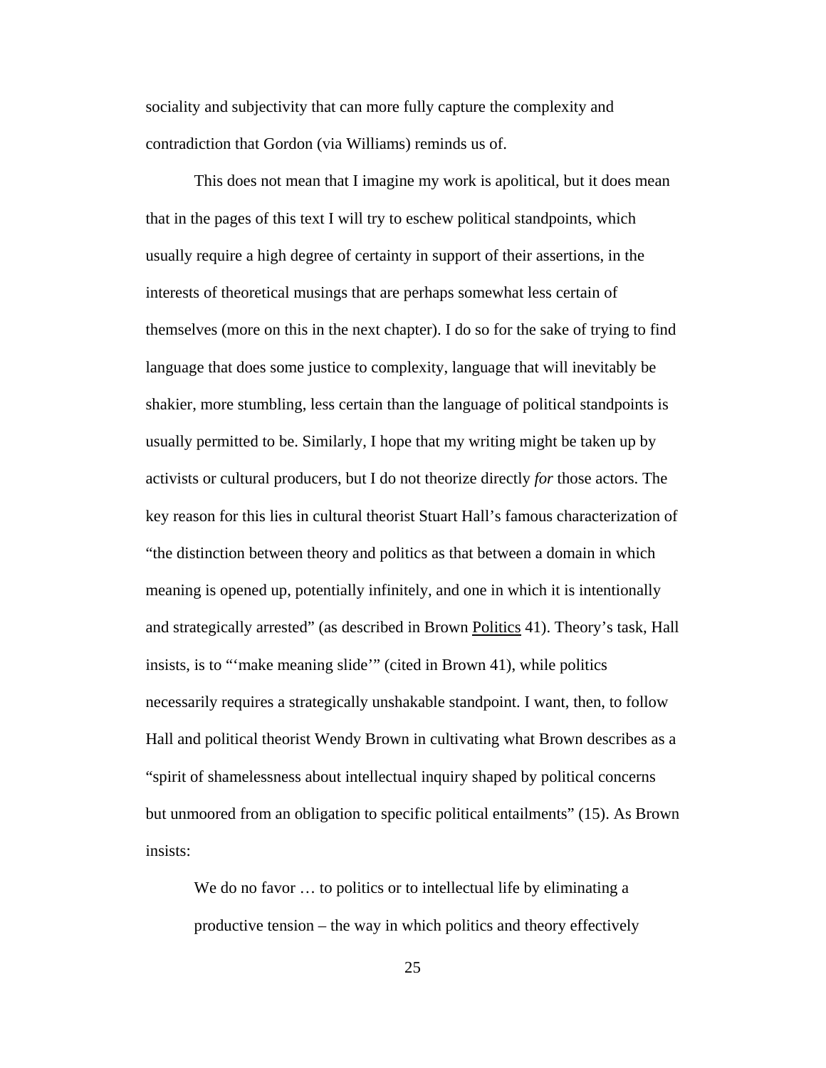sociality and subjectivity that can more fully capture the complexity and contradiction that Gordon (via Williams) reminds us of.

This does not mean that I imagine my work is apolitical, but it does mean that in the pages of this text I will try to eschew political standpoints, which usually require a high degree of certainty in support of their assertions, in the interests of theoretical musings that are perhaps somewhat less certain of themselves (more on this in the next chapter). I do so for the sake of trying to find language that does some justice to complexity, language that will inevitably be shakier, more stumbling, less certain than the language of political standpoints is usually permitted to be. Similarly, I hope that my writing might be taken up by activists or cultural producers, but I do not theorize directly *for* those actors. The key reason for this lies in cultural theorist Stuart Hall's famous characterization of "the distinction between theory and politics as that between a domain in which meaning is opened up, potentially infinitely, and one in which it is intentionally and strategically arrested" (as described in Brown <u>Politics</u> 41). Theory's task, Hall insists, is to "'make meaning slide'" (cited in Brown 41), while politics necessarily requires a strategically unshakable standpoint. I want, then, to follow Hall and political theorist Wendy Brown in cultivating what Brown describes as a "spirit of shamelessness about intellectual inquiry shaped by political concerns but unmoored from an obligation to specific political entailments" (15). As Brown insists:

> We do no favor … to politics or to intellectual life by eliminating a productive tension – the way in which politics and theory effectively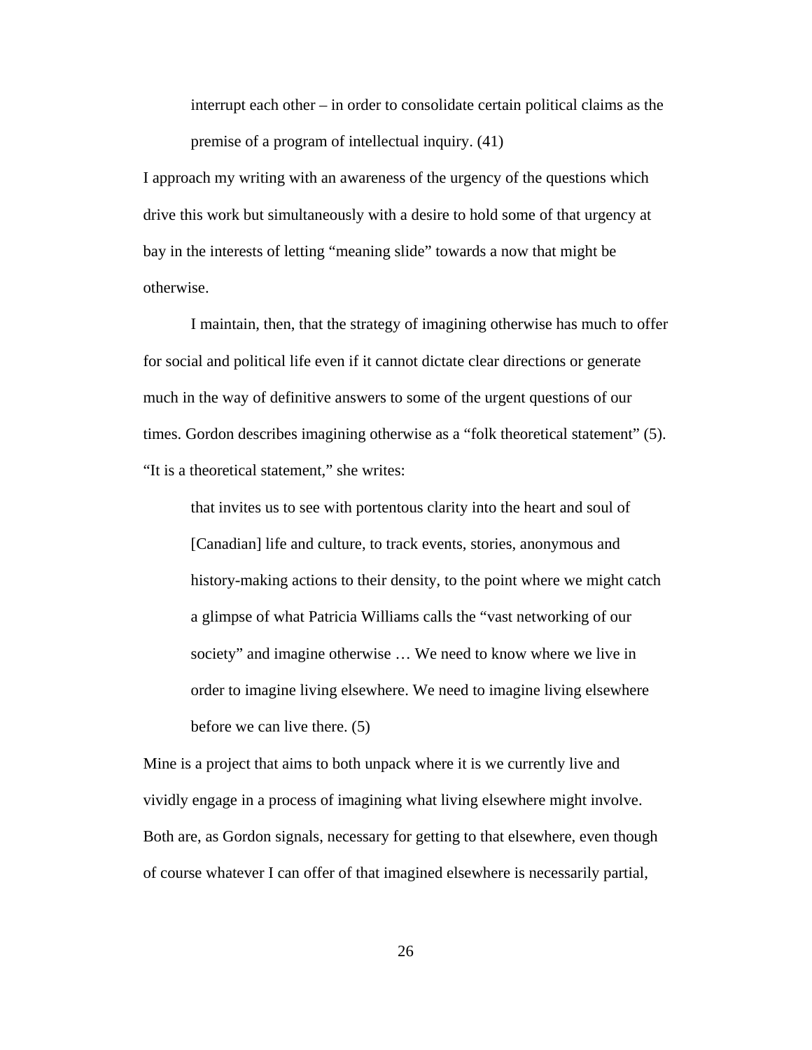> interrupt each other – in order to consolidate certain political claims as the premise of a program of intellectual inquiry. (41)

I approach my writing with an awareness of the urgency of the questions which drive this work but simultaneously with a desire to hold some of that urgency at bay in the interests of letting "meaning slide" towards a now that might be otherwise.

I maintain, then, that the strategy of imagining otherwise has much to offer for social and political life even if it cannot dictate clear directions or generate much in the way of definitive answers to some of the urgent questions of our times. Gordon describes imagining otherwise as a "folk theoretical statement" (5). "It is a theoretical statement," she writes:

> that invites us to see with portentous clarity into the heart and soul of [Canadian] life and culture, to track events, stories, anonymous and history-making actions to their density, to the point where we might catch a glimpse of what Patricia Williams calls the "vast networking of our society" and imagine otherwise … We need to know where we live in order to imagine living elsewhere. We need to imagine living elsewhere before we can live there. (5)

Mine is a project that aims to both unpack where it is we currently live and vividly engage in a process of imagining what living elsewhere might involve. Both are, as Gordon signals, necessary for getting to that elsewhere, even though of course whatever I can offer of that imagined elsewhere is necessarily partial,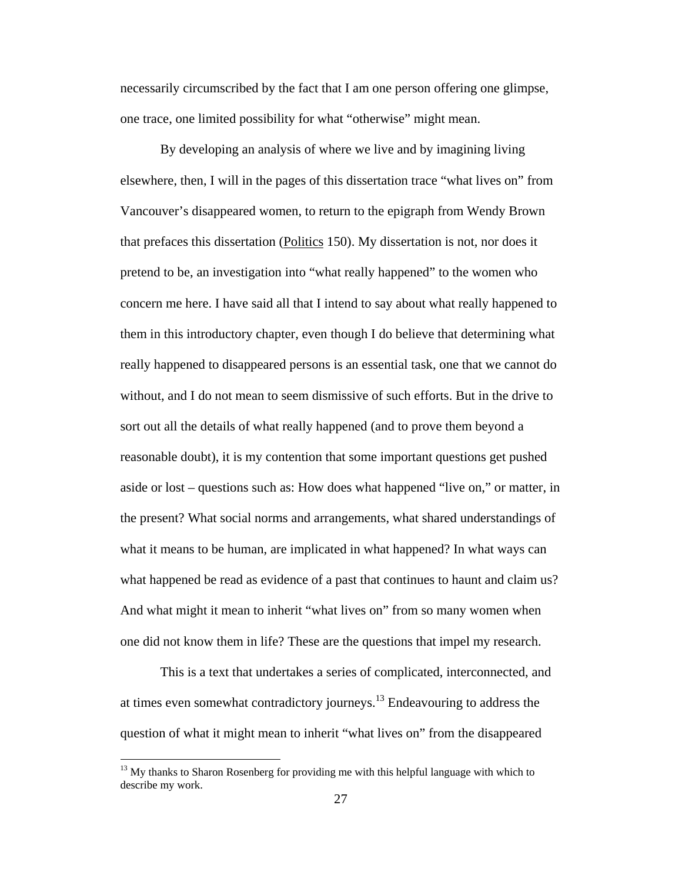necessarily circumscribed by the fact that I am one person offering one glimpse, one trace, one limited possibility for what "otherwise" might mean.

By developing an analysis of where we live and by imagining living elsewhere, then, I will in the pages of this dissertation trace "what lives on" from Vancouver's disappeared women, to return to the epigraph from Wendy Brown that prefaces this dissertation (Politics 150). My dissertation is not, nor does it pretend to be, an investigation into "what really happened" to the women who concern me here. I have said all that I intend to say about what really happened to them in this introductory chapter, even though I do believe that determining what really happened to disappeared persons is an essential task, one that we cannot do without, and I do not mean to seem dismissive of such efforts. But in the drive to sort out all the details of what really happened (and to prove them beyond a reasonable doubt), it is my contention that some important questions get pushed aside or lost – questions such as: How does what happened "live on," or matter, in the present? What social norms and arrangements, what shared understandings of what it means to be human, are implicated in what happened? In what ways can what happened be read as evidence of a past that continues to haunt and claim us? And what might it mean to inherit "what lives on" from so many women when one did not know them in life? These are the questions that impel my research.

This is a text that undertakes a series of complicated, interconnected, and at times even somewhat contradictory journeys.[13] Endeavouring to address the question of what it might mean to inherit "what lives on" from the disappeared

[13] My thanks to Sharon Rosenberg for providing me with this helpful language with which to describe my work.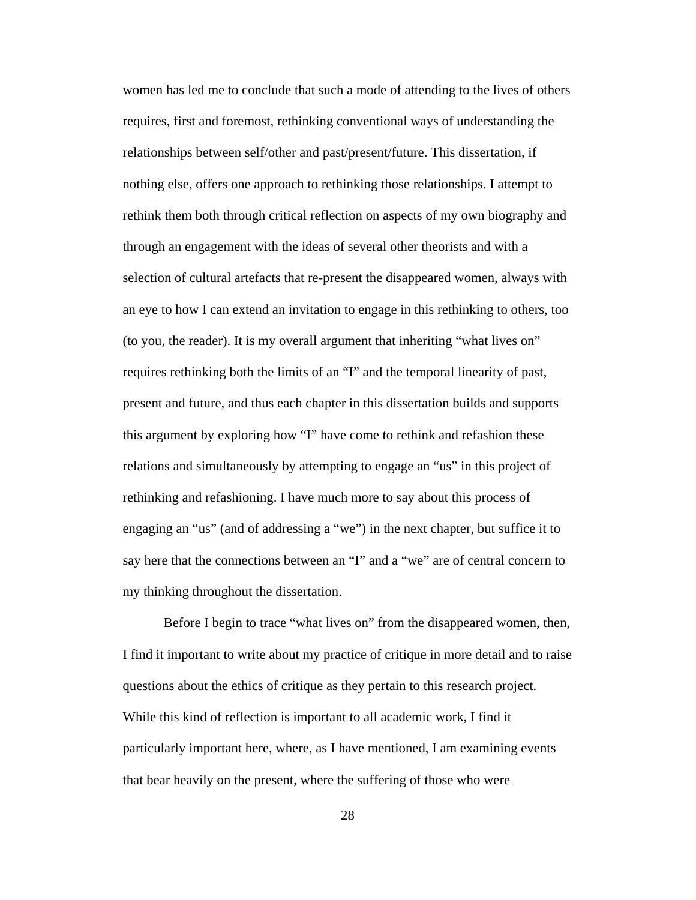women has led me to conclude that such a mode of attending to the lives of others requires, first and foremost, rethinking conventional ways of understanding the relationships between self/other and past/present/future. This dissertation, if nothing else, offers one approach to rethinking those relationships. I attempt to rethink them both through critical reflection on aspects of my own biography and through an engagement with the ideas of several other theorists and with a selection of cultural artefacts that re-present the disappeared women, always with an eye to how I can extend an invitation to engage in this rethinking to others, too (to you, the reader). It is my overall argument that inheriting "what lives on" requires rethinking both the limits of an "I" and the temporal linearity of past, present and future, and thus each chapter in this dissertation builds and supports this argument by exploring how "I" have come to rethink and refashion these relations and simultaneously by attempting to engage an "us" in this project of rethinking and refashioning. I have much more to say about this process of engaging an "us" (and of addressing a "we") in the next chapter, but suffice it to say here that the connections between an "I" and a "we" are of central concern to my thinking throughout the dissertation.

Before I begin to trace "what lives on" from the disappeared women, then, I find it important to write about my practice of critique in more detail and to raise questions about the ethics of critique as they pertain to this research project. While this kind of reflection is important to all academic work, I find it particularly important here, where, as I have mentioned, I am examining events that bear heavily on the present, where the suffering of those who were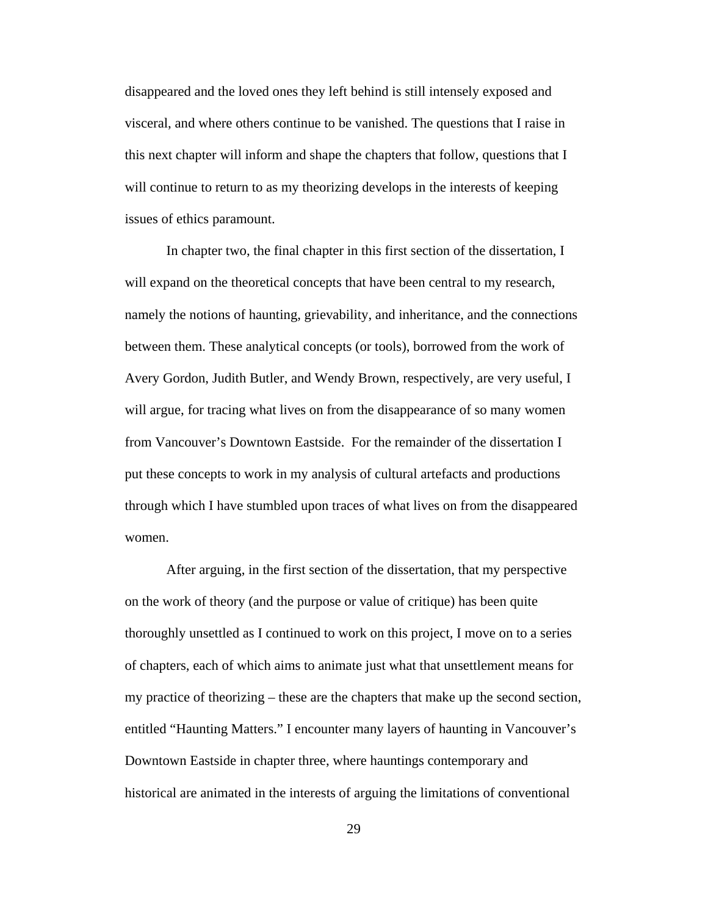disappeared and the loved ones they left behind is still intensely exposed and visceral, and where others continue to be vanished. The questions that I raise in this next chapter will inform and shape the chapters that follow, questions that I will continue to return to as my theorizing develops in the interests of keeping issues of ethics paramount.

In chapter two, the final chapter in this first section of the dissertation, I will expand on the theoretical concepts that have been central to my research, namely the notions of haunting, grievability, and inheritance, and the connections between them. These analytical concepts (or tools), borrowed from the work of Avery Gordon, Judith Butler, and Wendy Brown, respectively, are very useful, I will argue, for tracing what lives on from the disappearance of so many women from Vancouver's Downtown Eastside. For the remainder of the dissertation I put these concepts to work in my analysis of cultural artefacts and productions through which I have stumbled upon traces of what lives on from the disappeared women.

After arguing, in the first section of the dissertation, that my perspective on the work of theory (and the purpose or value of critique) has been quite thoroughly unsettled as I continued to work on this project, I move on to a series of chapters, each of which aims to animate just what that unsettlement means for my practice of theorizing – these are the chapters that make up the second section, entitled "Haunting Matters." I encounter many layers of haunting in Vancouver's Downtown Eastside in chapter three, where hauntings contemporary and historical are animated in the interests of arguing the limitations of conventional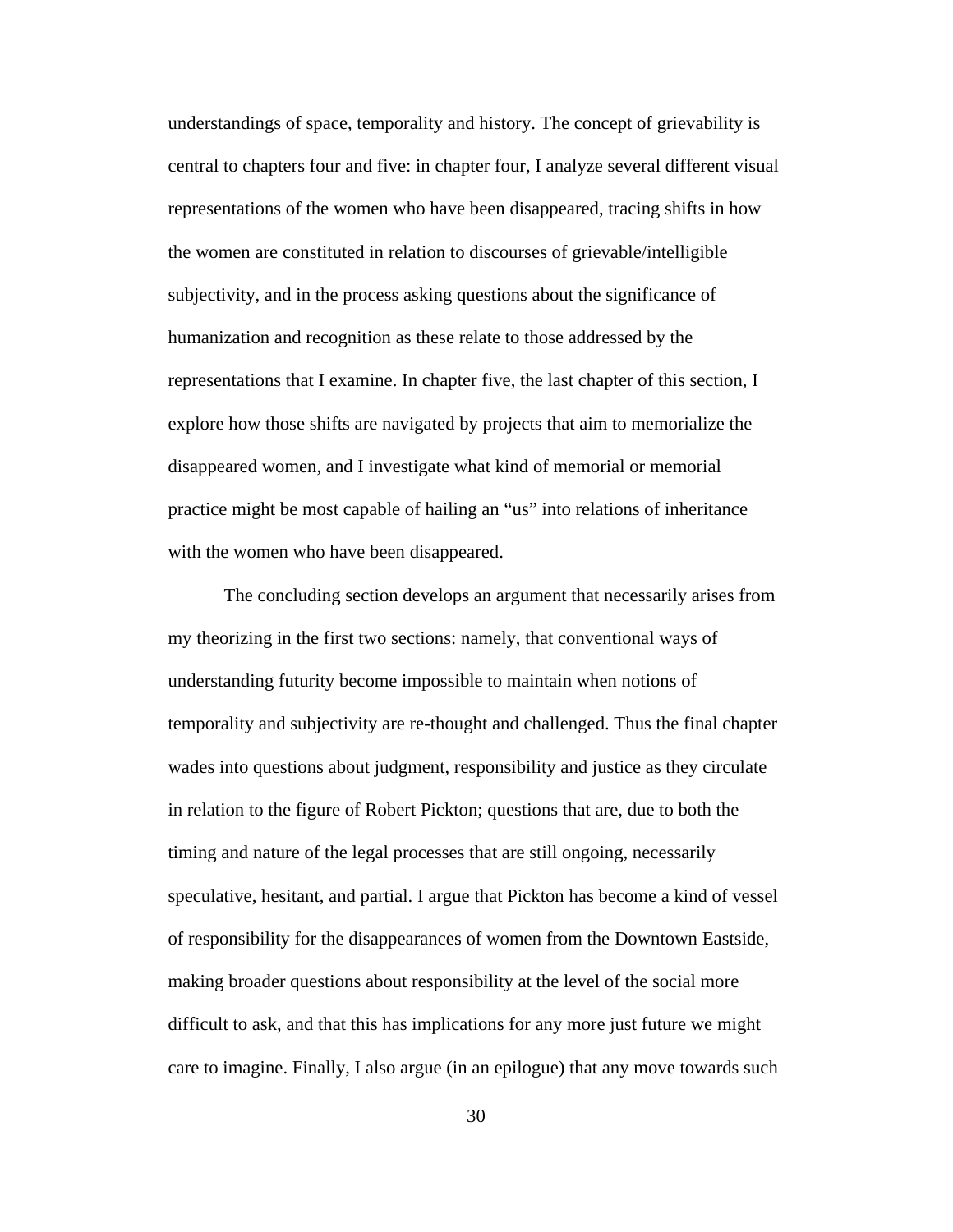understandings of space, temporality and history. The concept of grievability is central to chapters four and five: in chapter four, I analyze several different visual representations of the women who have been disappeared, tracing shifts in how the women are constituted in relation to discourses of grievable/intelligible subjectivity, and in the process asking questions about the significance of humanization and recognition as these relate to those addressed by the representations that I examine. In chapter five, the last chapter of this section, I explore how those shifts are navigated by projects that aim to memorialize the disappeared women, and I investigate what kind of memorial or memorial practice might be most capable of hailing an "us" into relations of inheritance with the women who have been disappeared.

The concluding section develops an argument that necessarily arises from my theorizing in the first two sections: namely, that conventional ways of understanding futurity become impossible to maintain when notions of temporality and subjectivity are re-thought and challenged. Thus the final chapter wades into questions about judgment, responsibility and justice as they circulate in relation to the figure of Robert Pickton; questions that are, due to both the timing and nature of the legal processes that are still ongoing, necessarily speculative, hesitant, and partial. I argue that Pickton has become a kind of vessel of responsibility for the disappearances of women from the Downtown Eastside, making broader questions about responsibility at the level of the social more difficult to ask, and that this has implications for any more just future we might care to imagine. Finally, I also argue (in an epilogue) that any move towards such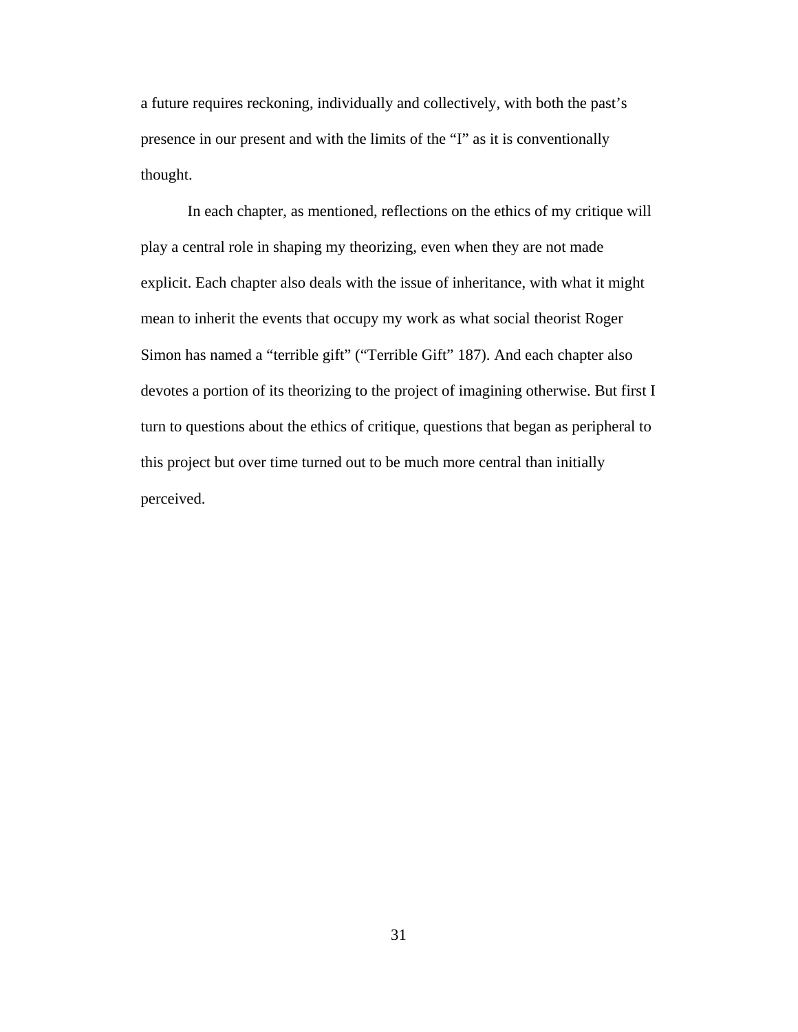a future requires reckoning, individually and collectively, with both the past's presence in our present and with the limits of the "I" as it is conventionally thought.

In each chapter, as mentioned, reflections on the ethics of my critique will play a central role in shaping my theorizing, even when they are not made explicit. Each chapter also deals with the issue of inheritance, with what it might mean to inherit the events that occupy my work as what social theorist Roger Simon has named a "terrible gift" ("Terrible Gift" 187). And each chapter also devotes a portion of its theorizing to the project of imagining otherwise. But first I turn to questions about the ethics of critique, questions that began as peripheral to this project but over time turned out to be much more central than initially perceived.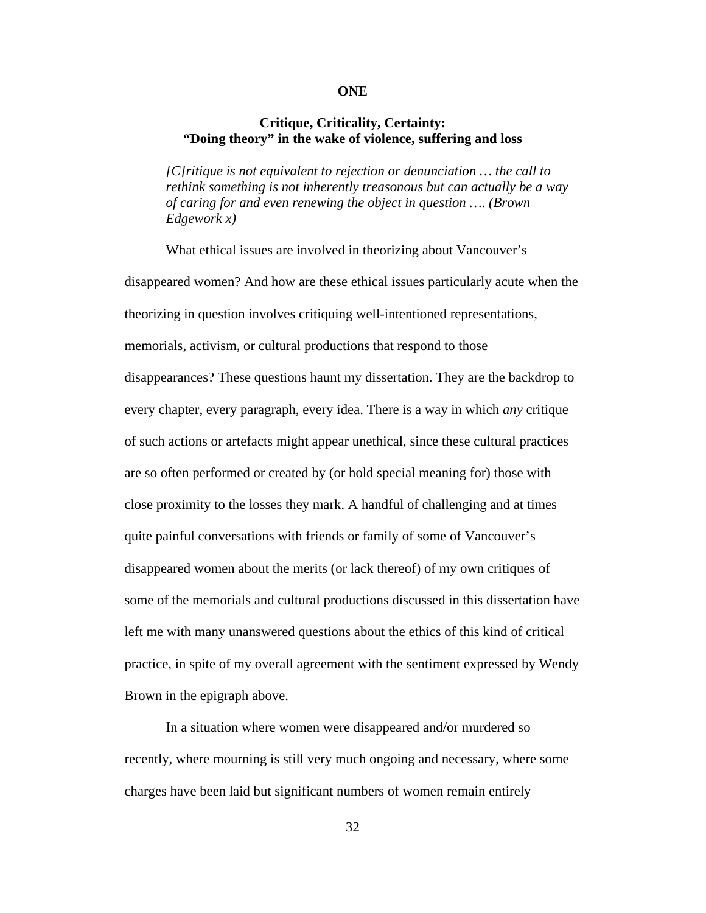# ONE

## Critique, Criticality, Certainty: "Doing theory" in the wake of violence, suffering and loss

> *[C]ritique is not equivalent to rejection or denunciation … the call to rethink something is not inherently treasonous but can actually be a way of caring for and even renewing the object in question …. (Brown Edgework x)*

What ethical issues are involved in theorizing about Vancouver's disappeared women? And how are these ethical issues particularly acute when the theorizing in question involves critiquing well-intentioned representations, memorials, activism, or cultural productions that respond to those disappearances? These questions haunt my dissertation. They are the backdrop to every chapter, every paragraph, every idea. There is a way in which *any* critique of such actions or artefacts might appear unethical, since these cultural practices are so often performed or created by (or hold special meaning for) those with close proximity to the losses they mark. A handful of challenging and at times quite painful conversations with friends or family of some of Vancouver's disappeared women about the merits (or lack thereof) of my own critiques of some of the memorials and cultural productions discussed in this dissertation have left me with many unanswered questions about the ethics of this kind of critical practice, in spite of my overall agreement with the sentiment expressed by Wendy Brown in the epigraph above.

In a situation where women were disappeared and/or murdered so recently, where mourning is still very much ongoing and necessary, where some charges have been laid but significant numbers of women remain entirely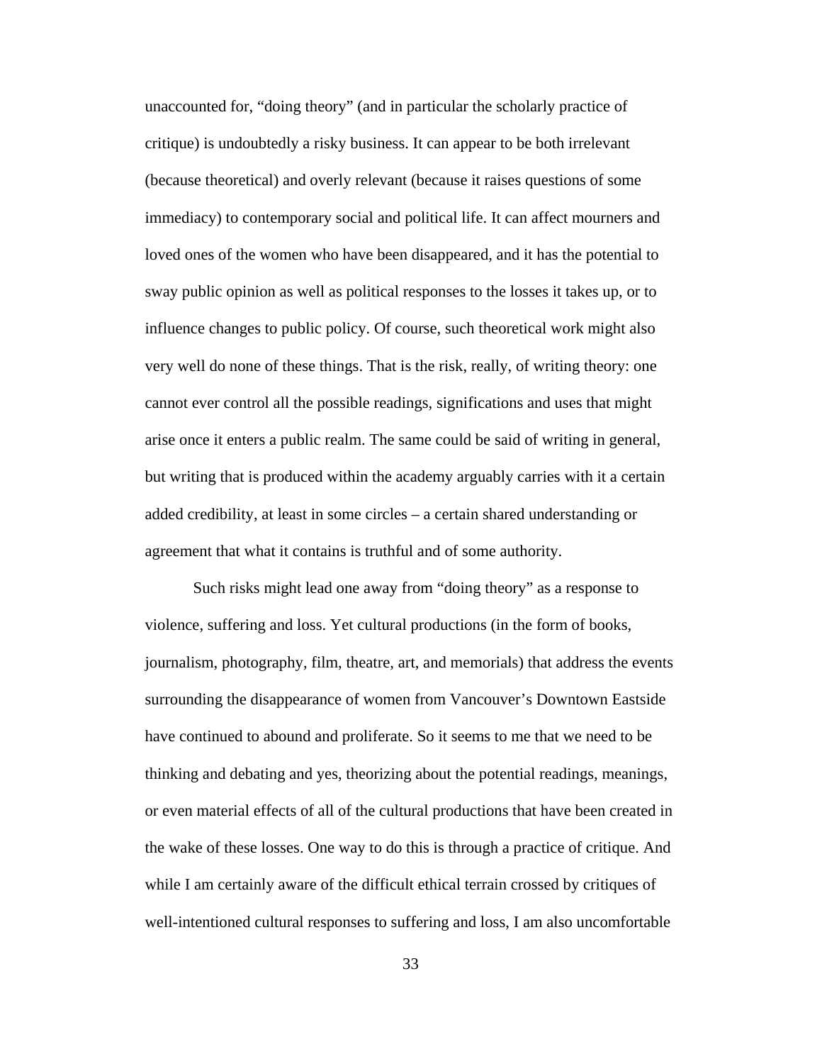unaccounted for, "doing theory" (and in particular the scholarly practice of critique) is undoubtedly a risky business. It can appear to be both irrelevant (because theoretical) and overly relevant (because it raises questions of some immediacy) to contemporary social and political life. It can affect mourners and loved ones of the women who have been disappeared, and it has the potential to sway public opinion as well as political responses to the losses it takes up, or to influence changes to public policy. Of course, such theoretical work might also very well do none of these things. That is the risk, really, of writing theory: one cannot ever control all the possible readings, significations and uses that might arise once it enters a public realm. The same could be said of writing in general, but writing that is produced within the academy arguably carries with it a certain added credibility, at least in some circles – a certain shared understanding or agreement that what it contains is truthful and of some authority.

Such risks might lead one away from "doing theory" as a response to violence, suffering and loss. Yet cultural productions (in the form of books, journalism, photography, film, theatre, art, and memorials) that address the events surrounding the disappearance of women from Vancouver's Downtown Eastside have continued to abound and proliferate. So it seems to me that we need to be thinking and debating and yes, theorizing about the potential readings, meanings, or even material effects of all of the cultural productions that have been created in the wake of these losses. One way to do this is through a practice of critique. And while I am certainly aware of the difficult ethical terrain crossed by critiques of well-intentioned cultural responses to suffering and loss, I am also uncomfortable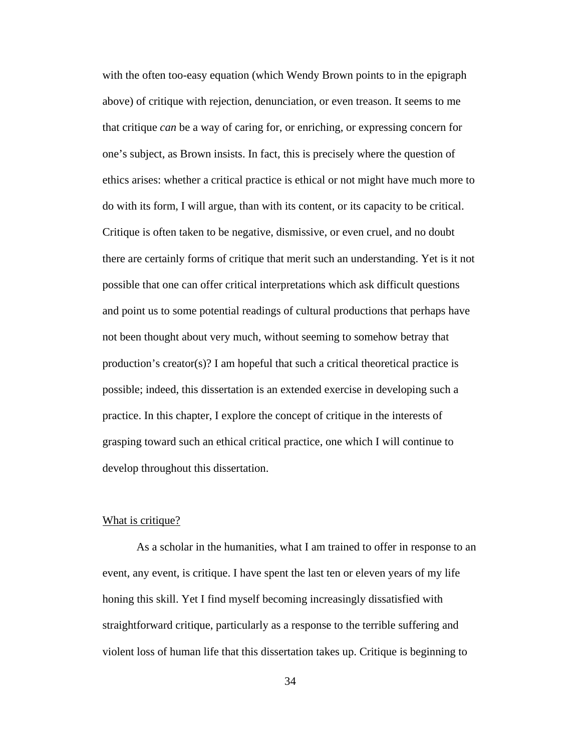with the often too-easy equation (which Wendy Brown points to in the epigraph above) of critique with rejection, denunciation, or even treason. It seems to me that critique *can* be a way of caring for, or enriching, or expressing concern for one's subject, as Brown insists. In fact, this is precisely where the question of ethics arises: whether a critical practice is ethical or not might have much more to do with its form, I will argue, than with its content, or its capacity to be critical. Critique is often taken to be negative, dismissive, or even cruel, and no doubt there are certainly forms of critique that merit such an understanding. Yet is it not possible that one can offer critical interpretations which ask difficult questions and point us to some potential readings of cultural productions that perhaps have not been thought about very much, without seeming to somehow betray that production's creator(s)? I am hopeful that such a critical theoretical practice is possible; indeed, this dissertation is an extended exercise in developing such a practice. In this chapter, I explore the concept of critique in the interests of grasping toward such an ethical critical practice, one which I will continue to develop throughout this dissertation.

<u>What is critique?</u>

As a scholar in the humanities, what I am trained to offer in response to an event, any event, is critique. I have spent the last ten or eleven years of my life honing this skill. Yet I find myself becoming increasingly dissatisfied with straightforward critique, particularly as a response to the terrible suffering and violent loss of human life that this dissertation takes up. Critique is beginning to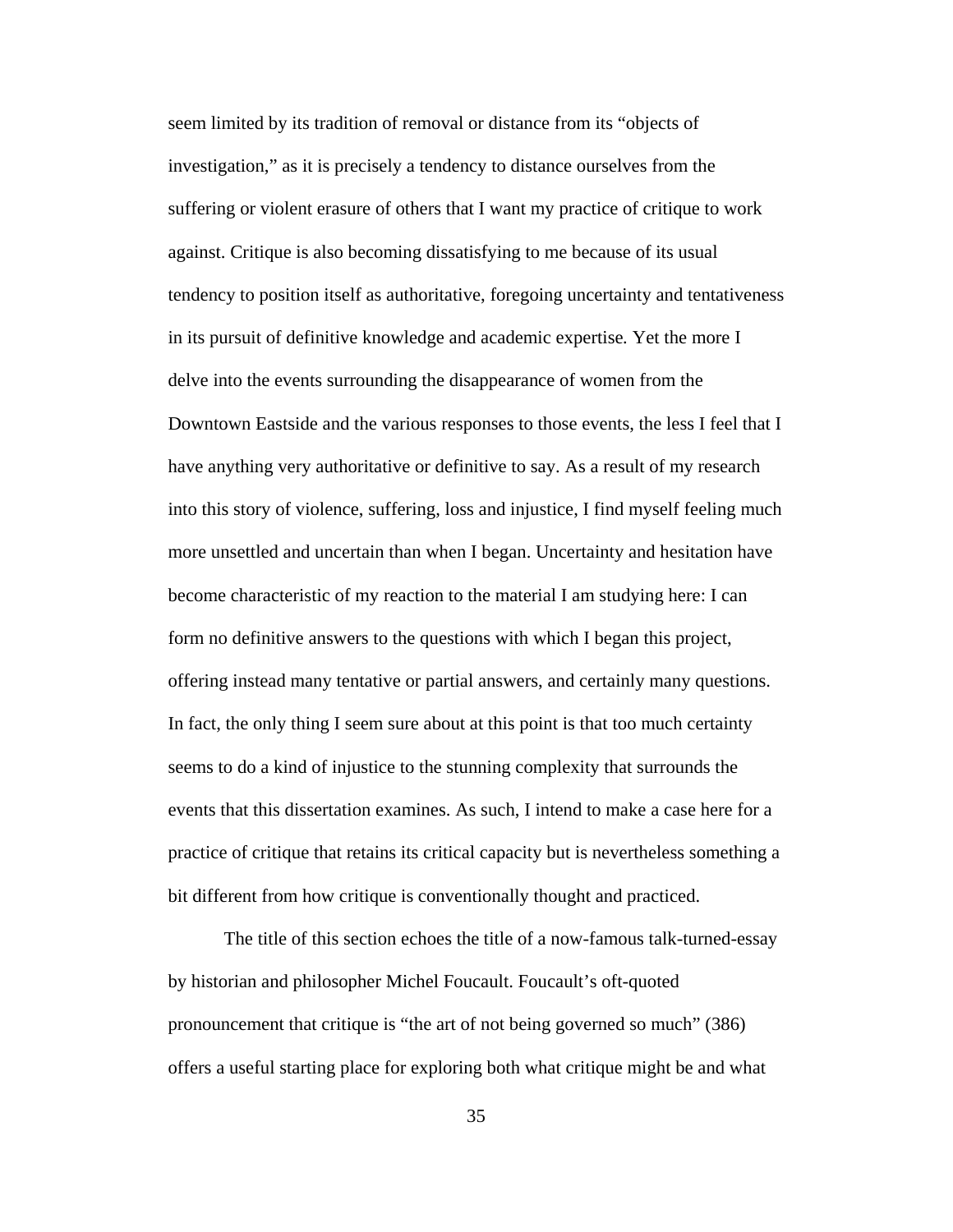seem limited by its tradition of removal or distance from its "objects of investigation," as it is precisely a tendency to distance ourselves from the suffering or violent erasure of others that I want my practice of critique to work against. Critique is also becoming dissatisfying to me because of its usual tendency to position itself as authoritative, foregoing uncertainty and tentativeness in its pursuit of definitive knowledge and academic expertise. Yet the more I delve into the events surrounding the disappearance of women from the Downtown Eastside and the various responses to those events, the less I feel that I have anything very authoritative or definitive to say. As a result of my research into this story of violence, suffering, loss and injustice, I find myself feeling much more unsettled and uncertain than when I began. Uncertainty and hesitation have become characteristic of my reaction to the material I am studying here: I can form no definitive answers to the questions with which I began this project, offering instead many tentative or partial answers, and certainly many questions. In fact, the only thing I seem sure about at this point is that too much certainty seems to do a kind of injustice to the stunning complexity that surrounds the events that this dissertation examines. As such, I intend to make a case here for a practice of critique that retains its critical capacity but is nevertheless something a bit different from how critique is conventionally thought and practiced.

The title of this section echoes the title of a now-famous talk-turned-essay by historian and philosopher Michel Foucault. Foucault's oft-quoted pronouncement that critique is "the art of not being governed so much" (386) offers a useful starting place for exploring both what critique might be and what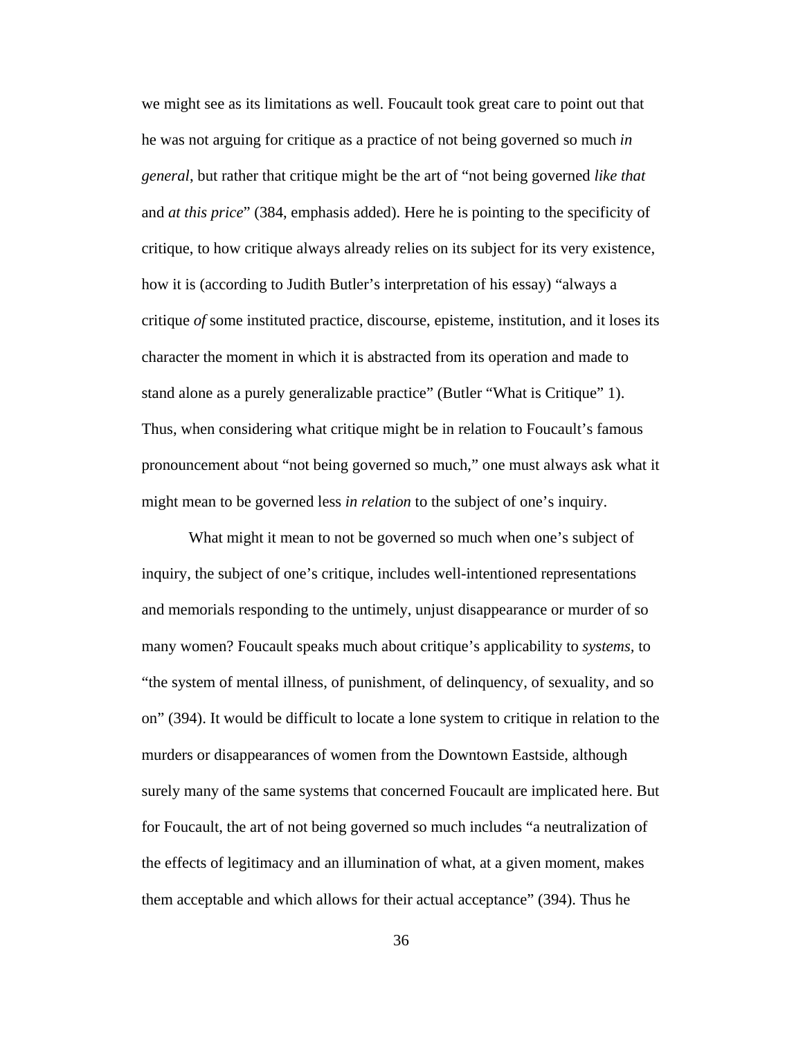we might see as its limitations as well. Foucault took great care to point out that he was not arguing for critique as a practice of not being governed so much *in general*, but rather that critique might be the art of "not being governed *like that* and *at this price*" (384, emphasis added). Here he is pointing to the specificity of critique, to how critique always already relies on its subject for its very existence, how it is (according to Judith Butler's interpretation of his essay) "always a critique *of* some instituted practice, discourse, episteme, institution, and it loses its character the moment in which it is abstracted from its operation and made to stand alone as a purely generalizable practice" (Butler "What is Critique" 1). Thus, when considering what critique might be in relation to Foucault's famous pronouncement about "not being governed so much," one must always ask what it might mean to be governed less *in relation* to the subject of one's inquiry.

What might it mean to not be governed so much when one's subject of inquiry, the subject of one's critique, includes well-intentioned representations and memorials responding to the untimely, unjust disappearance or murder of so many women? Foucault speaks much about critique's applicability to *systems*, to "the system of mental illness, of punishment, of delinquency, of sexuality, and so on" (394). It would be difficult to locate a lone system to critique in relation to the murders or disappearances of women from the Downtown Eastside, although surely many of the same systems that concerned Foucault are implicated here. But for Foucault, the art of not being governed so much includes "a neutralization of the effects of legitimacy and an illumination of what, at a given moment, makes them acceptable and which allows for their actual acceptance" (394). Thus he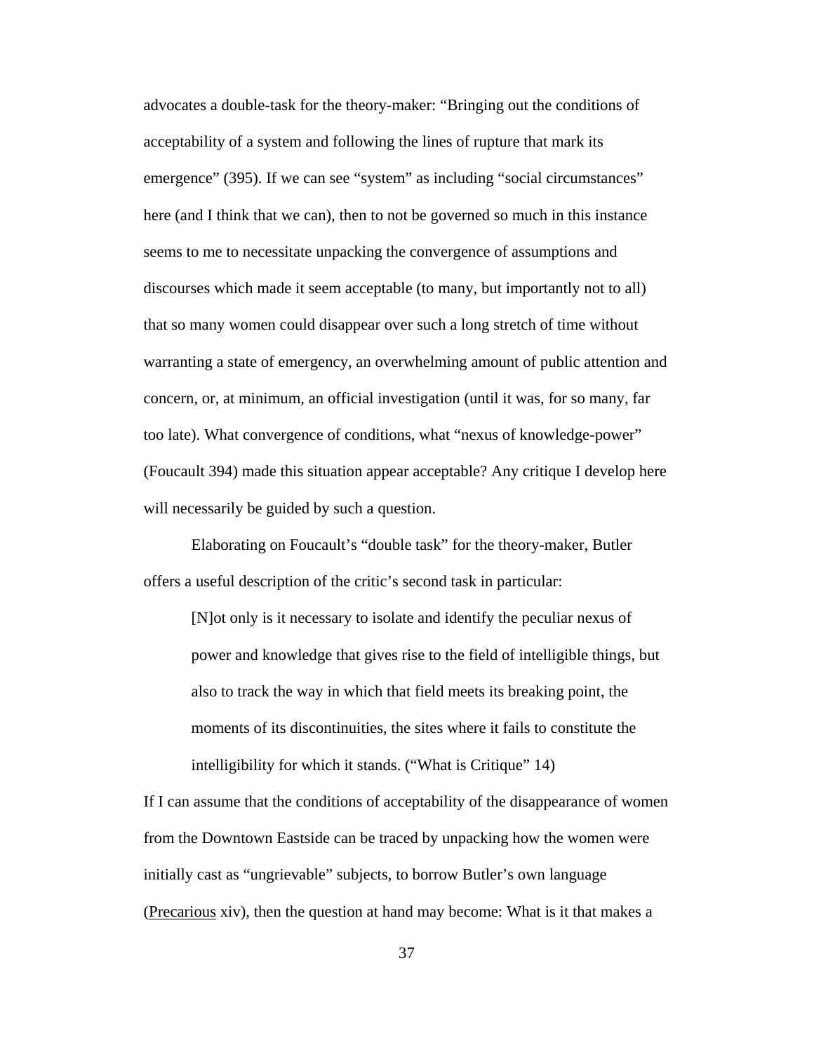advocates a double-task for the theory-maker: “Bringing out the conditions of acceptability of a system and following the lines of rupture that mark its emergence” (395). If we can see “system” as including “social circumstances” here (and I think that we can), then to not be governed so much in this instance seems to me to necessitate unpacking the convergence of assumptions and discourses which made it seem acceptable (to many, but importantly not to all) that so many women could disappear over such a long stretch of time without warranting a state of emergency, an overwhelming amount of public attention and concern, or, at minimum, an official investigation (until it was, for so many, far too late). What convergence of conditions, what “nexus of knowledge-power” (Foucault 394) made this situation appear acceptable? Any critique I develop here will necessarily be guided by such a question.

Elaborating on Foucault’s “double task” for the theory-maker, Butler offers a useful description of the critic’s second task in particular:

> [N]ot only is it necessary to isolate and identify the peculiar nexus of power and knowledge that gives rise to the field of intelligible things, but also to track the way in which that field meets its breaking point, the moments of its discontinuities, the sites where it fails to constitute the intelligibility for which it stands. (“What is Critique” 14)

If I can assume that the conditions of acceptability of the disappearance of women from the Downtown Eastside can be traced by unpacking how the women were initially cast as “ungrievable” subjects, to borrow Butler’s own language (Precarious xiv), then the question at hand may become: What is it that makes a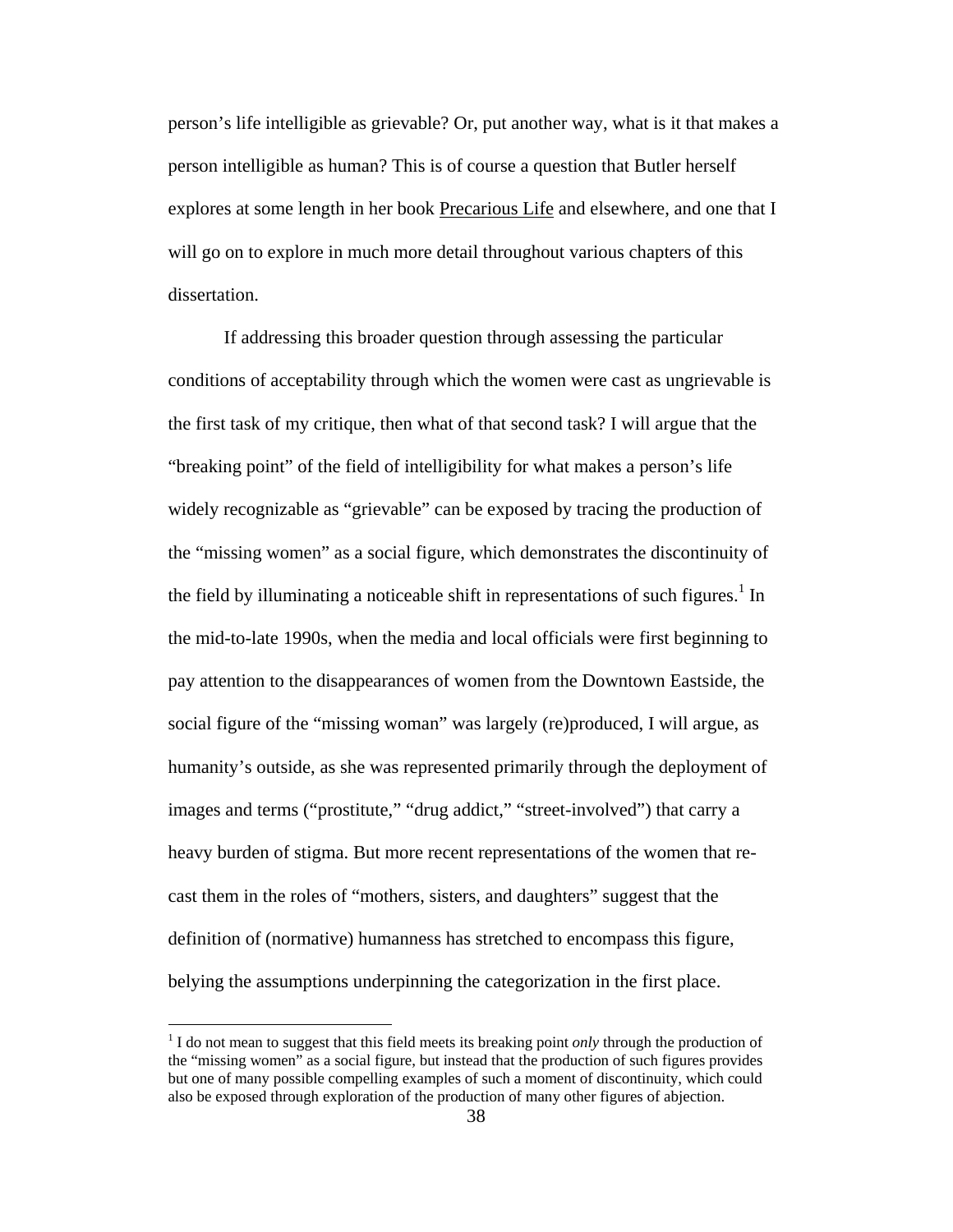person's life intelligible as grievable? Or, put another way, what is it that makes a person intelligible as human? This is of course a question that Butler herself explores at some length in her book Precarious Life and elsewhere, and one that I will go on to explore in much more detail throughout various chapters of this dissertation.

If addressing this broader question through assessing the particular conditions of acceptability through which the women were cast as ungrievable is the first task of my critique, then what of that second task? I will argue that the "breaking point" of the field of intelligibility for what makes a person's life widely recognizable as "grievable" can be exposed by tracing the production of the "missing women" as a social figure, which demonstrates the discontinuity of the field by illuminating a noticeable shift in representations of such figures.[1] In the mid-to-late 1990s, when the media and local officials were first beginning to pay attention to the disappearances of women from the Downtown Eastside, the social figure of the "missing woman" was largely (re)produced, I will argue, as humanity's outside, as she was represented primarily through the deployment of images and terms ("prostitute," "drug addict," "street-involved") that carry a heavy burden of stigma. But more recent representations of the women that re-cast them in the roles of "mothers, sisters, and daughters" suggest that the definition of (normative) humanness has stretched to encompass this figure, belying the assumptions underpinning the categorization in the first place.

[1] I do not mean to suggest that this field meets its breaking point *only* through the production of the "missing women" as a social figure, but instead that the production of such figures provides but one of many possible compelling examples of such a moment of discontinuity, which could also be exposed through exploration of the production of many other figures of abjection.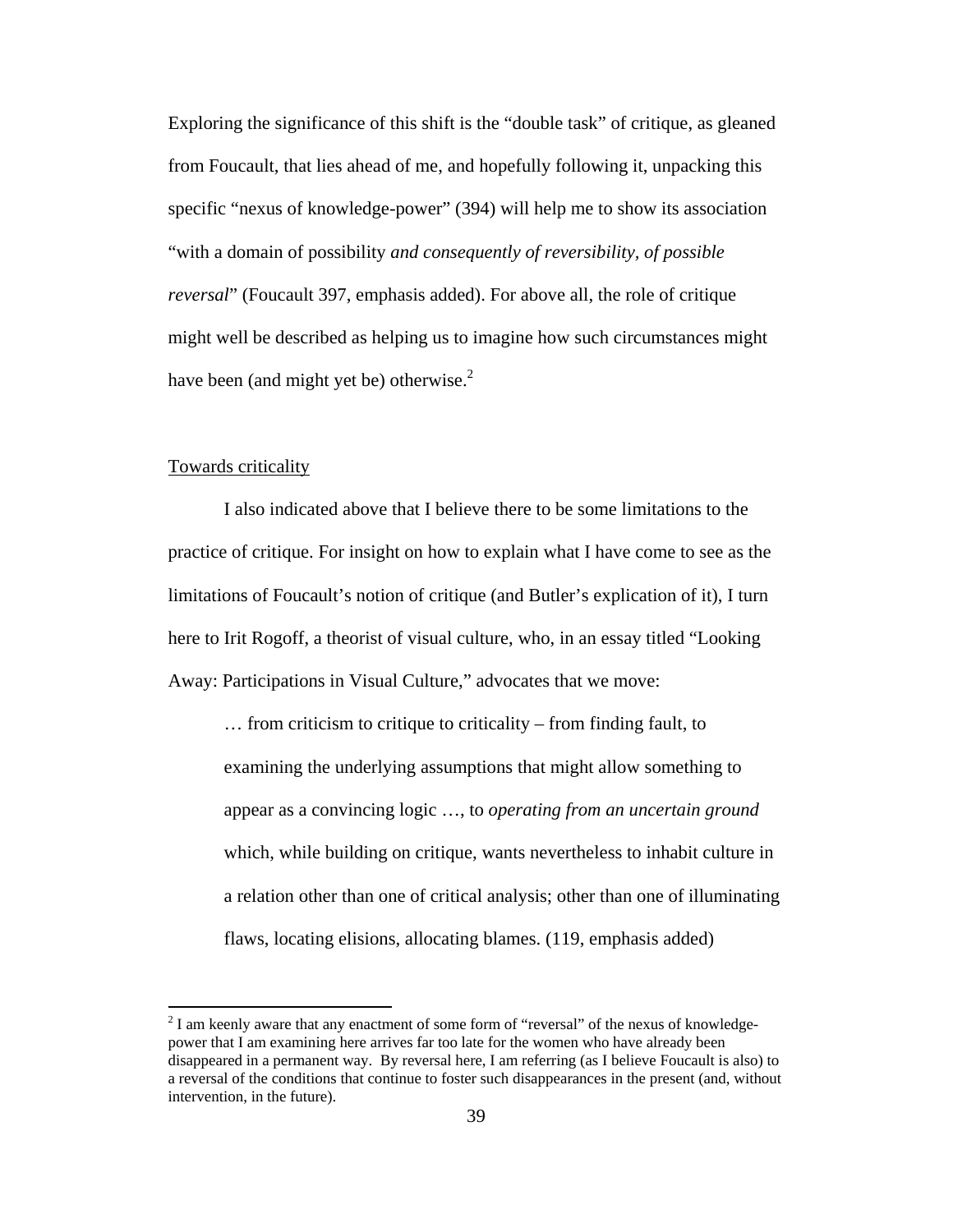Exploring the significance of this shift is the "double task" of critique, as gleaned from Foucault, that lies ahead of me, and hopefully following it, unpacking this specific "nexus of knowledge-power" (394) will help me to show its association "with a domain of possibility *and consequently of reversibility, of possible reversal*" (Foucault 397, emphasis added). For above all, the role of critique might well be described as helping us to imagine how such circumstances might have been (and might yet be) otherwise.[2]

## Towards criticality

I also indicated above that I believe there to be some limitations to the practice of critique. For insight on how to explain what I have come to see as the limitations of Foucault's notion of critique (and Butler's explication of it), I turn here to Irit Rogoff, a theorist of visual culture, who, in an essay titled "Looking Away: Participations in Visual Culture," advocates that we move:

> … from criticism to critique to criticality – from finding fault, to examining the underlying assumptions that might allow something to appear as a convincing logic …, to *operating from an uncertain ground* which, while building on critique, wants nevertheless to inhabit culture in a relation other than one of critical analysis; other than one of illuminating flaws, locating elisions, allocating blames. (119, emphasis added)

[2] I am keenly aware that any enactment of some form of "reversal" of the nexus of knowledge-power that I am examining here arrives far too late for the women who have already been disappeared in a permanent way. By reversal here, I am referring (as I believe Foucault is also) to a reversal of the conditions that continue to foster such disappearances in the present (and, without intervention, in the future).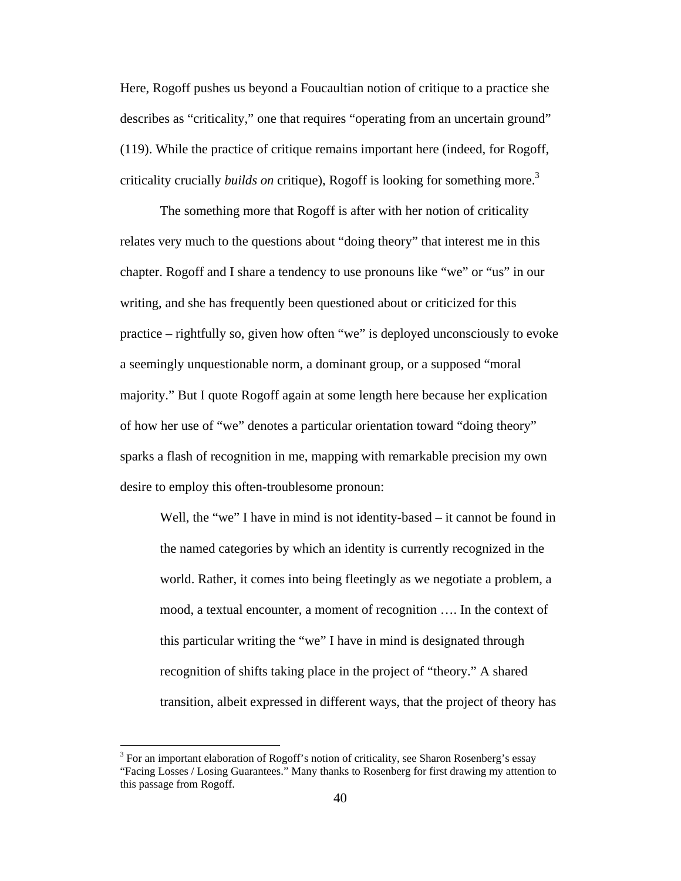Here, Rogoff pushes us beyond a Foucaultian notion of critique to a practice she describes as "criticality," one that requires "operating from an uncertain ground" (119). While the practice of critique remains important here (indeed, for Rogoff, criticality crucially *builds on* critique), Rogoff is looking for something more.[3]

The something more that Rogoff is after with her notion of criticality relates very much to the questions about "doing theory" that interest me in this chapter. Rogoff and I share a tendency to use pronouns like "we" or "us" in our writing, and she has frequently been questioned about or criticized for this practice – rightfully so, given how often "we" is deployed unconsciously to evoke a seemingly unquestionable norm, a dominant group, or a supposed "moral majority." But I quote Rogoff again at some length here because her explication of how her use of "we" denotes a particular orientation toward "doing theory" sparks a flash of recognition in me, mapping with remarkable precision my own desire to employ this often-troublesome pronoun:

> Well, the "we" I have in mind is not identity-based – it cannot be found in the named categories by which an identity is currently recognized in the world. Rather, it comes into being fleetingly as we negotiate a problem, a mood, a textual encounter, a moment of recognition …. In the context of this particular writing the "we" I have in mind is designated through recognition of shifts taking place in the project of "theory." A shared transition, albeit expressed in different ways, that the project of theory has

[3] For an important elaboration of Rogoff's notion of criticality, see Sharon Rosenberg's essay "Facing Losses / Losing Guarantees." Many thanks to Rosenberg for first drawing my attention to this passage from Rogoff.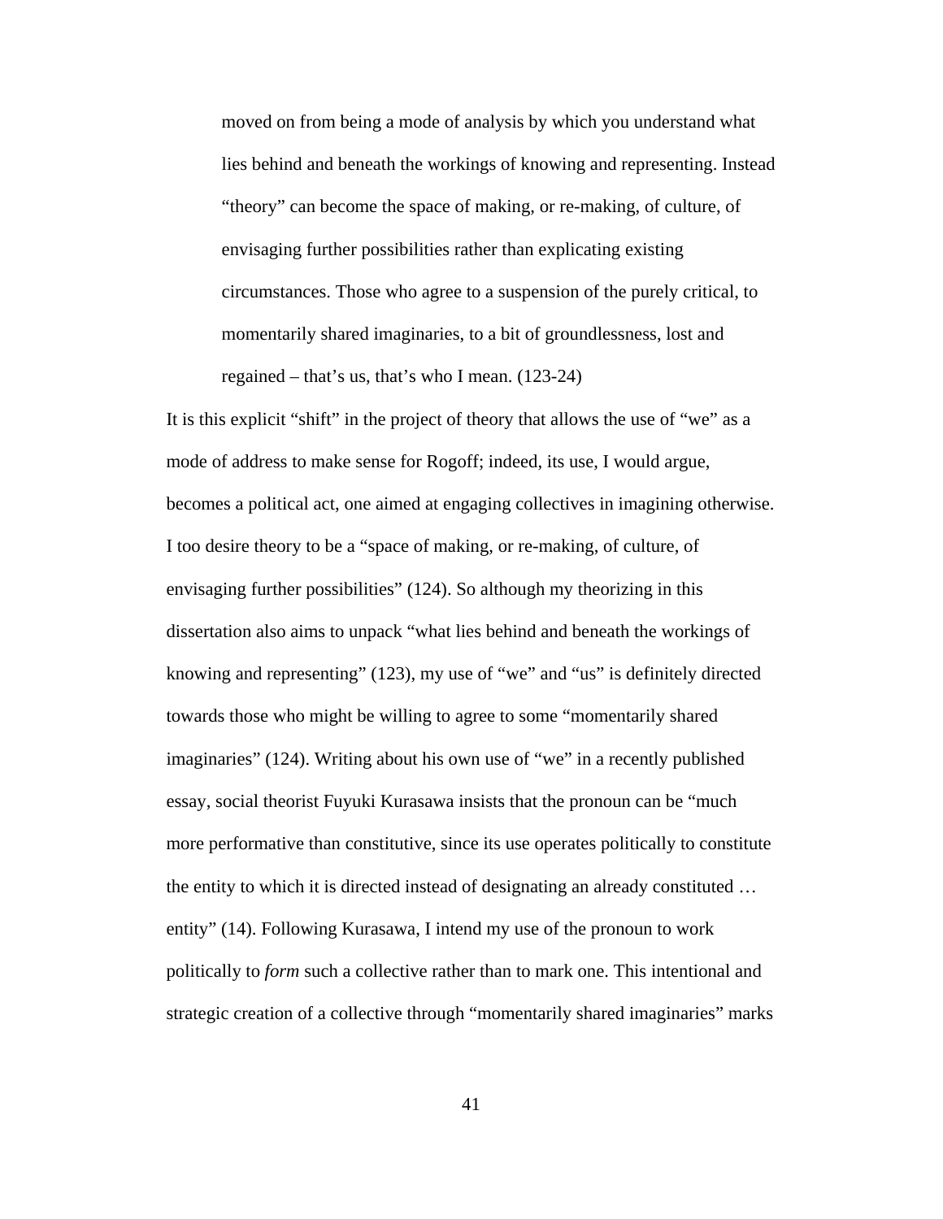> moved on from being a mode of analysis by which you understand what lies behind and beneath the workings of knowing and representing. Instead "theory" can become the space of making, or re-making, of culture, of envisaging further possibilities rather than explicating existing circumstances. Those who agree to a suspension of the purely critical, to momentarily shared imaginaries, to a bit of groundlessness, lost and regained – that's us, that's who I mean. (123-24)

It is this explicit "shift" in the project of theory that allows the use of "we" as a mode of address to make sense for Rogoff; indeed, its use, I would argue, becomes a political act, one aimed at engaging collectives in imagining otherwise. I too desire theory to be a "space of making, or re-making, of culture, of envisaging further possibilities" (124). So although my theorizing in this dissertation also aims to unpack "what lies behind and beneath the workings of knowing and representing" (123), my use of "we" and "us" is definitely directed towards those who might be willing to agree to some "momentarily shared imaginaries" (124). Writing about his own use of "we" in a recently published essay, social theorist Fuyuki Kurasawa insists that the pronoun can be "much more performative than constitutive, since its use operates politically to constitute the entity to which it is directed instead of designating an already constituted … entity" (14). Following Kurasawa, I intend my use of the pronoun to work politically to *form* such a collective rather than to mark one. This intentional and strategic creation of a collective through "momentarily shared imaginaries" marks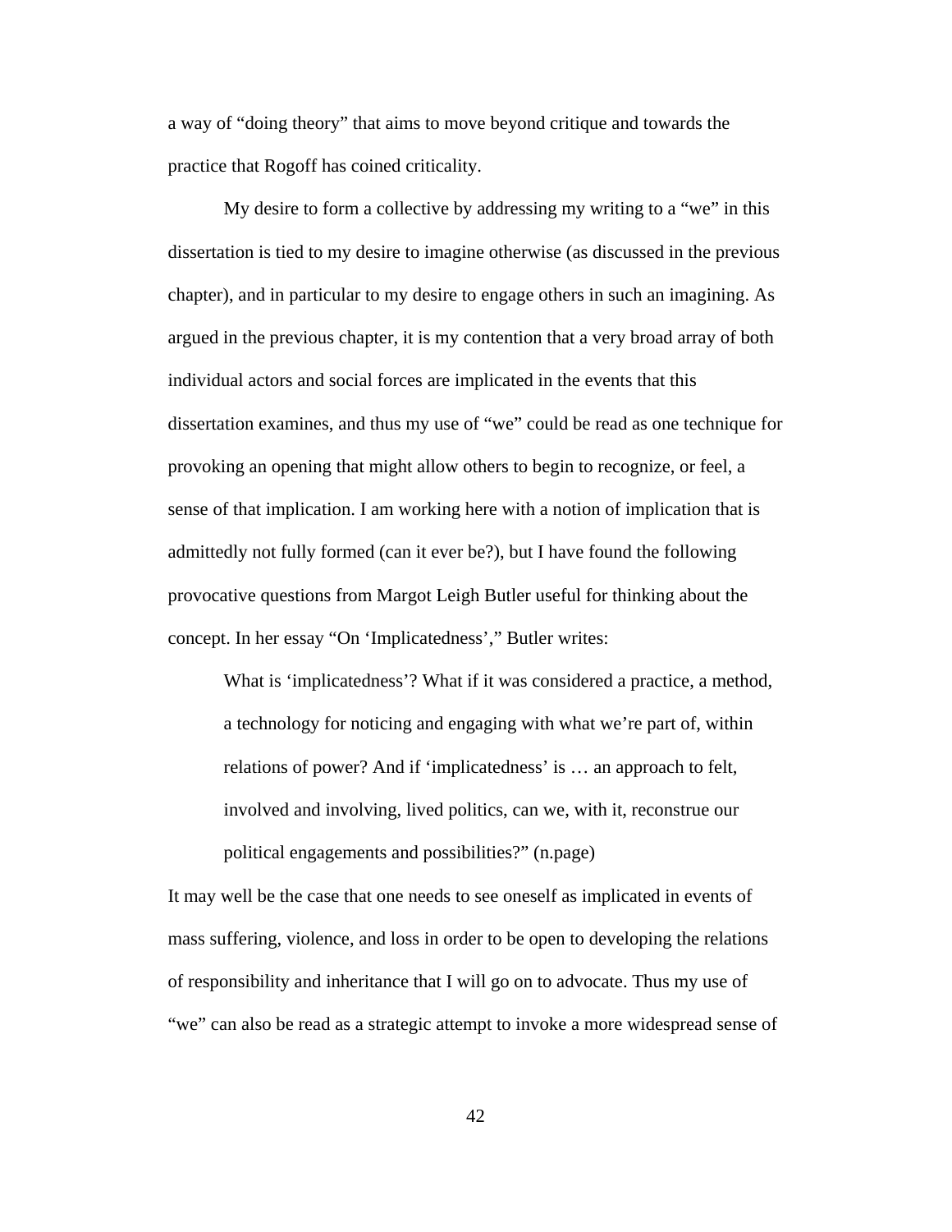a way of "doing theory" that aims to move beyond critique and towards the practice that Rogoff has coined criticality.

My desire to form a collective by addressing my writing to a "we" in this dissertation is tied to my desire to imagine otherwise (as discussed in the previous chapter), and in particular to my desire to engage others in such an imagining. As argued in the previous chapter, it is my contention that a very broad array of both individual actors and social forces are implicated in the events that this dissertation examines, and thus my use of "we" could be read as one technique for provoking an opening that might allow others to begin to recognize, or feel, a sense of that implication. I am working here with a notion of implication that is admittedly not fully formed (can it ever be?), but I have found the following provocative questions from Margot Leigh Butler useful for thinking about the concept. In her essay "On 'Implicatedness'," Butler writes:

> What is 'implicatedness'? What if it was considered a practice, a method, a technology for noticing and engaging with what we're part of, within relations of power? And if 'implicatedness' is … an approach to felt, involved and involving, lived politics, can we, with it, reconstrue our political engagements and possibilities?" (n.page)

It may well be the case that one needs to see oneself as implicated in events of mass suffering, violence, and loss in order to be open to developing the relations of responsibility and inheritance that I will go on to advocate. Thus my use of "we" can also be read as a strategic attempt to invoke a more widespread sense of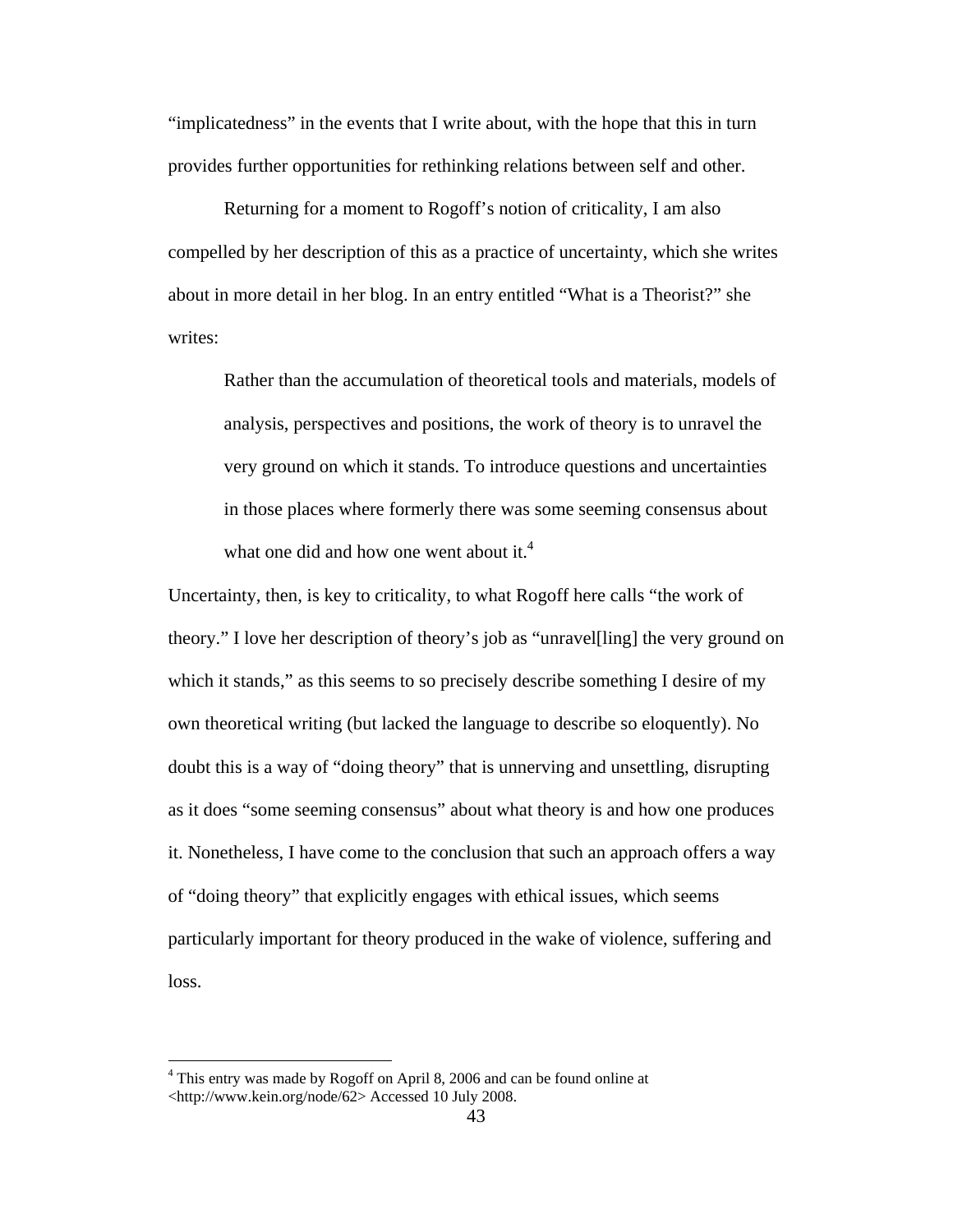"implicatedness" in the events that I write about, with the hope that this in turn provides further opportunities for rethinking relations between self and other.

Returning for a moment to Rogoff's notion of criticality, I am also compelled by her description of this as a practice of uncertainty, which she writes about in more detail in her blog. In an entry entitled "What is a Theorist?" she writes:

> Rather than the accumulation of theoretical tools and materials, models of analysis, perspectives and positions, the work of theory is to unravel the very ground on which it stands. To introduce questions and uncertainties in those places where formerly there was some seeming consensus about what one did and how one went about it.[4]

Uncertainty, then, is key to criticality, to what Rogoff here calls "the work of theory." I love her description of theory's job as "unravel[ling] the very ground on which it stands," as this seems to so precisely describe something I desire of my own theoretical writing (but lacked the language to describe so eloquently). No doubt this is a way of "doing theory" that is unnerving and unsettling, disrupting as it does "some seeming consensus" about what theory is and how one produces it. Nonetheless, I have come to the conclusion that such an approach offers a way of "doing theory" that explicitly engages with ethical issues, which seems particularly important for theory produced in the wake of violence, suffering and loss.

---

[4] This entry was made by Rogoff on April 8, 2006 and can be found online at <http://www.kein.org/node/62> Accessed 10 July 2008.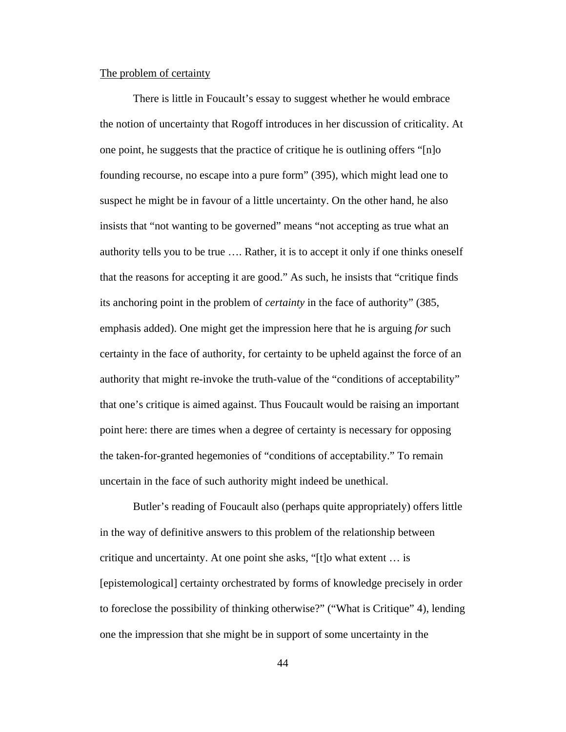<u>The problem of certainty</u>

There is little in Foucault's essay to suggest whether he would embrace the notion of uncertainty that Rogoff introduces in her discussion of criticality. At one point, he suggests that the practice of critique he is outlining offers "[n]o founding recourse, no escape into a pure form" (395), which might lead one to suspect he might be in favour of a little uncertainty. On the other hand, he also insists that "not wanting to be governed" means "not accepting as true what an authority tells you to be true …. Rather, it is to accept it only if one thinks oneself that the reasons for accepting it are good." As such, he insists that "critique finds its anchoring point in the problem of *certainty* in the face of authority" (385, emphasis added). One might get the impression here that he is arguing *for* such certainty in the face of authority, for certainty to be upheld against the force of an authority that might re-invoke the truth-value of the "conditions of acceptability" that one's critique is aimed against. Thus Foucault would be raising an important point here: there are times when a degree of certainty is necessary for opposing the taken-for-granted hegemonies of "conditions of acceptability." To remain uncertain in the face of such authority might indeed be unethical.

Butler's reading of Foucault also (perhaps quite appropriately) offers little in the way of definitive answers to this problem of the relationship between critique and uncertainty. At one point she asks, "[t]o what extent … is [epistemological] certainty orchestrated by forms of knowledge precisely in order to foreclose the possibility of thinking otherwise?" ("What is Critique" 4), lending one the impression that she might be in support of some uncertainty in the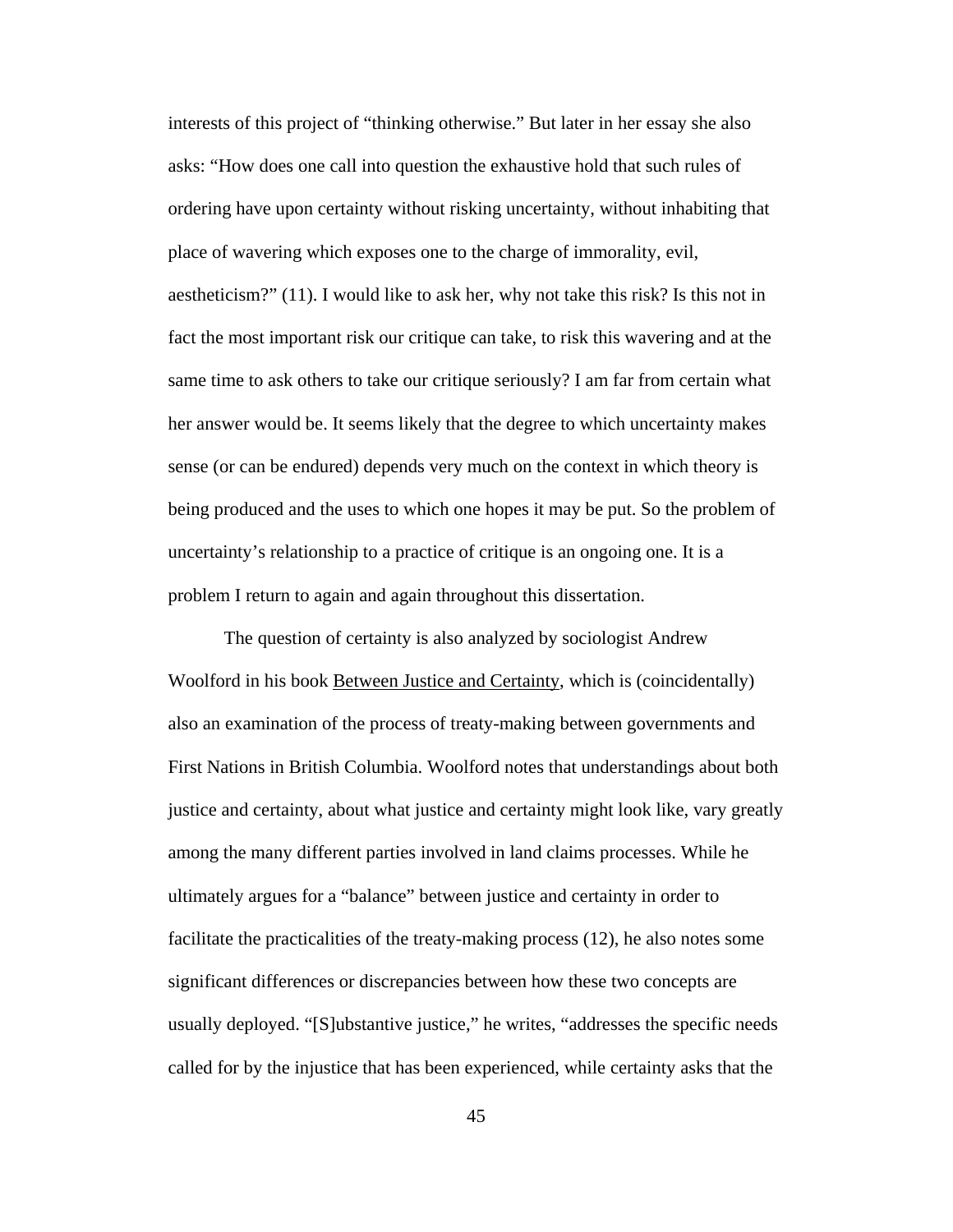interests of this project of "thinking otherwise." But later in her essay she also asks: "How does one call into question the exhaustive hold that such rules of ordering have upon certainty without risking uncertainty, without inhabiting that place of wavering which exposes one to the charge of immorality, evil, aestheticism?" (11). I would like to ask her, why not take this risk? Is this not in fact the most important risk our critique can take, to risk this wavering and at the same time to ask others to take our critique seriously? I am far from certain what her answer would be. It seems likely that the degree to which uncertainty makes sense (or can be endured) depends very much on the context in which theory is being produced and the uses to which one hopes it may be put. So the problem of uncertainty's relationship to a practice of critique is an ongoing one. It is a problem I return to again and again throughout this dissertation.

The question of certainty is also analyzed by sociologist Andrew Woolford in his book Between Justice and Certainty, which is (coincidentally) also an examination of the process of treaty-making between governments and First Nations in British Columbia. Woolford notes that understandings about both justice and certainty, about what justice and certainty might look like, vary greatly among the many different parties involved in land claims processes. While he ultimately argues for a "balance" between justice and certainty in order to facilitate the practicalities of the treaty-making process (12), he also notes some significant differences or discrepancies between how these two concepts are usually deployed. "[S]ubstantive justice," he writes, "addresses the specific needs called for by the injustice that has been experienced, while certainty asks that the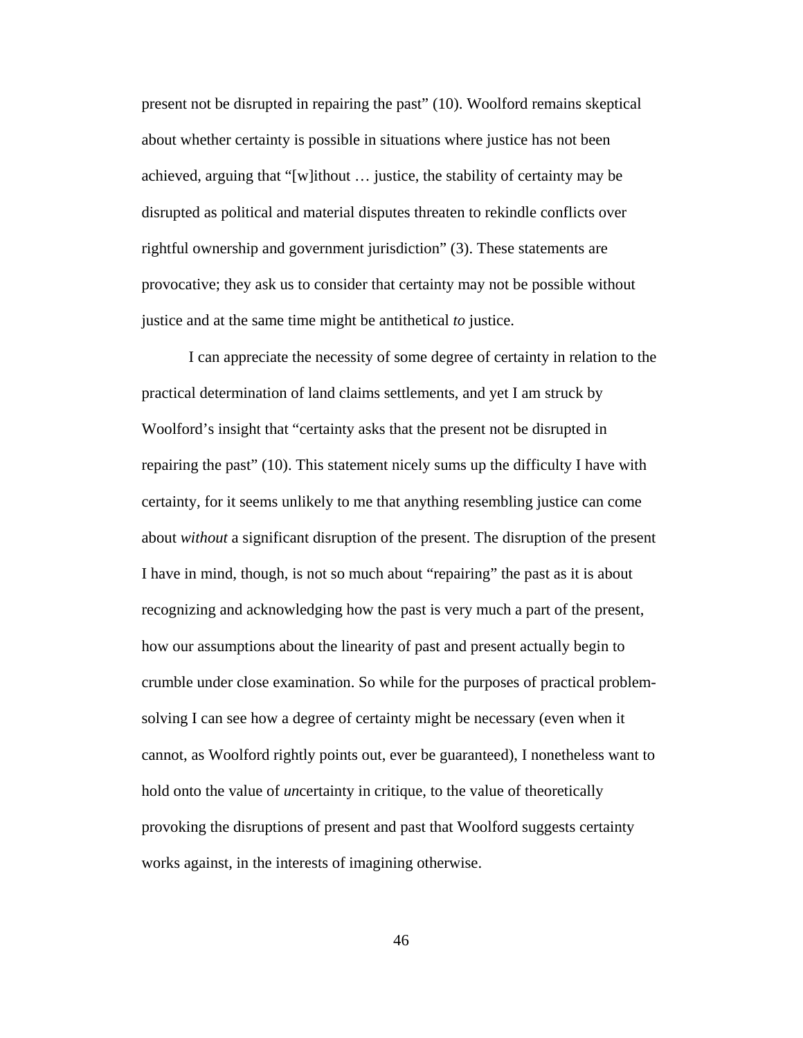present not be disrupted in repairing the past" (10). Woolford remains skeptical about whether certainty is possible in situations where justice has not been achieved, arguing that "[w]ithout … justice, the stability of certainty may be disrupted as political and material disputes threaten to rekindle conflicts over rightful ownership and government jurisdiction" (3). These statements are provocative; they ask us to consider that certainty may not be possible without justice and at the same time might be antithetical *to* justice.

I can appreciate the necessity of some degree of certainty in relation to the practical determination of land claims settlements, and yet I am struck by Woolford's insight that "certainty asks that the present not be disrupted in repairing the past" (10). This statement nicely sums up the difficulty I have with certainty, for it seems unlikely to me that anything resembling justice can come about *without* a significant disruption of the present. The disruption of the present I have in mind, though, is not so much about "repairing" the past as it is about recognizing and acknowledging how the past is very much a part of the present, how our assumptions about the linearity of past and present actually begin to crumble under close examination. So while for the purposes of practical problem-solving I can see how a degree of certainty might be necessary (even when it cannot, as Woolford rightly points out, ever be guaranteed), I nonetheless want to hold onto the value of *un*certainty in critique, to the value of theoretically provoking the disruptions of present and past that Woolford suggests certainty works against, in the interests of imagining otherwise.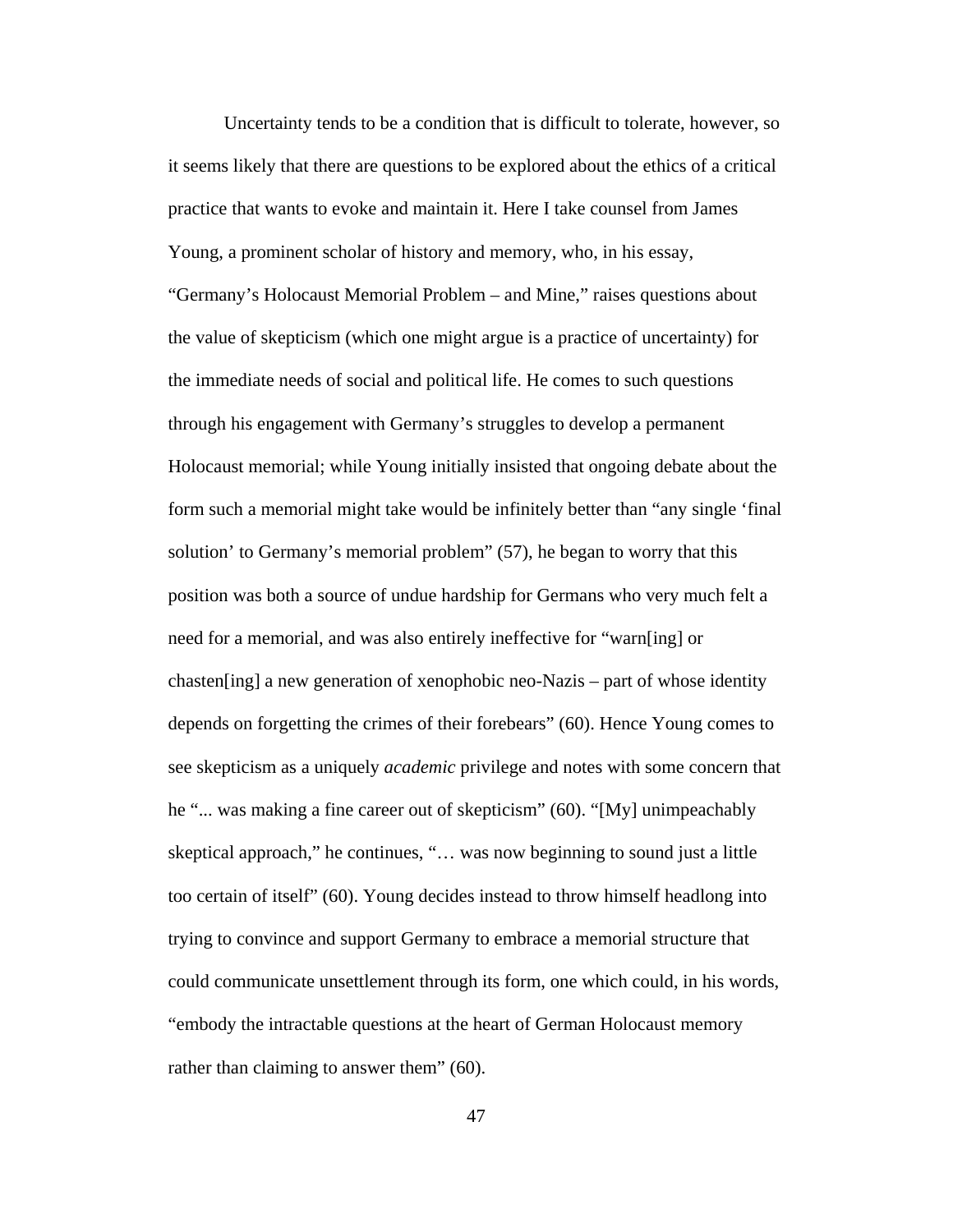Uncertainty tends to be a condition that is difficult to tolerate, however, so it seems likely that there are questions to be explored about the ethics of a critical practice that wants to evoke and maintain it. Here I take counsel from James Young, a prominent scholar of history and memory, who, in his essay, "Germany's Holocaust Memorial Problem – and Mine," raises questions about the value of skepticism (which one might argue is a practice of uncertainty) for the immediate needs of social and political life. He comes to such questions through his engagement with Germany's struggles to develop a permanent Holocaust memorial; while Young initially insisted that ongoing debate about the form such a memorial might take would be infinitely better than "any single 'final solution' to Germany's memorial problem" (57), he began to worry that this position was both a source of undue hardship for Germans who very much felt a need for a memorial, and was also entirely ineffective for "warn[ing] or chasten[ing] a new generation of xenophobic neo-Nazis – part of whose identity depends on forgetting the crimes of their forebears" (60). Hence Young comes to see skepticism as a uniquely *academic* privilege and notes with some concern that he "... was making a fine career out of skepticism" (60). "[My] unimpeachably skeptical approach," he continues, "… was now beginning to sound just a little too certain of itself" (60). Young decides instead to throw himself headlong into trying to convince and support Germany to embrace a memorial structure that could communicate unsettlement through its form, one which could, in his words, "embody the intractable questions at the heart of German Holocaust memory rather than claiming to answer them" (60).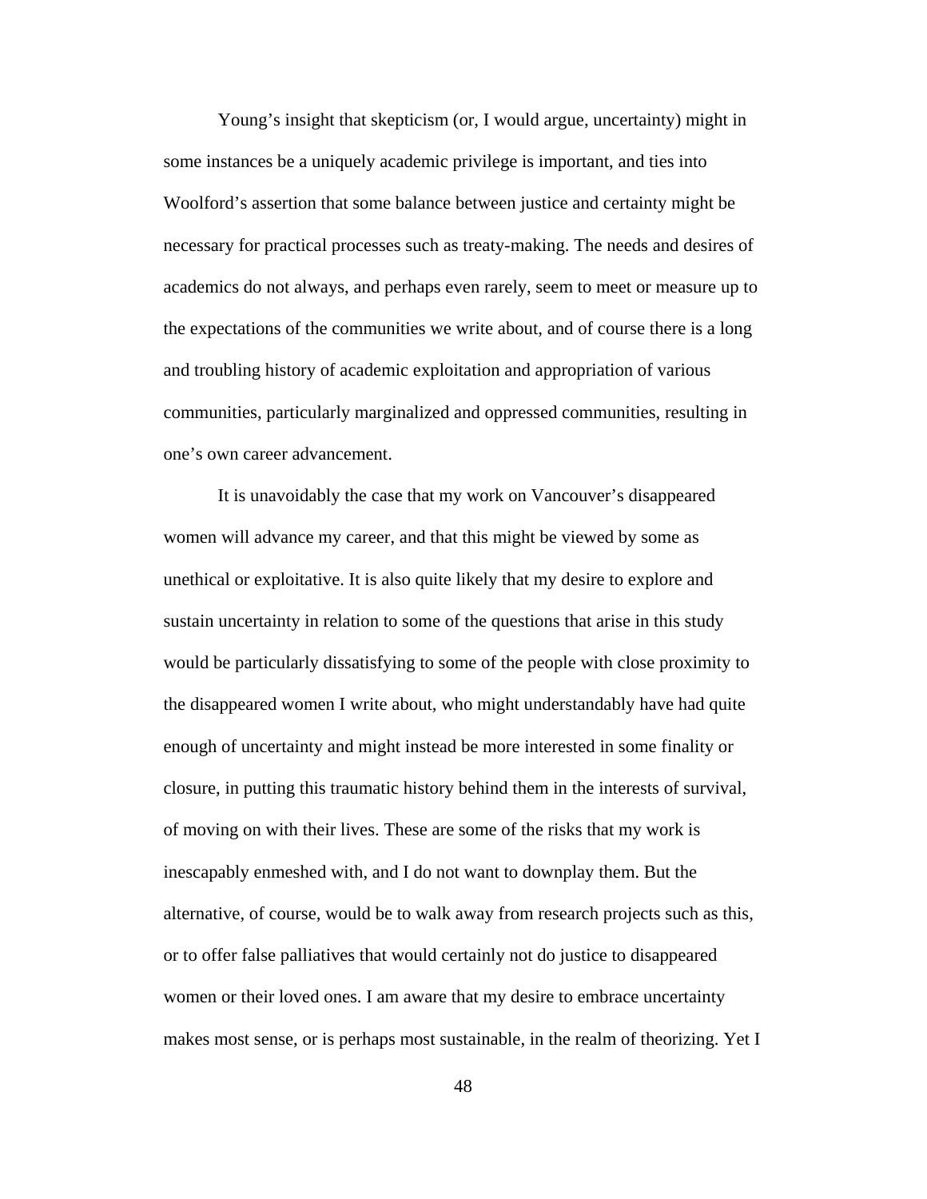Young's insight that skepticism (or, I would argue, uncertainty) might in some instances be a uniquely academic privilege is important, and ties into Woolford's assertion that some balance between justice and certainty might be necessary for practical processes such as treaty-making. The needs and desires of academics do not always, and perhaps even rarely, seem to meet or measure up to the expectations of the communities we write about, and of course there is a long and troubling history of academic exploitation and appropriation of various communities, particularly marginalized and oppressed communities, resulting in one's own career advancement.

It is unavoidably the case that my work on Vancouver's disappeared women will advance my career, and that this might be viewed by some as unethical or exploitative. It is also quite likely that my desire to explore and sustain uncertainty in relation to some of the questions that arise in this study would be particularly dissatisfying to some of the people with close proximity to the disappeared women I write about, who might understandably have had quite enough of uncertainty and might instead be more interested in some finality or closure, in putting this traumatic history behind them in the interests of survival, of moving on with their lives. These are some of the risks that my work is inescapably enmeshed with, and I do not want to downplay them. But the alternative, of course, would be to walk away from research projects such as this, or to offer false palliatives that would certainly not do justice to disappeared women or their loved ones. I am aware that my desire to embrace uncertainty makes most sense, or is perhaps most sustainable, in the realm of theorizing. Yet I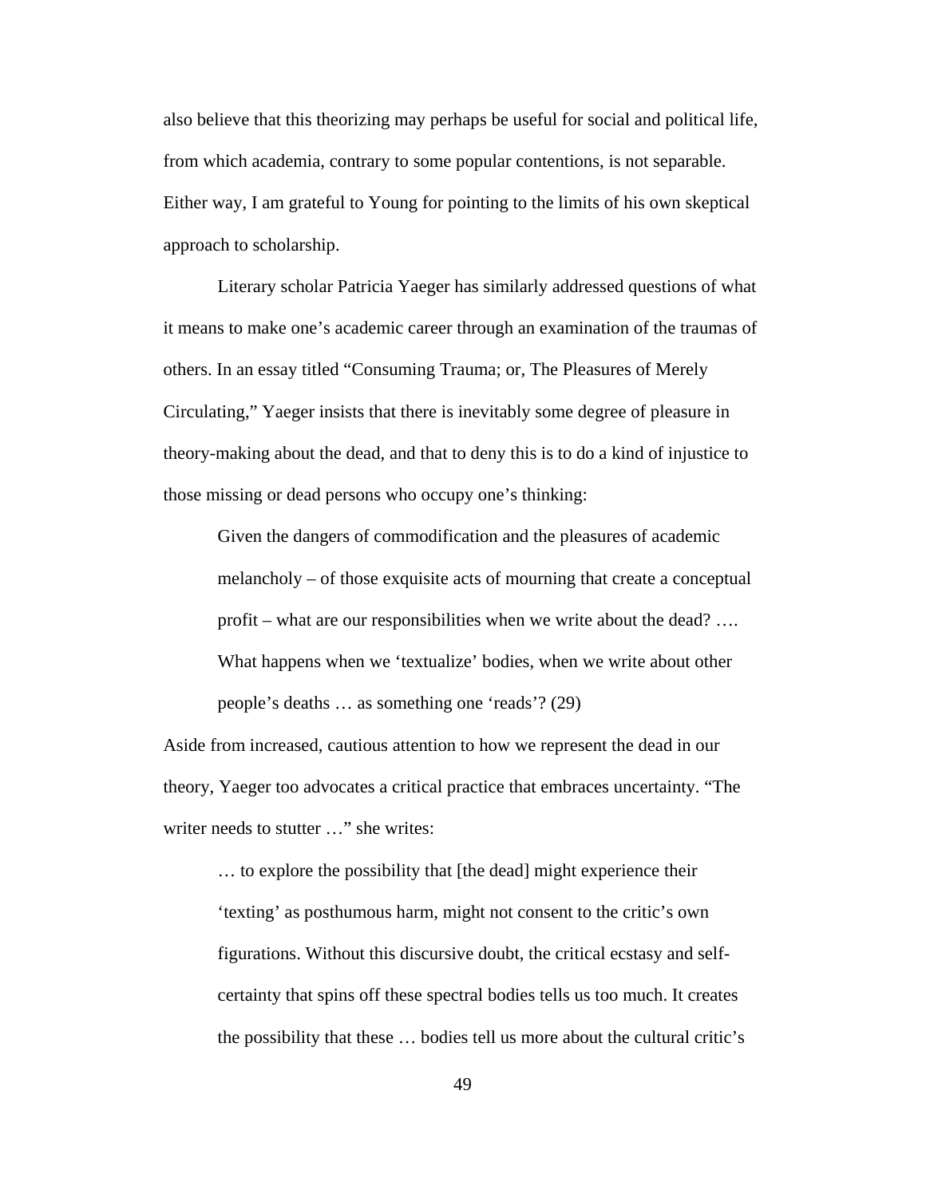also believe that this theorizing may perhaps be useful for social and political life, from which academia, contrary to some popular contentions, is not separable. Either way, I am grateful to Young for pointing to the limits of his own skeptical approach to scholarship.

Literary scholar Patricia Yaeger has similarly addressed questions of what it means to make one's academic career through an examination of the traumas of others. In an essay titled "Consuming Trauma; or, The Pleasures of Merely Circulating," Yaeger insists that there is inevitably some degree of pleasure in theory-making about the dead, and that to deny this is to do a kind of injustice to those missing or dead persons who occupy one's thinking:

> Given the dangers of commodification and the pleasures of academic melancholy – of those exquisite acts of mourning that create a conceptual profit – what are our responsibilities when we write about the dead? …. What happens when we 'textualize' bodies, when we write about other people's deaths … as something one 'reads'? (29)

Aside from increased, cautious attention to how we represent the dead in our theory, Yaeger too advocates a critical practice that embraces uncertainty. "The writer needs to stutter …" she writes:

> … to explore the possibility that [the dead] might experience their 'texting' as posthumous harm, might not consent to the critic's own figurations. Without this discursive doubt, the critical ecstasy and self-certainty that spins off these spectral bodies tells us too much. It creates the possibility that these … bodies tell us more about the cultural critic's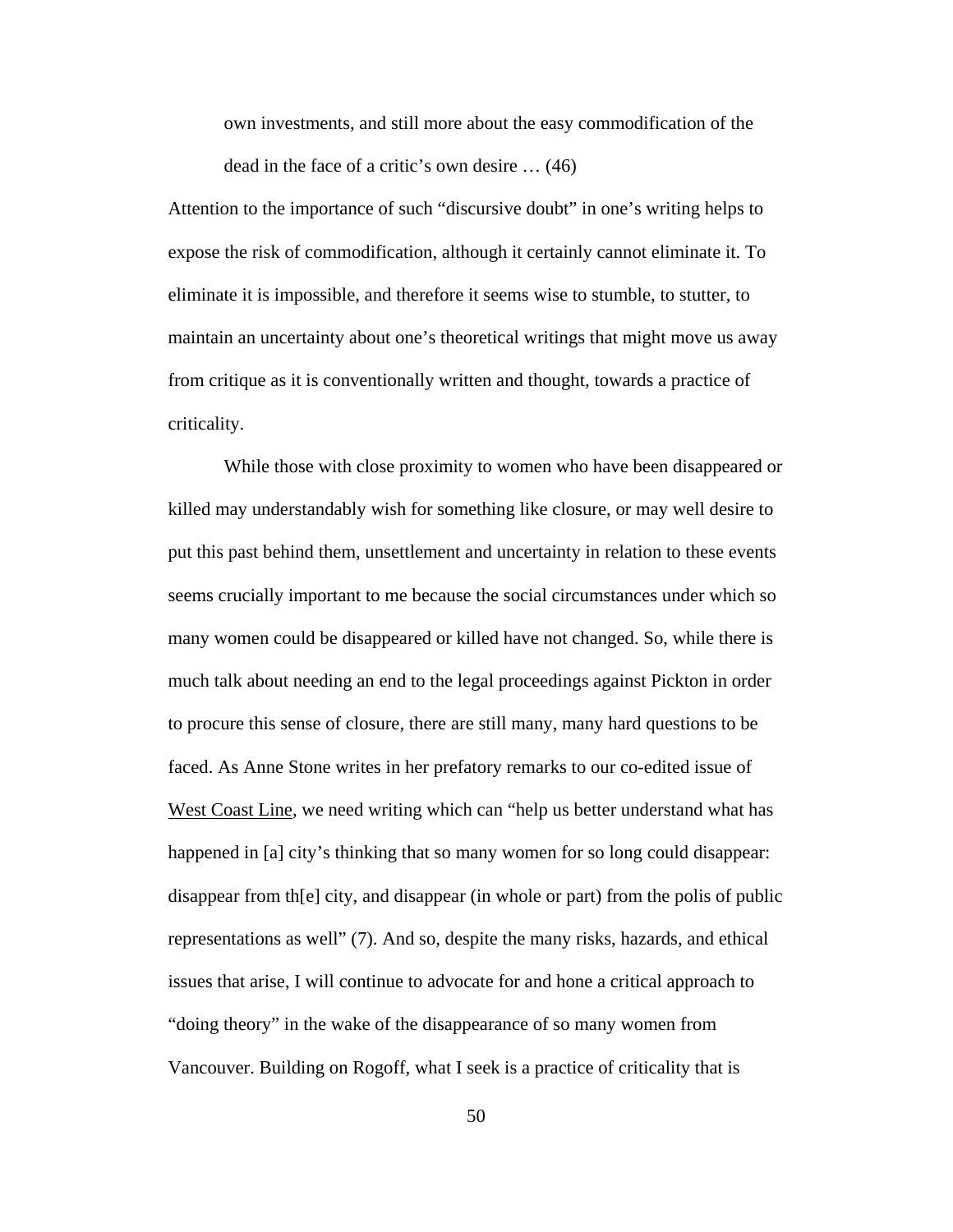> own investments, and still more about the easy commodification of the dead in the face of a critic's own desire … (46)

Attention to the importance of such "discursive doubt" in one's writing helps to expose the risk of commodification, although it certainly cannot eliminate it. To eliminate it is impossible, and therefore it seems wise to stumble, to stutter, to maintain an uncertainty about one's theoretical writings that might move us away from critique as it is conventionally written and thought, towards a practice of criticality.

While those with close proximity to women who have been disappeared or killed may understandably wish for something like closure, or may well desire to put this past behind them, unsettlement and uncertainty in relation to these events seems crucially important to me because the social circumstances under which so many women could be disappeared or killed have not changed. So, while there is much talk about needing an end to the legal proceedings against Pickton in order to procure this sense of closure, there are still many, many hard questions to be faced. As Anne Stone writes in her prefatory remarks to our co-edited issue of West Coast Line, we need writing which can "help us better understand what has happened in [a] city's thinking that so many women for so long could disappear: disappear from th[e] city, and disappear (in whole or part) from the polis of public representations as well" (7). And so, despite the many risks, hazards, and ethical issues that arise, I will continue to advocate for and hone a critical approach to "doing theory" in the wake of the disappearance of so many women from Vancouver. Building on Rogoff, what I seek is a practice of criticality that is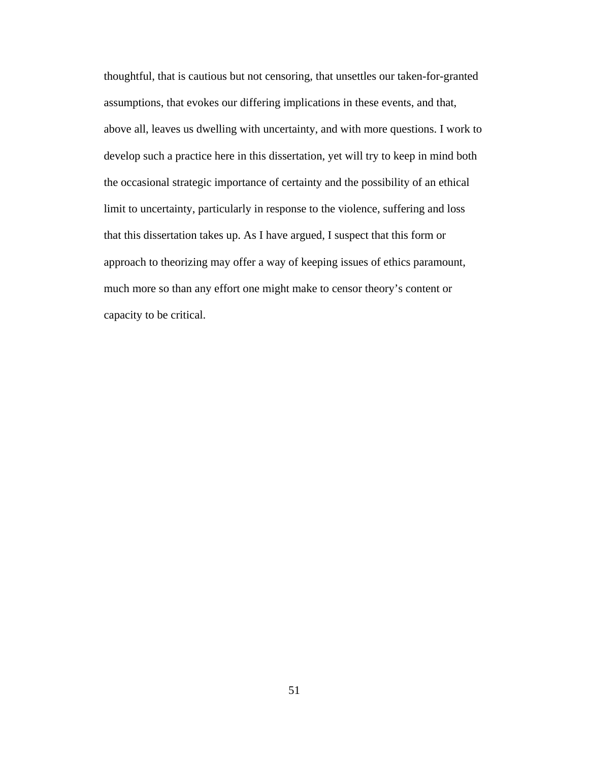thoughtful, that is cautious but not censoring, that unsettles our taken-for-granted assumptions, that evokes our differing implications in these events, and that, above all, leaves us dwelling with uncertainty, and with more questions. I work to develop such a practice here in this dissertation, yet will try to keep in mind both the occasional strategic importance of certainty and the possibility of an ethical limit to uncertainty, particularly in response to the violence, suffering and loss that this dissertation takes up. As I have argued, I suspect that this form or approach to theorizing may offer a way of keeping issues of ethics paramount, much more so than any effort one might make to censor theory's content or capacity to be critical.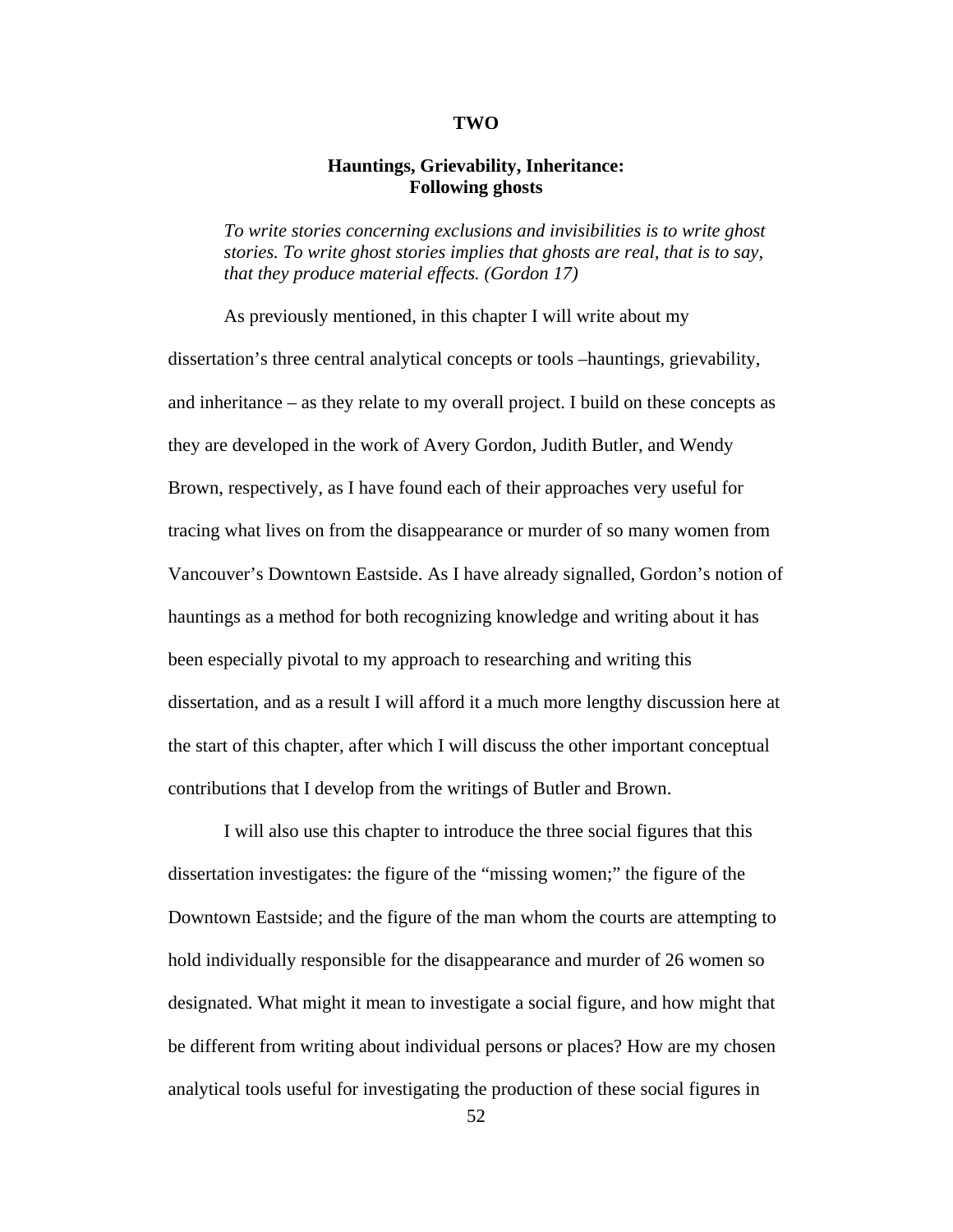# TWO

## Hauntings, Grievability, Inheritance: Following ghosts

> *To write stories concerning exclusions and invisibilities is to write ghost stories. To write ghost stories implies that ghosts are real, that is to say, that they produce material effects. (Gordon 17)*

As previously mentioned, in this chapter I will write about my dissertation's three central analytical concepts or tools –hauntings, grievability, and inheritance – as they relate to my overall project. I build on these concepts as they are developed in the work of Avery Gordon, Judith Butler, and Wendy Brown, respectively, as I have found each of their approaches very useful for tracing what lives on from the disappearance or murder of so many women from Vancouver's Downtown Eastside. As I have already signalled, Gordon's notion of hauntings as a method for both recognizing knowledge and writing about it has been especially pivotal to my approach to researching and writing this dissertation, and as a result I will afford it a much more lengthy discussion here at the start of this chapter, after which I will discuss the other important conceptual contributions that I develop from the writings of Butler and Brown.

I will also use this chapter to introduce the three social figures that this dissertation investigates: the figure of the "missing women;" the figure of the Downtown Eastside; and the figure of the man whom the courts are attempting to hold individually responsible for the disappearance and murder of 26 women so designated. What might it mean to investigate a social figure, and how might that be different from writing about individual persons or places? How are my chosen analytical tools useful for investigating the production of these social figures in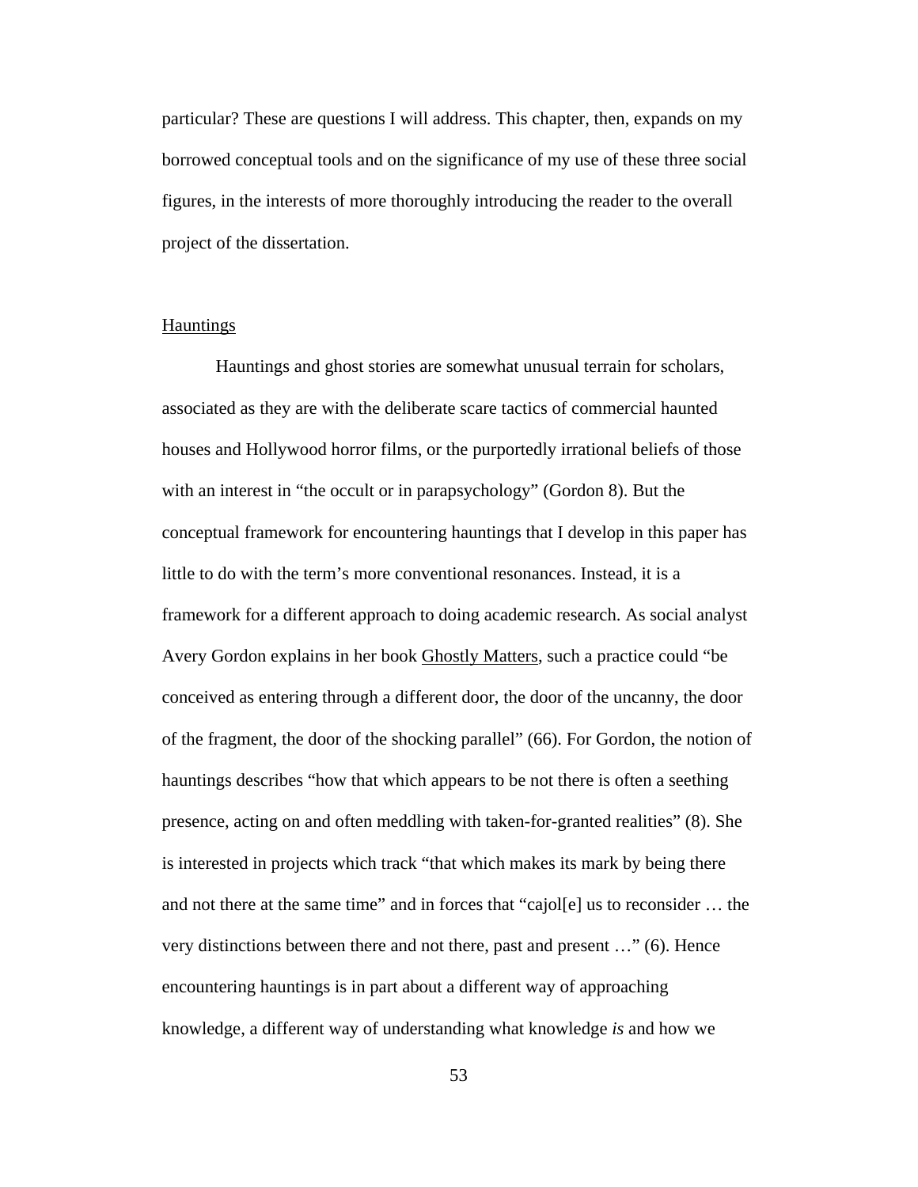particular? These are questions I will address. This chapter, then, expands on my borrowed conceptual tools and on the significance of my use of these three social figures, in the interests of more thoroughly introducing the reader to the overall project of the dissertation.

## Hauntings

Hauntings and ghost stories are somewhat unusual terrain for scholars, associated as they are with the deliberate scare tactics of commercial haunted houses and Hollywood horror films, or the purportedly irrational beliefs of those with an interest in "the occult or in parapsychology" (Gordon 8). But the conceptual framework for encountering hauntings that I develop in this paper has little to do with the term's more conventional resonances. Instead, it is a framework for a different approach to doing academic research. As social analyst Avery Gordon explains in her book Ghostly Matters, such a practice could "be conceived as entering through a different door, the door of the uncanny, the door of the fragment, the door of the shocking parallel" (66). For Gordon, the notion of hauntings describes "how that which appears to be not there is often a seething presence, acting on and often meddling with taken-for-granted realities" (8). She is interested in projects which track "that which makes its mark by being there and not there at the same time" and in forces that "cajol[e] us to reconsider … the very distinctions between there and not there, past and present …" (6). Hence encountering hauntings is in part about a different way of approaching knowledge, a different way of understanding what knowledge *is* and how we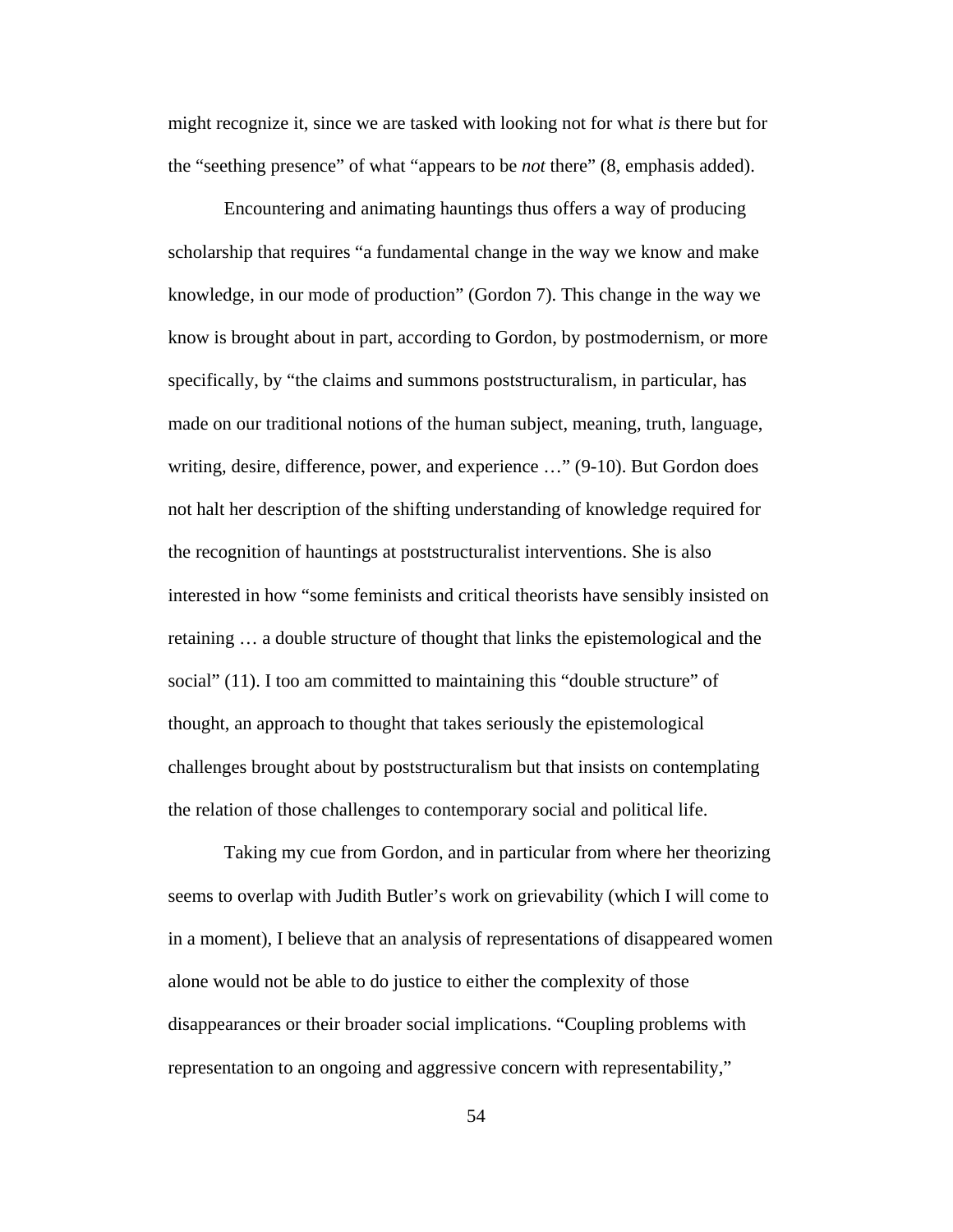might recognize it, since we are tasked with looking not for what *is* there but for the "seething presence" of what "appears to be *not* there" (8, emphasis added).

Encountering and animating hauntings thus offers a way of producing scholarship that requires "a fundamental change in the way we know and make knowledge, in our mode of production" (Gordon 7). This change in the way we know is brought about in part, according to Gordon, by postmodernism, or more specifically, by "the claims and summons poststructuralism, in particular, has made on our traditional notions of the human subject, meaning, truth, language, writing, desire, difference, power, and experience …" (9-10). But Gordon does not halt her description of the shifting understanding of knowledge required for the recognition of hauntings at poststructuralist interventions. She is also interested in how "some feminists and critical theorists have sensibly insisted on retaining … a double structure of thought that links the epistemological and the social" (11). I too am committed to maintaining this "double structure" of thought, an approach to thought that takes seriously the epistemological challenges brought about by poststructuralism but that insists on contemplating the relation of those challenges to contemporary social and political life.

Taking my cue from Gordon, and in particular from where her theorizing seems to overlap with Judith Butler's work on grievability (which I will come to in a moment), I believe that an analysis of representations of disappeared women alone would not be able to do justice to either the complexity of those disappearances or their broader social implications. "Coupling problems with representation to an ongoing and aggressive concern with representability,"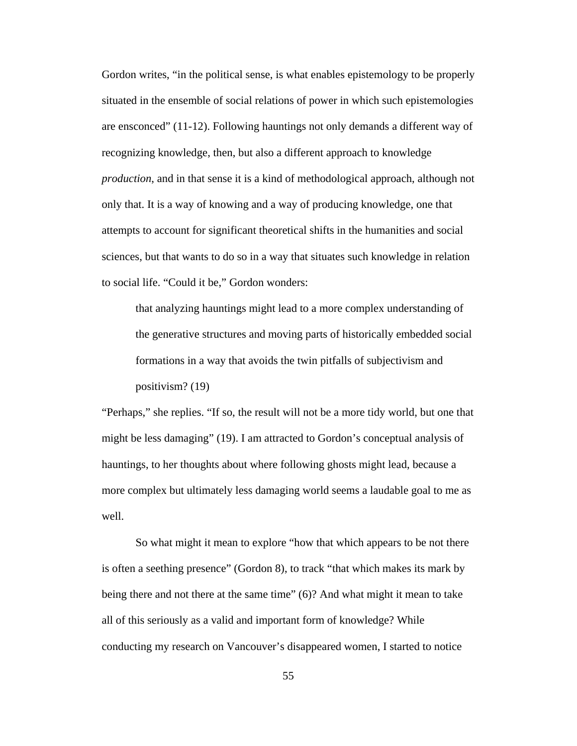Gordon writes, "in the political sense, is what enables epistemology to be properly situated in the ensemble of social relations of power in which such epistemologies are ensconced" (11-12). Following hauntings not only demands a different way of recognizing knowledge, then, but also a different approach to knowledge *production*, and in that sense it is a kind of methodological approach, although not only that. It is a way of knowing and a way of producing knowledge, one that attempts to account for significant theoretical shifts in the humanities and social sciences, but that wants to do so in a way that situates such knowledge in relation to social life. "Could it be," Gordon wonders:

> that analyzing hauntings might lead to a more complex understanding of the generative structures and moving parts of historically embedded social formations in a way that avoids the twin pitfalls of subjectivism and positivism? (19)

"Perhaps," she replies. "If so, the result will not be a more tidy world, but one that might be less damaging" (19). I am attracted to Gordon's conceptual analysis of hauntings, to her thoughts about where following ghosts might lead, because a more complex but ultimately less damaging world seems a laudable goal to me as well.

So what might it mean to explore "how that which appears to be not there is often a seething presence" (Gordon 8), to track "that which makes its mark by being there and not there at the same time" (6)? And what might it mean to take all of this seriously as a valid and important form of knowledge? While conducting my research on Vancouver's disappeared women, I started to notice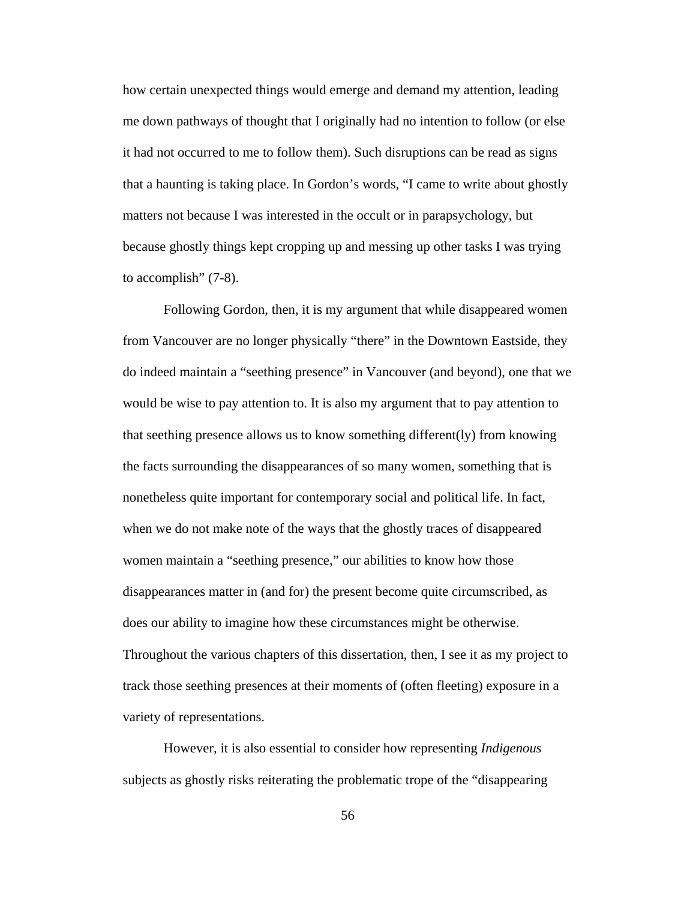how certain unexpected things would emerge and demand my attention, leading me down pathways of thought that I originally had no intention to follow (or else it had not occurred to me to follow them). Such disruptions can be read as signs that a haunting is taking place. In Gordon's words, "I came to write about ghostly matters not because I was interested in the occult or in parapsychology, but because ghostly things kept cropping up and messing up other tasks I was trying to accomplish" (7-8).

Following Gordon, then, it is my argument that while disappeared women from Vancouver are no longer physically "there" in the Downtown Eastside, they do indeed maintain a "seething presence" in Vancouver (and beyond), one that we would be wise to pay attention to. It is also my argument that to pay attention to that seething presence allows us to know something different(ly) from knowing the facts surrounding the disappearances of so many women, something that is nonetheless quite important for contemporary social and political life. In fact, when we do not make note of the ways that the ghostly traces of disappeared women maintain a "seething presence," our abilities to know how those disappearances matter in (and for) the present become quite circumscribed, as does our ability to imagine how these circumstances might be otherwise. Throughout the various chapters of this dissertation, then, I see it as my project to track those seething presences at their moments of (often fleeting) exposure in a variety of representations.

However, it is also essential to consider how representing *Indigenous* subjects as ghostly risks reiterating the problematic trope of the "disappearing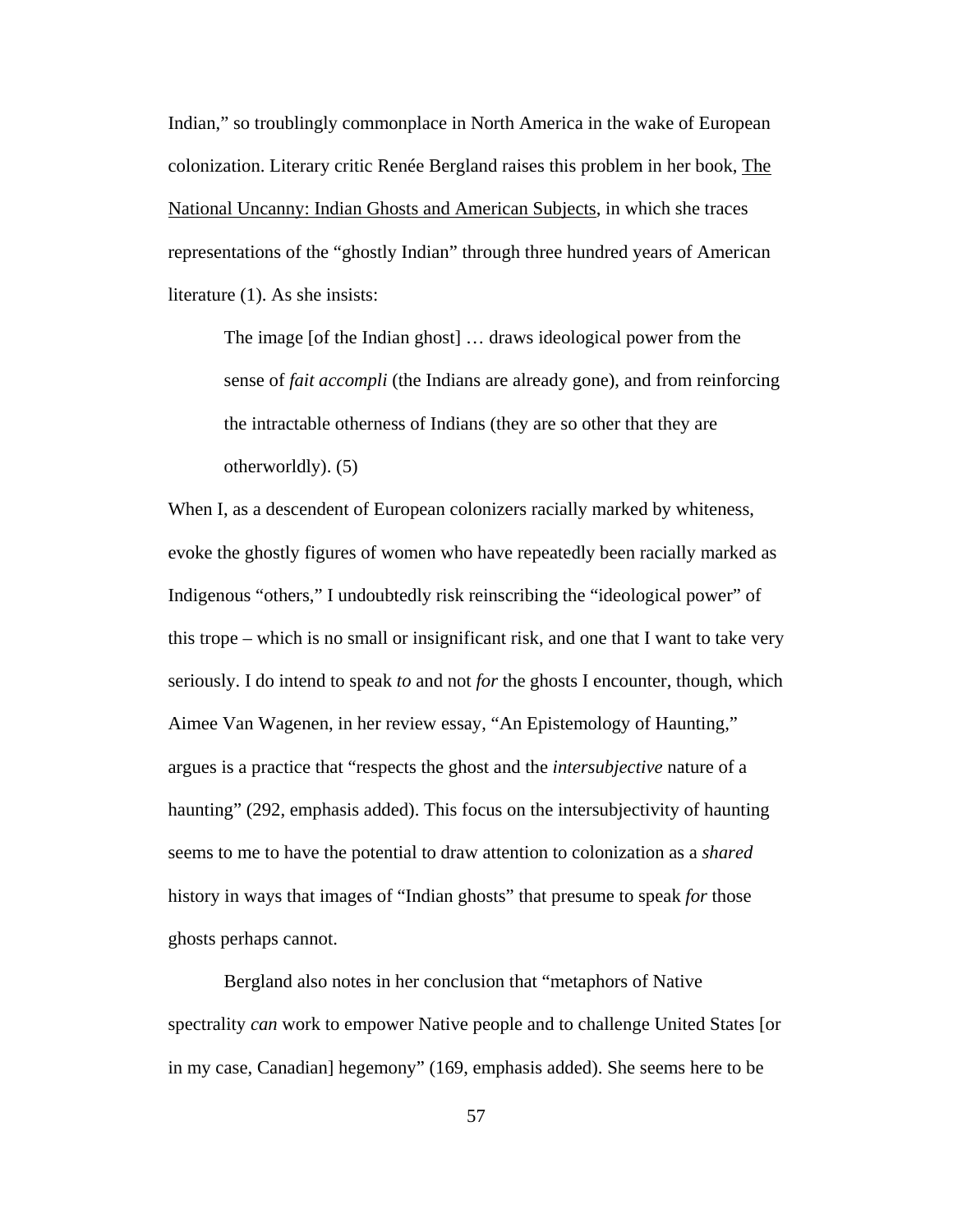Indian," so troublingly commonplace in North America in the wake of European colonization. Literary critic Renée Bergland raises this problem in her book, The National Uncanny: Indian Ghosts and American Subjects, in which she traces representations of the "ghostly Indian" through three hundred years of American literature (1). As she insists:

> The image [of the Indian ghost] … draws ideological power from the sense of *fait accompli* (the Indians are already gone), and from reinforcing the intractable otherness of Indians (they are so other that they are otherworldly). (5)

When I, as a descendent of European colonizers racially marked by whiteness, evoke the ghostly figures of women who have repeatedly been racially marked as Indigenous "others," I undoubtedly risk reinscribing the "ideological power" of this trope – which is no small or insignificant risk, and one that I want to take very seriously. I do intend to speak *to* and not *for* the ghosts I encounter, though, which Aimee Van Wagenen, in her review essay, "An Epistemology of Haunting," argues is a practice that "respects the ghost and the *intersubjective* nature of a haunting" (292, emphasis added). This focus on the intersubjectivity of haunting seems to me to have the potential to draw attention to colonization as a *shared* history in ways that images of "Indian ghosts" that presume to speak *for* those ghosts perhaps cannot.

Bergland also notes in her conclusion that "metaphors of Native spectrality *can* work to empower Native people and to challenge United States [or in my case, Canadian] hegemony" (169, emphasis added). She seems here to be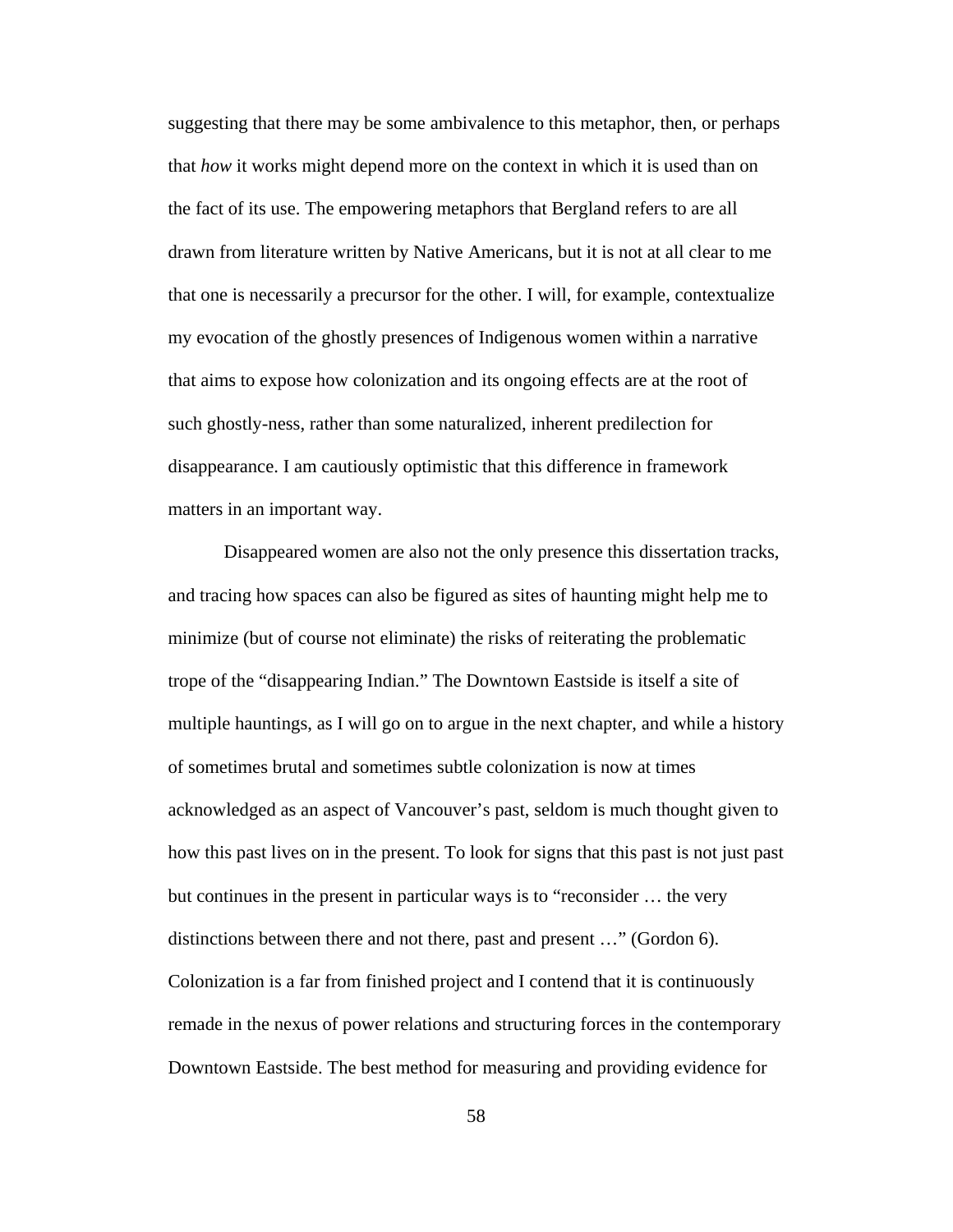suggesting that there may be some ambivalence to this metaphor, then, or perhaps that *how* it works might depend more on the context in which it is used than on the fact of its use. The empowering metaphors that Bergland refers to are all drawn from literature written by Native Americans, but it is not at all clear to me that one is necessarily a precursor for the other. I will, for example, contextualize my evocation of the ghostly presences of Indigenous women within a narrative that aims to expose how colonization and its ongoing effects are at the root of such ghostly-ness, rather than some naturalized, inherent predilection for disappearance. I am cautiously optimistic that this difference in framework matters in an important way.

Disappeared women are also not the only presence this dissertation tracks, and tracing how spaces can also be figured as sites of haunting might help me to minimize (but of course not eliminate) the risks of reiterating the problematic trope of the "disappearing Indian." The Downtown Eastside is itself a site of multiple hauntings, as I will go on to argue in the next chapter, and while a history of sometimes brutal and sometimes subtle colonization is now at times acknowledged as an aspect of Vancouver's past, seldom is much thought given to how this past lives on in the present. To look for signs that this past is not just past but continues in the present in particular ways is to "reconsider … the very distinctions between there and not there, past and present …" (Gordon 6). Colonization is a far from finished project and I contend that it is continuously remade in the nexus of power relations and structuring forces in the contemporary Downtown Eastside. The best method for measuring and providing evidence for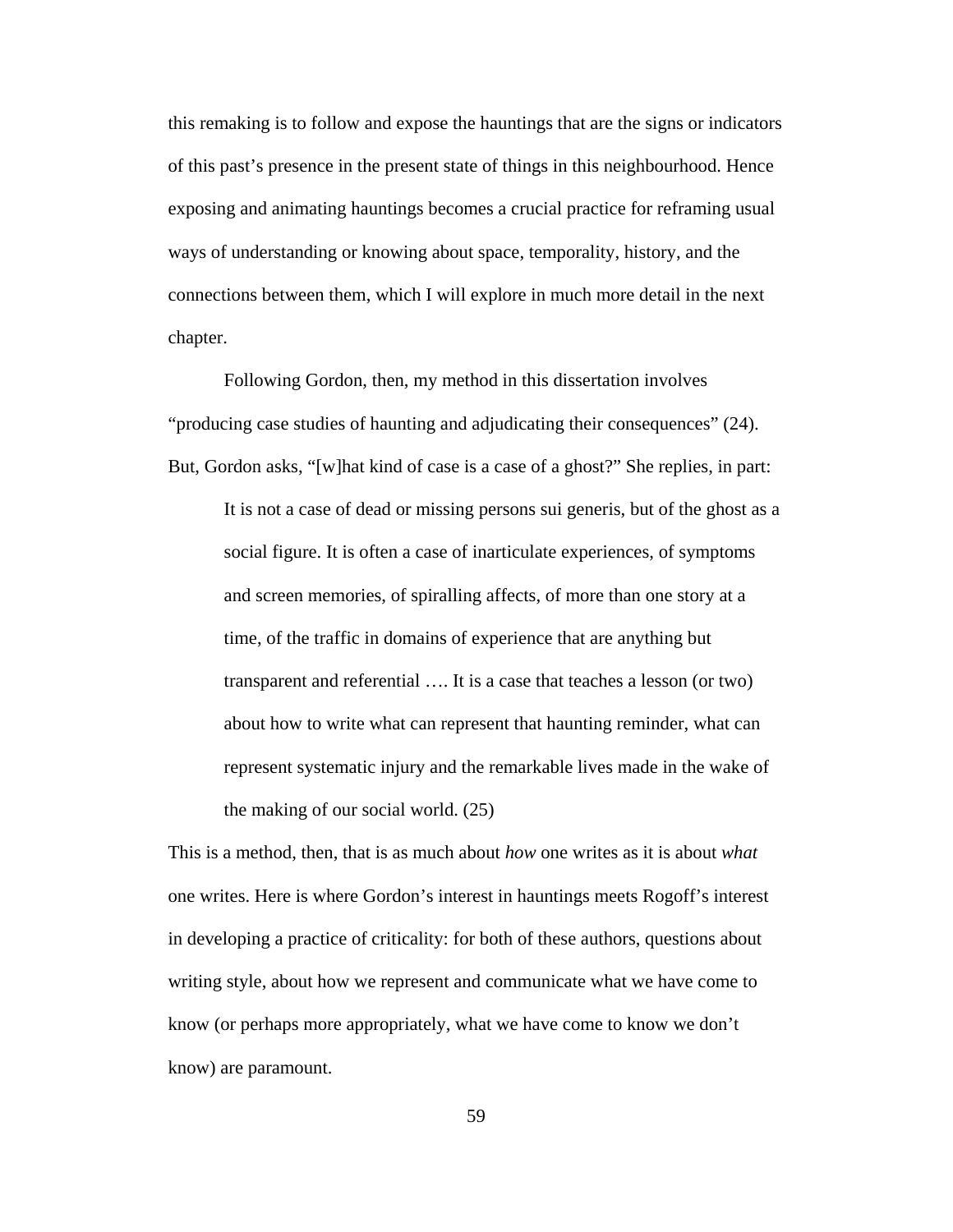this remaking is to follow and expose the hauntings that are the signs or indicators of this past's presence in the present state of things in this neighbourhood. Hence exposing and animating hauntings becomes a crucial practice for reframing usual ways of understanding or knowing about space, temporality, history, and the connections between them, which I will explore in much more detail in the next chapter.

Following Gordon, then, my method in this dissertation involves "producing case studies of haunting and adjudicating their consequences" (24). But, Gordon asks, "[w]hat kind of case is a case of a ghost?" She replies, in part:

> It is not a case of dead or missing persons sui generis, but of the ghost as a social figure. It is often a case of inarticulate experiences, of symptoms and screen memories, of spiralling affects, of more than one story at a time, of the traffic in domains of experience that are anything but transparent and referential …. It is a case that teaches a lesson (or two) about how to write what can represent that haunting reminder, what can represent systematic injury and the remarkable lives made in the wake of the making of our social world. (25)

This is a method, then, that is as much about *how* one writes as it is about *what* one writes. Here is where Gordon's interest in hauntings meets Rogoff's interest in developing a practice of criticality: for both of these authors, questions about writing style, about how we represent and communicate what we have come to know (or perhaps more appropriately, what we have come to know we don't know) are paramount.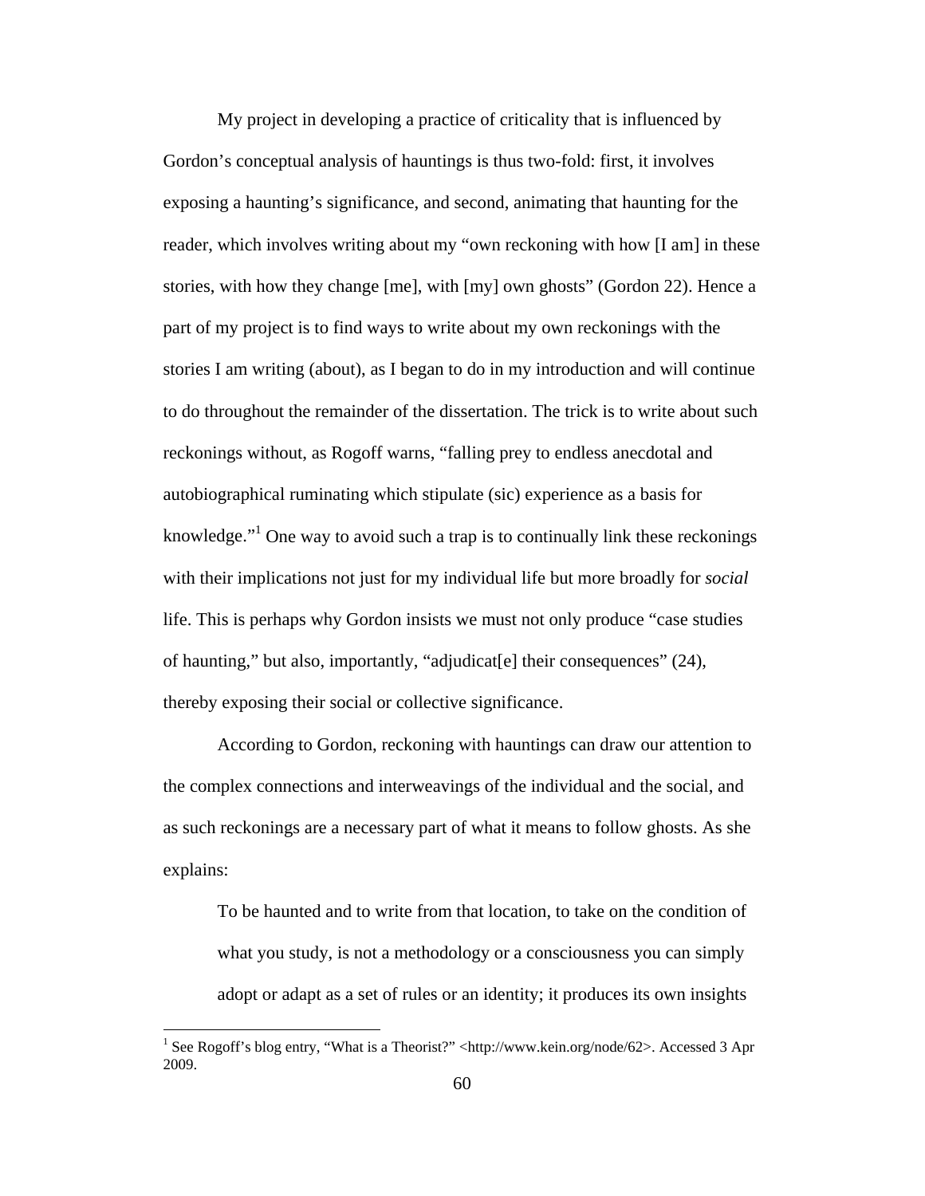My project in developing a practice of criticality that is influenced by Gordon's conceptual analysis of hauntings is thus two-fold: first, it involves exposing a haunting's significance, and second, animating that haunting for the reader, which involves writing about my "own reckoning with how [I am] in these stories, with how they change [me], with [my] own ghosts" (Gordon 22). Hence a part of my project is to find ways to write about my own reckonings with the stories I am writing (about), as I began to do in my introduction and will continue to do throughout the remainder of the dissertation. The trick is to write about such reckonings without, as Rogoff warns, "falling prey to endless anecdotal and autobiographical ruminating which stipulate (sic) experience as a basis for knowledge."[1] One way to avoid such a trap is to continually link these reckonings with their implications not just for my individual life but more broadly for *social* life. This is perhaps why Gordon insists we must not only produce "case studies of haunting," but also, importantly, "adjudicat[e] their consequences" (24), thereby exposing their social or collective significance.

According to Gordon, reckoning with hauntings can draw our attention to the complex connections and interweavings of the individual and the social, and as such reckonings are a necessary part of what it means to follow ghosts. As she explains:

> To be haunted and to write from that location, to take on the condition of what you study, is not a methodology or a consciousness you can simply adopt or adapt as a set of rules or an identity; it produces its own insights

[1] See Rogoff's blog entry, "What is a Theorist?" <http://www.kein.org/node/62>. Accessed 3 Apr 2009.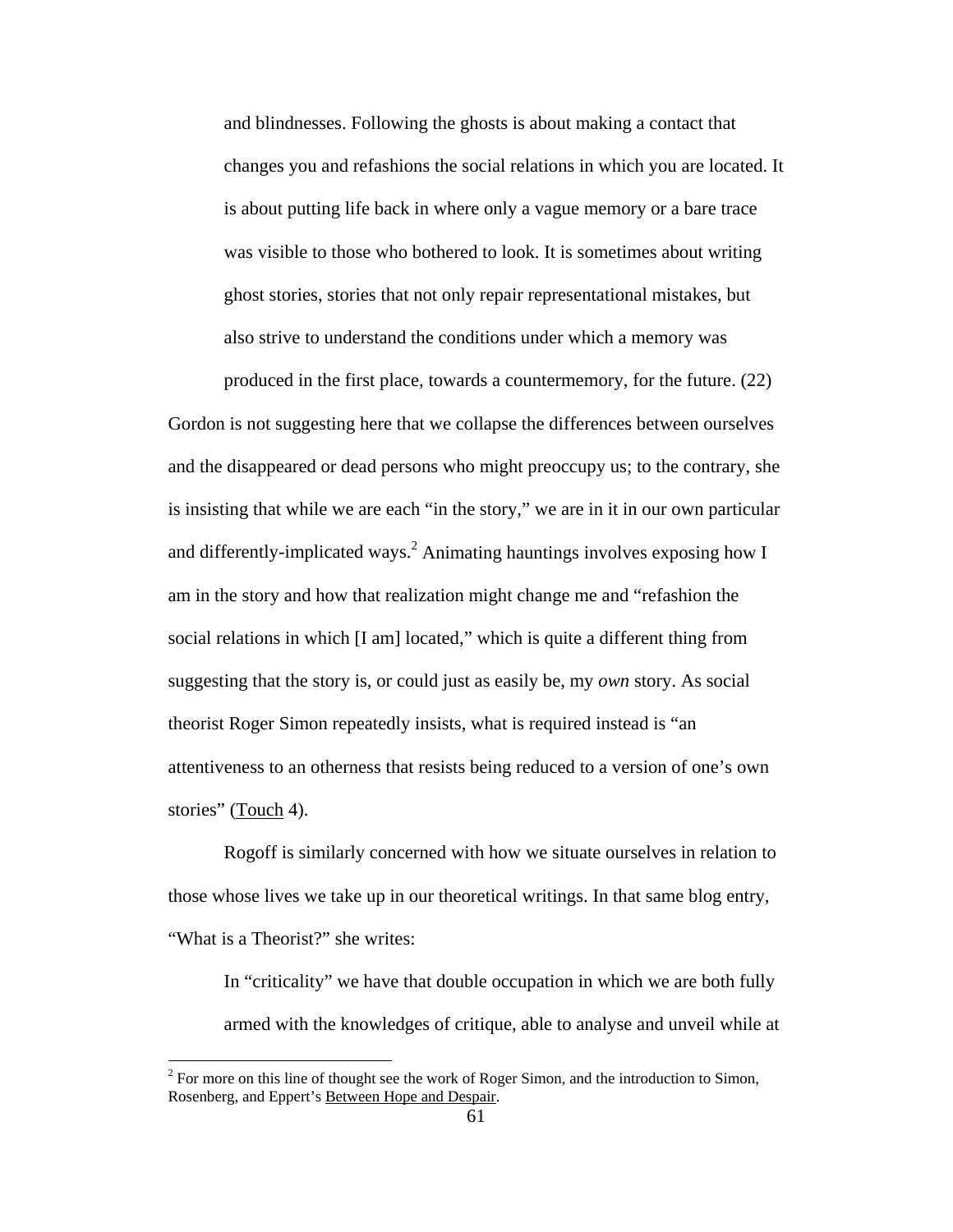> and blindnesses. Following the ghosts is about making a contact that changes you and refashions the social relations in which you are located. It is about putting life back in where only a vague memory or a bare trace was visible to those who bothered to look. It is sometimes about writing ghost stories, stories that not only repair representational mistakes, but also strive to understand the conditions under which a memory was produced in the first place, towards a countermemory, for the future. (22)

Gordon is not suggesting here that we collapse the differences between ourselves and the disappeared or dead persons who might preoccupy us; to the contrary, she is insisting that while we are each "in the story," we are in it in our own particular and differently-implicated ways.[2] Animating hauntings involves exposing how I am in the story and how that realization might change me and "refashion the social relations in which [I am] located," which is quite a different thing from suggesting that the story is, or could just as easily be, my *own* story. As social theorist Roger Simon repeatedly insists, what is required instead is "an attentiveness to an otherness that resists being reduced to a version of one's own stories" (Touch 4).

Rogoff is similarly concerned with how we situate ourselves in relation to those whose lives we take up in our theoretical writings. In that same blog entry, "What is a Theorist?" she writes:

> In "criticality" we have that double occupation in which we are both fully armed with the knowledges of critique, able to analyse and unveil while at

[2] For more on this line of thought see the work of Roger Simon, and the introduction to Simon, Rosenberg, and Eppert's Between Hope and Despair.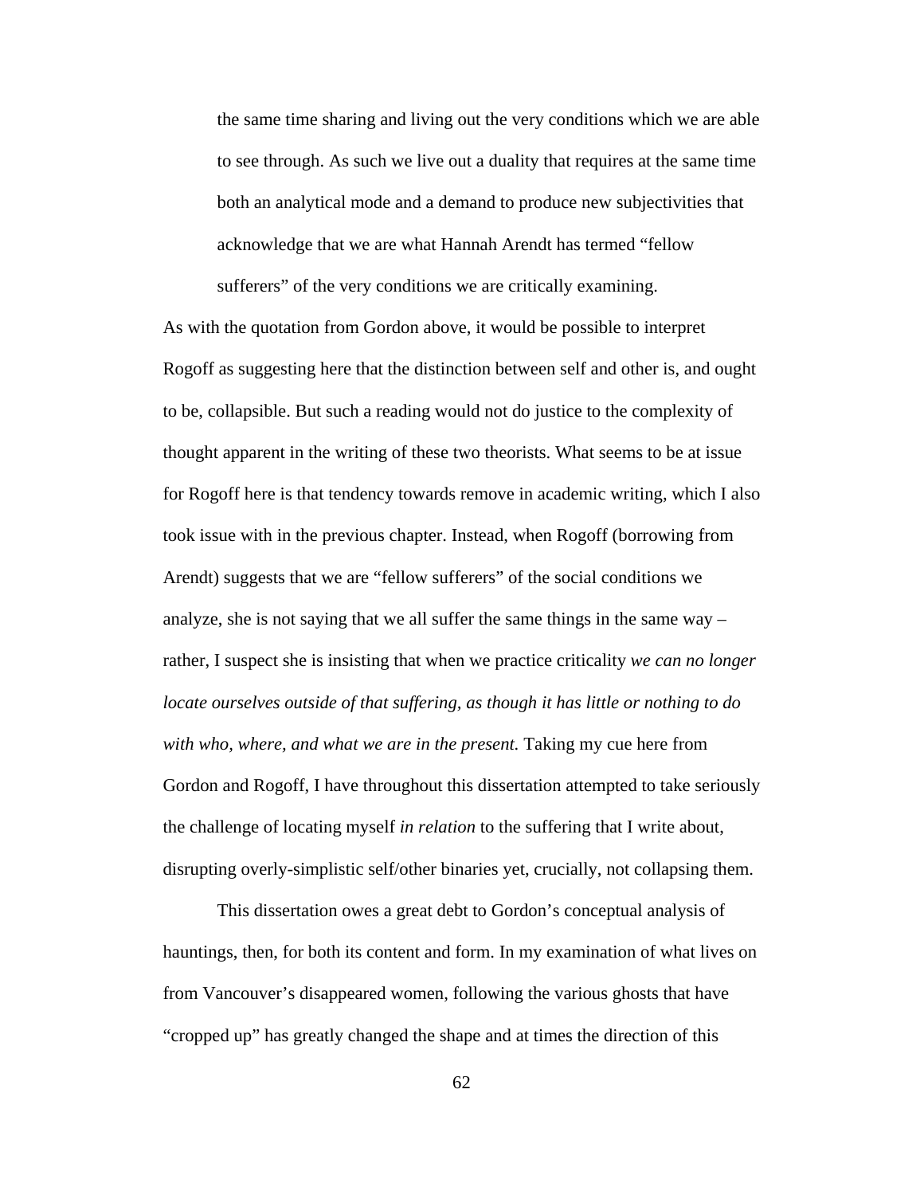> the same time sharing and living out the very conditions which we are able to see through. As such we live out a duality that requires at the same time both an analytical mode and a demand to produce new subjectivities that acknowledge that we are what Hannah Arendt has termed "fellow sufferers" of the very conditions we are critically examining.

As with the quotation from Gordon above, it would be possible to interpret Rogoff as suggesting here that the distinction between self and other is, and ought to be, collapsible. But such a reading would not do justice to the complexity of thought apparent in the writing of these two theorists. What seems to be at issue for Rogoff here is that tendency towards remove in academic writing, which I also took issue with in the previous chapter. Instead, when Rogoff (borrowing from Arendt) suggests that we are "fellow sufferers" of the social conditions we analyze, she is not saying that we all suffer the same things in the same way – rather, I suspect she is insisting that when we practice criticality *we can no longer locate ourselves outside of that suffering, as though it has little or nothing to do with who, where, and what we are in the present.* Taking my cue here from Gordon and Rogoff, I have throughout this dissertation attempted to take seriously the challenge of locating myself *in relation* to the suffering that I write about, disrupting overly-simplistic self/other binaries yet, crucially, not collapsing them.

This dissertation owes a great debt to Gordon's conceptual analysis of hauntings, then, for both its content and form. In my examination of what lives on from Vancouver's disappeared women, following the various ghosts that have "cropped up" has greatly changed the shape and at times the direction of this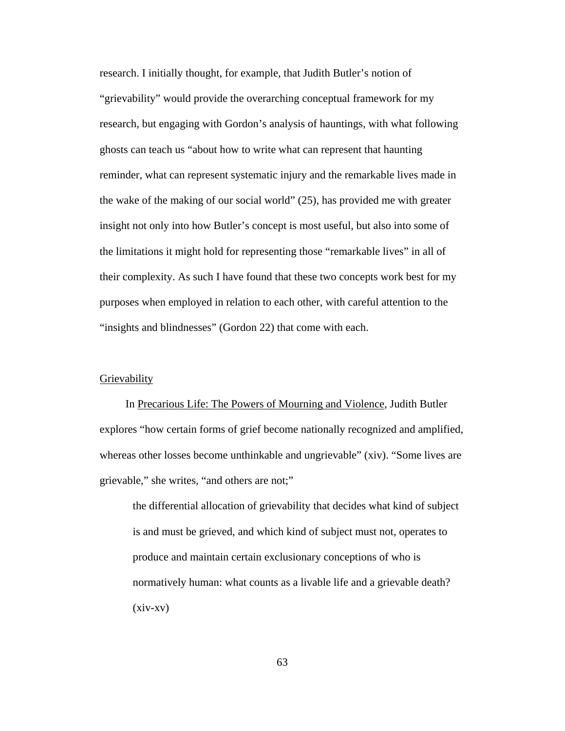research. I initially thought, for example, that Judith Butler's notion of "grievability" would provide the overarching conceptual framework for my research, but engaging with Gordon's analysis of hauntings, with what following ghosts can teach us "about how to write what can represent that haunting reminder, what can represent systematic injury and the remarkable lives made in the wake of the making of our social world" (25), has provided me with greater insight not only into how Butler's concept is most useful, but also into some of the limitations it might hold for representing those "remarkable lives" in all of their complexity. As such I have found that these two concepts work best for my purposes when employed in relation to each other, with careful attention to the "insights and blindnesses" (Gordon 22) that come with each.

## Grievability

In Precarious Life: The Powers of Mourning and Violence, Judith Butler explores "how certain forms of grief become nationally recognized and amplified, whereas other losses become unthinkable and ungrievable" (xiv). "Some lives are grievable," she writes, "and others are not;"

> the differential allocation of grievability that decides what kind of subject is and must be grieved, and which kind of subject must not, operates to produce and maintain certain exclusionary conceptions of who is normatively human: what counts as a livable life and a grievable death? (xiv-xv)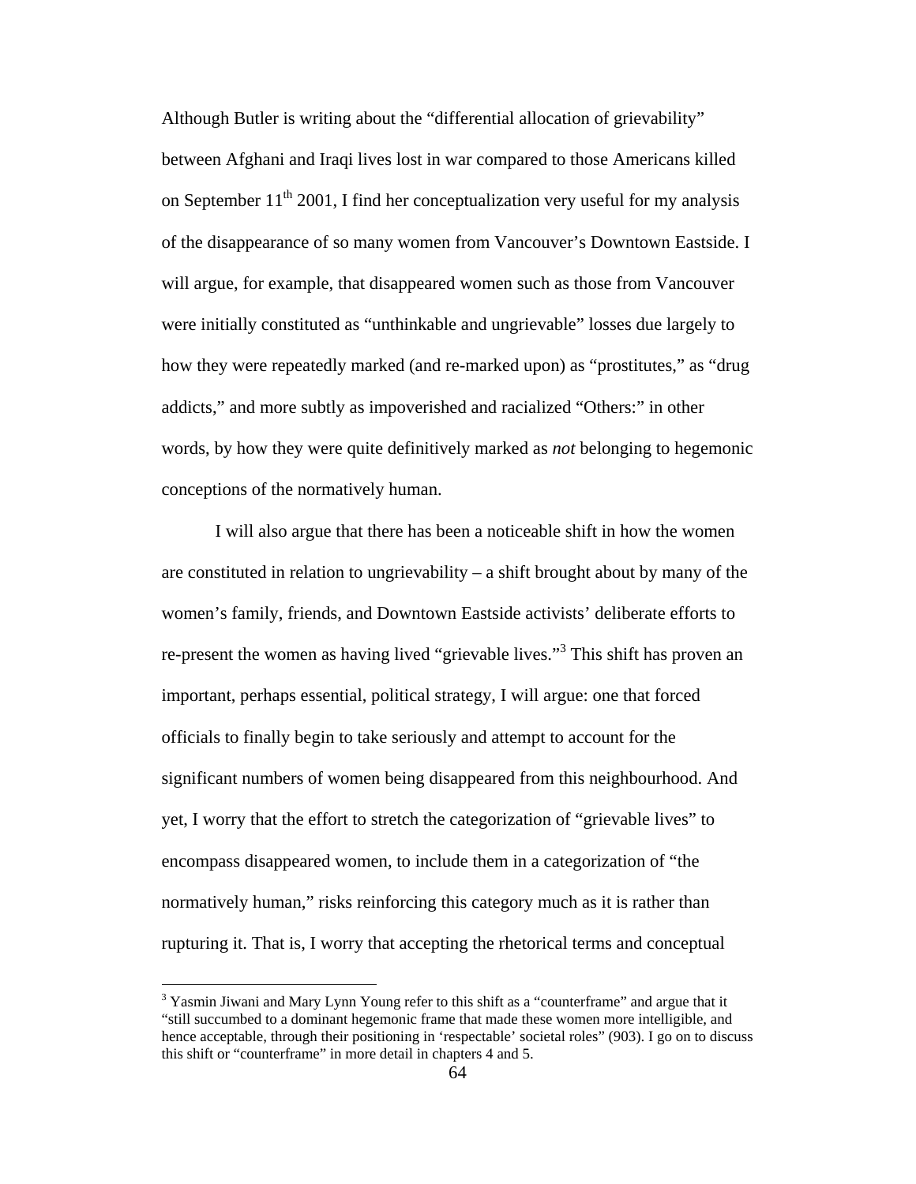Although Butler is writing about the "differential allocation of grievability" between Afghani and Iraqi lives lost in war compared to those Americans killed on September 11th 2001, I find her conceptualization very useful for my analysis of the disappearance of so many women from Vancouver's Downtown Eastside. I will argue, for example, that disappeared women such as those from Vancouver were initially constituted as "unthinkable and ungrievable" losses due largely to how they were repeatedly marked (and re-marked upon) as "prostitutes," as "drug addicts," and more subtly as impoverished and racialized "Others:" in other words, by how they were quite definitively marked as *not* belonging to hegemonic conceptions of the normatively human.

I will also argue that there has been a noticeable shift in how the women are constituted in relation to ungrievability – a shift brought about by many of the women's family, friends, and Downtown Eastside activists' deliberate efforts to re-present the women as having lived "grievable lives."[3] This shift has proven an important, perhaps essential, political strategy, I will argue: one that forced officials to finally begin to take seriously and attempt to account for the significant numbers of women being disappeared from this neighbourhood. And yet, I worry that the effort to stretch the categorization of "grievable lives" to encompass disappeared women, to include them in a categorization of "the normatively human," risks reinforcing this category much as it is rather than rupturing it. That is, I worry that accepting the rhetorical terms and conceptual

[3] Yasmin Jiwani and Mary Lynn Young refer to this shift as a "counterframe" and argue that it "still succumbed to a dominant hegemonic frame that made these women more intelligible, and hence acceptable, through their positioning in 'respectable' societal roles" (903). I go on to discuss this shift or "counterframe" in more detail in chapters 4 and 5.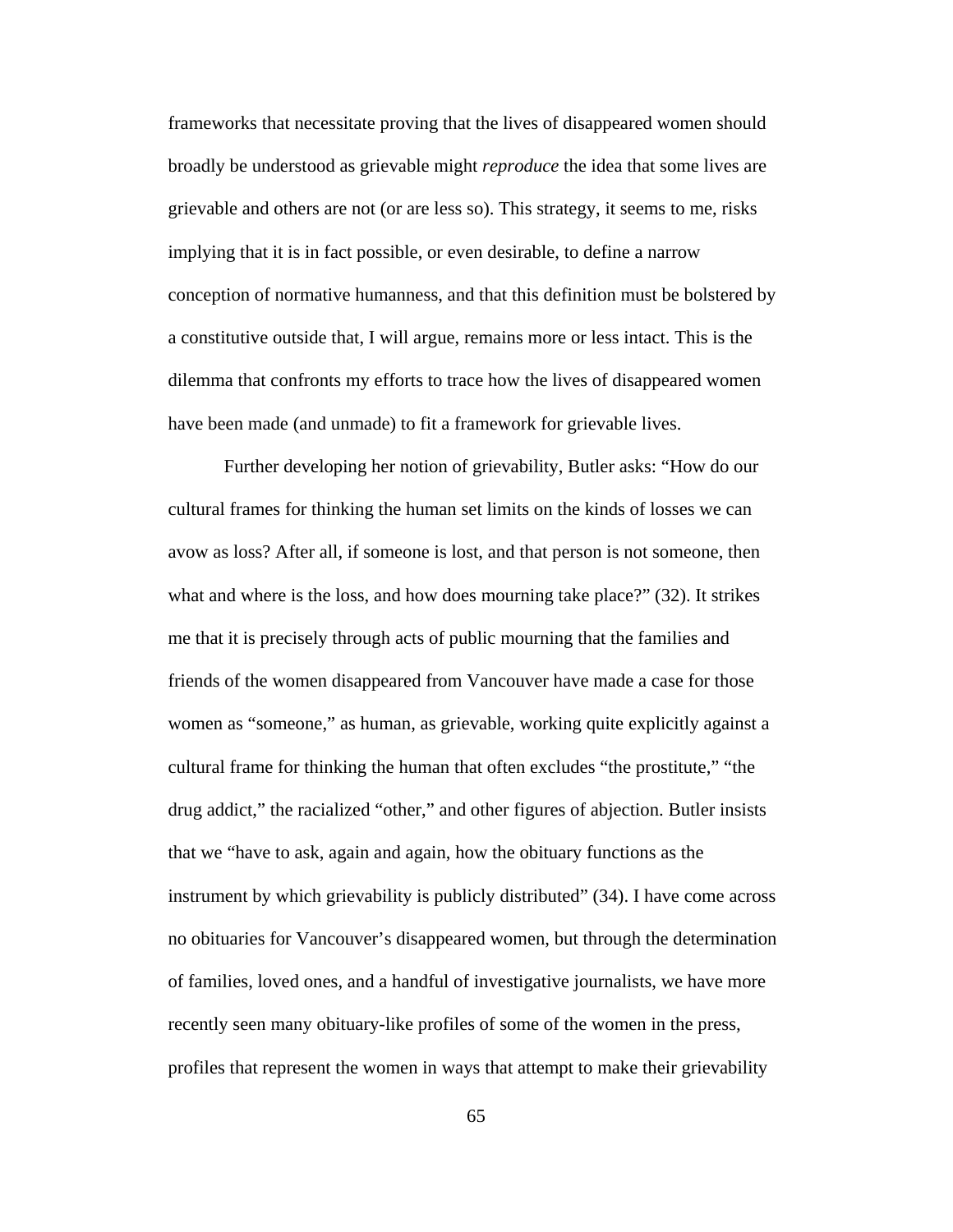frameworks that necessitate proving that the lives of disappeared women should broadly be understood as grievable might *reproduce* the idea that some lives are grievable and others are not (or are less so). This strategy, it seems to me, risks implying that it is in fact possible, or even desirable, to define a narrow conception of normative humanness, and that this definition must be bolstered by a constitutive outside that, I will argue, remains more or less intact. This is the dilemma that confronts my efforts to trace how the lives of disappeared women have been made (and unmade) to fit a framework for grievable lives.

Further developing her notion of grievability, Butler asks: "How do our cultural frames for thinking the human set limits on the kinds of losses we can avow as loss? After all, if someone is lost, and that person is not someone, then what and where is the loss, and how does mourning take place?" (32). It strikes me that it is precisely through acts of public mourning that the families and friends of the women disappeared from Vancouver have made a case for those women as "someone," as human, as grievable, working quite explicitly against a cultural frame for thinking the human that often excludes "the prostitute," "the drug addict," the racialized "other," and other figures of abjection. Butler insists that we "have to ask, again and again, how the obituary functions as the instrument by which grievability is publicly distributed" (34). I have come across no obituaries for Vancouver's disappeared women, but through the determination of families, loved ones, and a handful of investigative journalists, we have more recently seen many obituary-like profiles of some of the women in the press, profiles that represent the women in ways that attempt to make their grievability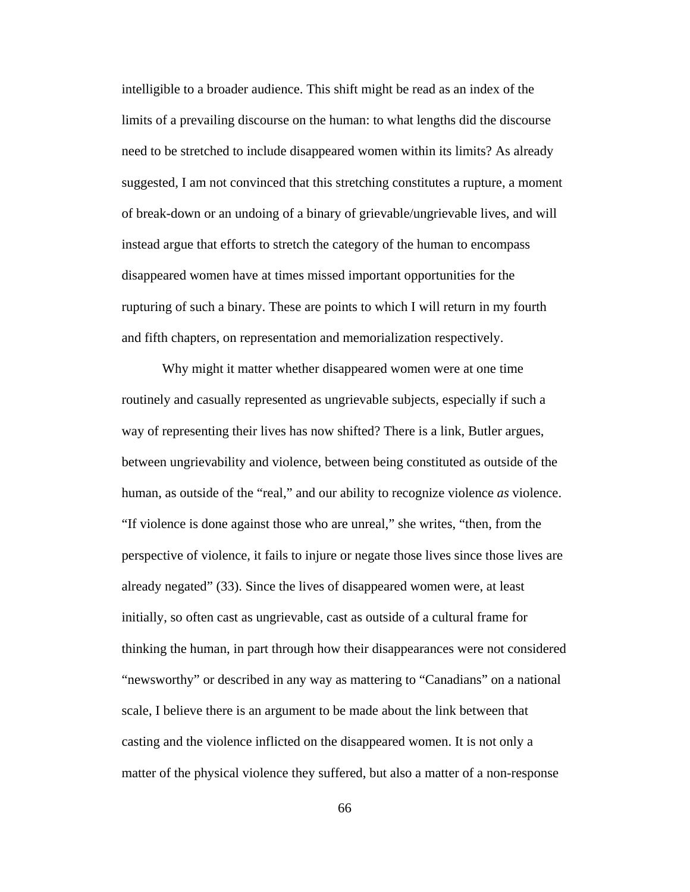intelligible to a broader audience. This shift might be read as an index of the limits of a prevailing discourse on the human: to what lengths did the discourse need to be stretched to include disappeared women within its limits? As already suggested, I am not convinced that this stretching constitutes a rupture, a moment of break-down or an undoing of a binary of grievable/ungrievable lives, and will instead argue that efforts to stretch the category of the human to encompass disappeared women have at times missed important opportunities for the rupturing of such a binary. These are points to which I will return in my fourth and fifth chapters, on representation and memorialization respectively.

Why might it matter whether disappeared women were at one time routinely and casually represented as ungrievable subjects, especially if such a way of representing their lives has now shifted? There is a link, Butler argues, between ungrievability and violence, between being constituted as outside of the human, as outside of the "real," and our ability to recognize violence *as* violence. "If violence is done against those who are unreal," she writes, "then, from the perspective of violence, it fails to injure or negate those lives since those lives are already negated" (33). Since the lives of disappeared women were, at least initially, so often cast as ungrievable, cast as outside of a cultural frame for thinking the human, in part through how their disappearances were not considered "newsworthy" or described in any way as mattering to "Canadians" on a national scale, I believe there is an argument to be made about the link between that casting and the violence inflicted on the disappeared women. It is not only a matter of the physical violence they suffered, but also a matter of a non-response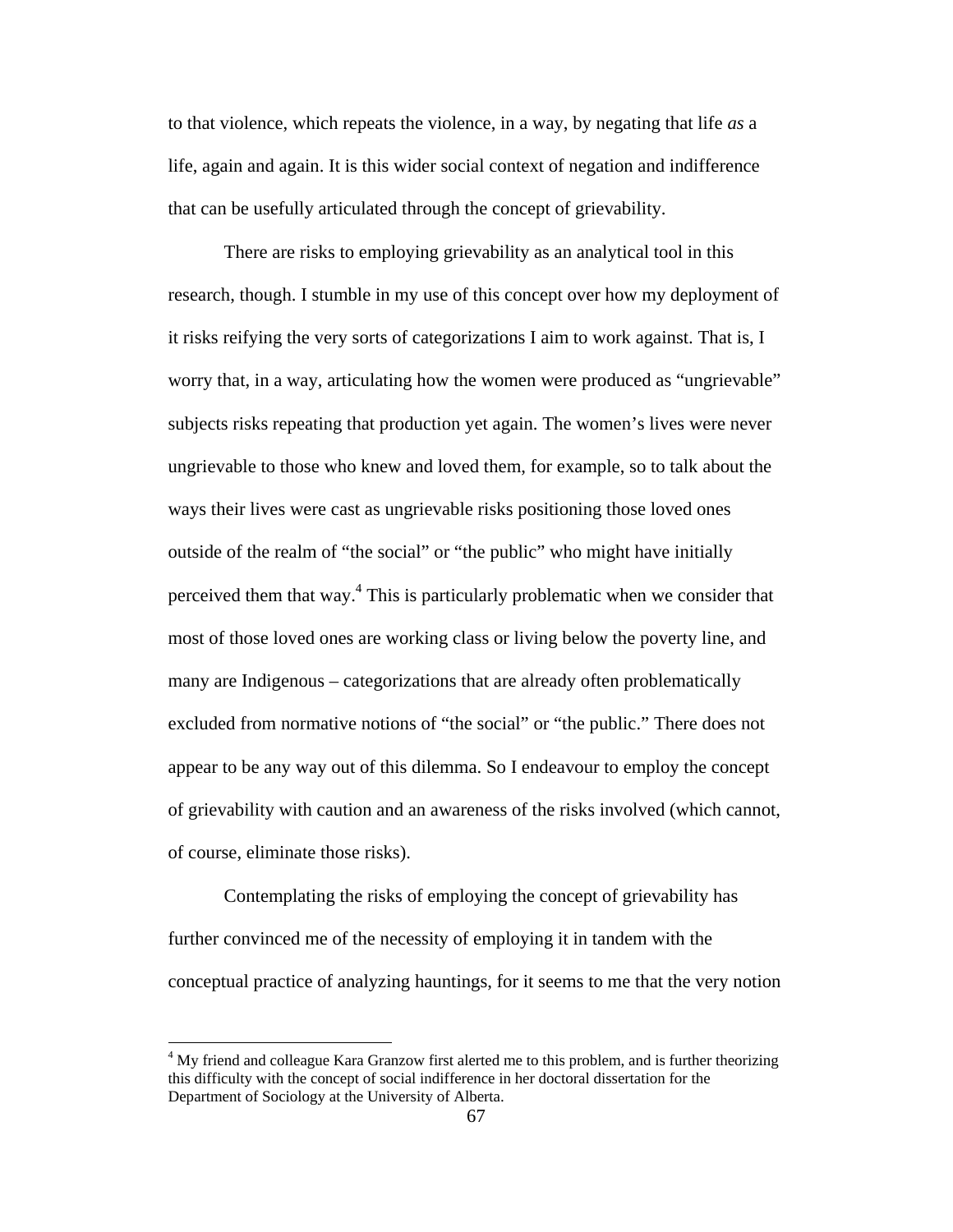to that violence, which repeats the violence, in a way, by negating that life *as* a life, again and again. It is this wider social context of negation and indifference that can be usefully articulated through the concept of grievability.

There are risks to employing grievability as an analytical tool in this research, though. I stumble in my use of this concept over how my deployment of it risks reifying the very sorts of categorizations I aim to work against. That is, I worry that, in a way, articulating how the women were produced as "ungrievable" subjects risks repeating that production yet again. The women's lives were never ungrievable to those who knew and loved them, for example, so to talk about the ways their lives were cast as ungrievable risks positioning those loved ones outside of the realm of "the social" or "the public" who might have initially perceived them that way.[4] This is particularly problematic when we consider that most of those loved ones are working class or living below the poverty line, and many are Indigenous – categorizations that are already often problematically excluded from normative notions of "the social" or "the public." There does not appear to be any way out of this dilemma. So I endeavour to employ the concept of grievability with caution and an awareness of the risks involved (which cannot, of course, eliminate those risks).

Contemplating the risks of employing the concept of grievability has further convinced me of the necessity of employing it in tandem with the conceptual practice of analyzing hauntings, for it seems to me that the very notion

---

[4] My friend and colleague Kara Granzow first alerted me to this problem, and is further theorizing this difficulty with the concept of social indifference in her doctoral dissertation for the Department of Sociology at the University of Alberta.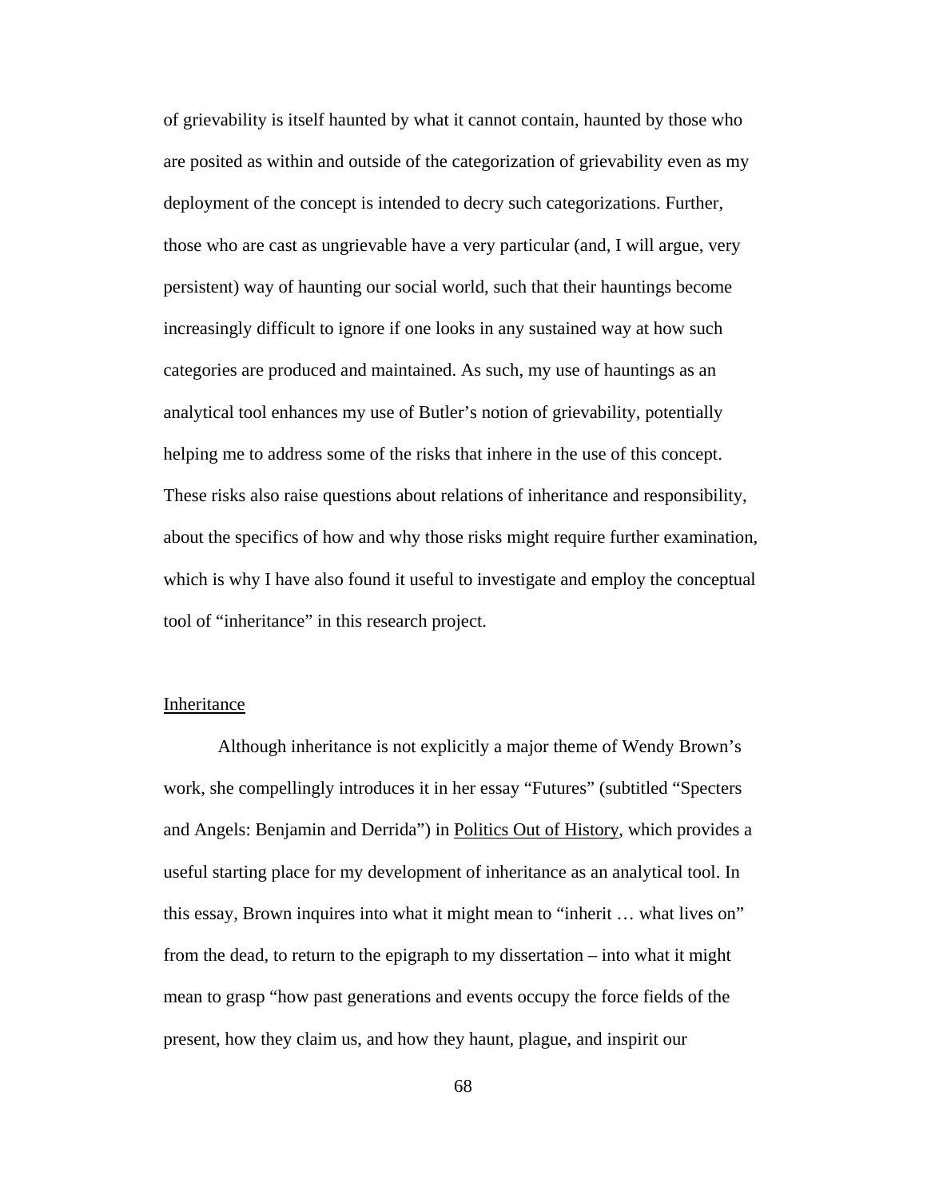of grievability is itself haunted by what it cannot contain, haunted by those who are posited as within and outside of the categorization of grievability even as my deployment of the concept is intended to decry such categorizations. Further, those who are cast as ungrievable have a very particular (and, I will argue, very persistent) way of haunting our social world, such that their hauntings become increasingly difficult to ignore if one looks in any sustained way at how such categories are produced and maintained. As such, my use of hauntings as an analytical tool enhances my use of Butler's notion of grievability, potentially helping me to address some of the risks that inhere in the use of this concept. These risks also raise questions about relations of inheritance and responsibility, about the specifics of how and why those risks might require further examination, which is why I have also found it useful to investigate and employ the conceptual tool of "inheritance" in this research project.

## Inheritance

Although inheritance is not explicitly a major theme of Wendy Brown's work, she compellingly introduces it in her essay "Futures" (subtitled "Specters and Angels: Benjamin and Derrida") in Politics Out of History, which provides a useful starting place for my development of inheritance as an analytical tool. In this essay, Brown inquires into what it might mean to "inherit … what lives on" from the dead, to return to the epigraph to my dissertation – into what it might mean to grasp "how past generations and events occupy the force fields of the present, how they claim us, and how they haunt, plague, and inspirit our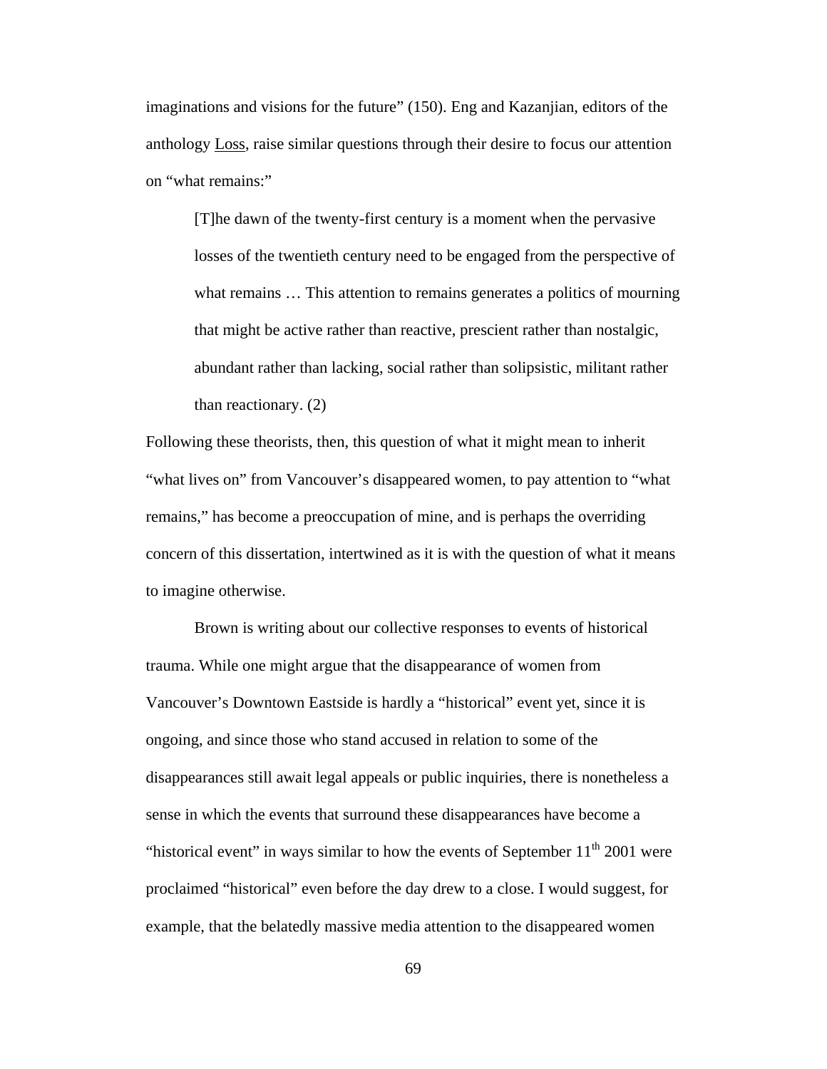imaginations and visions for the future" (150). Eng and Kazanjian, editors of the anthology Loss, raise similar questions through their desire to focus our attention on "what remains:"

> [T]he dawn of the twenty-first century is a moment when the pervasive losses of the twentieth century need to be engaged from the perspective of what remains … This attention to remains generates a politics of mourning that might be active rather than reactive, prescient rather than nostalgic, abundant rather than lacking, social rather than solipsistic, militant rather than reactionary. (2)

Following these theorists, then, this question of what it might mean to inherit "what lives on" from Vancouver's disappeared women, to pay attention to "what remains," has become a preoccupation of mine, and is perhaps the overriding concern of this dissertation, intertwined as it is with the question of what it means to imagine otherwise.

Brown is writing about our collective responses to events of historical trauma. While one might argue that the disappearance of women from Vancouver's Downtown Eastside is hardly a "historical" event yet, since it is ongoing, and since those who stand accused in relation to some of the disappearances still await legal appeals or public inquiries, there is nonetheless a sense in which the events that surround these disappearances have become a "historical event" in ways similar to how the events of September 11th 2001 were proclaimed "historical" even before the day drew to a close. I would suggest, for example, that the belatedly massive media attention to the disappeared women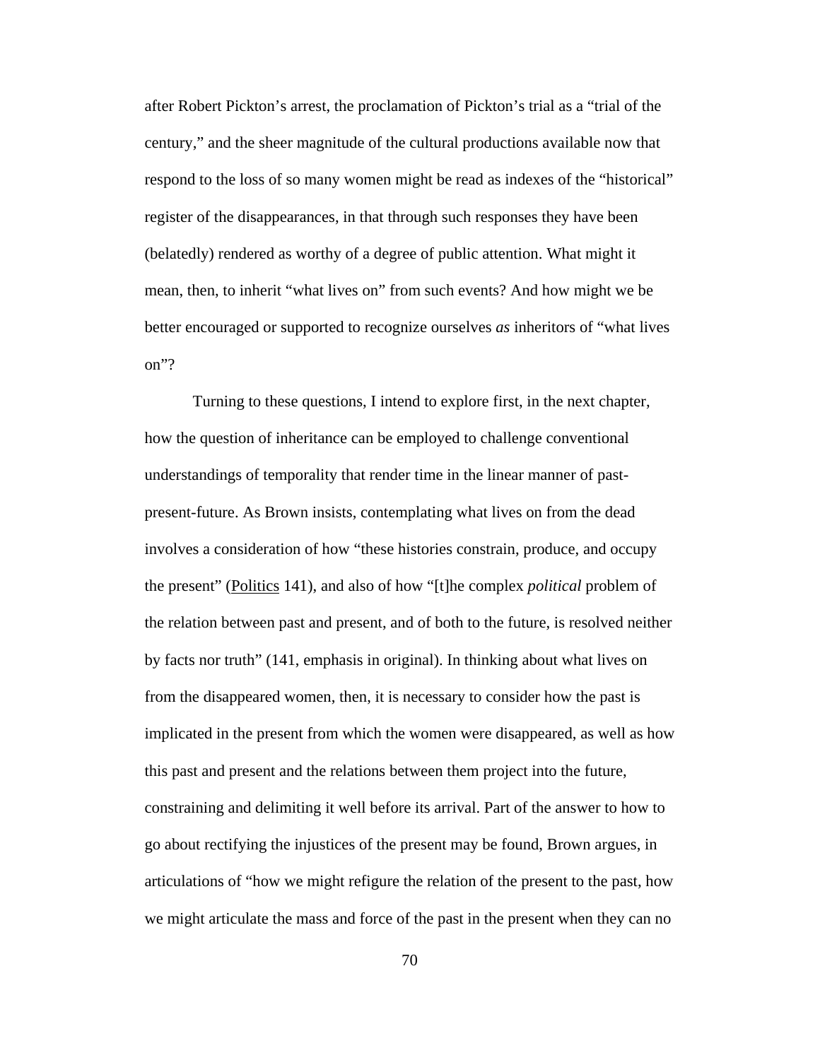after Robert Pickton's arrest, the proclamation of Pickton's trial as a "trial of the century," and the sheer magnitude of the cultural productions available now that respond to the loss of so many women might be read as indexes of the "historical" register of the disappearances, in that through such responses they have been (belatedly) rendered as worthy of a degree of public attention. What might it mean, then, to inherit "what lives on" from such events? And how might we be better encouraged or supported to recognize ourselves *as* inheritors of "what lives on"?

Turning to these questions, I intend to explore first, in the next chapter, how the question of inheritance can be employed to challenge conventional understandings of temporality that render time in the linear manner of past-present-future. As Brown insists, contemplating what lives on from the dead involves a consideration of how "these histories constrain, produce, and occupy the present" (<u>Politics</u> 141), and also of how "[t]he complex *political* problem of the relation between past and present, and of both to the future, is resolved neither by facts nor truth" (141, emphasis in original). In thinking about what lives on from the disappeared women, then, it is necessary to consider how the past is implicated in the present from which the women were disappeared, as well as how this past and present and the relations between them project into the future, constraining and delimiting it well before its arrival. Part of the answer to how to go about rectifying the injustices of the present may be found, Brown argues, in articulations of "how we might refigure the relation of the present to the past, how we might articulate the mass and force of the past in the present when they can no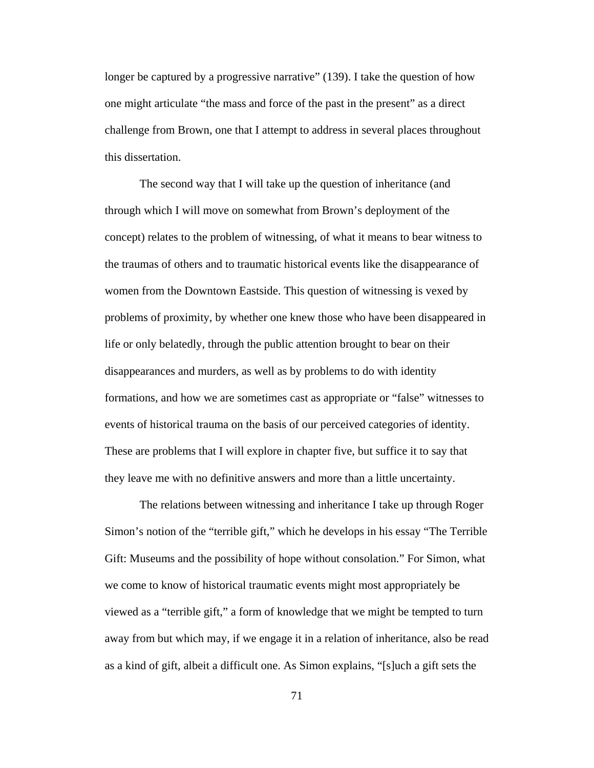longer be captured by a progressive narrative" (139). I take the question of how one might articulate "the mass and force of the past in the present" as a direct challenge from Brown, one that I attempt to address in several places throughout this dissertation.

The second way that I will take up the question of inheritance (and through which I will move on somewhat from Brown's deployment of the concept) relates to the problem of witnessing, of what it means to bear witness to the traumas of others and to traumatic historical events like the disappearance of women from the Downtown Eastside. This question of witnessing is vexed by problems of proximity, by whether one knew those who have been disappeared in life or only belatedly, through the public attention brought to bear on their disappearances and murders, as well as by problems to do with identity formations, and how we are sometimes cast as appropriate or "false" witnesses to events of historical trauma on the basis of our perceived categories of identity. These are problems that I will explore in chapter five, but suffice it to say that they leave me with no definitive answers and more than a little uncertainty.

The relations between witnessing and inheritance I take up through Roger Simon's notion of the "terrible gift," which he develops in his essay "The Terrible Gift: Museums and the possibility of hope without consolation." For Simon, what we come to know of historical traumatic events might most appropriately be viewed as a "terrible gift," a form of knowledge that we might be tempted to turn away from but which may, if we engage it in a relation of inheritance, also be read as a kind of gift, albeit a difficult one. As Simon explains, "[s]uch a gift sets the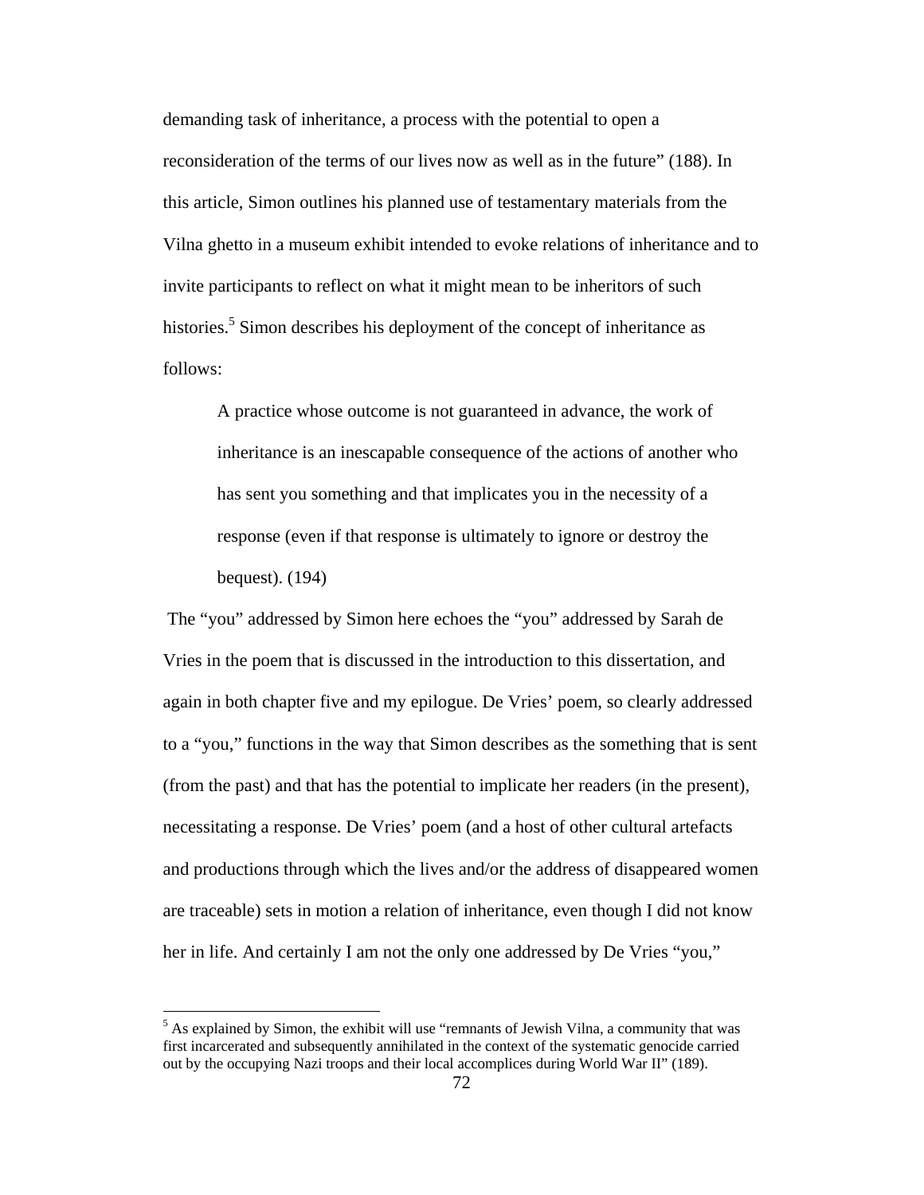demanding task of inheritance, a process with the potential to open a reconsideration of the terms of our lives now as well as in the future" (188). In this article, Simon outlines his planned use of testamentary materials from the Vilna ghetto in a museum exhibit intended to evoke relations of inheritance and to invite participants to reflect on what it might mean to be inheritors of such histories.[5] Simon describes his deployment of the concept of inheritance as follows:

> A practice whose outcome is not guaranteed in advance, the work of inheritance is an inescapable consequence of the actions of another who has sent you something and that implicates you in the necessity of a response (even if that response is ultimately to ignore or destroy the bequest). (194)

The "you" addressed by Simon here echoes the "you" addressed by Sarah de Vries in the poem that is discussed in the introduction to this dissertation, and again in both chapter five and my epilogue. De Vries' poem, so clearly addressed to a "you," functions in the way that Simon describes as the something that is sent (from the past) and that has the potential to implicate her readers (in the present), necessitating a response. De Vries' poem (and a host of other cultural artefacts and productions through which the lives and/or the address of disappeared women are traceable) sets in motion a relation of inheritance, even though I did not know her in life. And certainly I am not the only one addressed by De Vries "you,"

[5] As explained by Simon, the exhibit will use "remnants of Jewish Vilna, a community that was first incarcerated and subsequently annihilated in the context of the systematic genocide carried out by the occupying Nazi troops and their local accomplices during World War II" (189).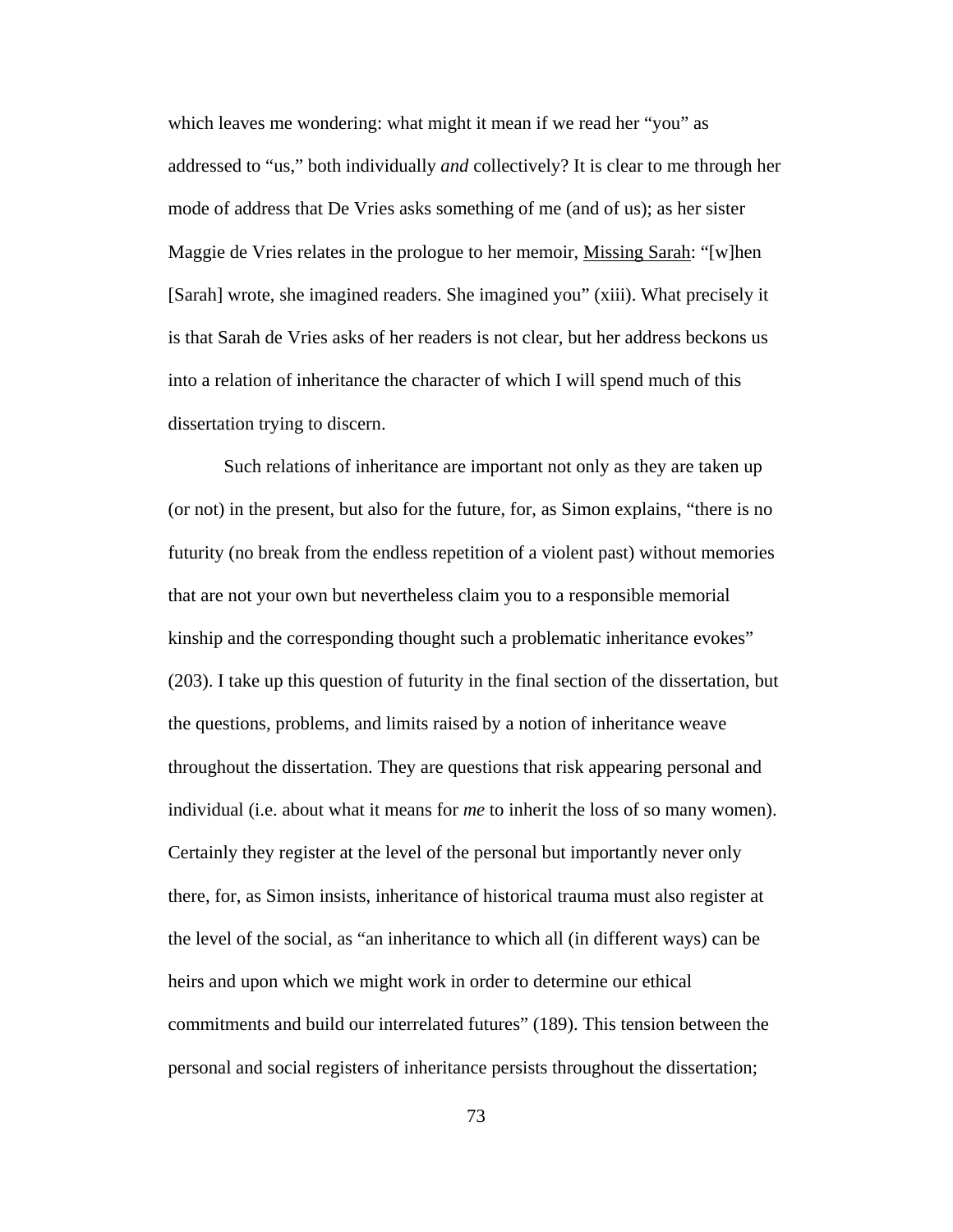which leaves me wondering: what might it mean if we read her "you" as addressed to "us," both individually *and* collectively? It is clear to me through her mode of address that De Vries asks something of me (and of us); as her sister Maggie de Vries relates in the prologue to her memoir, Missing Sarah: "[w]hen [Sarah] wrote, she imagined readers. She imagined you" (xiii). What precisely it is that Sarah de Vries asks of her readers is not clear, but her address beckons us into a relation of inheritance the character of which I will spend much of this dissertation trying to discern.

Such relations of inheritance are important not only as they are taken up (or not) in the present, but also for the future, for, as Simon explains, "there is no futurity (no break from the endless repetition of a violent past) without memories that are not your own but nevertheless claim you to a responsible memorial kinship and the corresponding thought such a problematic inheritance evokes" (203). I take up this question of futurity in the final section of the dissertation, but the questions, problems, and limits raised by a notion of inheritance weave throughout the dissertation. They are questions that risk appearing personal and individual (i.e. about what it means for *me* to inherit the loss of so many women). Certainly they register at the level of the personal but importantly never only there, for, as Simon insists, inheritance of historical trauma must also register at the level of the social, as "an inheritance to which all (in different ways) can be heirs and upon which we might work in order to determine our ethical commitments and build our interrelated futures" (189). This tension between the personal and social registers of inheritance persists throughout the dissertation;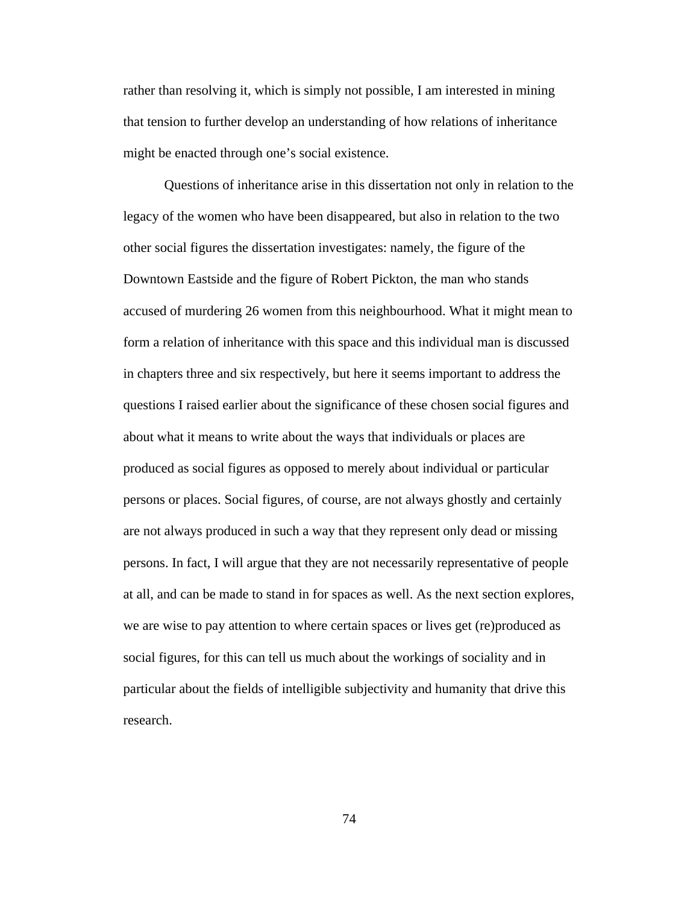rather than resolving it, which is simply not possible, I am interested in mining that tension to further develop an understanding of how relations of inheritance might be enacted through one's social existence.

Questions of inheritance arise in this dissertation not only in relation to the legacy of the women who have been disappeared, but also in relation to the two other social figures the dissertation investigates: namely, the figure of the Downtown Eastside and the figure of Robert Pickton, the man who stands accused of murdering 26 women from this neighbourhood. What it might mean to form a relation of inheritance with this space and this individual man is discussed in chapters three and six respectively, but here it seems important to address the questions I raised earlier about the significance of these chosen social figures and about what it means to write about the ways that individuals or places are produced as social figures as opposed to merely about individual or particular persons or places. Social figures, of course, are not always ghostly and certainly are not always produced in such a way that they represent only dead or missing persons. In fact, I will argue that they are not necessarily representative of people at all, and can be made to stand in for spaces as well. As the next section explores, we are wise to pay attention to where certain spaces or lives get (re)produced as social figures, for this can tell us much about the workings of sociality and in particular about the fields of intelligible subjectivity and humanity that drive this research.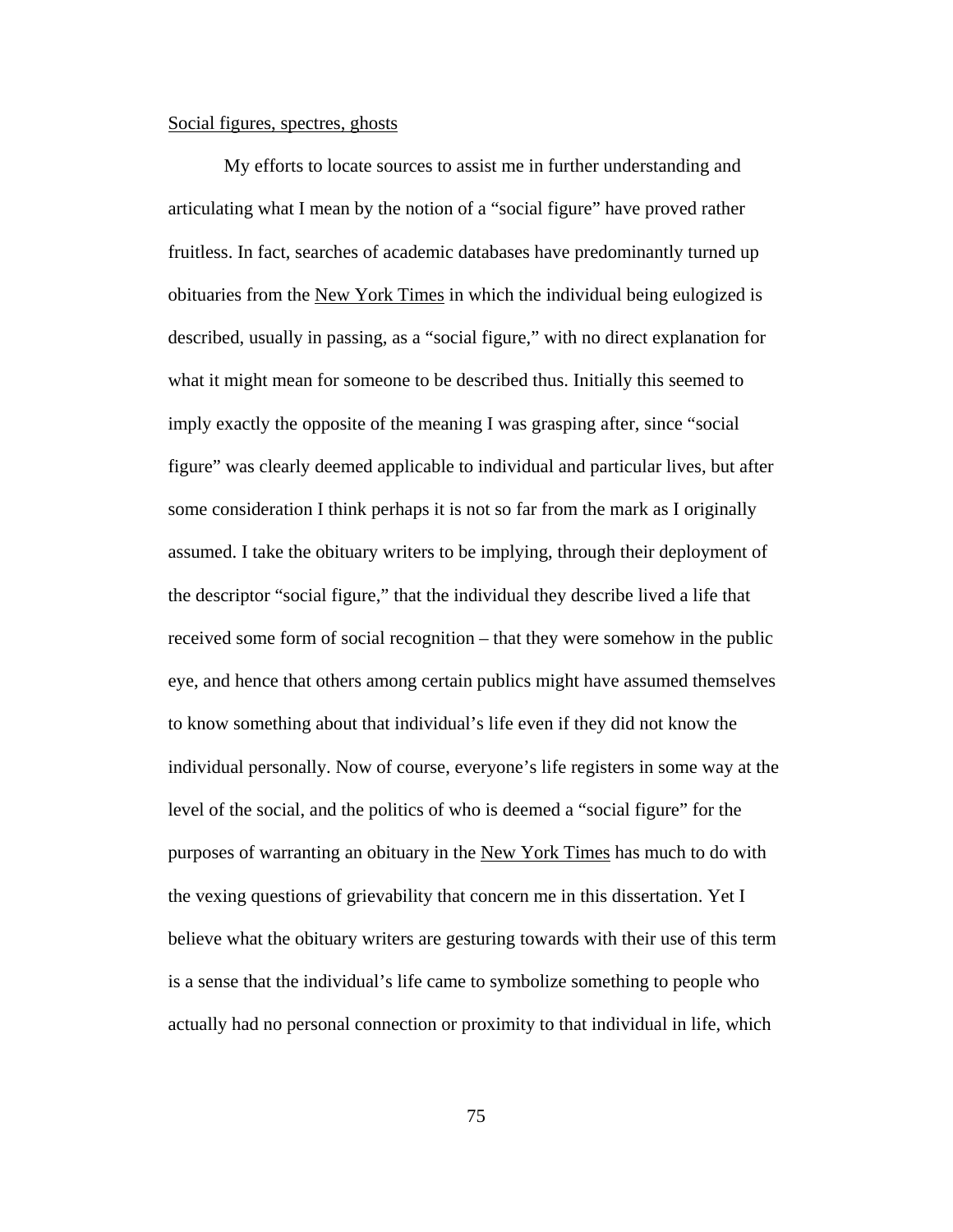Social figures, spectres, ghosts

My efforts to locate sources to assist me in further understanding and articulating what I mean by the notion of a "social figure" have proved rather fruitless. In fact, searches of academic databases have predominantly turned up obituaries from the New York Times in which the individual being eulogized is described, usually in passing, as a "social figure," with no direct explanation for what it might mean for someone to be described thus. Initially this seemed to imply exactly the opposite of the meaning I was grasping after, since "social figure" was clearly deemed applicable to individual and particular lives, but after some consideration I think perhaps it is not so far from the mark as I originally assumed. I take the obituary writers to be implying, through their deployment of the descriptor "social figure," that the individual they describe lived a life that received some form of social recognition – that they were somehow in the public eye, and hence that others among certain publics might have assumed themselves to know something about that individual's life even if they did not know the individual personally. Now of course, everyone's life registers in some way at the level of the social, and the politics of who is deemed a "social figure" for the purposes of warranting an obituary in the New York Times has much to do with the vexing questions of grievability that concern me in this dissertation. Yet I believe what the obituary writers are gesturing towards with their use of this term is a sense that the individual's life came to symbolize something to people who actually had no personal connection or proximity to that individual in life, which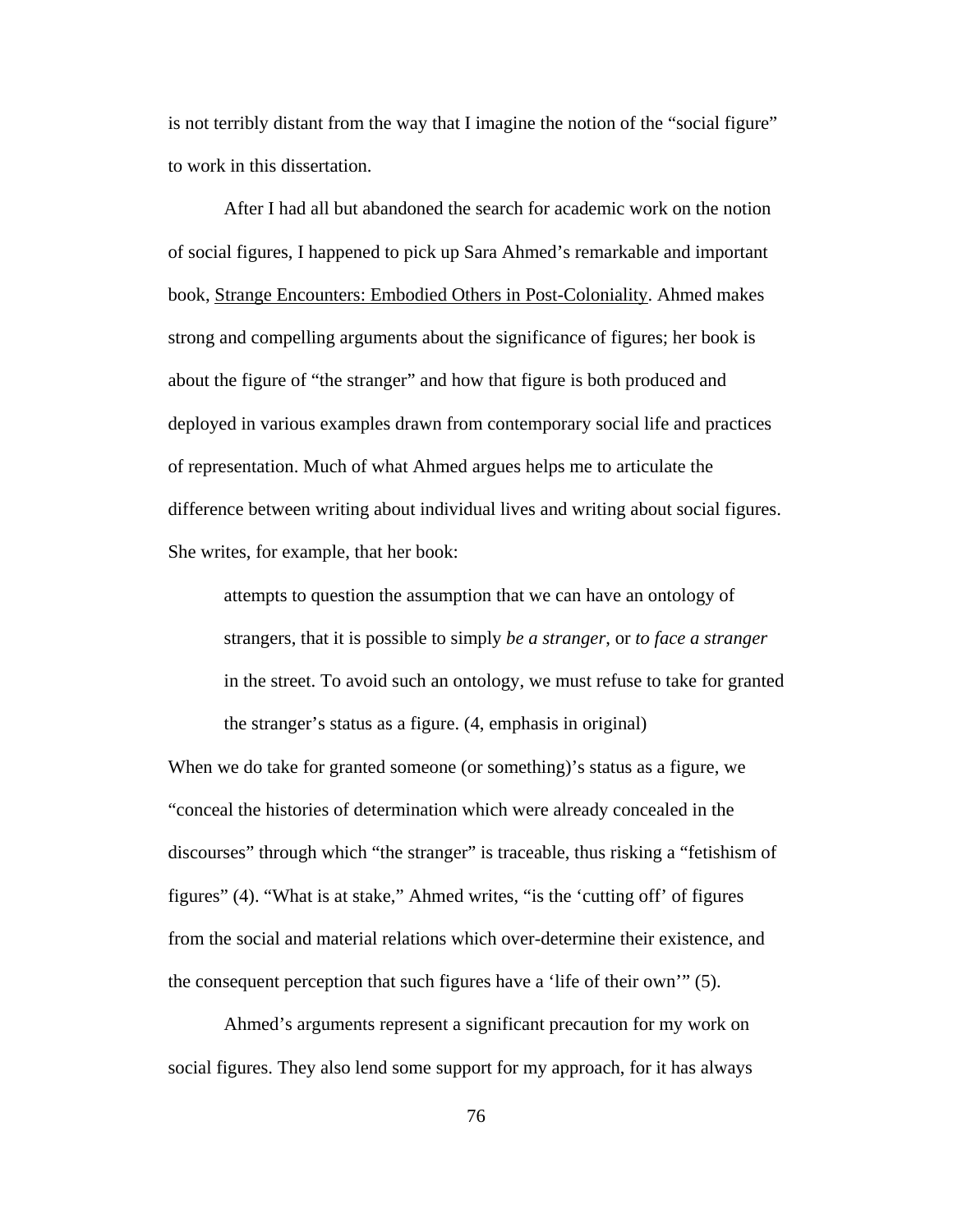is not terribly distant from the way that I imagine the notion of the "social figure" to work in this dissertation.

After I had all but abandoned the search for academic work on the notion of social figures, I happened to pick up Sara Ahmed's remarkable and important book, Strange Encounters: Embodied Others in Post-Coloniality. Ahmed makes strong and compelling arguments about the significance of figures; her book is about the figure of "the stranger" and how that figure is both produced and deployed in various examples drawn from contemporary social life and practices of representation. Much of what Ahmed argues helps me to articulate the difference between writing about individual lives and writing about social figures. She writes, for example, that her book:

> attempts to question the assumption that we can have an ontology of strangers, that it is possible to simply *be a stranger,* or *to face a stranger* in the street. To avoid such an ontology, we must refuse to take for granted the stranger's status as a figure. (4, emphasis in original)

When we do take for granted someone (or something)'s status as a figure, we "conceal the histories of determination which were already concealed in the discourses" through which "the stranger" is traceable, thus risking a "fetishism of figures" (4). "What is at stake," Ahmed writes, "is the 'cutting off' of figures from the social and material relations which over-determine their existence, and the consequent perception that such figures have a 'life of their own'" (5).

Ahmed's arguments represent a significant precaution for my work on social figures. They also lend some support for my approach, for it has always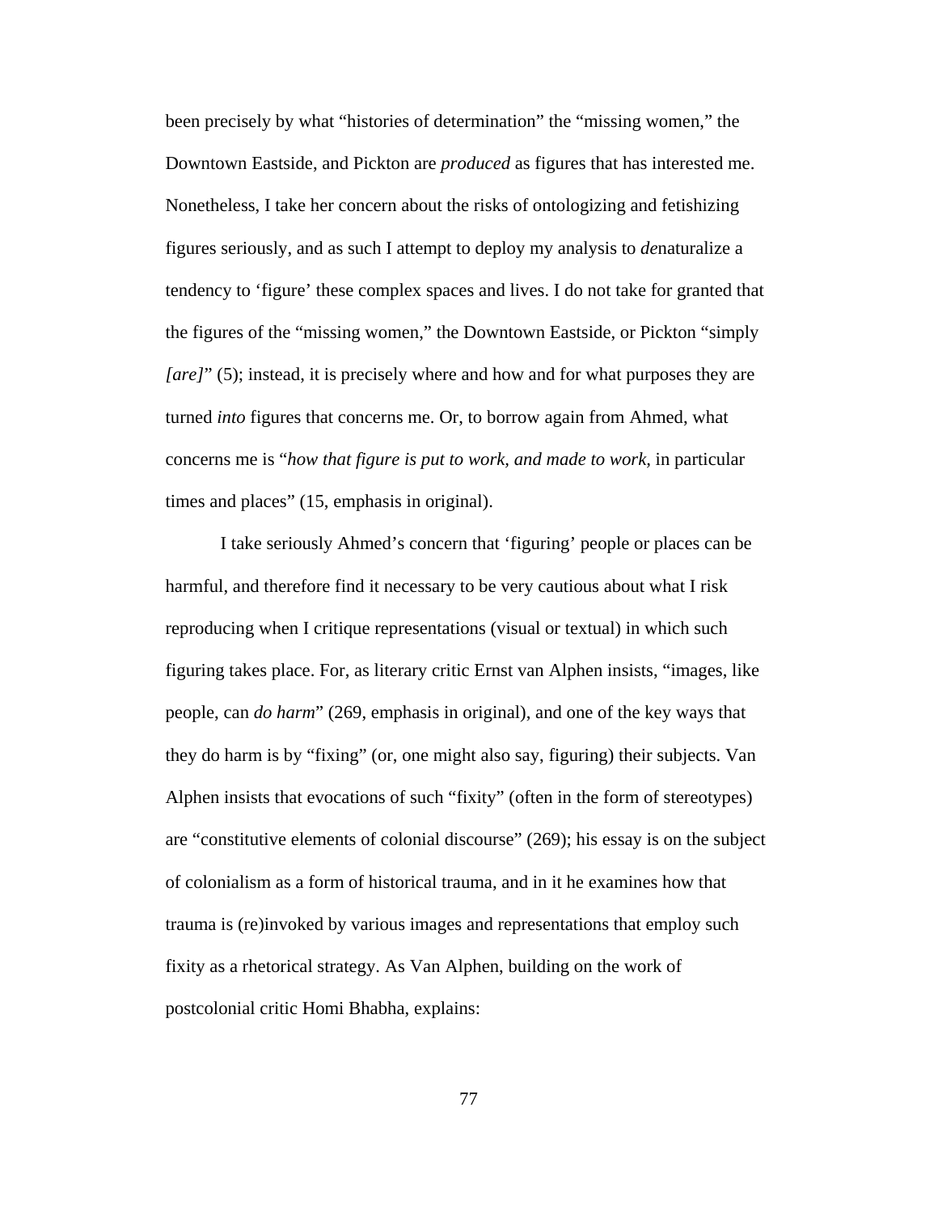been precisely by what “histories of determination” the “missing women,” the Downtown Eastside, and Pickton are *produced* as figures that has interested me. Nonetheless, I take her concern about the risks of ontologizing and fetishizing figures seriously, and as such I attempt to deploy my analysis to *de*naturalize a tendency to ‘figure’ these complex spaces and lives. I do not take for granted that the figures of the “missing women,” the Downtown Eastside, or Pickton “simply *[are]*” (5); instead, it is precisely where and how and for what purposes they are turned *into* figures that concerns me. Or, to borrow again from Ahmed, what concerns me is “*how that figure is put to work, and made to work,* in particular times and places” (15, emphasis in original).

I take seriously Ahmed’s concern that ‘figuring’ people or places can be harmful, and therefore find it necessary to be very cautious about what I risk reproducing when I critique representations (visual or textual) in which such figuring takes place. For, as literary critic Ernst van Alphen insists, “images, like people, can *do harm*” (269, emphasis in original), and one of the key ways that they do harm is by “fixing” (or, one might also say, figuring) their subjects. Van Alphen insists that evocations of such “fixity” (often in the form of stereotypes) are “constitutive elements of colonial discourse” (269); his essay is on the subject of colonialism as a form of historical trauma, and in it he examines how that trauma is (re)invoked by various images and representations that employ such fixity as a rhetorical strategy. As Van Alphen, building on the work of postcolonial critic Homi Bhabha, explains: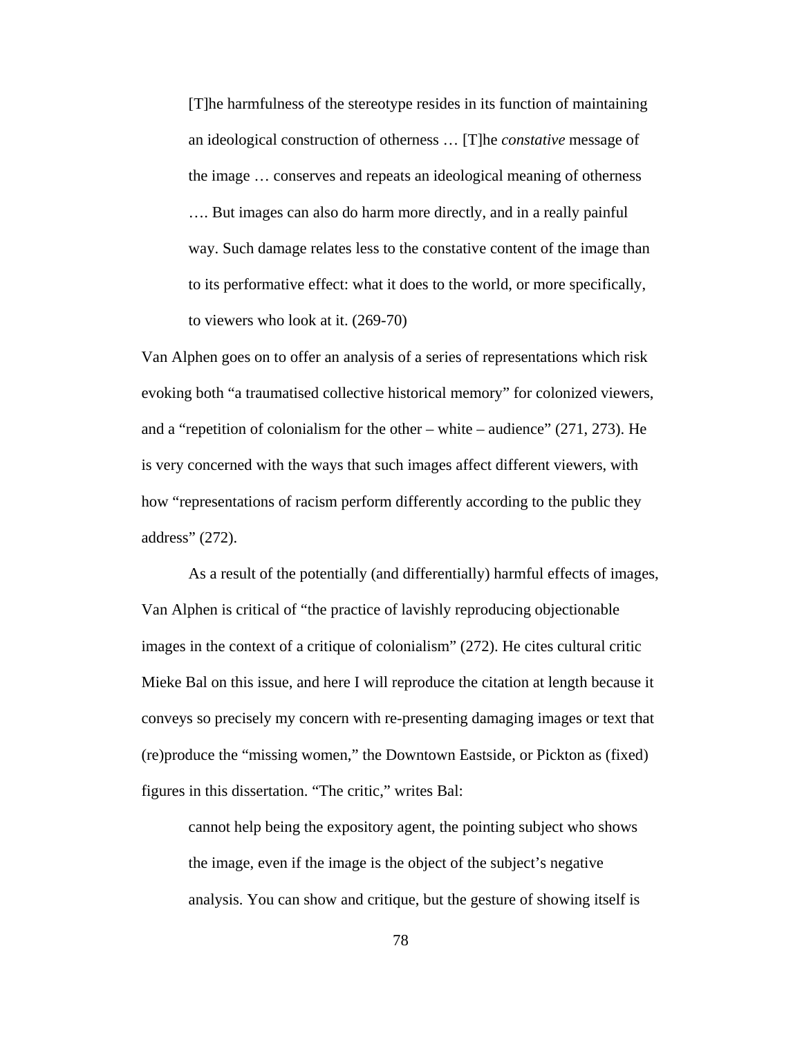> [T]he harmfulness of the stereotype resides in its function of maintaining an ideological construction of otherness … [T]he *constative* message of the image … conserves and repeats an ideological meaning of otherness …. But images can also do harm more directly, and in a really painful way. Such damage relates less to the constative content of the image than to its performative effect: what it does to the world, or more specifically, to viewers who look at it. (269-70)

Van Alphen goes on to offer an analysis of a series of representations which risk evoking both "a traumatised collective historical memory" for colonized viewers, and a "repetition of colonialism for the other – white – audience" (271, 273). He is very concerned with the ways that such images affect different viewers, with how "representations of racism perform differently according to the public they address" (272).

As a result of the potentially (and differentially) harmful effects of images, Van Alphen is critical of "the practice of lavishly reproducing objectionable images in the context of a critique of colonialism" (272). He cites cultural critic Mieke Bal on this issue, and here I will reproduce the citation at length because it conveys so precisely my concern with re-presenting damaging images or text that (re)produce the "missing women," the Downtown Eastside, or Pickton as (fixed) figures in this dissertation. "The critic," writes Bal:

> cannot help being the expository agent, the pointing subject who shows the image, even if the image is the object of the subject's negative analysis. You can show and critique, but the gesture of showing itself is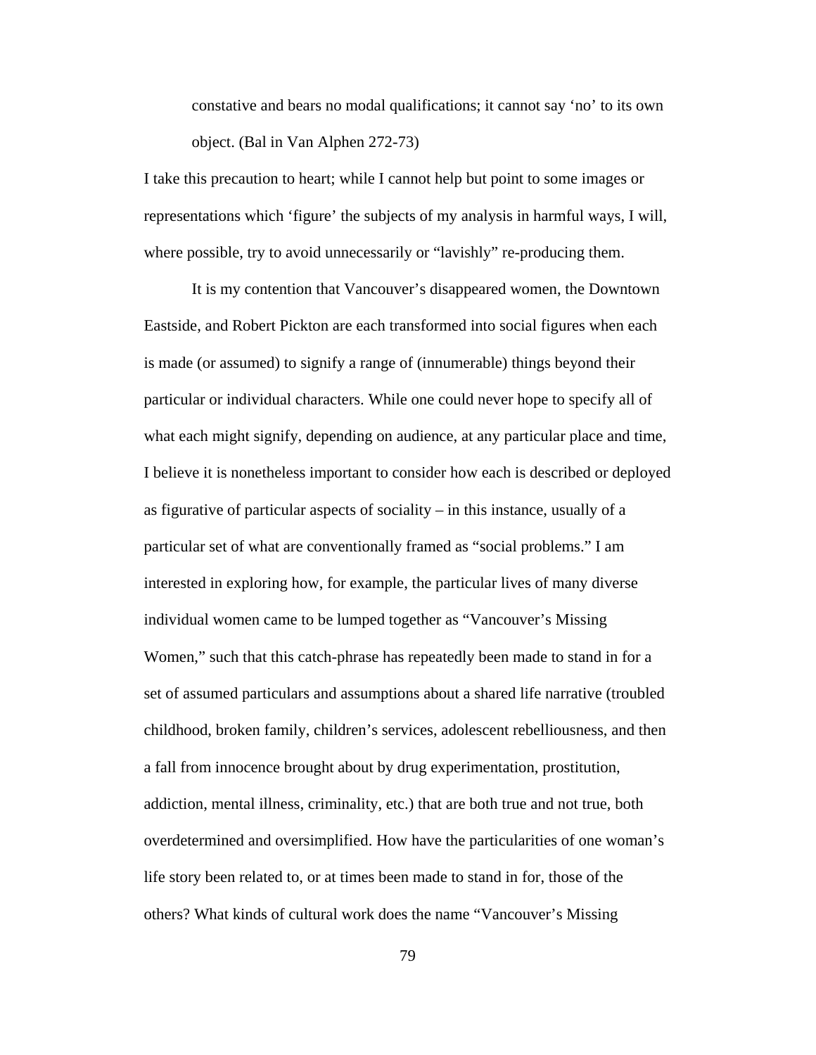> constative and bears no modal qualifications; it cannot say 'no' to its own object. (Bal in Van Alphen 272-73)

I take this precaution to heart; while I cannot help but point to some images or representations which 'figure' the subjects of my analysis in harmful ways, I will, where possible, try to avoid unnecessarily or "lavishly" re-producing them.

It is my contention that Vancouver's disappeared women, the Downtown Eastside, and Robert Pickton are each transformed into social figures when each is made (or assumed) to signify a range of (innumerable) things beyond their particular or individual characters. While one could never hope to specify all of what each might signify, depending on audience, at any particular place and time, I believe it is nonetheless important to consider how each is described or deployed as figurative of particular aspects of sociality – in this instance, usually of a particular set of what are conventionally framed as "social problems." I am interested in exploring how, for example, the particular lives of many diverse individual women came to be lumped together as "Vancouver's Missing Women," such that this catch-phrase has repeatedly been made to stand in for a set of assumed particulars and assumptions about a shared life narrative (troubled childhood, broken family, children's services, adolescent rebelliousness, and then a fall from innocence brought about by drug experimentation, prostitution, addiction, mental illness, criminality, etc.) that are both true and not true, both overdetermined and oversimplified. How have the particularities of one woman's life story been related to, or at times been made to stand in for, those of the others? What kinds of cultural work does the name "Vancouver's Missing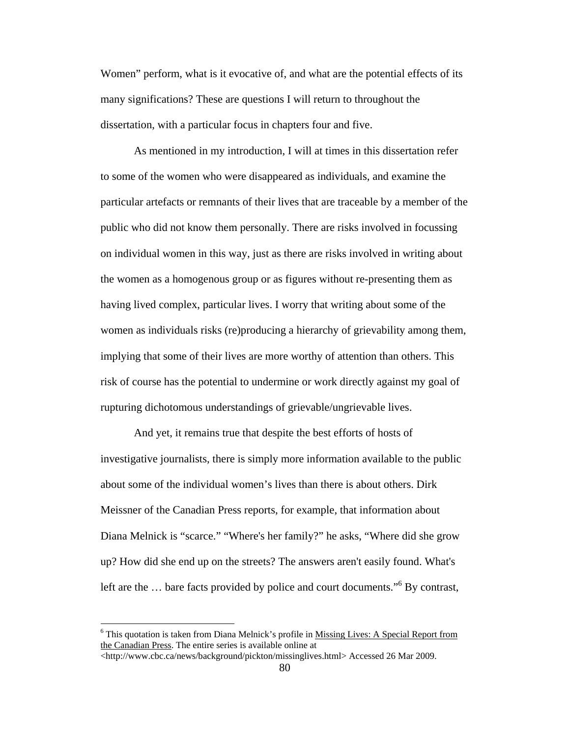Women" perform, what is it evocative of, and what are the potential effects of its many significations? These are questions I will return to throughout the dissertation, with a particular focus in chapters four and five.

As mentioned in my introduction, I will at times in this dissertation refer to some of the women who were disappeared as individuals, and examine the particular artefacts or remnants of their lives that are traceable by a member of the public who did not know them personally. There are risks involved in focussing on individual women in this way, just as there are risks involved in writing about the women as a homogenous group or as figures without re-presenting them as having lived complex, particular lives. I worry that writing about some of the women as individuals risks (re)producing a hierarchy of grievability among them, implying that some of their lives are more worthy of attention than others. This risk of course has the potential to undermine or work directly against my goal of rupturing dichotomous understandings of grievable/ungrievable lives.

And yet, it remains true that despite the best efforts of hosts of investigative journalists, there is simply more information available to the public about some of the individual women's lives than there is about others. Dirk Meissner of the Canadian Press reports, for example, that information about Diana Melnick is "scarce." "Where's her family?" he asks, "Where did she grow up? How did she end up on the streets? The answers aren't easily found. What's left are the … bare facts provided by police and court documents."[6] By contrast,

[6] This quotation is taken from Diana Melnick's profile in Missing Lives: A Special Report from the Canadian Press. The entire series is available online at <http://www.cbc.ca/news/background/pickton/missinglives.html> Accessed 26 Mar 2009.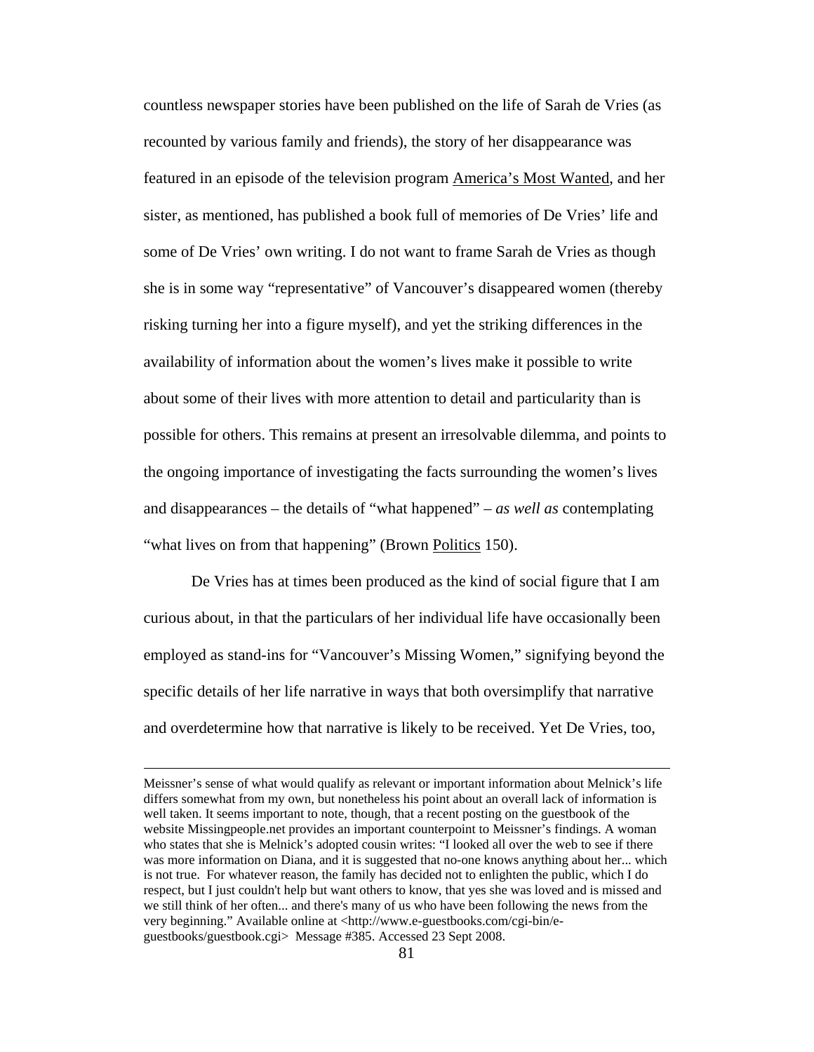countless newspaper stories have been published on the life of Sarah de Vries (as recounted by various family and friends), the story of her disappearance was featured in an episode of the television program America's Most Wanted, and her sister, as mentioned, has published a book full of memories of De Vries' life and some of De Vries' own writing. I do not want to frame Sarah de Vries as though she is in some way "representative" of Vancouver's disappeared women (thereby risking turning her into a figure myself), and yet the striking differences in the availability of information about the women's lives make it possible to write about some of their lives with more attention to detail and particularity than is possible for others. This remains at present an irresolvable dilemma, and points to the ongoing importance of investigating the facts surrounding the women's lives and disappearances – the details of "what happened" – *as well as* contemplating "what lives on from that happening" (Brown Politics 150).

De Vries has at times been produced as the kind of social figure that I am curious about, in that the particulars of her individual life have occasionally been employed as stand-ins for "Vancouver's Missing Women," signifying beyond the specific details of her life narrative in ways that both oversimplify that narrative and overdetermine how that narrative is likely to be received. Yet De Vries, too,

---

Meissner's sense of what would qualify as relevant or important information about Melnick's life differs somewhat from my own, but nonetheless his point about an overall lack of information is well taken. It seems important to note, though, that a recent posting on the guestbook of the website Missingpeople.net provides an important counterpoint to Meissner's findings. A woman who states that she is Melnick's adopted cousin writes: "I looked all over the web to see if there was more information on Diana, and it is suggested that no-one knows anything about her... which is not true. For whatever reason, the family has decided not to enlighten the public, which I do respect, but I just couldn't help but want others to know, that yes she was loved and is missed and we still think of her often... and there's many of us who have been following the news from the very beginning." Available online at <http://www.e-guestbooks.com/cgi-bin/e-guestbooks/guestbook.cgi> Message #385. Accessed 23 Sept 2008.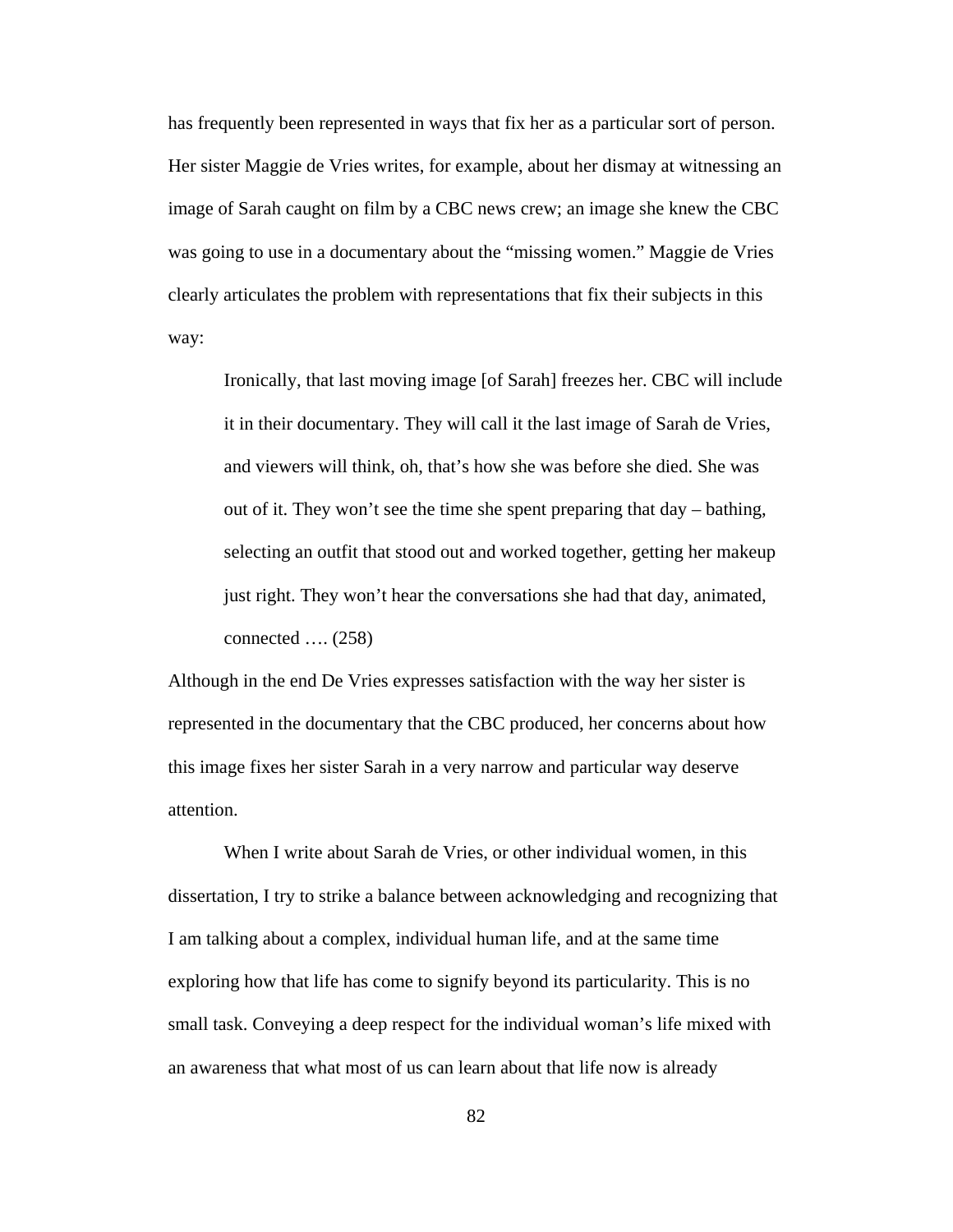has frequently been represented in ways that fix her as a particular sort of person. Her sister Maggie de Vries writes, for example, about her dismay at witnessing an image of Sarah caught on film by a CBC news crew; an image she knew the CBC was going to use in a documentary about the "missing women." Maggie de Vries clearly articulates the problem with representations that fix their subjects in this way:

> Ironically, that last moving image [of Sarah] freezes her. CBC will include it in their documentary. They will call it the last image of Sarah de Vries, and viewers will think, oh, that's how she was before she died. She was out of it. They won't see the time she spent preparing that day – bathing, selecting an outfit that stood out and worked together, getting her makeup just right. They won't hear the conversations she had that day, animated, connected …. (258)

Although in the end De Vries expresses satisfaction with the way her sister is represented in the documentary that the CBC produced, her concerns about how this image fixes her sister Sarah in a very narrow and particular way deserve attention.

When I write about Sarah de Vries, or other individual women, in this dissertation, I try to strike a balance between acknowledging and recognizing that I am talking about a complex, individual human life, and at the same time exploring how that life has come to signify beyond its particularity. This is no small task. Conveying a deep respect for the individual woman's life mixed with an awareness that what most of us can learn about that life now is already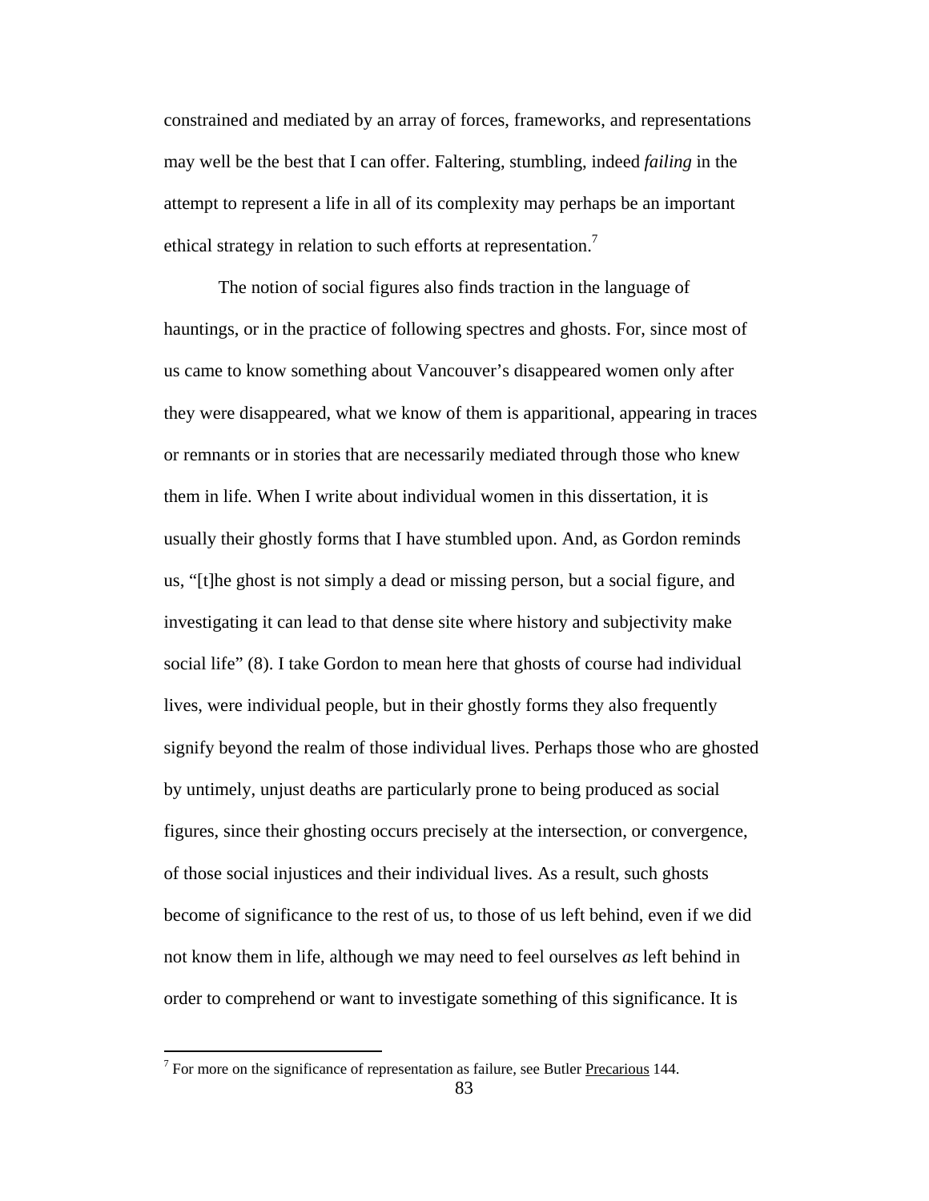constrained and mediated by an array of forces, frameworks, and representations may well be the best that I can offer. Faltering, stumbling, indeed *failing* in the attempt to represent a life in all of its complexity may perhaps be an important ethical strategy in relation to such efforts at representation.[7]

The notion of social figures also finds traction in the language of hauntings, or in the practice of following spectres and ghosts. For, since most of us came to know something about Vancouver's disappeared women only after they were disappeared, what we know of them is apparitional, appearing in traces or remnants or in stories that are necessarily mediated through those who knew them in life. When I write about individual women in this dissertation, it is usually their ghostly forms that I have stumbled upon. And, as Gordon reminds us, "[t]he ghost is not simply a dead or missing person, but a social figure, and investigating it can lead to that dense site where history and subjectivity make social life" (8). I take Gordon to mean here that ghosts of course had individual lives, were individual people, but in their ghostly forms they also frequently signify beyond the realm of those individual lives. Perhaps those who are ghosted by untimely, unjust deaths are particularly prone to being produced as social figures, since their ghosting occurs precisely at the intersection, or convergence, of those social injustices and their individual lives. As a result, such ghosts become of significance to the rest of us, to those of us left behind, even if we did not know them in life, although we may need to feel ourselves *as* left behind in order to comprehend or want to investigate something of this significance. It is

[7] For more on the significance of representation as failure, see Butler <u>Precarious</u> 144.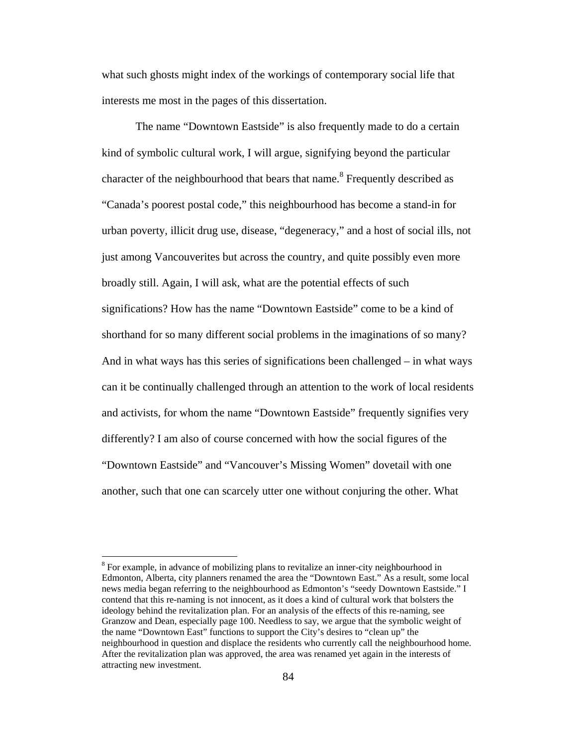what such ghosts might index of the workings of contemporary social life that interests me most in the pages of this dissertation.

The name "Downtown Eastside" is also frequently made to do a certain kind of symbolic cultural work, I will argue, signifying beyond the particular character of the neighbourhood that bears that name.[8] Frequently described as "Canada's poorest postal code," this neighbourhood has become a stand-in for urban poverty, illicit drug use, disease, "degeneracy," and a host of social ills, not just among Vancouverites but across the country, and quite possibly even more broadly still. Again, I will ask, what are the potential effects of such significations? How has the name "Downtown Eastside" come to be a kind of shorthand for so many different social problems in the imaginations of so many? And in what ways has this series of significations been challenged – in what ways can it be continually challenged through an attention to the work of local residents and activists, for whom the name "Downtown Eastside" frequently signifies very differently? I am also of course concerned with how the social figures of the "Downtown Eastside" and "Vancouver's Missing Women" dovetail with one another, such that one can scarcely utter one without conjuring the other. What

[8] For example, in advance of mobilizing plans to revitalize an inner-city neighbourhood in Edmonton, Alberta, city planners renamed the area the "Downtown East." As a result, some local news media began referring to the neighbourhood as Edmonton's "seedy Downtown Eastside." I contend that this re-naming is not innocent, as it does a kind of cultural work that bolsters the ideology behind the revitalization plan. For an analysis of the effects of this re-naming, see Granzow and Dean, especially page 100. Needless to say, we argue that the symbolic weight of the name "Downtown East" functions to support the City's desires to "clean up" the neighbourhood in question and displace the residents who currently call the neighbourhood home. After the revitalization plan was approved, the area was renamed yet again in the interests of attracting new investment.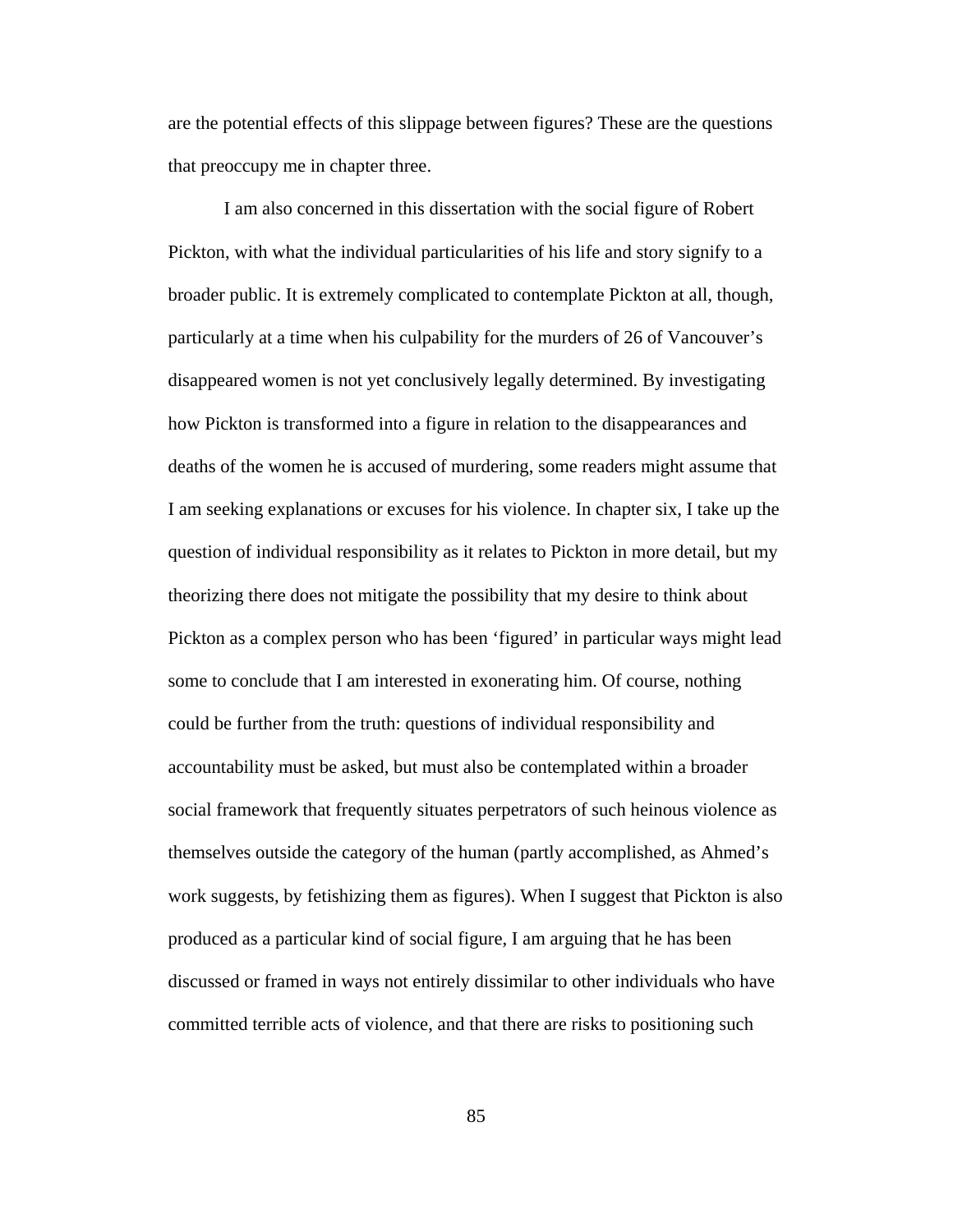are the potential effects of this slippage between figures? These are the questions that preoccupy me in chapter three.

I am also concerned in this dissertation with the social figure of Robert Pickton, with what the individual particularities of his life and story signify to a broader public. It is extremely complicated to contemplate Pickton at all, though, particularly at a time when his culpability for the murders of 26 of Vancouver's disappeared women is not yet conclusively legally determined. By investigating how Pickton is transformed into a figure in relation to the disappearances and deaths of the women he is accused of murdering, some readers might assume that I am seeking explanations or excuses for his violence. In chapter six, I take up the question of individual responsibility as it relates to Pickton in more detail, but my theorizing there does not mitigate the possibility that my desire to think about Pickton as a complex person who has been 'figured' in particular ways might lead some to conclude that I am interested in exonerating him. Of course, nothing could be further from the truth: questions of individual responsibility and accountability must be asked, but must also be contemplated within a broader social framework that frequently situates perpetrators of such heinous violence as themselves outside the category of the human (partly accomplished, as Ahmed's work suggests, by fetishizing them as figures). When I suggest that Pickton is also produced as a particular kind of social figure, I am arguing that he has been discussed or framed in ways not entirely dissimilar to other individuals who have committed terrible acts of violence, and that there are risks to positioning such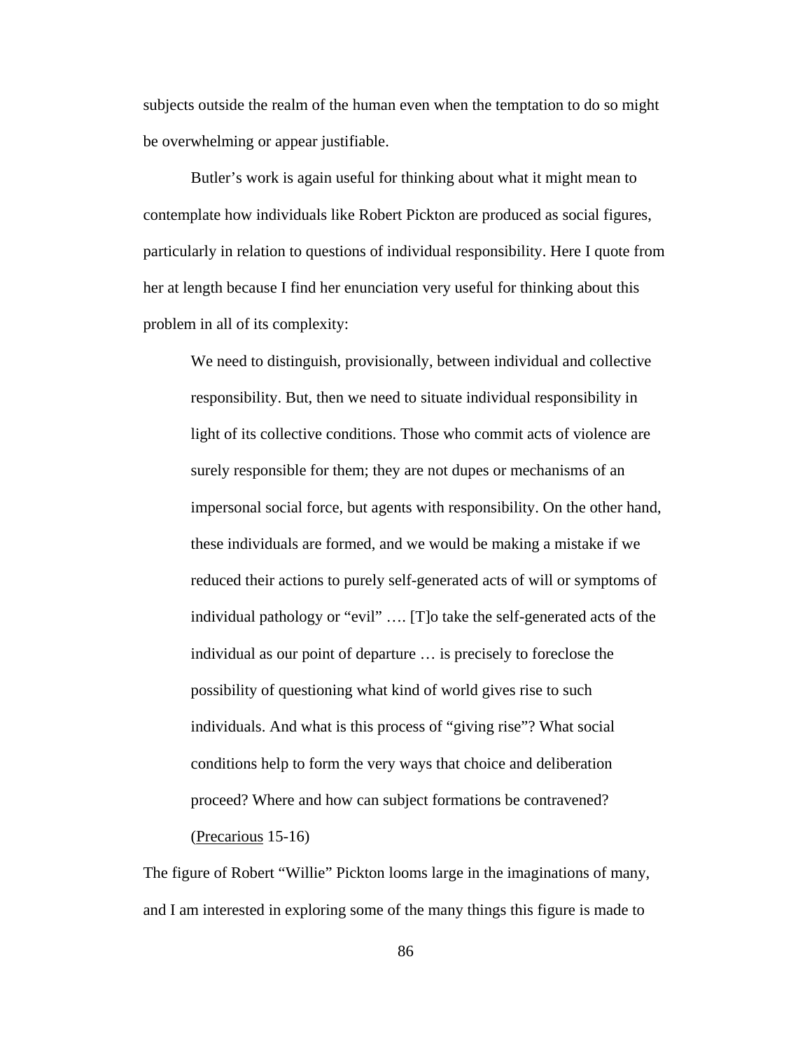subjects outside the realm of the human even when the temptation to do so might be overwhelming or appear justifiable.

Butler's work is again useful for thinking about what it might mean to contemplate how individuals like Robert Pickton are produced as social figures, particularly in relation to questions of individual responsibility. Here I quote from her at length because I find her enunciation very useful for thinking about this problem in all of its complexity:

> We need to distinguish, provisionally, between individual and collective responsibility. But, then we need to situate individual responsibility in light of its collective conditions. Those who commit acts of violence are surely responsible for them; they are not dupes or mechanisms of an impersonal social force, but agents with responsibility. On the other hand, these individuals are formed, and we would be making a mistake if we reduced their actions to purely self-generated acts of will or symptoms of individual pathology or "evil" …. [T]o take the self-generated acts of the individual as our point of departure … is precisely to foreclose the possibility of questioning what kind of world gives rise to such individuals. And what is this process of "giving rise"? What social conditions help to form the very ways that choice and deliberation proceed? Where and how can subject formations be contravened? (Precarious 15-16)

The figure of Robert "Willie" Pickton looms large in the imaginations of many, and I am interested in exploring some of the many things this figure is made to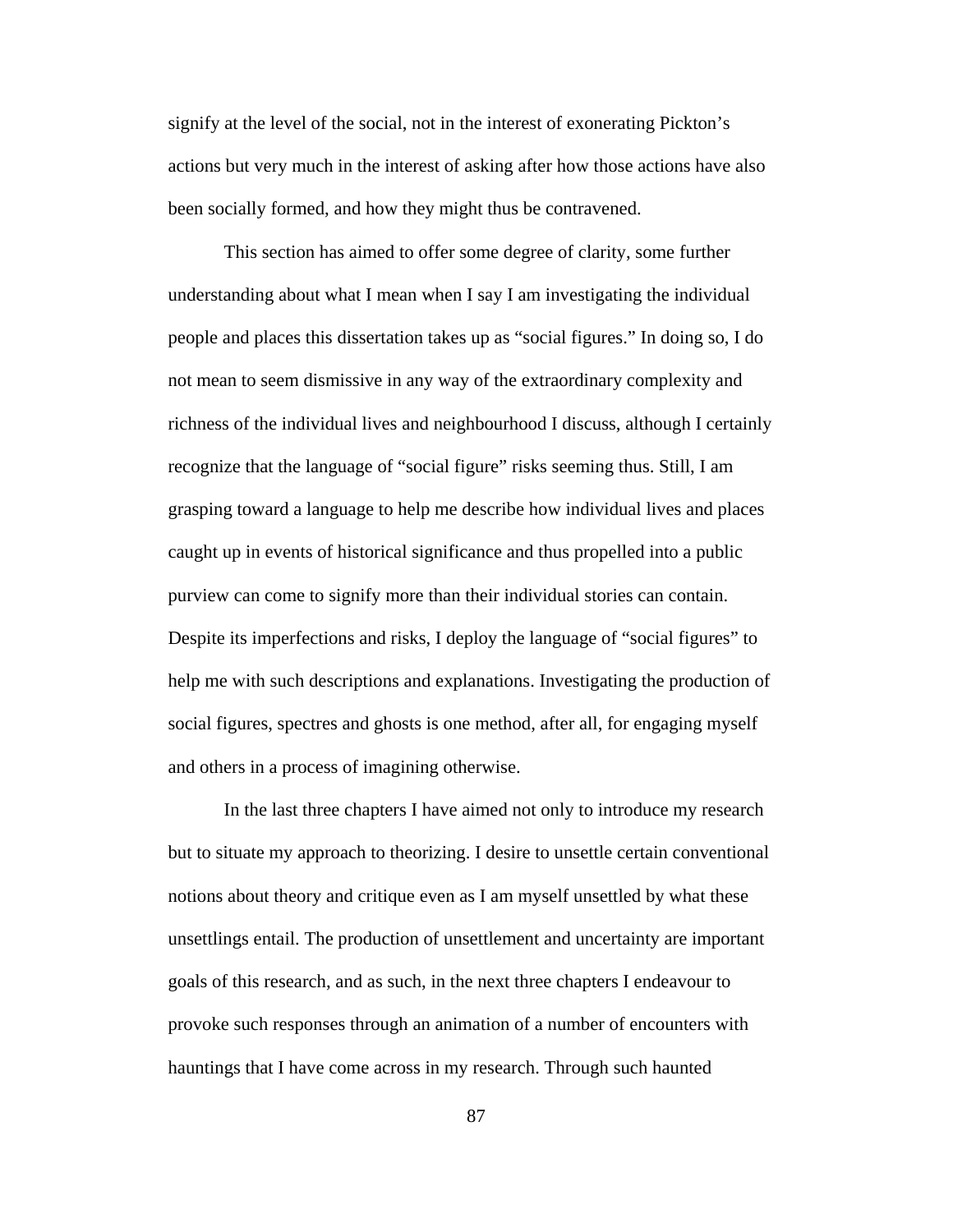signify at the level of the social, not in the interest of exonerating Pickton's actions but very much in the interest of asking after how those actions have also been socially formed, and how they might thus be contravened.

This section has aimed to offer some degree of clarity, some further understanding about what I mean when I say I am investigating the individual people and places this dissertation takes up as "social figures." In doing so, I do not mean to seem dismissive in any way of the extraordinary complexity and richness of the individual lives and neighbourhood I discuss, although I certainly recognize that the language of "social figure" risks seeming thus. Still, I am grasping toward a language to help me describe how individual lives and places caught up in events of historical significance and thus propelled into a public purview can come to signify more than their individual stories can contain. Despite its imperfections and risks, I deploy the language of "social figures" to help me with such descriptions and explanations. Investigating the production of social figures, spectres and ghosts is one method, after all, for engaging myself and others in a process of imagining otherwise.

In the last three chapters I have aimed not only to introduce my research but to situate my approach to theorizing. I desire to unsettle certain conventional notions about theory and critique even as I am myself unsettled by what these unsettlings entail. The production of unsettlement and uncertainty are important goals of this research, and as such, in the next three chapters I endeavour to provoke such responses through an animation of a number of encounters with hauntings that I have come across in my research. Through such haunted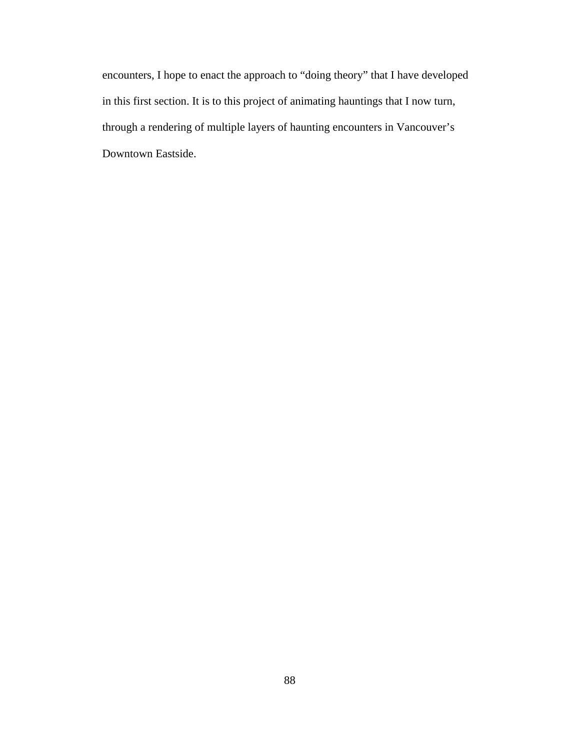encounters, I hope to enact the approach to "doing theory" that I have developed in this first section. It is to this project of animating hauntings that I now turn, through a rendering of multiple layers of haunting encounters in Vancouver's Downtown Eastside.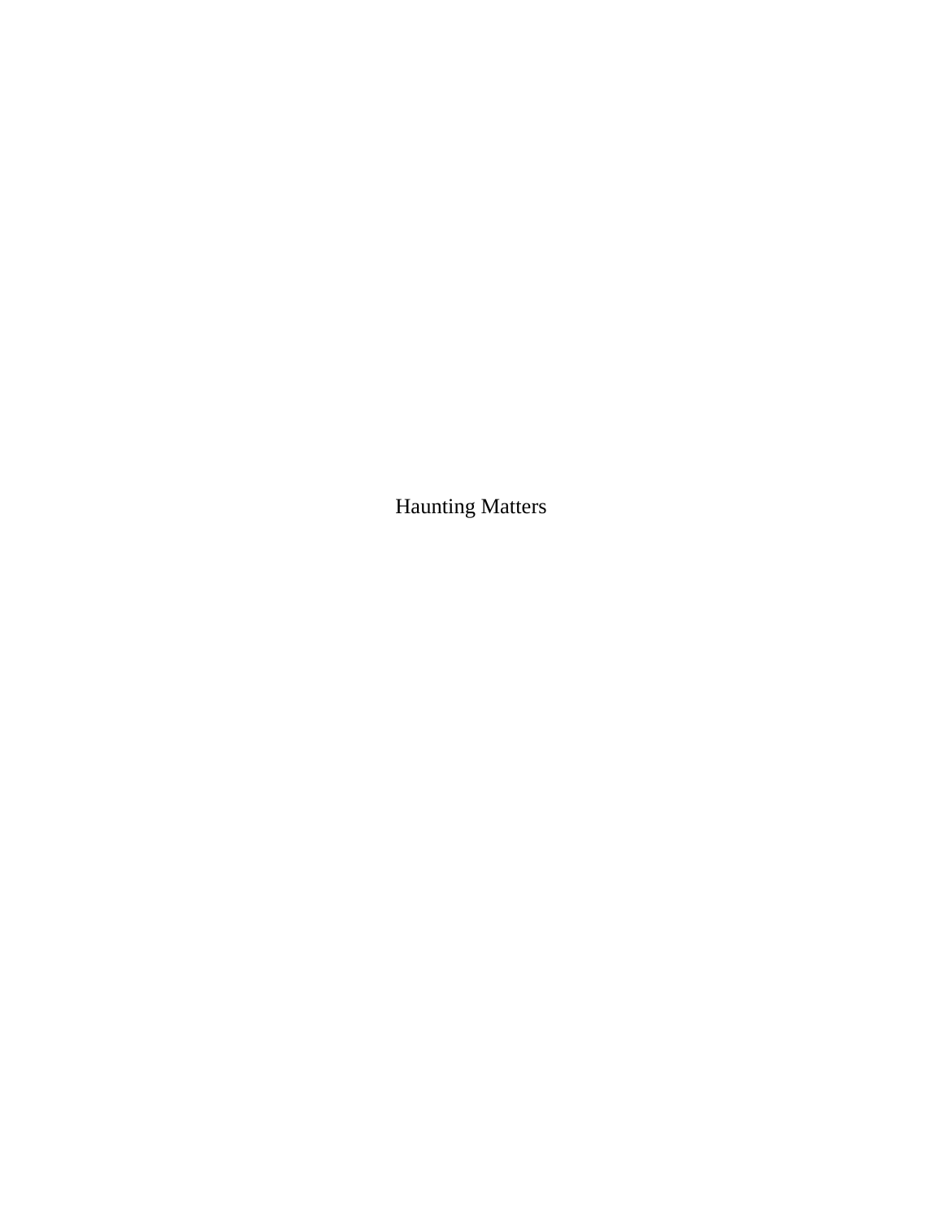Haunting Matters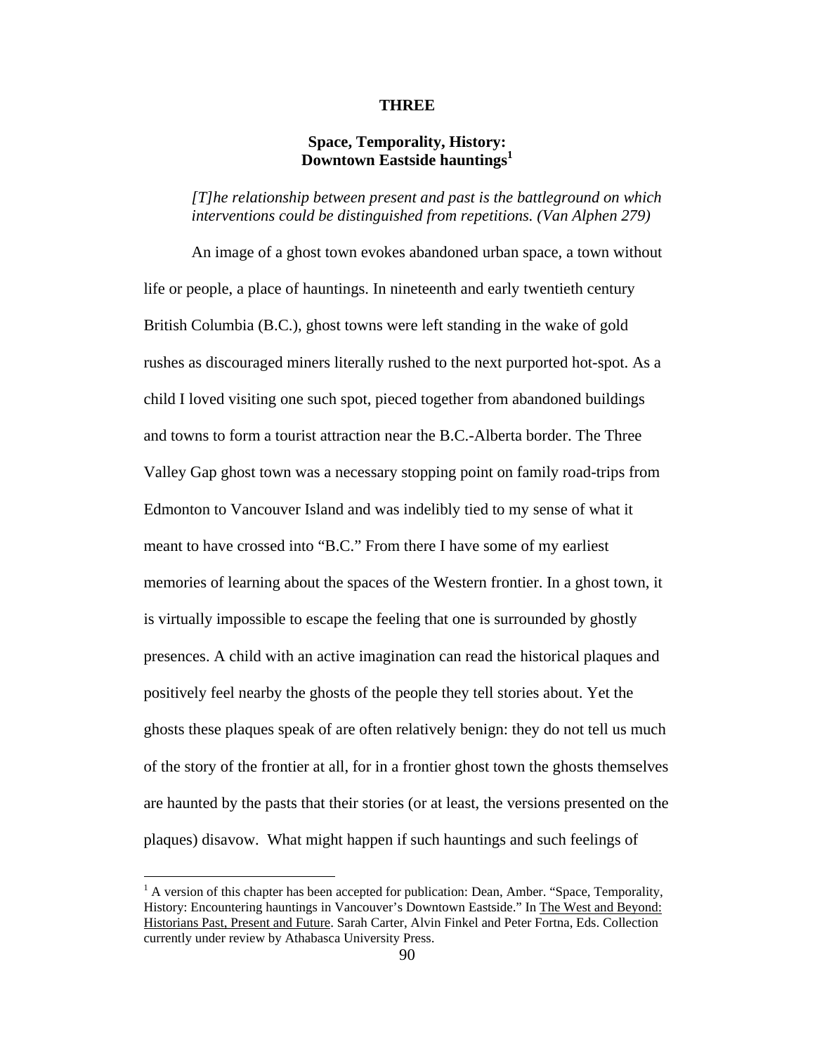# THREE

## Space, Temporality, History: Downtown Eastside hauntings[1]

*[T]he relationship between present and past is the battleground on which interventions could be distinguished from repetitions. (Van Alphen 279)*

An image of a ghost town evokes abandoned urban space, a town without life or people, a place of hauntings. In nineteenth and early twentieth century British Columbia (B.C.), ghost towns were left standing in the wake of gold rushes as discouraged miners literally rushed to the next purported hot-spot. As a child I loved visiting one such spot, pieced together from abandoned buildings and towns to form a tourist attraction near the B.C.-Alberta border. The Three Valley Gap ghost town was a necessary stopping point on family road-trips from Edmonton to Vancouver Island and was indelibly tied to my sense of what it meant to have crossed into "B.C." From there I have some of my earliest memories of learning about the spaces of the Western frontier. In a ghost town, it is virtually impossible to escape the feeling that one is surrounded by ghostly presences. A child with an active imagination can read the historical plaques and positively feel nearby the ghosts of the people they tell stories about. Yet the ghosts these plaques speak of are often relatively benign: they do not tell us much of the story of the frontier at all, for in a frontier ghost town the ghosts themselves are haunted by the pasts that their stories (or at least, the versions presented on the plaques) disavow. What might happen if such hauntings and such feelings of

[1] A version of this chapter has been accepted for publication: Dean, Amber. "Space, Temporality, History: Encountering hauntings in Vancouver's Downtown Eastside." In The West and Beyond: Historians Past, Present and Future. Sarah Carter, Alvin Finkel and Peter Fortna, Eds. Collection currently under review by Athabasca University Press.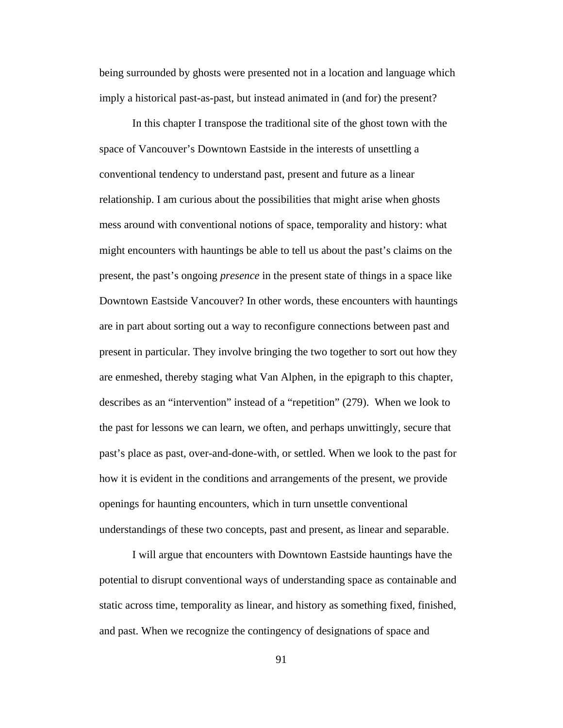being surrounded by ghosts were presented not in a location and language which imply a historical past-as-past, but instead animated in (and for) the present?

In this chapter I transpose the traditional site of the ghost town with the space of Vancouver's Downtown Eastside in the interests of unsettling a conventional tendency to understand past, present and future as a linear relationship. I am curious about the possibilities that might arise when ghosts mess around with conventional notions of space, temporality and history: what might encounters with hauntings be able to tell us about the past's claims on the present, the past's ongoing *presence* in the present state of things in a space like Downtown Eastside Vancouver? In other words, these encounters with hauntings are in part about sorting out a way to reconfigure connections between past and present in particular. They involve bringing the two together to sort out how they are enmeshed, thereby staging what Van Alphen, in the epigraph to this chapter, describes as an "intervention" instead of a "repetition" (279). When we look to the past for lessons we can learn, we often, and perhaps unwittingly, secure that past's place as past, over-and-done-with, or settled. When we look to the past for how it is evident in the conditions and arrangements of the present, we provide openings for haunting encounters, which in turn unsettle conventional understandings of these two concepts, past and present, as linear and separable.

I will argue that encounters with Downtown Eastside hauntings have the potential to disrupt conventional ways of understanding space as containable and static across time, temporality as linear, and history as something fixed, finished, and past. When we recognize the contingency of designations of space and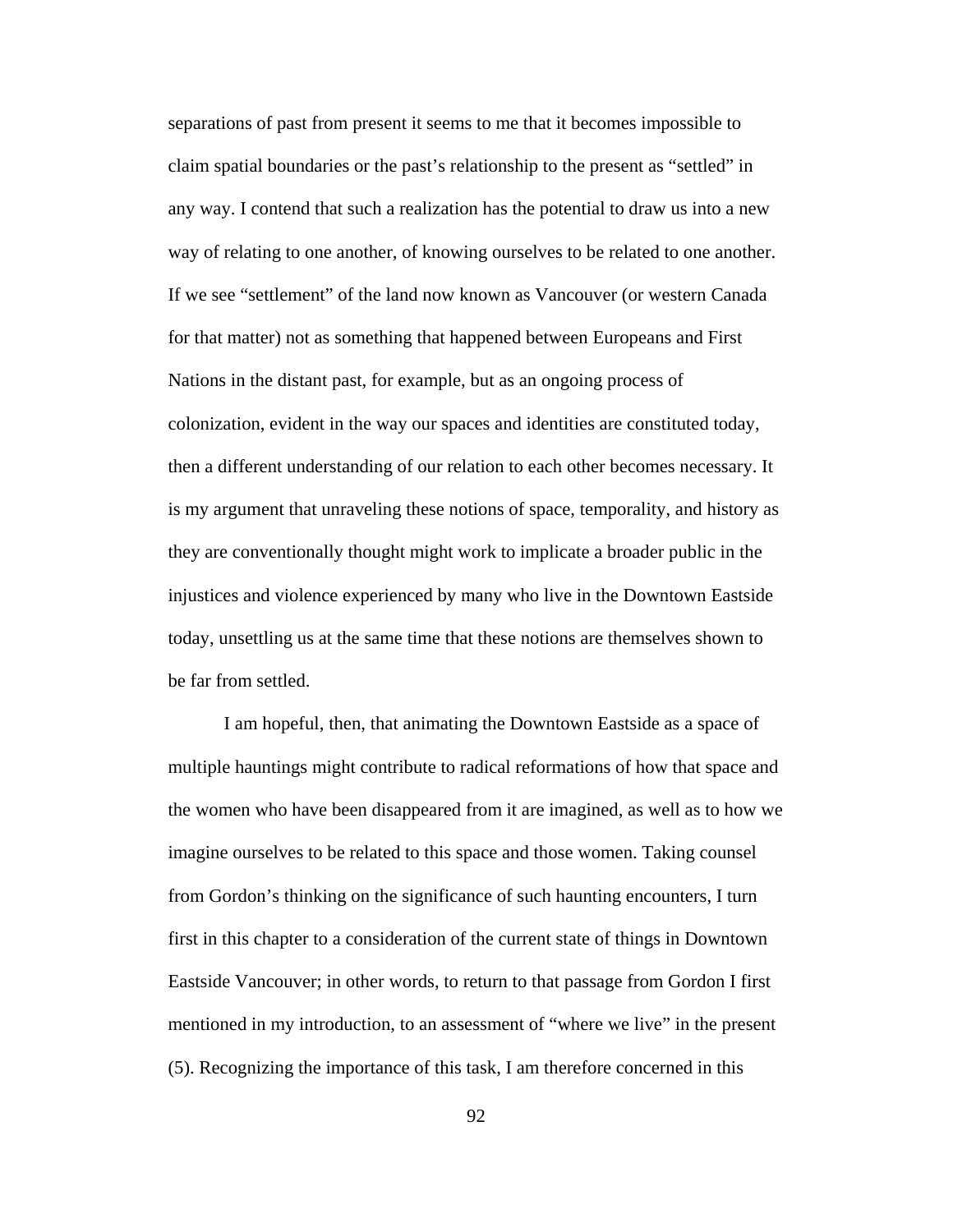separations of past from present it seems to me that it becomes impossible to claim spatial boundaries or the past's relationship to the present as "settled" in any way. I contend that such a realization has the potential to draw us into a new way of relating to one another, of knowing ourselves to be related to one another. If we see "settlement" of the land now known as Vancouver (or western Canada for that matter) not as something that happened between Europeans and First Nations in the distant past, for example, but as an ongoing process of colonization, evident in the way our spaces and identities are constituted today, then a different understanding of our relation to each other becomes necessary. It is my argument that unraveling these notions of space, temporality, and history as they are conventionally thought might work to implicate a broader public in the injustices and violence experienced by many who live in the Downtown Eastside today, unsettling us at the same time that these notions are themselves shown to be far from settled.

I am hopeful, then, that animating the Downtown Eastside as a space of multiple hauntings might contribute to radical reformations of how that space and the women who have been disappeared from it are imagined, as well as to how we imagine ourselves to be related to this space and those women. Taking counsel from Gordon's thinking on the significance of such haunting encounters, I turn first in this chapter to a consideration of the current state of things in Downtown Eastside Vancouver; in other words, to return to that passage from Gordon I first mentioned in my introduction, to an assessment of "where we live" in the present (5). Recognizing the importance of this task, I am therefore concerned in this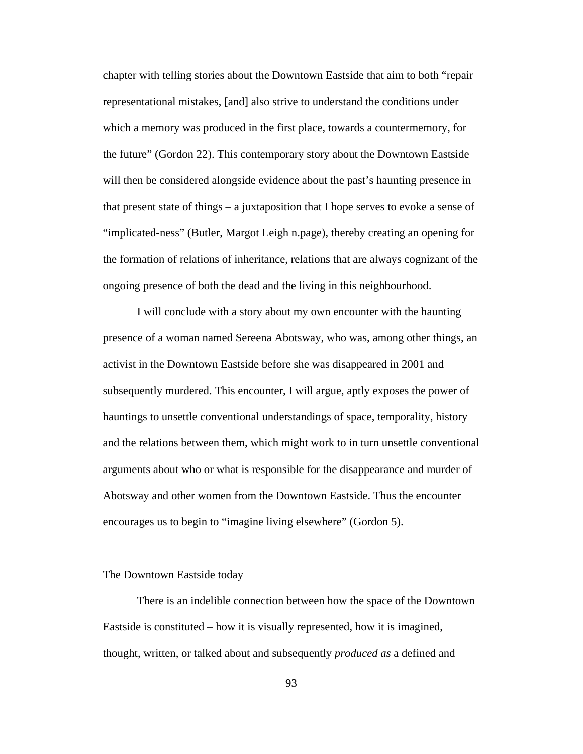chapter with telling stories about the Downtown Eastside that aim to both "repair representational mistakes, [and] also strive to understand the conditions under which a memory was produced in the first place, towards a countermemory, for the future" (Gordon 22). This contemporary story about the Downtown Eastside will then be considered alongside evidence about the past's haunting presence in that present state of things – a juxtaposition that I hope serves to evoke a sense of "implicated-ness" (Butler, Margot Leigh n.page), thereby creating an opening for the formation of relations of inheritance, relations that are always cognizant of the ongoing presence of both the dead and the living in this neighbourhood.

I will conclude with a story about my own encounter with the haunting presence of a woman named Sereena Abotsway, who was, among other things, an activist in the Downtown Eastside before she was disappeared in 2001 and subsequently murdered. This encounter, I will argue, aptly exposes the power of hauntings to unsettle conventional understandings of space, temporality, history and the relations between them, which might work to in turn unsettle conventional arguments about who or what is responsible for the disappearance and murder of Abotsway and other women from the Downtown Eastside. Thus the encounter encourages us to begin to "imagine living elsewhere" (Gordon 5).

<u>The Downtown Eastside today</u>

There is an indelible connection between how the space of the Downtown Eastside is constituted – how it is visually represented, how it is imagined, thought, written, or talked about and subsequently *produced as* a defined and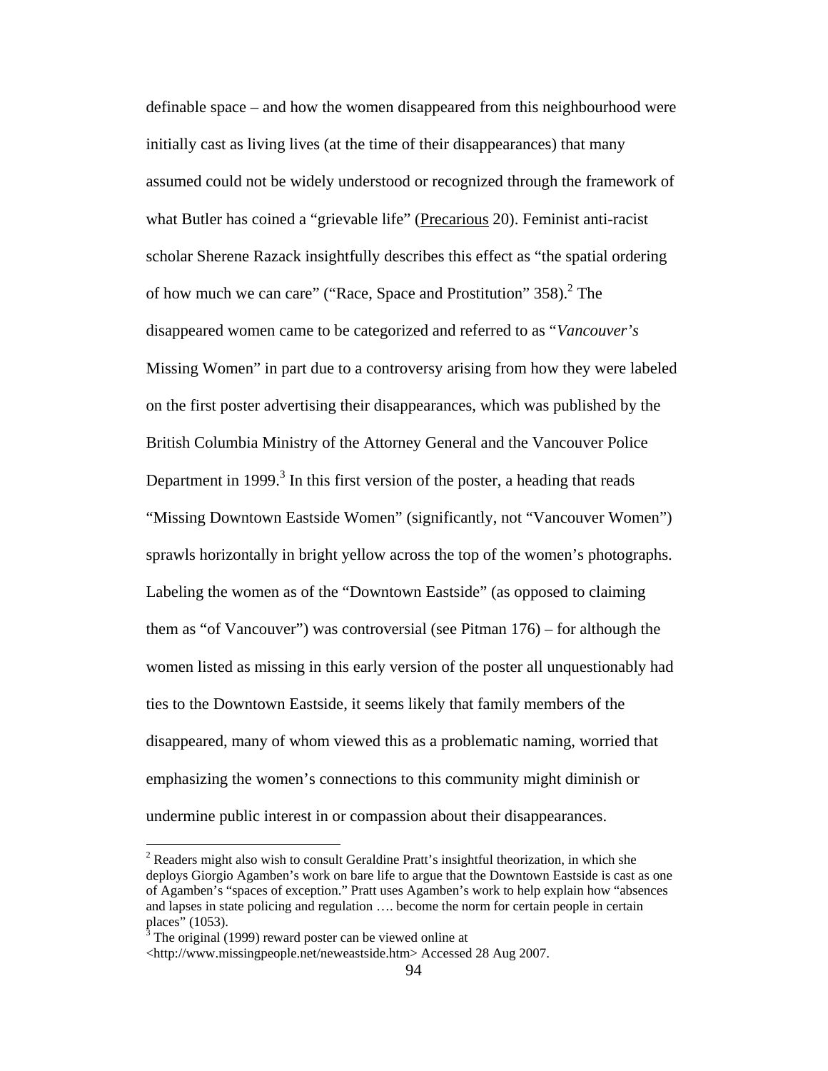definable space – and how the women disappeared from this neighbourhood were initially cast as living lives (at the time of their disappearances) that many assumed could not be widely understood or recognized through the framework of what Butler has coined a "grievable life" (Precarious 20). Feminist anti-racist scholar Sherene Razack insightfully describes this effect as "the spatial ordering of how much we can care" ("Race, Space and Prostitution" 358).[2] The disappeared women came to be categorized and referred to as "*Vancouver's* Missing Women" in part due to a controversy arising from how they were labeled on the first poster advertising their disappearances, which was published by the British Columbia Ministry of the Attorney General and the Vancouver Police Department in 1999.[3] In this first version of the poster, a heading that reads "Missing Downtown Eastside Women" (significantly, not "Vancouver Women") sprawls horizontally in bright yellow across the top of the women's photographs. Labeling the women as of the "Downtown Eastside" (as opposed to claiming them as "of Vancouver") was controversial (see Pitman 176) – for although the women listed as missing in this early version of the poster all unquestionably had ties to the Downtown Eastside, it seems likely that family members of the disappeared, many of whom viewed this as a problematic naming, worried that emphasizing the women's connections to this community might diminish or undermine public interest in or compassion about their disappearances.

---

[2] Readers might also wish to consult Geraldine Pratt's insightful theorization, in which she deploys Giorgio Agamben's work on bare life to argue that the Downtown Eastside is cast as one of Agamben's "spaces of exception." Pratt uses Agamben's work to help explain how "absences and lapses in state policing and regulation …. become the norm for certain people in certain places" (1053).

[3] The original (1999) reward poster can be viewed online at <http://www.missingpeople.net/neweastside.htm> Accessed 28 Aug 2007.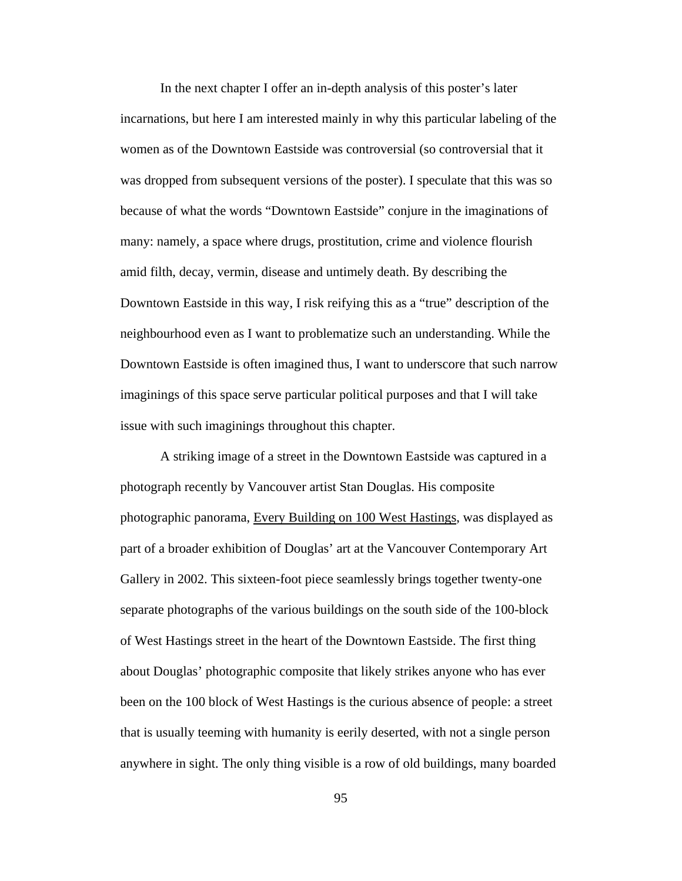In the next chapter I offer an in-depth analysis of this poster's later incarnations, but here I am interested mainly in why this particular labeling of the women as of the Downtown Eastside was controversial (so controversial that it was dropped from subsequent versions of the poster). I speculate that this was so because of what the words "Downtown Eastside" conjure in the imaginations of many: namely, a space where drugs, prostitution, crime and violence flourish amid filth, decay, vermin, disease and untimely death. By describing the Downtown Eastside in this way, I risk reifying this as a "true" description of the neighbourhood even as I want to problematize such an understanding. While the Downtown Eastside is often imagined thus, I want to underscore that such narrow imaginings of this space serve particular political purposes and that I will take issue with such imaginings throughout this chapter.

A striking image of a street in the Downtown Eastside was captured in a photograph recently by Vancouver artist Stan Douglas. His composite photographic panorama, Every Building on 100 West Hastings, was displayed as part of a broader exhibition of Douglas' art at the Vancouver Contemporary Art Gallery in 2002. This sixteen-foot piece seamlessly brings together twenty-one separate photographs of the various buildings on the south side of the 100-block of West Hastings street in the heart of the Downtown Eastside. The first thing about Douglas' photographic composite that likely strikes anyone who has ever been on the 100 block of West Hastings is the curious absence of people: a street that is usually teeming with humanity is eerily deserted, with not a single person anywhere in sight. The only thing visible is a row of old buildings, many boarded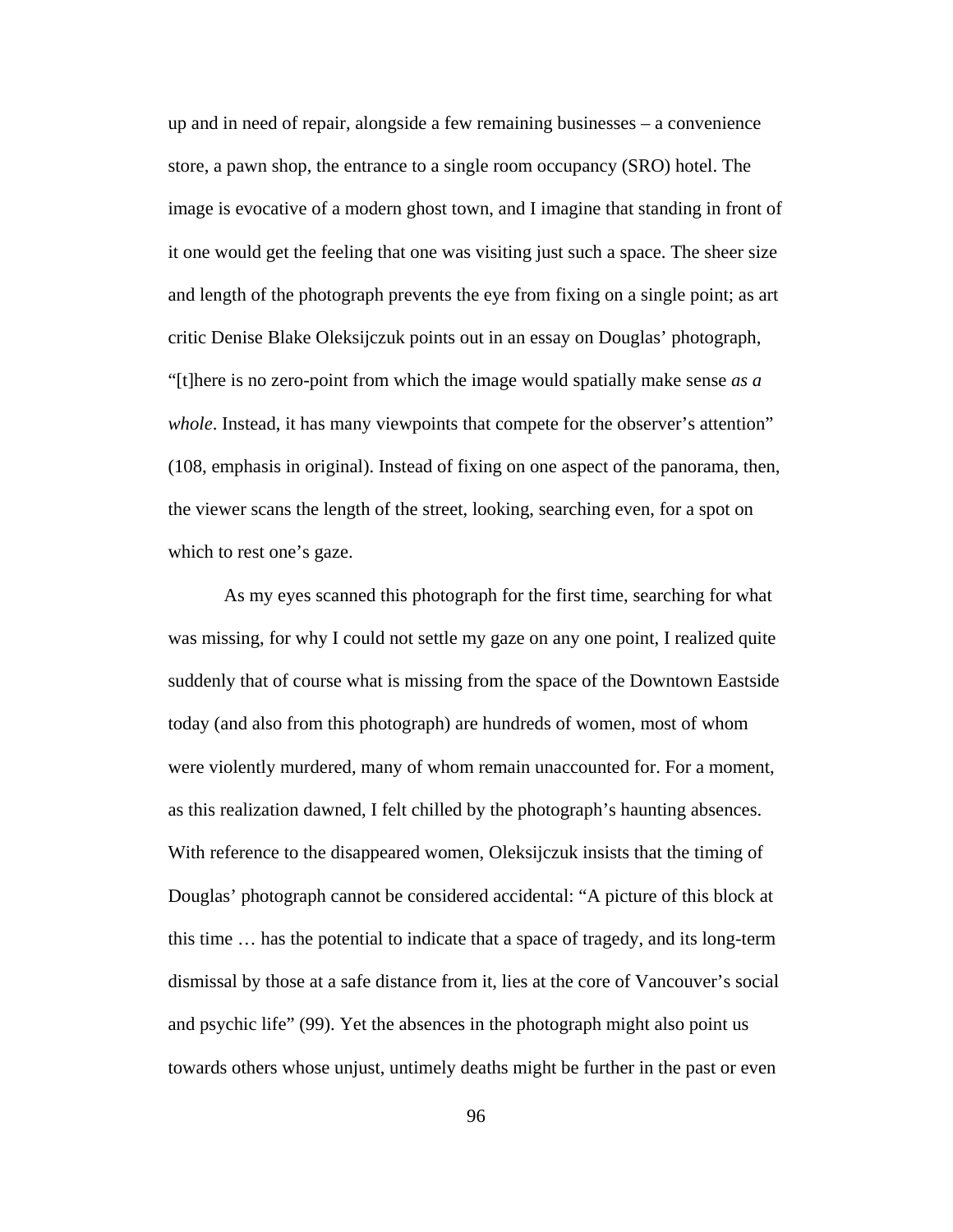up and in need of repair, alongside a few remaining businesses – a convenience store, a pawn shop, the entrance to a single room occupancy (SRO) hotel. The image is evocative of a modern ghost town, and I imagine that standing in front of it one would get the feeling that one was visiting just such a space. The sheer size and length of the photograph prevents the eye from fixing on a single point; as art critic Denise Blake Oleksijczuk points out in an essay on Douglas' photograph, "[t]here is no zero-point from which the image would spatially make sense *as a whole*. Instead, it has many viewpoints that compete for the observer's attention" (108, emphasis in original). Instead of fixing on one aspect of the panorama, then, the viewer scans the length of the street, looking, searching even, for a spot on which to rest one's gaze.

As my eyes scanned this photograph for the first time, searching for what was missing, for why I could not settle my gaze on any one point, I realized quite suddenly that of course what is missing from the space of the Downtown Eastside today (and also from this photograph) are hundreds of women, most of whom were violently murdered, many of whom remain unaccounted for. For a moment, as this realization dawned, I felt chilled by the photograph's haunting absences. With reference to the disappeared women, Oleksijczuk insists that the timing of Douglas' photograph cannot be considered accidental: "A picture of this block at this time … has the potential to indicate that a space of tragedy, and its long-term dismissal by those at a safe distance from it, lies at the core of Vancouver's social and psychic life" (99). Yet the absences in the photograph might also point us towards others whose unjust, untimely deaths might be further in the past or even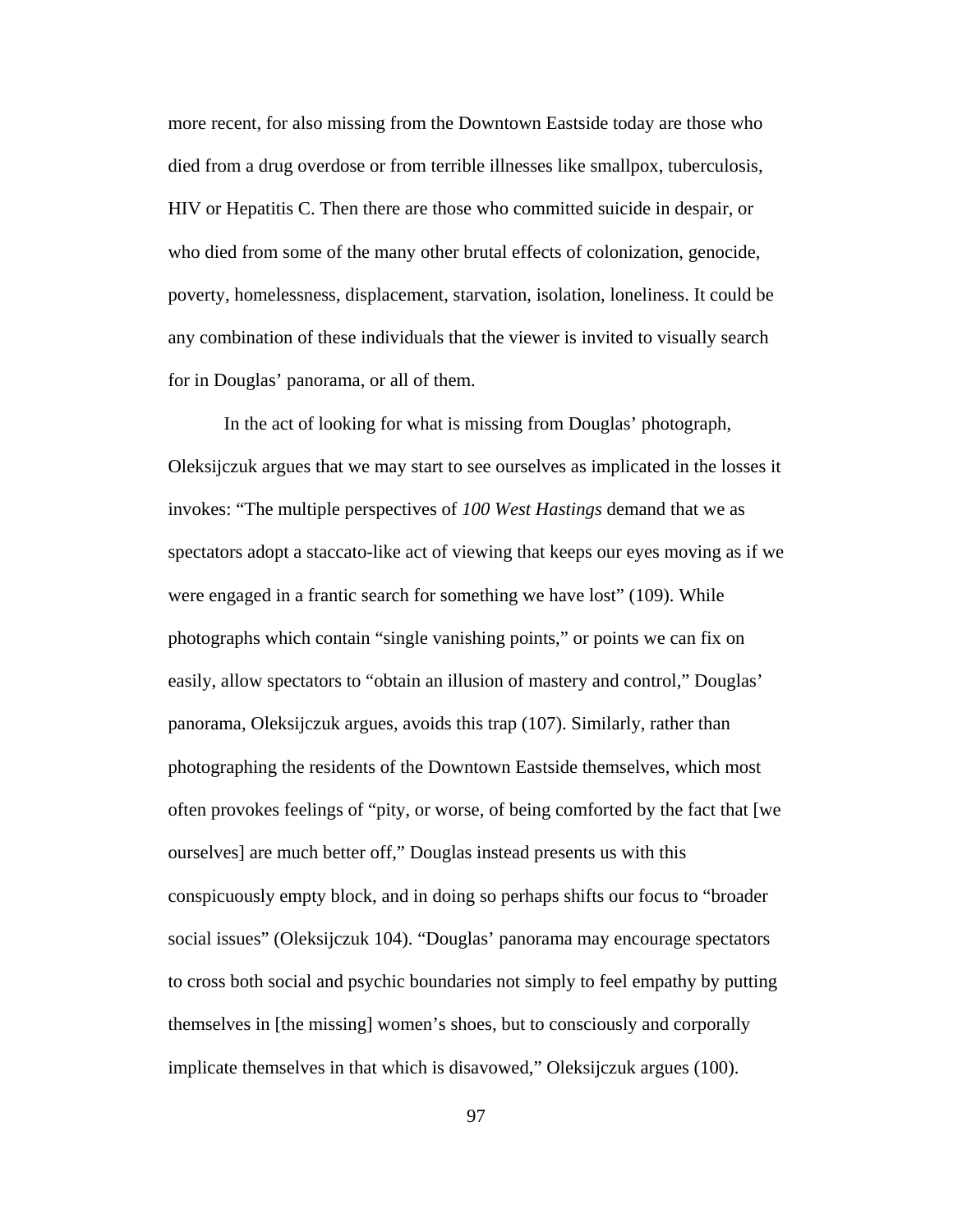more recent, for also missing from the Downtown Eastside today are those who died from a drug overdose or from terrible illnesses like smallpox, tuberculosis, HIV or Hepatitis C. Then there are those who committed suicide in despair, or who died from some of the many other brutal effects of colonization, genocide, poverty, homelessness, displacement, starvation, isolation, loneliness. It could be any combination of these individuals that the viewer is invited to visually search for in Douglas' panorama, or all of them.

In the act of looking for what is missing from Douglas' photograph, Oleksijczuk argues that we may start to see ourselves as implicated in the losses it invokes: "The multiple perspectives of *100 West Hastings* demand that we as spectators adopt a staccato-like act of viewing that keeps our eyes moving as if we were engaged in a frantic search for something we have lost" (109). While photographs which contain "single vanishing points," or points we can fix on easily, allow spectators to "obtain an illusion of mastery and control," Douglas' panorama, Oleksijczuk argues, avoids this trap (107). Similarly, rather than photographing the residents of the Downtown Eastside themselves, which most often provokes feelings of "pity, or worse, of being comforted by the fact that [we ourselves] are much better off," Douglas instead presents us with this conspicuously empty block, and in doing so perhaps shifts our focus to "broader social issues" (Oleksijczuk 104). "Douglas' panorama may encourage spectators to cross both social and psychic boundaries not simply to feel empathy by putting themselves in [the missing] women's shoes, but to consciously and corporally implicate themselves in that which is disavowed," Oleksijczuk argues (100).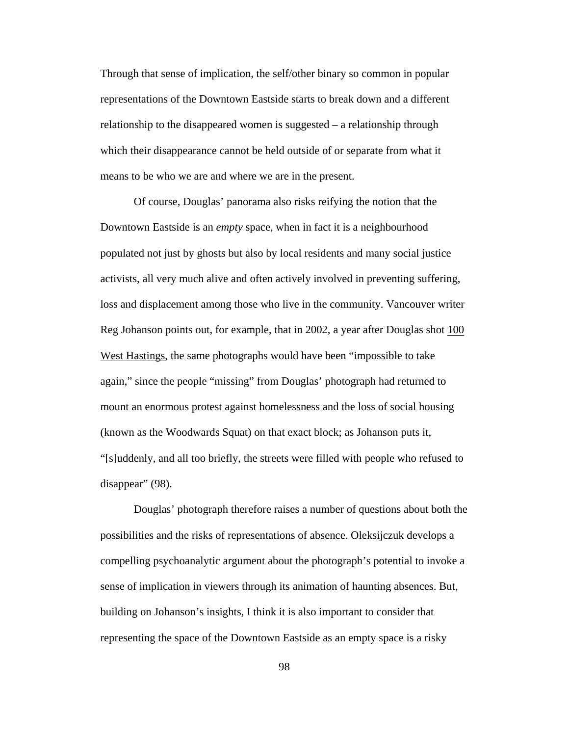Through that sense of implication, the self/other binary so common in popular representations of the Downtown Eastside starts to break down and a different relationship to the disappeared women is suggested – a relationship through which their disappearance cannot be held outside of or separate from what it means to be who we are and where we are in the present.

Of course, Douglas' panorama also risks reifying the notion that the Downtown Eastside is an *empty* space, when in fact it is a neighbourhood populated not just by ghosts but also by local residents and many social justice activists, all very much alive and often actively involved in preventing suffering, loss and displacement among those who live in the community. Vancouver writer Reg Johanson points out, for example, that in 2002, a year after Douglas shot 100 West Hastings, the same photographs would have been "impossible to take again," since the people "missing" from Douglas' photograph had returned to mount an enormous protest against homelessness and the loss of social housing (known as the Woodwards Squat) on that exact block; as Johanson puts it, "[s]uddenly, and all too briefly, the streets were filled with people who refused to disappear" (98).

Douglas' photograph therefore raises a number of questions about both the possibilities and the risks of representations of absence. Oleksijczuk develops a compelling psychoanalytic argument about the photograph's potential to invoke a sense of implication in viewers through its animation of haunting absences. But, building on Johanson's insights, I think it is also important to consider that representing the space of the Downtown Eastside as an empty space is a risky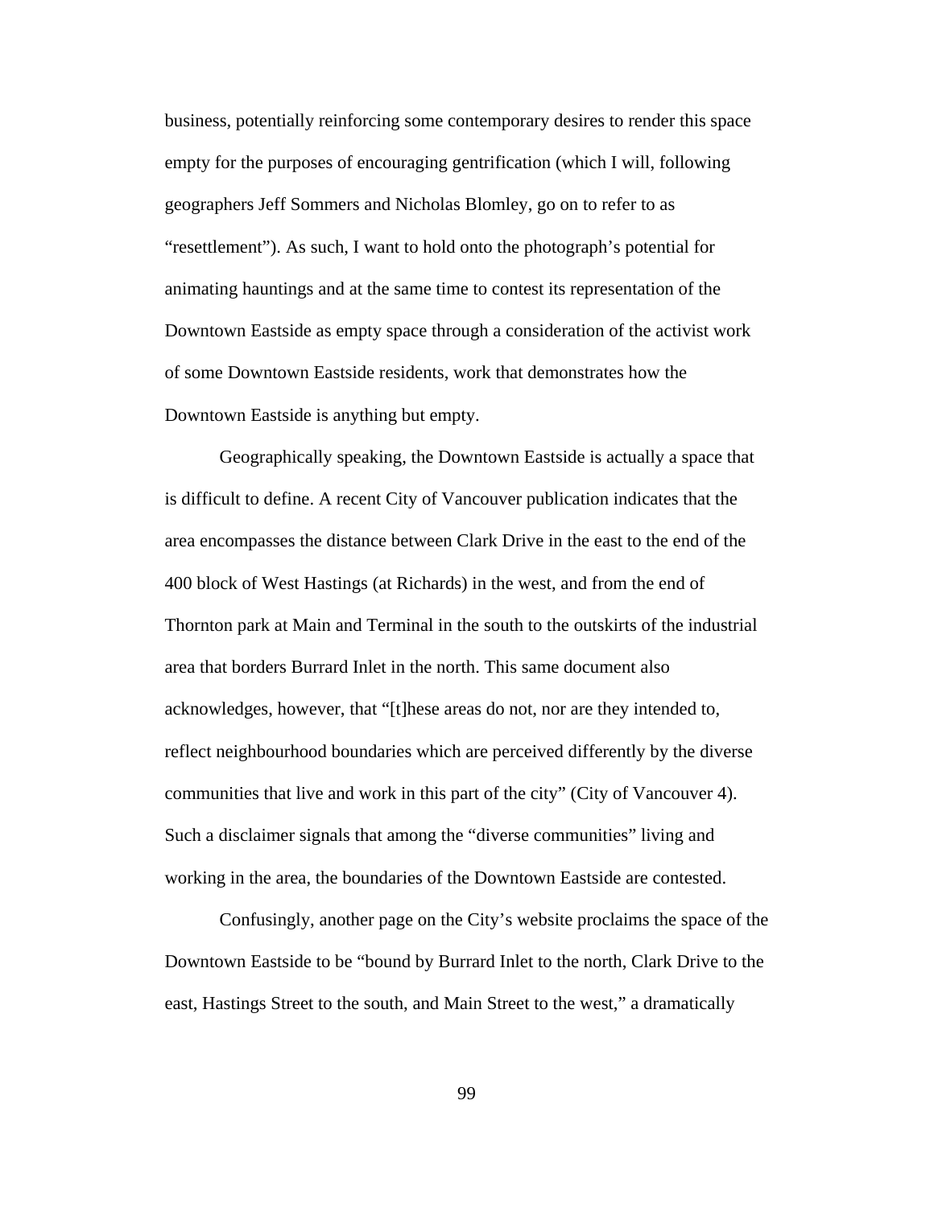business, potentially reinforcing some contemporary desires to render this space empty for the purposes of encouraging gentrification (which I will, following geographers Jeff Sommers and Nicholas Blomley, go on to refer to as "resettlement"). As such, I want to hold onto the photograph's potential for animating hauntings and at the same time to contest its representation of the Downtown Eastside as empty space through a consideration of the activist work of some Downtown Eastside residents, work that demonstrates how the Downtown Eastside is anything but empty.

Geographically speaking, the Downtown Eastside is actually a space that is difficult to define. A recent City of Vancouver publication indicates that the area encompasses the distance between Clark Drive in the east to the end of the 400 block of West Hastings (at Richards) in the west, and from the end of Thornton park at Main and Terminal in the south to the outskirts of the industrial area that borders Burrard Inlet in the north. This same document also acknowledges, however, that "[t]hese areas do not, nor are they intended to, reflect neighbourhood boundaries which are perceived differently by the diverse communities that live and work in this part of the city" (City of Vancouver 4). Such a disclaimer signals that among the "diverse communities" living and working in the area, the boundaries of the Downtown Eastside are contested.

Confusingly, another page on the City's website proclaims the space of the Downtown Eastside to be "bound by Burrard Inlet to the north, Clark Drive to the east, Hastings Street to the south, and Main Street to the west," a dramatically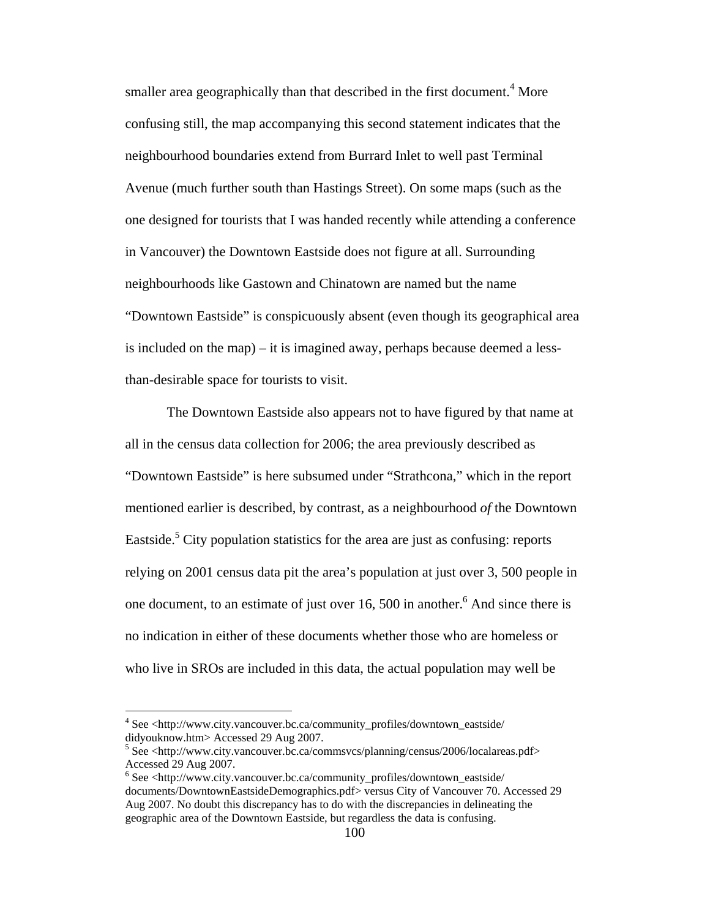smaller area geographically than that described in the first document.[4] More confusing still, the map accompanying this second statement indicates that the neighbourhood boundaries extend from Burrard Inlet to well past Terminal Avenue (much further south than Hastings Street). On some maps (such as the one designed for tourists that I was handed recently while attending a conference in Vancouver) the Downtown Eastside does not figure at all. Surrounding neighbourhoods like Gastown and Chinatown are named but the name "Downtown Eastside" is conspicuously absent (even though its geographical area is included on the map) – it is imagined away, perhaps because deemed a less-than-desirable space for tourists to visit.

The Downtown Eastside also appears not to have figured by that name at all in the census data collection for 2006; the area previously described as "Downtown Eastside" is here subsumed under "Strathcona," which in the report mentioned earlier is described, by contrast, as a neighbourhood *of* the Downtown Eastside.[5] City population statistics for the area are just as confusing: reports relying on 2001 census data pit the area's population at just over 3, 500 people in one document, to an estimate of just over 16, 500 in another.[6] And since there is no indication in either of these documents whether those who are homeless or who live in SROs are included in this data, the actual population may well be

---

[4] See <http://www.city.vancouver.bc.ca/community_profiles/downtown_eastside/didyouknow.htm> Accessed 29 Aug 2007.

[5] See <http://www.city.vancouver.bc.ca/commsvcs/planning/census/2006/localareas.pdf> Accessed 29 Aug 2007.

[6] See <http://www.city.vancouver.bc.ca/community_profiles/downtown_eastside/documents/DowntownEastsideDemographics.pdf> versus City of Vancouver 70. Accessed 29 Aug 2007. No doubt this discrepancy has to do with the discrepancies in delineating the geographic area of the Downtown Eastside, but regardless the data is confusing.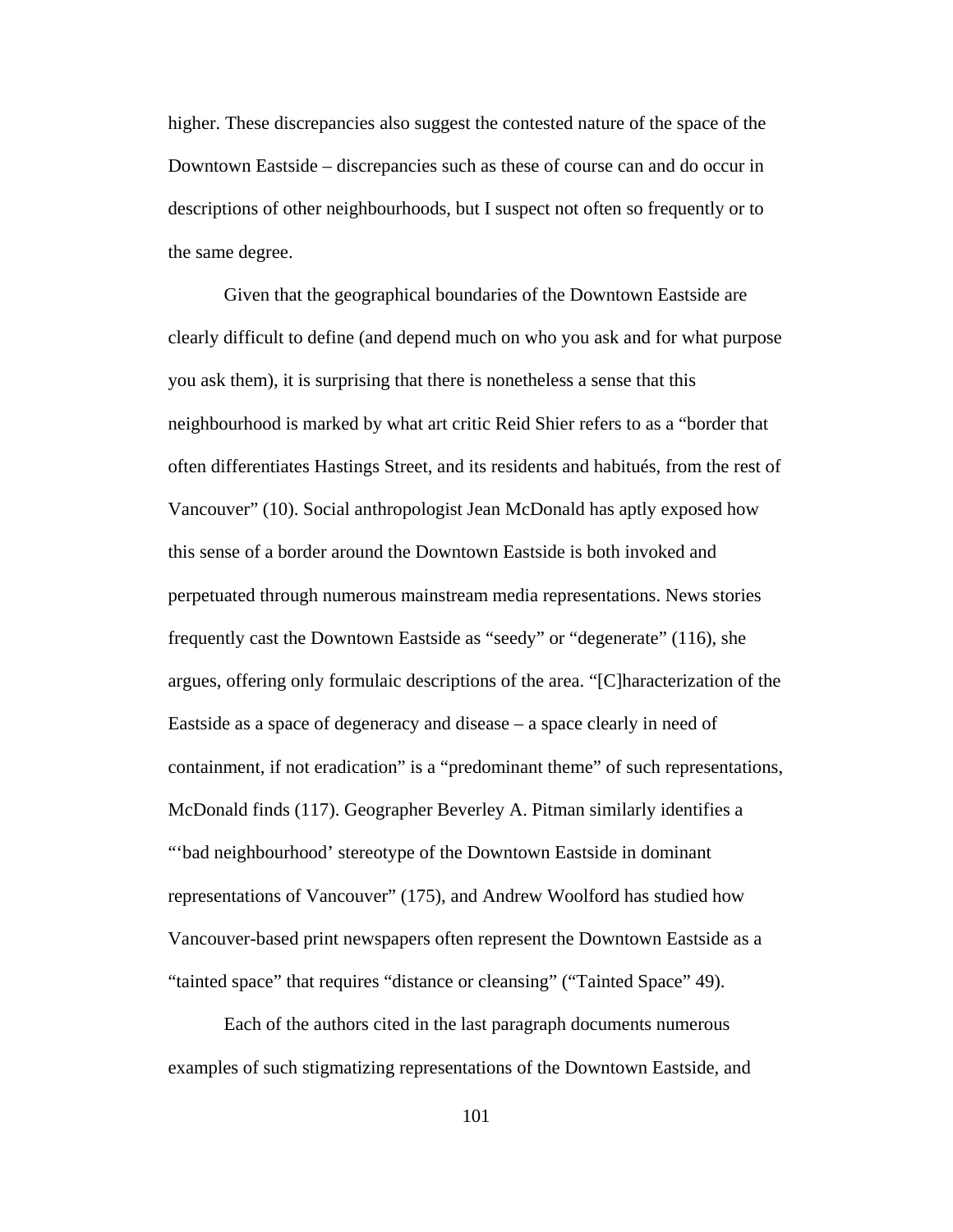higher. These discrepancies also suggest the contested nature of the space of the Downtown Eastside – discrepancies such as these of course can and do occur in descriptions of other neighbourhoods, but I suspect not often so frequently or to the same degree.

Given that the geographical boundaries of the Downtown Eastside are clearly difficult to define (and depend much on who you ask and for what purpose you ask them), it is surprising that there is nonetheless a sense that this neighbourhood is marked by what art critic Reid Shier refers to as a "border that often differentiates Hastings Street, and its residents and habitués, from the rest of Vancouver" (10). Social anthropologist Jean McDonald has aptly exposed how this sense of a border around the Downtown Eastside is both invoked and perpetuated through numerous mainstream media representations. News stories frequently cast the Downtown Eastside as "seedy" or "degenerate" (116), she argues, offering only formulaic descriptions of the area. "[C]haracterization of the Eastside as a space of degeneracy and disease – a space clearly in need of containment, if not eradication" is a "predominant theme" of such representations, McDonald finds (117). Geographer Beverley A. Pitman similarly identifies a "'bad neighbourhood' stereotype of the Downtown Eastside in dominant representations of Vancouver" (175), and Andrew Woolford has studied how Vancouver-based print newspapers often represent the Downtown Eastside as a "tainted space" that requires "distance or cleansing" ("Tainted Space" 49).

Each of the authors cited in the last paragraph documents numerous examples of such stigmatizing representations of the Downtown Eastside, and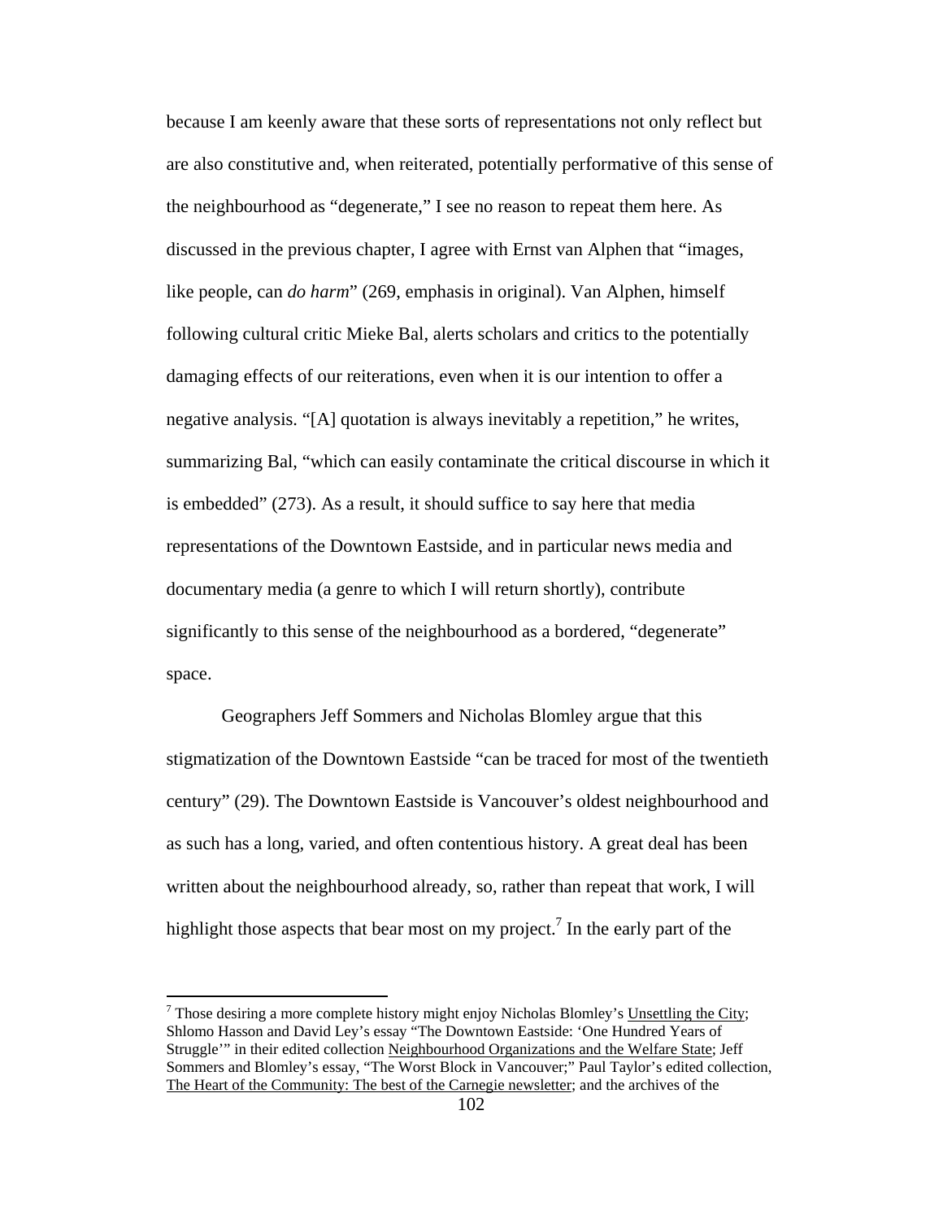because I am keenly aware that these sorts of representations not only reflect but are also constitutive and, when reiterated, potentially performative of this sense of the neighbourhood as "degenerate," I see no reason to repeat them here. As discussed in the previous chapter, I agree with Ernst van Alphen that "images, like people, can *do harm*" (269, emphasis in original). Van Alphen, himself following cultural critic Mieke Bal, alerts scholars and critics to the potentially damaging effects of our reiterations, even when it is our intention to offer a negative analysis. "[A] quotation is always inevitably a repetition," he writes, summarizing Bal, "which can easily contaminate the critical discourse in which it is embedded" (273). As a result, it should suffice to say here that media representations of the Downtown Eastside, and in particular news media and documentary media (a genre to which I will return shortly), contribute significantly to this sense of the neighbourhood as a bordered, "degenerate" space.

Geographers Jeff Sommers and Nicholas Blomley argue that this stigmatization of the Downtown Eastside "can be traced for most of the twentieth century" (29). The Downtown Eastside is Vancouver's oldest neighbourhood and as such has a long, varied, and often contentious history. A great deal has been written about the neighbourhood already, so, rather than repeat that work, I will highlight those aspects that bear most on my project.[7] In the early part of the

[7] Those desiring a more complete history might enjoy Nicholas Blomley's Unsettling the City; Shlomo Hasson and David Ley's essay "The Downtown Eastside: 'One Hundred Years of Struggle'" in their edited collection Neighbourhood Organizations and the Welfare State; Jeff Sommers and Blomley's essay, "The Worst Block in Vancouver;" Paul Taylor's edited collection, The Heart of the Community: The best of the Carnegie newsletter; and the archives of the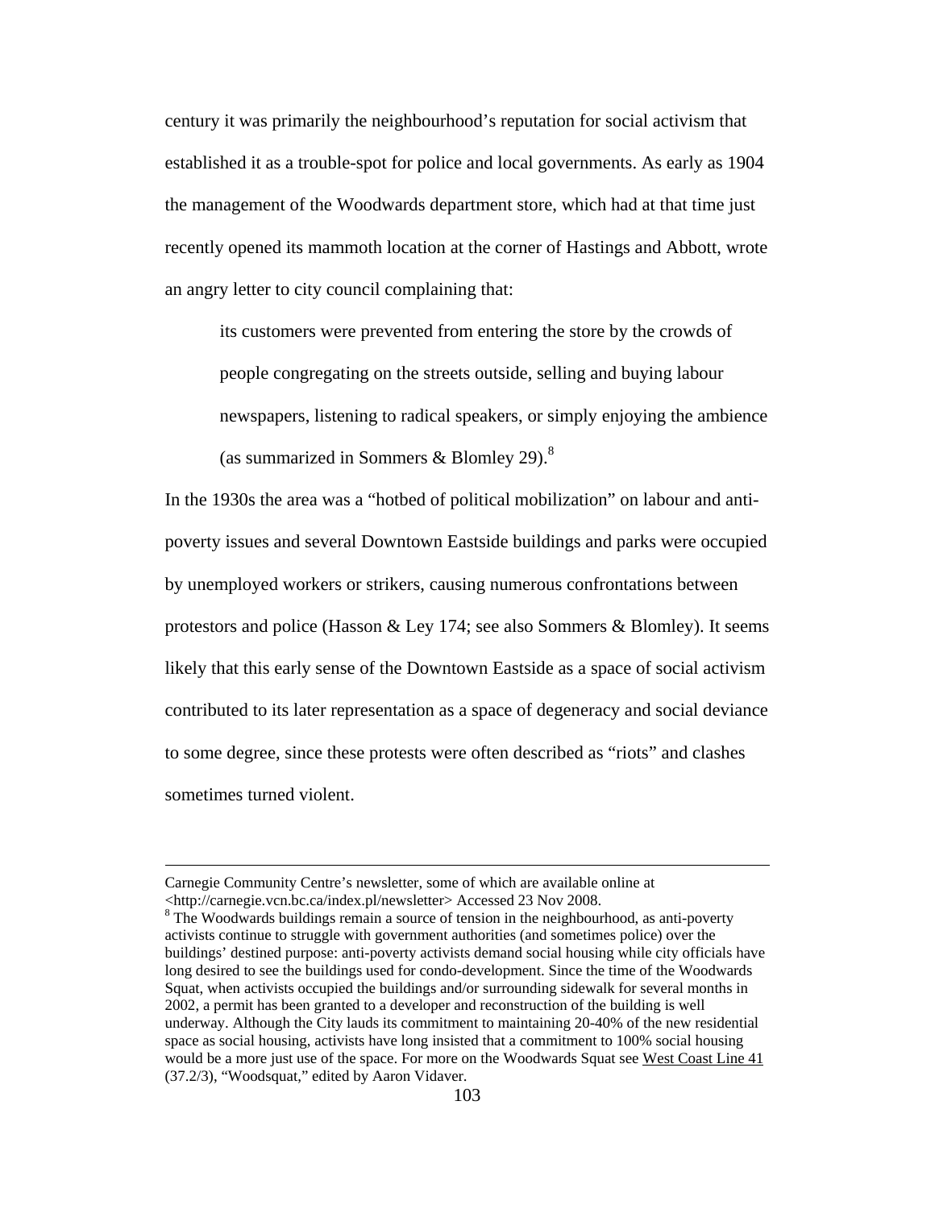century it was primarily the neighbourhood's reputation for social activism that established it as a trouble-spot for police and local governments. As early as 1904 the management of the Woodwards department store, which had at that time just recently opened its mammoth location at the corner of Hastings and Abbott, wrote an angry letter to city council complaining that:

> its customers were prevented from entering the store by the crowds of people congregating on the streets outside, selling and buying labour newspapers, listening to radical speakers, or simply enjoying the ambience (as summarized in Sommers & Blomley 29).[8]

In the 1930s the area was a "hotbed of political mobilization" on labour and anti-poverty issues and several Downtown Eastside buildings and parks were occupied by unemployed workers or strikers, causing numerous confrontations between protestors and police (Hasson & Ley 174; see also Sommers & Blomley). It seems likely that this early sense of the Downtown Eastside as a space of social activism contributed to its later representation as a space of degeneracy and social deviance to some degree, since these protests were often described as "riots" and clashes sometimes turned violent.

---

Carnegie Community Centre's newsletter, some of which are available online at <http://carnegie.vcn.bc.ca/index.pl/newsletter> Accessed 23 Nov 2008.

[8] The Woodwards buildings remain a source of tension in the neighbourhood, as anti-poverty activists continue to struggle with government authorities (and sometimes police) over the buildings' destined purpose: anti-poverty activists demand social housing while city officials have long desired to see the buildings used for condo-development. Since the time of the Woodwards Squat, when activists occupied the buildings and/or surrounding sidewalk for several months in 2002, a permit has been granted to a developer and reconstruction of the building is well underway. Although the City lauds its commitment to maintaining 20-40% of the new residential space as social housing, activists have long insisted that a commitment to 100% social housing would be a more just use of the space. For more on the Woodwards Squat see West Coast Line 41 (37.2/3), "Woodsquat," edited by Aaron Vidaver.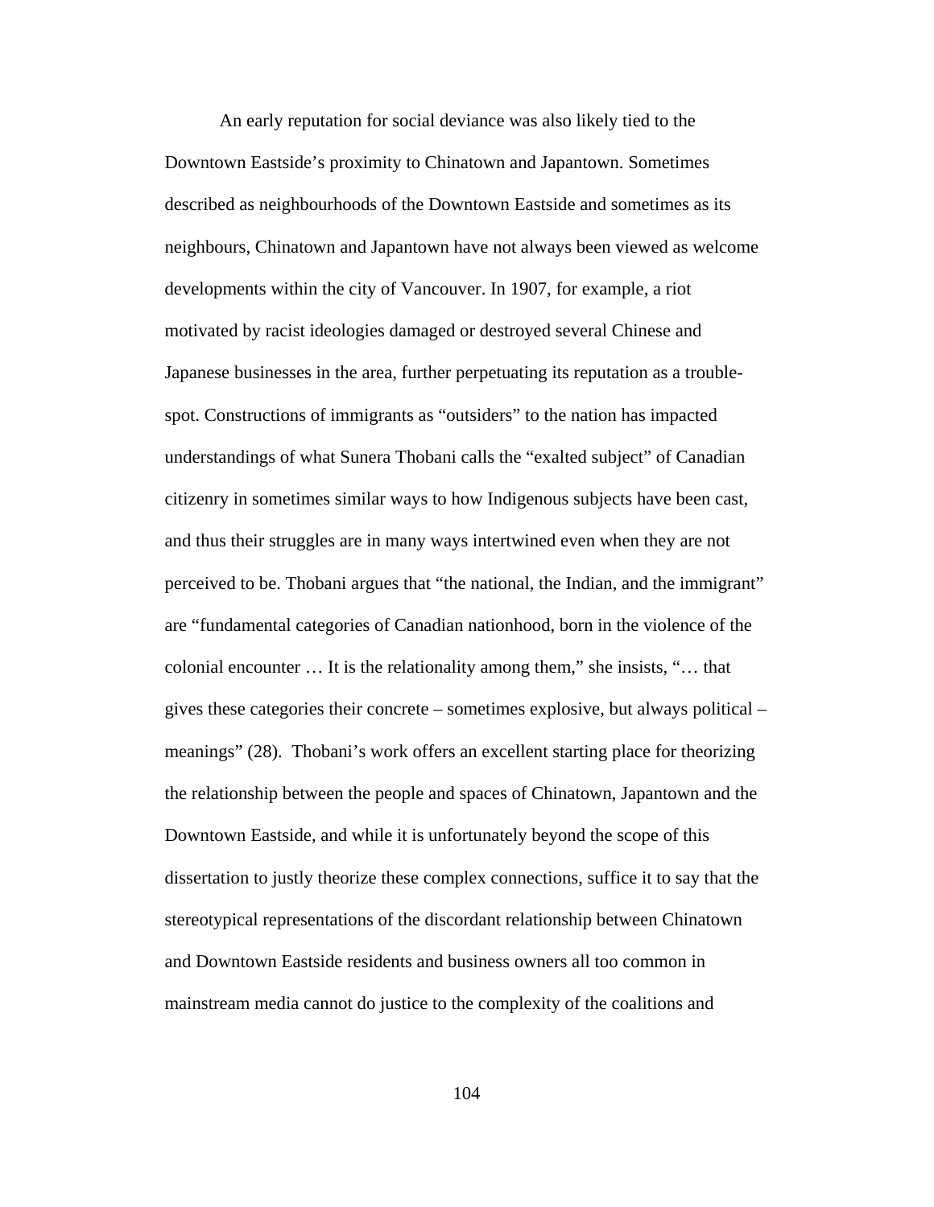An early reputation for social deviance was also likely tied to the Downtown Eastside's proximity to Chinatown and Japantown. Sometimes described as neighbourhoods of the Downtown Eastside and sometimes as its neighbours, Chinatown and Japantown have not always been viewed as welcome developments within the city of Vancouver. In 1907, for example, a riot motivated by racist ideologies damaged or destroyed several Chinese and Japanese businesses in the area, further perpetuating its reputation as a trouble-spot. Constructions of immigrants as "outsiders" to the nation has impacted understandings of what Sunera Thobani calls the "exalted subject" of Canadian citizenry in sometimes similar ways to how Indigenous subjects have been cast, and thus their struggles are in many ways intertwined even when they are not perceived to be. Thobani argues that "the national, the Indian, and the immigrant" are "fundamental categories of Canadian nationhood, born in the violence of the colonial encounter … It is the relationality among them," she insists, "… that gives these categories their concrete – sometimes explosive, but always political – meanings" (28). Thobani's work offers an excellent starting place for theorizing the relationship between the people and spaces of Chinatown, Japantown and the Downtown Eastside, and while it is unfortunately beyond the scope of this dissertation to justly theorize these complex connections, suffice it to say that the stereotypical representations of the discordant relationship between Chinatown and Downtown Eastside residents and business owners all too common in mainstream media cannot do justice to the complexity of the coalitions and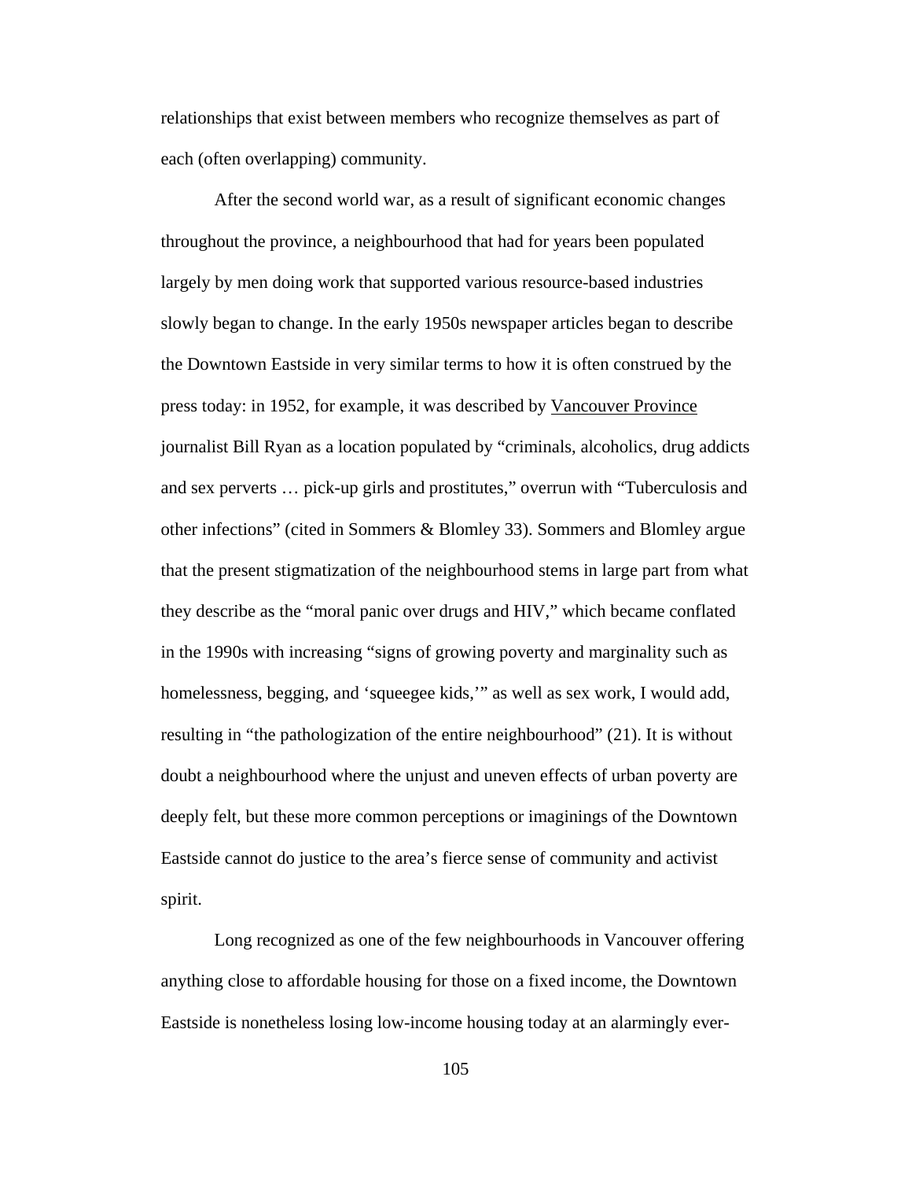relationships that exist between members who recognize themselves as part of each (often overlapping) community.

After the second world war, as a result of significant economic changes throughout the province, a neighbourhood that had for years been populated largely by men doing work that supported various resource-based industries slowly began to change. In the early 1950s newspaper articles began to describe the Downtown Eastside in very similar terms to how it is often construed by the press today: in 1952, for example, it was described by Vancouver Province journalist Bill Ryan as a location populated by "criminals, alcoholics, drug addicts and sex perverts … pick-up girls and prostitutes," overrun with "Tuberculosis and other infections" (cited in Sommers & Blomley 33). Sommers and Blomley argue that the present stigmatization of the neighbourhood stems in large part from what they describe as the "moral panic over drugs and HIV," which became conflated in the 1990s with increasing "signs of growing poverty and marginality such as homelessness, begging, and 'squeegee kids,'" as well as sex work, I would add, resulting in "the pathologization of the entire neighbourhood" (21). It is without doubt a neighbourhood where the unjust and uneven effects of urban poverty are deeply felt, but these more common perceptions or imaginings of the Downtown Eastside cannot do justice to the area's fierce sense of community and activist spirit.

Long recognized as one of the few neighbourhoods in Vancouver offering anything close to affordable housing for those on a fixed income, the Downtown Eastside is nonetheless losing low-income housing today at an alarmingly ever-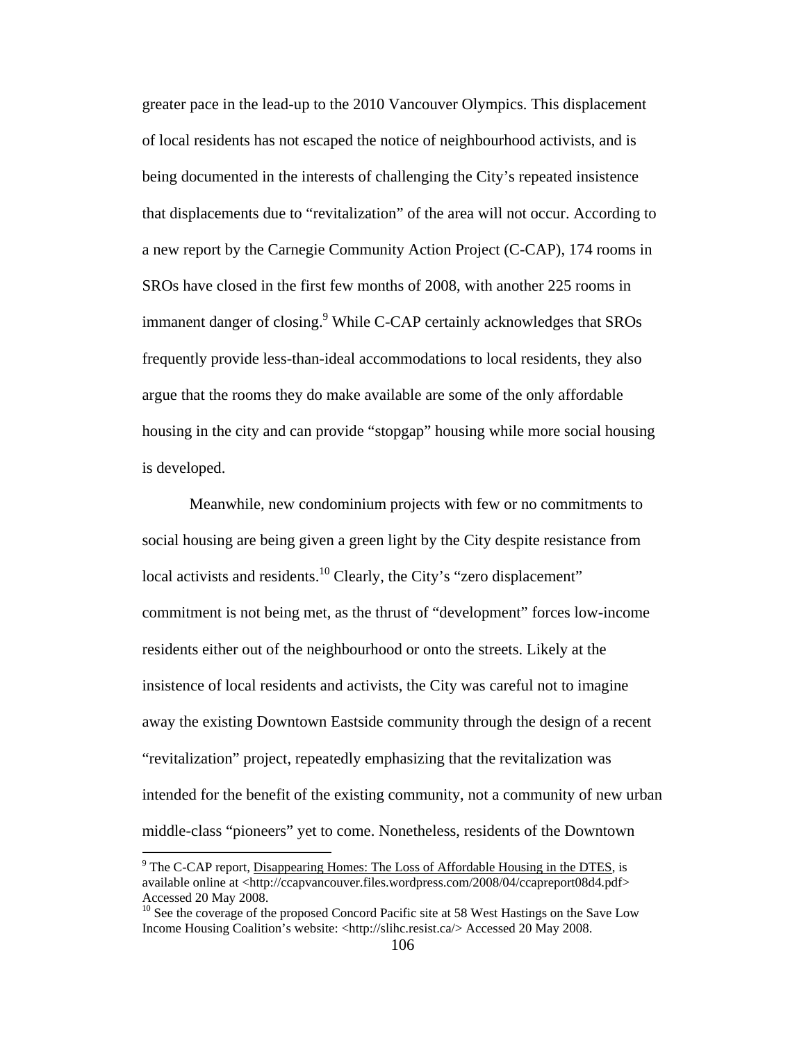greater pace in the lead-up to the 2010 Vancouver Olympics. This displacement of local residents has not escaped the notice of neighbourhood activists, and is being documented in the interests of challenging the City's repeated insistence that displacements due to "revitalization" of the area will not occur. According to a new report by the Carnegie Community Action Project (C-CAP), 174 rooms in SROs have closed in the first few months of 2008, with another 225 rooms in immanent danger of closing.[9] While C-CAP certainly acknowledges that SROs frequently provide less-than-ideal accommodations to local residents, they also argue that the rooms they do make available are some of the only affordable housing in the city and can provide "stopgap" housing while more social housing is developed.

Meanwhile, new condominium projects with few or no commitments to social housing are being given a green light by the City despite resistance from local activists and residents.[10] Clearly, the City's "zero displacement" commitment is not being met, as the thrust of "development" forces low-income residents either out of the neighbourhood or onto the streets. Likely at the insistence of local residents and activists, the City was careful not to imagine away the existing Downtown Eastside community through the design of a recent "revitalization" project, repeatedly emphasizing that the revitalization was intended for the benefit of the existing community, not a community of new urban middle-class "pioneers" yet to come. Nonetheless, residents of the Downtown

---

[9] The C-CAP report, Disappearing Homes: The Loss of Affordable Housing in the DTES, is available online at <http://ccapvancouver.files.wordpress.com/2008/04/ccapreport08d4.pdf> Accessed 20 May 2008.

[10] See the coverage of the proposed Concord Pacific site at 58 West Hastings on the Save Low Income Housing Coalition's website: <http://slihc.resist.ca/> Accessed 20 May 2008.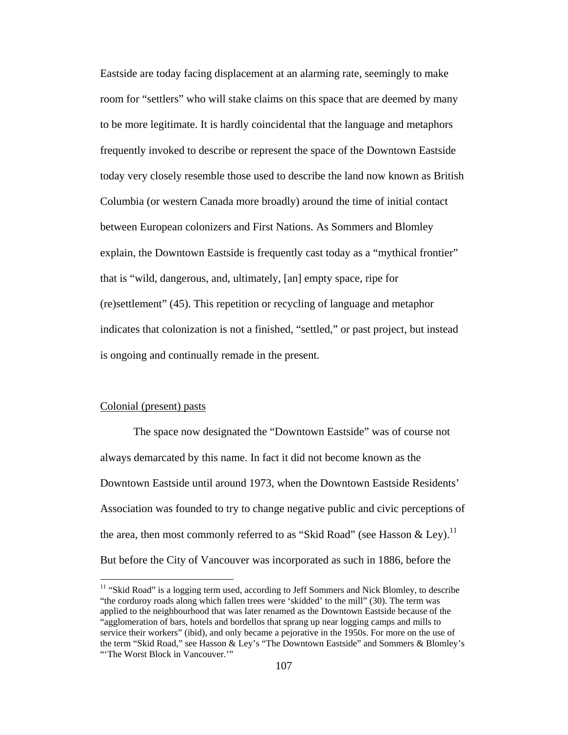Eastside are today facing displacement at an alarming rate, seemingly to make room for "settlers" who will stake claims on this space that are deemed by many to be more legitimate. It is hardly coincidental that the language and metaphors frequently invoked to describe or represent the space of the Downtown Eastside today very closely resemble those used to describe the land now known as British Columbia (or western Canada more broadly) around the time of initial contact between European colonizers and First Nations. As Sommers and Blomley explain, the Downtown Eastside is frequently cast today as a "mythical frontier" that is "wild, dangerous, and, ultimately, [an] empty space, ripe for (re)settlement" (45). This repetition or recycling of language and metaphor indicates that colonization is not a finished, "settled," or past project, but instead is ongoing and continually remade in the present.

## Colonial (present) pasts

The space now designated the "Downtown Eastside" was of course not always demarcated by this name. In fact it did not become known as the Downtown Eastside until around 1973, when the Downtown Eastside Residents' Association was founded to try to change negative public and civic perceptions of the area, then most commonly referred to as "Skid Road" (see Hasson & Ley).[11] But before the City of Vancouver was incorporated as such in 1886, before the

[11] "Skid Road" is a logging term used, according to Jeff Sommers and Nick Blomley, to describe "the corduroy roads along which fallen trees were 'skidded' to the mill" (30). The term was applied to the neighbourhood that was later renamed as the Downtown Eastside because of the "agglomeration of bars, hotels and bordellos that sprang up near logging camps and mills to service their workers" (ibid), and only became a pejorative in the 1950s. For more on the use of the term "Skid Road," see Hasson & Ley's "The Downtown Eastside" and Sommers & Blomley's "'The Worst Block in Vancouver.'"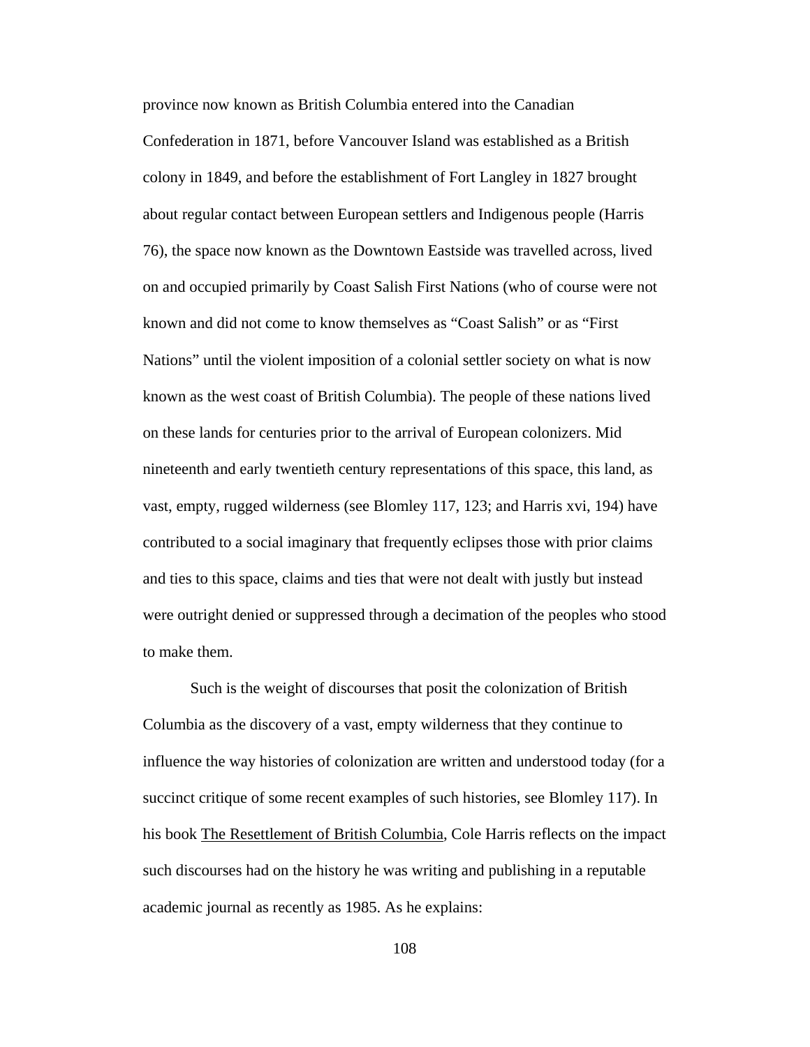province now known as British Columbia entered into the Canadian Confederation in 1871, before Vancouver Island was established as a British colony in 1849, and before the establishment of Fort Langley in 1827 brought about regular contact between European settlers and Indigenous people (Harris 76), the space now known as the Downtown Eastside was travelled across, lived on and occupied primarily by Coast Salish First Nations (who of course were not known and did not come to know themselves as "Coast Salish" or as "First Nations" until the violent imposition of a colonial settler society on what is now known as the west coast of British Columbia). The people of these nations lived on these lands for centuries prior to the arrival of European colonizers. Mid nineteenth and early twentieth century representations of this space, this land, as vast, empty, rugged wilderness (see Blomley 117, 123; and Harris xvi, 194) have contributed to a social imaginary that frequently eclipses those with prior claims and ties to this space, claims and ties that were not dealt with justly but instead were outright denied or suppressed through a decimation of the peoples who stood to make them.

Such is the weight of discourses that posit the colonization of British Columbia as the discovery of a vast, empty wilderness that they continue to influence the way histories of colonization are written and understood today (for a succinct critique of some recent examples of such histories, see Blomley 117). In his book The Resettlement of British Columbia, Cole Harris reflects on the impact such discourses had on the history he was writing and publishing in a reputable academic journal as recently as 1985. As he explains: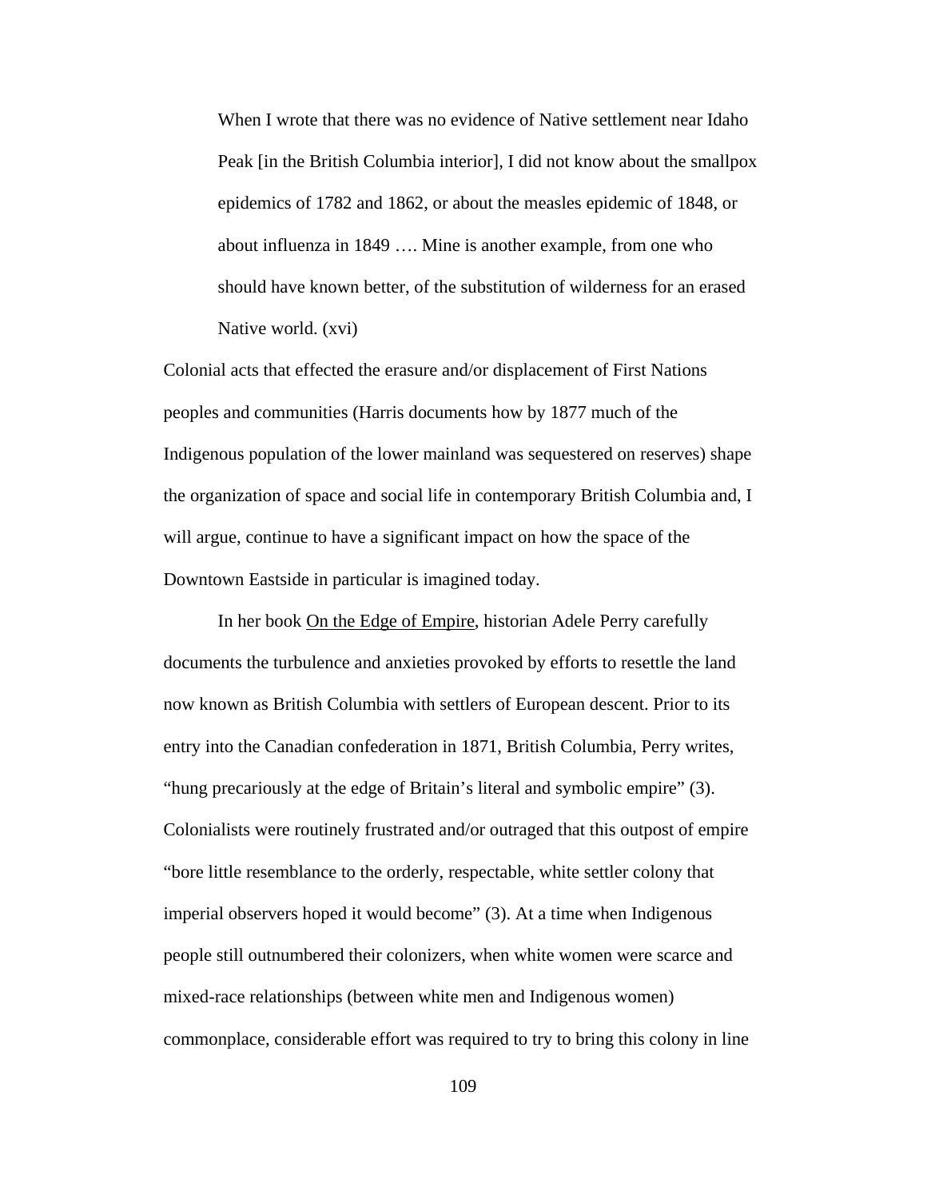> When I wrote that there was no evidence of Native settlement near Idaho Peak [in the British Columbia interior], I did not know about the smallpox epidemics of 1782 and 1862, or about the measles epidemic of 1848, or about influenza in 1849 …. Mine is another example, from one who should have known better, of the substitution of wilderness for an erased Native world. (xvi)

Colonial acts that effected the erasure and/or displacement of First Nations peoples and communities (Harris documents how by 1877 much of the Indigenous population of the lower mainland was sequestered on reserves) shape the organization of space and social life in contemporary British Columbia and, I will argue, continue to have a significant impact on how the space of the Downtown Eastside in particular is imagined today.

In her book <u>On the Edge of Empire</u>, historian Adele Perry carefully documents the turbulence and anxieties provoked by efforts to resettle the land now known as British Columbia with settlers of European descent. Prior to its entry into the Canadian confederation in 1871, British Columbia, Perry writes, "hung precariously at the edge of Britain's literal and symbolic empire" (3). Colonialists were routinely frustrated and/or outraged that this outpost of empire "bore little resemblance to the orderly, respectable, white settler colony that imperial observers hoped it would become" (3). At a time when Indigenous people still outnumbered their colonizers, when white women were scarce and mixed-race relationships (between white men and Indigenous women) commonplace, considerable effort was required to try to bring this colony in line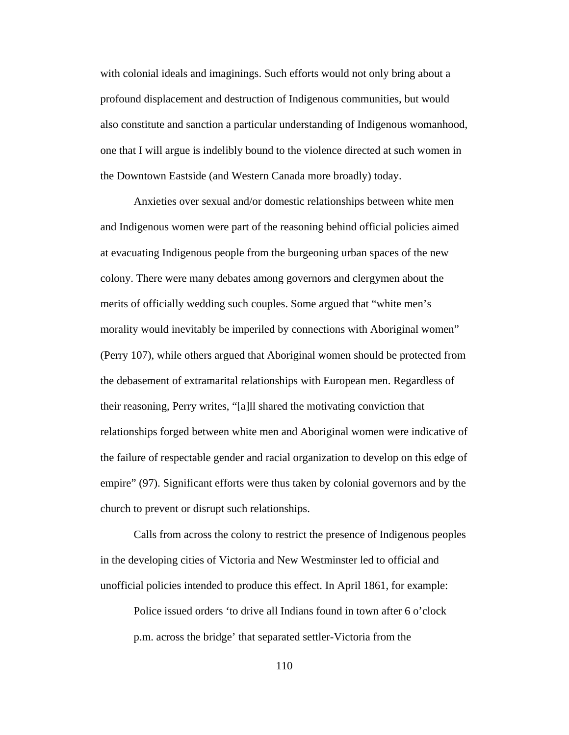with colonial ideals and imaginings. Such efforts would not only bring about a profound displacement and destruction of Indigenous communities, but would also constitute and sanction a particular understanding of Indigenous womanhood, one that I will argue is indelibly bound to the violence directed at such women in the Downtown Eastside (and Western Canada more broadly) today.

Anxieties over sexual and/or domestic relationships between white men and Indigenous women were part of the reasoning behind official policies aimed at evacuating Indigenous people from the burgeoning urban spaces of the new colony. There were many debates among governors and clergymen about the merits of officially wedding such couples. Some argued that "white men's morality would inevitably be imperiled by connections with Aboriginal women" (Perry 107), while others argued that Aboriginal women should be protected from the debasement of extramarital relationships with European men. Regardless of their reasoning, Perry writes, "[a]ll shared the motivating conviction that relationships forged between white men and Aboriginal women were indicative of the failure of respectable gender and racial organization to develop on this edge of empire" (97). Significant efforts were thus taken by colonial governors and by the church to prevent or disrupt such relationships.

Calls from across the colony to restrict the presence of Indigenous peoples in the developing cities of Victoria and New Westminster led to official and unofficial policies intended to produce this effect. In April 1861, for example:

> Police issued orders 'to drive all Indians found in town after 6 o'clock p.m. across the bridge' that separated settler-Victoria from the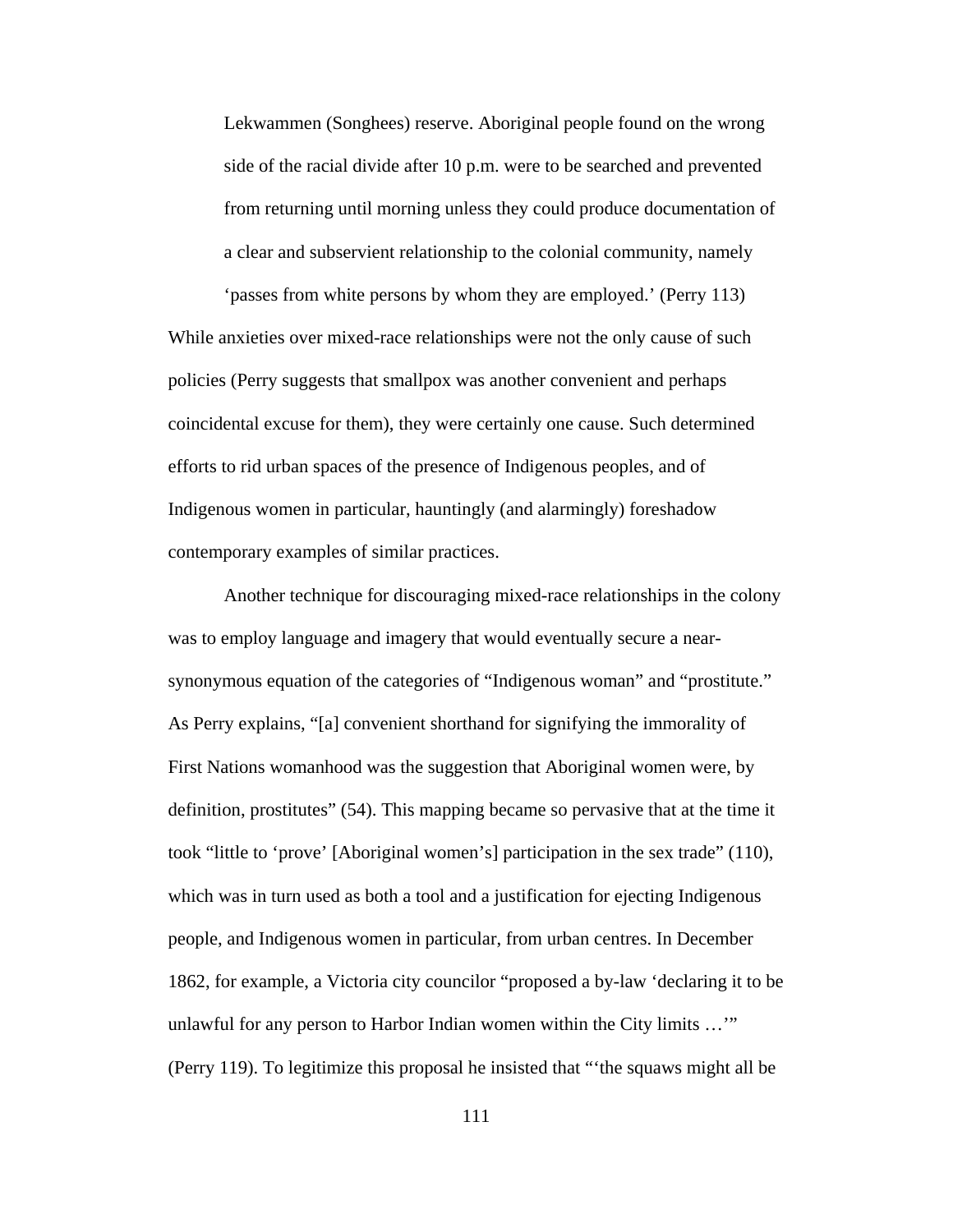> Lekwammen (Songhees) reserve. Aboriginal people found on the wrong side of the racial divide after 10 p.m. were to be searched and prevented from returning until morning unless they could produce documentation of a clear and subservient relationship to the colonial community, namely 'passes from white persons by whom they are employed.' (Perry 113)

While anxieties over mixed-race relationships were not the only cause of such policies (Perry suggests that smallpox was another convenient and perhaps coincidental excuse for them), they were certainly one cause. Such determined efforts to rid urban spaces of the presence of Indigenous peoples, and of Indigenous women in particular, hauntingly (and alarmingly) foreshadow contemporary examples of similar practices.

Another technique for discouraging mixed-race relationships in the colony was to employ language and imagery that would eventually secure a near-synonymous equation of the categories of "Indigenous woman" and "prostitute." As Perry explains, "[a] convenient shorthand for signifying the immorality of First Nations womanhood was the suggestion that Aboriginal women were, by definition, prostitutes" (54). This mapping became so pervasive that at the time it took "little to 'prove' [Aboriginal women's] participation in the sex trade" (110), which was in turn used as both a tool and a justification for ejecting Indigenous people, and Indigenous women in particular, from urban centres. In December 1862, for example, a Victoria city councilor "proposed a by-law 'declaring it to be unlawful for any person to Harbor Indian women within the City limits …'" (Perry 119). To legitimize this proposal he insisted that "'the squaws might all be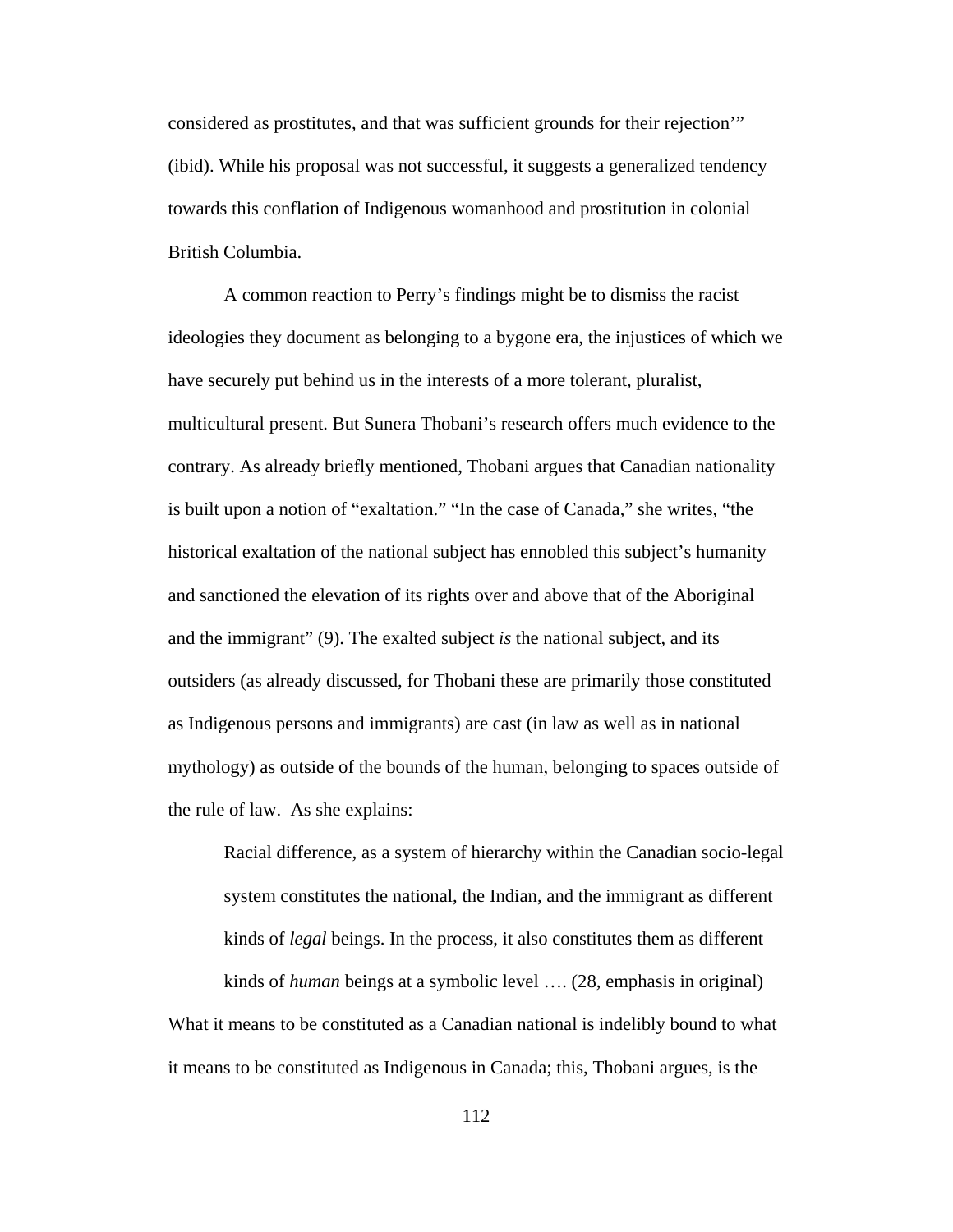considered as prostitutes, and that was sufficient grounds for their rejection'" (ibid). While his proposal was not successful, it suggests a generalized tendency towards this conflation of Indigenous womanhood and prostitution in colonial British Columbia.

A common reaction to Perry's findings might be to dismiss the racist ideologies they document as belonging to a bygone era, the injustices of which we have securely put behind us in the interests of a more tolerant, pluralist, multicultural present. But Sunera Thobani's research offers much evidence to the contrary. As already briefly mentioned, Thobani argues that Canadian nationality is built upon a notion of "exaltation." "In the case of Canada," she writes, "the historical exaltation of the national subject has ennobled this subject's humanity and sanctioned the elevation of its rights over and above that of the Aboriginal and the immigrant" (9). The exalted subject *is* the national subject, and its outsiders (as already discussed, for Thobani these are primarily those constituted as Indigenous persons and immigrants) are cast (in law as well as in national mythology) as outside of the bounds of the human, belonging to spaces outside of the rule of law. As she explains:

> Racial difference, as a system of hierarchy within the Canadian socio-legal system constitutes the national, the Indian, and the immigrant as different kinds of *legal* beings. In the process, it also constitutes them as different kinds of *human* beings at a symbolic level …. (28, emphasis in original)

What it means to be constituted as a Canadian national is indelibly bound to what it means to be constituted as Indigenous in Canada; this, Thobani argues, is the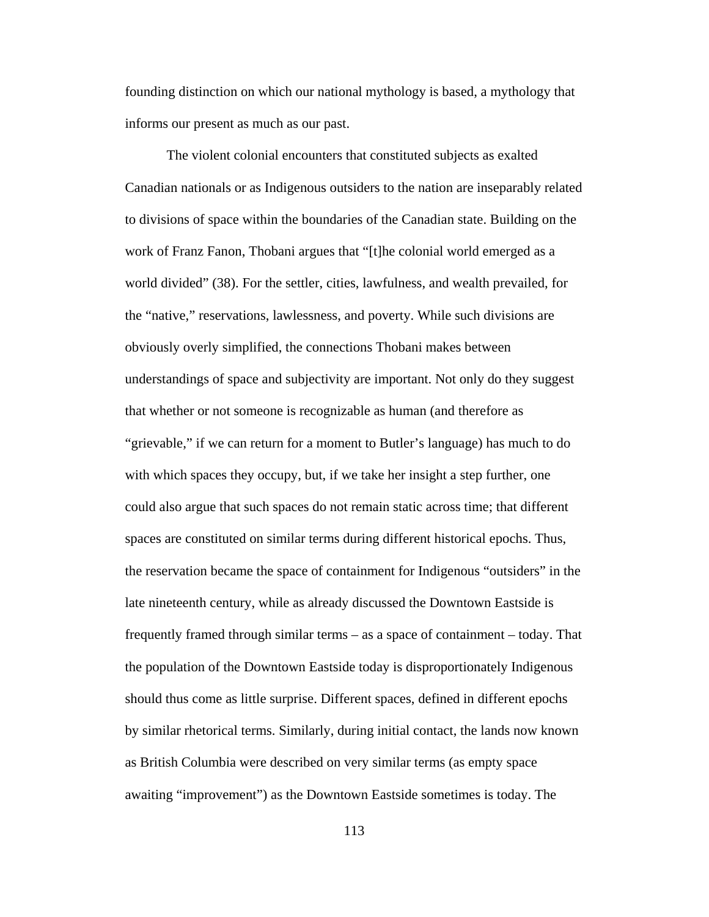founding distinction on which our national mythology is based, a mythology that informs our present as much as our past.

The violent colonial encounters that constituted subjects as exalted Canadian nationals or as Indigenous outsiders to the nation are inseparably related to divisions of space within the boundaries of the Canadian state. Building on the work of Franz Fanon, Thobani argues that "[t]he colonial world emerged as a world divided" (38). For the settler, cities, lawfulness, and wealth prevailed, for the "native," reservations, lawlessness, and poverty. While such divisions are obviously overly simplified, the connections Thobani makes between understandings of space and subjectivity are important. Not only do they suggest that whether or not someone is recognizable as human (and therefore as "grievable," if we can return for a moment to Butler's language) has much to do with which spaces they occupy, but, if we take her insight a step further, one could also argue that such spaces do not remain static across time; that different spaces are constituted on similar terms during different historical epochs. Thus, the reservation became the space of containment for Indigenous "outsiders" in the late nineteenth century, while as already discussed the Downtown Eastside is frequently framed through similar terms – as a space of containment – today. That the population of the Downtown Eastside today is disproportionately Indigenous should thus come as little surprise. Different spaces, defined in different epochs by similar rhetorical terms. Similarly, during initial contact, the lands now known as British Columbia were described on very similar terms (as empty space awaiting "improvement") as the Downtown Eastside sometimes is today. The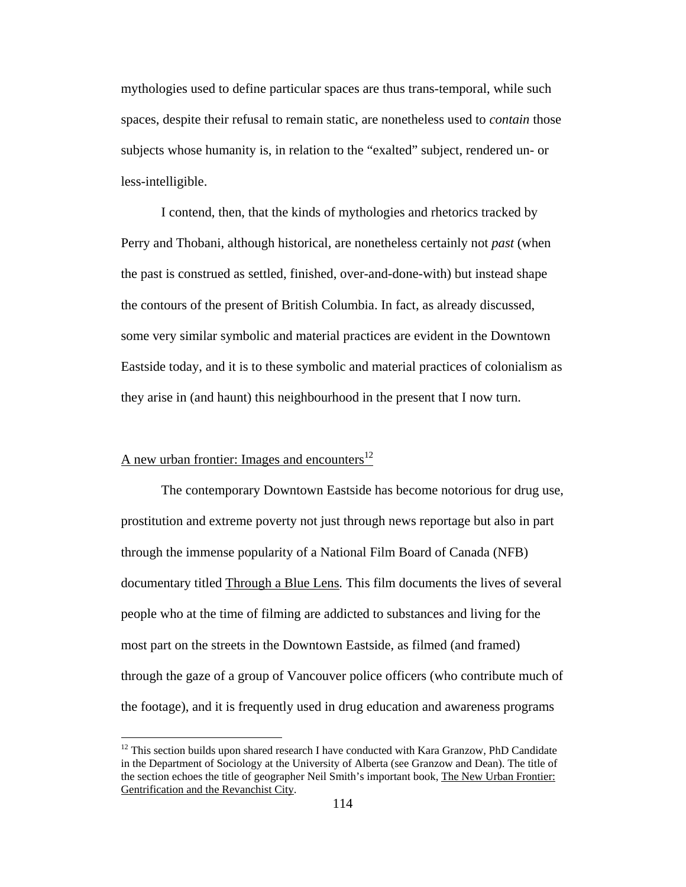mythologies used to define particular spaces are thus trans-temporal, while such spaces, despite their refusal to remain static, are nonetheless used to *contain* those subjects whose humanity is, in relation to the "exalted" subject, rendered un- or less-intelligible.

I contend, then, that the kinds of mythologies and rhetorics tracked by Perry and Thobani, although historical, are nonetheless certainly not *past* (when the past is construed as settled, finished, over-and-done-with) but instead shape the contours of the present of British Columbia. In fact, as already discussed, some very similar symbolic and material practices are evident in the Downtown Eastside today, and it is to these symbolic and material practices of colonialism as they arise in (and haunt) this neighbourhood in the present that I now turn.

## A new urban frontier: Images and encounters[12]

The contemporary Downtown Eastside has become notorious for drug use, prostitution and extreme poverty not just through news reportage but also in part through the immense popularity of a National Film Board of Canada (NFB) documentary titled Through a Blue Lens. This film documents the lives of several people who at the time of filming are addicted to substances and living for the most part on the streets in the Downtown Eastside, as filmed (and framed) through the gaze of a group of Vancouver police officers (who contribute much of the footage), and it is frequently used in drug education and awareness programs

[12] This section builds upon shared research I have conducted with Kara Granzow, PhD Candidate in the Department of Sociology at the University of Alberta (see Granzow and Dean). The title of the section echoes the title of geographer Neil Smith's important book, The New Urban Frontier: Gentrification and the Revanchist City.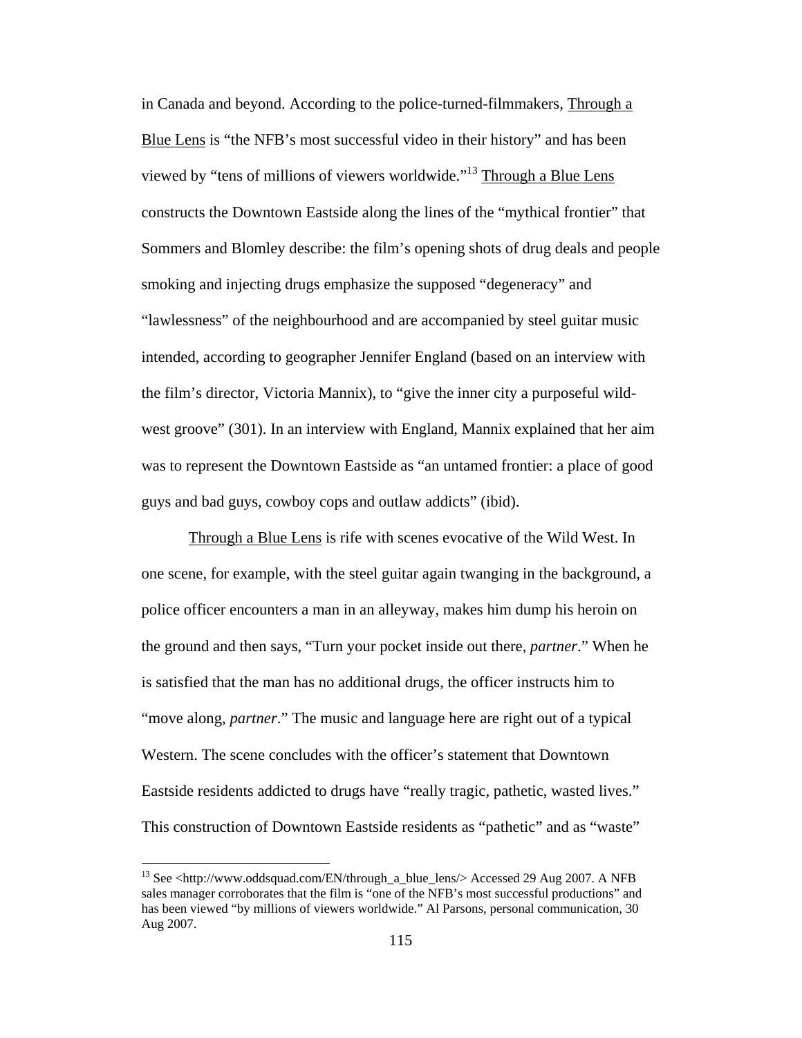in Canada and beyond. According to the police-turned-filmmakers, Through a Blue Lens is "the NFB's most successful video in their history" and has been viewed by "tens of millions of viewers worldwide."[13] Through a Blue Lens constructs the Downtown Eastside along the lines of the "mythical frontier" that Sommers and Blomley describe: the film's opening shots of drug deals and people smoking and injecting drugs emphasize the supposed "degeneracy" and "lawlessness" of the neighbourhood and are accompanied by steel guitar music intended, according to geographer Jennifer England (based on an interview with the film's director, Victoria Mannix), to "give the inner city a purposeful wild-west groove" (301). In an interview with England, Mannix explained that her aim was to represent the Downtown Eastside as "an untamed frontier: a place of good guys and bad guys, cowboy cops and outlaw addicts" (ibid).

Through a Blue Lens is rife with scenes evocative of the Wild West. In one scene, for example, with the steel guitar again twanging in the background, a police officer encounters a man in an alleyway, makes him dump his heroin on the ground and then says, "Turn your pocket inside out there, *partner*." When he is satisfied that the man has no additional drugs, the officer instructs him to "move along, *partner*." The music and language here are right out of a typical Western. The scene concludes with the officer's statement that Downtown Eastside residents addicted to drugs have "really tragic, pathetic, wasted lives." This construction of Downtown Eastside residents as "pathetic" and as "waste"

---

[13] See <http://www.oddsquad.com/EN/through_a_blue_lens/> Accessed 29 Aug 2007. A NFB sales manager corroborates that the film is "one of the NFB's most successful productions" and has been viewed "by millions of viewers worldwide." Al Parsons, personal communication, 30 Aug 2007.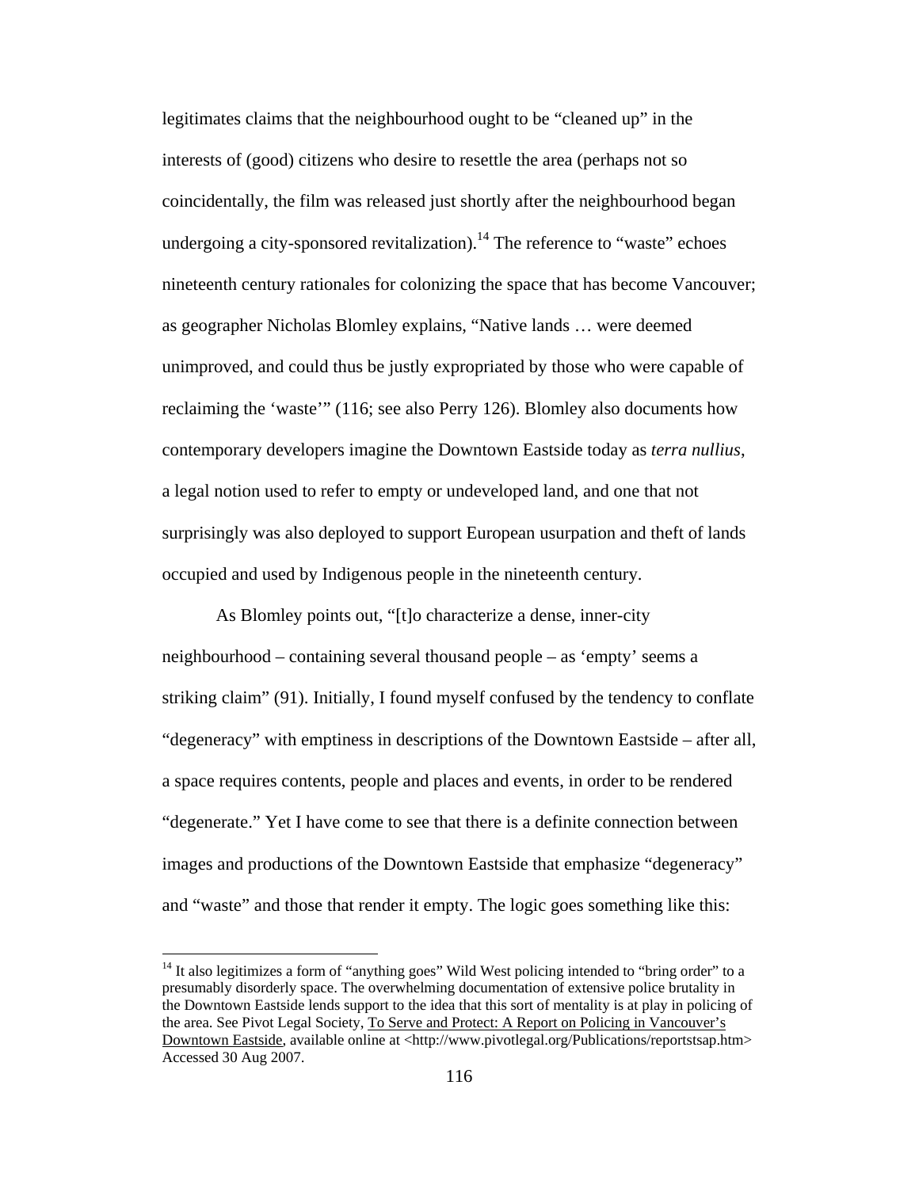legitimates claims that the neighbourhood ought to be "cleaned up" in the interests of (good) citizens who desire to resettle the area (perhaps not so coincidentally, the film was released just shortly after the neighbourhood began undergoing a city-sponsored revitalization).[14] The reference to "waste" echoes nineteenth century rationales for colonizing the space that has become Vancouver; as geographer Nicholas Blomley explains, "Native lands … were deemed unimproved, and could thus be justly expropriated by those who were capable of reclaiming the 'waste'" (116; see also Perry 126). Blomley also documents how contemporary developers imagine the Downtown Eastside today as *terra nullius*, a legal notion used to refer to empty or undeveloped land, and one that not surprisingly was also deployed to support European usurpation and theft of lands occupied and used by Indigenous people in the nineteenth century.

As Blomley points out, "[t]o characterize a dense, inner-city neighbourhood – containing several thousand people – as 'empty' seems a striking claim" (91). Initially, I found myself confused by the tendency to conflate "degeneracy" with emptiness in descriptions of the Downtown Eastside – after all, a space requires contents, people and places and events, in order to be rendered "degenerate." Yet I have come to see that there is a definite connection between images and productions of the Downtown Eastside that emphasize "degeneracy" and "waste" and those that render it empty. The logic goes something like this:

---

[14] It also legitimizes a form of "anything goes" Wild West policing intended to "bring order" to a presumably disorderly space. The overwhelming documentation of extensive police brutality in the Downtown Eastside lends support to the idea that this sort of mentality is at play in policing of the area. See Pivot Legal Society, To Serve and Protect: A Report on Policing in Vancouver's Downtown Eastside, available online at <http://www.pivotlegal.org/Publications/reportstsap.htm> Accessed 30 Aug 2007.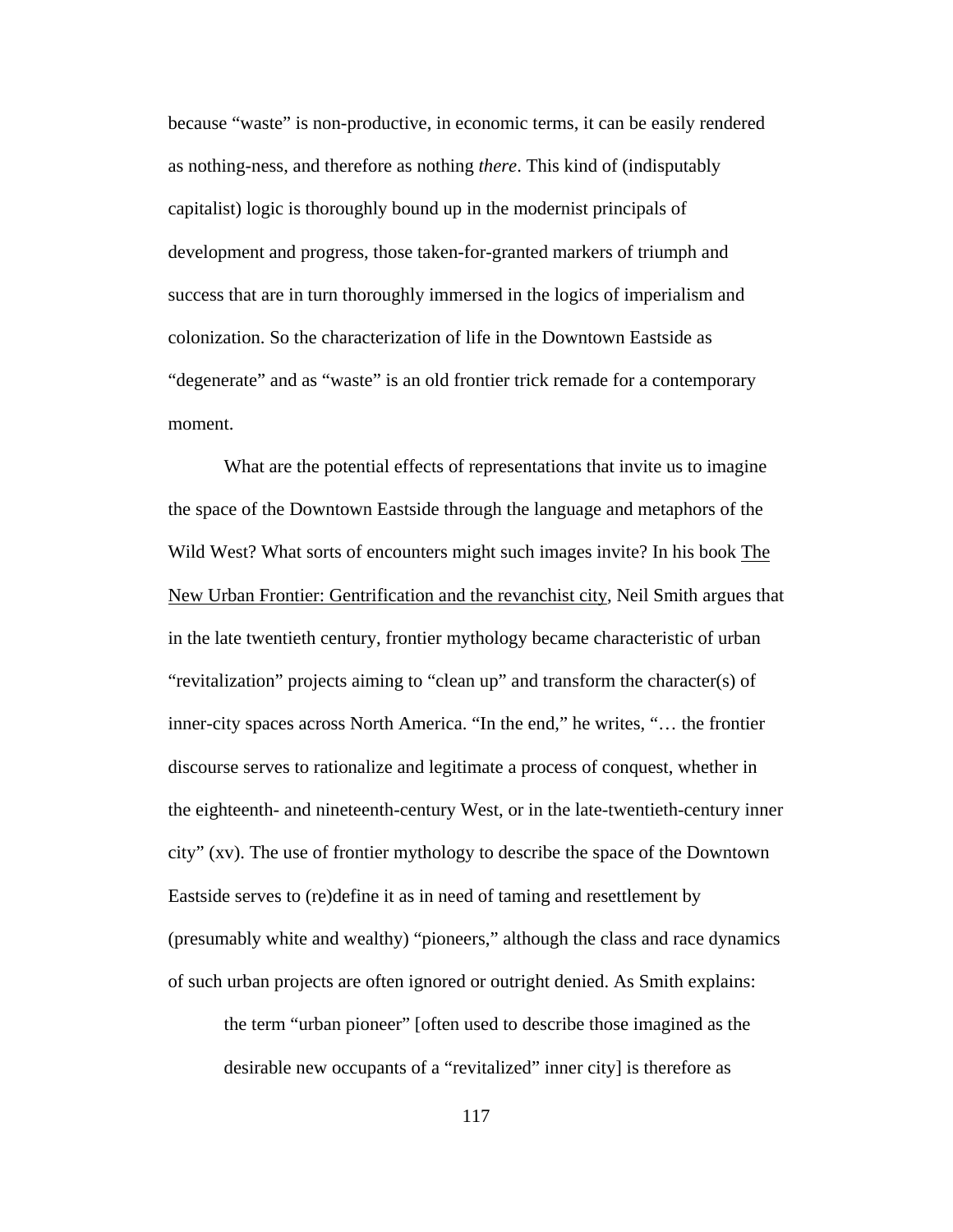because “waste” is non-productive, in economic terms, it can be easily rendered as nothing-ness, and therefore as nothing *there*. This kind of (indisputably capitalist) logic is thoroughly bound up in the modernist principals of development and progress, those taken-for-granted markers of triumph and success that are in turn thoroughly immersed in the logics of imperialism and colonization. So the characterization of life in the Downtown Eastside as “degenerate” and as “waste” is an old frontier trick remade for a contemporary moment.

What are the potential effects of representations that invite us to imagine the space of the Downtown Eastside through the language and metaphors of the Wild West? What sorts of encounters might such images invite? In his book <u>The New Urban Frontier: Gentrification and the revanchist city</u>, Neil Smith argues that in the late twentieth century, frontier mythology became characteristic of urban “revitalization” projects aiming to “clean up” and transform the character(s) of inner-city spaces across North America. “In the end,” he writes, “… the frontier discourse serves to rationalize and legitimate a process of conquest, whether in the eighteenth- and nineteenth-century West, or in the late-twentieth-century inner city” (xv). The use of frontier mythology to describe the space of the Downtown Eastside serves to (re)define it as in need of taming and resettlement by (presumably white and wealthy) “pioneers,” although the class and race dynamics of such urban projects are often ignored or outright denied. As Smith explains:

> the term “urban pioneer” [often used to describe those imagined as the desirable new occupants of a “revitalized” inner city] is therefore as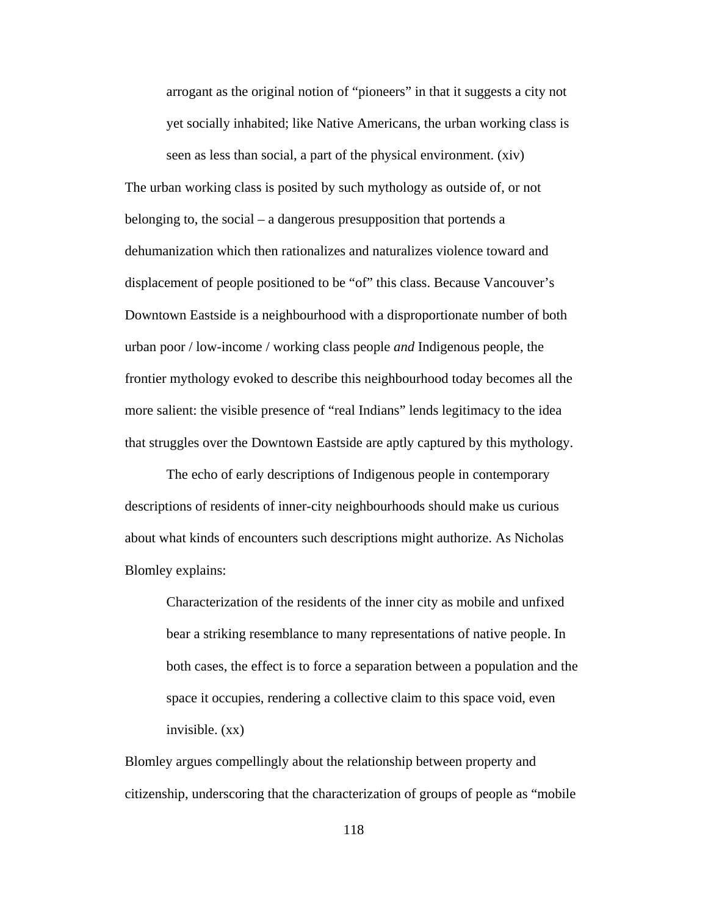> arrogant as the original notion of “pioneers” in that it suggests a city not yet socially inhabited; like Native Americans, the urban working class is seen as less than social, a part of the physical environment. (xiv)

The urban working class is posited by such mythology as outside of, or not belonging to, the social – a dangerous presupposition that portends a dehumanization which then rationalizes and naturalizes violence toward and displacement of people positioned to be “of” this class. Because Vancouver’s Downtown Eastside is a neighbourhood with a disproportionate number of both urban poor / low-income / working class people *and* Indigenous people, the frontier mythology evoked to describe this neighbourhood today becomes all the more salient: the visible presence of “real Indians” lends legitimacy to the idea that struggles over the Downtown Eastside are aptly captured by this mythology.

The echo of early descriptions of Indigenous people in contemporary descriptions of residents of inner-city neighbourhoods should make us curious about what kinds of encounters such descriptions might authorize. As Nicholas Blomley explains:

> Characterization of the residents of the inner city as mobile and unfixed bear a striking resemblance to many representations of native people. In both cases, the effect is to force a separation between a population and the space it occupies, rendering a collective claim to this space void, even invisible. (xx)

Blomley argues compellingly about the relationship between property and citizenship, underscoring that the characterization of groups of people as “mobile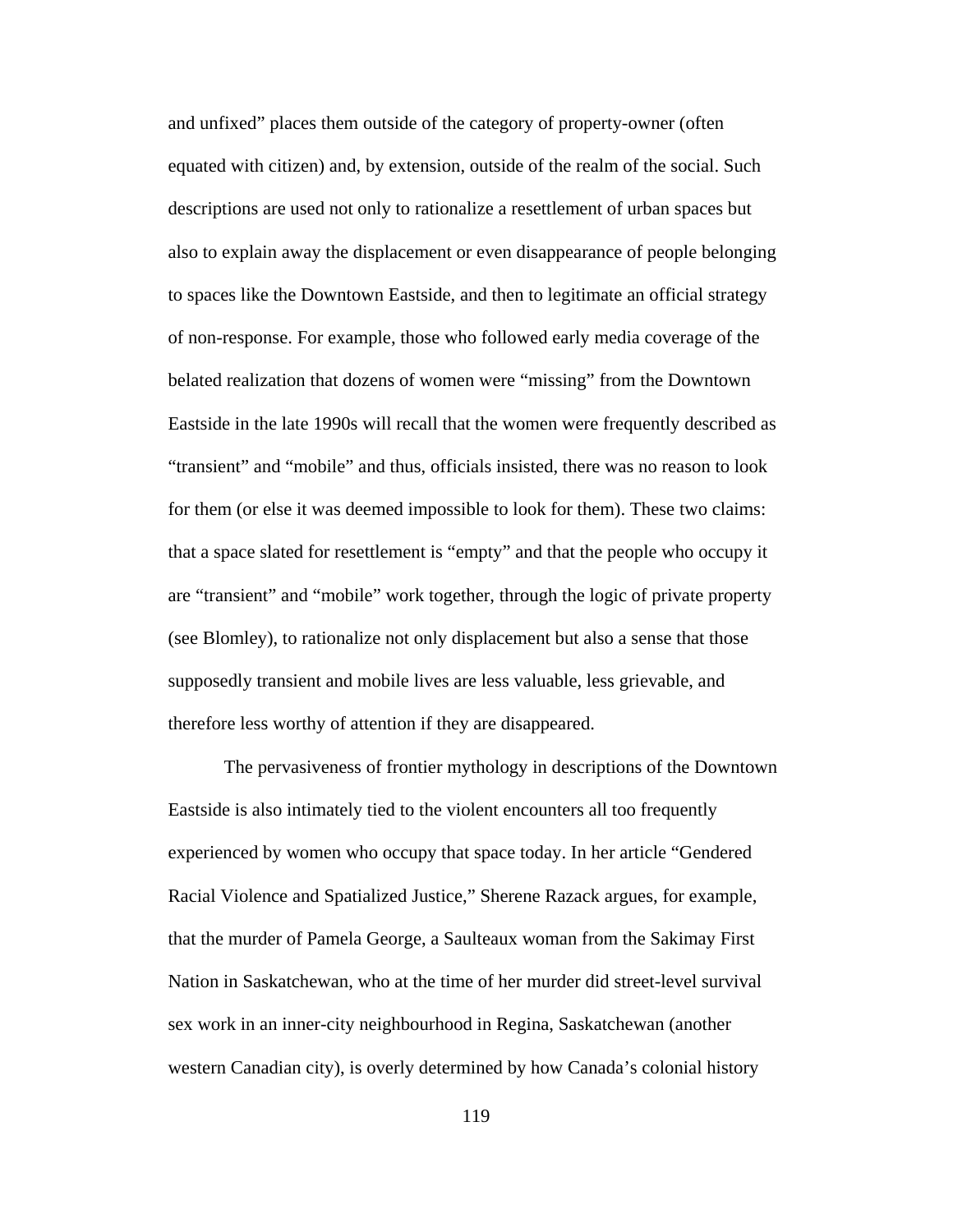and unfixed" places them outside of the category of property-owner (often equated with citizen) and, by extension, outside of the realm of the social. Such descriptions are used not only to rationalize a resettlement of urban spaces but also to explain away the displacement or even disappearance of people belonging to spaces like the Downtown Eastside, and then to legitimate an official strategy of non-response. For example, those who followed early media coverage of the belated realization that dozens of women were "missing" from the Downtown Eastside in the late 1990s will recall that the women were frequently described as "transient" and "mobile" and thus, officials insisted, there was no reason to look for them (or else it was deemed impossible to look for them). These two claims: that a space slated for resettlement is "empty" and that the people who occupy it are "transient" and "mobile" work together, through the logic of private property (see Blomley), to rationalize not only displacement but also a sense that those supposedly transient and mobile lives are less valuable, less grievable, and therefore less worthy of attention if they are disappeared.

The pervasiveness of frontier mythology in descriptions of the Downtown Eastside is also intimately tied to the violent encounters all too frequently experienced by women who occupy that space today. In her article "Gendered Racial Violence and Spatialized Justice," Sherene Razack argues, for example, that the murder of Pamela George, a Saulteaux woman from the Sakimay First Nation in Saskatchewan, who at the time of her murder did street-level survival sex work in an inner-city neighbourhood in Regina, Saskatchewan (another western Canadian city), is overly determined by how Canada's colonial history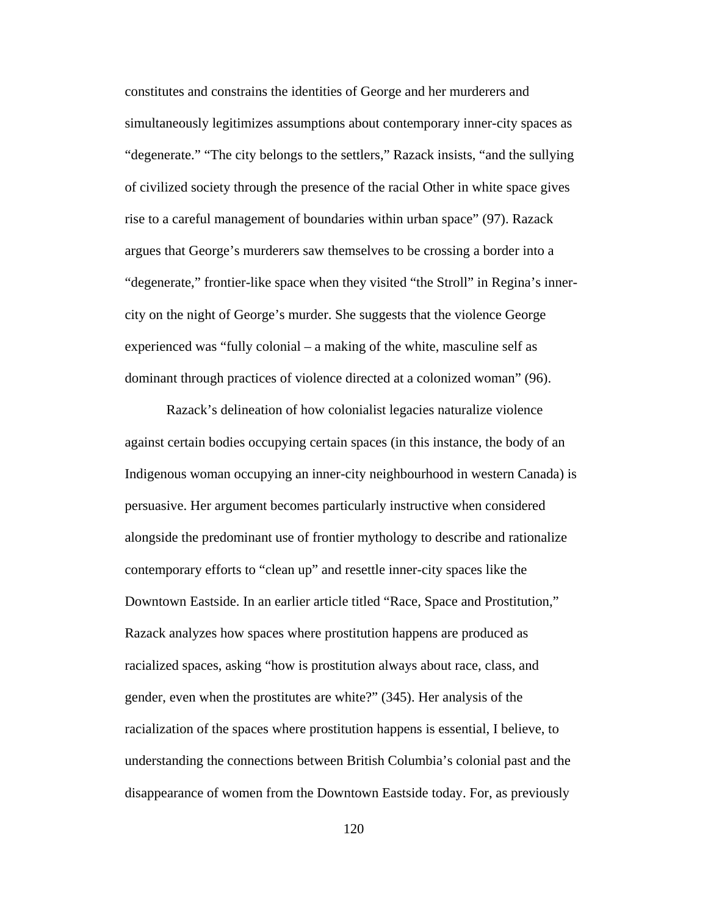constitutes and constrains the identities of George and her murderers and simultaneously legitimizes assumptions about contemporary inner-city spaces as "degenerate." "The city belongs to the settlers," Razack insists, "and the sullying of civilized society through the presence of the racial Other in white space gives rise to a careful management of boundaries within urban space" (97). Razack argues that George's murderers saw themselves to be crossing a border into a "degenerate," frontier-like space when they visited "the Stroll" in Regina's inner-city on the night of George's murder. She suggests that the violence George experienced was "fully colonial – a making of the white, masculine self as dominant through practices of violence directed at a colonized woman" (96).

Razack's delineation of how colonialist legacies naturalize violence against certain bodies occupying certain spaces (in this instance, the body of an Indigenous woman occupying an inner-city neighbourhood in western Canada) is persuasive. Her argument becomes particularly instructive when considered alongside the predominant use of frontier mythology to describe and rationalize contemporary efforts to "clean up" and resettle inner-city spaces like the Downtown Eastside. In an earlier article titled "Race, Space and Prostitution," Razack analyzes how spaces where prostitution happens are produced as racialized spaces, asking "how is prostitution always about race, class, and gender, even when the prostitutes are white?" (345). Her analysis of the racialization of the spaces where prostitution happens is essential, I believe, to understanding the connections between British Columbia's colonial past and the disappearance of women from the Downtown Eastside today. For, as previously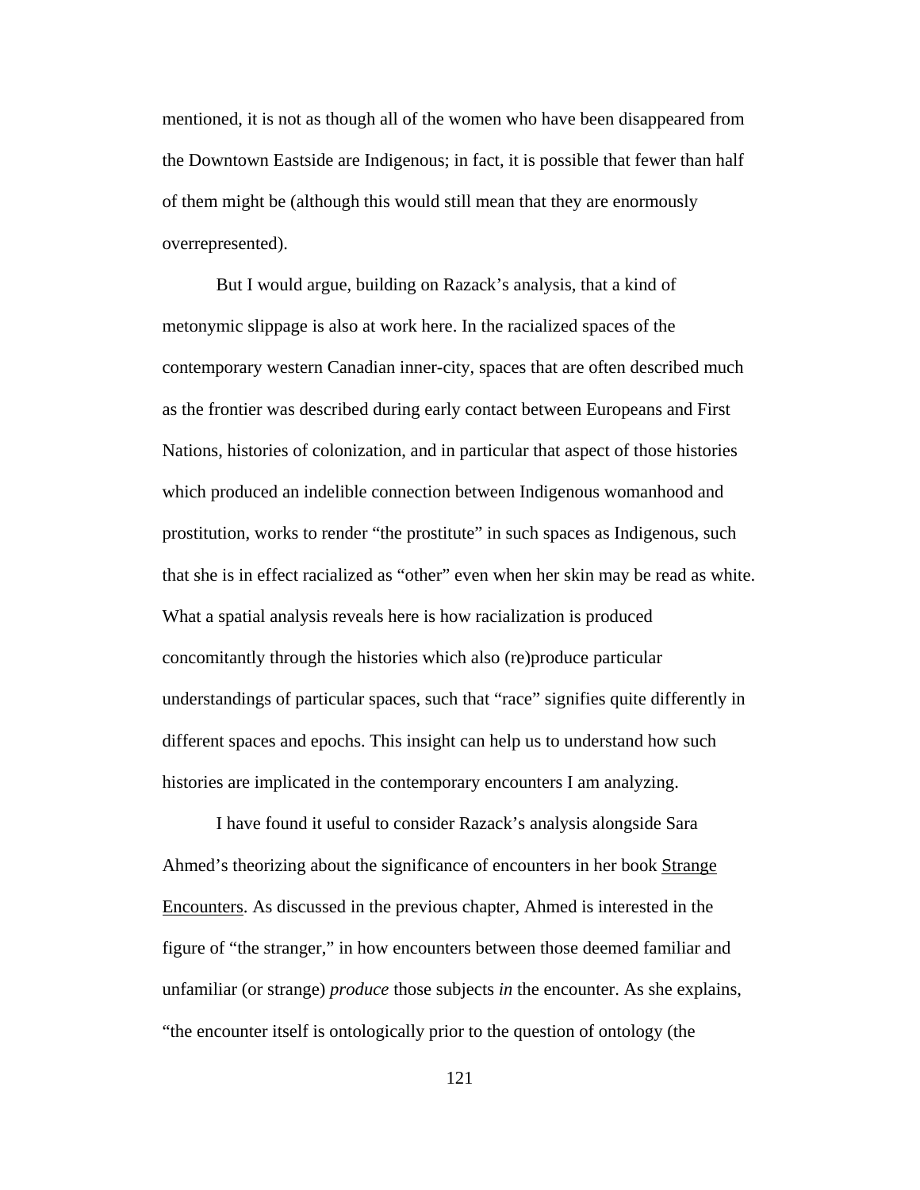mentioned, it is not as though all of the women who have been disappeared from the Downtown Eastside are Indigenous; in fact, it is possible that fewer than half of them might be (although this would still mean that they are enormously overrepresented).

But I would argue, building on Razack's analysis, that a kind of metonymic slippage is also at work here. In the racialized spaces of the contemporary western Canadian inner-city, spaces that are often described much as the frontier was described during early contact between Europeans and First Nations, histories of colonization, and in particular that aspect of those histories which produced an indelible connection between Indigenous womanhood and prostitution, works to render "the prostitute" in such spaces as Indigenous, such that she is in effect racialized as "other" even when her skin may be read as white. What a spatial analysis reveals here is how racialization is produced concomitantly through the histories which also (re)produce particular understandings of particular spaces, such that "race" signifies quite differently in different spaces and epochs. This insight can help us to understand how such histories are implicated in the contemporary encounters I am analyzing.

I have found it useful to consider Razack's analysis alongside Sara Ahmed's theorizing about the significance of encounters in her book Strange Encounters. As discussed in the previous chapter, Ahmed is interested in the figure of "the stranger," in how encounters between those deemed familiar and unfamiliar (or strange) *produce* those subjects *in* the encounter. As she explains, "the encounter itself is ontologically prior to the question of ontology (the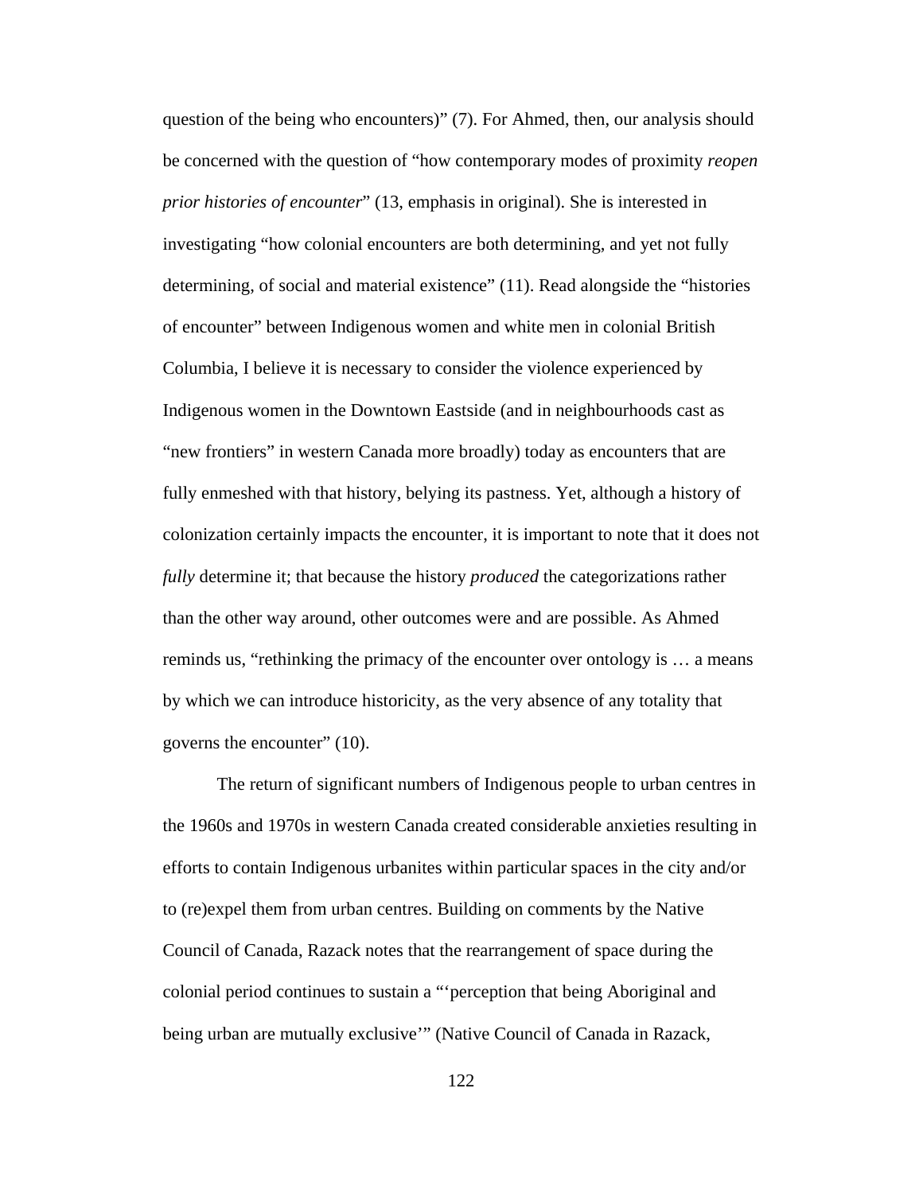question of the being who encounters)" (7). For Ahmed, then, our analysis should be concerned with the question of "how contemporary modes of proximity *reopen prior histories of encounter*" (13, emphasis in original). She is interested in investigating "how colonial encounters are both determining, and yet not fully determining, of social and material existence" (11). Read alongside the "histories of encounter" between Indigenous women and white men in colonial British Columbia, I believe it is necessary to consider the violence experienced by Indigenous women in the Downtown Eastside (and in neighbourhoods cast as "new frontiers" in western Canada more broadly) today as encounters that are fully enmeshed with that history, belying its pastness. Yet, although a history of colonization certainly impacts the encounter, it is important to note that it does not *fully* determine it; that because the history *produced* the categorizations rather than the other way around, other outcomes were and are possible. As Ahmed reminds us, "rethinking the primacy of the encounter over ontology is … a means by which we can introduce historicity, as the very absence of any totality that governs the encounter" (10).

The return of significant numbers of Indigenous people to urban centres in the 1960s and 1970s in western Canada created considerable anxieties resulting in efforts to contain Indigenous urbanites within particular spaces in the city and/or to (re)expel them from urban centres. Building on comments by the Native Council of Canada, Razack notes that the rearrangement of space during the colonial period continues to sustain a "'perception that being Aboriginal and being urban are mutually exclusive'" (Native Council of Canada in Razack,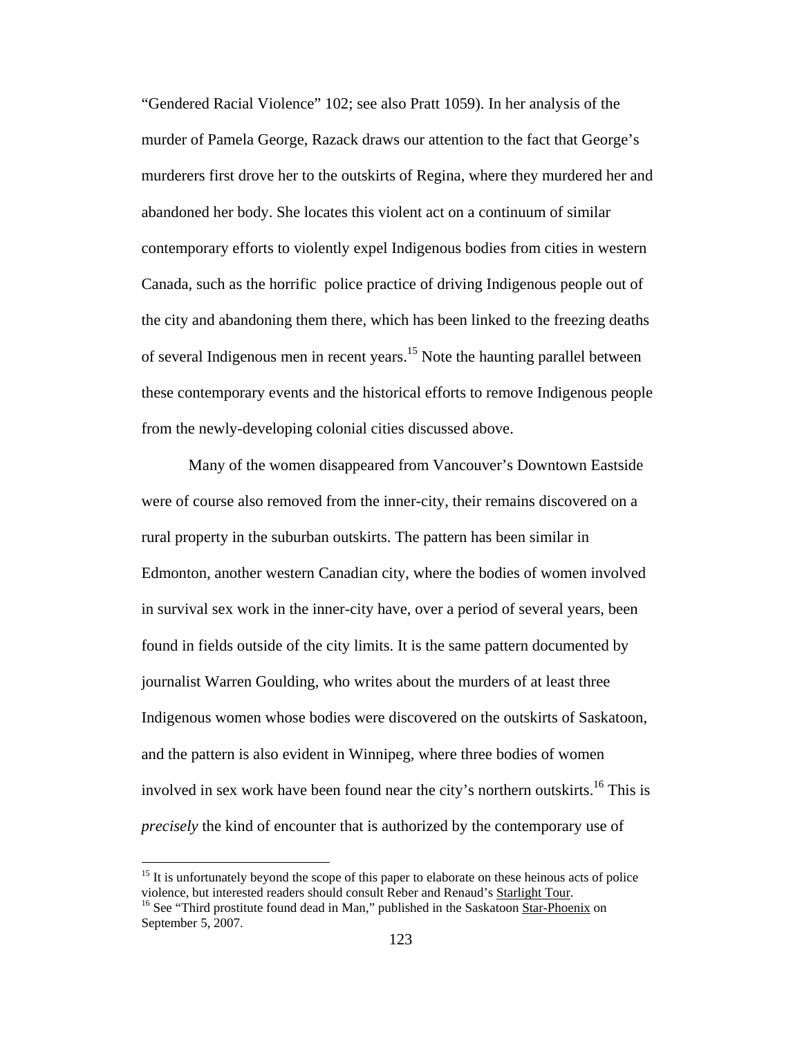"Gendered Racial Violence" 102; see also Pratt 1059). In her analysis of the murder of Pamela George, Razack draws our attention to the fact that George's murderers first drove her to the outskirts of Regina, where they murdered her and abandoned her body. She locates this violent act on a continuum of similar contemporary efforts to violently expel Indigenous bodies from cities in western Canada, such as the horrific police practice of driving Indigenous people out of the city and abandoning them there, which has been linked to the freezing deaths of several Indigenous men in recent years.[15] Note the haunting parallel between these contemporary events and the historical efforts to remove Indigenous people from the newly-developing colonial cities discussed above.

Many of the women disappeared from Vancouver's Downtown Eastside were of course also removed from the inner-city, their remains discovered on a rural property in the suburban outskirts. The pattern has been similar in Edmonton, another western Canadian city, where the bodies of women involved in survival sex work in the inner-city have, over a period of several years, been found in fields outside of the city limits. It is the same pattern documented by journalist Warren Goulding, who writes about the murders of at least three Indigenous women whose bodies were discovered on the outskirts of Saskatoon, and the pattern is also evident in Winnipeg, where three bodies of women involved in sex work have been found near the city's northern outskirts.[16] This is *precisely* the kind of encounter that is authorized by the contemporary use of

---

[15] It is unfortunately beyond the scope of this paper to elaborate on these heinous acts of police violence, but interested readers should consult Reber and Renaud's Starlight Tour.

[16] See "Third prostitute found dead in Man," published in the Saskatoon Star-Phoenix on September 5, 2007.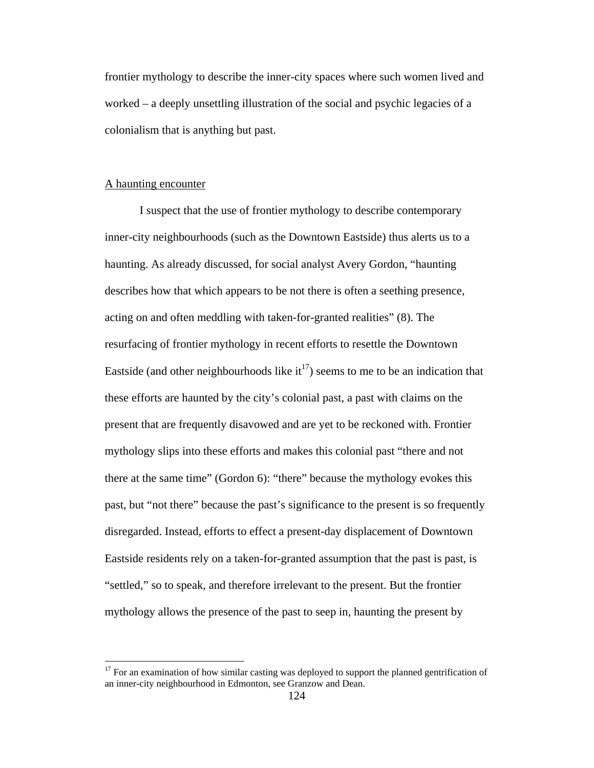frontier mythology to describe the inner-city spaces where such women lived and worked – a deeply unsettling illustration of the social and psychic legacies of a colonialism that is anything but past.

## A haunting encounter

I suspect that the use of frontier mythology to describe contemporary inner-city neighbourhoods (such as the Downtown Eastside) thus alerts us to a haunting. As already discussed, for social analyst Avery Gordon, "haunting describes how that which appears to be not there is often a seething presence, acting on and often meddling with taken-for-granted realities" (8). The resurfacing of frontier mythology in recent efforts to resettle the Downtown Eastside (and other neighbourhoods like it[17]) seems to me to be an indication that these efforts are haunted by the city's colonial past, a past with claims on the present that are frequently disavowed and are yet to be reckoned with. Frontier mythology slips into these efforts and makes this colonial past "there and not there at the same time" (Gordon 6): "there" because the mythology evokes this past, but "not there" because the past's significance to the present is so frequently disregarded. Instead, efforts to effect a present-day displacement of Downtown Eastside residents rely on a taken-for-granted assumption that the past is past, is "settled," so to speak, and therefore irrelevant to the present. But the frontier mythology allows the presence of the past to seep in, haunting the present by

[17] For an examination of how similar casting was deployed to support the planned gentrification of an inner-city neighbourhood in Edmonton, see Granzow and Dean.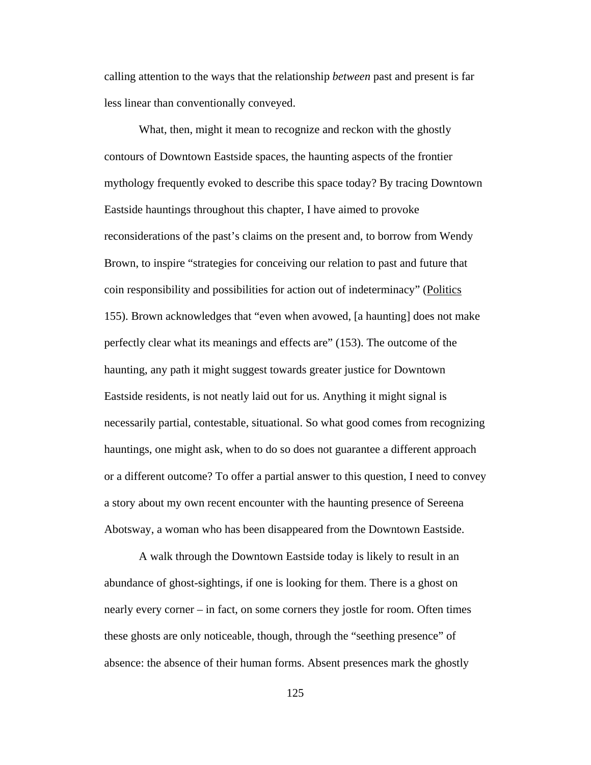calling attention to the ways that the relationship *between* past and present is far less linear than conventionally conveyed.

What, then, might it mean to recognize and reckon with the ghostly contours of Downtown Eastside spaces, the haunting aspects of the frontier mythology frequently evoked to describe this space today? By tracing Downtown Eastside hauntings throughout this chapter, I have aimed to provoke reconsiderations of the past's claims on the present and, to borrow from Wendy Brown, to inspire "strategies for conceiving our relation to past and future that coin responsibility and possibilities for action out of indeterminacy" (Politics 155). Brown acknowledges that "even when avowed, [a haunting] does not make perfectly clear what its meanings and effects are" (153). The outcome of the haunting, any path it might suggest towards greater justice for Downtown Eastside residents, is not neatly laid out for us. Anything it might signal is necessarily partial, contestable, situational. So what good comes from recognizing hauntings, one might ask, when to do so does not guarantee a different approach or a different outcome? To offer a partial answer to this question, I need to convey a story about my own recent encounter with the haunting presence of Sereena Abotsway, a woman who has been disappeared from the Downtown Eastside.

A walk through the Downtown Eastside today is likely to result in an abundance of ghost-sightings, if one is looking for them. There is a ghost on nearly every corner – in fact, on some corners they jostle for room. Often times these ghosts are only noticeable, though, through the "seething presence" of absence: the absence of their human forms. Absent presences mark the ghostly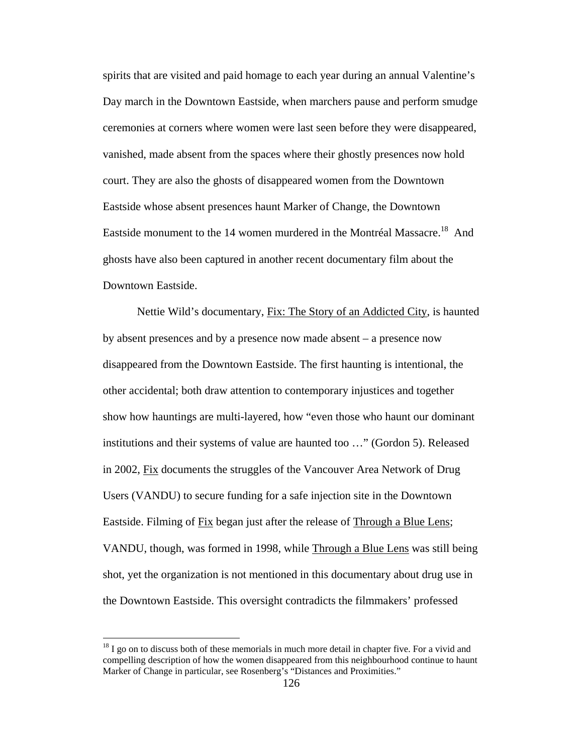spirits that are visited and paid homage to each year during an annual Valentine's Day march in the Downtown Eastside, when marchers pause and perform smudge ceremonies at corners where women were last seen before they were disappeared, vanished, made absent from the spaces where their ghostly presences now hold court. They are also the ghosts of disappeared women from the Downtown Eastside whose absent presences haunt Marker of Change, the Downtown Eastside monument to the 14 women murdered in the Montréal Massacre.[18] And ghosts have also been captured in another recent documentary film about the Downtown Eastside.

Nettie Wild's documentary, Fix: The Story of an Addicted City, is haunted by absent presences and by a presence now made absent – a presence now disappeared from the Downtown Eastside. The first haunting is intentional, the other accidental; both draw attention to contemporary injustices and together show how hauntings are multi-layered, how "even those who haunt our dominant institutions and their systems of value are haunted too …" (Gordon 5). Released in 2002, Fix documents the struggles of the Vancouver Area Network of Drug Users (VANDU) to secure funding for a safe injection site in the Downtown Eastside. Filming of Fix began just after the release of Through a Blue Lens; VANDU, though, was formed in 1998, while Through a Blue Lens was still being shot, yet the organization is not mentioned in this documentary about drug use in the Downtown Eastside. This oversight contradicts the filmmakers' professed

[18] I go on to discuss both of these memorials in much more detail in chapter five. For a vivid and compelling description of how the women disappeared from this neighbourhood continue to haunt Marker of Change in particular, see Rosenberg's "Distances and Proximities."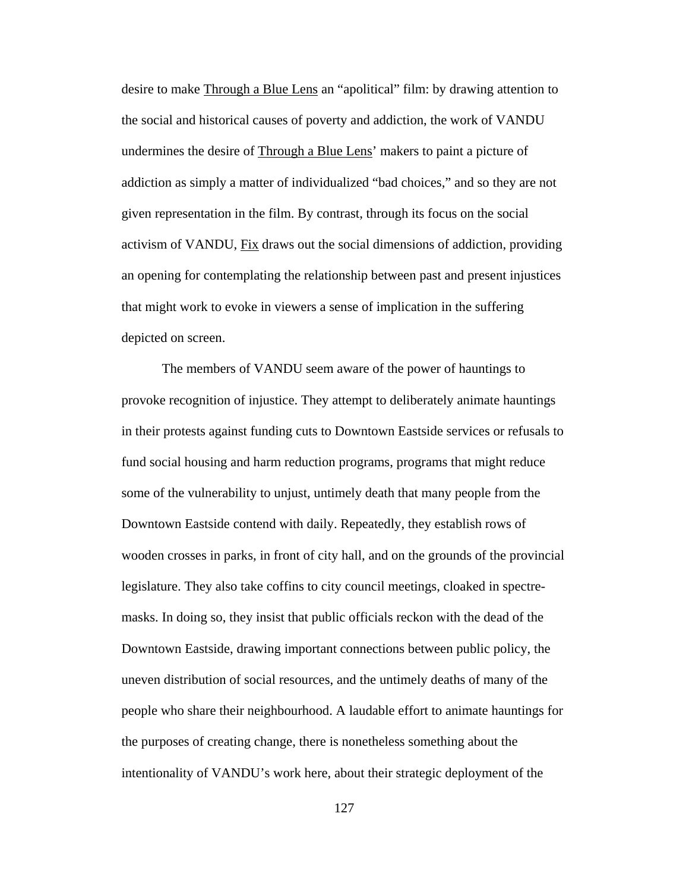desire to make Through a Blue Lens an “apolitical” film: by drawing attention to the social and historical causes of poverty and addiction, the work of VANDU undermines the desire of Through a Blue Lens’ makers to paint a picture of addiction as simply a matter of individualized “bad choices,” and so they are not given representation in the film. By contrast, through its focus on the social activism of VANDU, Fix draws out the social dimensions of addiction, providing an opening for contemplating the relationship between past and present injustices that might work to evoke in viewers a sense of implication in the suffering depicted on screen.

The members of VANDU seem aware of the power of hauntings to provoke recognition of injustice. They attempt to deliberately animate hauntings in their protests against funding cuts to Downtown Eastside services or refusals to fund social housing and harm reduction programs, programs that might reduce some of the vulnerability to unjust, untimely death that many people from the Downtown Eastside contend with daily. Repeatedly, they establish rows of wooden crosses in parks, in front of city hall, and on the grounds of the provincial legislature. They also take coffins to city council meetings, cloaked in spectre-masks. In doing so, they insist that public officials reckon with the dead of the Downtown Eastside, drawing important connections between public policy, the uneven distribution of social resources, and the untimely deaths of many of the people who share their neighbourhood. A laudable effort to animate hauntings for the purposes of creating change, there is nonetheless something about the intentionality of VANDU’s work here, about their strategic deployment of the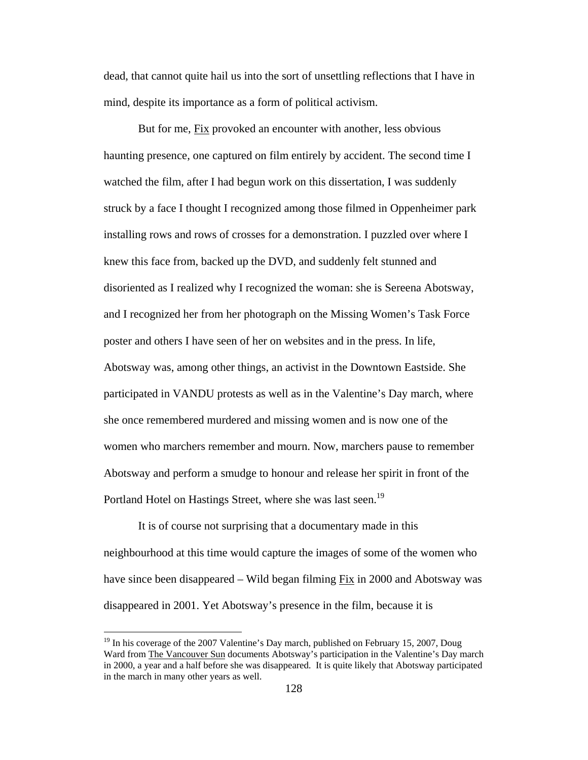dead, that cannot quite hail us into the sort of unsettling reflections that I have in mind, despite its importance as a form of political activism.

But for me, Fix provoked an encounter with another, less obvious haunting presence, one captured on film entirely by accident. The second time I watched the film, after I had begun work on this dissertation, I was suddenly struck by a face I thought I recognized among those filmed in Oppenheimer park installing rows and rows of crosses for a demonstration. I puzzled over where I knew this face from, backed up the DVD, and suddenly felt stunned and disoriented as I realized why I recognized the woman: she is Sereena Abotsway, and I recognized her from her photograph on the Missing Women's Task Force poster and others I have seen of her on websites and in the press. In life, Abotsway was, among other things, an activist in the Downtown Eastside. She participated in VANDU protests as well as in the Valentine's Day march, where she once remembered murdered and missing women and is now one of the women who marchers remember and mourn. Now, marchers pause to remember Abotsway and perform a smudge to honour and release her spirit in front of the Portland Hotel on Hastings Street, where she was last seen.[19]

It is of course not surprising that a documentary made in this neighbourhood at this time would capture the images of some of the women who have since been disappeared – Wild began filming Fix in 2000 and Abotsway was disappeared in 2001. Yet Abotsway's presence in the film, because it is

---

[19] In his coverage of the 2007 Valentine's Day march, published on February 15, 2007, Doug Ward from The Vancouver Sun documents Abotsway's participation in the Valentine's Day march in 2000, a year and a half before she was disappeared. It is quite likely that Abotsway participated in the march in many other years as well.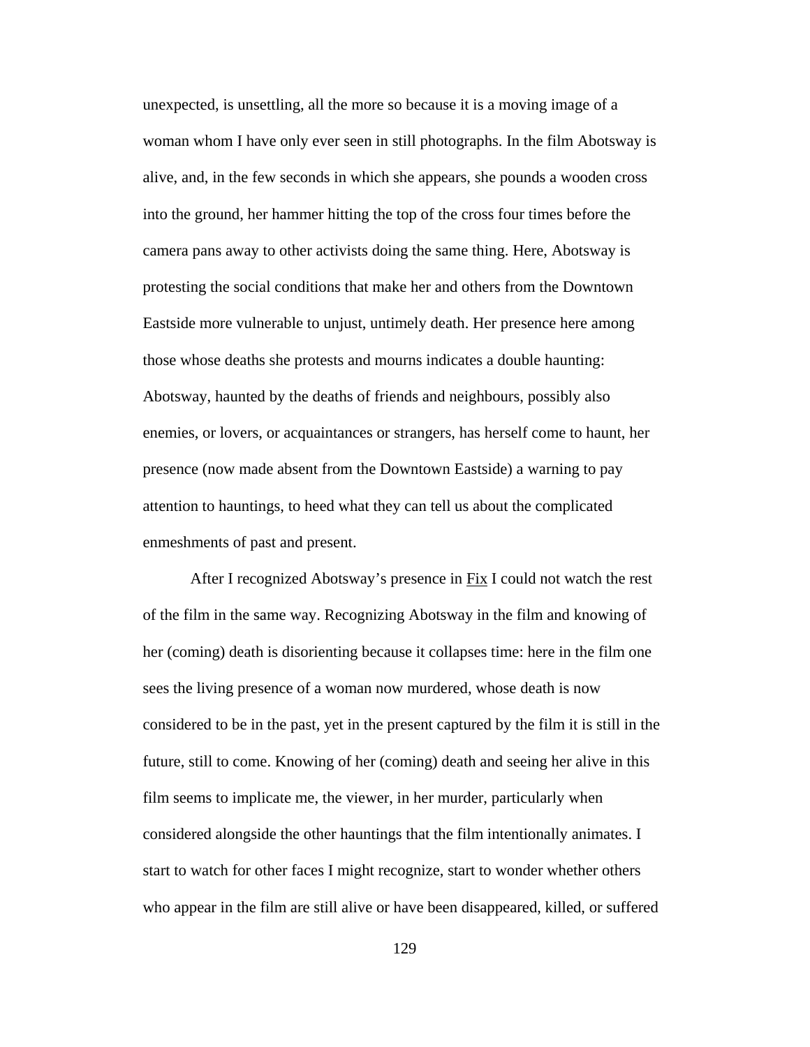unexpected, is unsettling, all the more so because it is a moving image of a woman whom I have only ever seen in still photographs. In the film Abotsway is alive, and, in the few seconds in which she appears, she pounds a wooden cross into the ground, her hammer hitting the top of the cross four times before the camera pans away to other activists doing the same thing. Here, Abotsway is protesting the social conditions that make her and others from the Downtown Eastside more vulnerable to unjust, untimely death. Her presence here among those whose deaths she protests and mourns indicates a double haunting: Abotsway, haunted by the deaths of friends and neighbours, possibly also enemies, or lovers, or acquaintances or strangers, has herself come to haunt, her presence (now made absent from the Downtown Eastside) a warning to pay attention to hauntings, to heed what they can tell us about the complicated enmeshments of past and present.

After I recognized Abotsway's presence in Fix I could not watch the rest of the film in the same way. Recognizing Abotsway in the film and knowing of her (coming) death is disorienting because it collapses time: here in the film one sees the living presence of a woman now murdered, whose death is now considered to be in the past, yet in the present captured by the film it is still in the future, still to come. Knowing of her (coming) death and seeing her alive in this film seems to implicate me, the viewer, in her murder, particularly when considered alongside the other hauntings that the film intentionally animates. I start to watch for other faces I might recognize, start to wonder whether others who appear in the film are still alive or have been disappeared, killed, or suffered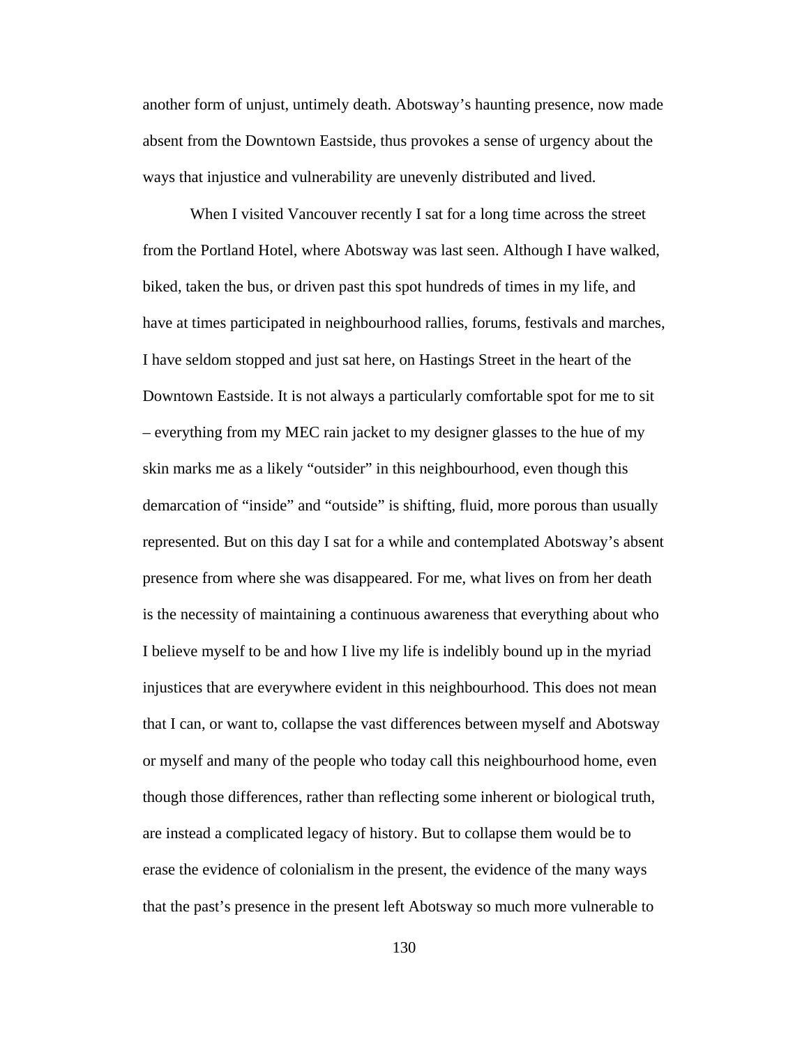another form of unjust, untimely death. Abotsway's haunting presence, now made absent from the Downtown Eastside, thus provokes a sense of urgency about the ways that injustice and vulnerability are unevenly distributed and lived.

When I visited Vancouver recently I sat for a long time across the street from the Portland Hotel, where Abotsway was last seen. Although I have walked, biked, taken the bus, or driven past this spot hundreds of times in my life, and have at times participated in neighbourhood rallies, forums, festivals and marches, I have seldom stopped and just sat here, on Hastings Street in the heart of the Downtown Eastside. It is not always a particularly comfortable spot for me to sit – everything from my MEC rain jacket to my designer glasses to the hue of my skin marks me as a likely "outsider" in this neighbourhood, even though this demarcation of "inside" and "outside" is shifting, fluid, more porous than usually represented. But on this day I sat for a while and contemplated Abotsway's absent presence from where she was disappeared. For me, what lives on from her death is the necessity of maintaining a continuous awareness that everything about who I believe myself to be and how I live my life is indelibly bound up in the myriad injustices that are everywhere evident in this neighbourhood. This does not mean that I can, or want to, collapse the vast differences between myself and Abotsway or myself and many of the people who today call this neighbourhood home, even though those differences, rather than reflecting some inherent or biological truth, are instead a complicated legacy of history. But to collapse them would be to erase the evidence of colonialism in the present, the evidence of the many ways that the past's presence in the present left Abotsway so much more vulnerable to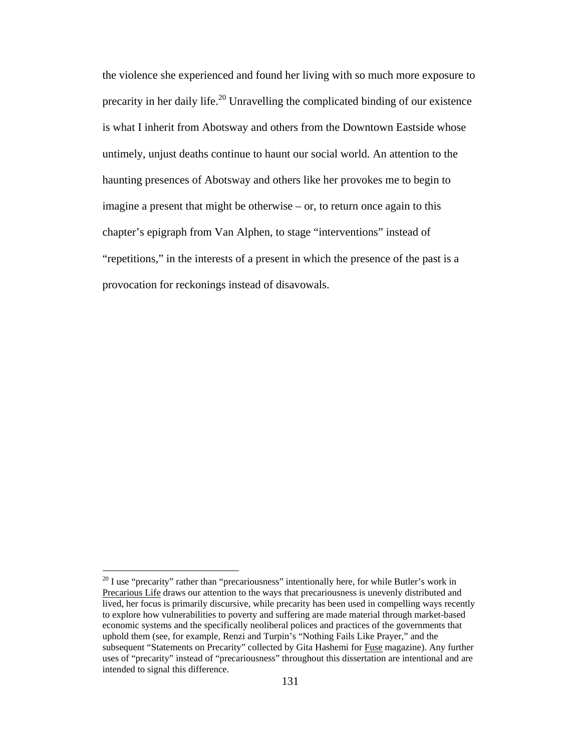the violence she experienced and found her living with so much more exposure to precarity in her daily life.[20] Unravelling the complicated binding of our existence is what I inherit from Abotsway and others from the Downtown Eastside whose untimely, unjust deaths continue to haunt our social world. An attention to the haunting presences of Abotsway and others like her provokes me to begin to imagine a present that might be otherwise – or, to return once again to this chapter's epigraph from Van Alphen, to stage "interventions" instead of "repetitions," in the interests of a present in which the presence of the past is a provocation for reckonings instead of disavowals.

---

[20] I use "precarity" rather than "precariousness" intentionally here, for while Butler's work in Precarious Life draws our attention to the ways that precariousness is unevenly distributed and lived, her focus is primarily discursive, while precarity has been used in compelling ways recently to explore how vulnerabilities to poverty and suffering are made material through market-based economic systems and the specifically neoliberal polices and practices of the governments that uphold them (see, for example, Renzi and Turpin's "Nothing Fails Like Prayer," and the subsequent "Statements on Precarity" collected by Gita Hashemi for Fuse magazine). Any further uses of "precarity" instead of "precariousness" throughout this dissertation are intentional and are intended to signal this difference.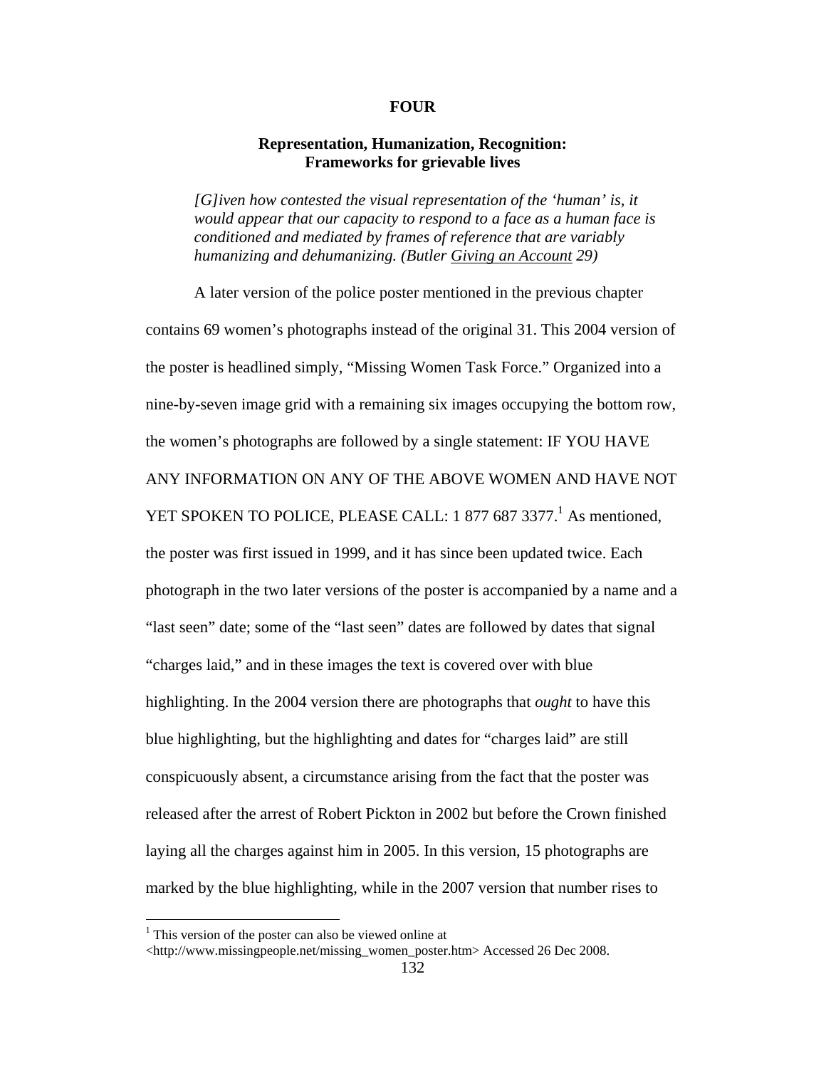# FOUR

## Representation, Humanization, Recognition: Frameworks for grievable lives

> *[G]iven how contested the visual representation of the 'human' is, it would appear that our capacity to respond to a face as a human face is conditioned and mediated by frames of reference that are variably humanizing and dehumanizing. (Butler Giving an Account 29)*

A later version of the police poster mentioned in the previous chapter contains 69 women's photographs instead of the original 31. This 2004 version of the poster is headlined simply, "Missing Women Task Force." Organized into a nine-by-seven image grid with a remaining six images occupying the bottom row, the women's photographs are followed by a single statement: IF YOU HAVE ANY INFORMATION ON ANY OF THE ABOVE WOMEN AND HAVE NOT YET SPOKEN TO POLICE, PLEASE CALL: 1 877 687 3377.[1] As mentioned, the poster was first issued in 1999, and it has since been updated twice. Each photograph in the two later versions of the poster is accompanied by a name and a "last seen" date; some of the "last seen" dates are followed by dates that signal "charges laid," and in these images the text is covered over with blue highlighting. In the 2004 version there are photographs that *ought* to have this blue highlighting, but the highlighting and dates for "charges laid" are still conspicuously absent, a circumstance arising from the fact that the poster was released after the arrest of Robert Pickton in 2002 but before the Crown finished laying all the charges against him in 2005. In this version, 15 photographs are marked by the blue highlighting, while in the 2007 version that number rises to

[1] This version of the poster can also be viewed online at <http://www.missingpeople.net/missing_women_poster.htm> Accessed 26 Dec 2008.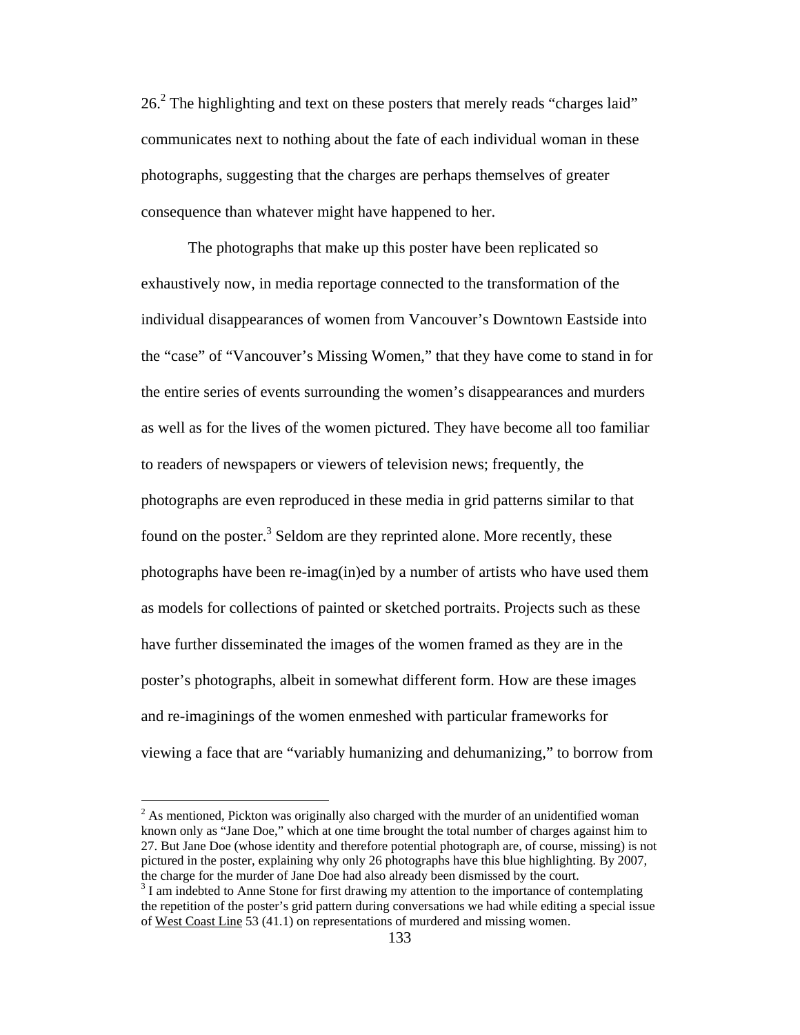26.[2] The highlighting and text on these posters that merely reads "charges laid" communicates next to nothing about the fate of each individual woman in these photographs, suggesting that the charges are perhaps themselves of greater consequence than whatever might have happened to her.

The photographs that make up this poster have been replicated so exhaustively now, in media reportage connected to the transformation of the individual disappearances of women from Vancouver's Downtown Eastside into the "case" of "Vancouver's Missing Women," that they have come to stand in for the entire series of events surrounding the women's disappearances and murders as well as for the lives of the women pictured. They have become all too familiar to readers of newspapers or viewers of television news; frequently, the photographs are even reproduced in these media in grid patterns similar to that found on the poster.[3] Seldom are they reprinted alone. More recently, these photographs have been re-imag(in)ed by a number of artists who have used them as models for collections of painted or sketched portraits. Projects such as these have further disseminated the images of the women framed as they are in the poster's photographs, albeit in somewhat different form. How are these images and re-imaginings of the women enmeshed with particular frameworks for viewing a face that are "variably humanizing and dehumanizing," to borrow from

[2] As mentioned, Pickton was originally also charged with the murder of an unidentified woman known only as "Jane Doe," which at one time brought the total number of charges against him to 27. But Jane Doe (whose identity and therefore potential photograph are, of course, missing) is not pictured in the poster, explaining why only 26 photographs have this blue highlighting. By 2007, the charge for the murder of Jane Doe had also already been dismissed by the court.

[3] I am indebted to Anne Stone for first drawing my attention to the importance of contemplating the repetition of the poster's grid pattern during conversations we had while editing a special issue of West Coast Line 53 (41.1) on representations of murdered and missing women.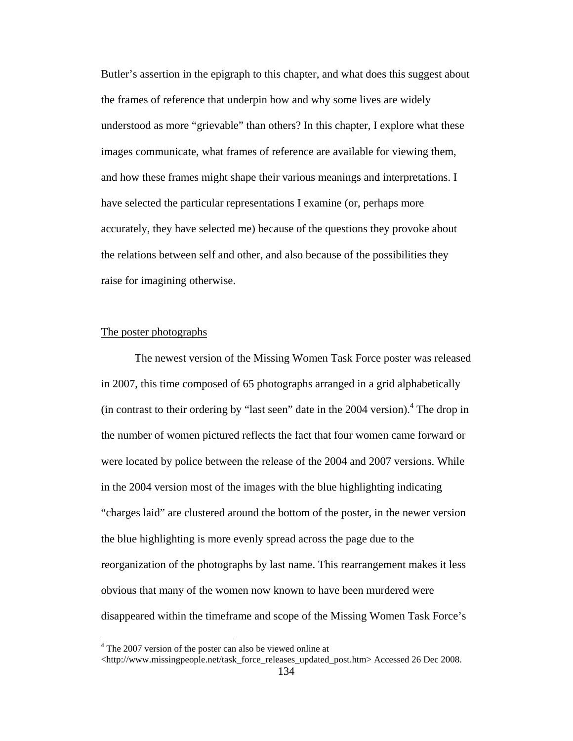Butler's assertion in the epigraph to this chapter, and what does this suggest about the frames of reference that underpin how and why some lives are widely understood as more "grievable" than others? In this chapter, I explore what these images communicate, what frames of reference are available for viewing them, and how these frames might shape their various meanings and interpretations. I have selected the particular representations I examine (or, perhaps more accurately, they have selected me) because of the questions they provoke about the relations between self and other, and also because of the possibilities they raise for imagining otherwise.

<u>The poster photographs</u>

The newest version of the Missing Women Task Force poster was released in 2007, this time composed of 65 photographs arranged in a grid alphabetically (in contrast to their ordering by "last seen" date in the 2004 version).[4] The drop in the number of women pictured reflects the fact that four women came forward or were located by police between the release of the 2004 and 2007 versions. While in the 2004 version most of the images with the blue highlighting indicating "charges laid" are clustered around the bottom of the poster, in the newer version the blue highlighting is more evenly spread across the page due to the reorganization of the photographs by last name. This rearrangement makes it less obvious that many of the women now known to have been murdered were disappeared within the timeframe and scope of the Missing Women Task Force's

[4] The 2007 version of the poster can also be viewed online at <http://www.missingpeople.net/task_force_releases_updated_post.htm> Accessed 26 Dec 2008.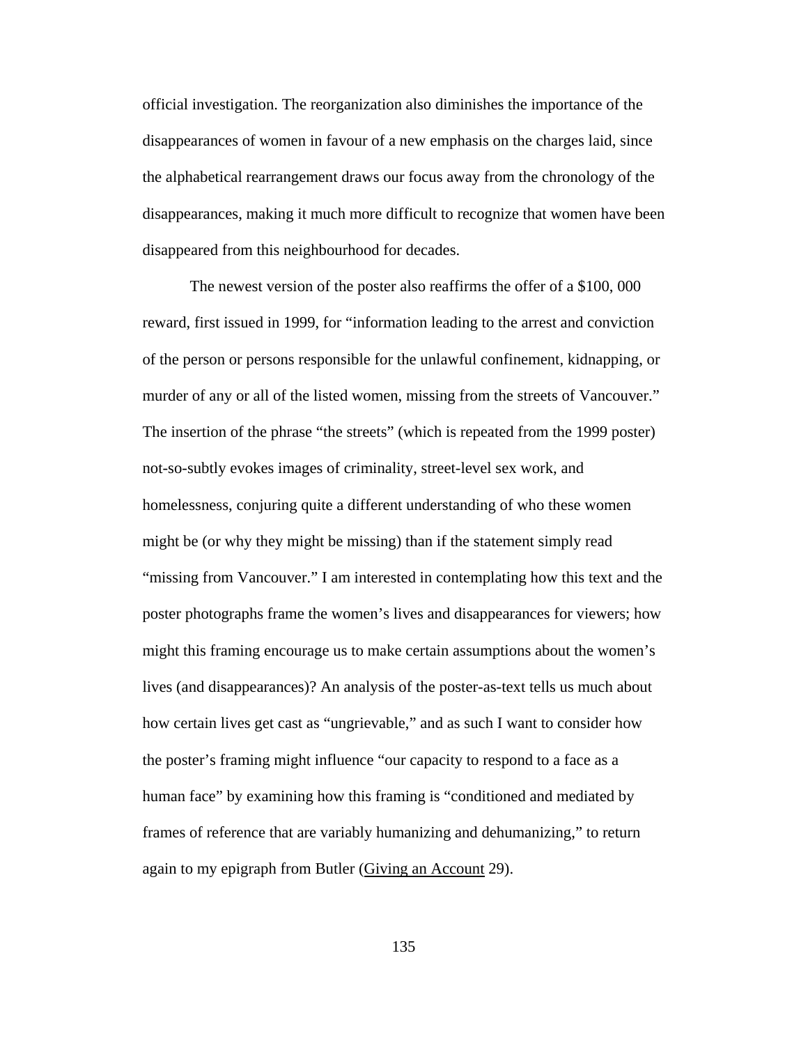official investigation. The reorganization also diminishes the importance of the disappearances of women in favour of a new emphasis on the charges laid, since the alphabetical rearrangement draws our focus away from the chronology of the disappearances, making it much more difficult to recognize that women have been disappeared from this neighbourhood for decades.

The newest version of the poster also reaffirms the offer of a $100, 000 reward, first issued in 1999, for "information leading to the arrest and conviction of the person or persons responsible for the unlawful confinement, kidnapping, or murder of any or all of the listed women, missing from the streets of Vancouver." The insertion of the phrase "the streets" (which is repeated from the 1999 poster) not-so-subtly evokes images of criminality, street-level sex work, and homelessness, conjuring quite a different understanding of who these women might be (or why they might be missing) than if the statement simply read "missing from Vancouver." I am interested in contemplating how this text and the poster photographs frame the women's lives and disappearances for viewers; how might this framing encourage us to make certain assumptions about the women's lives (and disappearances)? An analysis of the poster-as-text tells us much about how certain lives get cast as "ungrievable," and as such I want to consider how the poster's framing might influence "our capacity to respond to a face as a human face" by examining how this framing is "conditioned and mediated by frames of reference that are variably humanizing and dehumanizing," to return again to my epigraph from Butler (Giving an Account 29).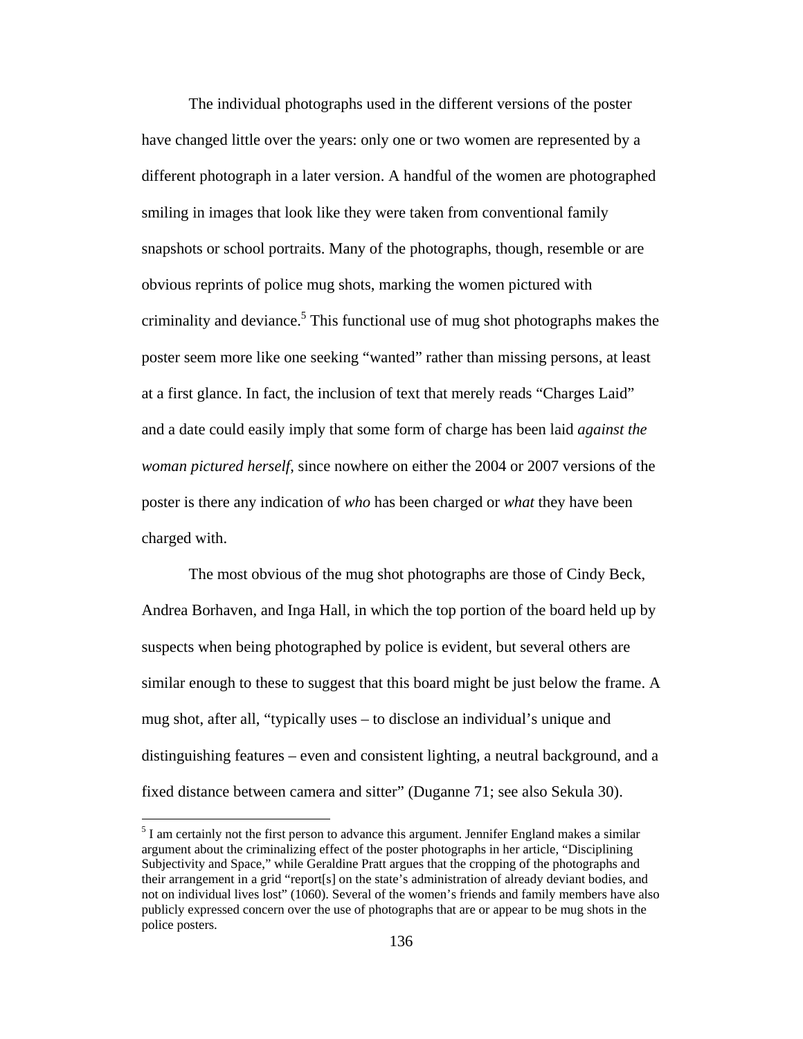The individual photographs used in the different versions of the poster have changed little over the years: only one or two women are represented by a different photograph in a later version. A handful of the women are photographed smiling in images that look like they were taken from conventional family snapshots or school portraits. Many of the photographs, though, resemble or are obvious reprints of police mug shots, marking the women pictured with criminality and deviance.[5] This functional use of mug shot photographs makes the poster seem more like one seeking "wanted" rather than missing persons, at least at a first glance. In fact, the inclusion of text that merely reads "Charges Laid" and a date could easily imply that some form of charge has been laid *against the woman pictured herself*, since nowhere on either the 2004 or 2007 versions of the poster is there any indication of *who* has been charged or *what* they have been charged with.

The most obvious of the mug shot photographs are those of Cindy Beck, Andrea Borhaven, and Inga Hall, in which the top portion of the board held up by suspects when being photographed by police is evident, but several others are similar enough to these to suggest that this board might be just below the frame. A mug shot, after all, "typically uses – to disclose an individual's unique and distinguishing features – even and consistent lighting, a neutral background, and a fixed distance between camera and sitter" (Duganne 71; see also Sekula 30).

[5] I am certainly not the first person to advance this argument. Jennifer England makes a similar argument about the criminalizing effect of the poster photographs in her article, "Disciplining Subjectivity and Space," while Geraldine Pratt argues that the cropping of the photographs and their arrangement in a grid "report[s] on the state's administration of already deviant bodies, and not on individual lives lost" (1060). Several of the women's friends and family members have also publicly expressed concern over the use of photographs that are or appear to be mug shots in the police posters.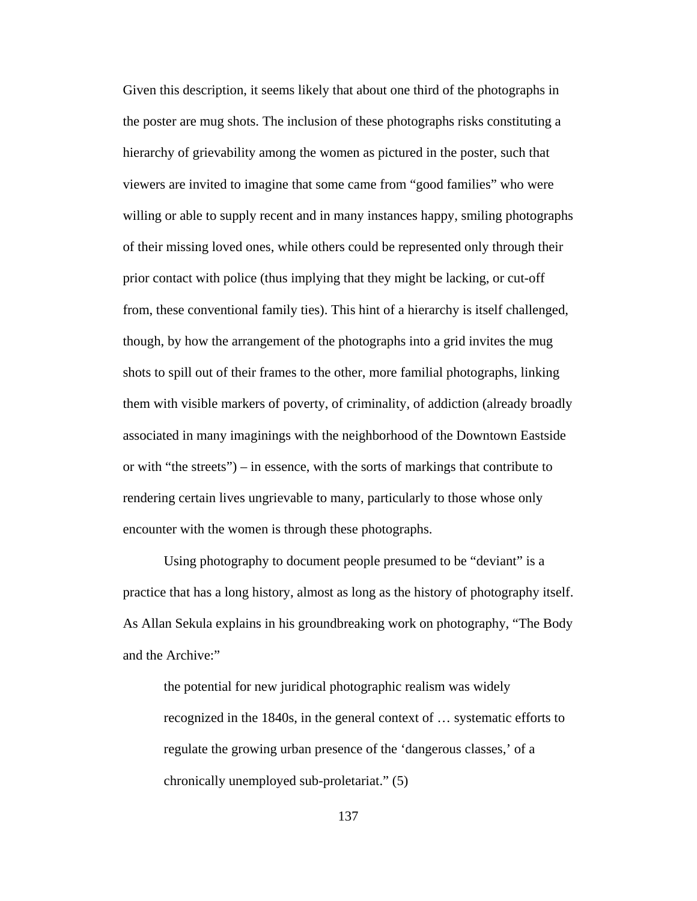Given this description, it seems likely that about one third of the photographs in the poster are mug shots. The inclusion of these photographs risks constituting a hierarchy of grievability among the women as pictured in the poster, such that viewers are invited to imagine that some came from "good families" who were willing or able to supply recent and in many instances happy, smiling photographs of their missing loved ones, while others could be represented only through their prior contact with police (thus implying that they might be lacking, or cut-off from, these conventional family ties). This hint of a hierarchy is itself challenged, though, by how the arrangement of the photographs into a grid invites the mug shots to spill out of their frames to the other, more familial photographs, linking them with visible markers of poverty, of criminality, of addiction (already broadly associated in many imaginings with the neighborhood of the Downtown Eastside or with "the streets") – in essence, with the sorts of markings that contribute to rendering certain lives ungrievable to many, particularly to those whose only encounter with the women is through these photographs.

Using photography to document people presumed to be "deviant" is a practice that has a long history, almost as long as the history of photography itself. As Allan Sekula explains in his groundbreaking work on photography, "The Body and the Archive:"

> the potential for new juridical photographic realism was widely recognized in the 1840s, in the general context of … systematic efforts to regulate the growing urban presence of the 'dangerous classes,' of a chronically unemployed sub-proletariat." (5)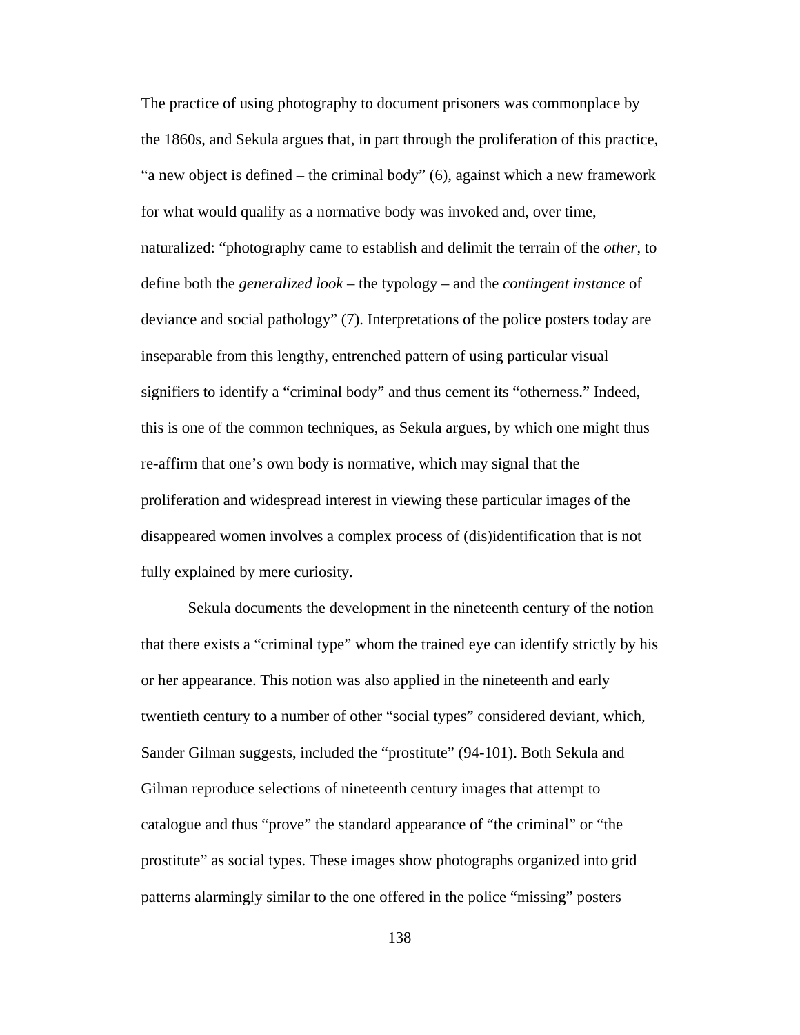The practice of using photography to document prisoners was commonplace by the 1860s, and Sekula argues that, in part through the proliferation of this practice, "a new object is defined – the criminal body" (6), against which a new framework for what would qualify as a normative body was invoked and, over time, naturalized: "photography came to establish and delimit the terrain of the *other*, to define both the *generalized look* – the typology – and the *contingent instance* of deviance and social pathology" (7). Interpretations of the police posters today are inseparable from this lengthy, entrenched pattern of using particular visual signifiers to identify a "criminal body" and thus cement its "otherness." Indeed, this is one of the common techniques, as Sekula argues, by which one might thus re-affirm that one's own body is normative, which may signal that the proliferation and widespread interest in viewing these particular images of the disappeared women involves a complex process of (dis)identification that is not fully explained by mere curiosity.

Sekula documents the development in the nineteenth century of the notion that there exists a "criminal type" whom the trained eye can identify strictly by his or her appearance. This notion was also applied in the nineteenth and early twentieth century to a number of other "social types" considered deviant, which, Sander Gilman suggests, included the "prostitute" (94-101). Both Sekula and Gilman reproduce selections of nineteenth century images that attempt to catalogue and thus "prove" the standard appearance of "the criminal" or "the prostitute" as social types. These images show photographs organized into grid patterns alarmingly similar to the one offered in the police "missing" posters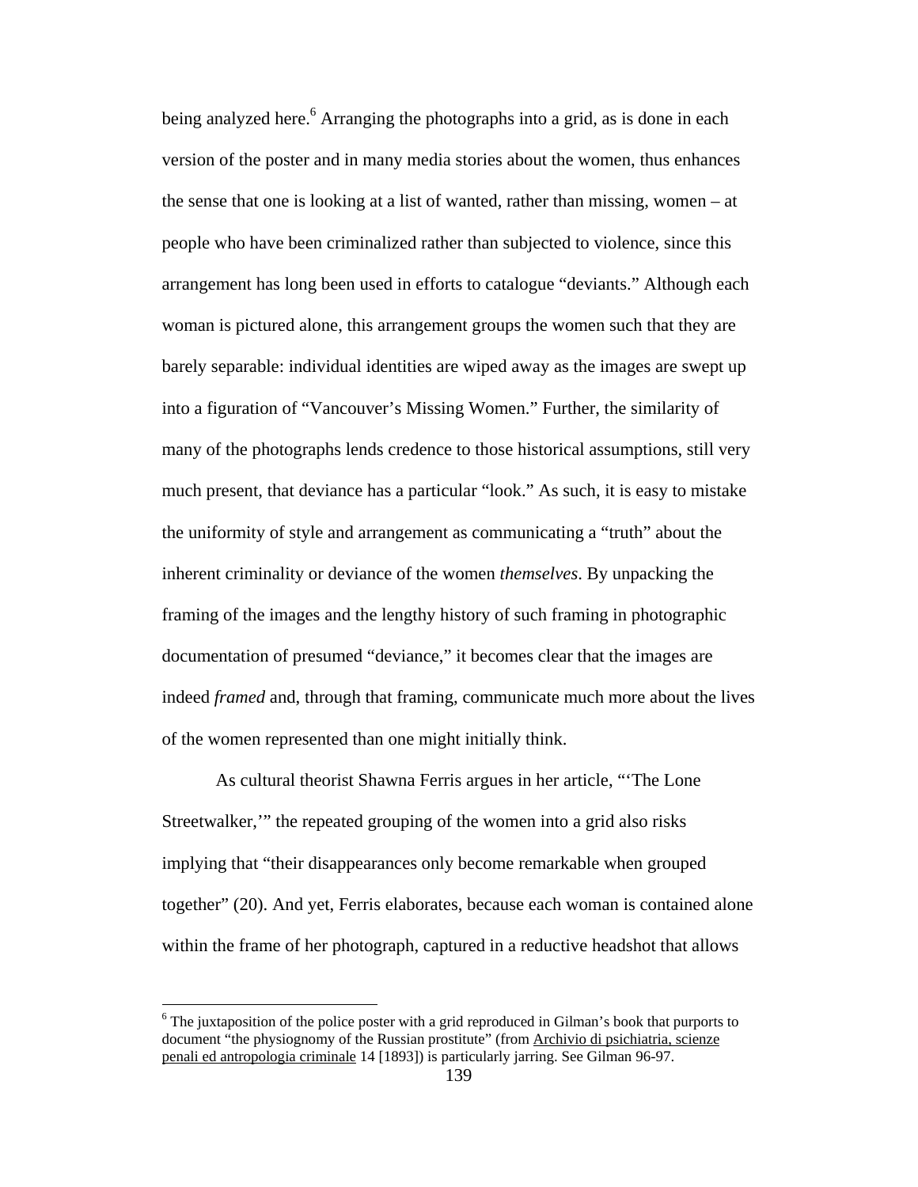being analyzed here.[6] Arranging the photographs into a grid, as is done in each version of the poster and in many media stories about the women, thus enhances the sense that one is looking at a list of wanted, rather than missing, women – at people who have been criminalized rather than subjected to violence, since this arrangement has long been used in efforts to catalogue "deviants." Although each woman is pictured alone, this arrangement groups the women such that they are barely separable: individual identities are wiped away as the images are swept up into a figuration of "Vancouver's Missing Women." Further, the similarity of many of the photographs lends credence to those historical assumptions, still very much present, that deviance has a particular "look." As such, it is easy to mistake the uniformity of style and arrangement as communicating a "truth" about the inherent criminality or deviance of the women *themselves*. By unpacking the framing of the images and the lengthy history of such framing in photographic documentation of presumed "deviance," it becomes clear that the images are indeed *framed* and, through that framing, communicate much more about the lives of the women represented than one might initially think.

As cultural theorist Shawna Ferris argues in her article, "'The Lone Streetwalker,'" the repeated grouping of the women into a grid also risks implying that "their disappearances only become remarkable when grouped together" (20). And yet, Ferris elaborates, because each woman is contained alone within the frame of her photograph, captured in a reductive headshot that allows

---

[6] The juxtaposition of the police poster with a grid reproduced in Gilman's book that purports to document "the physiognomy of the Russian prostitute" (from Archivio di psichiatria, scienze penali ed antropologia criminale 14 [1893]) is particularly jarring. See Gilman 96-97.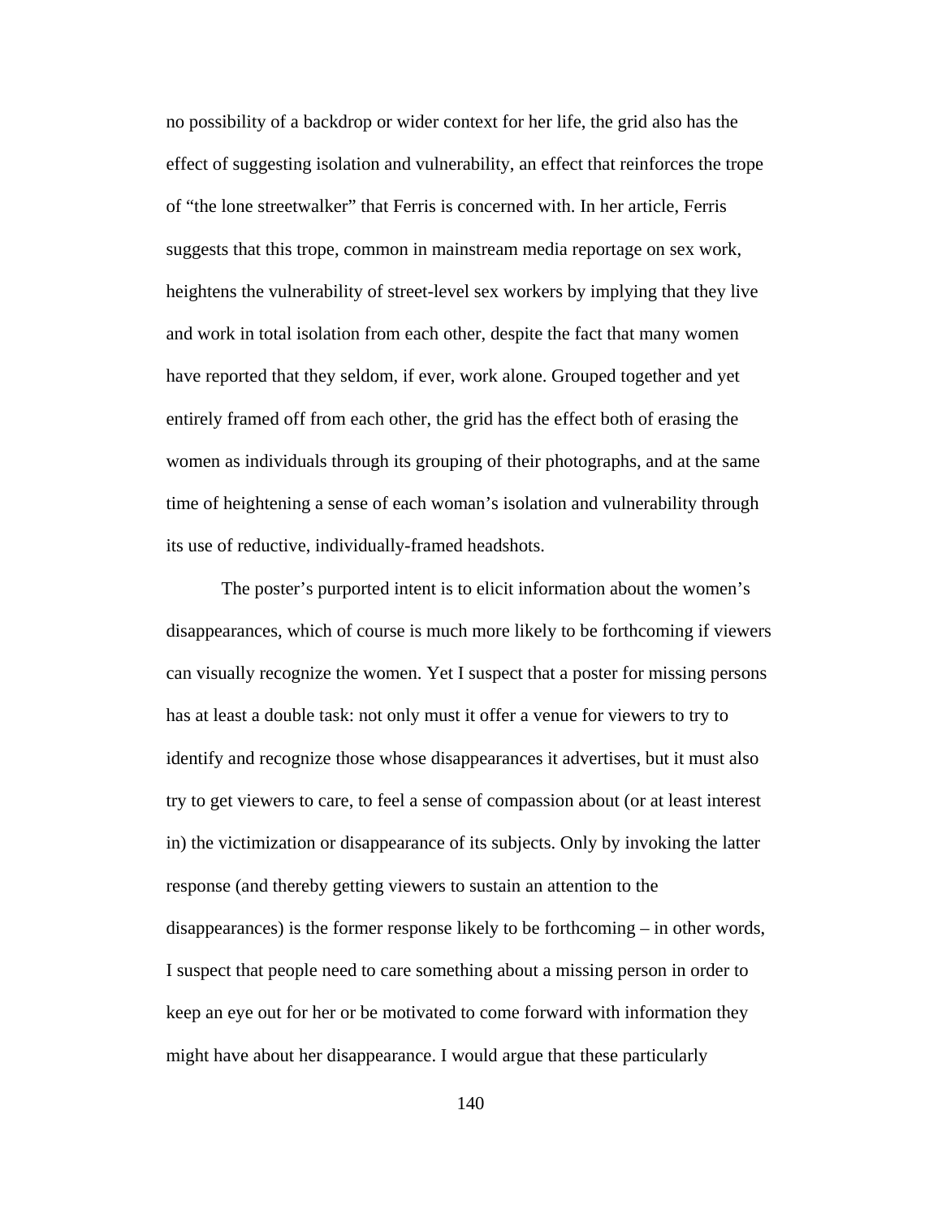no possibility of a backdrop or wider context for her life, the grid also has the effect of suggesting isolation and vulnerability, an effect that reinforces the trope of "the lone streetwalker" that Ferris is concerned with. In her article, Ferris suggests that this trope, common in mainstream media reportage on sex work, heightens the vulnerability of street-level sex workers by implying that they live and work in total isolation from each other, despite the fact that many women have reported that they seldom, if ever, work alone. Grouped together and yet entirely framed off from each other, the grid has the effect both of erasing the women as individuals through its grouping of their photographs, and at the same time of heightening a sense of each woman's isolation and vulnerability through its use of reductive, individually-framed headshots.

The poster's purported intent is to elicit information about the women's disappearances, which of course is much more likely to be forthcoming if viewers can visually recognize the women. Yet I suspect that a poster for missing persons has at least a double task: not only must it offer a venue for viewers to try to identify and recognize those whose disappearances it advertises, but it must also try to get viewers to care, to feel a sense of compassion about (or at least interest in) the victimization or disappearance of its subjects. Only by invoking the latter response (and thereby getting viewers to sustain an attention to the disappearances) is the former response likely to be forthcoming – in other words, I suspect that people need to care something about a missing person in order to keep an eye out for her or be motivated to come forward with information they might have about her disappearance. I would argue that these particularly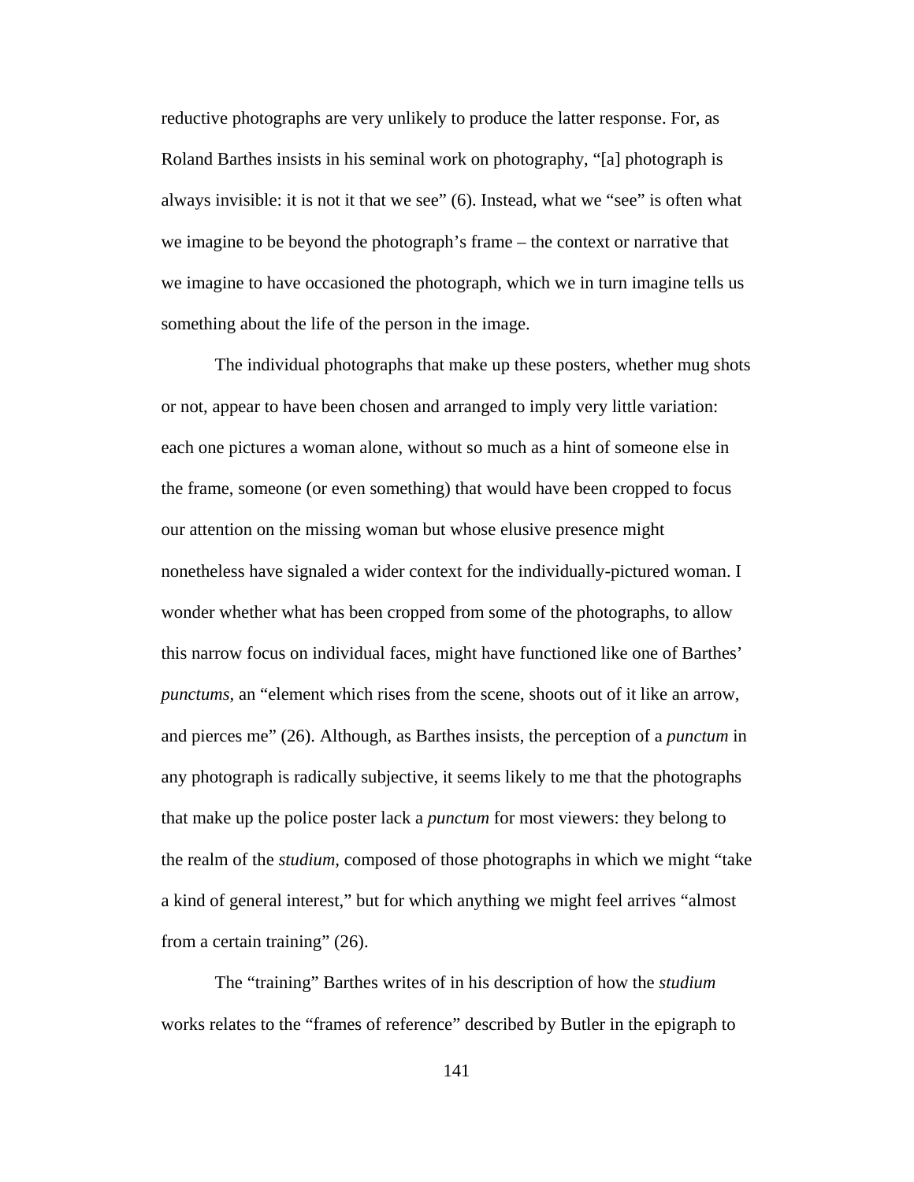reductive photographs are very unlikely to produce the latter response. For, as Roland Barthes insists in his seminal work on photography, "[a] photograph is always invisible: it is not it that we see" (6). Instead, what we "see" is often what we imagine to be beyond the photograph's frame – the context or narrative that we imagine to have occasioned the photograph, which we in turn imagine tells us something about the life of the person in the image.

The individual photographs that make up these posters, whether mug shots or not, appear to have been chosen and arranged to imply very little variation: each one pictures a woman alone, without so much as a hint of someone else in the frame, someone (or even something) that would have been cropped to focus our attention on the missing woman but whose elusive presence might nonetheless have signaled a wider context for the individually-pictured woman. I wonder whether what has been cropped from some of the photographs, to allow this narrow focus on individual faces, might have functioned like one of Barthes' *punctums,* an "element which rises from the scene, shoots out of it like an arrow, and pierces me" (26). Although, as Barthes insists, the perception of a *punctum* in any photograph is radically subjective, it seems likely to me that the photographs that make up the police poster lack a *punctum* for most viewers: they belong to the realm of the *studium,* composed of those photographs in which we might "take a kind of general interest," but for which anything we might feel arrives "almost from a certain training" (26).

The "training" Barthes writes of in his description of how the *studium* works relates to the "frames of reference" described by Butler in the epigraph to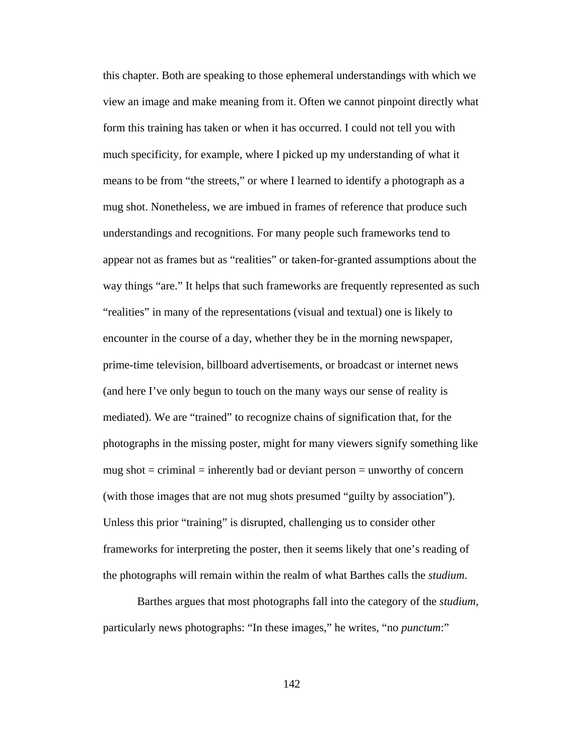this chapter. Both are speaking to those ephemeral understandings with which we view an image and make meaning from it. Often we cannot pinpoint directly what form this training has taken or when it has occurred. I could not tell you with much specificity, for example, where I picked up my understanding of what it means to be from "the streets," or where I learned to identify a photograph as a mug shot. Nonetheless, we are imbued in frames of reference that produce such understandings and recognitions. For many people such frameworks tend to appear not as frames but as "realities" or taken-for-granted assumptions about the way things "are." It helps that such frameworks are frequently represented as such "realities" in many of the representations (visual and textual) one is likely to encounter in the course of a day, whether they be in the morning newspaper, prime-time television, billboard advertisements, or broadcast or internet news (and here I've only begun to touch on the many ways our sense of reality is mediated). We are "trained" to recognize chains of signification that, for the photographs in the missing poster, might for many viewers signify something like mug shot = criminal = inherently bad or deviant person = unworthy of concern (with those images that are not mug shots presumed "guilty by association"). Unless this prior "training" is disrupted, challenging us to consider other frameworks for interpreting the poster, then it seems likely that one's reading of the photographs will remain within the realm of what Barthes calls the *studium*.

Barthes argues that most photographs fall into the category of the *studium*, particularly news photographs: "In these images," he writes, "no *punctum*:"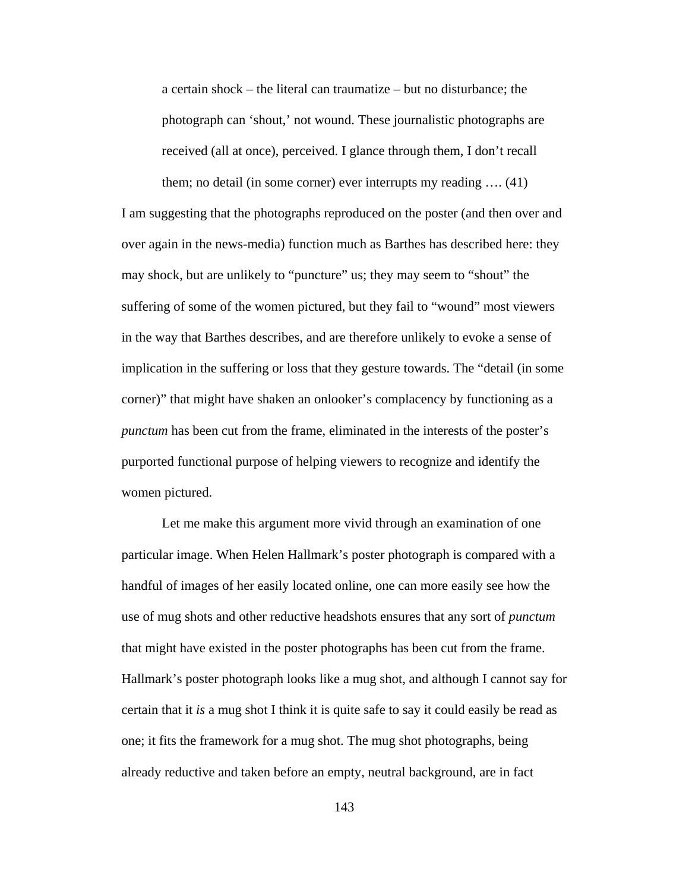> a certain shock – the literal can traumatize – but no disturbance; the photograph can 'shout,' not wound. These journalistic photographs are received (all at once), perceived. I glance through them, I don't recall them; no detail (in some corner) ever interrupts my reading …. (41)

I am suggesting that the photographs reproduced on the poster (and then over and over again in the news-media) function much as Barthes has described here: they may shock, but are unlikely to "puncture" us; they may seem to "shout" the suffering of some of the women pictured, but they fail to "wound" most viewers in the way that Barthes describes, and are therefore unlikely to evoke a sense of implication in the suffering or loss that they gesture towards. The "detail (in some corner)" that might have shaken an onlooker's complacency by functioning as a *punctum* has been cut from the frame, eliminated in the interests of the poster's purported functional purpose of helping viewers to recognize and identify the women pictured.

Let me make this argument more vivid through an examination of one particular image. When Helen Hallmark's poster photograph is compared with a handful of images of her easily located online, one can more easily see how the use of mug shots and other reductive headshots ensures that any sort of *punctum* that might have existed in the poster photographs has been cut from the frame. Hallmark's poster photograph looks like a mug shot, and although I cannot say for certain that it *is* a mug shot I think it is quite safe to say it could easily be read as one; it fits the framework for a mug shot. The mug shot photographs, being already reductive and taken before an empty, neutral background, are in fact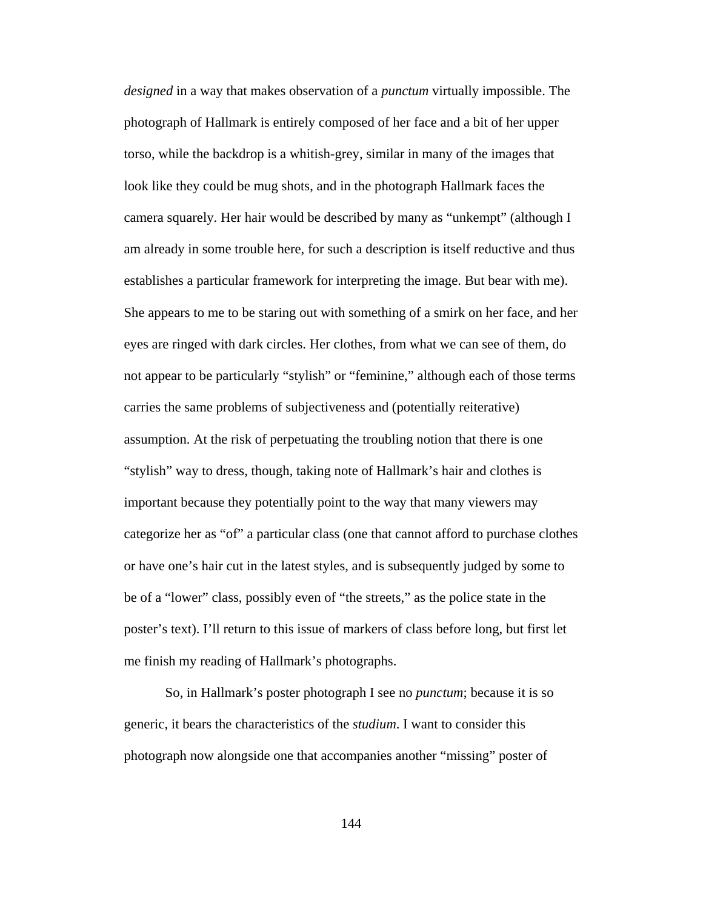*designed* in a way that makes observation of a *punctum* virtually impossible. The photograph of Hallmark is entirely composed of her face and a bit of her upper torso, while the backdrop is a whitish-grey, similar in many of the images that look like they could be mug shots, and in the photograph Hallmark faces the camera squarely. Her hair would be described by many as "unkempt" (although I am already in some trouble here, for such a description is itself reductive and thus establishes a particular framework for interpreting the image. But bear with me). She appears to me to be staring out with something of a smirk on her face, and her eyes are ringed with dark circles. Her clothes, from what we can see of them, do not appear to be particularly "stylish" or "feminine," although each of those terms carries the same problems of subjectiveness and (potentially reiterative) assumption. At the risk of perpetuating the troubling notion that there is one "stylish" way to dress, though, taking note of Hallmark's hair and clothes is important because they potentially point to the way that many viewers may categorize her as "of" a particular class (one that cannot afford to purchase clothes or have one's hair cut in the latest styles, and is subsequently judged by some to be of a "lower" class, possibly even of "the streets," as the police state in the poster's text). I'll return to this issue of markers of class before long, but first let me finish my reading of Hallmark's photographs.

So, in Hallmark's poster photograph I see no *punctum*; because it is so generic, it bears the characteristics of the *studium*. I want to consider this photograph now alongside one that accompanies another "missing" poster of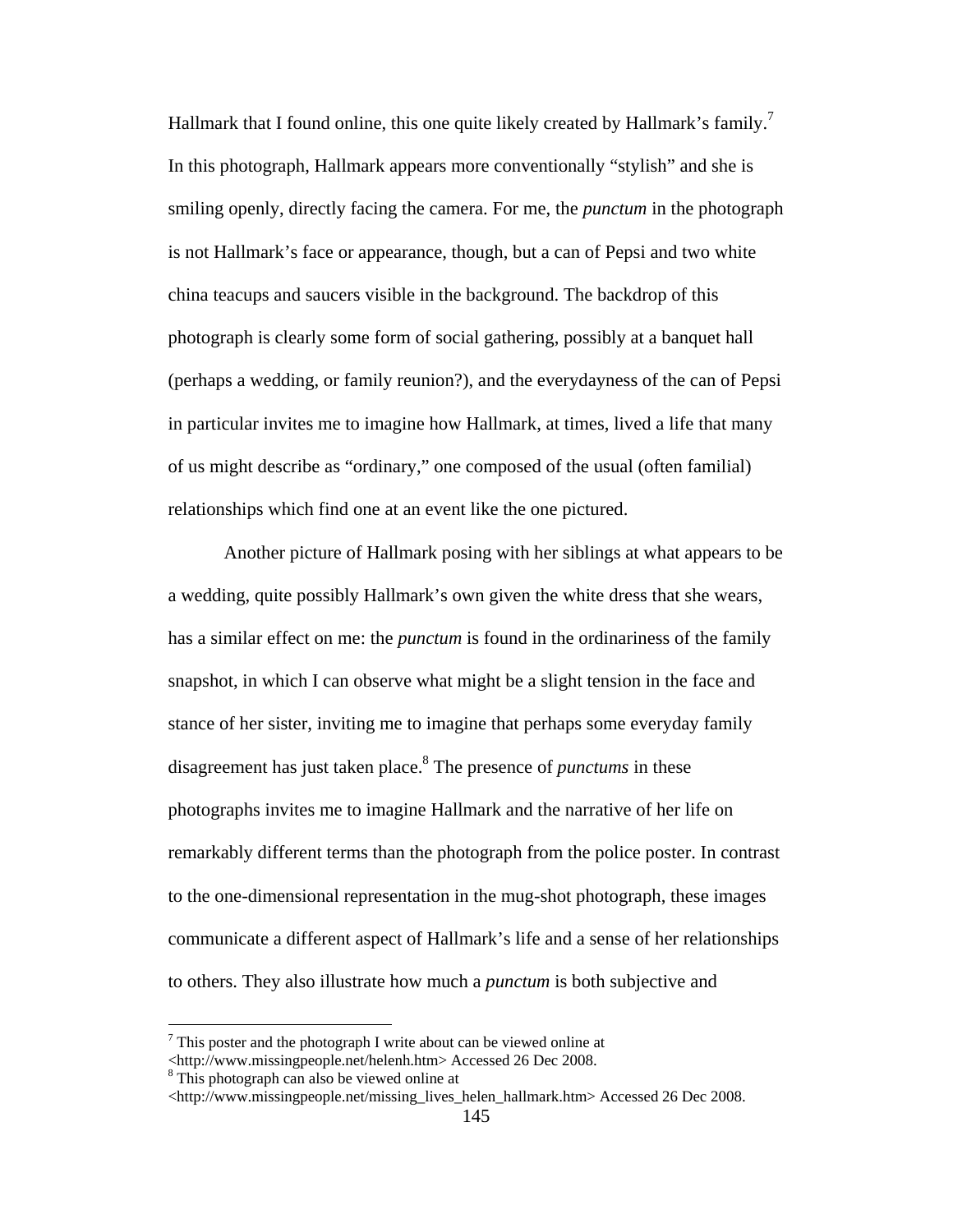Hallmark that I found online, this one quite likely created by Hallmark's family.[7] In this photograph, Hallmark appears more conventionally "stylish" and she is smiling openly, directly facing the camera. For me, the *punctum* in the photograph is not Hallmark's face or appearance, though, but a can of Pepsi and two white china teacups and saucers visible in the background. The backdrop of this photograph is clearly some form of social gathering, possibly at a banquet hall (perhaps a wedding, or family reunion?), and the everydayness of the can of Pepsi in particular invites me to imagine how Hallmark, at times, lived a life that many of us might describe as "ordinary," one composed of the usual (often familial) relationships which find one at an event like the one pictured.

Another picture of Hallmark posing with her siblings at what appears to be a wedding, quite possibly Hallmark's own given the white dress that she wears, has a similar effect on me: the *punctum* is found in the ordinariness of the family snapshot, in which I can observe what might be a slight tension in the face and stance of her sister, inviting me to imagine that perhaps some everyday family disagreement has just taken place.[8] The presence of *punctums* in these photographs invites me to imagine Hallmark and the narrative of her life on remarkably different terms than the photograph from the police poster. In contrast to the one-dimensional representation in the mug-shot photograph, these images communicate a different aspect of Hallmark's life and a sense of her relationships to others. They also illustrate how much a *punctum* is both subjective and

---

[7] This poster and the photograph I write about can be viewed online at <http://www.missingpeople.net/helenh.htm> Accessed 26 Dec 2008.

[8] This photograph can also be viewed online at <http://www.missingpeople.net/missing_lives_helen_hallmark.htm> Accessed 26 Dec 2008.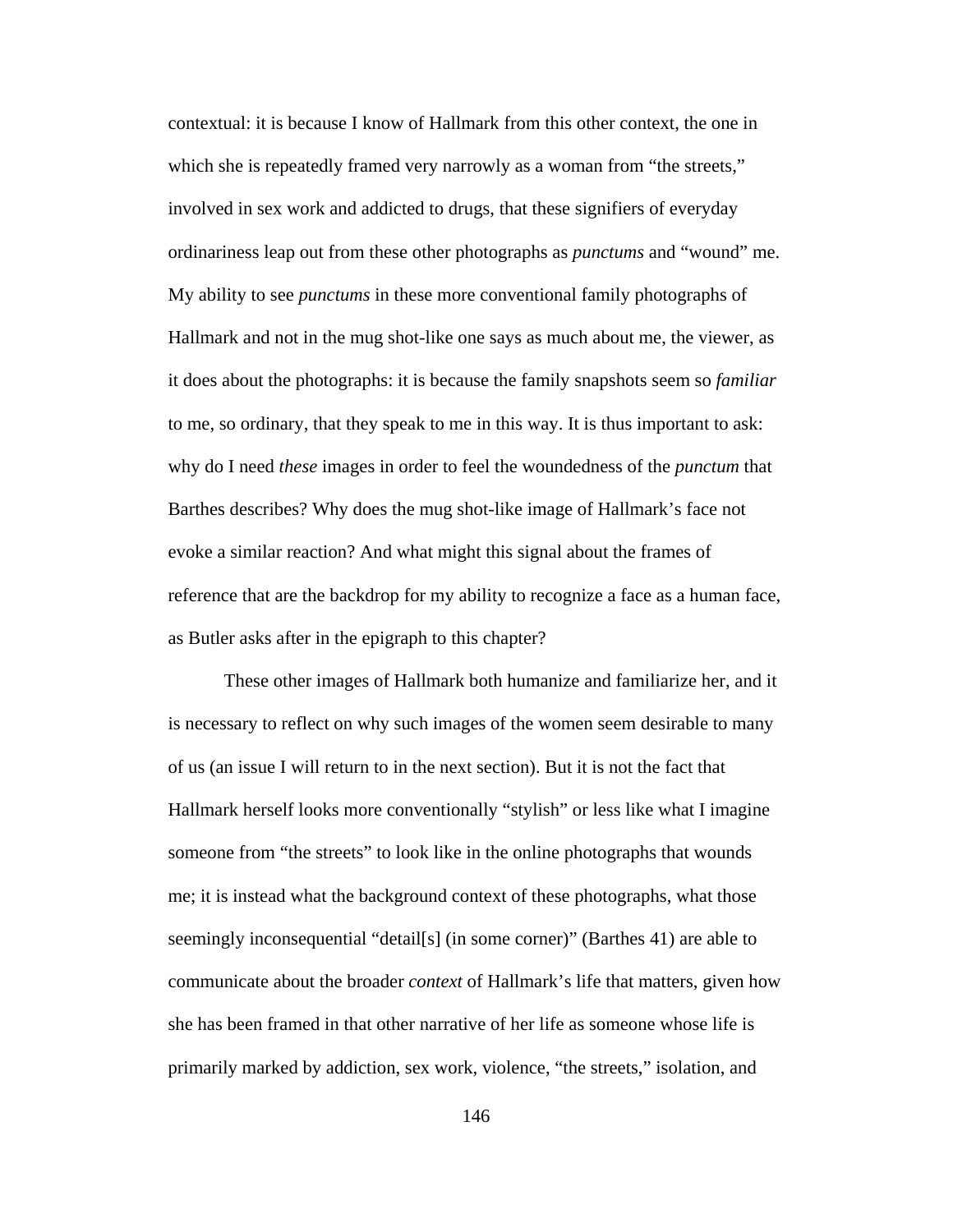contextual: it is because I know of Hallmark from this other context, the one in which she is repeatedly framed very narrowly as a woman from "the streets," involved in sex work and addicted to drugs, that these signifiers of everyday ordinariness leap out from these other photographs as *punctums* and "wound" me. My ability to see *punctums* in these more conventional family photographs of Hallmark and not in the mug shot-like one says as much about me, the viewer, as it does about the photographs: it is because the family snapshots seem so *familiar* to me, so ordinary, that they speak to me in this way. It is thus important to ask: why do I need *these* images in order to feel the woundedness of the *punctum* that Barthes describes? Why does the mug shot-like image of Hallmark's face not evoke a similar reaction? And what might this signal about the frames of reference that are the backdrop for my ability to recognize a face as a human face, as Butler asks after in the epigraph to this chapter?

These other images of Hallmark both humanize and familiarize her, and it is necessary to reflect on why such images of the women seem desirable to many of us (an issue I will return to in the next section). But it is not the fact that Hallmark herself looks more conventionally "stylish" or less like what I imagine someone from "the streets" to look like in the online photographs that wounds me; it is instead what the background context of these photographs, what those seemingly inconsequential "detail[s] (in some corner)" (Barthes 41) are able to communicate about the broader *context* of Hallmark's life that matters, given how she has been framed in that other narrative of her life as someone whose life is primarily marked by addiction, sex work, violence, "the streets," isolation, and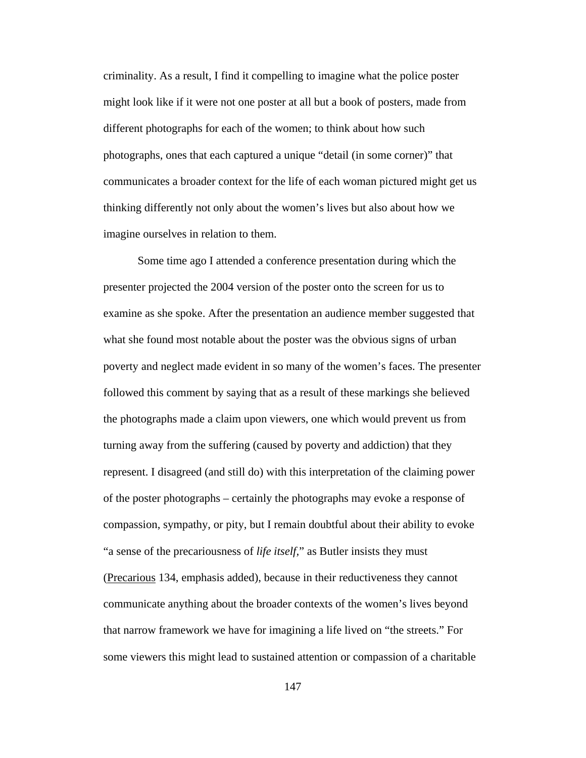criminality. As a result, I find it compelling to imagine what the police poster might look like if it were not one poster at all but a book of posters, made from different photographs for each of the women; to think about how such photographs, ones that each captured a unique "detail (in some corner)" that communicates a broader context for the life of each woman pictured might get us thinking differently not only about the women's lives but also about how we imagine ourselves in relation to them.

Some time ago I attended a conference presentation during which the presenter projected the 2004 version of the poster onto the screen for us to examine as she spoke. After the presentation an audience member suggested that what she found most notable about the poster was the obvious signs of urban poverty and neglect made evident in so many of the women's faces. The presenter followed this comment by saying that as a result of these markings she believed the photographs made a claim upon viewers, one which would prevent us from turning away from the suffering (caused by poverty and addiction) that they represent. I disagreed (and still do) with this interpretation of the claiming power of the poster photographs – certainly the photographs may evoke a response of compassion, sympathy, or pity, but I remain doubtful about their ability to evoke "a sense of the precariousness of *life itself*," as Butler insists they must (Precarious 134, emphasis added), because in their reductiveness they cannot communicate anything about the broader contexts of the women's lives beyond that narrow framework we have for imagining a life lived on "the streets." For some viewers this might lead to sustained attention or compassion of a charitable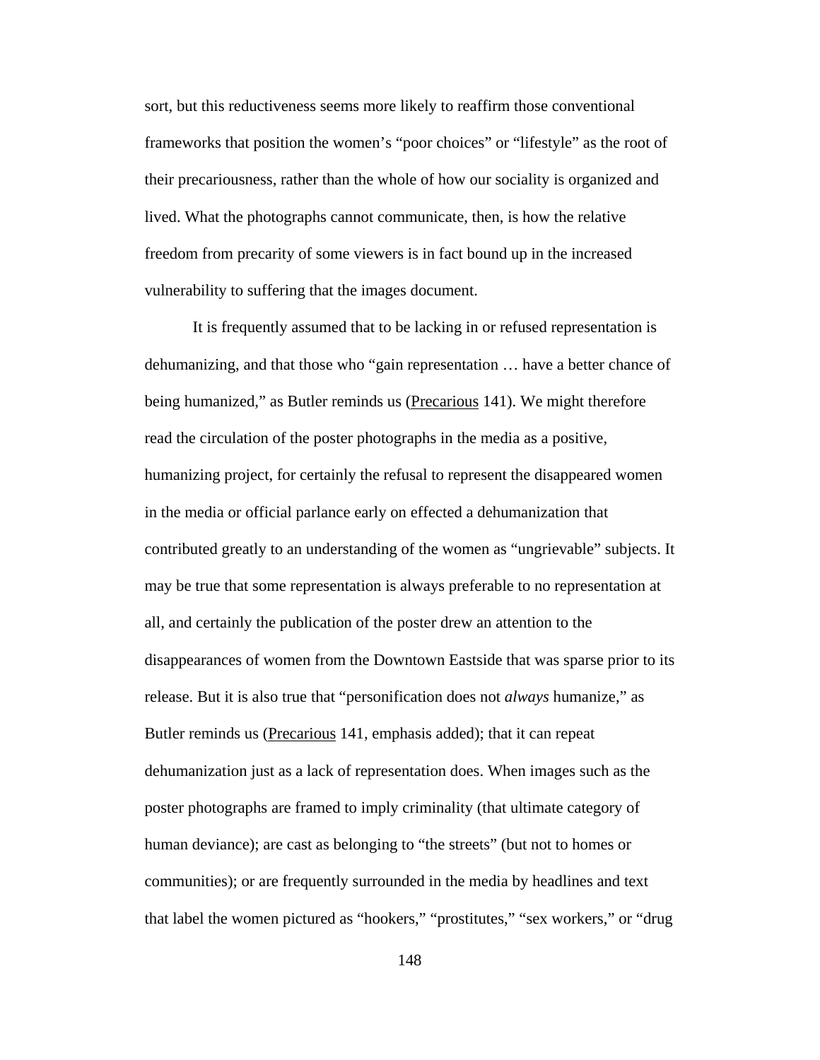sort, but this reductiveness seems more likely to reaffirm those conventional frameworks that position the women's "poor choices" or "lifestyle" as the root of their precariousness, rather than the whole of how our sociality is organized and lived. What the photographs cannot communicate, then, is how the relative freedom from precarity of some viewers is in fact bound up in the increased vulnerability to suffering that the images document.

It is frequently assumed that to be lacking in or refused representation is dehumanizing, and that those who "gain representation … have a better chance of being humanized," as Butler reminds us (<u>Precarious</u> 141). We might therefore read the circulation of the poster photographs in the media as a positive, humanizing project, for certainly the refusal to represent the disappeared women in the media or official parlance early on effected a dehumanization that contributed greatly to an understanding of the women as "ungrievable" subjects. It may be true that some representation is always preferable to no representation at all, and certainly the publication of the poster drew an attention to the disappearances of women from the Downtown Eastside that was sparse prior to its release. But it is also true that "personification does not *always* humanize," as Butler reminds us (<u>Precarious</u> 141, emphasis added); that it can repeat dehumanization just as a lack of representation does. When images such as the poster photographs are framed to imply criminality (that ultimate category of human deviance); are cast as belonging to "the streets" (but not to homes or communities); or are frequently surrounded in the media by headlines and text that label the women pictured as "hookers," "prostitutes," "sex workers," or "drug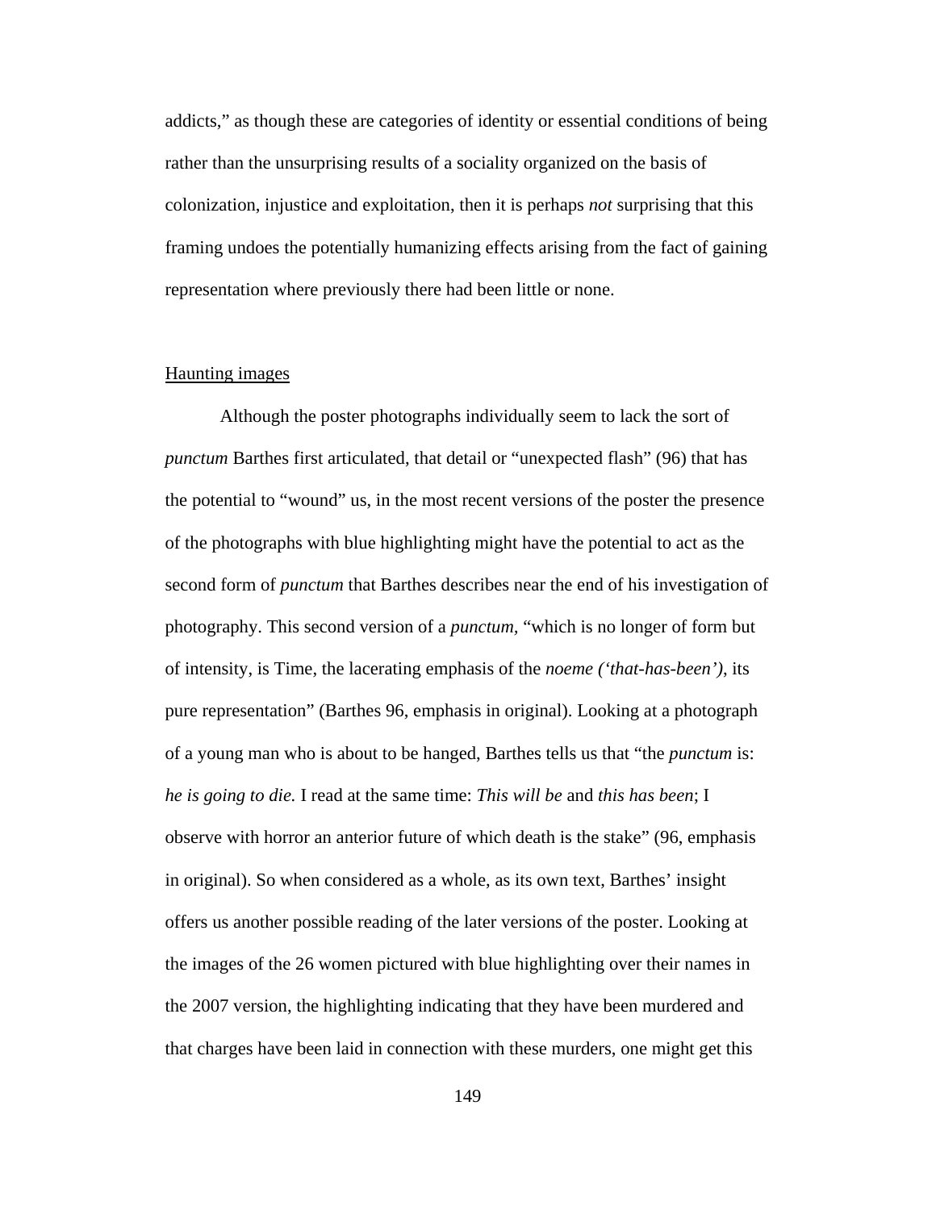addicts," as though these are categories of identity or essential conditions of being rather than the unsurprising results of a sociality organized on the basis of colonization, injustice and exploitation, then it is perhaps *not* surprising that this framing undoes the potentially humanizing effects arising from the fact of gaining representation where previously there had been little or none.

## Haunting images

Although the poster photographs individually seem to lack the sort of *punctum* Barthes first articulated, that detail or "unexpected flash" (96) that has the potential to "wound" us, in the most recent versions of the poster the presence of the photographs with blue highlighting might have the potential to act as the second form of *punctum* that Barthes describes near the end of his investigation of photography. This second version of a *punctum,* "which is no longer of form but of intensity, is Time, the lacerating emphasis of the *noeme ('that-has-been')*, its pure representation" (Barthes 96, emphasis in original). Looking at a photograph of a young man who is about to be hanged, Barthes tells us that "the *punctum* is: *he is going to die.* I read at the same time: *This will be* and *this has been*; I observe with horror an anterior future of which death is the stake" (96, emphasis in original). So when considered as a whole, as its own text, Barthes' insight offers us another possible reading of the later versions of the poster. Looking at the images of the 26 women pictured with blue highlighting over their names in the 2007 version, the highlighting indicating that they have been murdered and that charges have been laid in connection with these murders, one might get this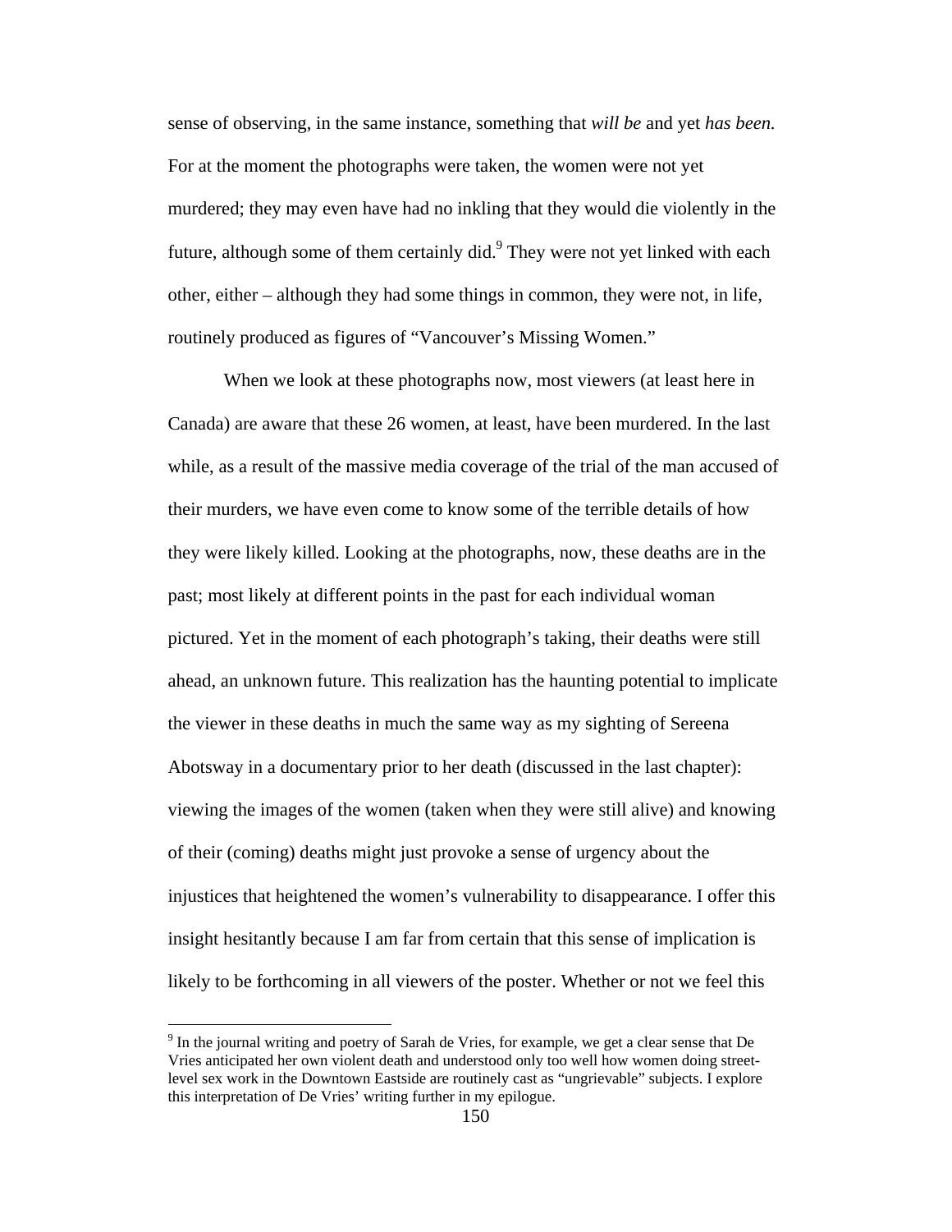sense of observing, in the same instance, something that *will be* and yet *has been*. For at the moment the photographs were taken, the women were not yet murdered; they may even have had no inkling that they would die violently in the future, although some of them certainly did.[9] They were not yet linked with each other, either – although they had some things in common, they were not, in life, routinely produced as figures of "Vancouver's Missing Women."

When we look at these photographs now, most viewers (at least here in Canada) are aware that these 26 women, at least, have been murdered. In the last while, as a result of the massive media coverage of the trial of the man accused of their murders, we have even come to know some of the terrible details of how they were likely killed. Looking at the photographs, now, these deaths are in the past; most likely at different points in the past for each individual woman pictured. Yet in the moment of each photograph's taking, their deaths were still ahead, an unknown future. This realization has the haunting potential to implicate the viewer in these deaths in much the same way as my sighting of Sereena Abotsway in a documentary prior to her death (discussed in the last chapter): viewing the images of the women (taken when they were still alive) and knowing of their (coming) deaths might just provoke a sense of urgency about the injustices that heightened the women's vulnerability to disappearance. I offer this insight hesitantly because I am far from certain that this sense of implication is likely to be forthcoming in all viewers of the poster. Whether or not we feel this

[9] In the journal writing and poetry of Sarah de Vries, for example, we get a clear sense that De Vries anticipated her own violent death and understood only too well how women doing street-level sex work in the Downtown Eastside are routinely cast as "ungrievable" subjects. I explore this interpretation of De Vries' writing further in my epilogue.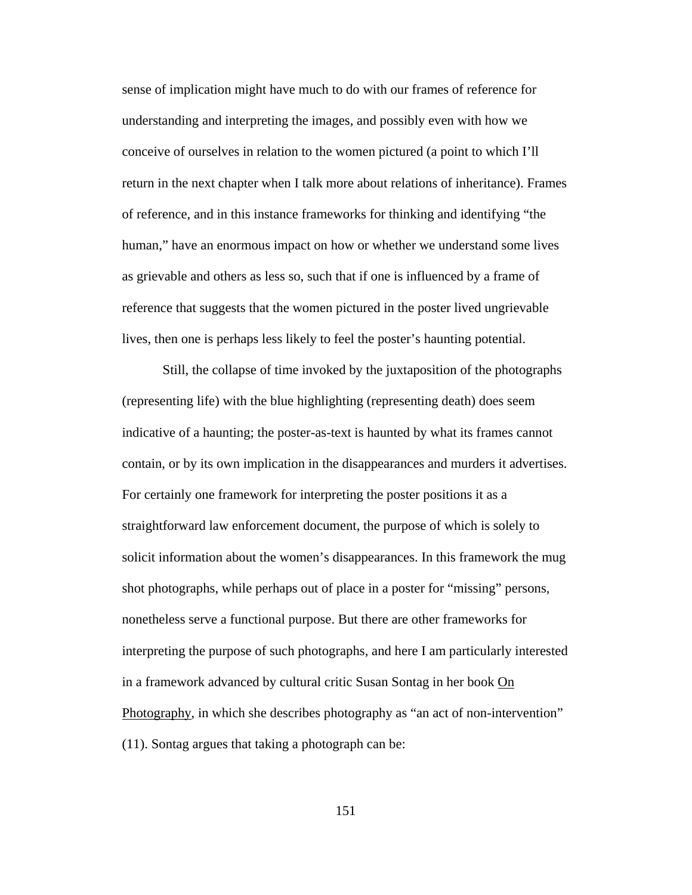sense of implication might have much to do with our frames of reference for understanding and interpreting the images, and possibly even with how we conceive of ourselves in relation to the women pictured (a point to which I'll return in the next chapter when I talk more about relations of inheritance). Frames of reference, and in this instance frameworks for thinking and identifying "the human," have an enormous impact on how or whether we understand some lives as grievable and others as less so, such that if one is influenced by a frame of reference that suggests that the women pictured in the poster lived ungrievable lives, then one is perhaps less likely to feel the poster's haunting potential.

Still, the collapse of time invoked by the juxtaposition of the photographs (representing life) with the blue highlighting (representing death) does seem indicative of a haunting; the poster-as-text is haunted by what its frames cannot contain, or by its own implication in the disappearances and murders it advertises. For certainly one framework for interpreting the poster positions it as a straightforward law enforcement document, the purpose of which is solely to solicit information about the women's disappearances. In this framework the mug shot photographs, while perhaps out of place in a poster for "missing" persons, nonetheless serve a functional purpose. But there are other frameworks for interpreting the purpose of such photographs, and here I am particularly interested in a framework advanced by cultural critic Susan Sontag in her book On Photography, in which she describes photography as "an act of non-intervention" (11). Sontag argues that taking a photograph can be: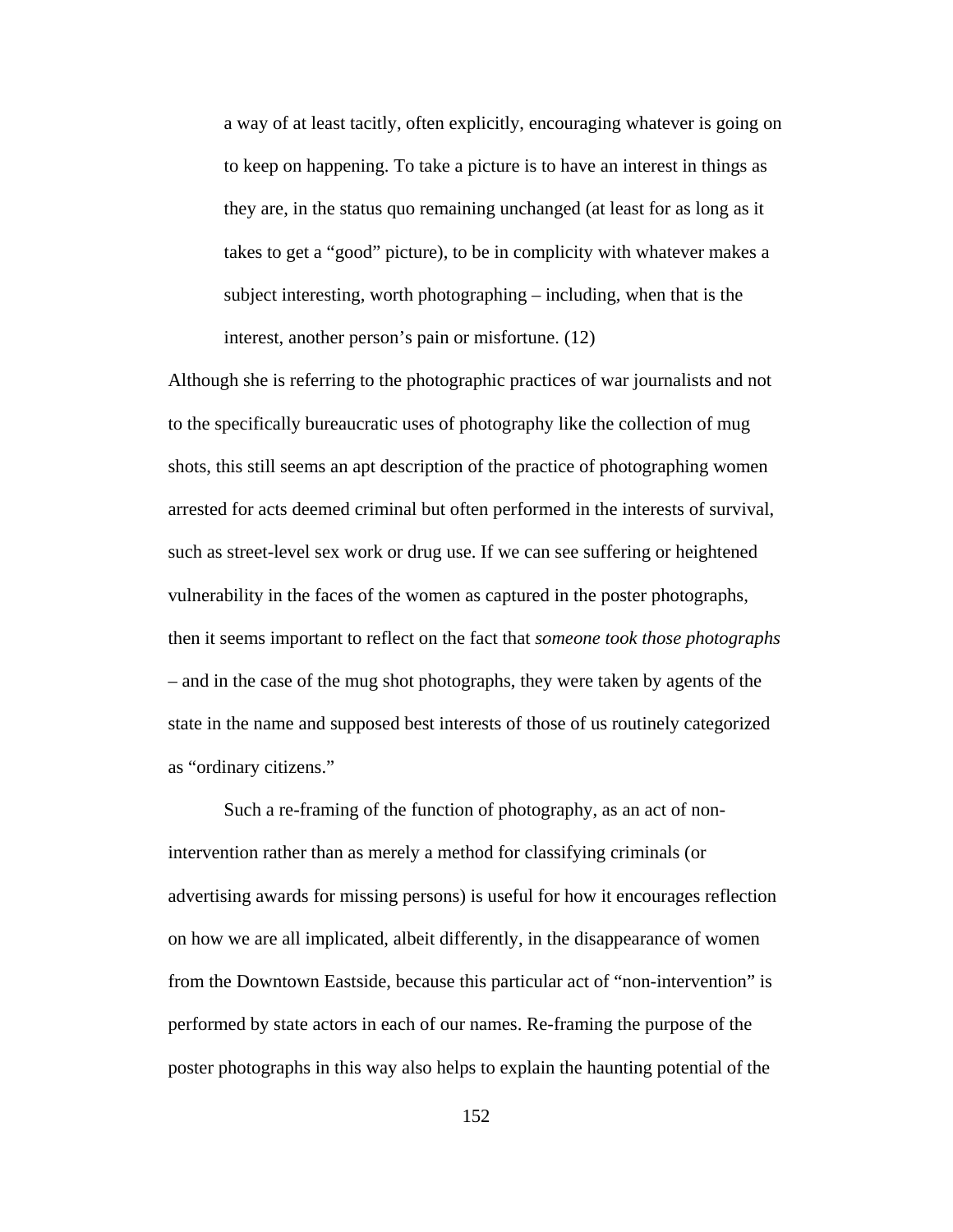> a way of at least tacitly, often explicitly, encouraging whatever is going on to keep on happening. To take a picture is to have an interest in things as they are, in the status quo remaining unchanged (at least for as long as it takes to get a "good" picture), to be in complicity with whatever makes a subject interesting, worth photographing – including, when that is the interest, another person's pain or misfortune. (12)

Although she is referring to the photographic practices of war journalists and not to the specifically bureaucratic uses of photography like the collection of mug shots, this still seems an apt description of the practice of photographing women arrested for acts deemed criminal but often performed in the interests of survival, such as street-level sex work or drug use. If we can see suffering or heightened vulnerability in the faces of the women as captured in the poster photographs, then it seems important to reflect on the fact that *someone took those photographs* – and in the case of the mug shot photographs, they were taken by agents of the state in the name and supposed best interests of those of us routinely categorized as "ordinary citizens."

Such a re-framing of the function of photography, as an act of non-intervention rather than as merely a method for classifying criminals (or advertising awards for missing persons) is useful for how it encourages reflection on how we are all implicated, albeit differently, in the disappearance of women from the Downtown Eastside, because this particular act of "non-intervention" is performed by state actors in each of our names. Re-framing the purpose of the poster photographs in this way also helps to explain the haunting potential of the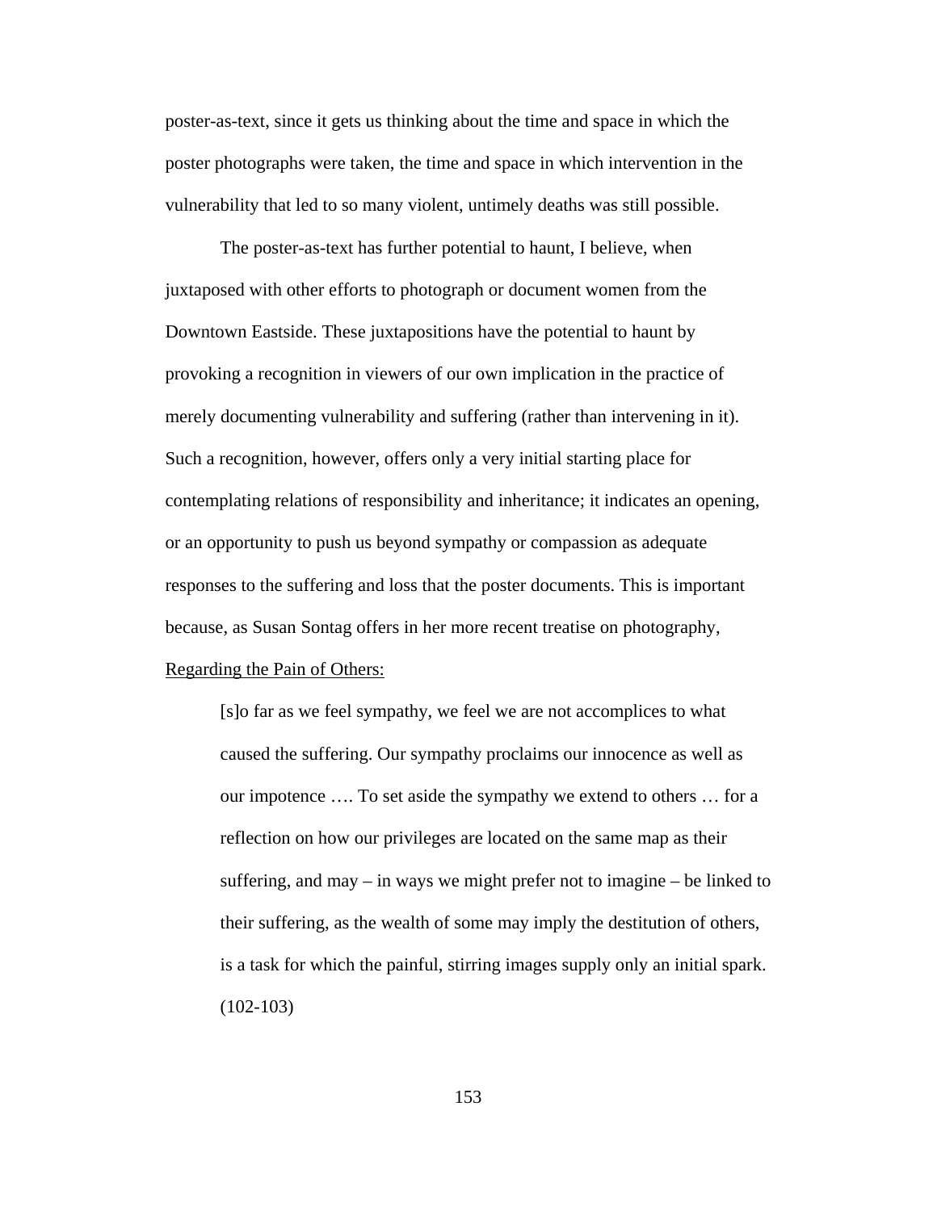poster-as-text, since it gets us thinking about the time and space in which the poster photographs were taken, the time and space in which intervention in the vulnerability that led to so many violent, untimely deaths was still possible.

The poster-as-text has further potential to haunt, I believe, when juxtaposed with other efforts to photograph or document women from the Downtown Eastside. These juxtapositions have the potential to haunt by provoking a recognition in viewers of our own implication in the practice of merely documenting vulnerability and suffering (rather than intervening in it). Such a recognition, however, offers only a very initial starting place for contemplating relations of responsibility and inheritance; it indicates an opening, or an opportunity to push us beyond sympathy or compassion as adequate responses to the suffering and loss that the poster documents. This is important because, as Susan Sontag offers in her more recent treatise on photography, Regarding the Pain of Others:

> [s]o far as we feel sympathy, we feel we are not accomplices to what caused the suffering. Our sympathy proclaims our innocence as well as our impotence …. To set aside the sympathy we extend to others … for a reflection on how our privileges are located on the same map as their suffering, and may – in ways we might prefer not to imagine – be linked to their suffering, as the wealth of some may imply the destitution of others, is a task for which the painful, stirring images supply only an initial spark. (102-103)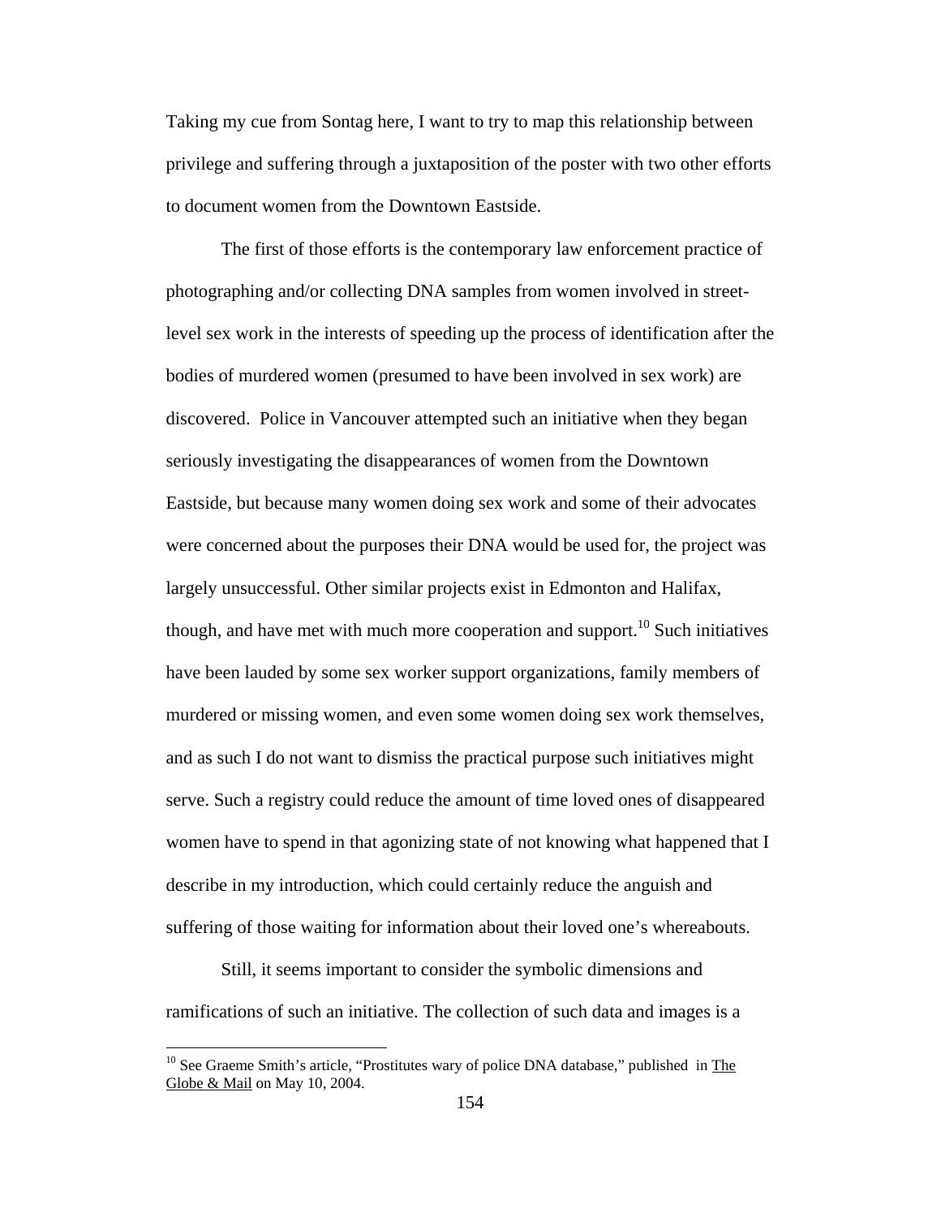Taking my cue from Sontag here, I want to try to map this relationship between privilege and suffering through a juxtaposition of the poster with two other efforts to document women from the Downtown Eastside.

The first of those efforts is the contemporary law enforcement practice of photographing and/or collecting DNA samples from women involved in street-level sex work in the interests of speeding up the process of identification after the bodies of murdered women (presumed to have been involved in sex work) are discovered. Police in Vancouver attempted such an initiative when they began seriously investigating the disappearances of women from the Downtown Eastside, but because many women doing sex work and some of their advocates were concerned about the purposes their DNA would be used for, the project was largely unsuccessful. Other similar projects exist in Edmonton and Halifax, though, and have met with much more cooperation and support.[10] Such initiatives have been lauded by some sex worker support organizations, family members of murdered or missing women, and even some women doing sex work themselves, and as such I do not want to dismiss the practical purpose such initiatives might serve. Such a registry could reduce the amount of time loved ones of disappeared women have to spend in that agonizing state of not knowing what happened that I describe in my introduction, which could certainly reduce the anguish and suffering of those waiting for information about their loved one's whereabouts.

Still, it seems important to consider the symbolic dimensions and ramifications of such an initiative. The collection of such data and images is a

[10] See Graeme Smith's article, "Prostitutes wary of police DNA database," published in The Globe & Mail on May 10, 2004.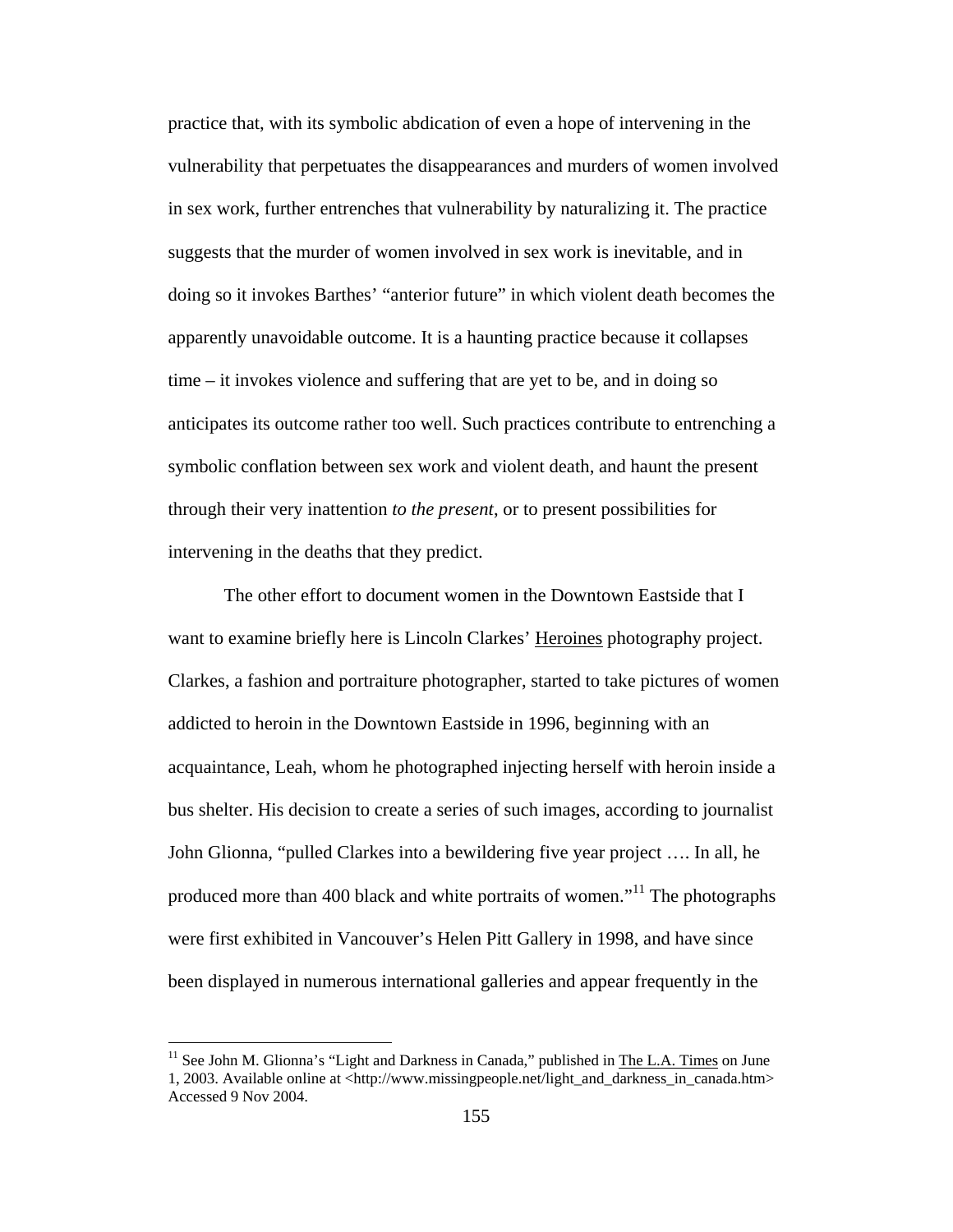practice that, with its symbolic abdication of even a hope of intervening in the vulnerability that perpetuates the disappearances and murders of women involved in sex work, further entrenches that vulnerability by naturalizing it. The practice suggests that the murder of women involved in sex work is inevitable, and in doing so it invokes Barthes' "anterior future" in which violent death becomes the apparently unavoidable outcome. It is a haunting practice because it collapses time – it invokes violence and suffering that are yet to be, and in doing so anticipates its outcome rather too well. Such practices contribute to entrenching a symbolic conflation between sex work and violent death, and haunt the present through their very inattention *to the present*, or to present possibilities for intervening in the deaths that they predict.

The other effort to document women in the Downtown Eastside that I want to examine briefly here is Lincoln Clarkes' Heroines photography project. Clarkes, a fashion and portraiture photographer, started to take pictures of women addicted to heroin in the Downtown Eastside in 1996, beginning with an acquaintance, Leah, whom he photographed injecting herself with heroin inside a bus shelter. His decision to create a series of such images, according to journalist John Glionna, "pulled Clarkes into a bewildering five year project …. In all, he produced more than 400 black and white portraits of women."[11] The photographs were first exhibited in Vancouver's Helen Pitt Gallery in 1998, and have since been displayed in numerous international galleries and appear frequently in the

---

[11] See John M. Glionna's "Light and Darkness in Canada," published in The L.A. Times on June 1, 2003. Available online at <http://www.missingpeople.net/light_and_darkness_in_canada.htm> Accessed 9 Nov 2004.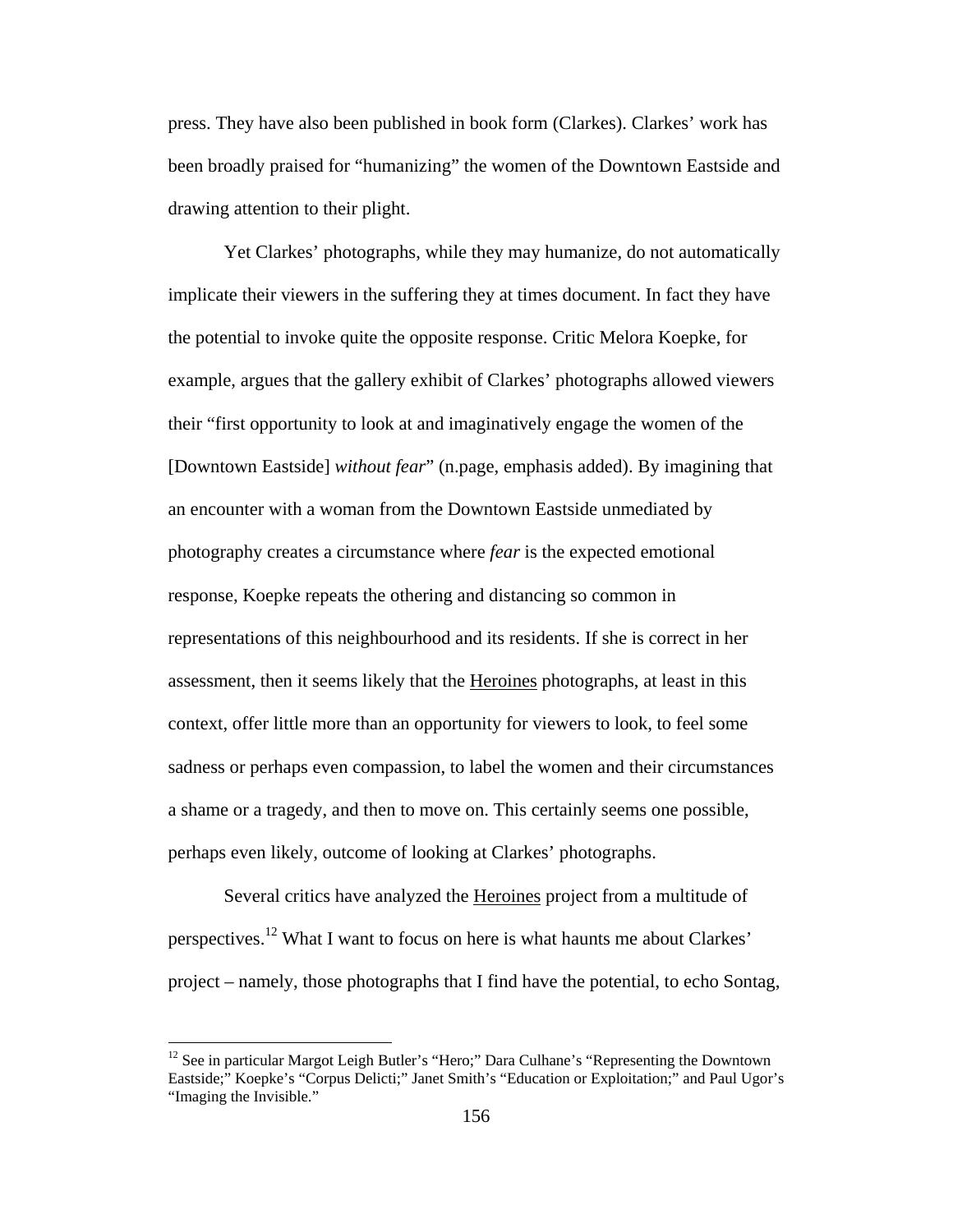press. They have also been published in book form (Clarkes). Clarkes' work has been broadly praised for "humanizing" the women of the Downtown Eastside and drawing attention to their plight.

Yet Clarkes' photographs, while they may humanize, do not automatically implicate their viewers in the suffering they at times document. In fact they have the potential to invoke quite the opposite response. Critic Melora Koepke, for example, argues that the gallery exhibit of Clarkes' photographs allowed viewers their "first opportunity to look at and imaginatively engage the women of the [Downtown Eastside] *without fear*" (n.page, emphasis added). By imagining that an encounter with a woman from the Downtown Eastside unmediated by photography creates a circumstance where *fear* is the expected emotional response, Koepke repeats the othering and distancing so common in representations of this neighbourhood and its residents. If she is correct in her assessment, then it seems likely that the Heroines photographs, at least in this context, offer little more than an opportunity for viewers to look, to feel some sadness or perhaps even compassion, to label the women and their circumstances a shame or a tragedy, and then to move on. This certainly seems one possible, perhaps even likely, outcome of looking at Clarkes' photographs.

Several critics have analyzed the Heroines project from a multitude of perspectives.[12] What I want to focus on here is what haunts me about Clarkes' project – namely, those photographs that I find have the potential, to echo Sontag,

---

[12] See in particular Margot Leigh Butler's "Hero;" Dara Culhane's "Representing the Downtown Eastside;" Koepke's "Corpus Delicti;" Janet Smith's "Education or Exploitation;" and Paul Ugor's "Imaging the Invisible."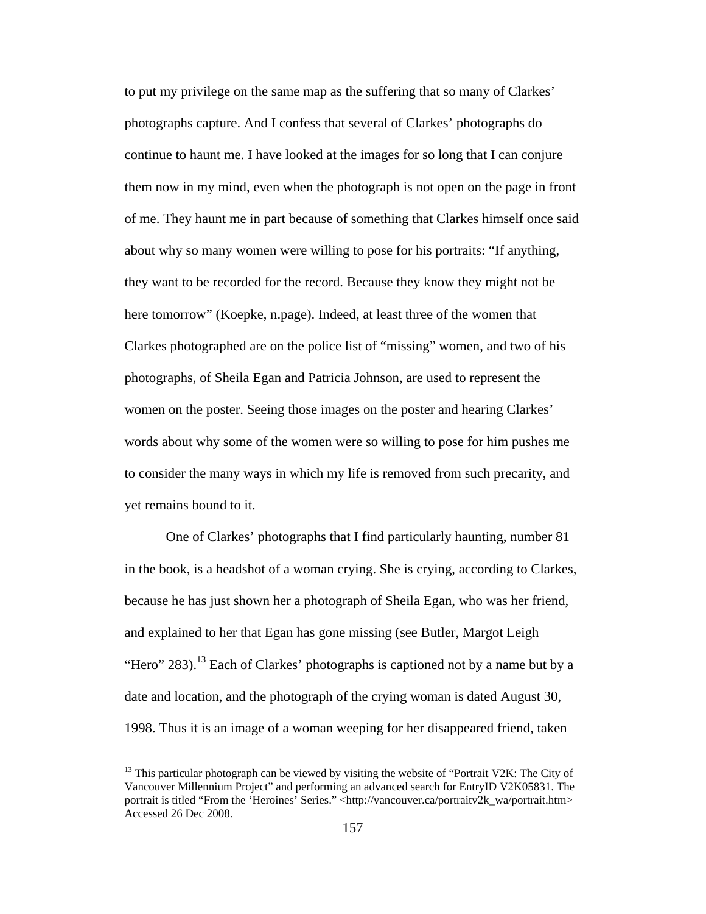to put my privilege on the same map as the suffering that so many of Clarkes' photographs capture. And I confess that several of Clarkes' photographs do continue to haunt me. I have looked at the images for so long that I can conjure them now in my mind, even when the photograph is not open on the page in front of me. They haunt me in part because of something that Clarkes himself once said about why so many women were willing to pose for his portraits: "If anything, they want to be recorded for the record. Because they know they might not be here tomorrow" (Koepke, n.page). Indeed, at least three of the women that Clarkes photographed are on the police list of "missing" women, and two of his photographs, of Sheila Egan and Patricia Johnson, are used to represent the women on the poster. Seeing those images on the poster and hearing Clarkes' words about why some of the women were so willing to pose for him pushes me to consider the many ways in which my life is removed from such precarity, and yet remains bound to it.

One of Clarkes' photographs that I find particularly haunting, number 81 in the book, is a headshot of a woman crying. She is crying, according to Clarkes, because he has just shown her a photograph of Sheila Egan, who was her friend, and explained to her that Egan has gone missing (see Butler, Margot Leigh "Hero" 283).[13] Each of Clarkes' photographs is captioned not by a name but by a date and location, and the photograph of the crying woman is dated August 30, 1998. Thus it is an image of a woman weeping for her disappeared friend, taken

---

[13] This particular photograph can be viewed by visiting the website of "Portrait V2K: The City of Vancouver Millennium Project" and performing an advanced search for EntryID V2K05831. The portrait is titled "From the 'Heroines' Series." <http://vancouver.ca/portraitv2k_wa/portrait.htm> Accessed 26 Dec 2008.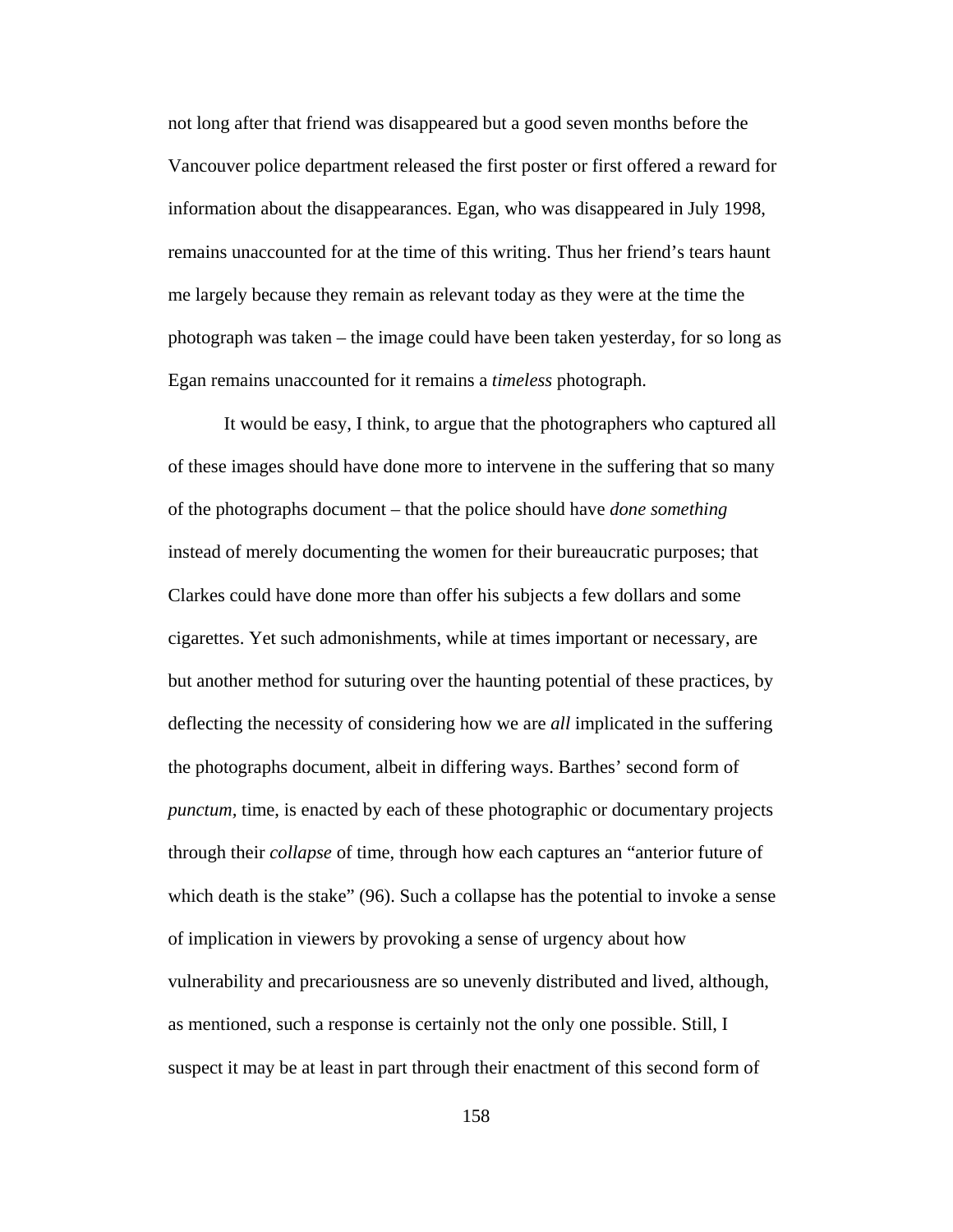not long after that friend was disappeared but a good seven months before the Vancouver police department released the first poster or first offered a reward for information about the disappearances. Egan, who was disappeared in July 1998, remains unaccounted for at the time of this writing. Thus her friend's tears haunt me largely because they remain as relevant today as they were at the time the photograph was taken – the image could have been taken yesterday, for so long as Egan remains unaccounted for it remains a *timeless* photograph.

It would be easy, I think, to argue that the photographers who captured all of these images should have done more to intervene in the suffering that so many of the photographs document – that the police should have *done something* instead of merely documenting the women for their bureaucratic purposes; that Clarkes could have done more than offer his subjects a few dollars and some cigarettes. Yet such admonishments, while at times important or necessary, are but another method for suturing over the haunting potential of these practices, by deflecting the necessity of considering how we are *all* implicated in the suffering the photographs document, albeit in differing ways. Barthes' second form of *punctum*, time, is enacted by each of these photographic or documentary projects through their *collapse* of time, through how each captures an "anterior future of which death is the stake" (96). Such a collapse has the potential to invoke a sense of implication in viewers by provoking a sense of urgency about how vulnerability and precariousness are so unevenly distributed and lived, although, as mentioned, such a response is certainly not the only one possible. Still, I suspect it may be at least in part through their enactment of this second form of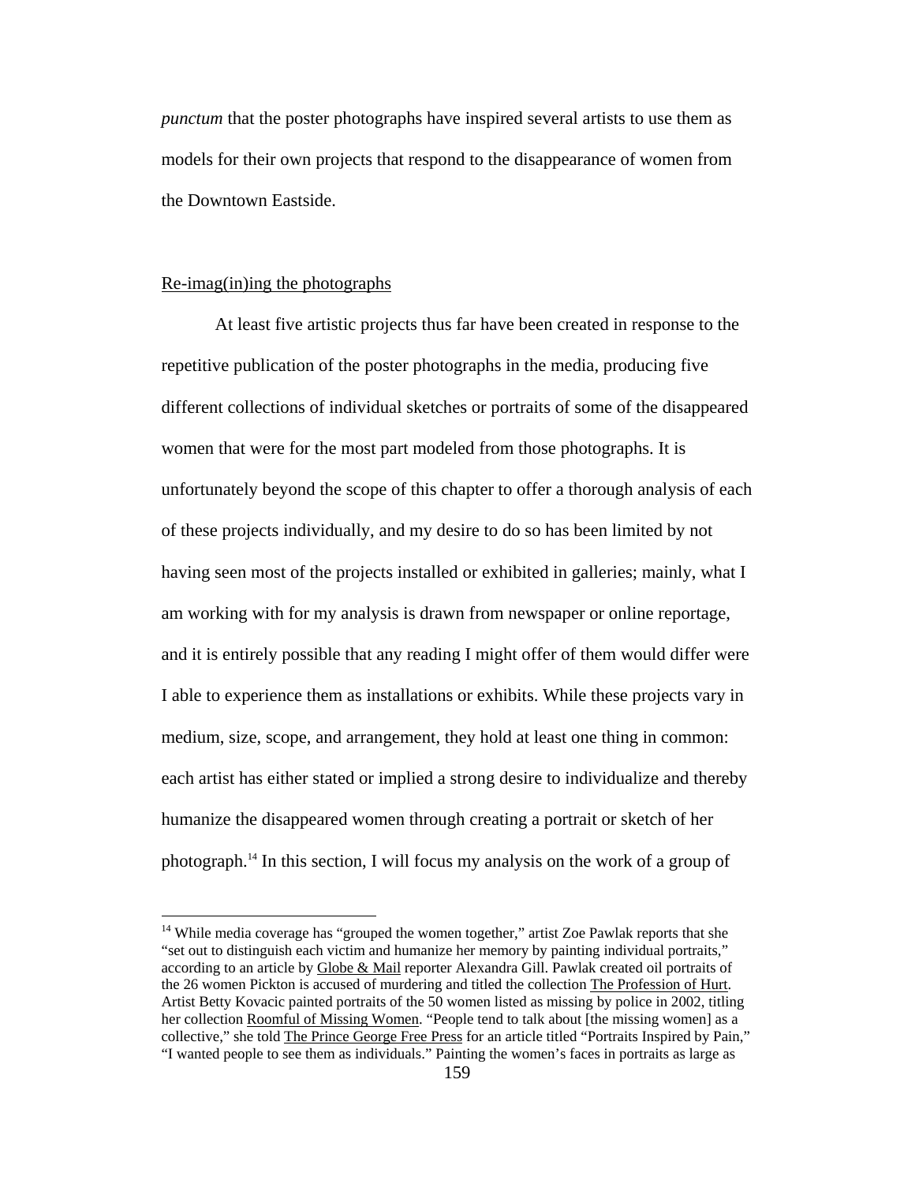*punctum* that the poster photographs have inspired several artists to use them as models for their own projects that respond to the disappearance of women from the Downtown Eastside.

## Re-imag(in)ing the photographs

At least five artistic projects thus far have been created in response to the repetitive publication of the poster photographs in the media, producing five different collections of individual sketches or portraits of some of the disappeared women that were for the most part modeled from those photographs. It is unfortunately beyond the scope of this chapter to offer a thorough analysis of each of these projects individually, and my desire to do so has been limited by not having seen most of the projects installed or exhibited in galleries; mainly, what I am working with for my analysis is drawn from newspaper or online reportage, and it is entirely possible that any reading I might offer of them would differ were I able to experience them as installations or exhibits. While these projects vary in medium, size, scope, and arrangement, they hold at least one thing in common: each artist has either stated or implied a strong desire to individualize and thereby humanize the disappeared women through creating a portrait or sketch of her photograph.[14] In this section, I will focus my analysis on the work of a group of

[14] While media coverage has "grouped the women together," artist Zoe Pawlak reports that she "set out to distinguish each victim and humanize her memory by painting individual portraits," according to an article by Globe & Mail reporter Alexandra Gill. Pawlak created oil portraits of the 26 women Pickton is accused of murdering and titled the collection The Profession of Hurt. Artist Betty Kovacic painted portraits of the 50 women listed as missing by police in 2002, titling her collection Roomful of Missing Women. "People tend to talk about [the missing women] as a collective," she told The Prince George Free Press for an article titled "Portraits Inspired by Pain," "I wanted people to see them as individuals." Painting the women's faces in portraits as large as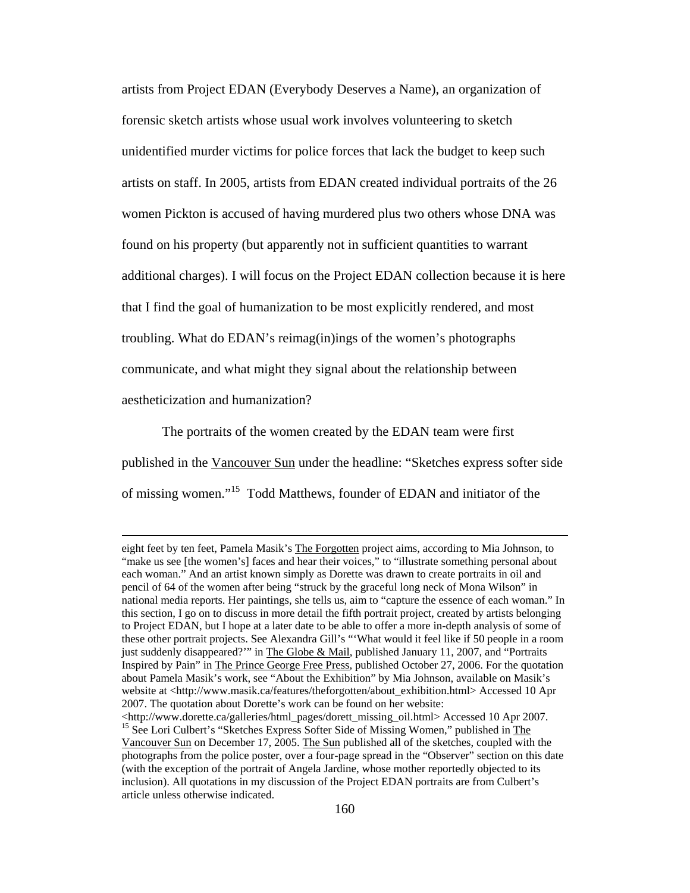artists from Project EDAN (Everybody Deserves a Name), an organization of forensic sketch artists whose usual work involves volunteering to sketch unidentified murder victims for police forces that lack the budget to keep such artists on staff. In 2005, artists from EDAN created individual portraits of the 26 women Pickton is accused of having murdered plus two others whose DNA was found on his property (but apparently not in sufficient quantities to warrant additional charges). I will focus on the Project EDAN collection because it is here that I find the goal of humanization to be most explicitly rendered, and most troubling. What do EDAN's reimag(in)ings of the women's photographs communicate, and what might they signal about the relationship between aestheticization and humanization?

The portraits of the women created by the EDAN team were first published in the Vancouver Sun under the headline: "Sketches express softer side of missing women."[15] Todd Matthews, founder of EDAN and initiator of the

---

eight feet by ten feet, Pamela Masik's The Forgotten project aims, according to Mia Johnson, to "make us see [the women's] faces and hear their voices," to "illustrate something personal about each woman." And an artist known simply as Dorette was drawn to create portraits in oil and pencil of 64 of the women after being "struck by the graceful long neck of Mona Wilson" in national media reports. Her paintings, she tells us, aim to "capture the essence of each woman." In this section, I go on to discuss in more detail the fifth portrait project, created by artists belonging to Project EDAN, but I hope at a later date to be able to offer a more in-depth analysis of some of these other portrait projects. See Alexandra Gill's "'What would it feel like if 50 people in a room just suddenly disappeared?'" in The Globe & Mail, published January 11, 2007, and "Portraits Inspired by Pain" in The Prince George Free Press, published October 27, 2006. For the quotation about Pamela Masik's work, see "About the Exhibition" by Mia Johnson, available on Masik's website at <http://www.masik.ca/features/theforgotten/about_exhibition.html> Accessed 10 Apr 2007. The quotation about Dorette's work can be found on her website: <http://www.dorette.ca/galleries/html_pages/dorett_missing_oil.html> Accessed 10 Apr 2007.

[15] See Lori Culbert's "Sketches Express Softer Side of Missing Women," published in The Vancouver Sun on December 17, 2005. The Sun published all of the sketches, coupled with the photographs from the police poster, over a four-page spread in the "Observer" section on this date (with the exception of the portrait of Angela Jardine, whose mother reportedly objected to its inclusion). All quotations in my discussion of the Project EDAN portraits are from Culbert's article unless otherwise indicated.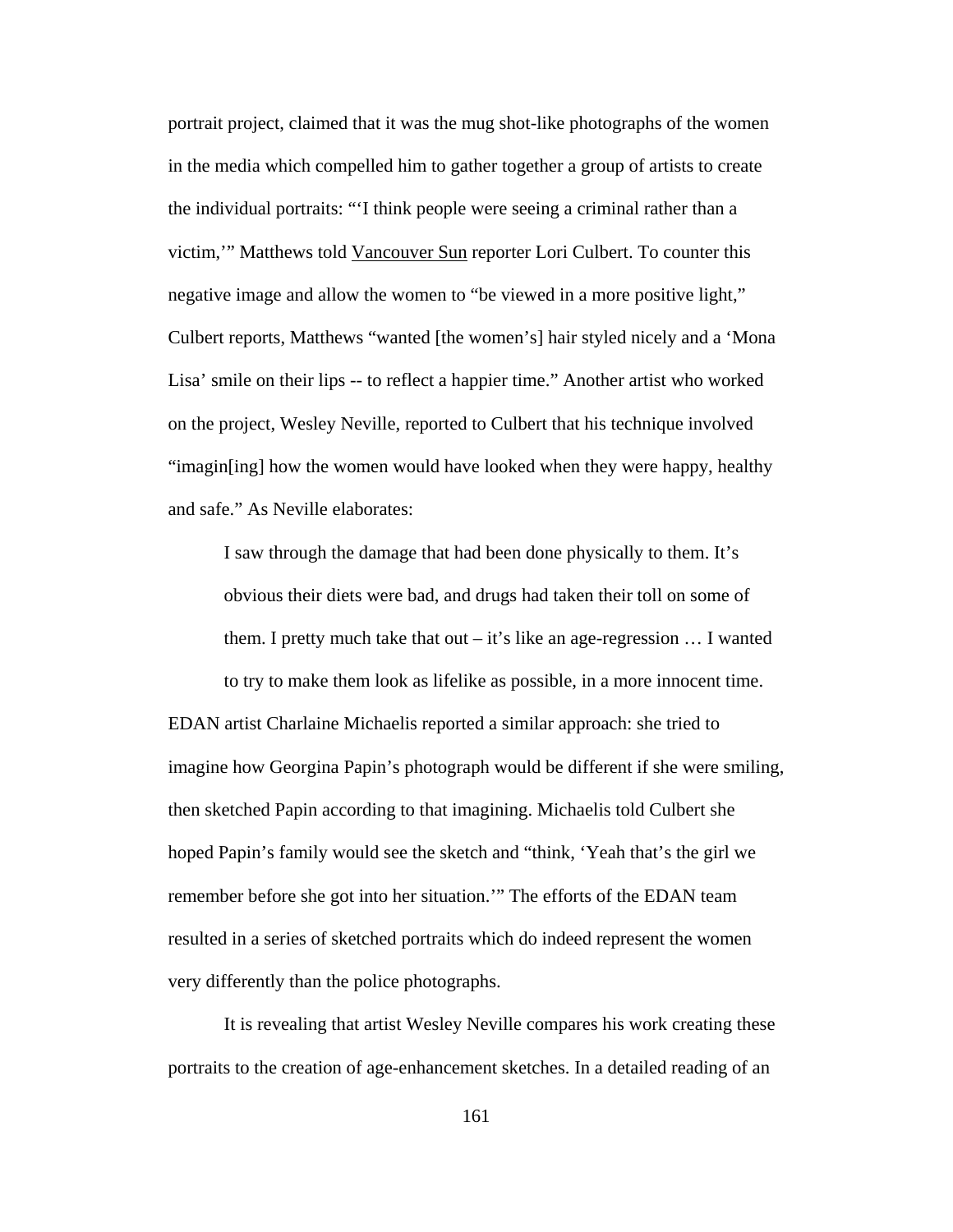portrait project, claimed that it was the mug shot-like photographs of the women in the media which compelled him to gather together a group of artists to create the individual portraits: "'I think people were seeing a criminal rather than a victim,'" Matthews told Vancouver Sun reporter Lori Culbert. To counter this negative image and allow the women to "be viewed in a more positive light," Culbert reports, Matthews "wanted [the women's] hair styled nicely and a 'Mona Lisa' smile on their lips -- to reflect a happier time." Another artist who worked on the project, Wesley Neville, reported to Culbert that his technique involved "imagin[ing] how the women would have looked when they were happy, healthy and safe." As Neville elaborates:

> I saw through the damage that had been done physically to them. It's obvious their diets were bad, and drugs had taken their toll on some of them. I pretty much take that out – it's like an age-regression … I wanted to try to make them look as lifelike as possible, in a more innocent time.

EDAN artist Charlaine Michaelis reported a similar approach: she tried to imagine how Georgina Papin's photograph would be different if she were smiling, then sketched Papin according to that imagining. Michaelis told Culbert she hoped Papin's family would see the sketch and "think, 'Yeah that's the girl we remember before she got into her situation.'" The efforts of the EDAN team resulted in a series of sketched portraits which do indeed represent the women very differently than the police photographs.

It is revealing that artist Wesley Neville compares his work creating these portraits to the creation of age-enhancement sketches. In a detailed reading of an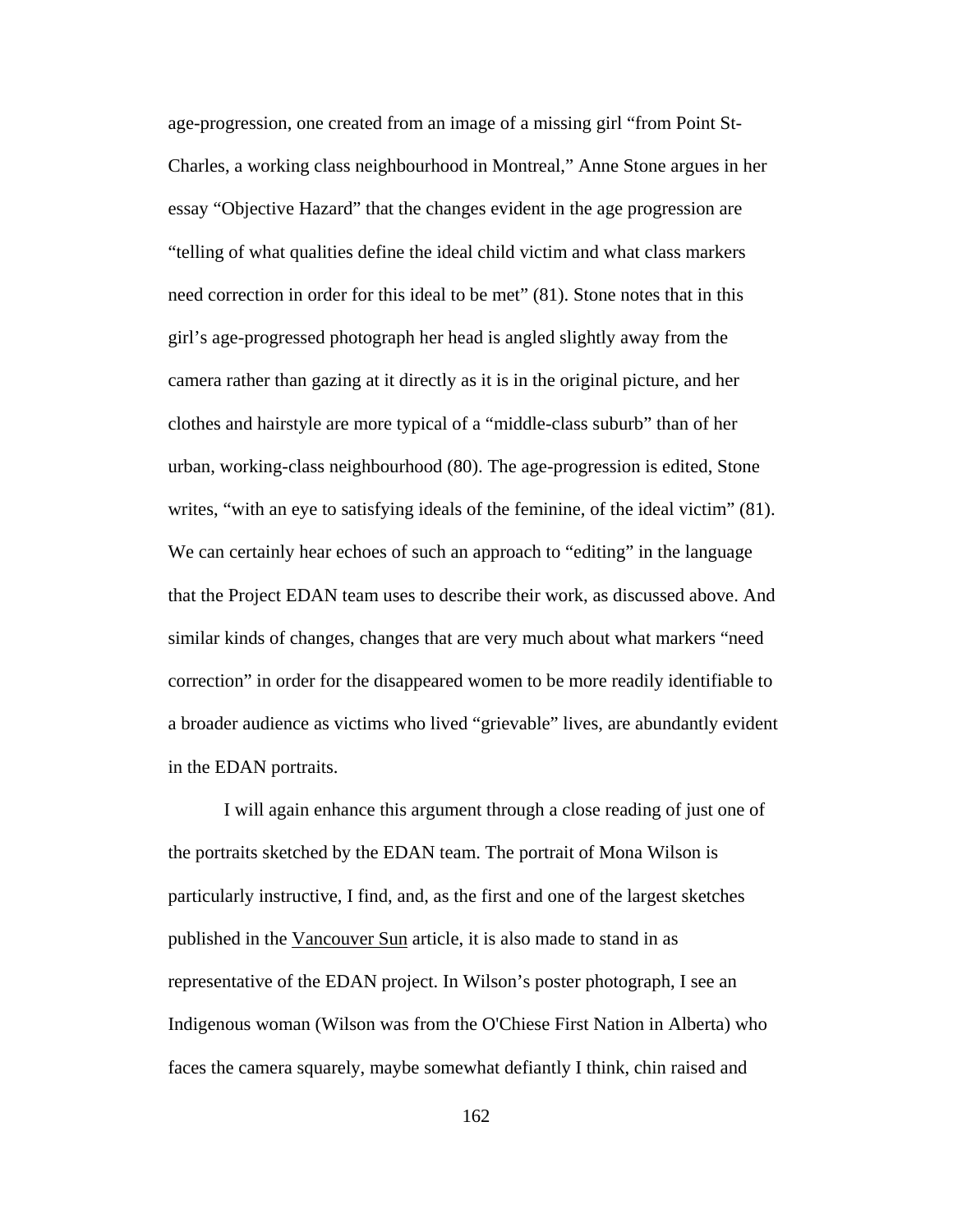age-progression, one created from an image of a missing girl “from Point St-Charles, a working class neighbourhood in Montreal,” Anne Stone argues in her essay “Objective Hazard” that the changes evident in the age progression are “telling of what qualities define the ideal child victim and what class markers need correction in order for this ideal to be met” (81). Stone notes that in this girl’s age-progressed photograph her head is angled slightly away from the camera rather than gazing at it directly as it is in the original picture, and her clothes and hairstyle are more typical of a “middle-class suburb” than of her urban, working-class neighbourhood (80). The age-progression is edited, Stone writes, “with an eye to satisfying ideals of the feminine, of the ideal victim” (81). We can certainly hear echoes of such an approach to “editing” in the language that the Project EDAN team uses to describe their work, as discussed above. And similar kinds of changes, changes that are very much about what markers “need correction” in order for the disappeared women to be more readily identifiable to a broader audience as victims who lived “grievable” lives, are abundantly evident in the EDAN portraits.

I will again enhance this argument through a close reading of just one of the portraits sketched by the EDAN team. The portrait of Mona Wilson is particularly instructive, I find, and, as the first and one of the largest sketches published in the Vancouver Sun article, it is also made to stand in as representative of the EDAN project. In Wilson’s poster photograph, I see an Indigenous woman (Wilson was from the O'Chiese First Nation in Alberta) who faces the camera squarely, maybe somewhat defiantly I think, chin raised and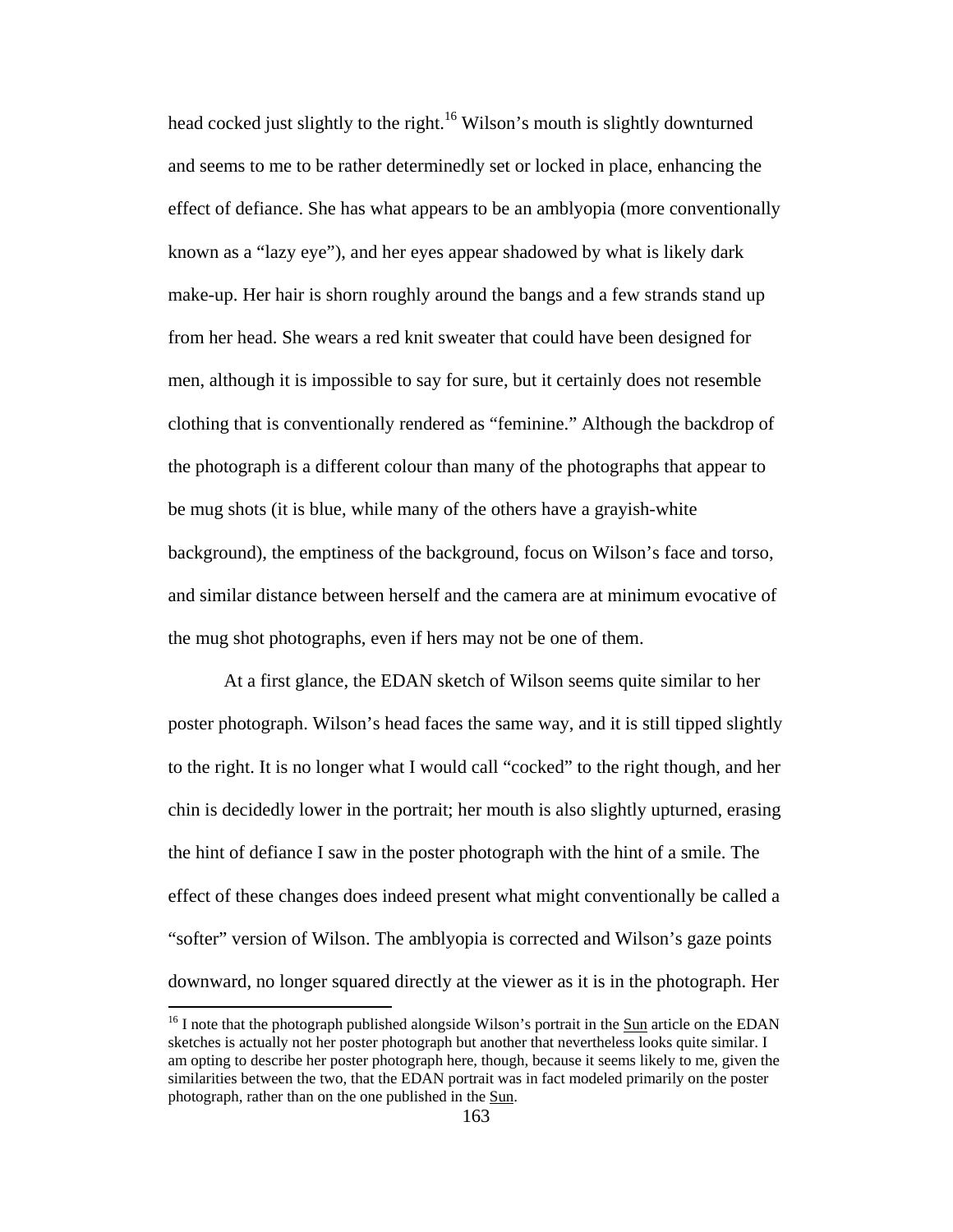head cocked just slightly to the right.[16] Wilson's mouth is slightly downturned and seems to me to be rather determinedly set or locked in place, enhancing the effect of defiance. She has what appears to be an amblyopia (more conventionally known as a "lazy eye"), and her eyes appear shadowed by what is likely dark make-up. Her hair is shorn roughly around the bangs and a few strands stand up from her head. She wears a red knit sweater that could have been designed for men, although it is impossible to say for sure, but it certainly does not resemble clothing that is conventionally rendered as "feminine." Although the backdrop of the photograph is a different colour than many of the photographs that appear to be mug shots (it is blue, while many of the others have a grayish-white background), the emptiness of the background, focus on Wilson's face and torso, and similar distance between herself and the camera are at minimum evocative of the mug shot photographs, even if hers may not be one of them.

At a first glance, the EDAN sketch of Wilson seems quite similar to her poster photograph. Wilson's head faces the same way, and it is still tipped slightly to the right. It is no longer what I would call "cocked" to the right though, and her chin is decidedly lower in the portrait; her mouth is also slightly upturned, erasing the hint of defiance I saw in the poster photograph with the hint of a smile. The effect of these changes does indeed present what might conventionally be called a "softer" version of Wilson. The amblyopia is corrected and Wilson's gaze points downward, no longer squared directly at the viewer as it is in the photograph. Her

[16] I note that the photograph published alongside Wilson's portrait in the Sun article on the EDAN sketches is actually not her poster photograph but another that nevertheless looks quite similar. I am opting to describe her poster photograph here, though, because it seems likely to me, given the similarities between the two, that the EDAN portrait was in fact modeled primarily on the poster photograph, rather than on the one published in the Sun.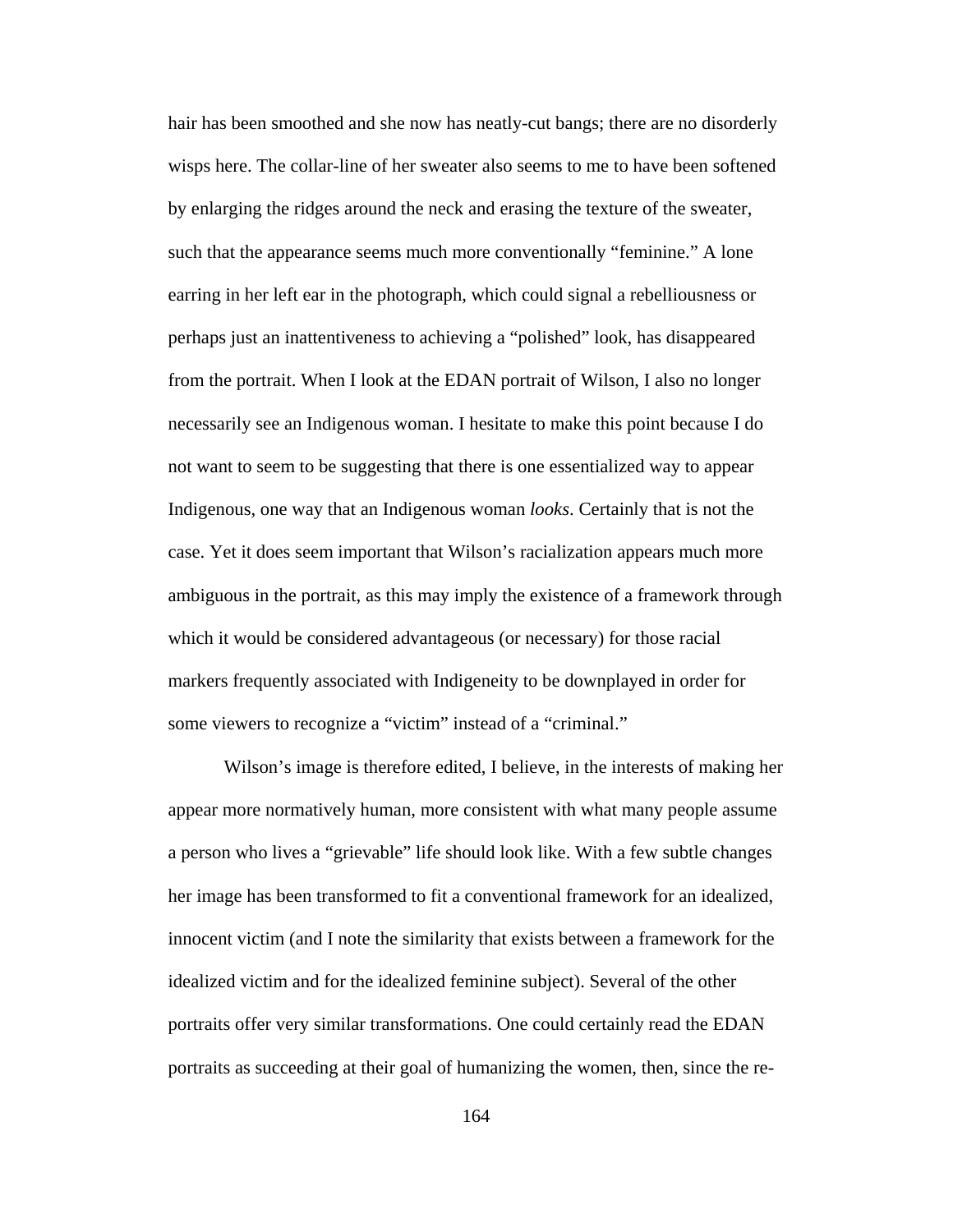hair has been smoothed and she now has neatly-cut bangs; there are no disorderly wisps here. The collar-line of her sweater also seems to me to have been softened by enlarging the ridges around the neck and erasing the texture of the sweater, such that the appearance seems much more conventionally "feminine." A lone earring in her left ear in the photograph, which could signal a rebelliousness or perhaps just an inattentiveness to achieving a "polished" look, has disappeared from the portrait. When I look at the EDAN portrait of Wilson, I also no longer necessarily see an Indigenous woman. I hesitate to make this point because I do not want to seem to be suggesting that there is one essentialized way to appear Indigenous, one way that an Indigenous woman *looks*. Certainly that is not the case. Yet it does seem important that Wilson's racialization appears much more ambiguous in the portrait, as this may imply the existence of a framework through which it would be considered advantageous (or necessary) for those racial markers frequently associated with Indigeneity to be downplayed in order for some viewers to recognize a "victim" instead of a "criminal."

Wilson's image is therefore edited, I believe, in the interests of making her appear more normatively human, more consistent with what many people assume a person who lives a "grievable" life should look like. With a few subtle changes her image has been transformed to fit a conventional framework for an idealized, innocent victim (and I note the similarity that exists between a framework for the idealized victim and for the idealized feminine subject). Several of the other portraits offer very similar transformations. One could certainly read the EDAN portraits as succeeding at their goal of humanizing the women, then, since the re-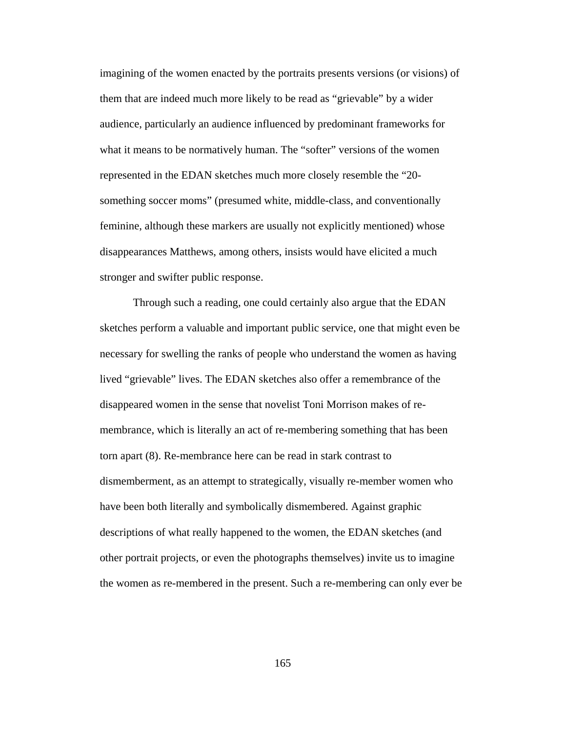imagining of the women enacted by the portraits presents versions (or visions) of them that are indeed much more likely to be read as "grievable" by a wider audience, particularly an audience influenced by predominant frameworks for what it means to be normatively human. The "softer" versions of the women represented in the EDAN sketches much more closely resemble the "20-something soccer moms" (presumed white, middle-class, and conventionally feminine, although these markers are usually not explicitly mentioned) whose disappearances Matthews, among others, insists would have elicited a much stronger and swifter public response.

Through such a reading, one could certainly also argue that the EDAN sketches perform a valuable and important public service, one that might even be necessary for swelling the ranks of people who understand the women as having lived "grievable" lives. The EDAN sketches also offer a remembrance of the disappeared women in the sense that novelist Toni Morrison makes of re-membrance, which is literally an act of re-membering something that has been torn apart (8). Re-membrance here can be read in stark contrast to dismemberment, as an attempt to strategically, visually re-member women who have been both literally and symbolically dismembered. Against graphic descriptions of what really happened to the women, the EDAN sketches (and other portrait projects, or even the photographs themselves) invite us to imagine the women as re-membered in the present. Such a re-membering can only ever be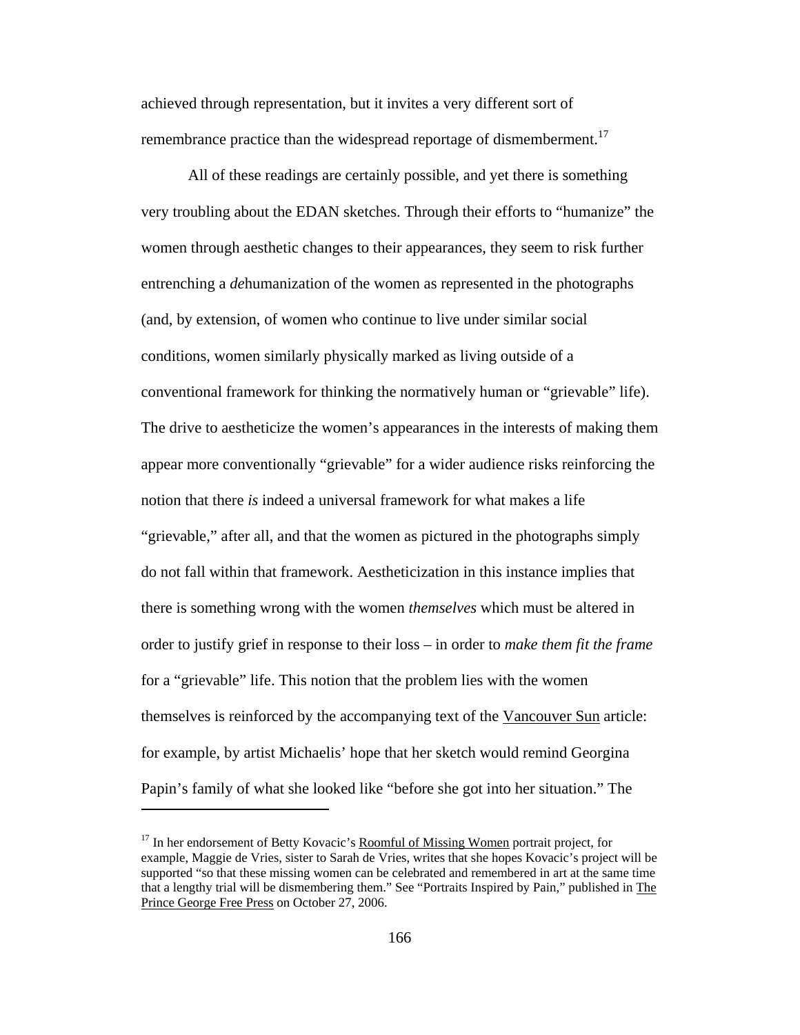achieved through representation, but it invites a very different sort of remembrance practice than the widespread reportage of dismemberment.[17]

All of these readings are certainly possible, and yet there is something very troubling about the EDAN sketches. Through their efforts to "humanize" the women through aesthetic changes to their appearances, they seem to risk further entrenching a *de*humanization of the women as represented in the photographs (and, by extension, of women who continue to live under similar social conditions, women similarly physically marked as living outside of a conventional framework for thinking the normatively human or "grievable" life). The drive to aestheticize the women's appearances in the interests of making them appear more conventionally "grievable" for a wider audience risks reinforcing the notion that there *is* indeed a universal framework for what makes a life "grievable," after all, and that the women as pictured in the photographs simply do not fall within that framework. Aestheticization in this instance implies that there is something wrong with the women *themselves* which must be altered in order to justify grief in response to their loss – in order to *make them fit the frame* for a "grievable" life. This notion that the problem lies with the women themselves is reinforced by the accompanying text of the Vancouver Sun article: for example, by artist Michaelis' hope that her sketch would remind Georgina Papin's family of what she looked like "before she got into her situation." The

[17] In her endorsement of Betty Kovacic's Roomful of Missing Women portrait project, for example, Maggie de Vries, sister to Sarah de Vries, writes that she hopes Kovacic's project will be supported "so that these missing women can be celebrated and remembered in art at the same time that a lengthy trial will be dismembering them." See "Portraits Inspired by Pain," published in The Prince George Free Press on October 27, 2006.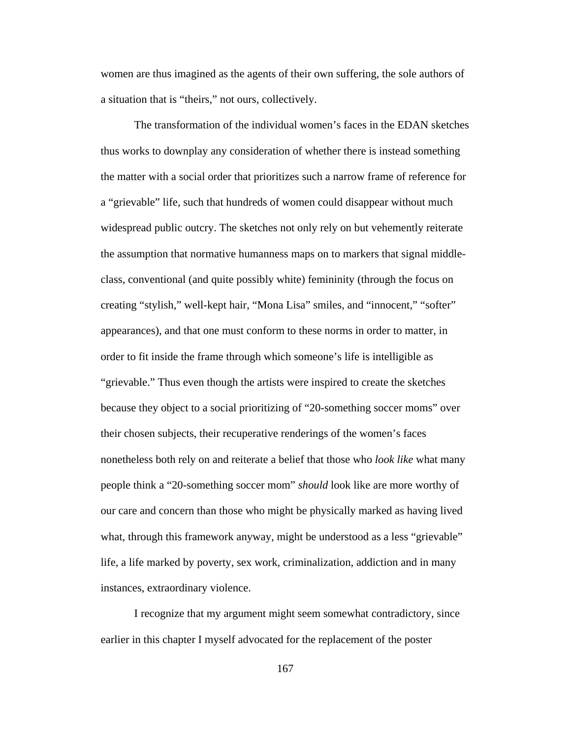women are thus imagined as the agents of their own suffering, the sole authors of a situation that is "theirs," not ours, collectively.

The transformation of the individual women's faces in the EDAN sketches thus works to downplay any consideration of whether there is instead something the matter with a social order that prioritizes such a narrow frame of reference for a "grievable" life, such that hundreds of women could disappear without much widespread public outcry. The sketches not only rely on but vehemently reiterate the assumption that normative humanness maps on to markers that signal middle-class, conventional (and quite possibly white) femininity (through the focus on creating "stylish," well-kept hair, "Mona Lisa" smiles, and "innocent," "softer" appearances), and that one must conform to these norms in order to matter, in order to fit inside the frame through which someone's life is intelligible as "grievable." Thus even though the artists were inspired to create the sketches because they object to a social prioritizing of "20-something soccer moms" over their chosen subjects, their recuperative renderings of the women's faces nonetheless both rely on and reiterate a belief that those who *look like* what many people think a "20-something soccer mom" *should* look like are more worthy of our care and concern than those who might be physically marked as having lived what, through this framework anyway, might be understood as a less "grievable" life, a life marked by poverty, sex work, criminalization, addiction and in many instances, extraordinary violence.

I recognize that my argument might seem somewhat contradictory, since earlier in this chapter I myself advocated for the replacement of the poster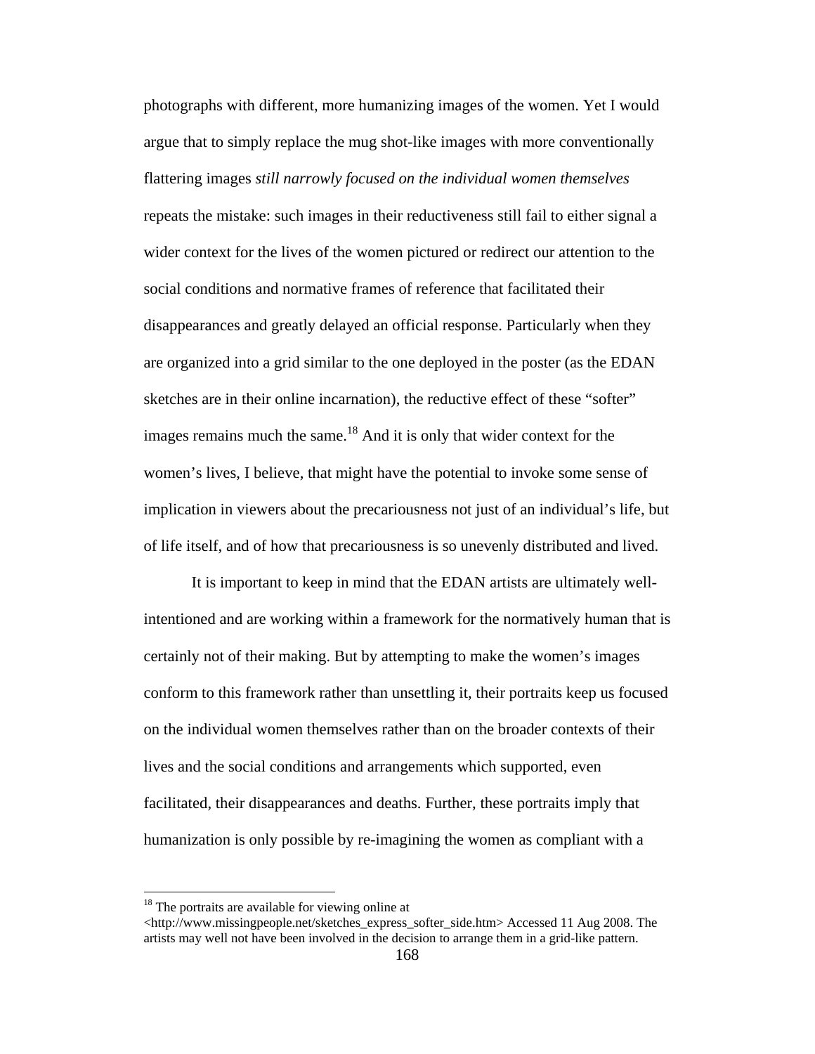photographs with different, more humanizing images of the women. Yet I would argue that to simply replace the mug shot-like images with more conventionally flattering images *still narrowly focused on the individual women themselves* repeats the mistake: such images in their reductiveness still fail to either signal a wider context for the lives of the women pictured or redirect our attention to the social conditions and normative frames of reference that facilitated their disappearances and greatly delayed an official response. Particularly when they are organized into a grid similar to the one deployed in the poster (as the EDAN sketches are in their online incarnation), the reductive effect of these "softer" images remains much the same.[18] And it is only that wider context for the women's lives, I believe, that might have the potential to invoke some sense of implication in viewers about the precariousness not just of an individual's life, but of life itself, and of how that precariousness is so unevenly distributed and lived.

It is important to keep in mind that the EDAN artists are ultimately well-intentioned and are working within a framework for the normatively human that is certainly not of their making. But by attempting to make the women's images conform to this framework rather than unsettling it, their portraits keep us focused on the individual women themselves rather than on the broader contexts of their lives and the social conditions and arrangements which supported, even facilitated, their disappearances and deaths. Further, these portraits imply that humanization is only possible by re-imagining the women as compliant with a

[18] The portraits are available for viewing online at <http://www.missingpeople.net/sketches_express_softer_side.htm> Accessed 11 Aug 2008. The artists may well not have been involved in the decision to arrange them in a grid-like pattern.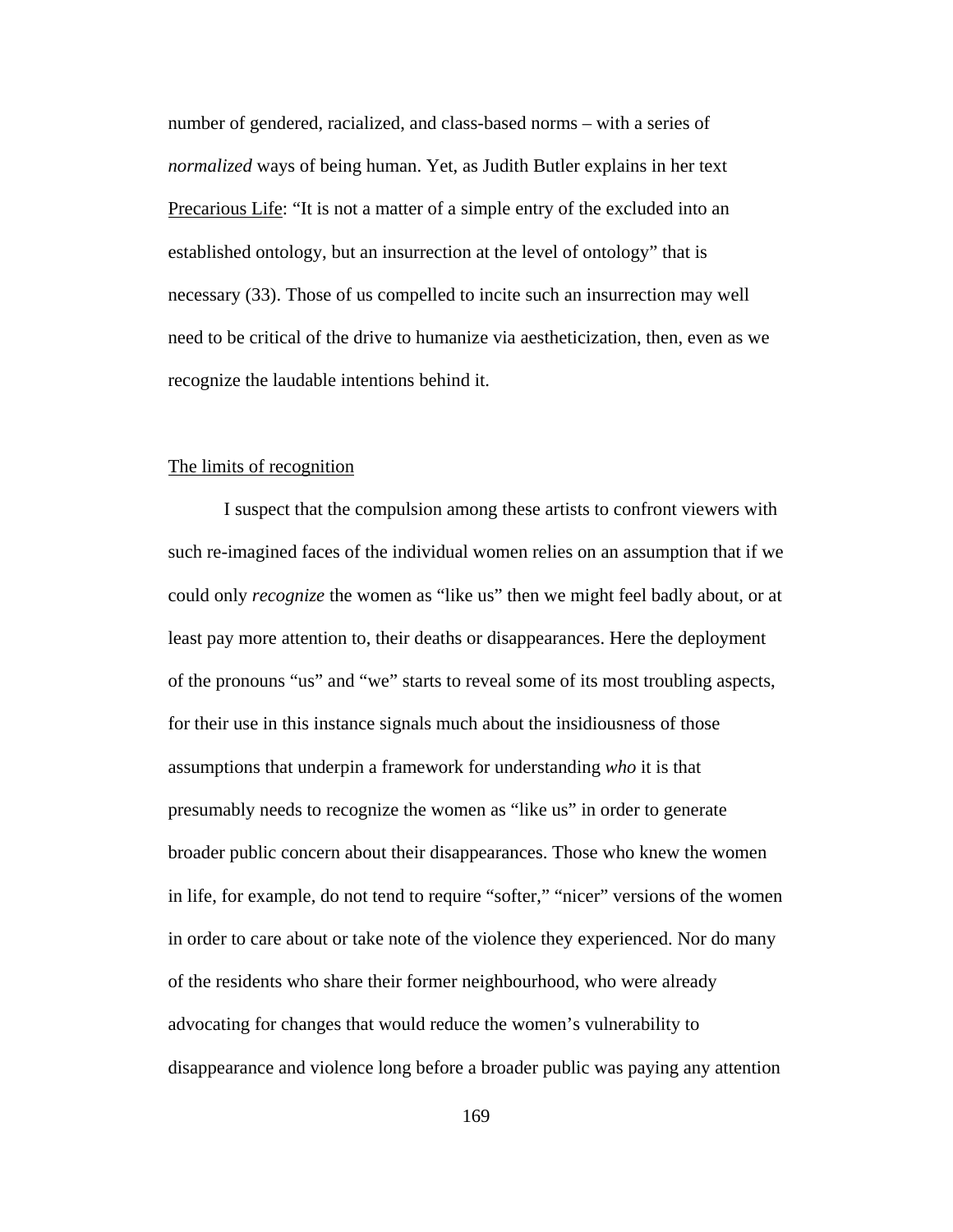number of gendered, racialized, and class-based norms – with a series of *normalized* ways of being human. Yet, as Judith Butler explains in her text Precarious Life: "It is not a matter of a simple entry of the excluded into an established ontology, but an insurrection at the level of ontology" that is necessary (33). Those of us compelled to incite such an insurrection may well need to be critical of the drive to humanize via aestheticization, then, even as we recognize the laudable intentions behind it.

## The limits of recognition

I suspect that the compulsion among these artists to confront viewers with such re-imagined faces of the individual women relies on an assumption that if we could only *recognize* the women as "like us" then we might feel badly about, or at least pay more attention to, their deaths or disappearances. Here the deployment of the pronouns "us" and "we" starts to reveal some of its most troubling aspects, for their use in this instance signals much about the insidiousness of those assumptions that underpin a framework for understanding *who* it is that presumably needs to recognize the women as "like us" in order to generate broader public concern about their disappearances. Those who knew the women in life, for example, do not tend to require "softer," "nicer" versions of the women in order to care about or take note of the violence they experienced. Nor do many of the residents who share their former neighbourhood, who were already advocating for changes that would reduce the women's vulnerability to disappearance and violence long before a broader public was paying any attention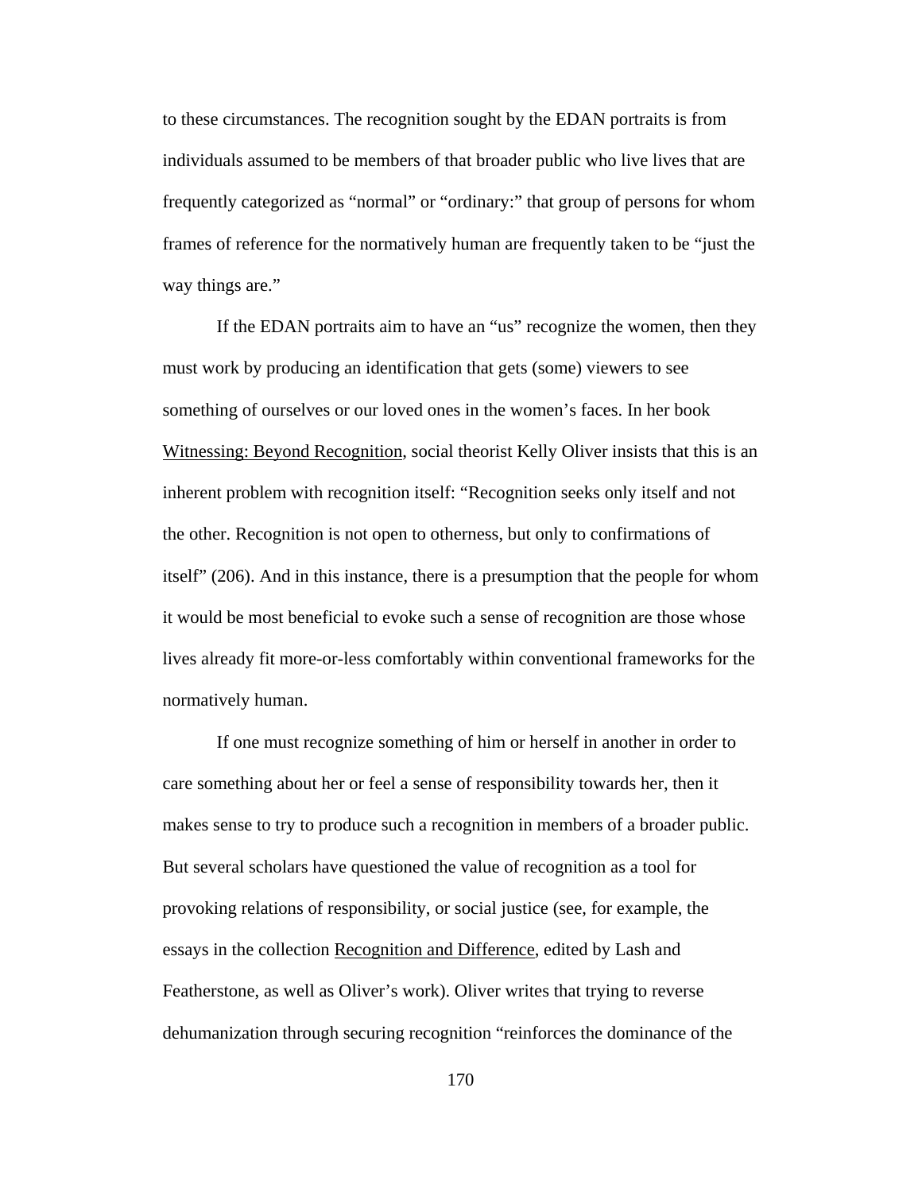to these circumstances. The recognition sought by the EDAN portraits is from individuals assumed to be members of that broader public who live lives that are frequently categorized as "normal" or "ordinary:" that group of persons for whom frames of reference for the normatively human are frequently taken to be "just the way things are."

If the EDAN portraits aim to have an "us" recognize the women, then they must work by producing an identification that gets (some) viewers to see something of ourselves or our loved ones in the women's faces. In her book Witnessing: Beyond Recognition, social theorist Kelly Oliver insists that this is an inherent problem with recognition itself: "Recognition seeks only itself and not the other. Recognition is not open to otherness, but only to confirmations of itself" (206). And in this instance, there is a presumption that the people for whom it would be most beneficial to evoke such a sense of recognition are those whose lives already fit more-or-less comfortably within conventional frameworks for the normatively human.

If one must recognize something of him or herself in another in order to care something about her or feel a sense of responsibility towards her, then it makes sense to try to produce such a recognition in members of a broader public. But several scholars have questioned the value of recognition as a tool for provoking relations of responsibility, or social justice (see, for example, the essays in the collection Recognition and Difference, edited by Lash and Featherstone, as well as Oliver's work). Oliver writes that trying to reverse dehumanization through securing recognition "reinforces the dominance of the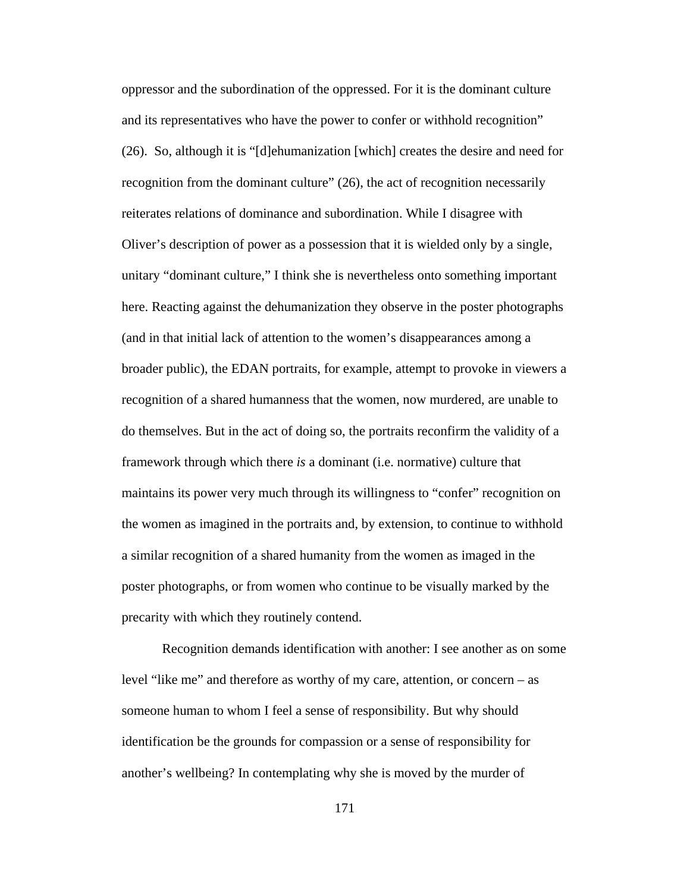oppressor and the subordination of the oppressed. For it is the dominant culture and its representatives who have the power to confer or withhold recognition" (26). So, although it is "[d]ehumanization [which] creates the desire and need for recognition from the dominant culture" (26), the act of recognition necessarily reiterates relations of dominance and subordination. While I disagree with Oliver's description of power as a possession that it is wielded only by a single, unitary "dominant culture," I think she is nevertheless onto something important here. Reacting against the dehumanization they observe in the poster photographs (and in that initial lack of attention to the women's disappearances among a broader public), the EDAN portraits, for example, attempt to provoke in viewers a recognition of a shared humanness that the women, now murdered, are unable to do themselves. But in the act of doing so, the portraits reconfirm the validity of a framework through which there *is* a dominant (i.e. normative) culture that maintains its power very much through its willingness to "confer" recognition on the women as imagined in the portraits and, by extension, to continue to withhold a similar recognition of a shared humanity from the women as imaged in the poster photographs, or from women who continue to be visually marked by the precarity with which they routinely contend.

Recognition demands identification with another: I see another as on some level "like me" and therefore as worthy of my care, attention, or concern – as someone human to whom I feel a sense of responsibility. But why should identification be the grounds for compassion or a sense of responsibility for another's wellbeing? In contemplating why she is moved by the murder of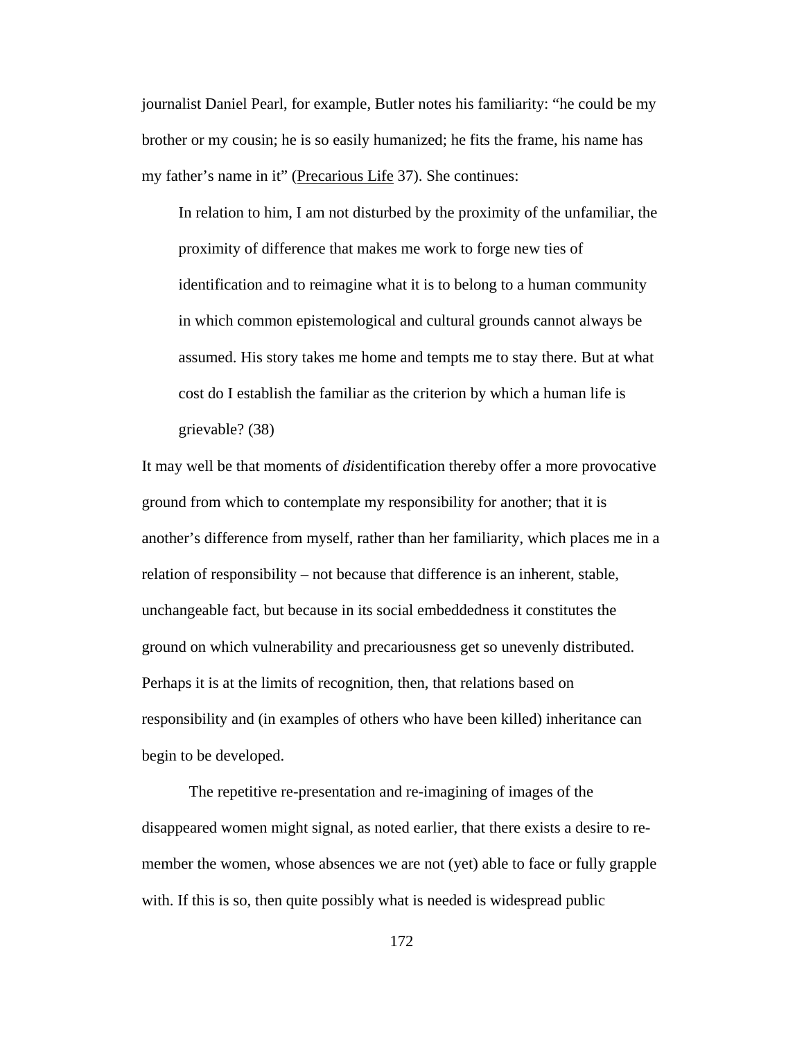journalist Daniel Pearl, for example, Butler notes his familiarity: "he could be my brother or my cousin; he is so easily humanized; he fits the frame, his name has my father's name in it" (Precarious Life 37). She continues:

> In relation to him, I am not disturbed by the proximity of the unfamiliar, the proximity of difference that makes me work to forge new ties of identification and to reimagine what it is to belong to a human community in which common epistemological and cultural grounds cannot always be assumed. His story takes me home and tempts me to stay there. But at what cost do I establish the familiar as the criterion by which a human life is grievable? (38)

It may well be that moments of *dis*identification thereby offer a more provocative ground from which to contemplate my responsibility for another; that it is another's difference from myself, rather than her familiarity, which places me in a relation of responsibility – not because that difference is an inherent, stable, unchangeable fact, but because in its social embeddedness it constitutes the ground on which vulnerability and precariousness get so unevenly distributed. Perhaps it is at the limits of recognition, then, that relations based on responsibility and (in examples of others who have been killed) inheritance can begin to be developed.

The repetitive re-presentation and re-imagining of images of the disappeared women might signal, as noted earlier, that there exists a desire to re-member the women, whose absences we are not (yet) able to face or fully grapple with. If this is so, then quite possibly what is needed is widespread public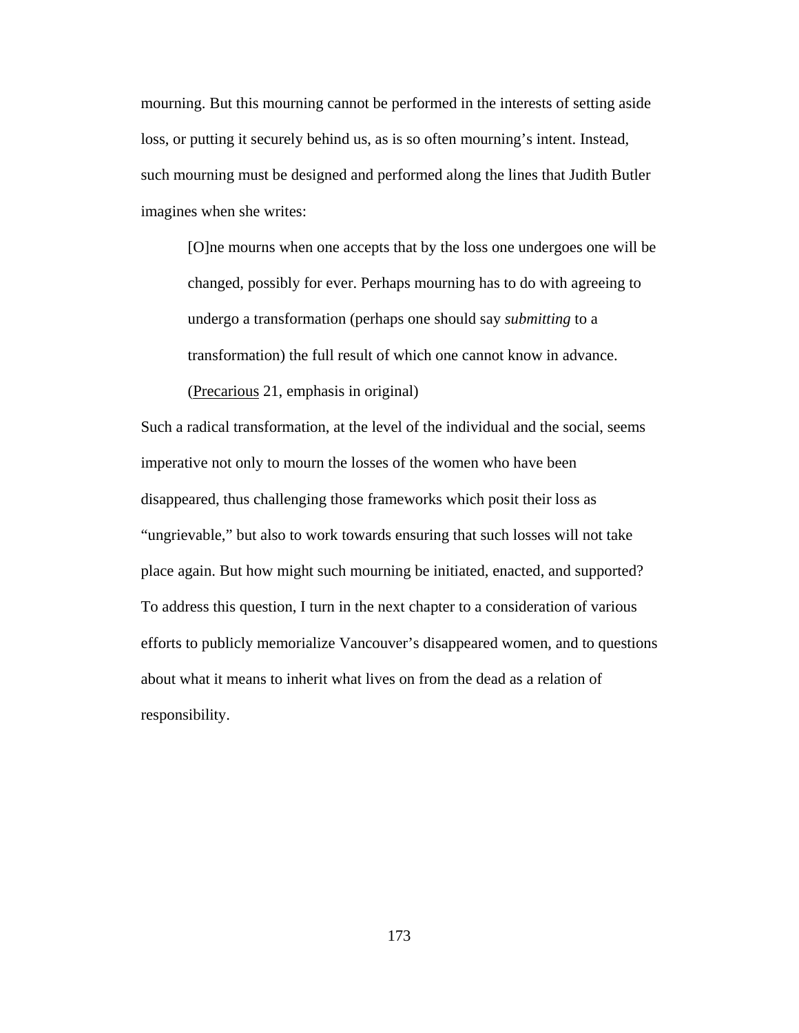mourning. But this mourning cannot be performed in the interests of setting aside loss, or putting it securely behind us, as is so often mourning's intent. Instead, such mourning must be designed and performed along the lines that Judith Butler imagines when she writes:

> [O]ne mourns when one accepts that by the loss one undergoes one will be changed, possibly for ever. Perhaps mourning has to do with agreeing to undergo a transformation (perhaps one should say *submitting* to a transformation) the full result of which one cannot know in advance. (<u>Precarious</u> 21, emphasis in original)

Such a radical transformation, at the level of the individual and the social, seems imperative not only to mourn the losses of the women who have been disappeared, thus challenging those frameworks which posit their loss as "ungrievable," but also to work towards ensuring that such losses will not take place again. But how might such mourning be initiated, enacted, and supported? To address this question, I turn in the next chapter to a consideration of various efforts to publicly memorialize Vancouver's disappeared women, and to questions about what it means to inherit what lives on from the dead as a relation of responsibility.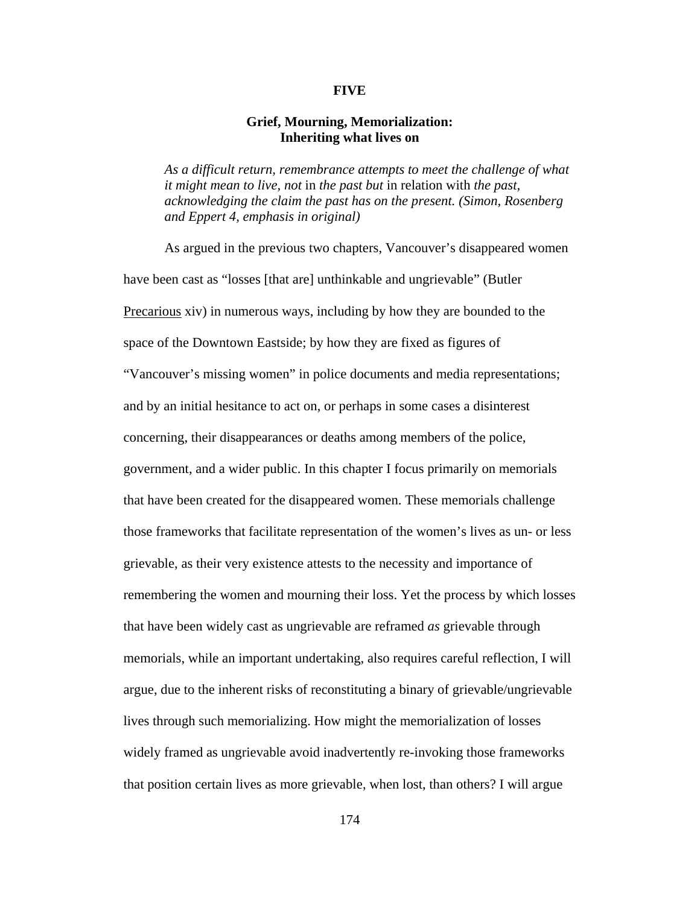# FIVE

## Grief, Mourning, Memorialization: Inheriting what lives on

> *As a difficult return, remembrance attempts to meet the challenge of what it might mean to live, not* in *the past but* in relation with *the past, acknowledging the claim the past has on the present. (Simon, Rosenberg and Eppert 4, emphasis in original)*

As argued in the previous two chapters, Vancouver's disappeared women have been cast as "losses [that are] unthinkable and ungrievable" (Butler Precarious xiv) in numerous ways, including by how they are bounded to the space of the Downtown Eastside; by how they are fixed as figures of "Vancouver's missing women" in police documents and media representations; and by an initial hesitance to act on, or perhaps in some cases a disinterest concerning, their disappearances or deaths among members of the police, government, and a wider public. In this chapter I focus primarily on memorials that have been created for the disappeared women. These memorials challenge those frameworks that facilitate representation of the women's lives as un- or less grievable, as their very existence attests to the necessity and importance of remembering the women and mourning their loss. Yet the process by which losses that have been widely cast as ungrievable are reframed *as* grievable through memorials, while an important undertaking, also requires careful reflection, I will argue, due to the inherent risks of reconstituting a binary of grievable/ungrievable lives through such memorializing. How might the memorialization of losses widely framed as ungrievable avoid inadvertently re-invoking those frameworks that position certain lives as more grievable, when lost, than others? I will argue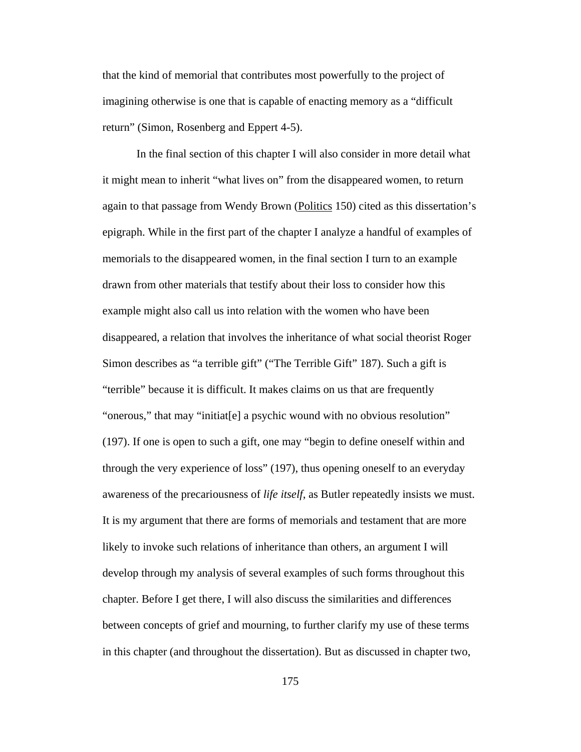that the kind of memorial that contributes most powerfully to the project of imagining otherwise is one that is capable of enacting memory as a "difficult return" (Simon, Rosenberg and Eppert 4-5).

In the final section of this chapter I will also consider in more detail what it might mean to inherit "what lives on" from the disappeared women, to return again to that passage from Wendy Brown (Politics 150) cited as this dissertation's epigraph. While in the first part of the chapter I analyze a handful of examples of memorials to the disappeared women, in the final section I turn to an example drawn from other materials that testify about their loss to consider how this example might also call us into relation with the women who have been disappeared, a relation that involves the inheritance of what social theorist Roger Simon describes as "a terrible gift" ("The Terrible Gift" 187). Such a gift is "terrible" because it is difficult. It makes claims on us that are frequently "onerous," that may "initiat[e] a psychic wound with no obvious resolution" (197). If one is open to such a gift, one may "begin to define oneself within and through the very experience of loss" (197), thus opening oneself to an everyday awareness of the precariousness of *life itself*, as Butler repeatedly insists we must. It is my argument that there are forms of memorials and testament that are more likely to invoke such relations of inheritance than others, an argument I will develop through my analysis of several examples of such forms throughout this chapter. Before I get there, I will also discuss the similarities and differences between concepts of grief and mourning, to further clarify my use of these terms in this chapter (and throughout the dissertation). But as discussed in chapter two,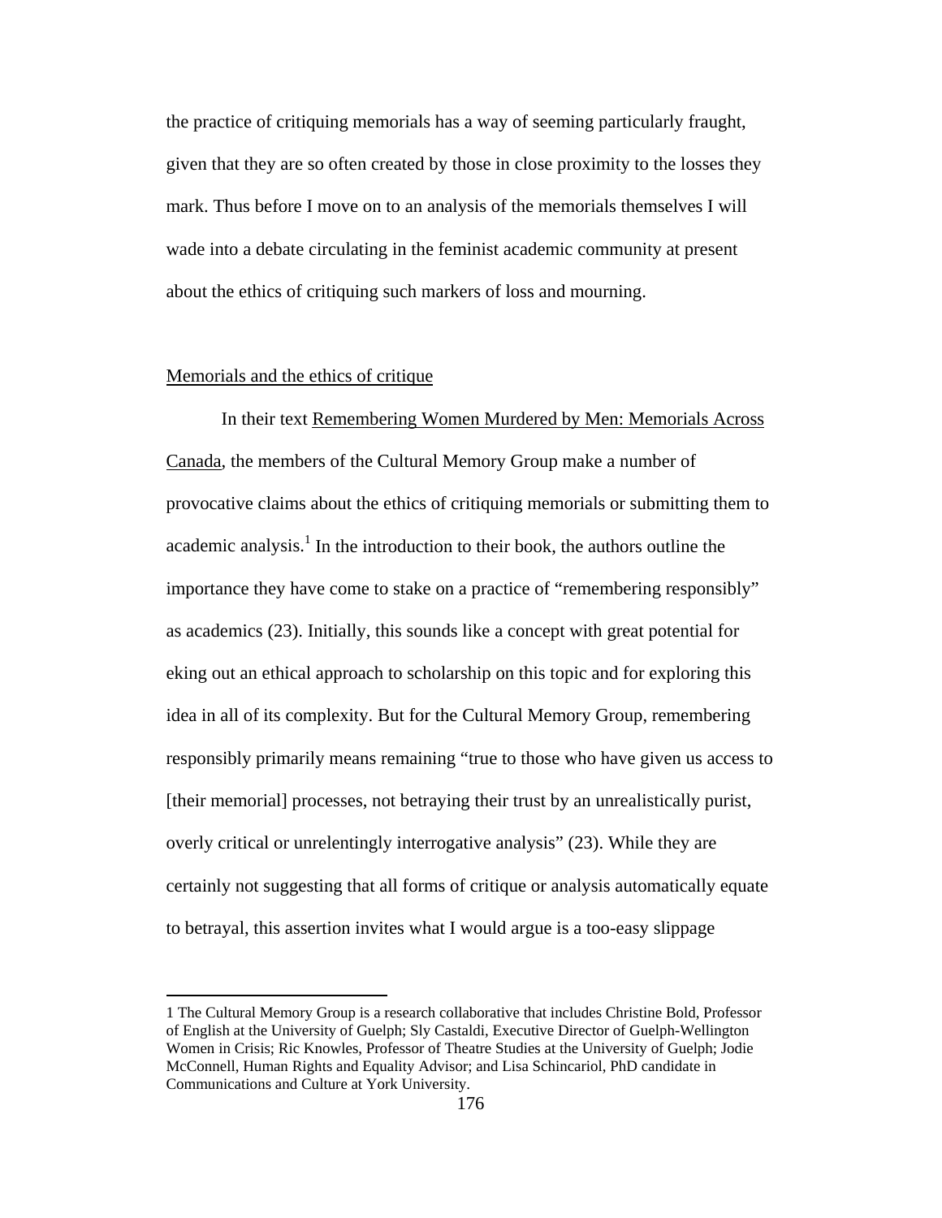the practice of critiquing memorials has a way of seeming particularly fraught, given that they are so often created by those in close proximity to the losses they mark. Thus before I move on to an analysis of the memorials themselves I will wade into a debate circulating in the feminist academic community at present about the ethics of critiquing such markers of loss and mourning.

## Memorials and the ethics of critique

In their text Remembering Women Murdered by Men: Memorials Across Canada, the members of the Cultural Memory Group make a number of provocative claims about the ethics of critiquing memorials or submitting them to academic analysis.[1] In the introduction to their book, the authors outline the importance they have come to stake on a practice of "remembering responsibly" as academics (23). Initially, this sounds like a concept with great potential for eking out an ethical approach to scholarship on this topic and for exploring this idea in all of its complexity. But for the Cultural Memory Group, remembering responsibly primarily means remaining "true to those who have given us access to [their memorial] processes, not betraying their trust by an unrealistically purist, overly critical or unrelentingly interrogative analysis" (23). While they are certainly not suggesting that all forms of critique or analysis automatically equate to betrayal, this assertion invites what I would argue is a too-easy slippage

---

1 The Cultural Memory Group is a research collaborative that includes Christine Bold, Professor of English at the University of Guelph; Sly Castaldi, Executive Director of Guelph-Wellington Women in Crisis; Ric Knowles, Professor of Theatre Studies at the University of Guelph; Jodie McConnell, Human Rights and Equality Advisor; and Lisa Schincariol, PhD candidate in Communications and Culture at York University.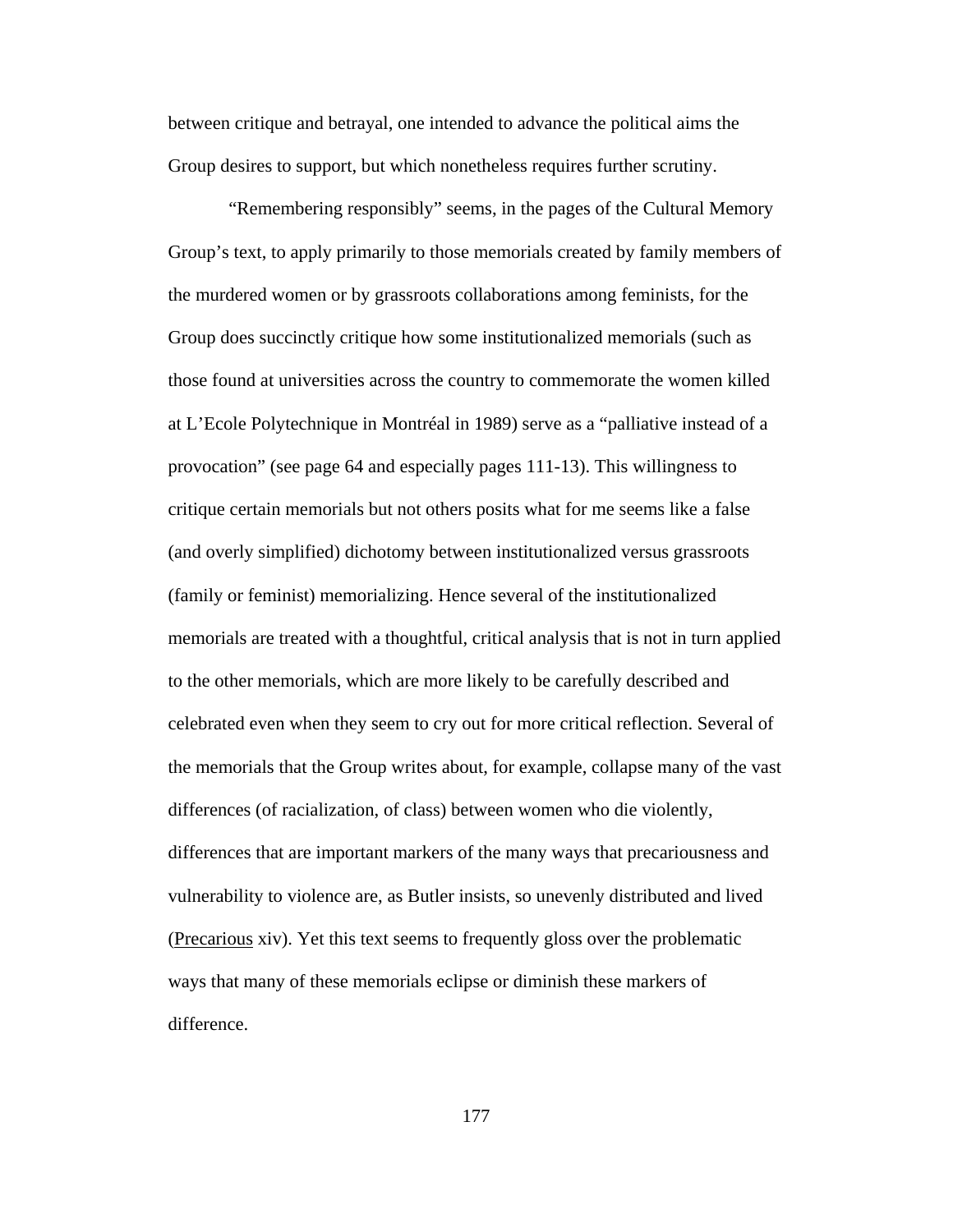between critique and betrayal, one intended to advance the political aims the Group desires to support, but which nonetheless requires further scrutiny.

"Remembering responsibly" seems, in the pages of the Cultural Memory Group's text, to apply primarily to those memorials created by family members of the murdered women or by grassroots collaborations among feminists, for the Group does succinctly critique how some institutionalized memorials (such as those found at universities across the country to commemorate the women killed at L'Ecole Polytechnique in Montréal in 1989) serve as a "palliative instead of a provocation" (see page 64 and especially pages 111-13). This willingness to critique certain memorials but not others posits what for me seems like a false (and overly simplified) dichotomy between institutionalized versus grassroots (family or feminist) memorializing. Hence several of the institutionalized memorials are treated with a thoughtful, critical analysis that is not in turn applied to the other memorials, which are more likely to be carefully described and celebrated even when they seem to cry out for more critical reflection. Several of the memorials that the Group writes about, for example, collapse many of the vast differences (of racialization, of class) between women who die violently, differences that are important markers of the many ways that precariousness and vulnerability to violence are, as Butler insists, so unevenly distributed and lived (Precarious xiv). Yet this text seems to frequently gloss over the problematic ways that many of these memorials eclipse or diminish these markers of difference.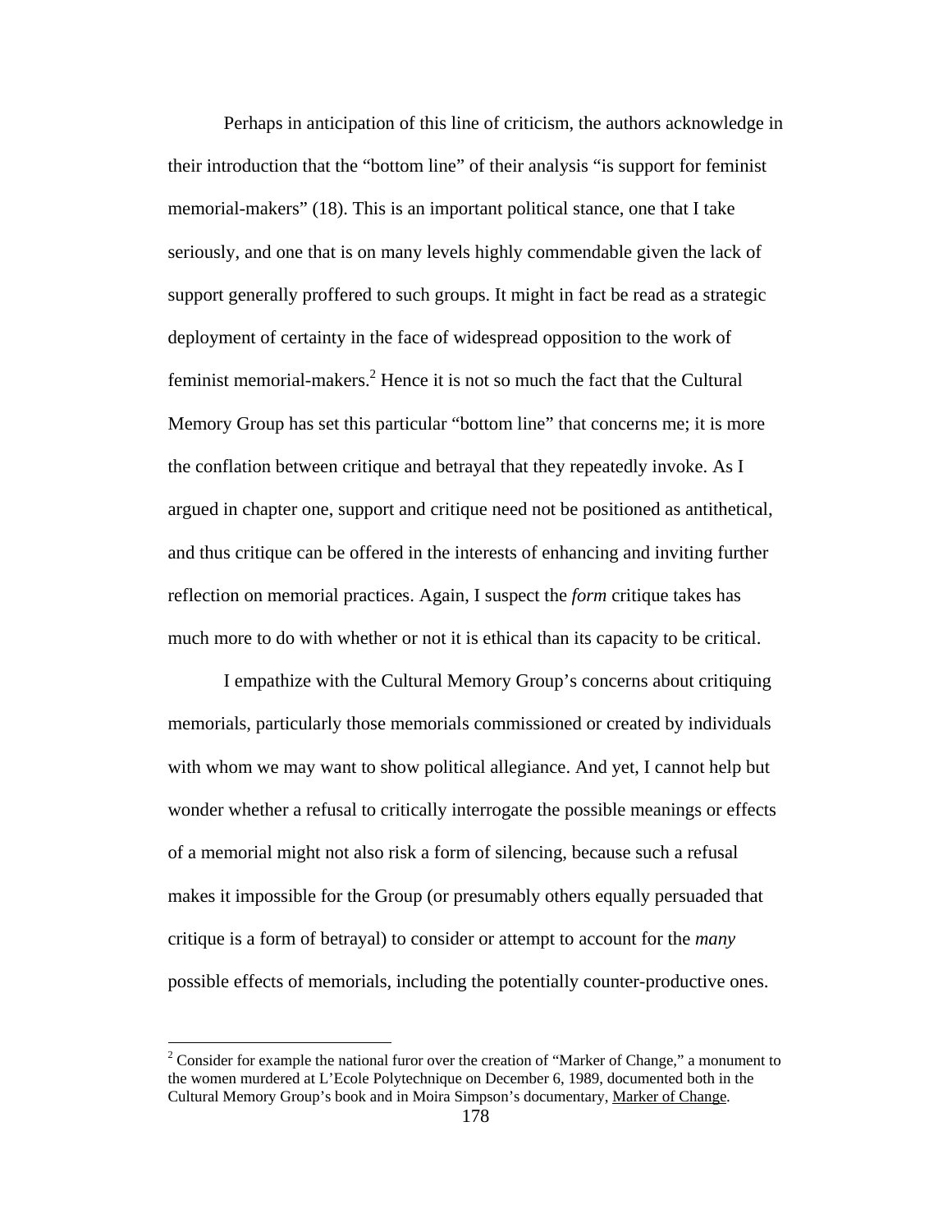Perhaps in anticipation of this line of criticism, the authors acknowledge in their introduction that the “bottom line” of their analysis “is support for feminist memorial-makers” (18). This is an important political stance, one that I take seriously, and one that is on many levels highly commendable given the lack of support generally proffered to such groups. It might in fact be read as a strategic deployment of certainty in the face of widespread opposition to the work of feminist memorial-makers.[2] Hence it is not so much the fact that the Cultural Memory Group has set this particular “bottom line” that concerns me; it is more the conflation between critique and betrayal that they repeatedly invoke. As I argued in chapter one, support and critique need not be positioned as antithetical, and thus critique can be offered in the interests of enhancing and inviting further reflection on memorial practices. Again, I suspect the *form* critique takes has much more to do with whether or not it is ethical than its capacity to be critical.

I empathize with the Cultural Memory Group’s concerns about critiquing memorials, particularly those memorials commissioned or created by individuals with whom we may want to show political allegiance. And yet, I cannot help but wonder whether a refusal to critically interrogate the possible meanings or effects of a memorial might not also risk a form of silencing, because such a refusal makes it impossible for the Group (or presumably others equally persuaded that critique is a form of betrayal) to consider or attempt to account for the *many* possible effects of memorials, including the potentially counter-productive ones.

[2] Consider for example the national furor over the creation of “Marker of Change,” a monument to the women murdered at L’Ecole Polytechnique on December 6, 1989, documented both in the Cultural Memory Group’s book and in Moira Simpson’s documentary, Marker of Change.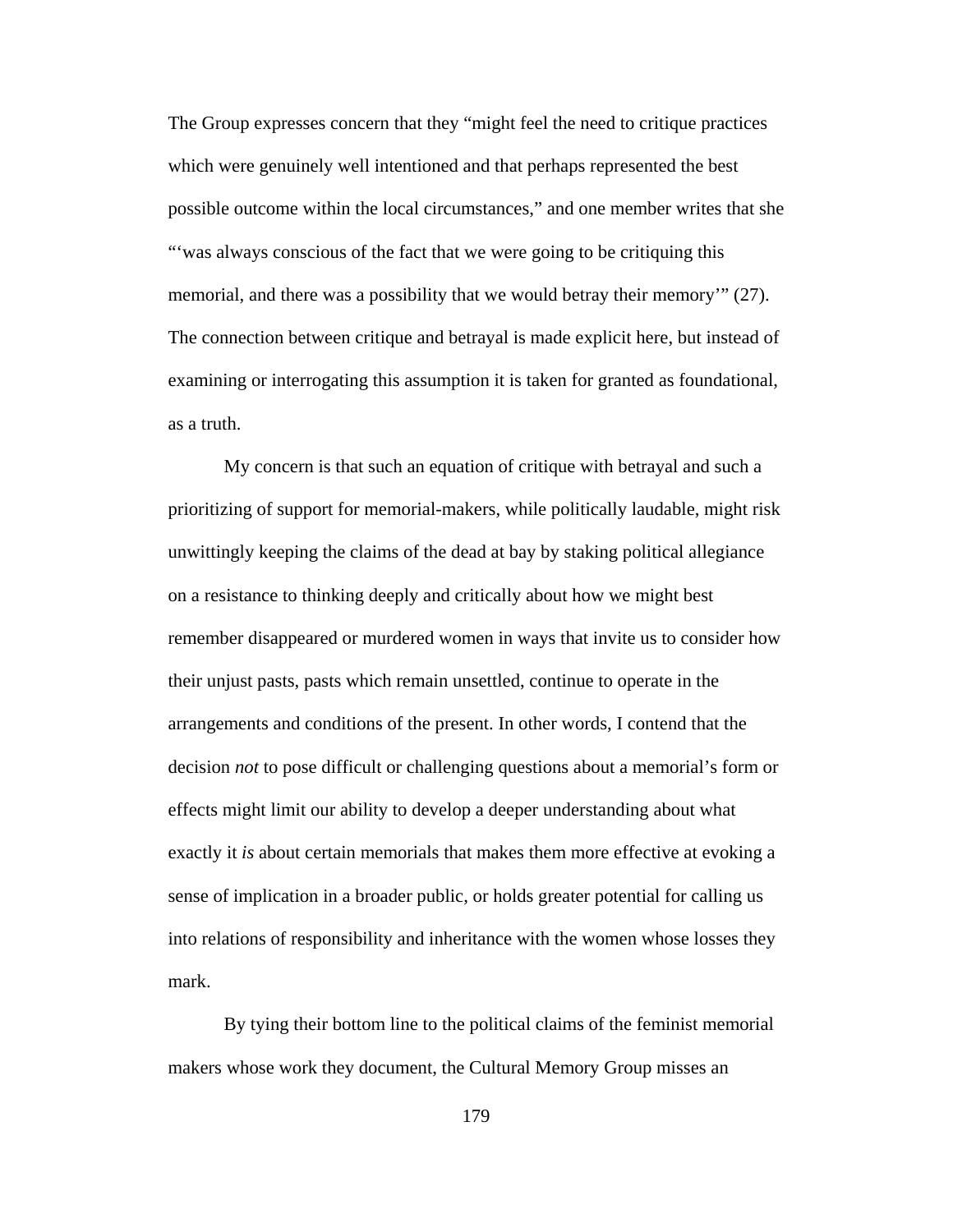The Group expresses concern that they "might feel the need to critique practices which were genuinely well intentioned and that perhaps represented the best possible outcome within the local circumstances," and one member writes that she "'was always conscious of the fact that we were going to be critiquing this memorial, and there was a possibility that we would betray their memory'" (27). The connection between critique and betrayal is made explicit here, but instead of examining or interrogating this assumption it is taken for granted as foundational, as a truth.

My concern is that such an equation of critique with betrayal and such a prioritizing of support for memorial-makers, while politically laudable, might risk unwittingly keeping the claims of the dead at bay by staking political allegiance on a resistance to thinking deeply and critically about how we might best remember disappeared or murdered women in ways that invite us to consider how their unjust pasts, pasts which remain unsettled, continue to operate in the arrangements and conditions of the present. In other words, I contend that the decision *not* to pose difficult or challenging questions about a memorial's form or effects might limit our ability to develop a deeper understanding about what exactly it *is* about certain memorials that makes them more effective at evoking a sense of implication in a broader public, or holds greater potential for calling us into relations of responsibility and inheritance with the women whose losses they mark.

By tying their bottom line to the political claims of the feminist memorial makers whose work they document, the Cultural Memory Group misses an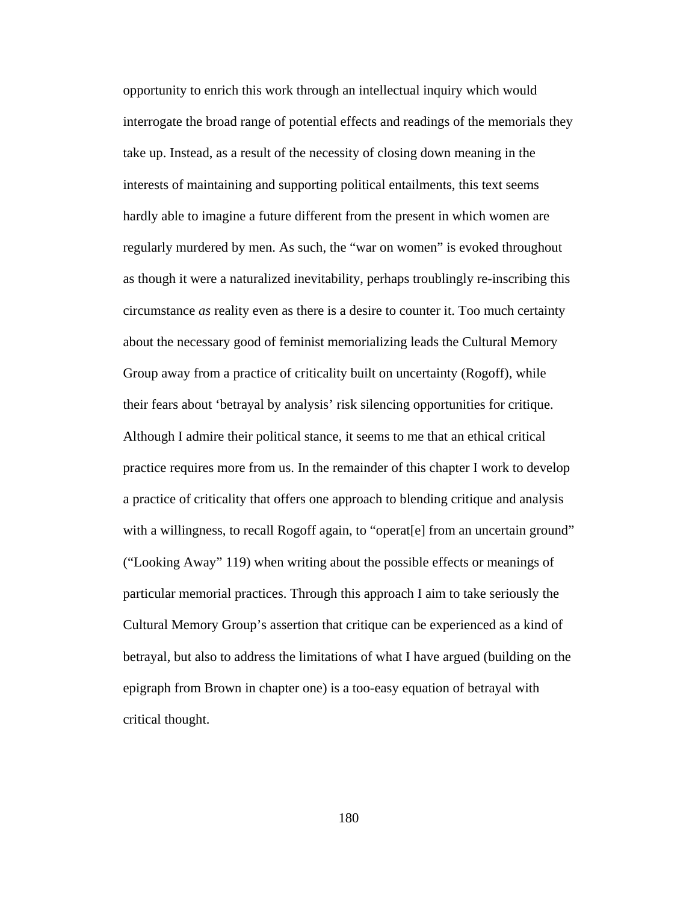opportunity to enrich this work through an intellectual inquiry which would interrogate the broad range of potential effects and readings of the memorials they take up. Instead, as a result of the necessity of closing down meaning in the interests of maintaining and supporting political entailments, this text seems hardly able to imagine a future different from the present in which women are regularly murdered by men. As such, the "war on women" is evoked throughout as though it were a naturalized inevitability, perhaps troublingly re-inscribing this circumstance *as* reality even as there is a desire to counter it. Too much certainty about the necessary good of feminist memorializing leads the Cultural Memory Group away from a practice of criticality built on uncertainty (Rogoff), while their fears about 'betrayal by analysis' risk silencing opportunities for critique. Although I admire their political stance, it seems to me that an ethical critical practice requires more from us. In the remainder of this chapter I work to develop a practice of criticality that offers one approach to blending critique and analysis with a willingness, to recall Rogoff again, to "operat[e] from an uncertain ground" ("Looking Away" 119) when writing about the possible effects or meanings of particular memorial practices. Through this approach I aim to take seriously the Cultural Memory Group's assertion that critique can be experienced as a kind of betrayal, but also to address the limitations of what I have argued (building on the epigraph from Brown in chapter one) is a too-easy equation of betrayal with critical thought.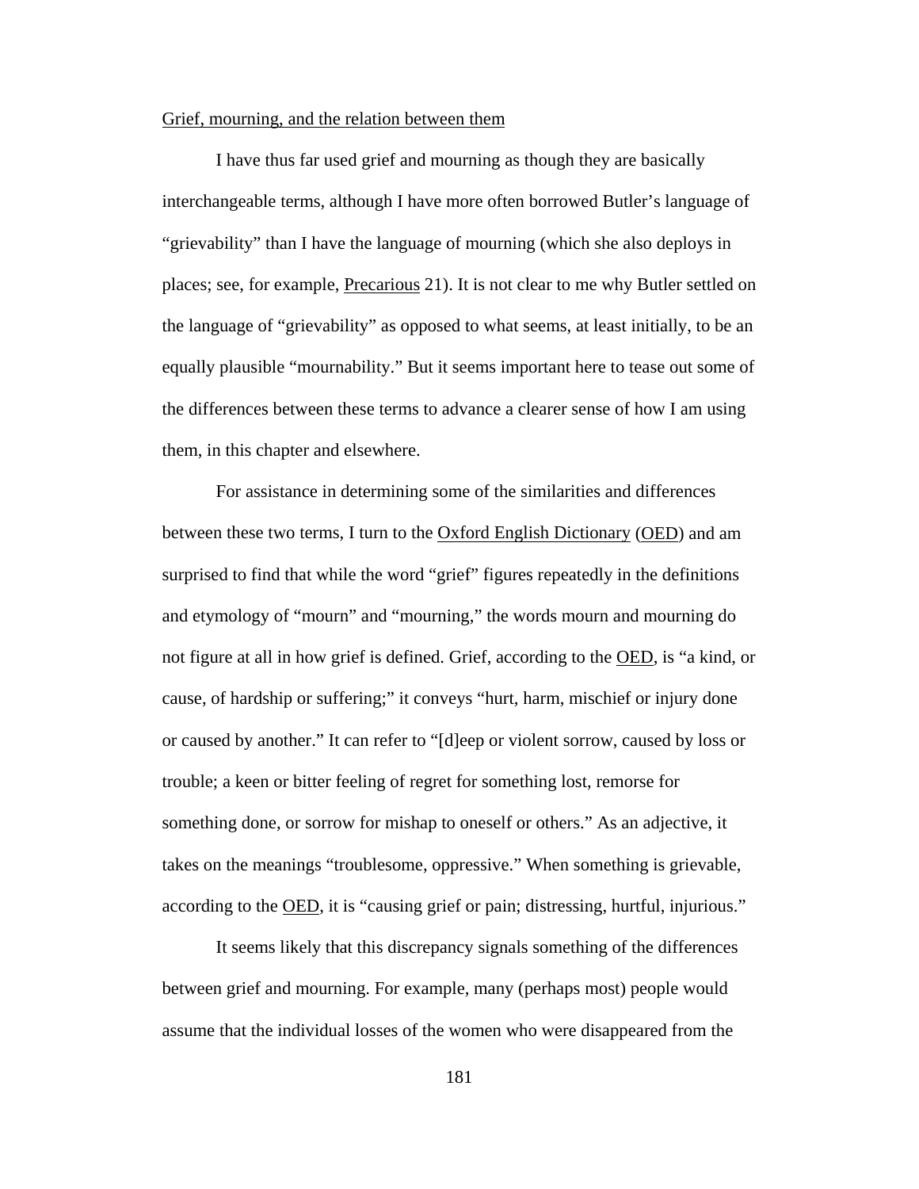Grief, mourning, and the relation between them

I have thus far used grief and mourning as though they are basically interchangeable terms, although I have more often borrowed Butler's language of "grievability" than I have the language of mourning (which she also deploys in places; see, for example, Precarious 21). It is not clear to me why Butler settled on the language of "grievability" as opposed to what seems, at least initially, to be an equally plausible "mournability." But it seems important here to tease out some of the differences between these terms to advance a clearer sense of how I am using them, in this chapter and elsewhere.

For assistance in determining some of the similarities and differences between these two terms, I turn to the Oxford English Dictionary (OED) and am surprised to find that while the word "grief" figures repeatedly in the definitions and etymology of "mourn" and "mourning," the words mourn and mourning do not figure at all in how grief is defined. Grief, according to the OED, is "a kind, or cause, of hardship or suffering;" it conveys "hurt, harm, mischief or injury done or caused by another." It can refer to "[d]eep or violent sorrow, caused by loss or trouble; a keen or bitter feeling of regret for something lost, remorse for something done, or sorrow for mishap to oneself or others." As an adjective, it takes on the meanings "troublesome, oppressive." When something is grievable, according to the OED, it is "causing grief or pain; distressing, hurtful, injurious."

It seems likely that this discrepancy signals something of the differences between grief and mourning. For example, many (perhaps most) people would assume that the individual losses of the women who were disappeared from the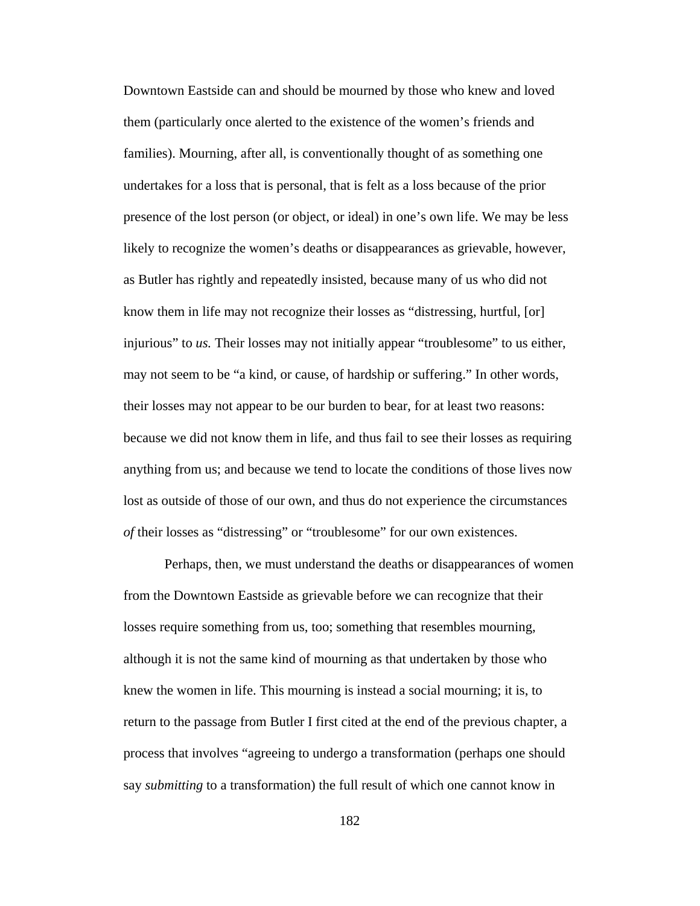Downtown Eastside can and should be mourned by those who knew and loved them (particularly once alerted to the existence of the women's friends and families). Mourning, after all, is conventionally thought of as something one undertakes for a loss that is personal, that is felt as a loss because of the prior presence of the lost person (or object, or ideal) in one's own life. We may be less likely to recognize the women's deaths or disappearances as grievable, however, as Butler has rightly and repeatedly insisted, because many of us who did not know them in life may not recognize their losses as "distressing, hurtful, [or] injurious" to *us.* Their losses may not initially appear "troublesome" to us either, may not seem to be "a kind, or cause, of hardship or suffering." In other words, their losses may not appear to be our burden to bear, for at least two reasons: because we did not know them in life, and thus fail to see their losses as requiring anything from us; and because we tend to locate the conditions of those lives now lost as outside of those of our own, and thus do not experience the circumstances *of* their losses as "distressing" or "troublesome" for our own existences.

Perhaps, then, we must understand the deaths or disappearances of women from the Downtown Eastside as grievable before we can recognize that their losses require something from us, too; something that resembles mourning, although it is not the same kind of mourning as that undertaken by those who knew the women in life. This mourning is instead a social mourning; it is, to return to the passage from Butler I first cited at the end of the previous chapter, a process that involves "agreeing to undergo a transformation (perhaps one should say *submitting* to a transformation) the full result of which one cannot know in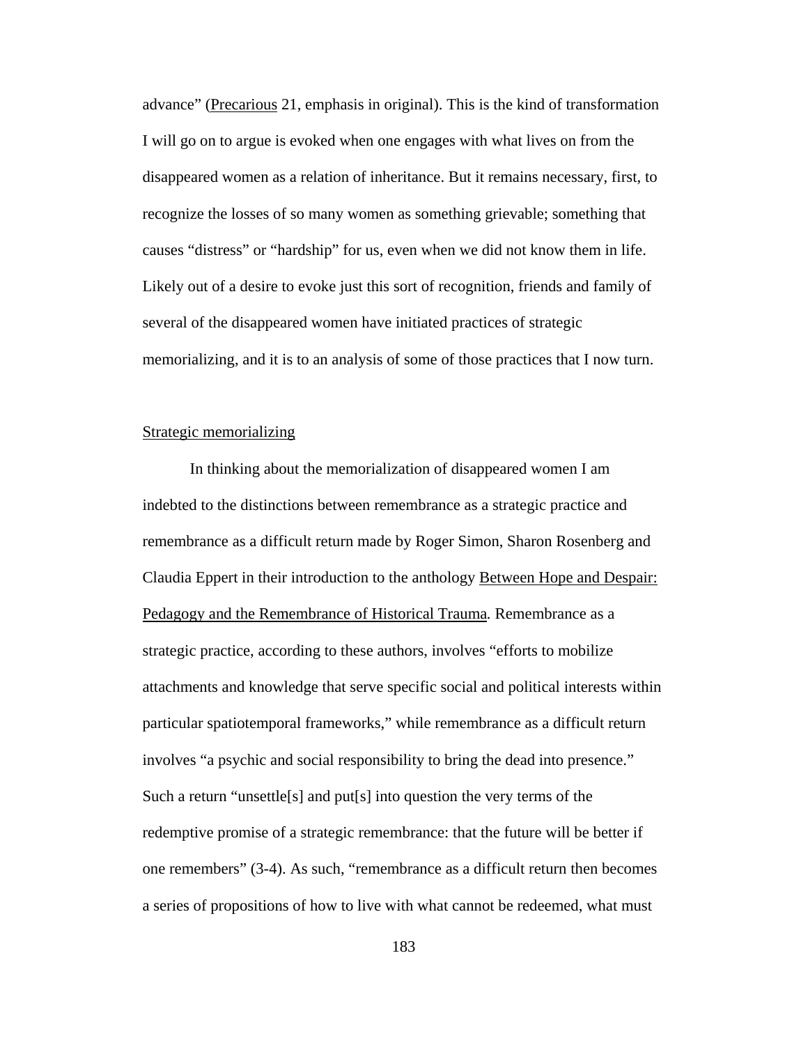advance" (Precarious 21, emphasis in original). This is the kind of transformation I will go on to argue is evoked when one engages with what lives on from the disappeared women as a relation of inheritance. But it remains necessary, first, to recognize the losses of so many women as something grievable; something that causes "distress" or "hardship" for us, even when we did not know them in life. Likely out of a desire to evoke just this sort of recognition, friends and family of several of the disappeared women have initiated practices of strategic memorializing, and it is to an analysis of some of those practices that I now turn.

## Strategic memorializing

In thinking about the memorialization of disappeared women I am indebted to the distinctions between remembrance as a strategic practice and remembrance as a difficult return made by Roger Simon, Sharon Rosenberg and Claudia Eppert in their introduction to the anthology Between Hope and Despair: Pedagogy and the Remembrance of Historical Trauma. Remembrance as a strategic practice, according to these authors, involves "efforts to mobilize attachments and knowledge that serve specific social and political interests within particular spatiotemporal frameworks," while remembrance as a difficult return involves "a psychic and social responsibility to bring the dead into presence." Such a return "unsettle[s] and put[s] into question the very terms of the redemptive promise of a strategic remembrance: that the future will be better if one remembers" (3-4). As such, "remembrance as a difficult return then becomes a series of propositions of how to live with what cannot be redeemed, what must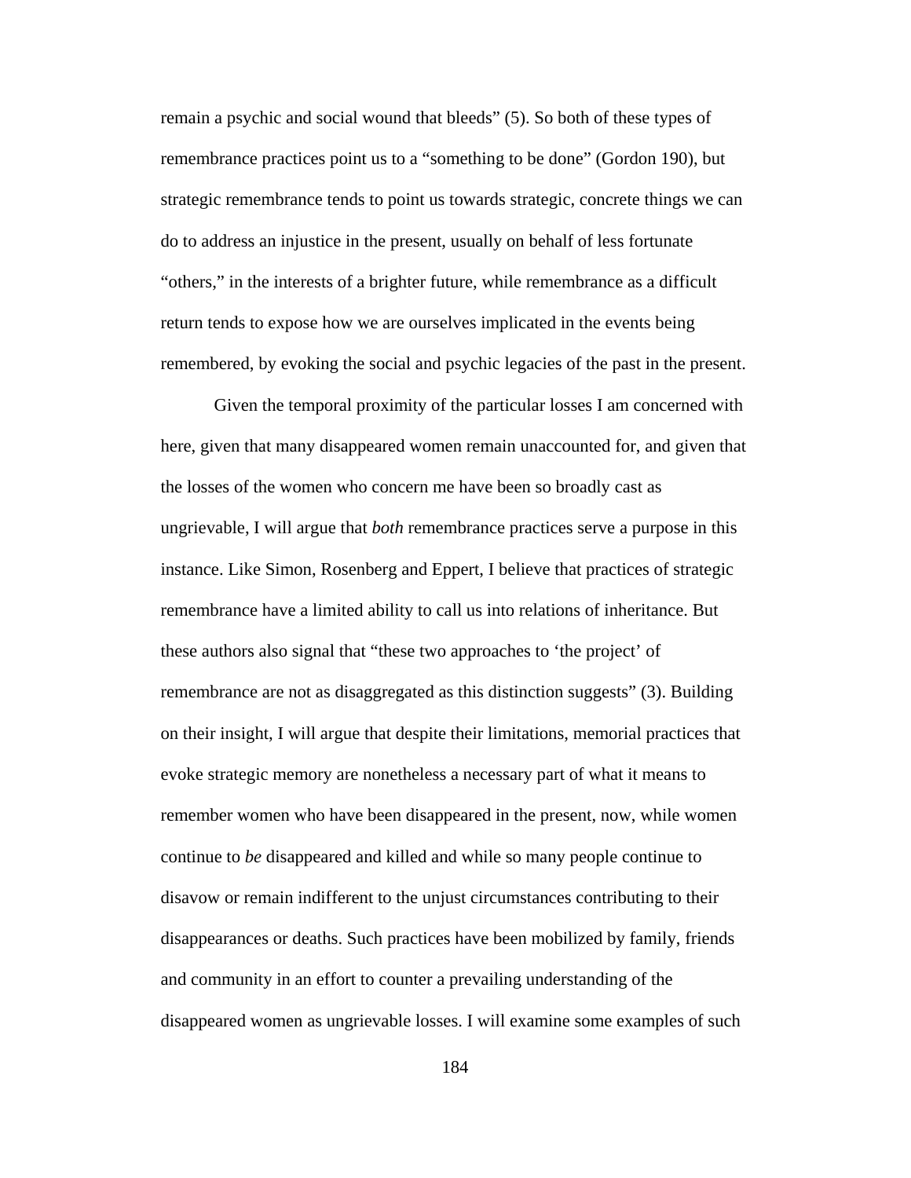remain a psychic and social wound that bleeds" (5). So both of these types of remembrance practices point us to a "something to be done" (Gordon 190), but strategic remembrance tends to point us towards strategic, concrete things we can do to address an injustice in the present, usually on behalf of less fortunate "others," in the interests of a brighter future, while remembrance as a difficult return tends to expose how we are ourselves implicated in the events being remembered, by evoking the social and psychic legacies of the past in the present.

Given the temporal proximity of the particular losses I am concerned with here, given that many disappeared women remain unaccounted for, and given that the losses of the women who concern me have been so broadly cast as ungrievable, I will argue that *both* remembrance practices serve a purpose in this instance. Like Simon, Rosenberg and Eppert, I believe that practices of strategic remembrance have a limited ability to call us into relations of inheritance. But these authors also signal that "these two approaches to 'the project' of remembrance are not as disaggregated as this distinction suggests" (3). Building on their insight, I will argue that despite their limitations, memorial practices that evoke strategic memory are nonetheless a necessary part of what it means to remember women who have been disappeared in the present, now, while women continue to *be* disappeared and killed and while so many people continue to disavow or remain indifferent to the unjust circumstances contributing to their disappearances or deaths. Such practices have been mobilized by family, friends and community in an effort to counter a prevailing understanding of the disappeared women as ungrievable losses. I will examine some examples of such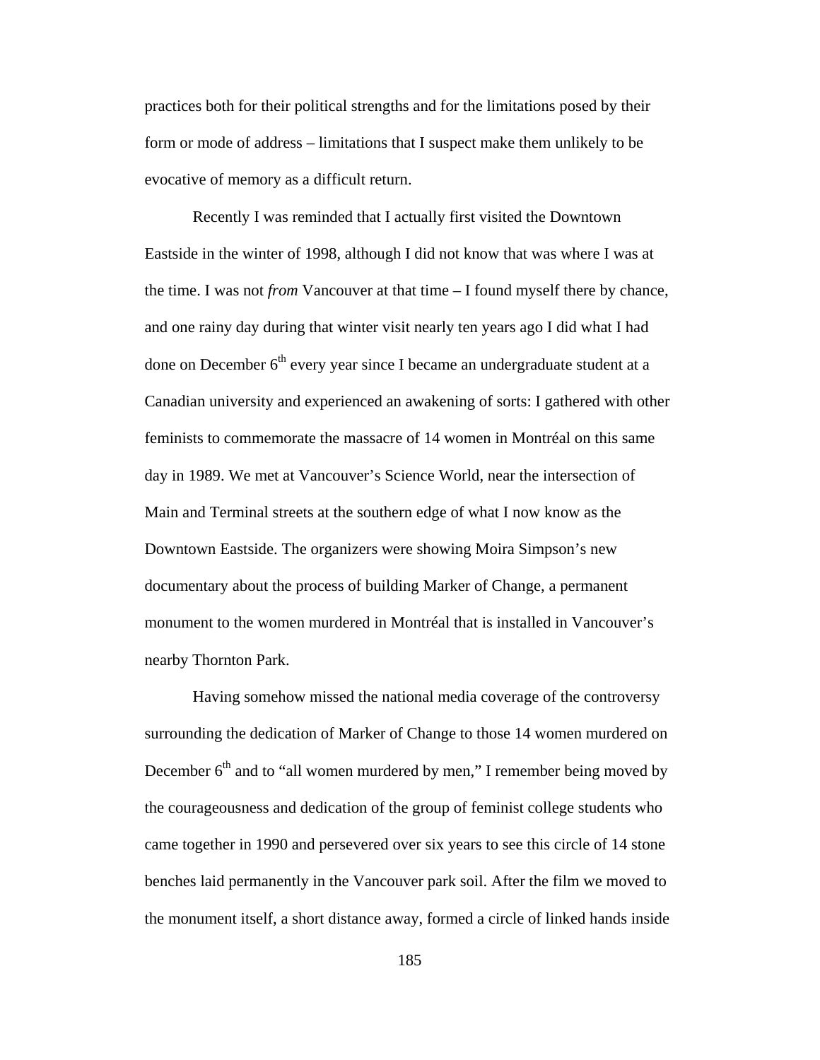practices both for their political strengths and for the limitations posed by their form or mode of address – limitations that I suspect make them unlikely to be evocative of memory as a difficult return.

Recently I was reminded that I actually first visited the Downtown Eastside in the winter of 1998, although I did not know that was where I was at the time. I was not *from* Vancouver at that time – I found myself there by chance, and one rainy day during that winter visit nearly ten years ago I did what I had done on December 6th every year since I became an undergraduate student at a Canadian university and experienced an awakening of sorts: I gathered with other feminists to commemorate the massacre of 14 women in Montréal on this same day in 1989. We met at Vancouver's Science World, near the intersection of Main and Terminal streets at the southern edge of what I now know as the Downtown Eastside. The organizers were showing Moira Simpson's new documentary about the process of building Marker of Change, a permanent monument to the women murdered in Montréal that is installed in Vancouver's nearby Thornton Park.

Having somehow missed the national media coverage of the controversy surrounding the dedication of Marker of Change to those 14 women murdered on December 6th and to "all women murdered by men," I remember being moved by the courageousness and dedication of the group of feminist college students who came together in 1990 and persevered over six years to see this circle of 14 stone benches laid permanently in the Vancouver park soil. After the film we moved to the monument itself, a short distance away, formed a circle of linked hands inside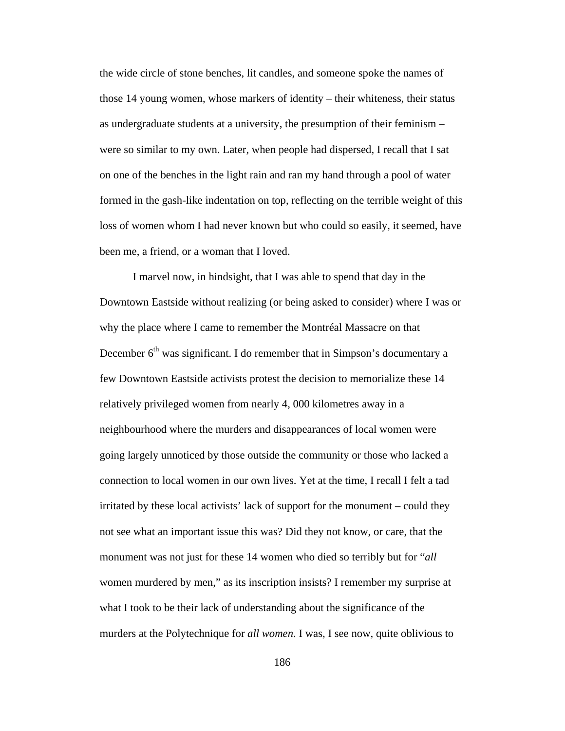the wide circle of stone benches, lit candles, and someone spoke the names of those 14 young women, whose markers of identity – their whiteness, their status as undergraduate students at a university, the presumption of their feminism – were so similar to my own. Later, when people had dispersed, I recall that I sat on one of the benches in the light rain and ran my hand through a pool of water formed in the gash-like indentation on top, reflecting on the terrible weight of this loss of women whom I had never known but who could so easily, it seemed, have been me, a friend, or a woman that I loved.

I marvel now, in hindsight, that I was able to spend that day in the Downtown Eastside without realizing (or being asked to consider) where I was or why the place where I came to remember the Montréal Massacre on that December 6th was significant. I do remember that in Simpson's documentary a few Downtown Eastside activists protest the decision to memorialize these 14 relatively privileged women from nearly 4, 000 kilometres away in a neighbourhood where the murders and disappearances of local women were going largely unnoticed by those outside the community or those who lacked a connection to local women in our own lives. Yet at the time, I recall I felt a tad irritated by these local activists' lack of support for the monument – could they not see what an important issue this was? Did they not know, or care, that the monument was not just for these 14 women who died so terribly but for "*all* women murdered by men," as its inscription insists? I remember my surprise at what I took to be their lack of understanding about the significance of the murders at the Polytechnique for *all women*. I was, I see now, quite oblivious to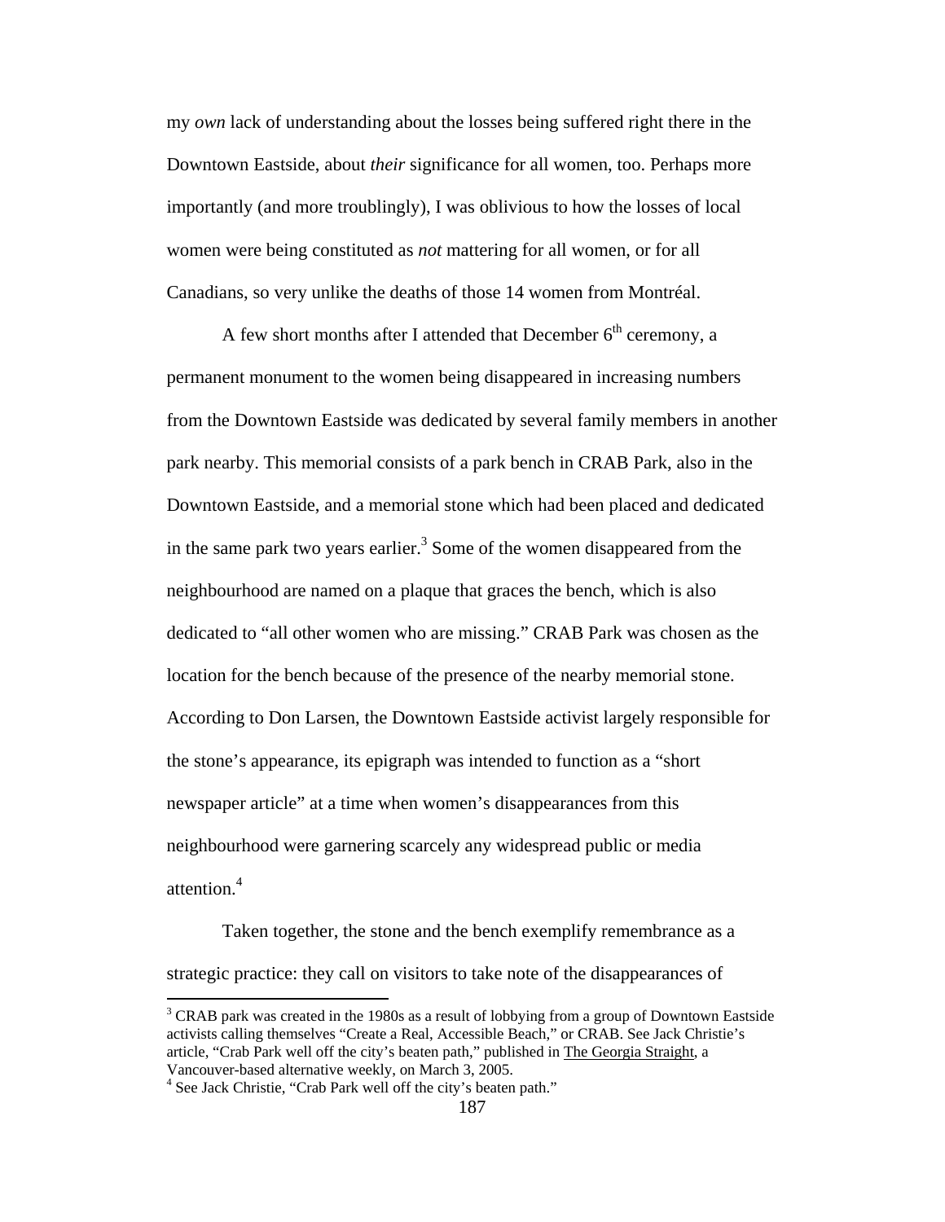my *own* lack of understanding about the losses being suffered right there in the Downtown Eastside, about *their* significance for all women, too. Perhaps more importantly (and more troublingly), I was oblivious to how the losses of local women were being constituted as *not* mattering for all women, or for all Canadians, so very unlike the deaths of those 14 women from Montréal.

A few short months after I attended that December 6th ceremony, a permanent monument to the women being disappeared in increasing numbers from the Downtown Eastside was dedicated by several family members in another park nearby. This memorial consists of a park bench in CRAB Park, also in the Downtown Eastside, and a memorial stone which had been placed and dedicated in the same park two years earlier.[3] Some of the women disappeared from the neighbourhood are named on a plaque that graces the bench, which is also dedicated to "all other women who are missing." CRAB Park was chosen as the location for the bench because of the presence of the nearby memorial stone. According to Don Larsen, the Downtown Eastside activist largely responsible for the stone's appearance, its epigraph was intended to function as a "short newspaper article" at a time when women's disappearances from this neighbourhood were garnering scarcely any widespread public or media attention.[4]

Taken together, the stone and the bench exemplify remembrance as a strategic practice: they call on visitors to take note of the disappearances of

---

[3] CRAB park was created in the 1980s as a result of lobbying from a group of Downtown Eastside activists calling themselves "Create a Real, Accessible Beach," or CRAB. See Jack Christie's article, "Crab Park well off the city's beaten path," published in The Georgia Straight, a Vancouver-based alternative weekly, on March 3, 2005.

[4] See Jack Christie, "Crab Park well off the city's beaten path."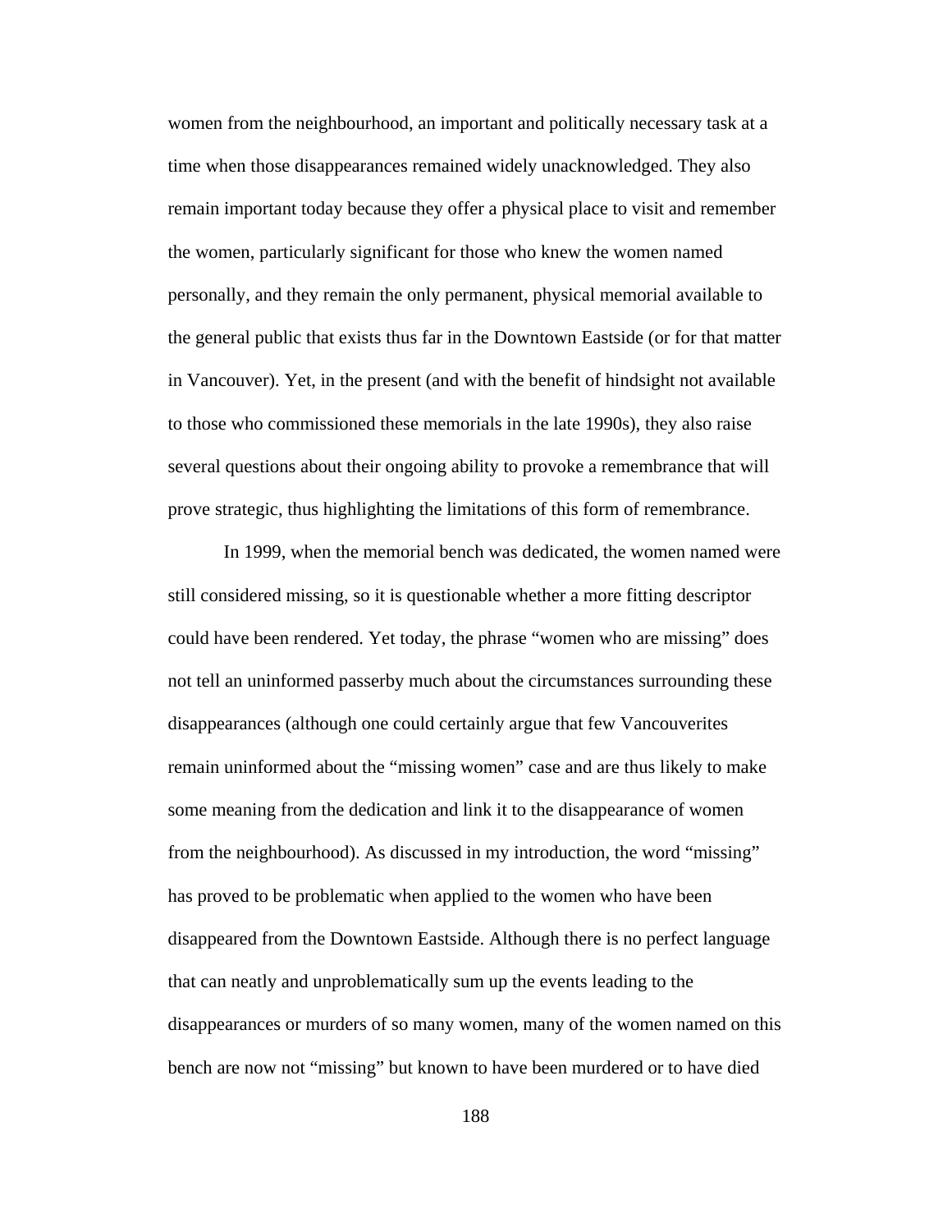women from the neighbourhood, an important and politically necessary task at a time when those disappearances remained widely unacknowledged. They also remain important today because they offer a physical place to visit and remember the women, particularly significant for those who knew the women named personally, and they remain the only permanent, physical memorial available to the general public that exists thus far in the Downtown Eastside (or for that matter in Vancouver). Yet, in the present (and with the benefit of hindsight not available to those who commissioned these memorials in the late 1990s), they also raise several questions about their ongoing ability to provoke a remembrance that will prove strategic, thus highlighting the limitations of this form of remembrance.

In 1999, when the memorial bench was dedicated, the women named were still considered missing, so it is questionable whether a more fitting descriptor could have been rendered. Yet today, the phrase "women who are missing" does not tell an uninformed passerby much about the circumstances surrounding these disappearances (although one could certainly argue that few Vancouverites remain uninformed about the "missing women" case and are thus likely to make some meaning from the dedication and link it to the disappearance of women from the neighbourhood). As discussed in my introduction, the word "missing" has proved to be problematic when applied to the women who have been disappeared from the Downtown Eastside. Although there is no perfect language that can neatly and unproblematically sum up the events leading to the disappearances or murders of so many women, many of the women named on this bench are now not "missing" but known to have been murdered or to have died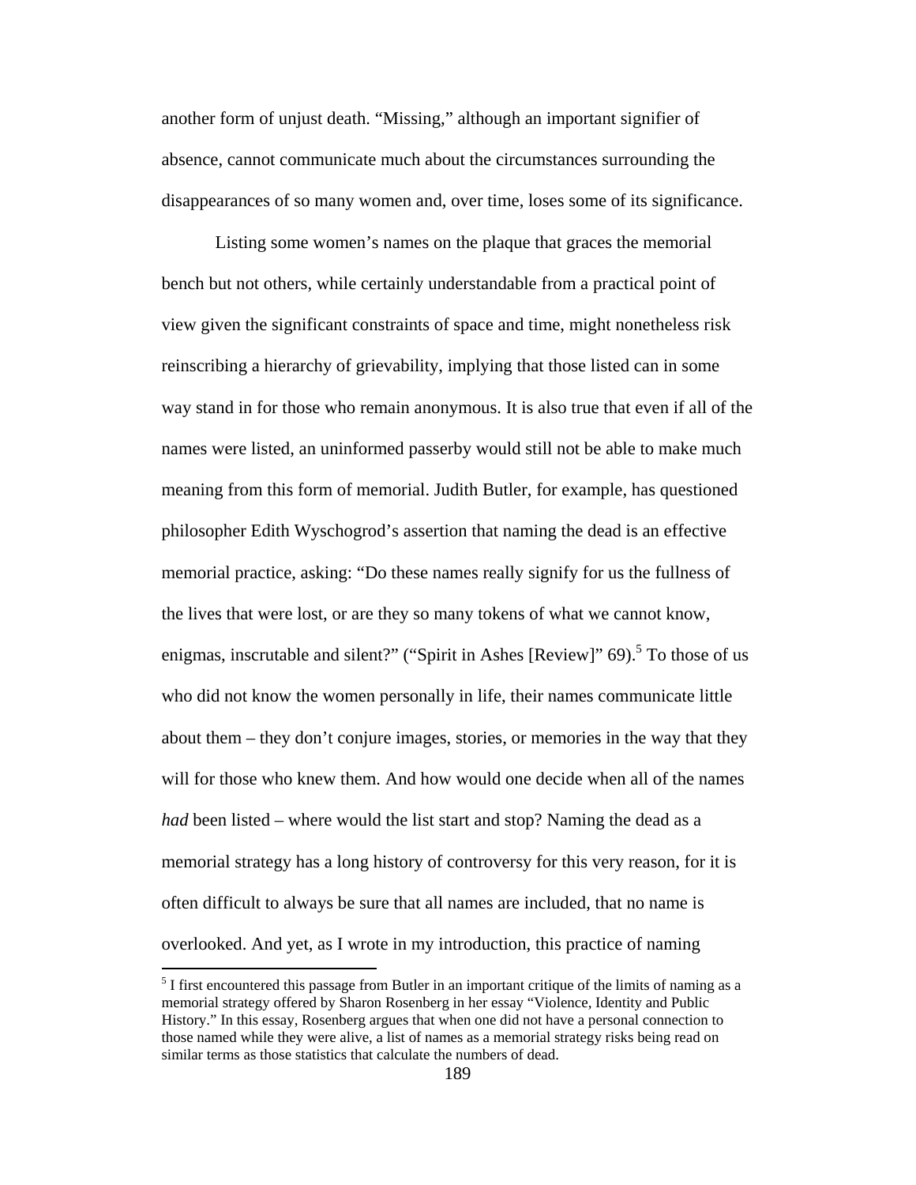another form of unjust death. “Missing,” although an important signifier of absence, cannot communicate much about the circumstances surrounding the disappearances of so many women and, over time, loses some of its significance.

Listing some women’s names on the plaque that graces the memorial bench but not others, while certainly understandable from a practical point of view given the significant constraints of space and time, might nonetheless risk reinscribing a hierarchy of grievability, implying that those listed can in some way stand in for those who remain anonymous. It is also true that even if all of the names were listed, an uninformed passerby would still not be able to make much meaning from this form of memorial. Judith Butler, for example, has questioned philosopher Edith Wyschogrod’s assertion that naming the dead is an effective memorial practice, asking: “Do these names really signify for us the fullness of the lives that were lost, or are they so many tokens of what we cannot know, enigmas, inscrutable and silent?” (“Spirit in Ashes [Review]” 69).[5] To those of us who did not know the women personally in life, their names communicate little about them – they don’t conjure images, stories, or memories in the way that they will for those who knew them. And how would one decide when all of the names *had* been listed – where would the list start and stop? Naming the dead as a memorial strategy has a long history of controversy for this very reason, for it is often difficult to always be sure that all names are included, that no name is overlooked. And yet, as I wrote in my introduction, this practice of naming

[5] I first encountered this passage from Butler in an important critique of the limits of naming as a memorial strategy offered by Sharon Rosenberg in her essay “Violence, Identity and Public History.” In this essay, Rosenberg argues that when one did not have a personal connection to those named while they were alive, a list of names as a memorial strategy risks being read on similar terms as those statistics that calculate the numbers of dead.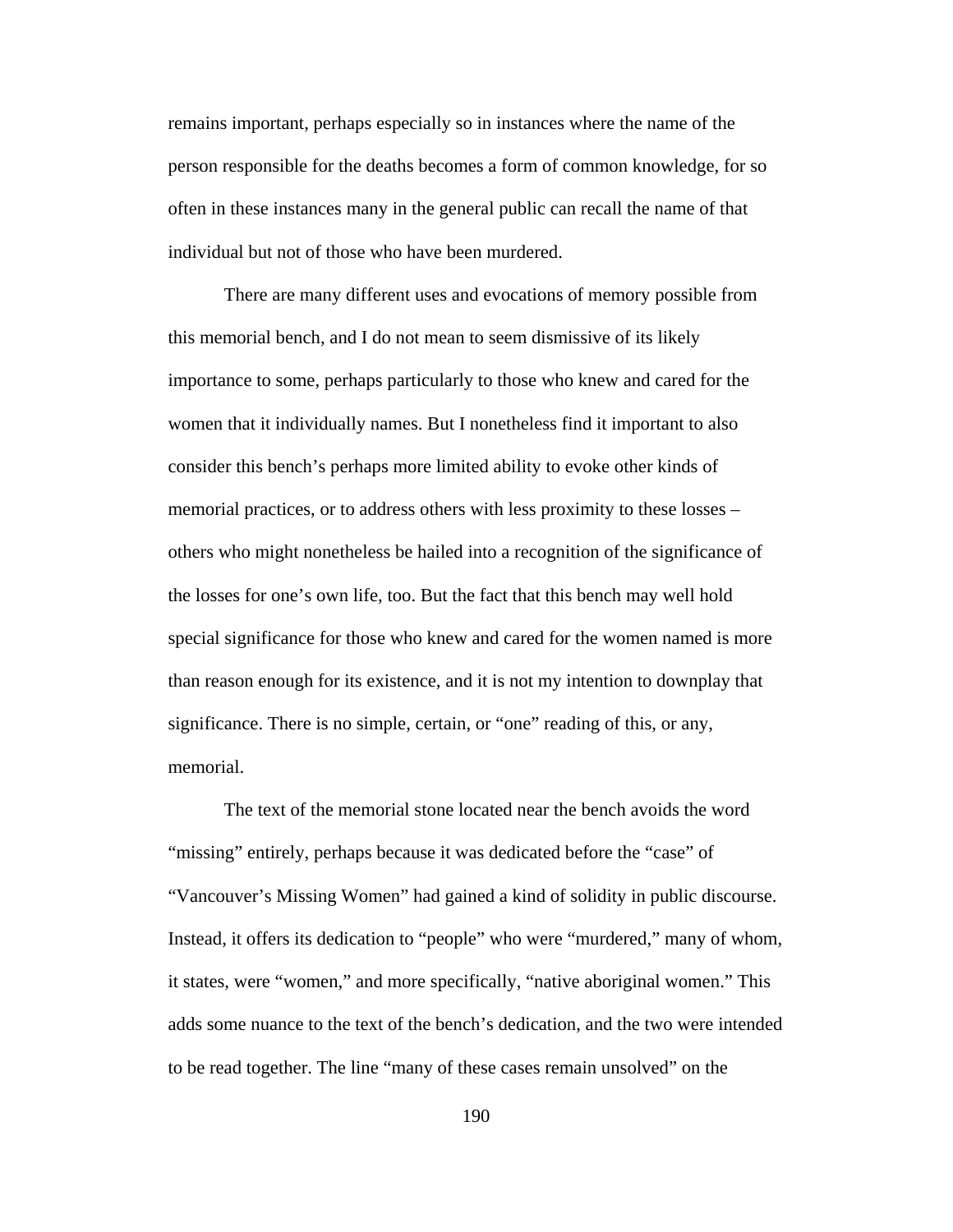remains important, perhaps especially so in instances where the name of the person responsible for the deaths becomes a form of common knowledge, for so often in these instances many in the general public can recall the name of that individual but not of those who have been murdered.

There are many different uses and evocations of memory possible from this memorial bench, and I do not mean to seem dismissive of its likely importance to some, perhaps particularly to those who knew and cared for the women that it individually names. But I nonetheless find it important to also consider this bench's perhaps more limited ability to evoke other kinds of memorial practices, or to address others with less proximity to these losses – others who might nonetheless be hailed into a recognition of the significance of the losses for one's own life, too. But the fact that this bench may well hold special significance for those who knew and cared for the women named is more than reason enough for its existence, and it is not my intention to downplay that significance. There is no simple, certain, or "one" reading of this, or any, memorial.

The text of the memorial stone located near the bench avoids the word "missing" entirely, perhaps because it was dedicated before the "case" of "Vancouver's Missing Women" had gained a kind of solidity in public discourse. Instead, it offers its dedication to "people" who were "murdered," many of whom, it states, were "women," and more specifically, "native aboriginal women." This adds some nuance to the text of the bench's dedication, and the two were intended to be read together. The line "many of these cases remain unsolved" on the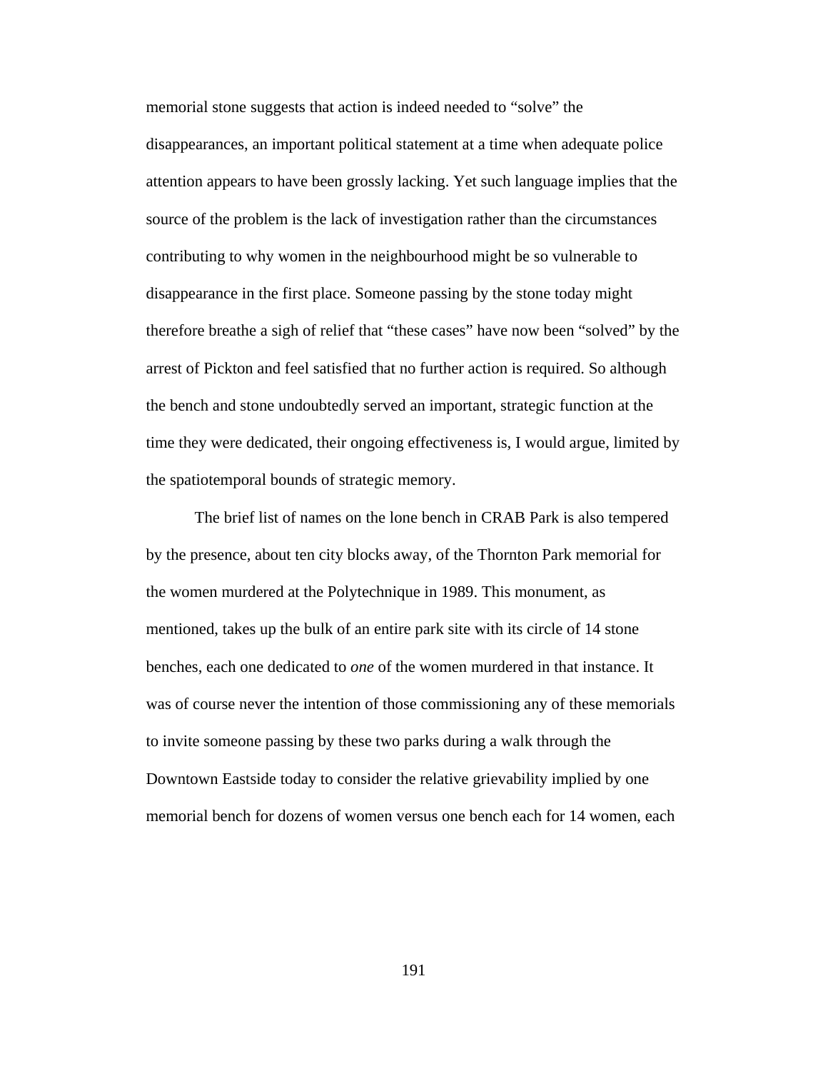memorial stone suggests that action is indeed needed to "solve" the disappearances, an important political statement at a time when adequate police attention appears to have been grossly lacking. Yet such language implies that the source of the problem is the lack of investigation rather than the circumstances contributing to why women in the neighbourhood might be so vulnerable to disappearance in the first place. Someone passing by the stone today might therefore breathe a sigh of relief that "these cases" have now been "solved" by the arrest of Pickton and feel satisfied that no further action is required. So although the bench and stone undoubtedly served an important, strategic function at the time they were dedicated, their ongoing effectiveness is, I would argue, limited by the spatiotemporal bounds of strategic memory.

The brief list of names on the lone bench in CRAB Park is also tempered by the presence, about ten city blocks away, of the Thornton Park memorial for the women murdered at the Polytechnique in 1989. This monument, as mentioned, takes up the bulk of an entire park site with its circle of 14 stone benches, each one dedicated to *one* of the women murdered in that instance. It was of course never the intention of those commissioning any of these memorials to invite someone passing by these two parks during a walk through the Downtown Eastside today to consider the relative grievability implied by one memorial bench for dozens of women versus one bench each for 14 women, each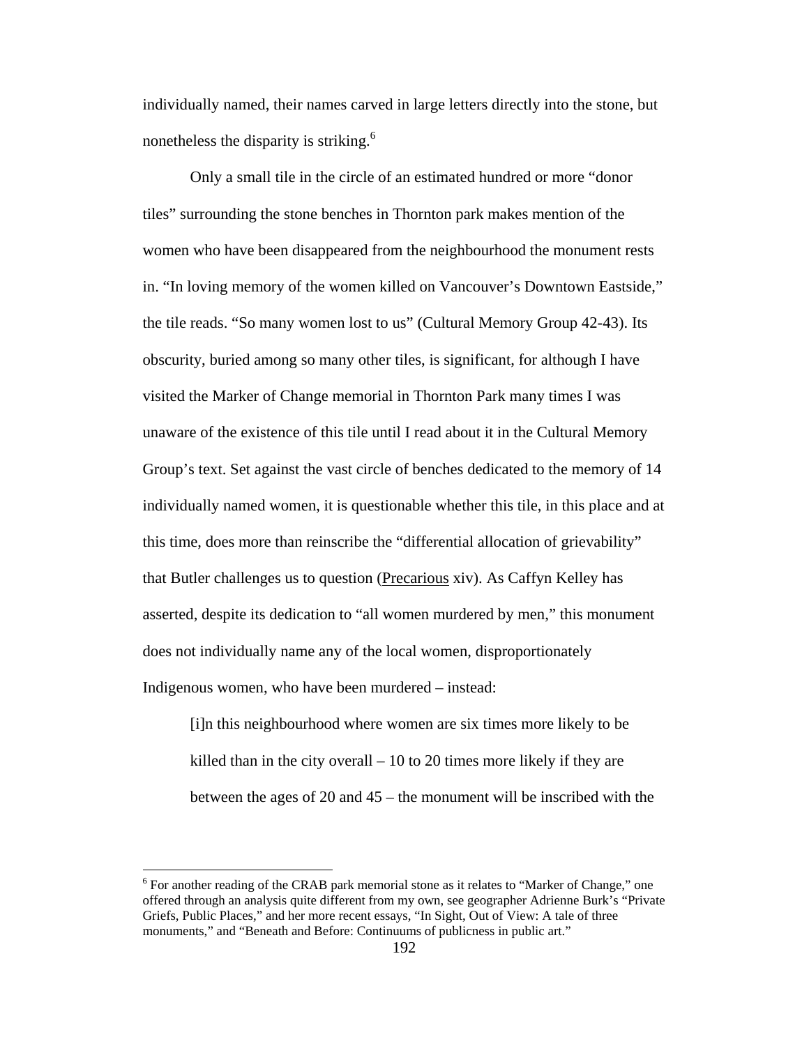individually named, their names carved in large letters directly into the stone, but nonetheless the disparity is striking.[6]

Only a small tile in the circle of an estimated hundred or more "donor tiles" surrounding the stone benches in Thornton park makes mention of the women who have been disappeared from the neighbourhood the monument rests in. "In loving memory of the women killed on Vancouver's Downtown Eastside," the tile reads. "So many women lost to us" (Cultural Memory Group 42-43). Its obscurity, buried among so many other tiles, is significant, for although I have visited the Marker of Change memorial in Thornton Park many times I was unaware of the existence of this tile until I read about it in the Cultural Memory Group's text. Set against the vast circle of benches dedicated to the memory of 14 individually named women, it is questionable whether this tile, in this place and at this time, does more than reinscribe the "differential allocation of grievability" that Butler challenges us to question (Precarious xiv). As Caffyn Kelley has asserted, despite its dedication to "all women murdered by men," this monument does not individually name any of the local women, disproportionately Indigenous women, who have been murdered – instead:

> [i]n this neighbourhood where women are six times more likely to be killed than in the city overall – 10 to 20 times more likely if they are between the ages of 20 and 45 – the monument will be inscribed with the

[6] For another reading of the CRAB park memorial stone as it relates to "Marker of Change," one offered through an analysis quite different from my own, see geographer Adrienne Burk's "Private Griefs, Public Places," and her more recent essays, "In Sight, Out of View: A tale of three monuments," and "Beneath and Before: Continuums of publicness in public art."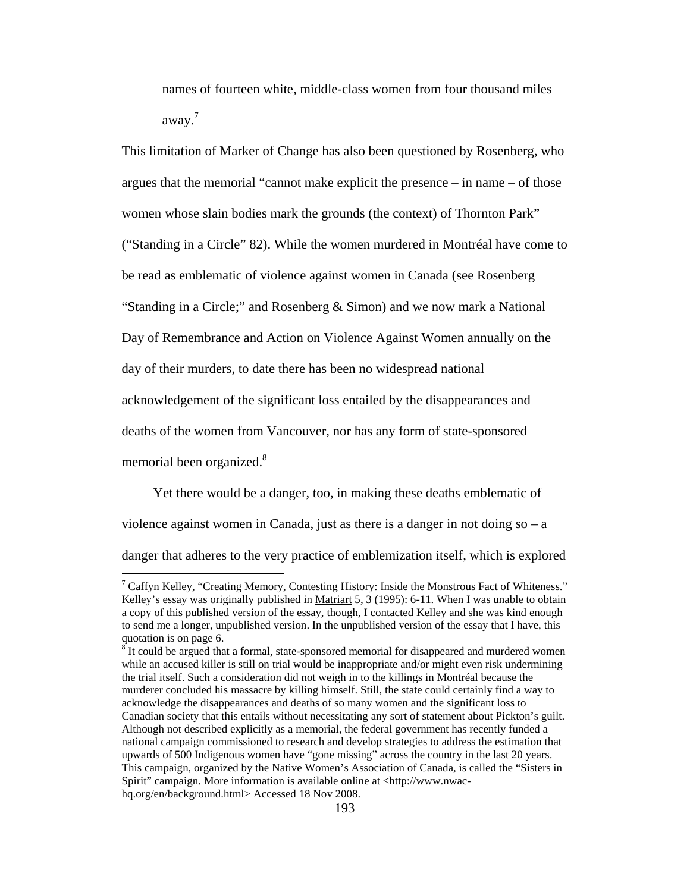names of fourteen white, middle-class women from four thousand miles away.[7]

This limitation of Marker of Change has also been questioned by Rosenberg, who argues that the memorial "cannot make explicit the presence – in name – of those women whose slain bodies mark the grounds (the context) of Thornton Park" ("Standing in a Circle" 82). While the women murdered in Montréal have come to be read as emblematic of violence against women in Canada (see Rosenberg "Standing in a Circle;" and Rosenberg & Simon) and we now mark a National Day of Remembrance and Action on Violence Against Women annually on the day of their murders, to date there has been no widespread national acknowledgement of the significant loss entailed by the disappearances and deaths of the women from Vancouver, nor has any form of state-sponsored memorial been organized.[8]

Yet there would be a danger, too, in making these deaths emblematic of violence against women in Canada, just as there is a danger in not doing so – a danger that adheres to the very practice of emblemization itself, which is explored

---

[7] Caffyn Kelley, "Creating Memory, Contesting History: Inside the Monstrous Fact of Whiteness." Kelley's essay was originally published in Matriart 5, 3 (1995): 6-11. When I was unable to obtain a copy of this published version of the essay, though, I contacted Kelley and she was kind enough to send me a longer, unpublished version. In the unpublished version of the essay that I have, this quotation is on page 6.

[8] It could be argued that a formal, state-sponsored memorial for disappeared and murdered women while an accused killer is still on trial would be inappropriate and/or might even risk undermining the trial itself. Such a consideration did not weigh in to the killings in Montréal because the murderer concluded his massacre by killing himself. Still, the state could certainly find a way to acknowledge the disappearances and deaths of so many women and the significant loss to Canadian society that this entails without necessitating any sort of statement about Pickton's guilt. Although not described explicitly as a memorial, the federal government has recently funded a national campaign commissioned to research and develop strategies to address the estimation that upwards of 500 Indigenous women have "gone missing" across the country in the last 20 years. This campaign, organized by the Native Women's Association of Canada, is called the "Sisters in Spirit" campaign. More information is available online at <http://www.nwac-hq.org/en/background.html> Accessed 18 Nov 2008.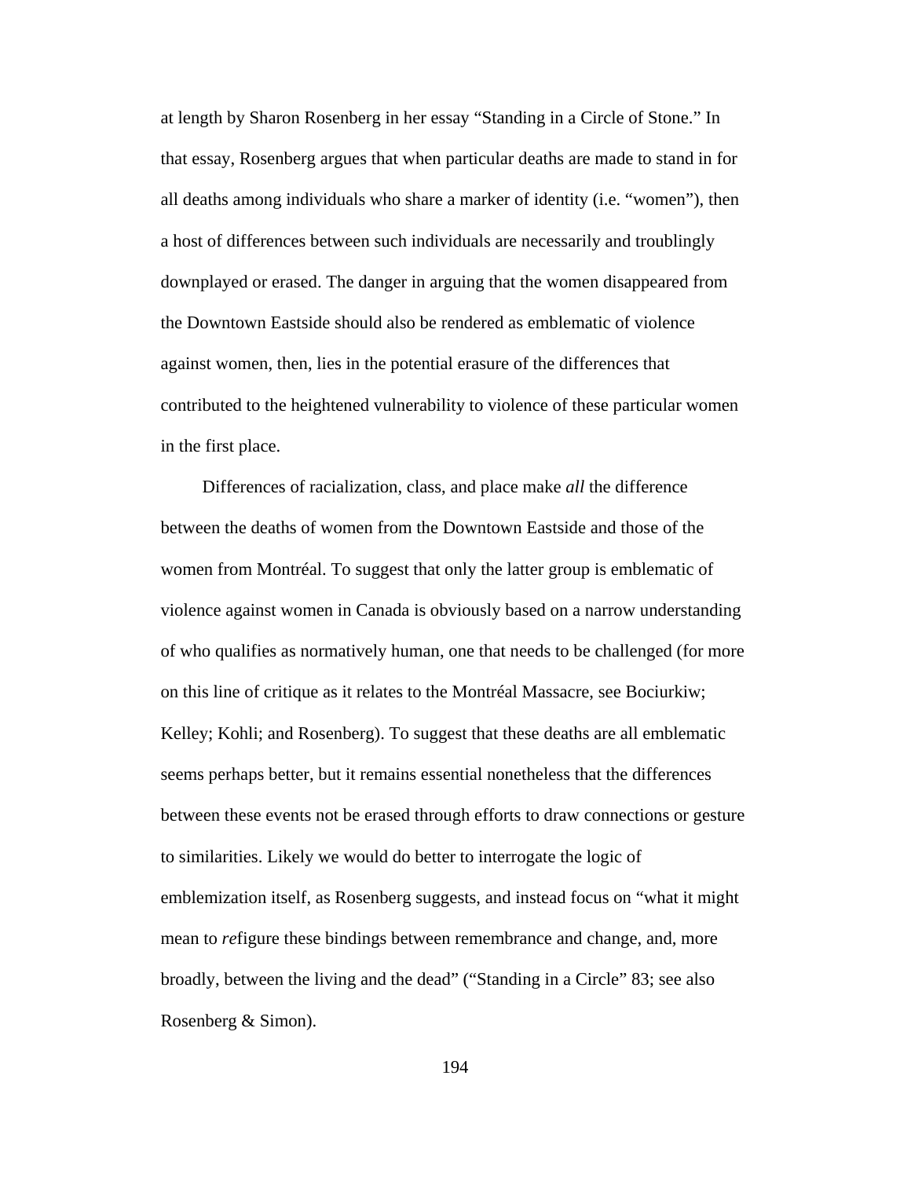at length by Sharon Rosenberg in her essay “Standing in a Circle of Stone.” In that essay, Rosenberg argues that when particular deaths are made to stand in for all deaths among individuals who share a marker of identity (i.e. “women”), then a host of differences between such individuals are necessarily and troublingly downplayed or erased. The danger in arguing that the women disappeared from the Downtown Eastside should also be rendered as emblematic of violence against women, then, lies in the potential erasure of the differences that contributed to the heightened vulnerability to violence of these particular women in the first place.

Differences of racialization, class, and place make *all* the difference between the deaths of women from the Downtown Eastside and those of the women from Montréal. To suggest that only the latter group is emblematic of violence against women in Canada is obviously based on a narrow understanding of who qualifies as normatively human, one that needs to be challenged (for more on this line of critique as it relates to the Montréal Massacre, see Bociurkiw; Kelley; Kohli; and Rosenberg). To suggest that these deaths are all emblematic seems perhaps better, but it remains essential nonetheless that the differences between these events not be erased through efforts to draw connections or gesture to similarities. Likely we would do better to interrogate the logic of emblemization itself, as Rosenberg suggests, and instead focus on “what it might mean to *re*figure these bindings between remembrance and change, and, more broadly, between the living and the dead” (“Standing in a Circle” 83; see also Rosenberg & Simon).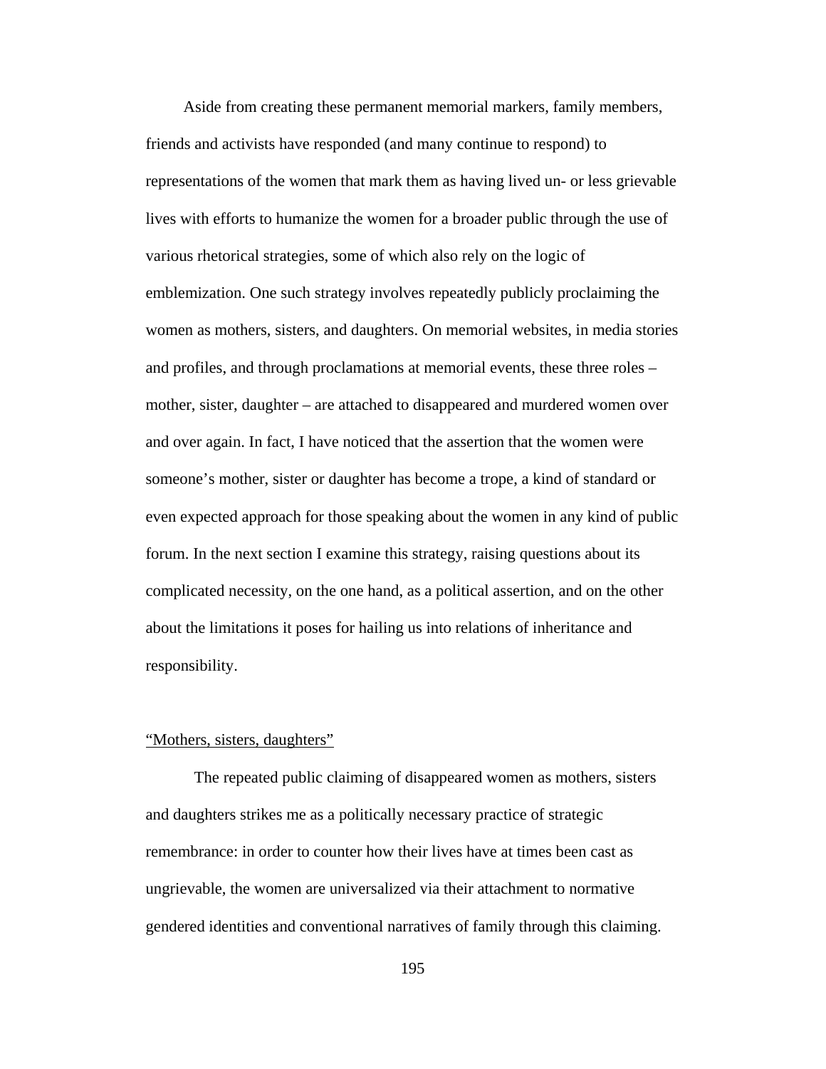Aside from creating these permanent memorial markers, family members, friends and activists have responded (and many continue to respond) to representations of the women that mark them as having lived un- or less grievable lives with efforts to humanize the women for a broader public through the use of various rhetorical strategies, some of which also rely on the logic of emblemization. One such strategy involves repeatedly publicly proclaiming the women as mothers, sisters, and daughters. On memorial websites, in media stories and profiles, and through proclamations at memorial events, these three roles – mother, sister, daughter – are attached to disappeared and murdered women over and over again. In fact, I have noticed that the assertion that the women were someone's mother, sister or daughter has become a trope, a kind of standard or even expected approach for those speaking about the women in any kind of public forum. In the next section I examine this strategy, raising questions about its complicated necessity, on the one hand, as a political assertion, and on the other about the limitations it poses for hailing us into relations of inheritance and responsibility.

## "Mothers, sisters, daughters"

The repeated public claiming of disappeared women as mothers, sisters and daughters strikes me as a politically necessary practice of strategic remembrance: in order to counter how their lives have at times been cast as ungrievable, the women are universalized via their attachment to normative gendered identities and conventional narratives of family through this claiming.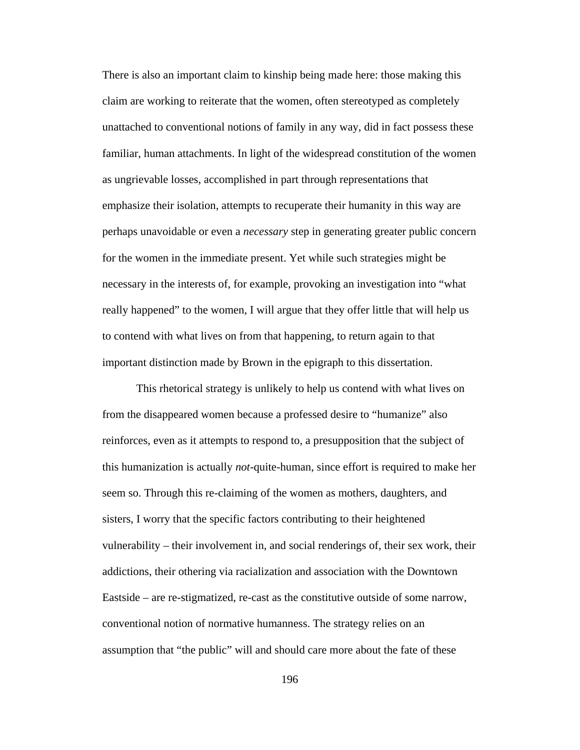There is also an important claim to kinship being made here: those making this claim are working to reiterate that the women, often stereotyped as completely unattached to conventional notions of family in any way, did in fact possess these familiar, human attachments. In light of the widespread constitution of the women as ungrievable losses, accomplished in part through representations that emphasize their isolation, attempts to recuperate their humanity in this way are perhaps unavoidable or even a *necessary* step in generating greater public concern for the women in the immediate present. Yet while such strategies might be necessary in the interests of, for example, provoking an investigation into "what really happened" to the women, I will argue that they offer little that will help us to contend with what lives on from that happening, to return again to that important distinction made by Brown in the epigraph to this dissertation.

This rhetorical strategy is unlikely to help us contend with what lives on from the disappeared women because a professed desire to "humanize" also reinforces, even as it attempts to respond to, a presupposition that the subject of this humanization is actually *not*-quite-human, since effort is required to make her seem so. Through this re-claiming of the women as mothers, daughters, and sisters, I worry that the specific factors contributing to their heightened vulnerability – their involvement in, and social renderings of, their sex work, their addictions, their othering via racialization and association with the Downtown Eastside – are re-stigmatized, re-cast as the constitutive outside of some narrow, conventional notion of normative humanness. The strategy relies on an assumption that "the public" will and should care more about the fate of these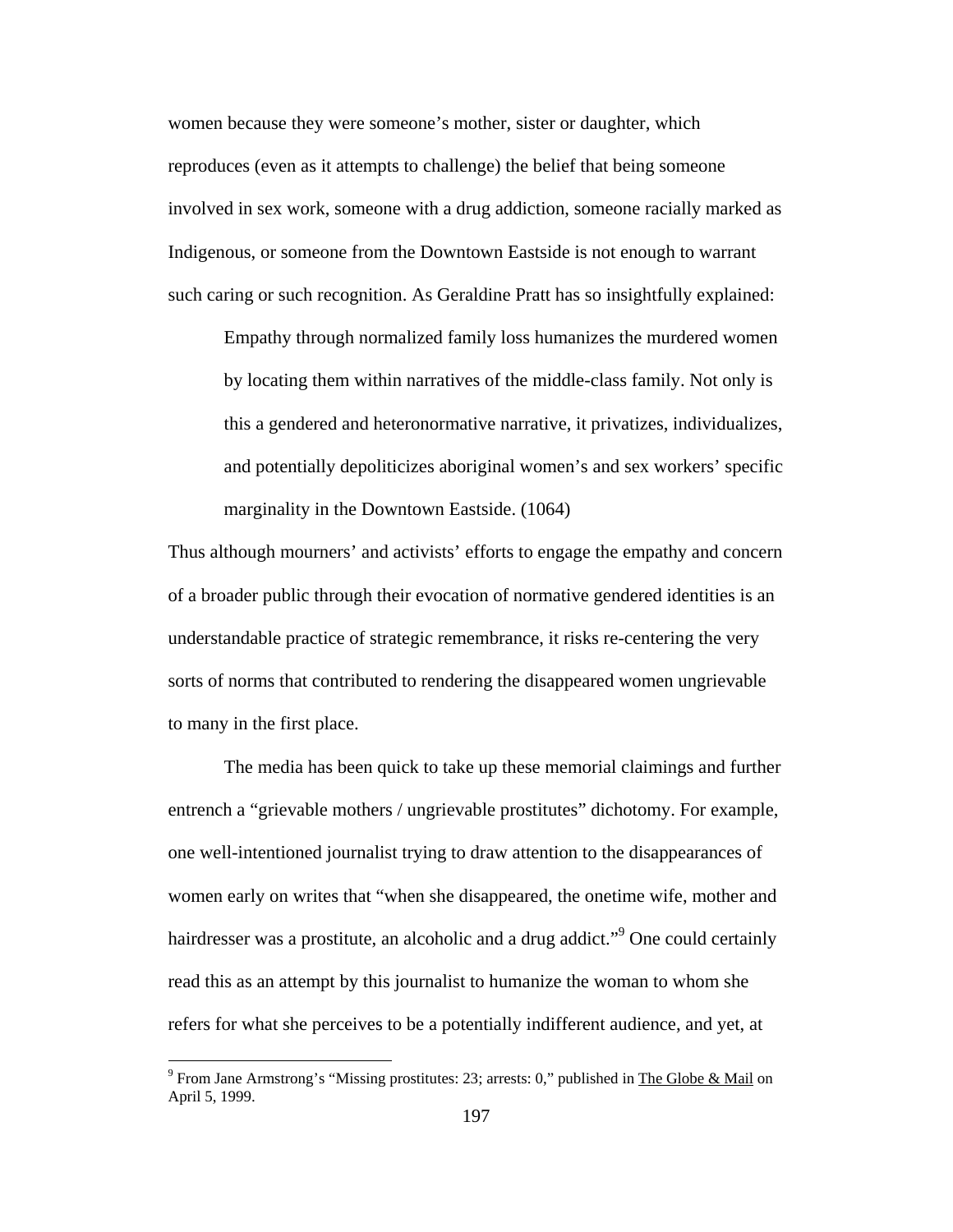women because they were someone's mother, sister or daughter, which reproduces (even as it attempts to challenge) the belief that being someone involved in sex work, someone with a drug addiction, someone racially marked as Indigenous, or someone from the Downtown Eastside is not enough to warrant such caring or such recognition. As Geraldine Pratt has so insightfully explained:

> Empathy through normalized family loss humanizes the murdered women by locating them within narratives of the middle-class family. Not only is this a gendered and heteronormative narrative, it privatizes, individualizes, and potentially depoliticizes aboriginal women's and sex workers' specific marginality in the Downtown Eastside. (1064)

Thus although mourners' and activists' efforts to engage the empathy and concern of a broader public through their evocation of normative gendered identities is an understandable practice of strategic remembrance, it risks re-centering the very sorts of norms that contributed to rendering the disappeared women ungrievable to many in the first place.

The media has been quick to take up these memorial claimings and further entrench a "grievable mothers / ungrievable prostitutes" dichotomy. For example, one well-intentioned journalist trying to draw attention to the disappearances of women early on writes that "when she disappeared, the onetime wife, mother and hairdresser was a prostitute, an alcoholic and a drug addict."[9] One could certainly read this as an attempt by this journalist to humanize the woman to whom she refers for what she perceives to be a potentially indifferent audience, and yet, at

[9] From Jane Armstrong's "Missing prostitutes: 23; arrests: 0," published in The Globe & Mail on April 5, 1999.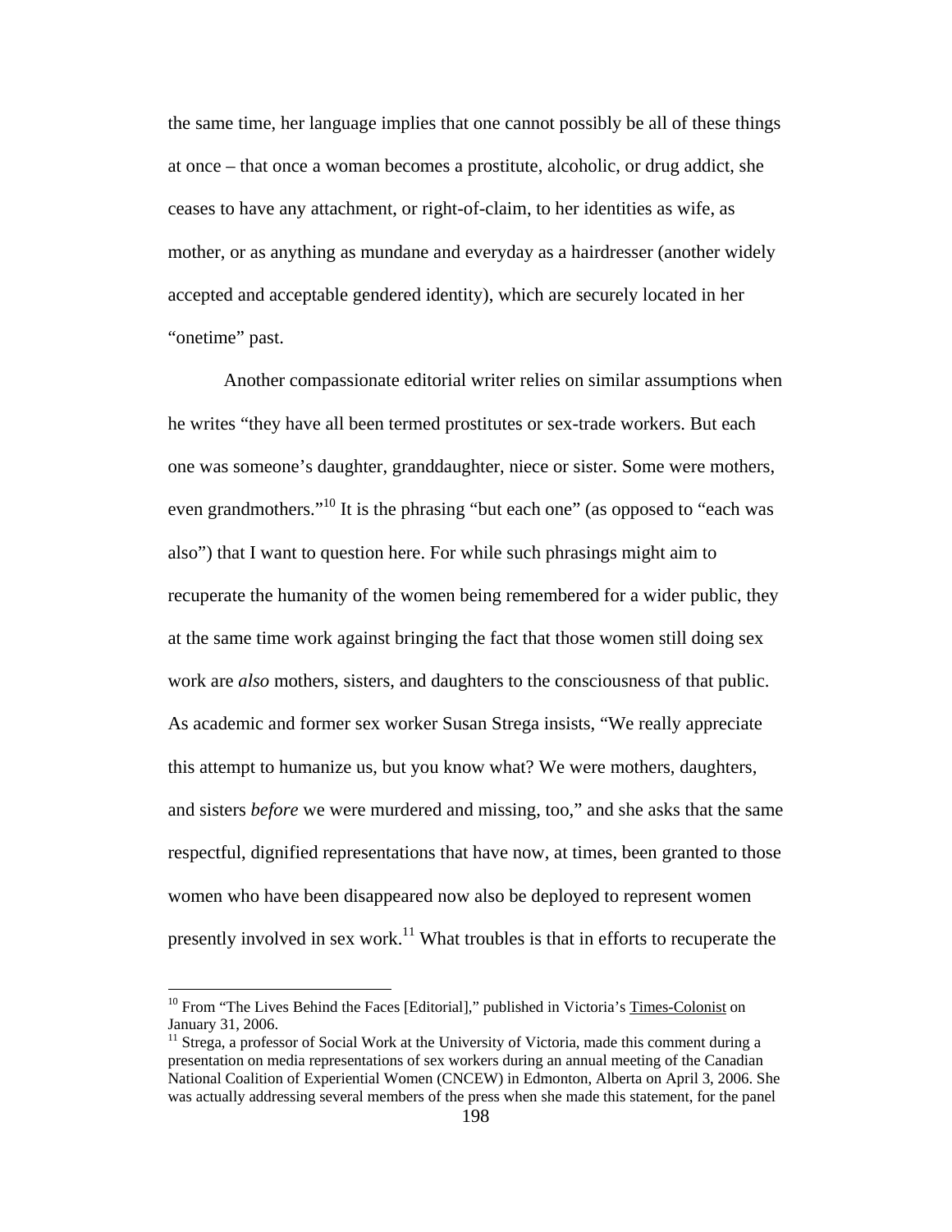the same time, her language implies that one cannot possibly be all of these things at once – that once a woman becomes a prostitute, alcoholic, or drug addict, she ceases to have any attachment, or right-of-claim, to her identities as wife, as mother, or as anything as mundane and everyday as a hairdresser (another widely accepted and acceptable gendered identity), which are securely located in her "onetime" past.

Another compassionate editorial writer relies on similar assumptions when he writes "they have all been termed prostitutes or sex-trade workers. But each one was someone's daughter, granddaughter, niece or sister. Some were mothers, even grandmothers."[10] It is the phrasing "but each one" (as opposed to "each was also") that I want to question here. For while such phrasings might aim to recuperate the humanity of the women being remembered for a wider public, they at the same time work against bringing the fact that those women still doing sex work are *also* mothers, sisters, and daughters to the consciousness of that public. As academic and former sex worker Susan Strega insists, "We really appreciate this attempt to humanize us, but you know what? We were mothers, daughters, and sisters *before* we were murdered and missing, too," and she asks that the same respectful, dignified representations that have now, at times, been granted to those women who have been disappeared now also be deployed to represent women presently involved in sex work.[11] What troubles is that in efforts to recuperate the

---

[10] From "The Lives Behind the Faces [Editorial]," published in Victoria's <u>Times-Colonist</u> on January 31, 2006.

[11] Strega, a professor of Social Work at the University of Victoria, made this comment during a presentation on media representations of sex workers during an annual meeting of the Canadian National Coalition of Experiential Women (CNCEW) in Edmonton, Alberta on April 3, 2006. She was actually addressing several members of the press when she made this statement, for the panel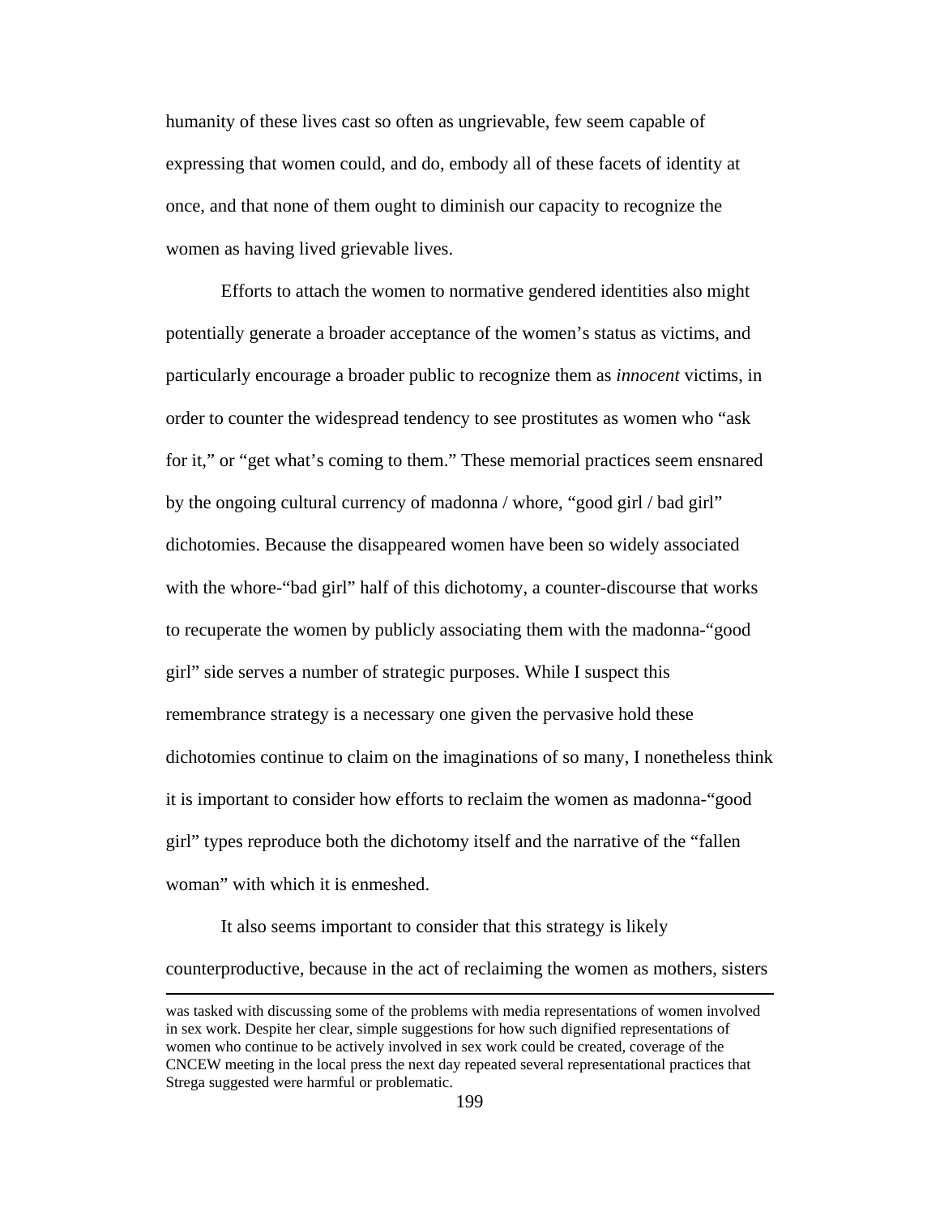humanity of these lives cast so often as ungrievable, few seem capable of expressing that women could, and do, embody all of these facets of identity at once, and that none of them ought to diminish our capacity to recognize the women as having lived grievable lives.

Efforts to attach the women to normative gendered identities also might potentially generate a broader acceptance of the women's status as victims, and particularly encourage a broader public to recognize them as *innocent* victims, in order to counter the widespread tendency to see prostitutes as women who "ask for it," or "get what's coming to them." These memorial practices seem ensnared by the ongoing cultural currency of madonna / whore, "good girl / bad girl" dichotomies. Because the disappeared women have been so widely associated with the whore-"bad girl" half of this dichotomy, a counter-discourse that works to recuperate the women by publicly associating them with the madonna-"good girl" side serves a number of strategic purposes. While I suspect this remembrance strategy is a necessary one given the pervasive hold these dichotomies continue to claim on the imaginations of so many, I nonetheless think it is important to consider how efforts to reclaim the women as madonna-"good girl" types reproduce both the dichotomy itself and the narrative of the "fallen woman" with which it is enmeshed.

It also seems important to consider that this strategy is likely counterproductive, because in the act of reclaiming the women as mothers, sisters

---

was tasked with discussing some of the problems with media representations of women involved in sex work. Despite her clear, simple suggestions for how such dignified representations of women who continue to be actively involved in sex work could be created, coverage of the CNCEW meeting in the local press the next day repeated several representational practices that Strega suggested were harmful or problematic.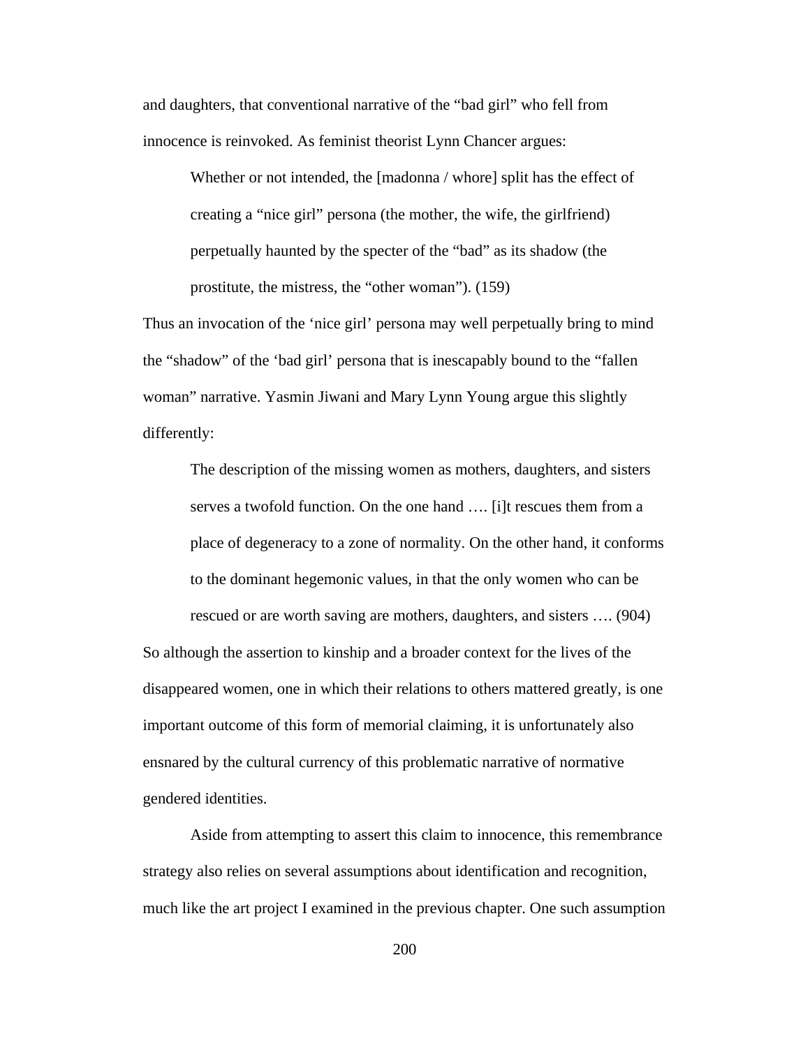and daughters, that conventional narrative of the "bad girl" who fell from innocence is reinvoked. As feminist theorist Lynn Chancer argues:

> Whether or not intended, the [madonna / whore] split has the effect of creating a "nice girl" persona (the mother, the wife, the girlfriend) perpetually haunted by the specter of the "bad" as its shadow (the prostitute, the mistress, the "other woman"). (159)

Thus an invocation of the 'nice girl' persona may well perpetually bring to mind the "shadow" of the 'bad girl' persona that is inescapably bound to the "fallen woman" narrative. Yasmin Jiwani and Mary Lynn Young argue this slightly differently:

> The description of the missing women as mothers, daughters, and sisters serves a twofold function. On the one hand …. [i]t rescues them from a place of degeneracy to a zone of normality. On the other hand, it conforms to the dominant hegemonic values, in that the only women who can be rescued or are worth saving are mothers, daughters, and sisters …. (904)

So although the assertion to kinship and a broader context for the lives of the disappeared women, one in which their relations to others mattered greatly, is one important outcome of this form of memorial claiming, it is unfortunately also ensnared by the cultural currency of this problematic narrative of normative gendered identities.

Aside from attempting to assert this claim to innocence, this remembrance strategy also relies on several assumptions about identification and recognition, much like the art project I examined in the previous chapter. One such assumption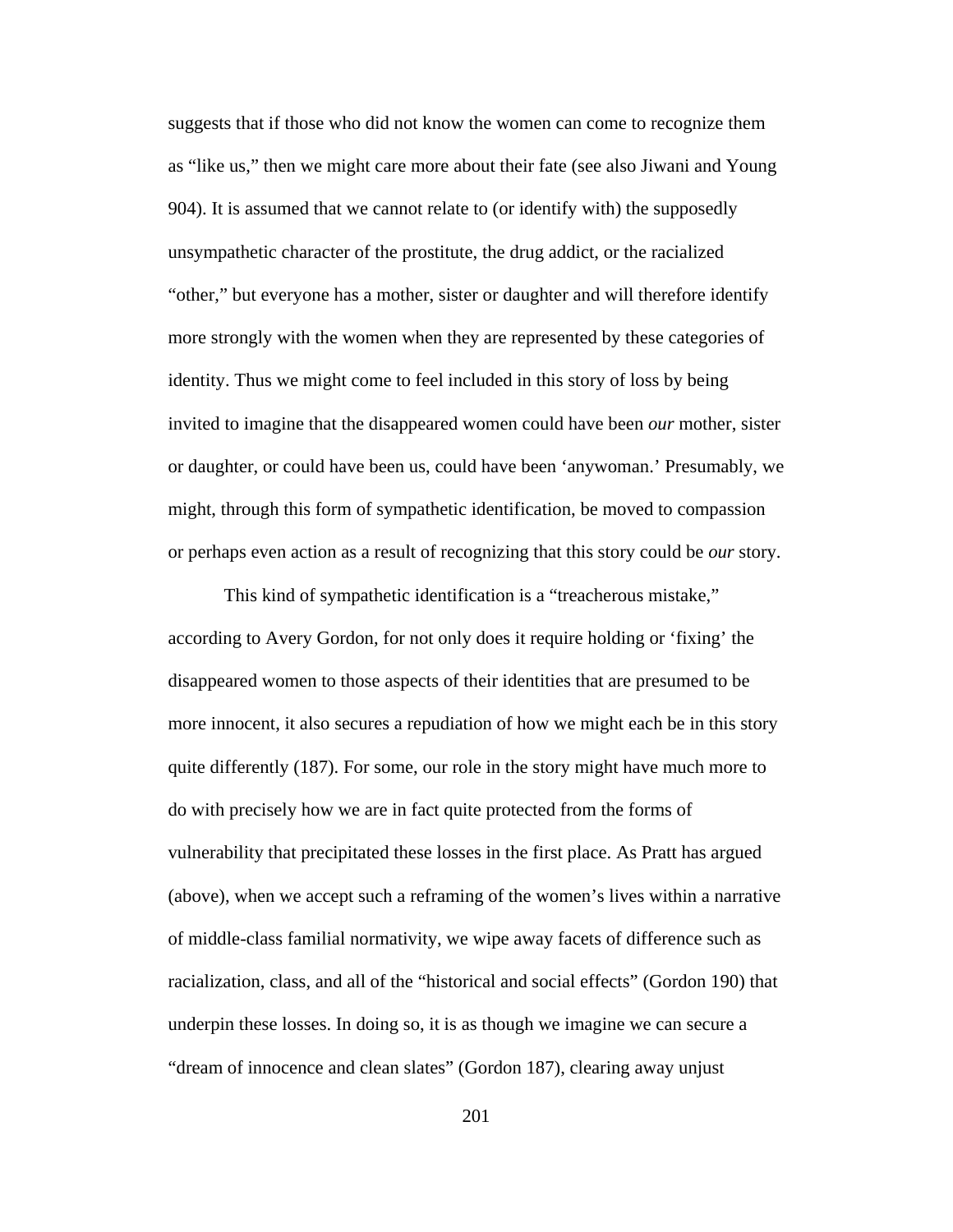suggests that if those who did not know the women can come to recognize them as "like us," then we might care more about their fate (see also Jiwani and Young 904). It is assumed that we cannot relate to (or identify with) the supposedly unsympathetic character of the prostitute, the drug addict, or the racialized "other," but everyone has a mother, sister or daughter and will therefore identify more strongly with the women when they are represented by these categories of identity. Thus we might come to feel included in this story of loss by being invited to imagine that the disappeared women could have been *our* mother, sister or daughter, or could have been us, could have been 'anywoman.' Presumably, we might, through this form of sympathetic identification, be moved to compassion or perhaps even action as a result of recognizing that this story could be *our* story.

This kind of sympathetic identification is a "treacherous mistake," according to Avery Gordon, for not only does it require holding or 'fixing' the disappeared women to those aspects of their identities that are presumed to be more innocent, it also secures a repudiation of how we might each be in this story quite differently (187). For some, our role in the story might have much more to do with precisely how we are in fact quite protected from the forms of vulnerability that precipitated these losses in the first place. As Pratt has argued (above), when we accept such a reframing of the women's lives within a narrative of middle-class familial normativity, we wipe away facets of difference such as racialization, class, and all of the "historical and social effects" (Gordon 190) that underpin these losses. In doing so, it is as though we imagine we can secure a "dream of innocence and clean slates" (Gordon 187), clearing away unjust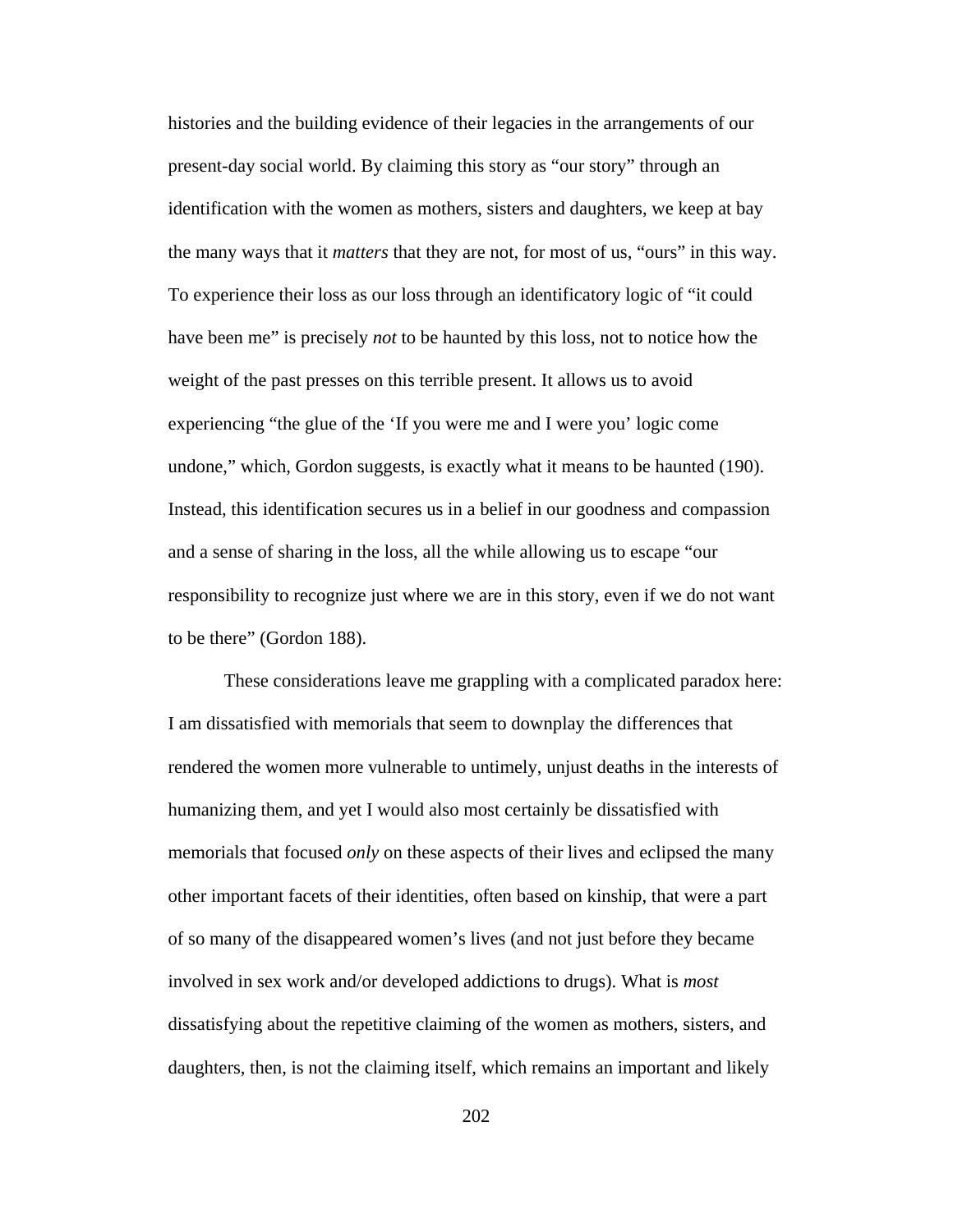histories and the building evidence of their legacies in the arrangements of our present-day social world. By claiming this story as "our story" through an identification with the women as mothers, sisters and daughters, we keep at bay the many ways that it *matters* that they are not, for most of us, "ours" in this way. To experience their loss as our loss through an identificatory logic of "it could have been me" is precisely *not* to be haunted by this loss, not to notice how the weight of the past presses on this terrible present. It allows us to avoid experiencing "the glue of the 'If you were me and I were you' logic come undone," which, Gordon suggests, is exactly what it means to be haunted (190). Instead, this identification secures us in a belief in our goodness and compassion and a sense of sharing in the loss, all the while allowing us to escape "our responsibility to recognize just where we are in this story, even if we do not want to be there" (Gordon 188).

These considerations leave me grappling with a complicated paradox here: I am dissatisfied with memorials that seem to downplay the differences that rendered the women more vulnerable to untimely, unjust deaths in the interests of humanizing them, and yet I would also most certainly be dissatisfied with memorials that focused *only* on these aspects of their lives and eclipsed the many other important facets of their identities, often based on kinship, that were a part of so many of the disappeared women's lives (and not just before they became involved in sex work and/or developed addictions to drugs). What is *most* dissatisfying about the repetitive claiming of the women as mothers, sisters, and daughters, then, is not the claiming itself, which remains an important and likely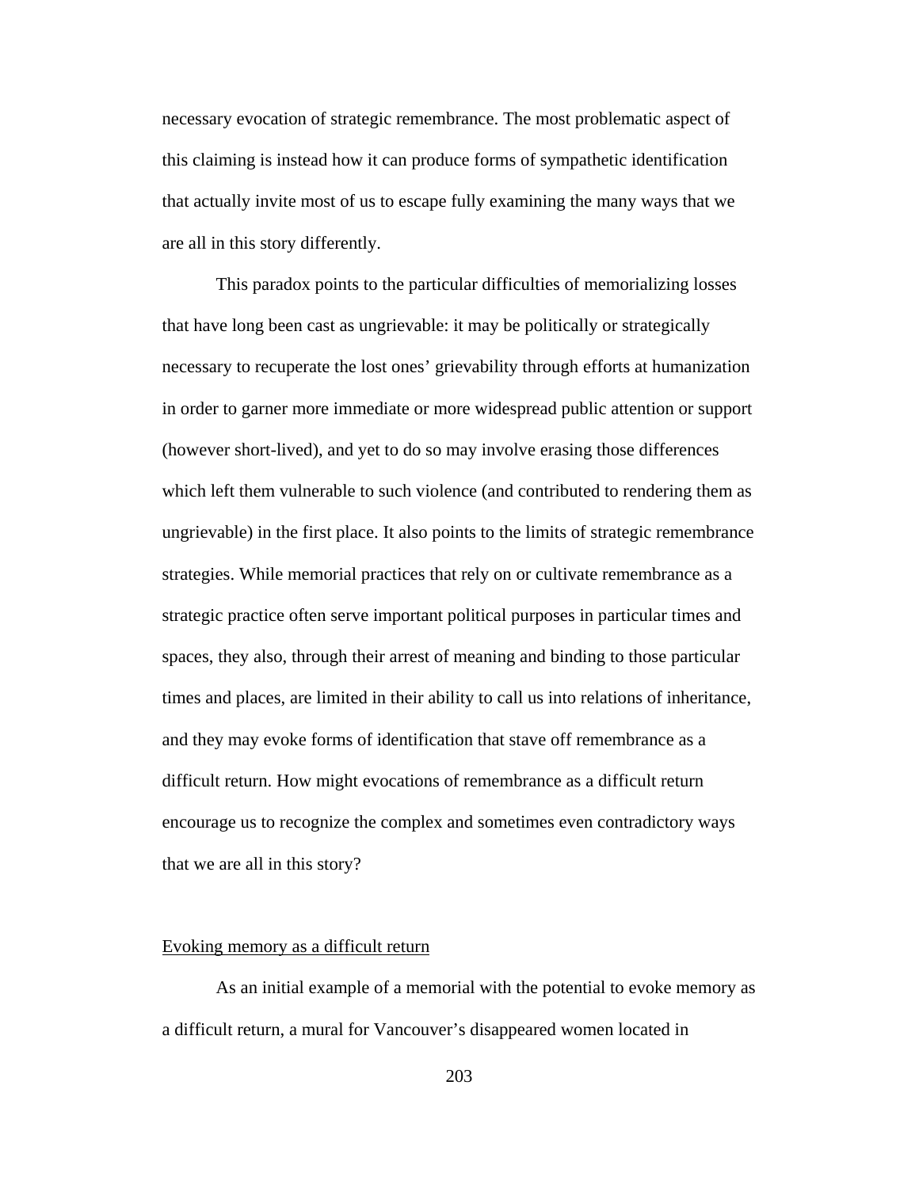necessary evocation of strategic remembrance. The most problematic aspect of this claiming is instead how it can produce forms of sympathetic identification that actually invite most of us to escape fully examining the many ways that we are all in this story differently.

This paradox points to the particular difficulties of memorializing losses that have long been cast as ungrievable: it may be politically or strategically necessary to recuperate the lost ones' grievability through efforts at humanization in order to garner more immediate or more widespread public attention or support (however short-lived), and yet to do so may involve erasing those differences which left them vulnerable to such violence (and contributed to rendering them as ungrievable) in the first place. It also points to the limits of strategic remembrance strategies. While memorial practices that rely on or cultivate remembrance as a strategic practice often serve important political purposes in particular times and spaces, they also, through their arrest of meaning and binding to those particular times and places, are limited in their ability to call us into relations of inheritance, and they may evoke forms of identification that stave off remembrance as a difficult return. How might evocations of remembrance as a difficult return encourage us to recognize the complex and sometimes even contradictory ways that we are all in this story?

## Evoking memory as a difficult return

As an initial example of a memorial with the potential to evoke memory as a difficult return, a mural for Vancouver's disappeared women located in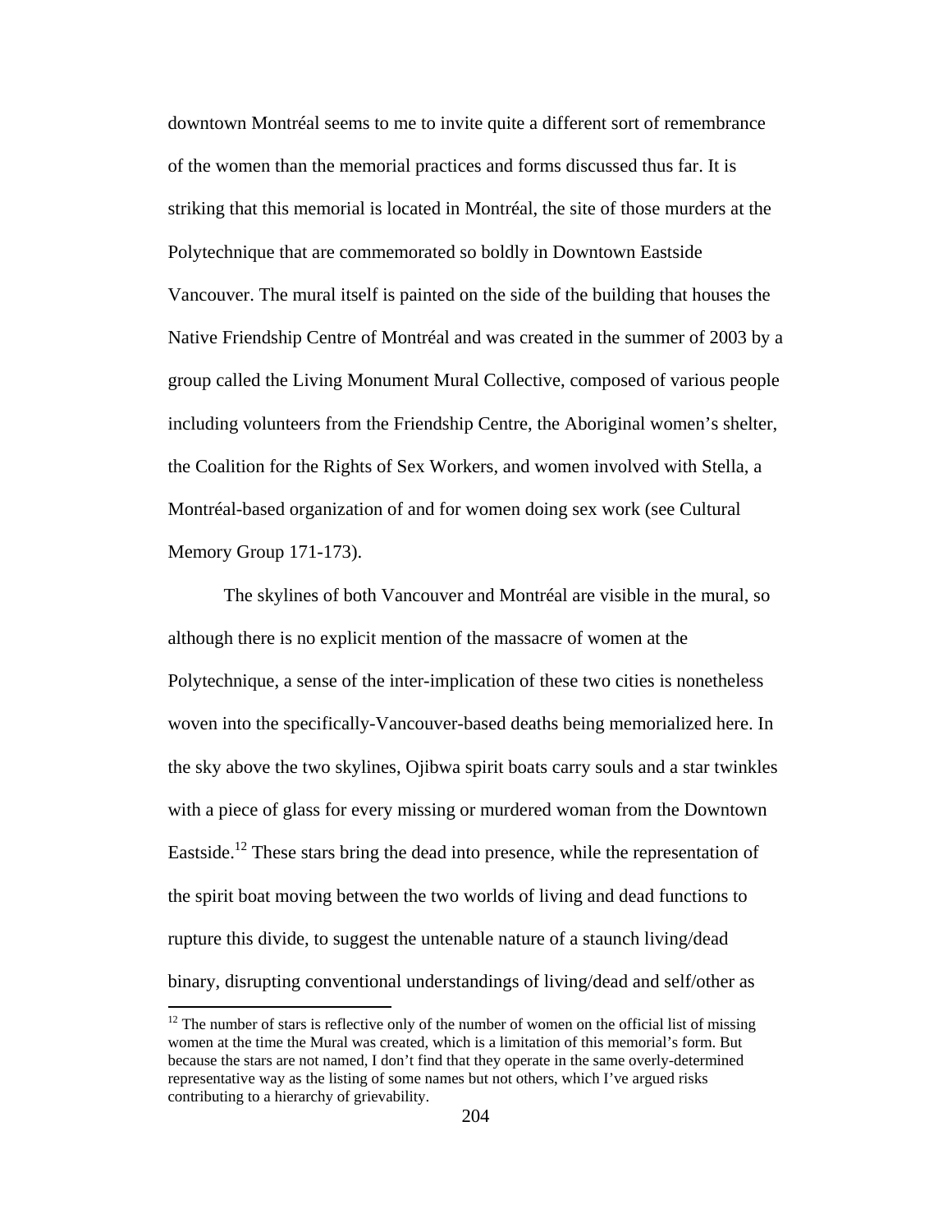downtown Montréal seems to me to invite quite a different sort of remembrance of the women than the memorial practices and forms discussed thus far. It is striking that this memorial is located in Montréal, the site of those murders at the Polytechnique that are commemorated so boldly in Downtown Eastside Vancouver. The mural itself is painted on the side of the building that houses the Native Friendship Centre of Montréal and was created in the summer of 2003 by a group called the Living Monument Mural Collective, composed of various people including volunteers from the Friendship Centre, the Aboriginal women's shelter, the Coalition for the Rights of Sex Workers, and women involved with Stella, a Montréal-based organization of and for women doing sex work (see Cultural Memory Group 171-173).

The skylines of both Vancouver and Montréal are visible in the mural, so although there is no explicit mention of the massacre of women at the Polytechnique, a sense of the inter-implication of these two cities is nonetheless woven into the specifically-Vancouver-based deaths being memorialized here. In the sky above the two skylines, Ojibwa spirit boats carry souls and a star twinkles with a piece of glass for every missing or murdered woman from the Downtown Eastside.[12] These stars bring the dead into presence, while the representation of the spirit boat moving between the two worlds of living and dead functions to rupture this divide, to suggest the untenable nature of a staunch living/dead binary, disrupting conventional understandings of living/dead and self/other as

[12] The number of stars is reflective only of the number of women on the official list of missing women at the time the Mural was created, which is a limitation of this memorial's form. But because the stars are not named, I don't find that they operate in the same overly-determined representative way as the listing of some names but not others, which I've argued risks contributing to a hierarchy of grievability.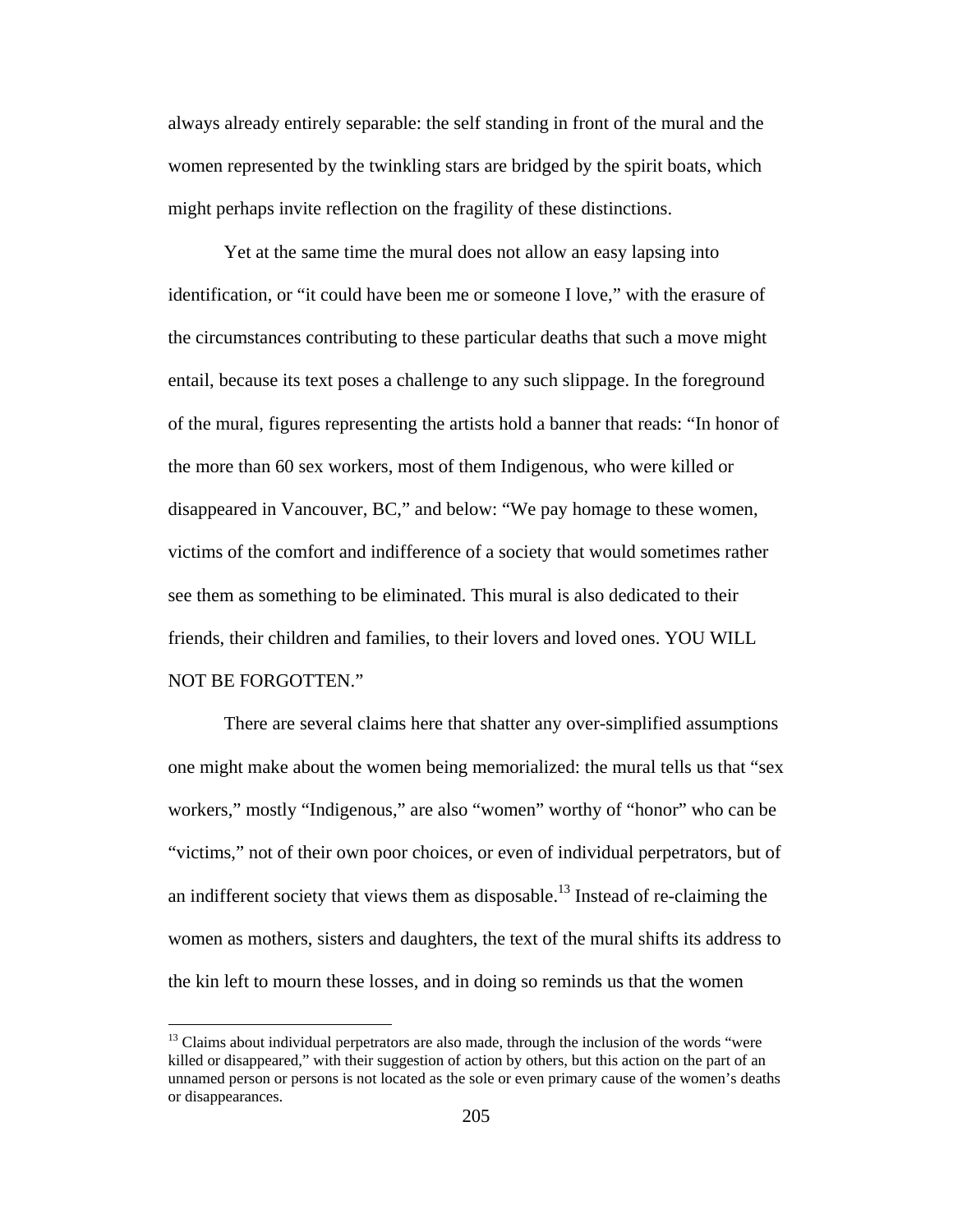always already entirely separable: the self standing in front of the mural and the women represented by the twinkling stars are bridged by the spirit boats, which might perhaps invite reflection on the fragility of these distinctions.

Yet at the same time the mural does not allow an easy lapsing into identification, or "it could have been me or someone I love," with the erasure of the circumstances contributing to these particular deaths that such a move might entail, because its text poses a challenge to any such slippage. In the foreground of the mural, figures representing the artists hold a banner that reads: "In honor of the more than 60 sex workers, most of them Indigenous, who were killed or disappeared in Vancouver, BC," and below: "We pay homage to these women, victims of the comfort and indifference of a society that would sometimes rather see them as something to be eliminated. This mural is also dedicated to their friends, their children and families, to their lovers and loved ones. YOU WILL NOT BE FORGOTTEN."

There are several claims here that shatter any over-simplified assumptions one might make about the women being memorialized: the mural tells us that "sex workers," mostly "Indigenous," are also "women" worthy of "honor" who can be "victims," not of their own poor choices, or even of individual perpetrators, but of an indifferent society that views them as disposable.[13] Instead of re-claiming the women as mothers, sisters and daughters, the text of the mural shifts its address to the kin left to mourn these losses, and in doing so reminds us that the women

[13] Claims about individual perpetrators are also made, through the inclusion of the words "were killed or disappeared," with their suggestion of action by others, but this action on the part of an unnamed person or persons is not located as the sole or even primary cause of the women's deaths or disappearances.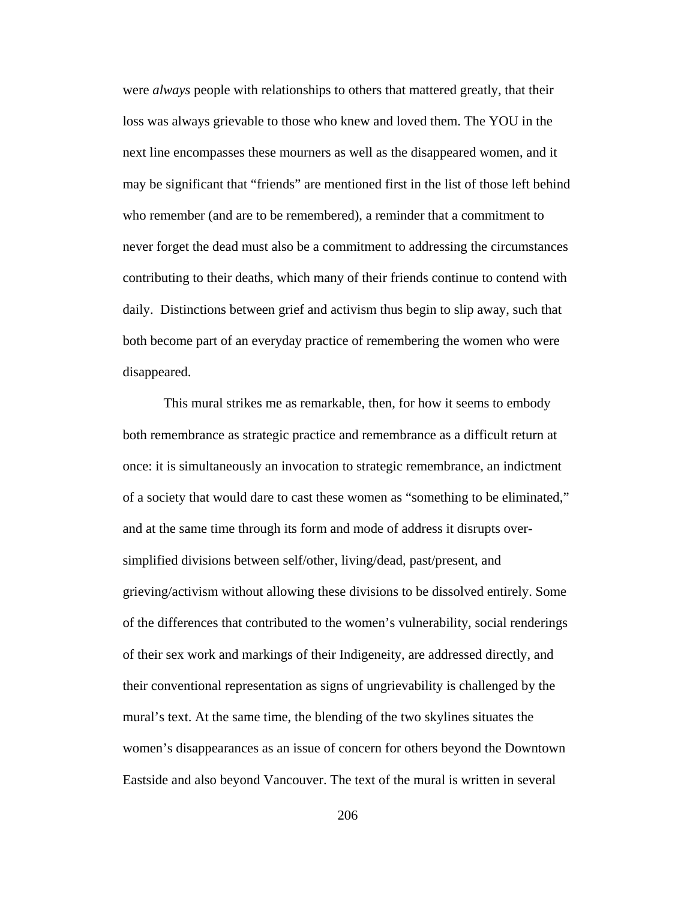were *always* people with relationships to others that mattered greatly, that their loss was always grievable to those who knew and loved them. The YOU in the next line encompasses these mourners as well as the disappeared women, and it may be significant that "friends" are mentioned first in the list of those left behind who remember (and are to be remembered), a reminder that a commitment to never forget the dead must also be a commitment to addressing the circumstances contributing to their deaths, which many of their friends continue to contend with daily. Distinctions between grief and activism thus begin to slip away, such that both become part of an everyday practice of remembering the women who were disappeared.

This mural strikes me as remarkable, then, for how it seems to embody both remembrance as strategic practice and remembrance as a difficult return at once: it is simultaneously an invocation to strategic remembrance, an indictment of a society that would dare to cast these women as "something to be eliminated," and at the same time through its form and mode of address it disrupts over-simplified divisions between self/other, living/dead, past/present, and grieving/activism without allowing these divisions to be dissolved entirely. Some of the differences that contributed to the women's vulnerability, social renderings of their sex work and markings of their Indigeneity, are addressed directly, and their conventional representation as signs of ungrievability is challenged by the mural's text. At the same time, the blending of the two skylines situates the women's disappearances as an issue of concern for others beyond the Downtown Eastside and also beyond Vancouver. The text of the mural is written in several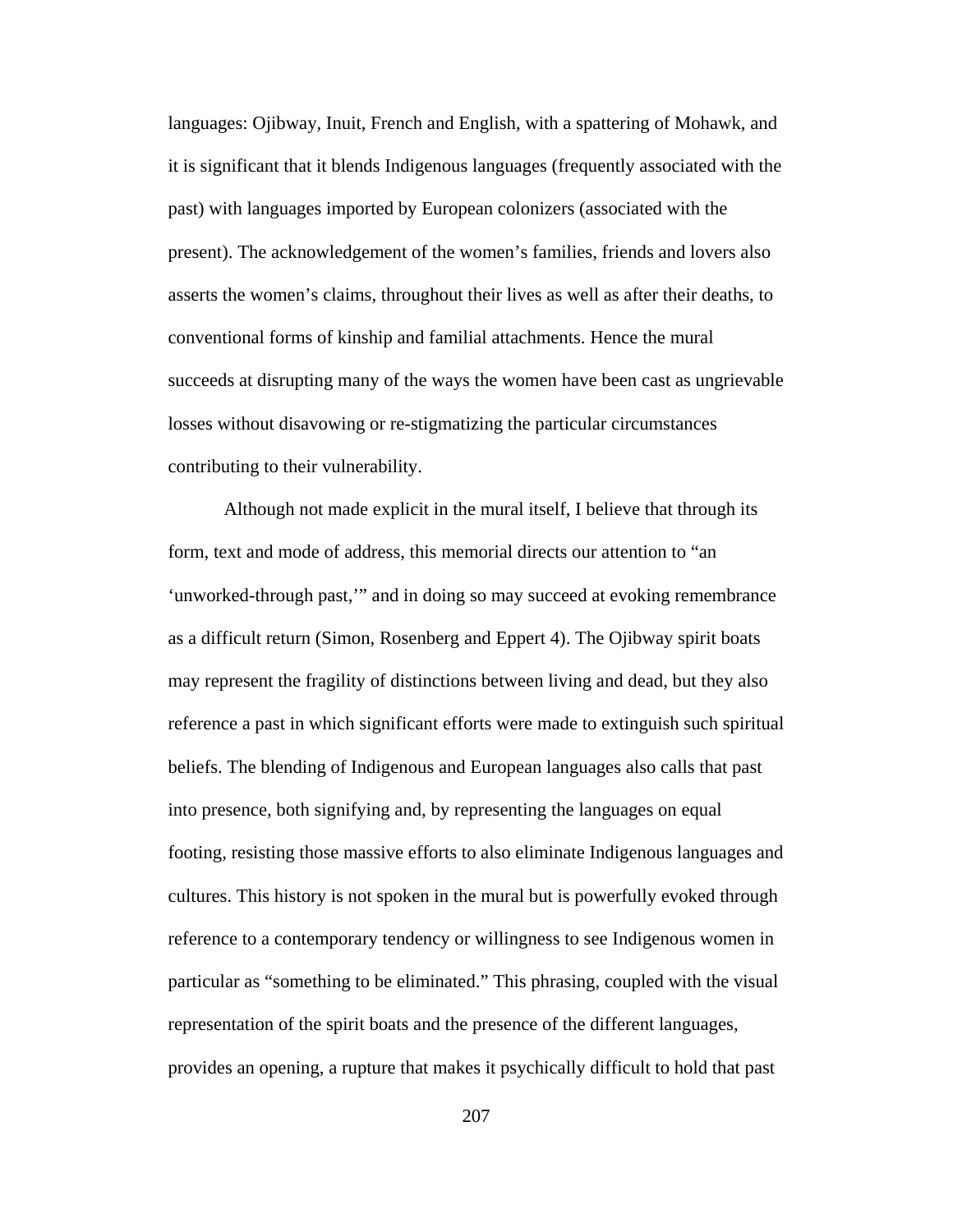languages: Ojibway, Inuit, French and English, with a spattering of Mohawk, and it is significant that it blends Indigenous languages (frequently associated with the past) with languages imported by European colonizers (associated with the present). The acknowledgement of the women's families, friends and lovers also asserts the women's claims, throughout their lives as well as after their deaths, to conventional forms of kinship and familial attachments. Hence the mural succeeds at disrupting many of the ways the women have been cast as ungrievable losses without disavowing or re-stigmatizing the particular circumstances contributing to their vulnerability.

Although not made explicit in the mural itself, I believe that through its form, text and mode of address, this memorial directs our attention to "an 'unworked-through past,'" and in doing so may succeed at evoking remembrance as a difficult return (Simon, Rosenberg and Eppert 4). The Ojibway spirit boats may represent the fragility of distinctions between living and dead, but they also reference a past in which significant efforts were made to extinguish such spiritual beliefs. The blending of Indigenous and European languages also calls that past into presence, both signifying and, by representing the languages on equal footing, resisting those massive efforts to also eliminate Indigenous languages and cultures. This history is not spoken in the mural but is powerfully evoked through reference to a contemporary tendency or willingness to see Indigenous women in particular as "something to be eliminated." This phrasing, coupled with the visual representation of the spirit boats and the presence of the different languages, provides an opening, a rupture that makes it psychically difficult to hold that past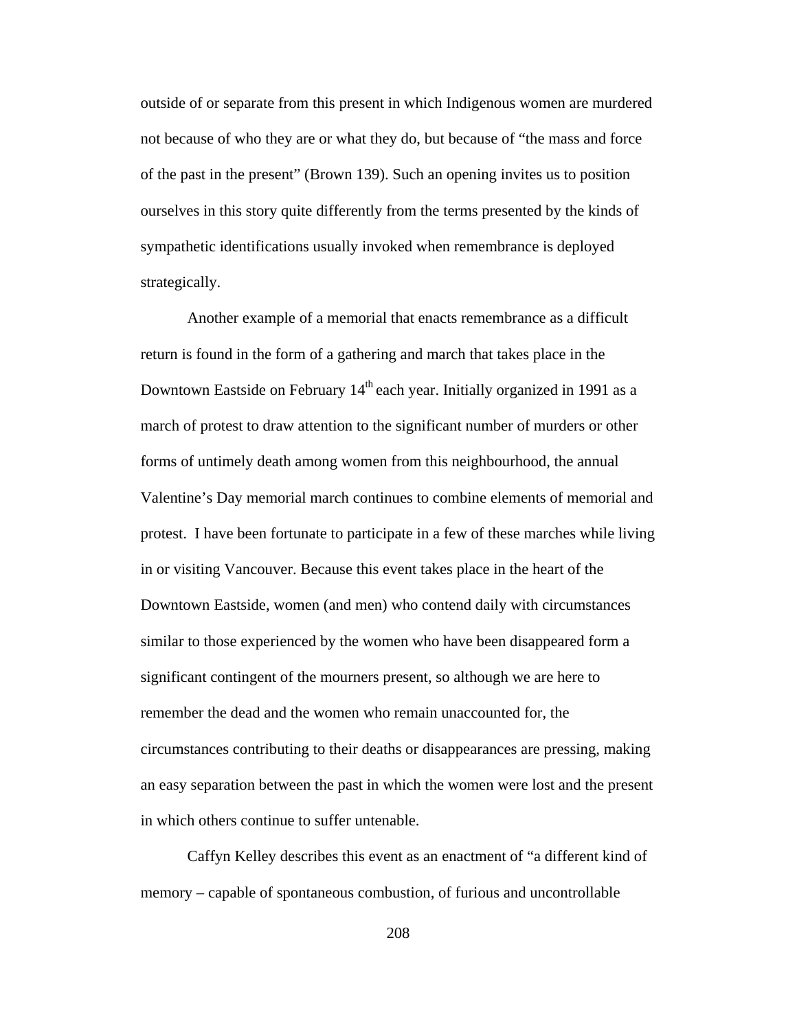outside of or separate from this present in which Indigenous women are murdered not because of who they are or what they do, but because of "the mass and force of the past in the present" (Brown 139). Such an opening invites us to position ourselves in this story quite differently from the terms presented by the kinds of sympathetic identifications usually invoked when remembrance is deployed strategically.

Another example of a memorial that enacts remembrance as a difficult return is found in the form of a gathering and march that takes place in the Downtown Eastside on February 14th each year. Initially organized in 1991 as a march of protest to draw attention to the significant number of murders or other forms of untimely death among women from this neighbourhood, the annual Valentine's Day memorial march continues to combine elements of memorial and protest. I have been fortunate to participate in a few of these marches while living in or visiting Vancouver. Because this event takes place in the heart of the Downtown Eastside, women (and men) who contend daily with circumstances similar to those experienced by the women who have been disappeared form a significant contingent of the mourners present, so although we are here to remember the dead and the women who remain unaccounted for, the circumstances contributing to their deaths or disappearances are pressing, making an easy separation between the past in which the women were lost and the present in which others continue to suffer untenable.

Caffyn Kelley describes this event as an enactment of "a different kind of memory – capable of spontaneous combustion, of furious and uncontrollable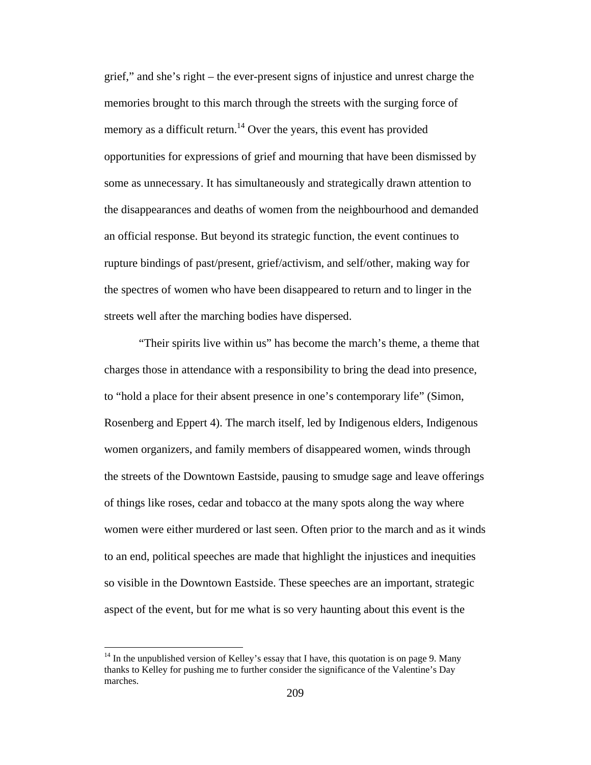grief," and she's right – the ever-present signs of injustice and unrest charge the memories brought to this march through the streets with the surging force of memory as a difficult return.[14] Over the years, this event has provided opportunities for expressions of grief and mourning that have been dismissed by some as unnecessary. It has simultaneously and strategically drawn attention to the disappearances and deaths of women from the neighbourhood and demanded an official response. But beyond its strategic function, the event continues to rupture bindings of past/present, grief/activism, and self/other, making way for the spectres of women who have been disappeared to return and to linger in the streets well after the marching bodies have dispersed.

"Their spirits live within us" has become the march's theme, a theme that charges those in attendance with a responsibility to bring the dead into presence, to "hold a place for their absent presence in one's contemporary life" (Simon, Rosenberg and Eppert 4). The march itself, led by Indigenous elders, Indigenous women organizers, and family members of disappeared women, winds through the streets of the Downtown Eastside, pausing to smudge sage and leave offerings of things like roses, cedar and tobacco at the many spots along the way where women were either murdered or last seen. Often prior to the march and as it winds to an end, political speeches are made that highlight the injustices and inequities so visible in the Downtown Eastside. These speeches are an important, strategic aspect of the event, but for me what is so very haunting about this event is the

[14] In the unpublished version of Kelley's essay that I have, this quotation is on page 9. Many thanks to Kelley for pushing me to further consider the significance of the Valentine's Day marches.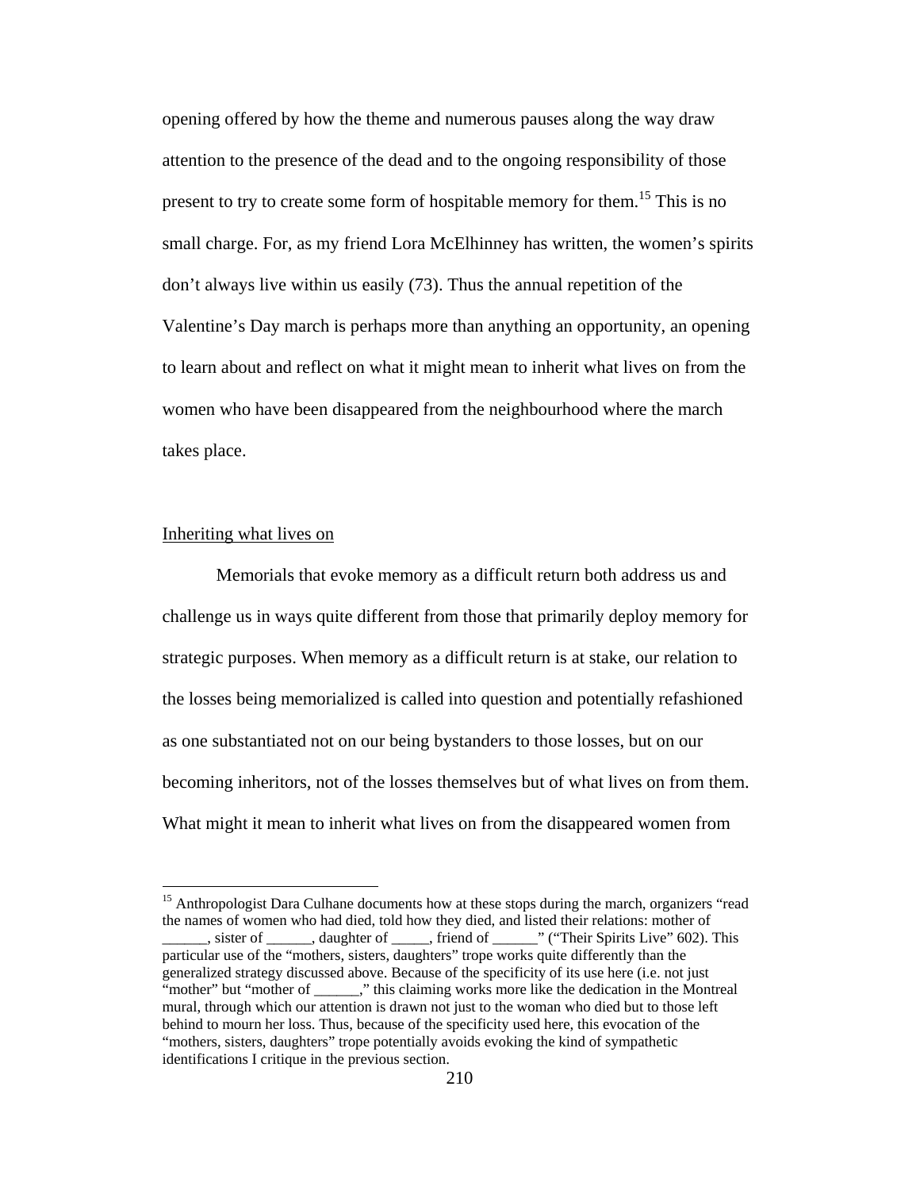opening offered by how the theme and numerous pauses along the way draw attention to the presence of the dead and to the ongoing responsibility of those present to try to create some form of hospitable memory for them.[15] This is no small charge. For, as my friend Lora McElhinney has written, the women's spirits don't always live within us easily (73). Thus the annual repetition of the Valentine's Day march is perhaps more than anything an opportunity, an opening to learn about and reflect on what it might mean to inherit what lives on from the women who have been disappeared from the neighbourhood where the march takes place.

## Inheriting what lives on

Memorials that evoke memory as a difficult return both address us and challenge us in ways quite different from those that primarily deploy memory for strategic purposes. When memory as a difficult return is at stake, our relation to the losses being memorialized is called into question and potentially refashioned as one substantiated not on our being bystanders to those losses, but on our becoming inheritors, not of the losses themselves but of what lives on from them. What might it mean to inherit what lives on from the disappeared women from

---

[15] Anthropologist Dara Culhane documents how at these stops during the march, organizers "read the names of women who had died, told how they died, and listed their relations: mother of ______, sister of ______, daughter of _____, friend of ______" ("Their Spirits Live" 602). This particular use of the "mothers, sisters, daughters" trope works quite differently than the generalized strategy discussed above. Because of the specificity of its use here (i.e. not just "mother" but "mother of ______," this claiming works more like the dedication in the Montreal mural, through which our attention is drawn not just to the woman who died but to those left behind to mourn her loss. Thus, because of the specificity used here, this evocation of the "mothers, sisters, daughters" trope potentially avoids evoking the kind of sympathetic identifications I critique in the previous section.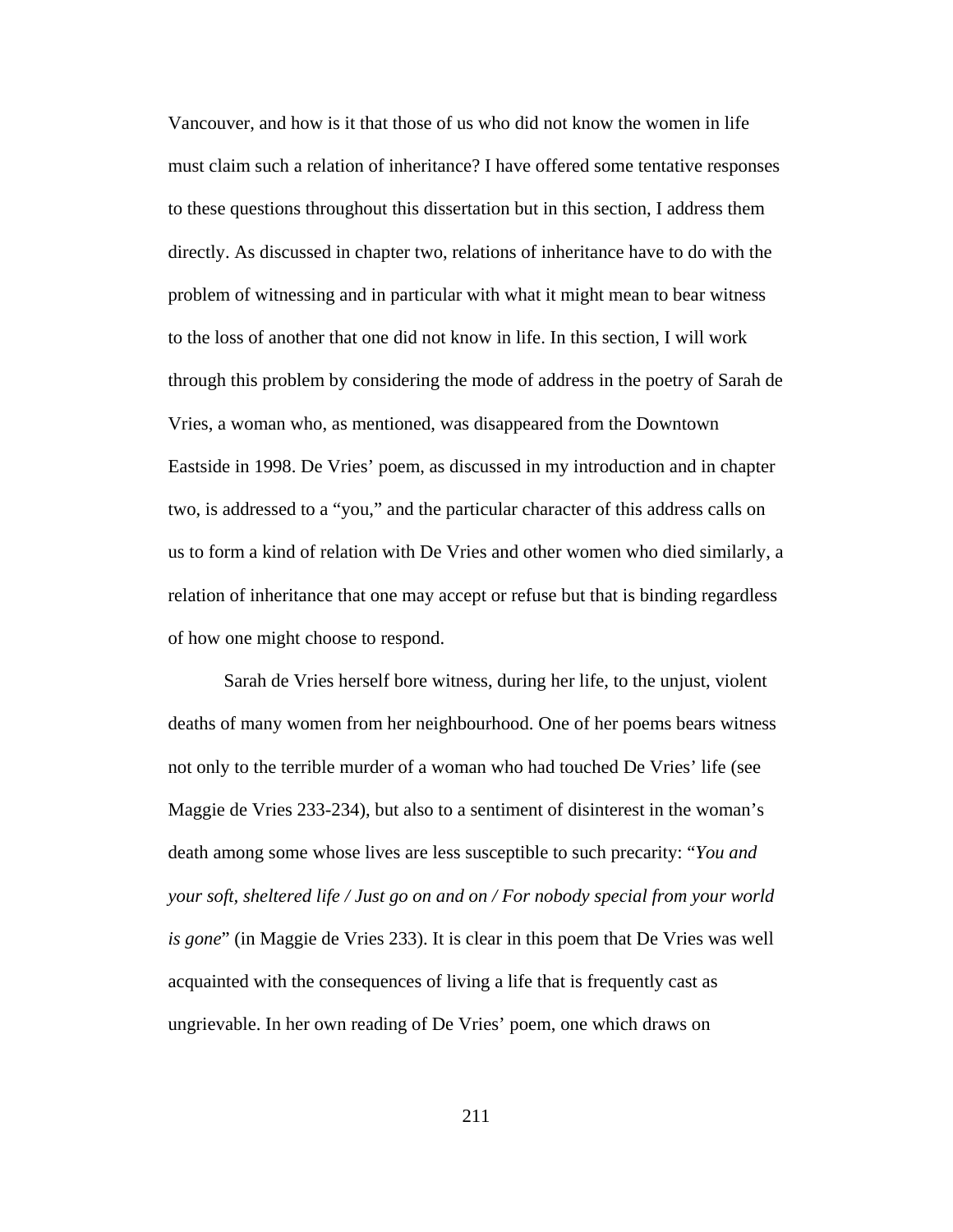Vancouver, and how is it that those of us who did not know the women in life must claim such a relation of inheritance? I have offered some tentative responses to these questions throughout this dissertation but in this section, I address them directly. As discussed in chapter two, relations of inheritance have to do with the problem of witnessing and in particular with what it might mean to bear witness to the loss of another that one did not know in life. In this section, I will work through this problem by considering the mode of address in the poetry of Sarah de Vries, a woman who, as mentioned, was disappeared from the Downtown Eastside in 1998. De Vries' poem, as discussed in my introduction and in chapter two, is addressed to a "you," and the particular character of this address calls on us to form a kind of relation with De Vries and other women who died similarly, a relation of inheritance that one may accept or refuse but that is binding regardless of how one might choose to respond.

Sarah de Vries herself bore witness, during her life, to the unjust, violent deaths of many women from her neighbourhood. One of her poems bears witness not only to the terrible murder of a woman who had touched De Vries' life (see Maggie de Vries 233-234), but also to a sentiment of disinterest in the woman's death among some whose lives are less susceptible to such precarity: "*You and your soft, sheltered life / Just go on and on / For nobody special from your world is gone*" (in Maggie de Vries 233). It is clear in this poem that De Vries was well acquainted with the consequences of living a life that is frequently cast as ungrievable. In her own reading of De Vries' poem, one which draws on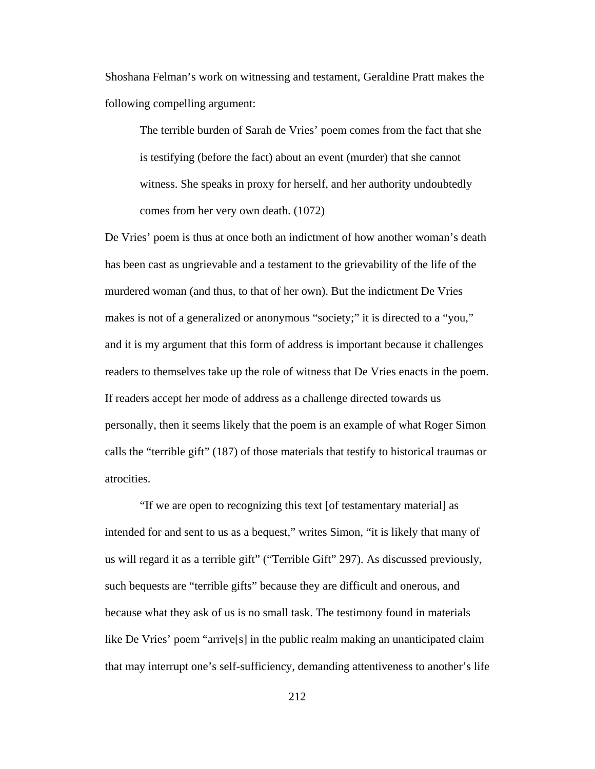Shoshana Felman's work on witnessing and testament, Geraldine Pratt makes the following compelling argument:

> The terrible burden of Sarah de Vries' poem comes from the fact that she is testifying (before the fact) about an event (murder) that she cannot witness. She speaks in proxy for herself, and her authority undoubtedly comes from her very own death. (1072)

De Vries' poem is thus at once both an indictment of how another woman's death has been cast as ungrievable and a testament to the grievability of the life of the murdered woman (and thus, to that of her own). But the indictment De Vries makes is not of a generalized or anonymous "society;" it is directed to a "you," and it is my argument that this form of address is important because it challenges readers to themselves take up the role of witness that De Vries enacts in the poem. If readers accept her mode of address as a challenge directed towards us personally, then it seems likely that the poem is an example of what Roger Simon calls the "terrible gift" (187) of those materials that testify to historical traumas or atrocities.

"If we are open to recognizing this text [of testamentary material] as intended for and sent to us as a bequest," writes Simon, "it is likely that many of us will regard it as a terrible gift" ("Terrible Gift" 297). As discussed previously, such bequests are "terrible gifts" because they are difficult and onerous, and because what they ask of us is no small task. The testimony found in materials like De Vries' poem "arrive[s] in the public realm making an unanticipated claim that may interrupt one's self-sufficiency, demanding attentiveness to another's life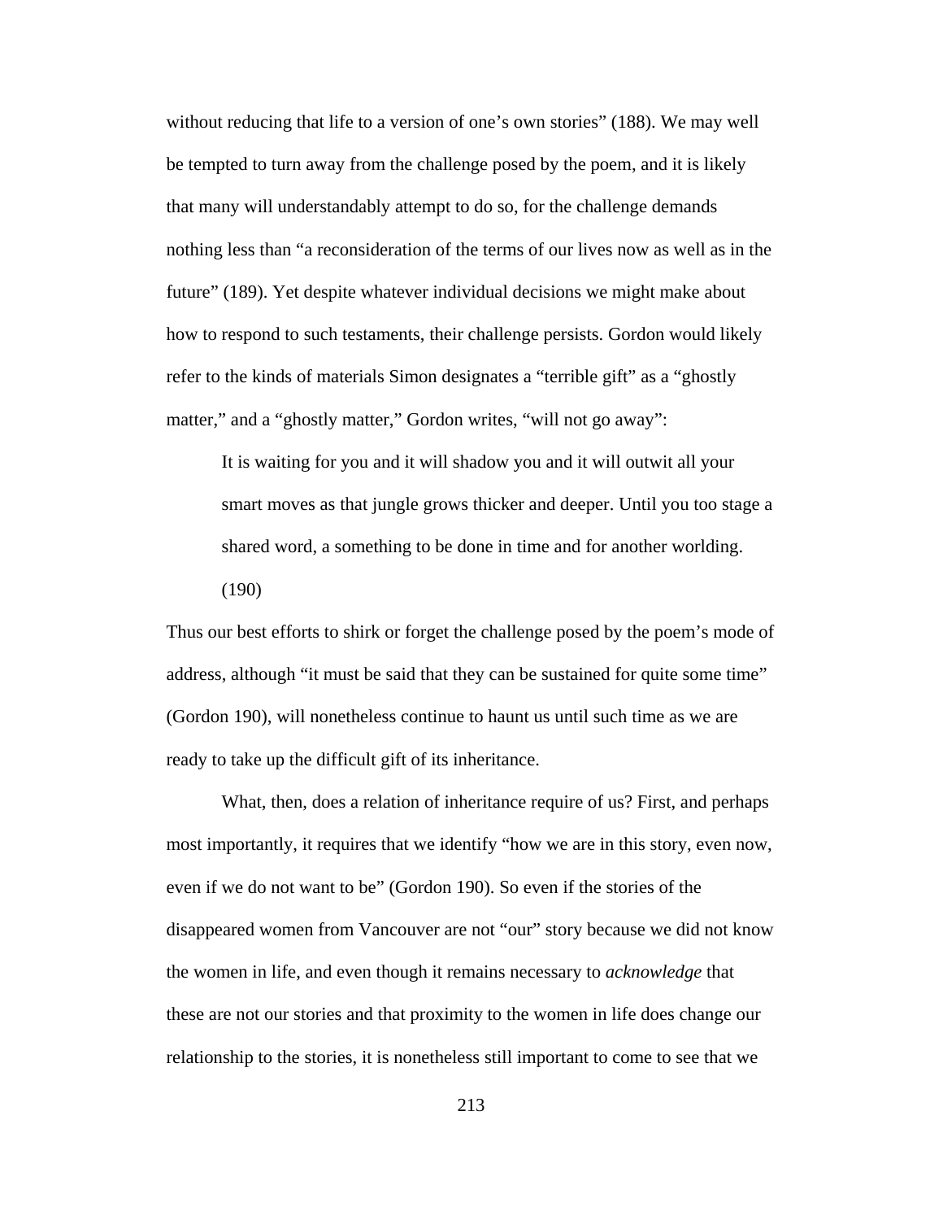without reducing that life to a version of one's own stories" (188). We may well be tempted to turn away from the challenge posed by the poem, and it is likely that many will understandably attempt to do so, for the challenge demands nothing less than "a reconsideration of the terms of our lives now as well as in the future" (189). Yet despite whatever individual decisions we might make about how to respond to such testaments, their challenge persists. Gordon would likely refer to the kinds of materials Simon designates a "terrible gift" as a "ghostly matter," and a "ghostly matter," Gordon writes, "will not go away":

> It is waiting for you and it will shadow you and it will outwit all your smart moves as that jungle grows thicker and deeper. Until you too stage a shared word, a something to be done in time and for another worlding. (190)

Thus our best efforts to shirk or forget the challenge posed by the poem's mode of address, although "it must be said that they can be sustained for quite some time" (Gordon 190), will nonetheless continue to haunt us until such time as we are ready to take up the difficult gift of its inheritance.

What, then, does a relation of inheritance require of us? First, and perhaps most importantly, it requires that we identify "how we are in this story, even now, even if we do not want to be" (Gordon 190). So even if the stories of the disappeared women from Vancouver are not "our" story because we did not know the women in life, and even though it remains necessary to *acknowledge* that these are not our stories and that proximity to the women in life does change our relationship to the stories, it is nonetheless still important to come to see that we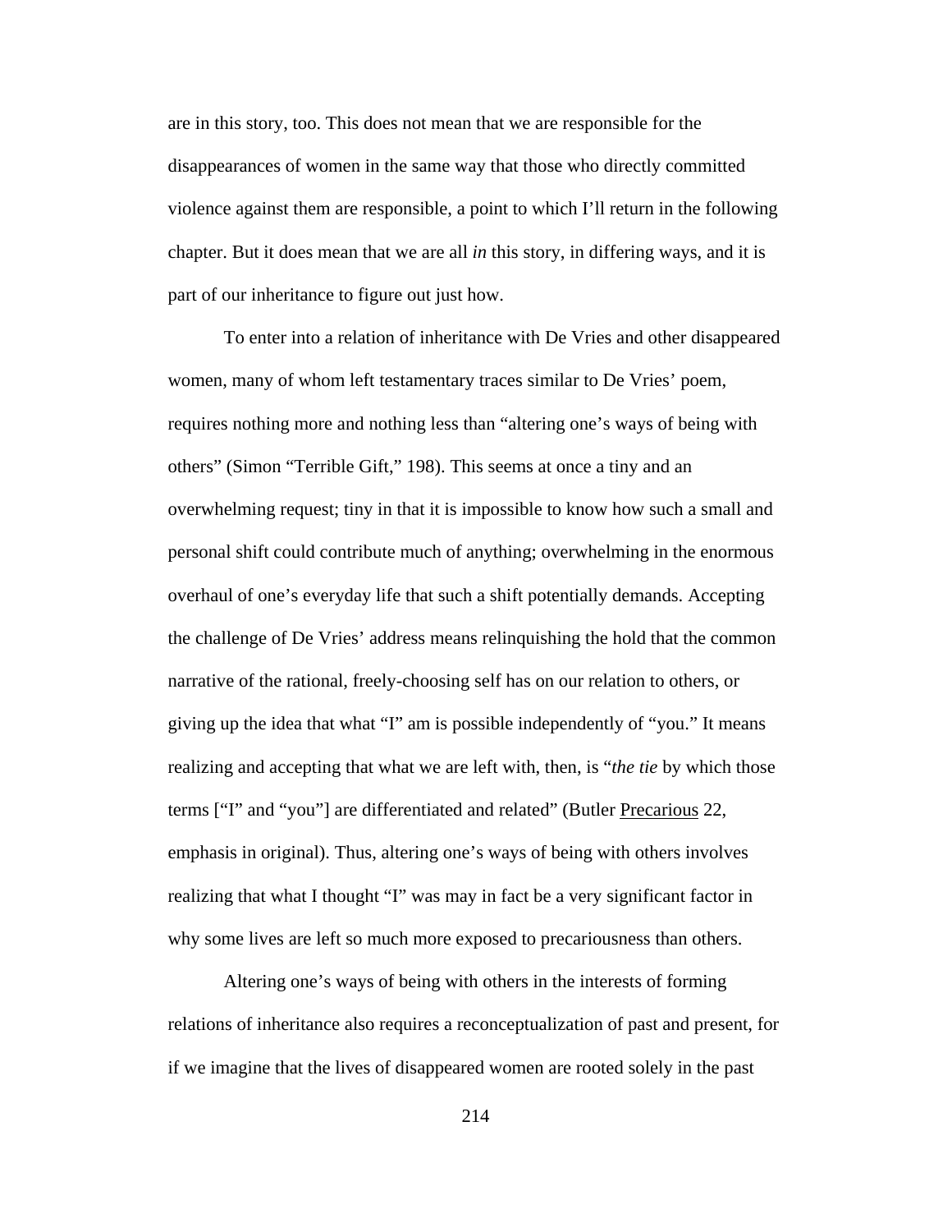are in this story, too. This does not mean that we are responsible for the disappearances of women in the same way that those who directly committed violence against them are responsible, a point to which I'll return in the following chapter. But it does mean that we are all *in* this story, in differing ways, and it is part of our inheritance to figure out just how.

To enter into a relation of inheritance with De Vries and other disappeared women, many of whom left testamentary traces similar to De Vries' poem, requires nothing more and nothing less than "altering one's ways of being with others" (Simon "Terrible Gift," 198). This seems at once a tiny and an overwhelming request; tiny in that it is impossible to know how such a small and personal shift could contribute much of anything; overwhelming in the enormous overhaul of one's everyday life that such a shift potentially demands. Accepting the challenge of De Vries' address means relinquishing the hold that the common narrative of the rational, freely-choosing self has on our relation to others, or giving up the idea that what "I" am is possible independently of "you." It means realizing and accepting that what we are left with, then, is "*the tie* by which those terms ["I" and "you"] are differentiated and related" (Butler Precarious 22, emphasis in original). Thus, altering one's ways of being with others involves realizing that what I thought "I" was may in fact be a very significant factor in why some lives are left so much more exposed to precariousness than others.

Altering one's ways of being with others in the interests of forming relations of inheritance also requires a reconceptualization of past and present, for if we imagine that the lives of disappeared women are rooted solely in the past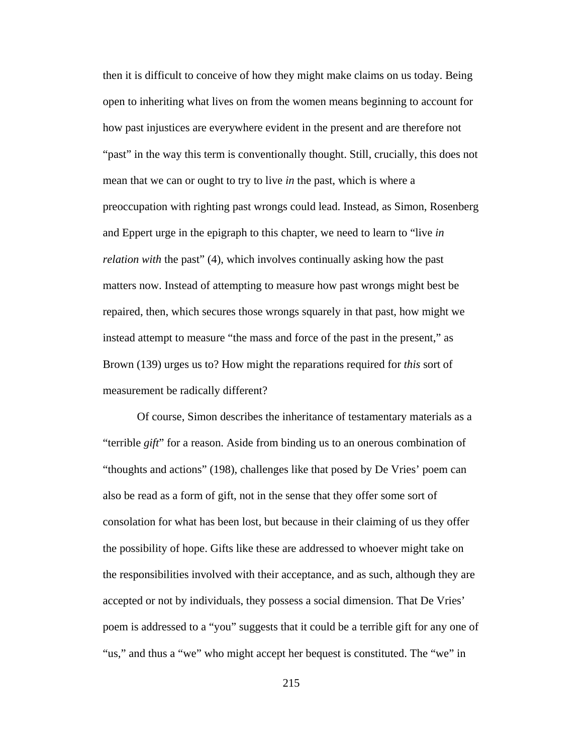then it is difficult to conceive of how they might make claims on us today. Being open to inheriting what lives on from the women means beginning to account for how past injustices are everywhere evident in the present and are therefore not "past" in the way this term is conventionally thought. Still, crucially, this does not mean that we can or ought to try to live *in* the past, which is where a preoccupation with righting past wrongs could lead. Instead, as Simon, Rosenberg and Eppert urge in the epigraph to this chapter, we need to learn to "live *in relation with* the past" (4), which involves continually asking how the past matters now. Instead of attempting to measure how past wrongs might best be repaired, then, which secures those wrongs squarely in that past, how might we instead attempt to measure "the mass and force of the past in the present," as Brown (139) urges us to? How might the reparations required for *this* sort of measurement be radically different?

Of course, Simon describes the inheritance of testamentary materials as a "terrible *gift*" for a reason. Aside from binding us to an onerous combination of "thoughts and actions" (198), challenges like that posed by De Vries' poem can also be read as a form of gift, not in the sense that they offer some sort of consolation for what has been lost, but because in their claiming of us they offer the possibility of hope. Gifts like these are addressed to whoever might take on the responsibilities involved with their acceptance, and as such, although they are accepted or not by individuals, they possess a social dimension. That De Vries' poem is addressed to a "you" suggests that it could be a terrible gift for any one of "us," and thus a "we" who might accept her bequest is constituted. The "we" in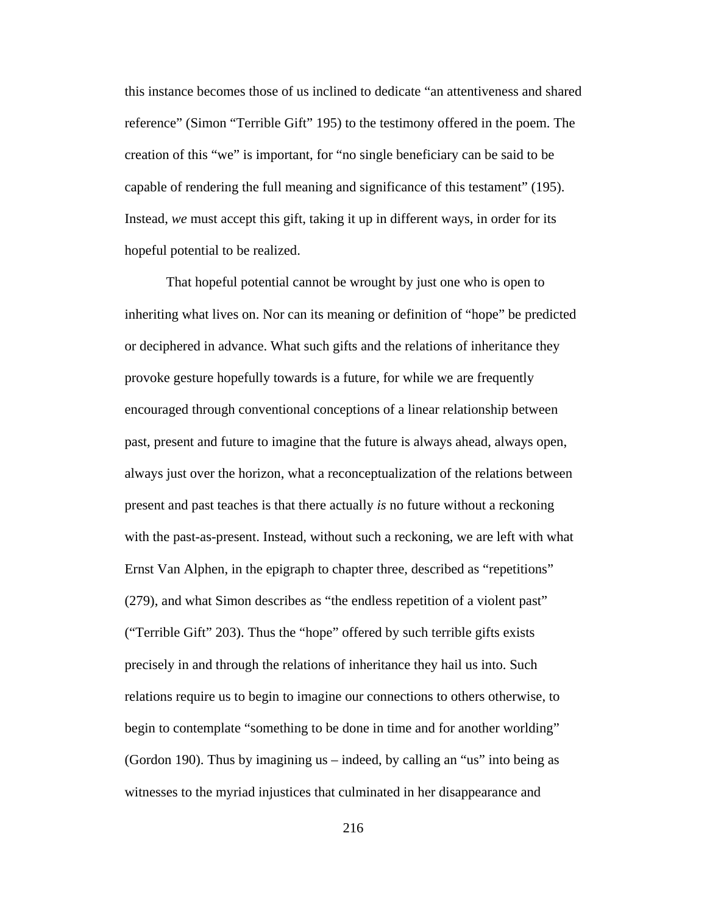this instance becomes those of us inclined to dedicate “an attentiveness and shared reference” (Simon “Terrible Gift” 195) to the testimony offered in the poem. The creation of this “we” is important, for “no single beneficiary can be said to be capable of rendering the full meaning and significance of this testament” (195). Instead, *we* must accept this gift, taking it up in different ways, in order for its hopeful potential to be realized.

That hopeful potential cannot be wrought by just one who is open to inheriting what lives on. Nor can its meaning or definition of “hope” be predicted or deciphered in advance. What such gifts and the relations of inheritance they provoke gesture hopefully towards is a future, for while we are frequently encouraged through conventional conceptions of a linear relationship between past, present and future to imagine that the future is always ahead, always open, always just over the horizon, what a reconceptualization of the relations between present and past teaches is that there actually *is* no future without a reckoning with the past-as-present. Instead, without such a reckoning, we are left with what Ernst Van Alphen, in the epigraph to chapter three, described as “repetitions” (279), and what Simon describes as “the endless repetition of a violent past” (“Terrible Gift” 203). Thus the “hope” offered by such terrible gifts exists precisely in and through the relations of inheritance they hail us into. Such relations require us to begin to imagine our connections to others otherwise, to begin to contemplate “something to be done in time and for another worlding” (Gordon 190). Thus by imagining us – indeed, by calling an “us” into being as witnesses to the myriad injustices that culminated in her disappearance and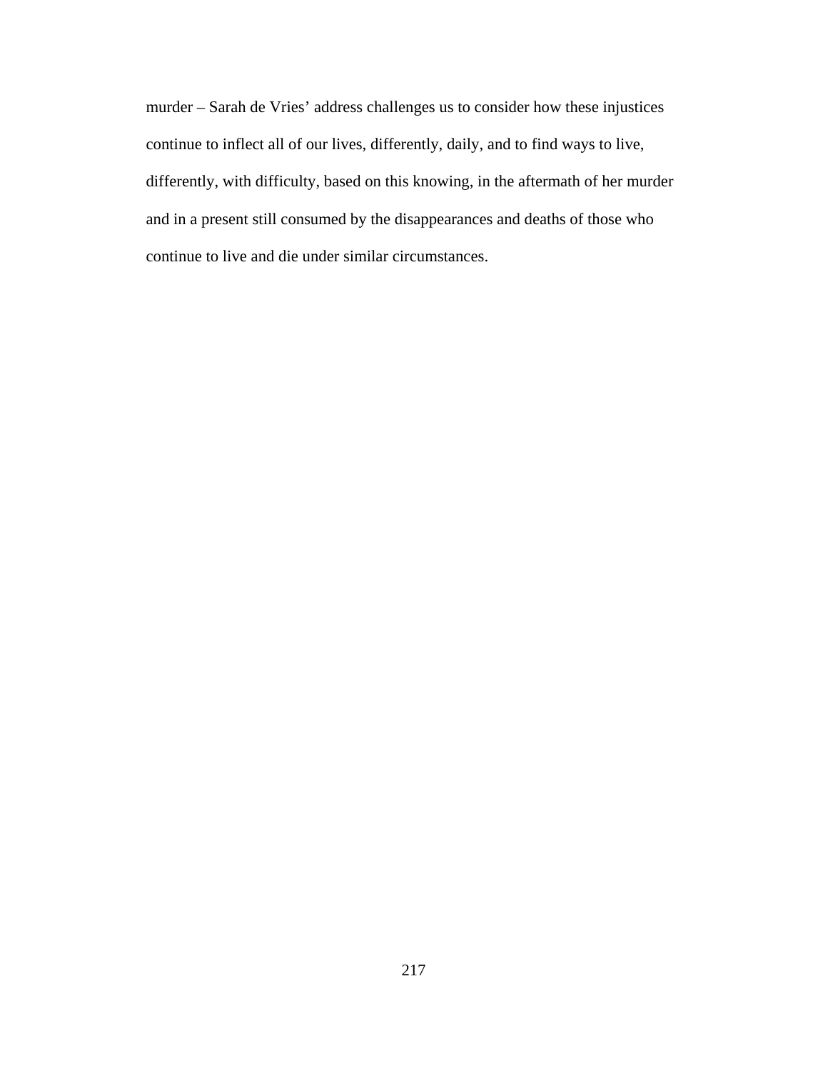murder – Sarah de Vries' address challenges us to consider how these injustices continue to inflect all of our lives, differently, daily, and to find ways to live, differently, with difficulty, based on this knowing, in the aftermath of her murder and in a present still consumed by the disappearances and deaths of those who continue to live and die under similar circumstances.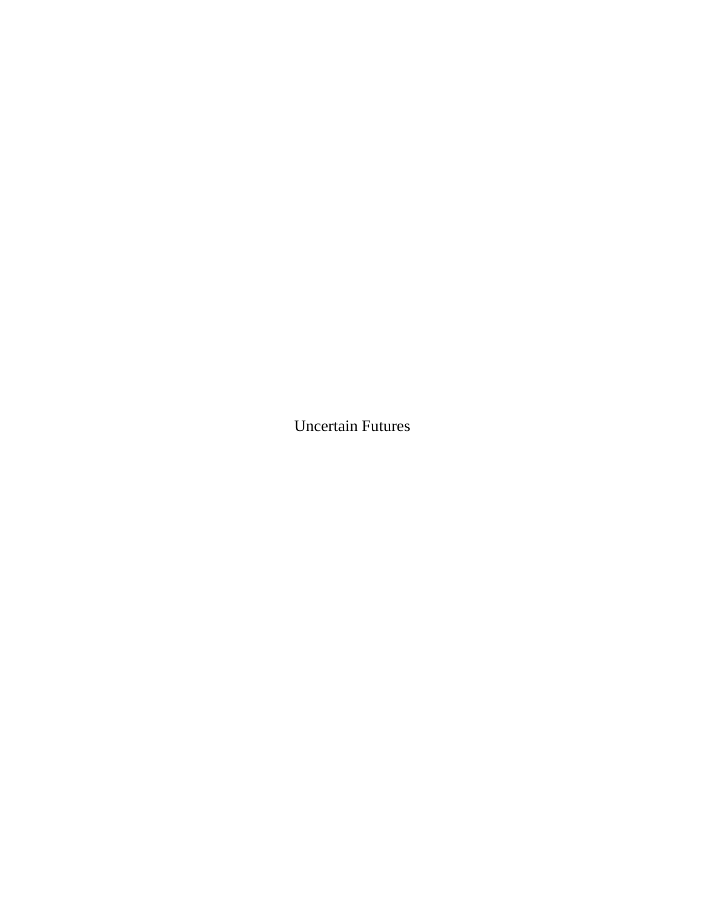# Uncertain Futures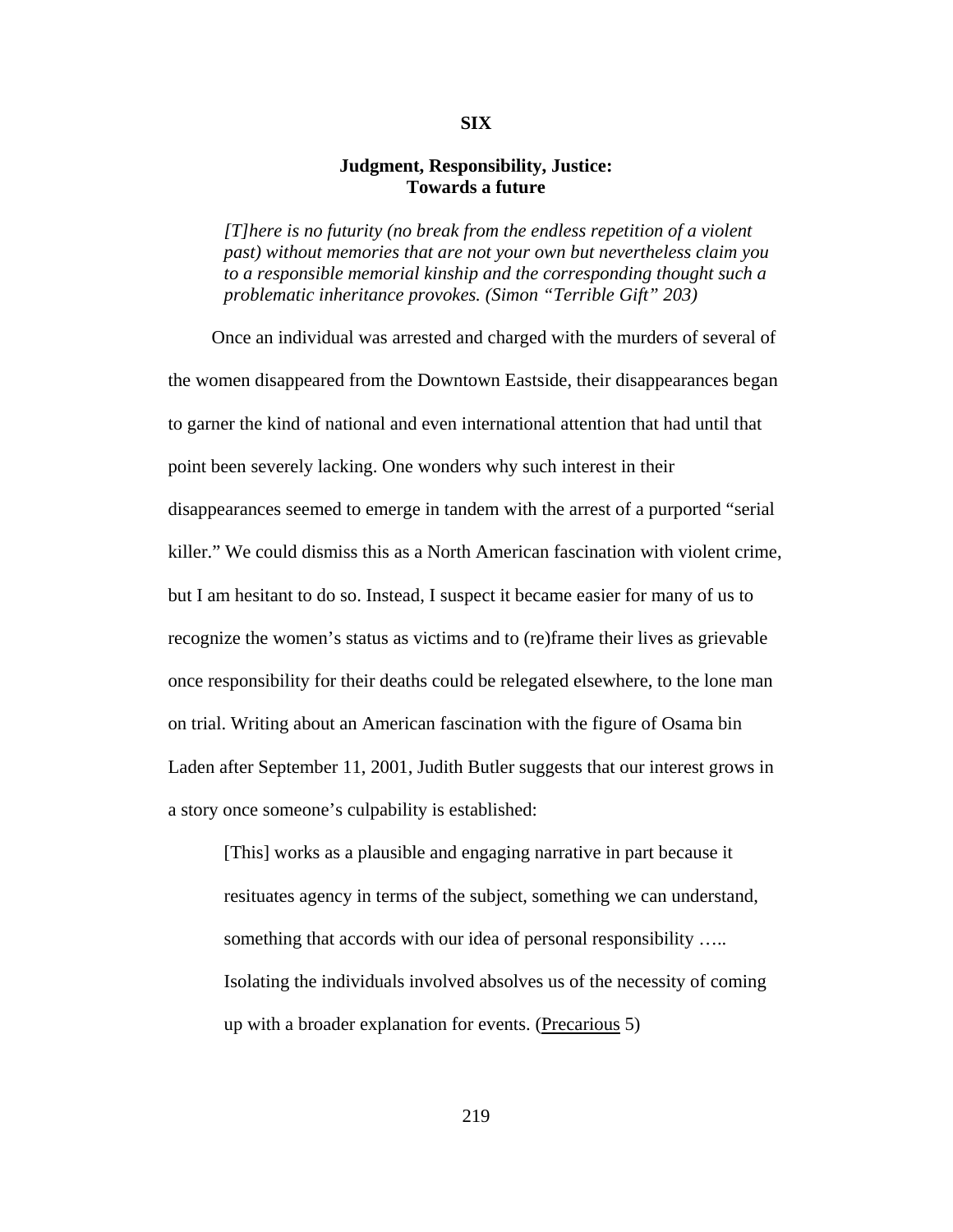# SIX

## Judgment, Responsibility, Justice: Towards a future

> *[T]here is no futurity (no break from the endless repetition of a violent past) without memories that are not your own but nevertheless claim you to a responsible memorial kinship and the corresponding thought such a problematic inheritance provokes. (Simon "Terrible Gift" 203)*

Once an individual was arrested and charged with the murders of several of the women disappeared from the Downtown Eastside, their disappearances began to garner the kind of national and even international attention that had until that point been severely lacking. One wonders why such interest in their disappearances seemed to emerge in tandem with the arrest of a purported "serial killer." We could dismiss this as a North American fascination with violent crime, but I am hesitant to do so. Instead, I suspect it became easier for many of us to recognize the women's status as victims and to (re)frame their lives as grievable once responsibility for their deaths could be relegated elsewhere, to the lone man on trial. Writing about an American fascination with the figure of Osama bin Laden after September 11, 2001, Judith Butler suggests that our interest grows in a story once someone's culpability is established:

> [This] works as a plausible and engaging narrative in part because it resituates agency in terms of the subject, something we can understand, something that accords with our idea of personal responsibility ….. Isolating the individuals involved absolves us of the necessity of coming up with a broader explanation for events. (<u>Precarious</u> 5)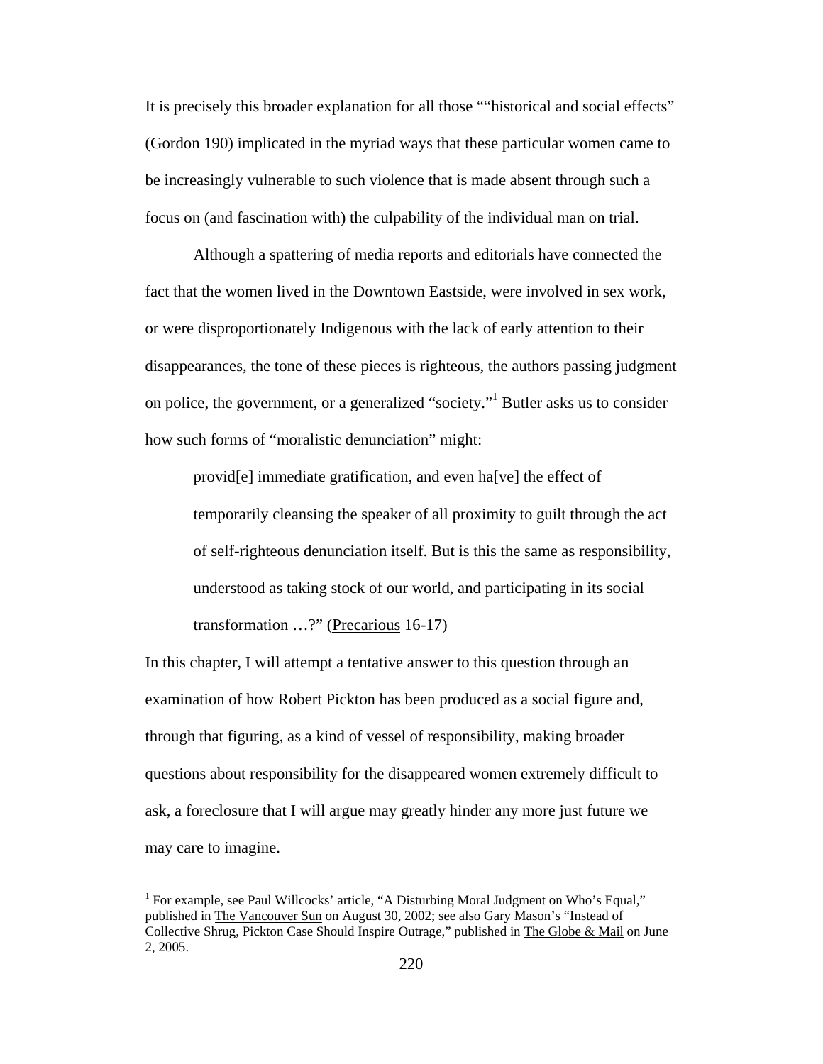It is precisely this broader explanation for all those ""historical and social effects" (Gordon 190) implicated in the myriad ways that these particular women came to be increasingly vulnerable to such violence that is made absent through such a focus on (and fascination with) the culpability of the individual man on trial.

Although a spattering of media reports and editorials have connected the fact that the women lived in the Downtown Eastside, were involved in sex work, or were disproportionately Indigenous with the lack of early attention to their disappearances, the tone of these pieces is righteous, the authors passing judgment on police, the government, or a generalized "society."[1] Butler asks us to consider how such forms of "moralistic denunciation" might:

> provid[e] immediate gratification, and even ha[ve] the effect of temporarily cleansing the speaker of all proximity to guilt through the act of self-righteous denunciation itself. But is this the same as responsibility, understood as taking stock of our world, and participating in its social transformation …?" (Precarious 16-17)

In this chapter, I will attempt a tentative answer to this question through an examination of how Robert Pickton has been produced as a social figure and, through that figuring, as a kind of vessel of responsibility, making broader questions about responsibility for the disappeared women extremely difficult to ask, a foreclosure that I will argue may greatly hinder any more just future we may care to imagine.

---

[1] For example, see Paul Willcocks' article, "A Disturbing Moral Judgment on Who's Equal," published in The Vancouver Sun on August 30, 2002; see also Gary Mason's "Instead of Collective Shrug, Pickton Case Should Inspire Outrage," published in The Globe & Mail on June 2, 2005.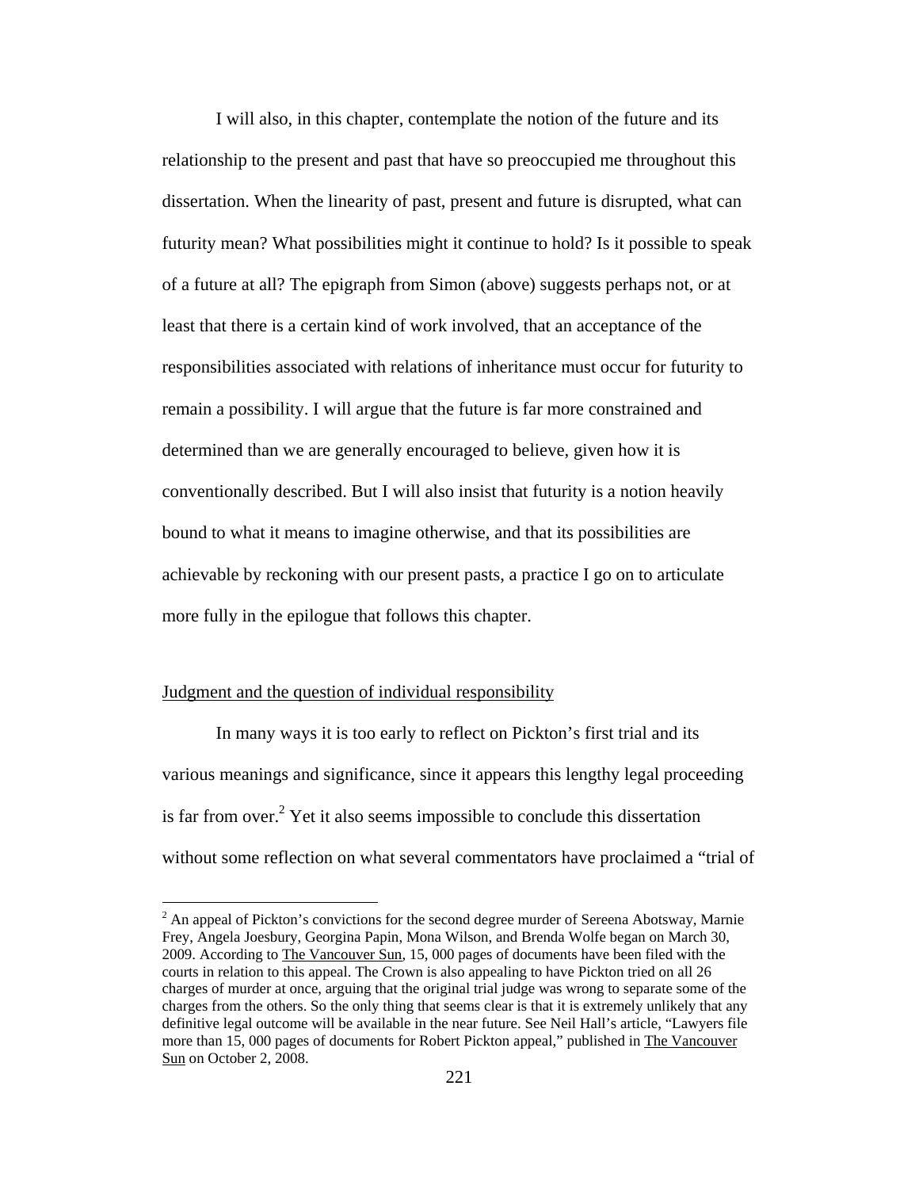I will also, in this chapter, contemplate the notion of the future and its relationship to the present and past that have so preoccupied me throughout this dissertation. When the linearity of past, present and future is disrupted, what can futurity mean? What possibilities might it continue to hold? Is it possible to speak of a future at all? The epigraph from Simon (above) suggests perhaps not, or at least that there is a certain kind of work involved, that an acceptance of the responsibilities associated with relations of inheritance must occur for futurity to remain a possibility. I will argue that the future is far more constrained and determined than we are generally encouraged to believe, given how it is conventionally described. But I will also insist that futurity is a notion heavily bound to what it means to imagine otherwise, and that its possibilities are achievable by reckoning with our present pasts, a practice I go on to articulate more fully in the epilogue that follows this chapter.

## Judgment and the question of individual responsibility

In many ways it is too early to reflect on Pickton's first trial and its various meanings and significance, since it appears this lengthy legal proceeding is far from over.[2] Yet it also seems impossible to conclude this dissertation without some reflection on what several commentators have proclaimed a "trial of

---

[2] An appeal of Pickton's convictions for the second degree murder of Sereena Abotsway, Marnie Frey, Angela Joesbury, Georgina Papin, Mona Wilson, and Brenda Wolfe began on March 30, 2009. According to The Vancouver Sun, 15, 000 pages of documents have been filed with the courts in relation to this appeal. The Crown is also appealing to have Pickton tried on all 26 charges of murder at once, arguing that the original trial judge was wrong to separate some of the charges from the others. So the only thing that seems clear is that it is extremely unlikely that any definitive legal outcome will be available in the near future. See Neil Hall's article, "Lawyers file more than 15, 000 pages of documents for Robert Pickton appeal," published in The Vancouver Sun on October 2, 2008.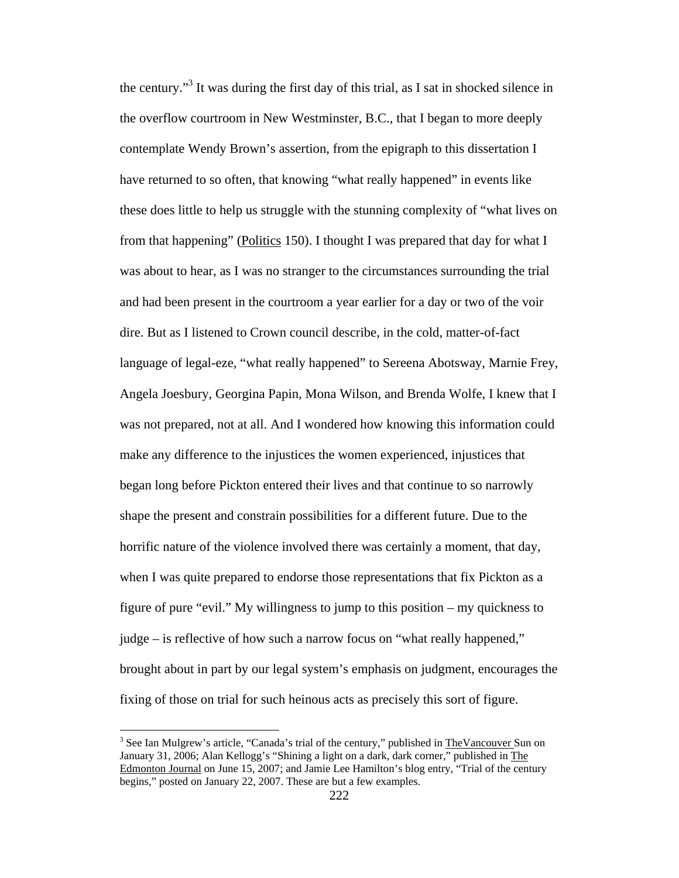the century."[3] It was during the first day of this trial, as I sat in shocked silence in the overflow courtroom in New Westminster, B.C., that I began to more deeply contemplate Wendy Brown's assertion, from the epigraph to this dissertation I have returned to so often, that knowing "what really happened" in events like these does little to help us struggle with the stunning complexity of "what lives on from that happening" (Politics 150). I thought I was prepared that day for what I was about to hear, as I was no stranger to the circumstances surrounding the trial and had been present in the courtroom a year earlier for a day or two of the voir dire. But as I listened to Crown council describe, in the cold, matter-of-fact language of legal-eze, "what really happened" to Sereena Abotsway, Marnie Frey, Angela Joesbury, Georgina Papin, Mona Wilson, and Brenda Wolfe, I knew that I was not prepared, not at all. And I wondered how knowing this information could make any difference to the injustices the women experienced, injustices that began long before Pickton entered their lives and that continue to so narrowly shape the present and constrain possibilities for a different future. Due to the horrific nature of the violence involved there was certainly a moment, that day, when I was quite prepared to endorse those representations that fix Pickton as a figure of pure "evil." My willingness to jump to this position – my quickness to judge – is reflective of how such a narrow focus on "what really happened," brought about in part by our legal system's emphasis on judgment, encourages the fixing of those on trial for such heinous acts as precisely this sort of figure.

---

[3] See Ian Mulgrew's article, "Canada's trial of the century," published in TheVancouver Sun on January 31, 2006; Alan Kellogg's "Shining a light on a dark, dark corner," published in The Edmonton Journal on June 15, 2007; and Jamie Lee Hamilton's blog entry, "Trial of the century begins," posted on January 22, 2007. These are but a few examples.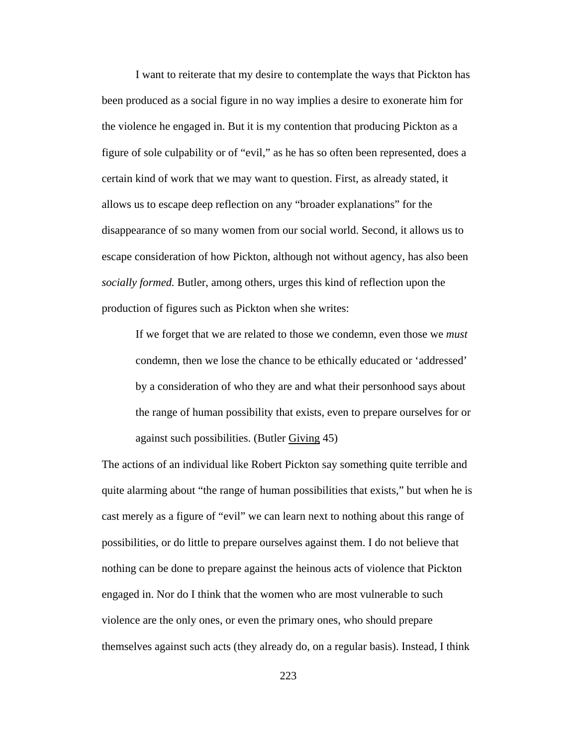I want to reiterate that my desire to contemplate the ways that Pickton has been produced as a social figure in no way implies a desire to exonerate him for the violence he engaged in. But it is my contention that producing Pickton as a figure of sole culpability or of "evil," as he has so often been represented, does a certain kind of work that we may want to question. First, as already stated, it allows us to escape deep reflection on any "broader explanations" for the disappearance of so many women from our social world. Second, it allows us to escape consideration of how Pickton, although not without agency, has also been *socially formed.* Butler, among others, urges this kind of reflection upon the production of figures such as Pickton when she writes:

> If we forget that we are related to those we condemn, even those we *must* condemn, then we lose the chance to be ethically educated or 'addressed' by a consideration of who they are and what their personhood says about the range of human possibility that exists, even to prepare ourselves for or against such possibilities. (Butler Giving 45)

The actions of an individual like Robert Pickton say something quite terrible and quite alarming about "the range of human possibilities that exists," but when he is cast merely as a figure of "evil" we can learn next to nothing about this range of possibilities, or do little to prepare ourselves against them. I do not believe that nothing can be done to prepare against the heinous acts of violence that Pickton engaged in. Nor do I think that the women who are most vulnerable to such violence are the only ones, or even the primary ones, who should prepare themselves against such acts (they already do, on a regular basis). Instead, I think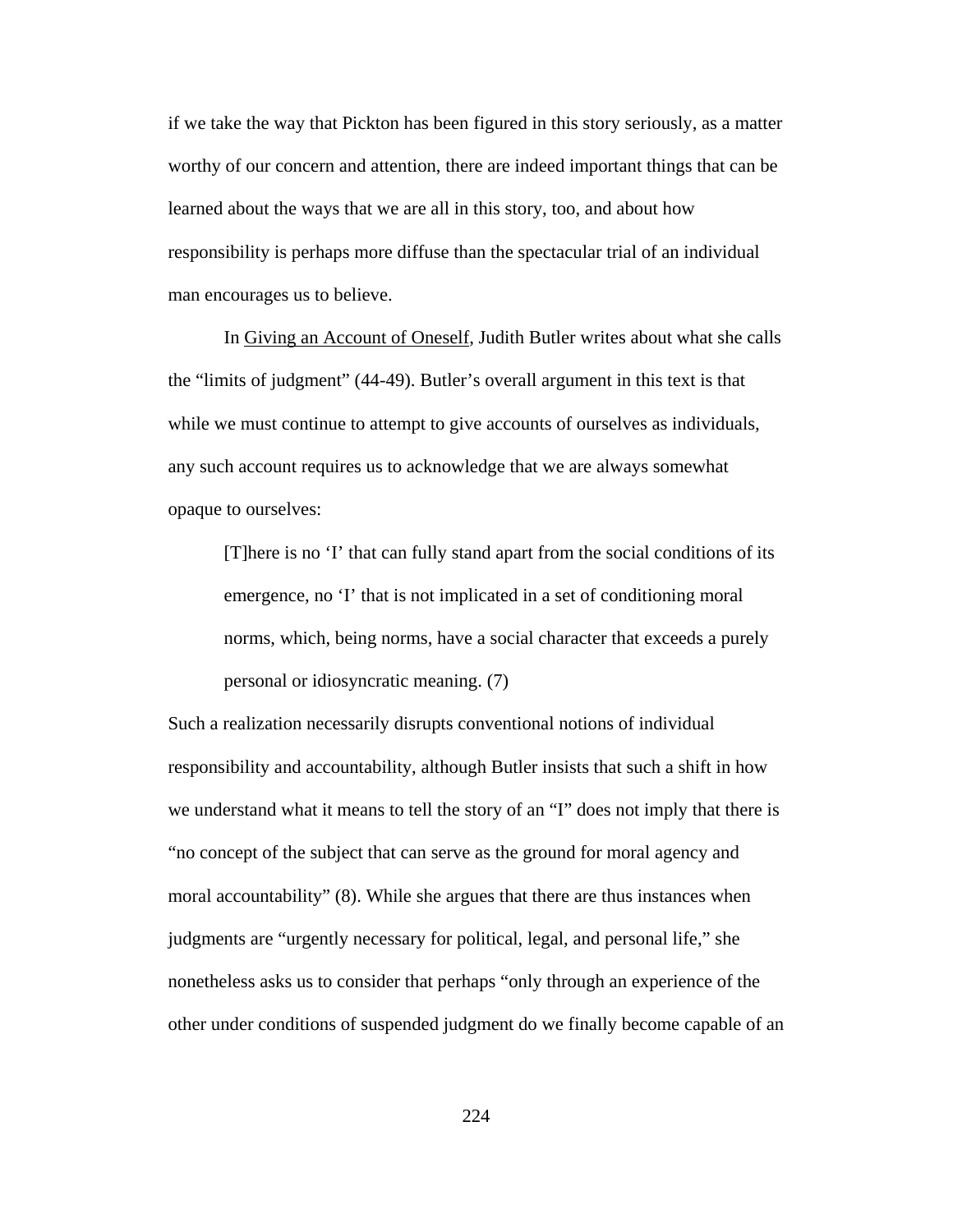if we take the way that Pickton has been figured in this story seriously, as a matter worthy of our concern and attention, there are indeed important things that can be learned about the ways that we are all in this story, too, and about how responsibility is perhaps more diffuse than the spectacular trial of an individual man encourages us to believe.

In Giving an Account of Oneself, Judith Butler writes about what she calls the "limits of judgment" (44-49). Butler's overall argument in this text is that while we must continue to attempt to give accounts of ourselves as individuals, any such account requires us to acknowledge that we are always somewhat opaque to ourselves:

> [T]here is no 'I' that can fully stand apart from the social conditions of its emergence, no 'I' that is not implicated in a set of conditioning moral norms, which, being norms, have a social character that exceeds a purely personal or idiosyncratic meaning. (7)

Such a realization necessarily disrupts conventional notions of individual responsibility and accountability, although Butler insists that such a shift in how we understand what it means to tell the story of an "I" does not imply that there is "no concept of the subject that can serve as the ground for moral agency and moral accountability" (8). While she argues that there are thus instances when judgments are "urgently necessary for political, legal, and personal life," she nonetheless asks us to consider that perhaps "only through an experience of the other under conditions of suspended judgment do we finally become capable of an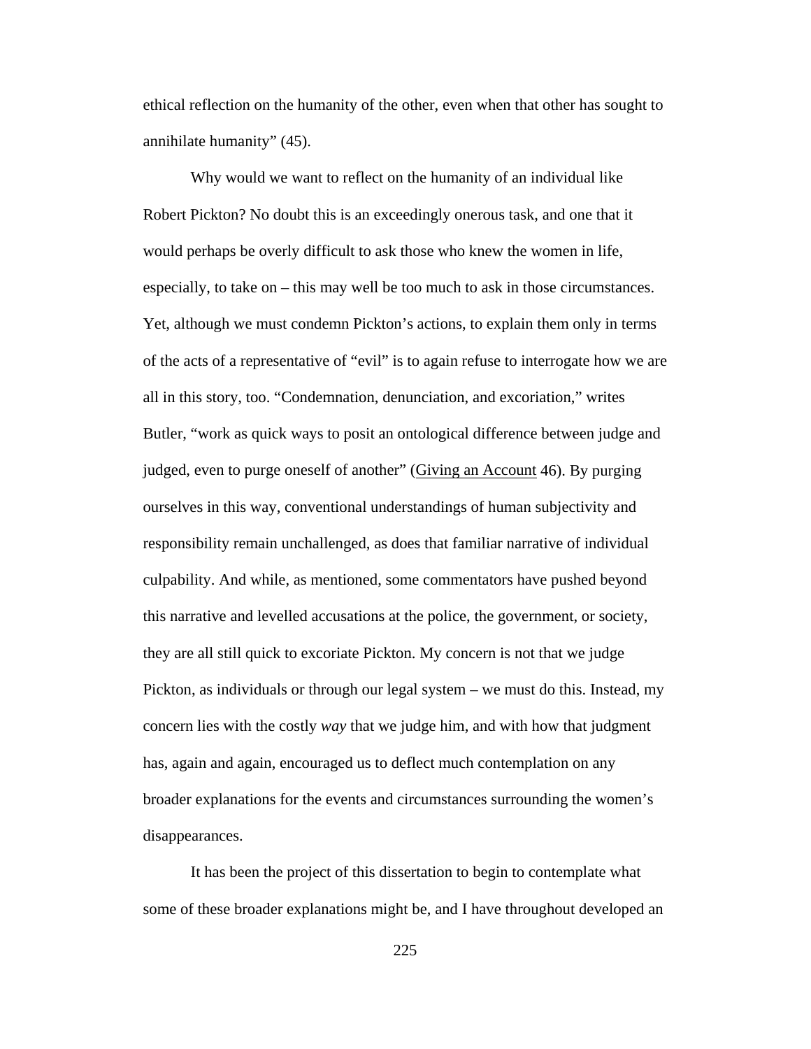ethical reflection on the humanity of the other, even when that other has sought to annihilate humanity" (45).

Why would we want to reflect on the humanity of an individual like Robert Pickton? No doubt this is an exceedingly onerous task, and one that it would perhaps be overly difficult to ask those who knew the women in life, especially, to take on – this may well be too much to ask in those circumstances. Yet, although we must condemn Pickton's actions, to explain them only in terms of the acts of a representative of "evil" is to again refuse to interrogate how we are all in this story, too. "Condemnation, denunciation, and excoriation," writes Butler, "work as quick ways to posit an ontological difference between judge and judged, even to purge oneself of another" (Giving an Account 46). By purging ourselves in this way, conventional understandings of human subjectivity and responsibility remain unchallenged, as does that familiar narrative of individual culpability. And while, as mentioned, some commentators have pushed beyond this narrative and levelled accusations at the police, the government, or society, they are all still quick to excoriate Pickton. My concern is not that we judge Pickton, as individuals or through our legal system – we must do this. Instead, my concern lies with the costly *way* that we judge him, and with how that judgment has, again and again, encouraged us to deflect much contemplation on any broader explanations for the events and circumstances surrounding the women's disappearances.

It has been the project of this dissertation to begin to contemplate what some of these broader explanations might be, and I have throughout developed an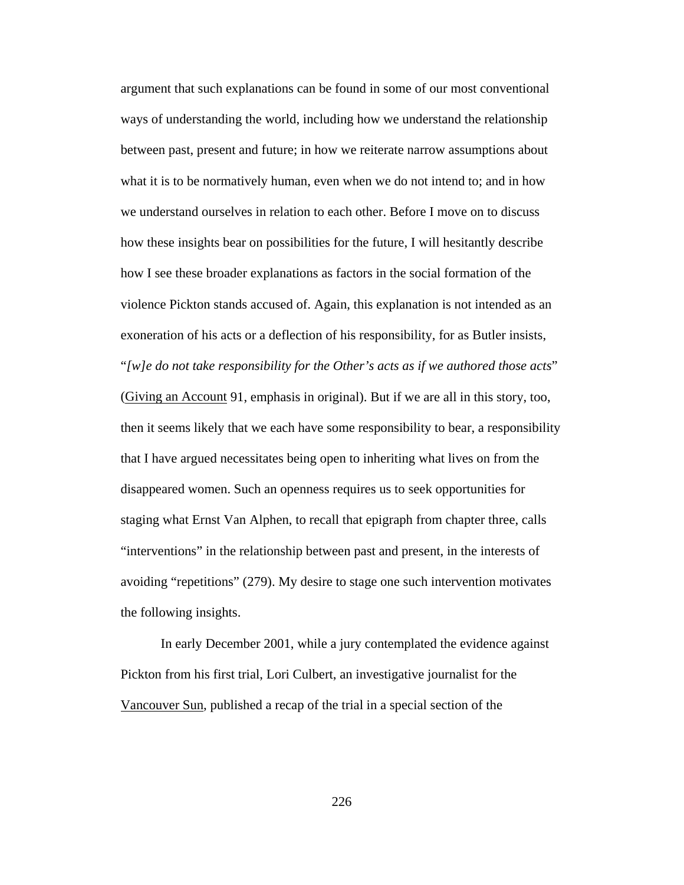argument that such explanations can be found in some of our most conventional ways of understanding the world, including how we understand the relationship between past, present and future; in how we reiterate narrow assumptions about what it is to be normatively human, even when we do not intend to; and in how we understand ourselves in relation to each other. Before I move on to discuss how these insights bear on possibilities for the future, I will hesitantly describe how I see these broader explanations as factors in the social formation of the violence Pickton stands accused of. Again, this explanation is not intended as an exoneration of his acts or a deflection of his responsibility, for as Butler insists, "*[w]e do not take responsibility for the Other's acts as if we authored those acts*" (Giving an Account 91, emphasis in original). But if we are all in this story, too, then it seems likely that we each have some responsibility to bear, a responsibility that I have argued necessitates being open to inheriting what lives on from the disappeared women. Such an openness requires us to seek opportunities for staging what Ernst Van Alphen, to recall that epigraph from chapter three, calls "interventions" in the relationship between past and present, in the interests of avoiding "repetitions" (279). My desire to stage one such intervention motivates the following insights.

In early December 2001, while a jury contemplated the evidence against Pickton from his first trial, Lori Culbert, an investigative journalist for the Vancouver Sun, published a recap of the trial in a special section of the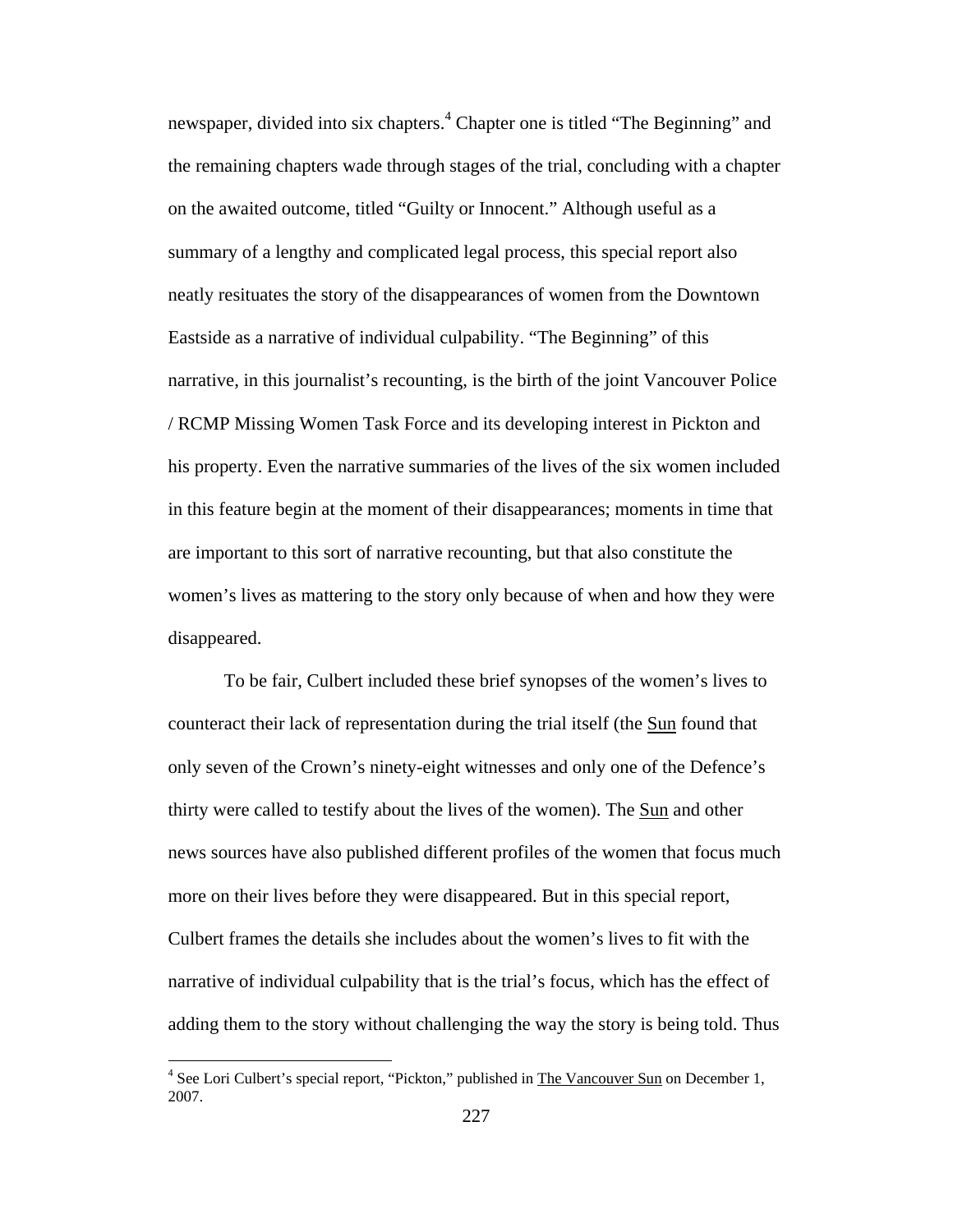newspaper, divided into six chapters.[4] Chapter one is titled "The Beginning" and the remaining chapters wade through stages of the trial, concluding with a chapter on the awaited outcome, titled "Guilty or Innocent." Although useful as a summary of a lengthy and complicated legal process, this special report also neatly resituates the story of the disappearances of women from the Downtown Eastside as a narrative of individual culpability. "The Beginning" of this narrative, in this journalist's recounting, is the birth of the joint Vancouver Police / RCMP Missing Women Task Force and its developing interest in Pickton and his property. Even the narrative summaries of the lives of the six women included in this feature begin at the moment of their disappearances; moments in time that are important to this sort of narrative recounting, but that also constitute the women's lives as mattering to the story only because of when and how they were disappeared.

To be fair, Culbert included these brief synopses of the women's lives to counteract their lack of representation during the trial itself (the Sun found that only seven of the Crown's ninety-eight witnesses and only one of the Defence's thirty were called to testify about the lives of the women). The Sun and other news sources have also published different profiles of the women that focus much more on their lives before they were disappeared. But in this special report, Culbert frames the details she includes about the women's lives to fit with the narrative of individual culpability that is the trial's focus, which has the effect of adding them to the story without challenging the way the story is being told. Thus

[4] See Lori Culbert's special report, "Pickton," published in The Vancouver Sun on December 1, 2007.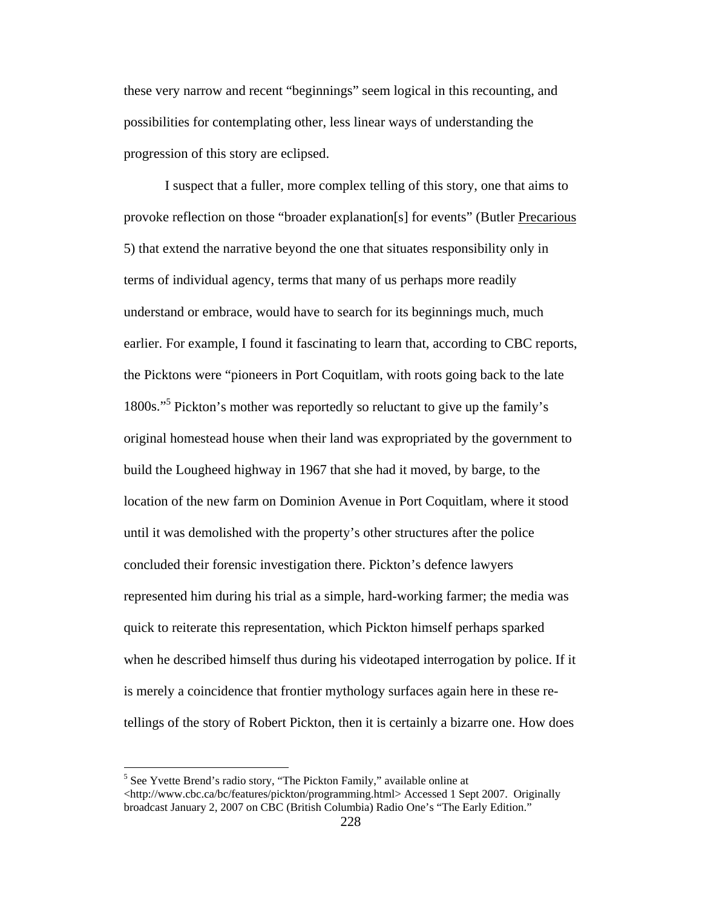these very narrow and recent "beginnings" seem logical in this recounting, and possibilities for contemplating other, less linear ways of understanding the progression of this story are eclipsed.

I suspect that a fuller, more complex telling of this story, one that aims to provoke reflection on those "broader explanation[s] for events" (Butler Precarious 5) that extend the narrative beyond the one that situates responsibility only in terms of individual agency, terms that many of us perhaps more readily understand or embrace, would have to search for its beginnings much, much earlier. For example, I found it fascinating to learn that, according to CBC reports, the Picktons were "pioneers in Port Coquitlam, with roots going back to the late 1800s."[5] Pickton's mother was reportedly so reluctant to give up the family's original homestead house when their land was expropriated by the government to build the Lougheed highway in 1967 that she had it moved, by barge, to the location of the new farm on Dominion Avenue in Port Coquitlam, where it stood until it was demolished with the property's other structures after the police concluded their forensic investigation there. Pickton's defence lawyers represented him during his trial as a simple, hard-working farmer; the media was quick to reiterate this representation, which Pickton himself perhaps sparked when he described himself thus during his videotaped interrogation by police. If it is merely a coincidence that frontier mythology surfaces again here in these re-tellings of the story of Robert Pickton, then it is certainly a bizarre one. How does

[5] See Yvette Brend's radio story, "The Pickton Family," available online at <http://www.cbc.ca/bc/features/pickton/programming.html> Accessed 1 Sept 2007. Originally broadcast January 2, 2007 on CBC (British Columbia) Radio One's "The Early Edition."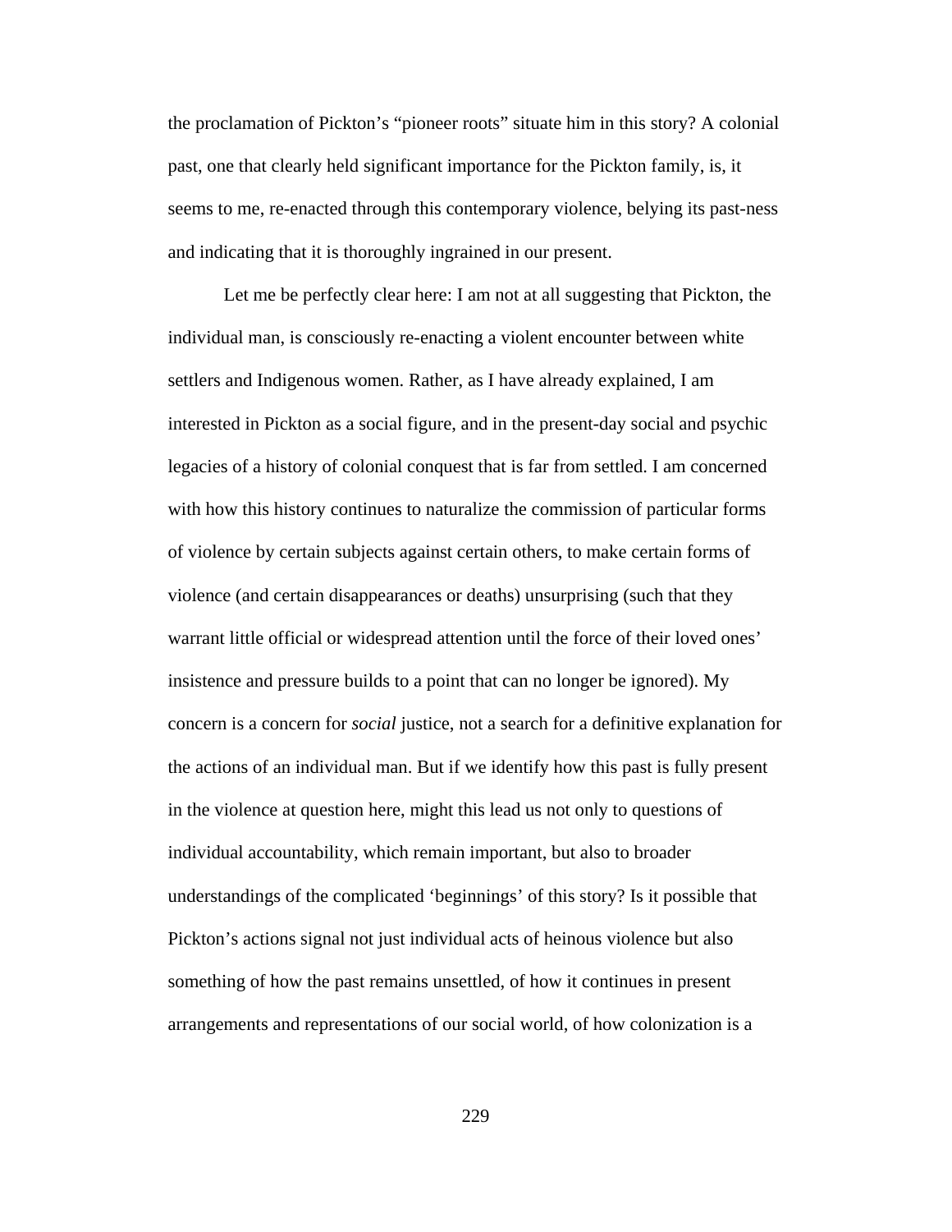the proclamation of Pickton's "pioneer roots" situate him in this story? A colonial past, one that clearly held significant importance for the Pickton family, is, it seems to me, re-enacted through this contemporary violence, belying its past-ness and indicating that it is thoroughly ingrained in our present.

Let me be perfectly clear here: I am not at all suggesting that Pickton, the individual man, is consciously re-enacting a violent encounter between white settlers and Indigenous women. Rather, as I have already explained, I am interested in Pickton as a social figure, and in the present-day social and psychic legacies of a history of colonial conquest that is far from settled. I am concerned with how this history continues to naturalize the commission of particular forms of violence by certain subjects against certain others, to make certain forms of violence (and certain disappearances or deaths) unsurprising (such that they warrant little official or widespread attention until the force of their loved ones' insistence and pressure builds to a point that can no longer be ignored). My concern is a concern for *social* justice, not a search for a definitive explanation for the actions of an individual man. But if we identify how this past is fully present in the violence at question here, might this lead us not only to questions of individual accountability, which remain important, but also to broader understandings of the complicated 'beginnings' of this story? Is it possible that Pickton's actions signal not just individual acts of heinous violence but also something of how the past remains unsettled, of how it continues in present arrangements and representations of our social world, of how colonization is a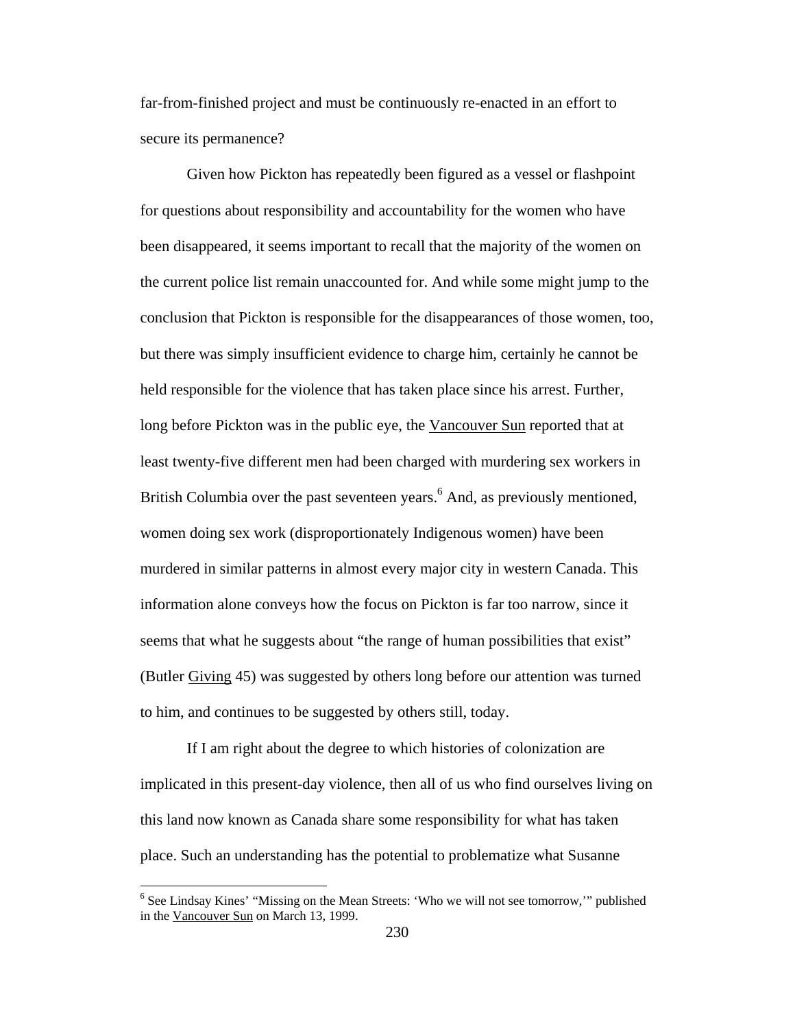far-from-finished project and must be continuously re-enacted in an effort to secure its permanence?

Given how Pickton has repeatedly been figured as a vessel or flashpoint for questions about responsibility and accountability for the women who have been disappeared, it seems important to recall that the majority of the women on the current police list remain unaccounted for. And while some might jump to the conclusion that Pickton is responsible for the disappearances of those women, too, but there was simply insufficient evidence to charge him, certainly he cannot be held responsible for the violence that has taken place since his arrest. Further, long before Pickton was in the public eye, the Vancouver Sun reported that at least twenty-five different men had been charged with murdering sex workers in British Columbia over the past seventeen years.[6] And, as previously mentioned, women doing sex work (disproportionately Indigenous women) have been murdered in similar patterns in almost every major city in western Canada. This information alone conveys how the focus on Pickton is far too narrow, since it seems that what he suggests about "the range of human possibilities that exist" (Butler Giving 45) was suggested by others long before our attention was turned to him, and continues to be suggested by others still, today.

If I am right about the degree to which histories of colonization are implicated in this present-day violence, then all of us who find ourselves living on this land now known as Canada share some responsibility for what has taken place. Such an understanding has the potential to problematize what Susanne

[6] See Lindsay Kines' "Missing on the Mean Streets: 'Who we will not see tomorrow,'" published in the Vancouver Sun on March 13, 1999.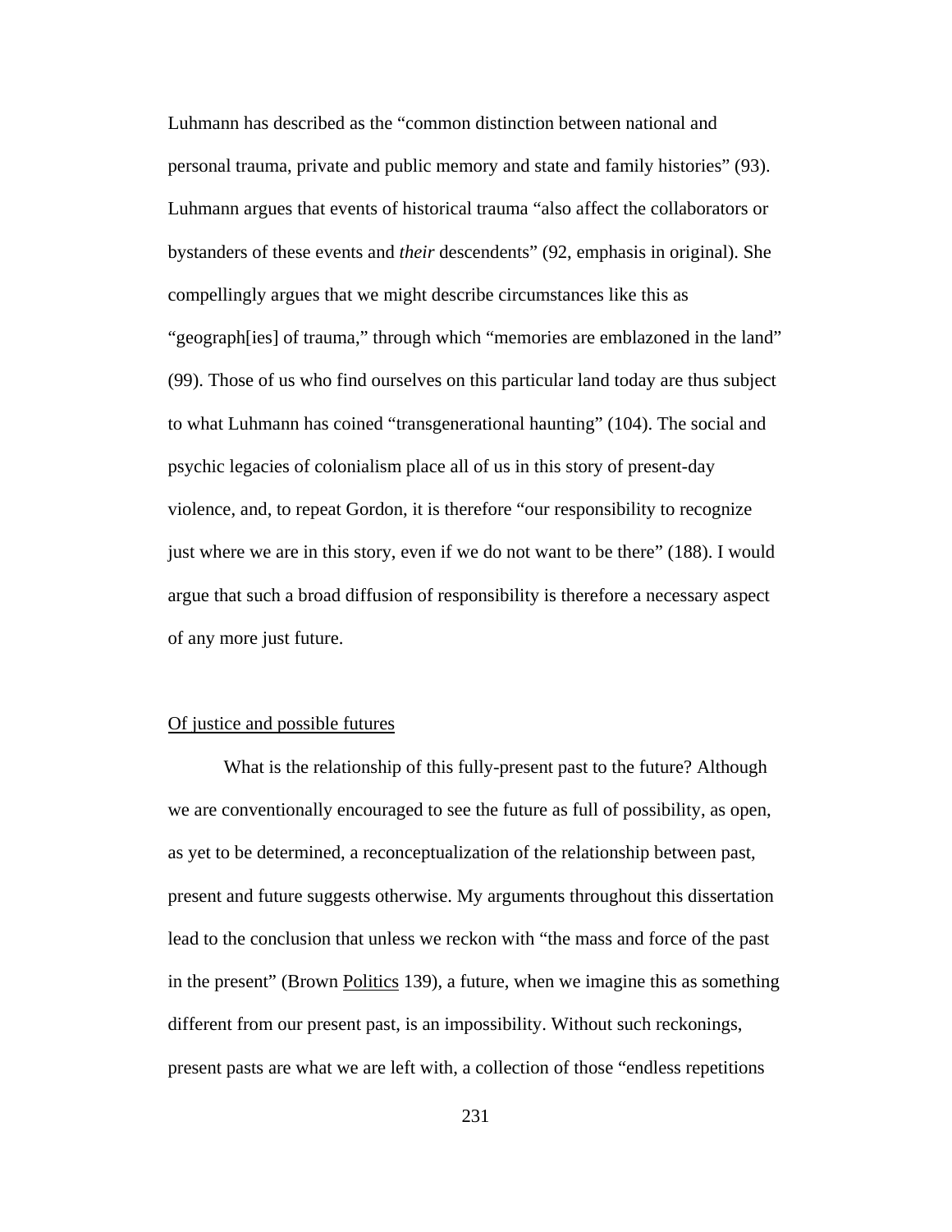Luhmann has described as the "common distinction between national and personal trauma, private and public memory and state and family histories" (93). Luhmann argues that events of historical trauma "also affect the collaborators or bystanders of these events and *their* descendents" (92, emphasis in original). She compellingly argues that we might describe circumstances like this as "geograph[ies] of trauma," through which "memories are emblazoned in the land" (99). Those of us who find ourselves on this particular land today are thus subject to what Luhmann has coined "transgenerational haunting" (104). The social and psychic legacies of colonialism place all of us in this story of present-day violence, and, to repeat Gordon, it is therefore "our responsibility to recognize just where we are in this story, even if we do not want to be there" (188). I would argue that such a broad diffusion of responsibility is therefore a necessary aspect of any more just future.

## Of justice and possible futures

What is the relationship of this fully-present past to the future? Although we are conventionally encouraged to see the future as full of possibility, as open, as yet to be determined, a reconceptualization of the relationship between past, present and future suggests otherwise. My arguments throughout this dissertation lead to the conclusion that unless we reckon with "the mass and force of the past in the present" (Brown Politics 139), a future, when we imagine this as something different from our present past, is an impossibility. Without such reckonings, present pasts are what we are left with, a collection of those "endless repetitions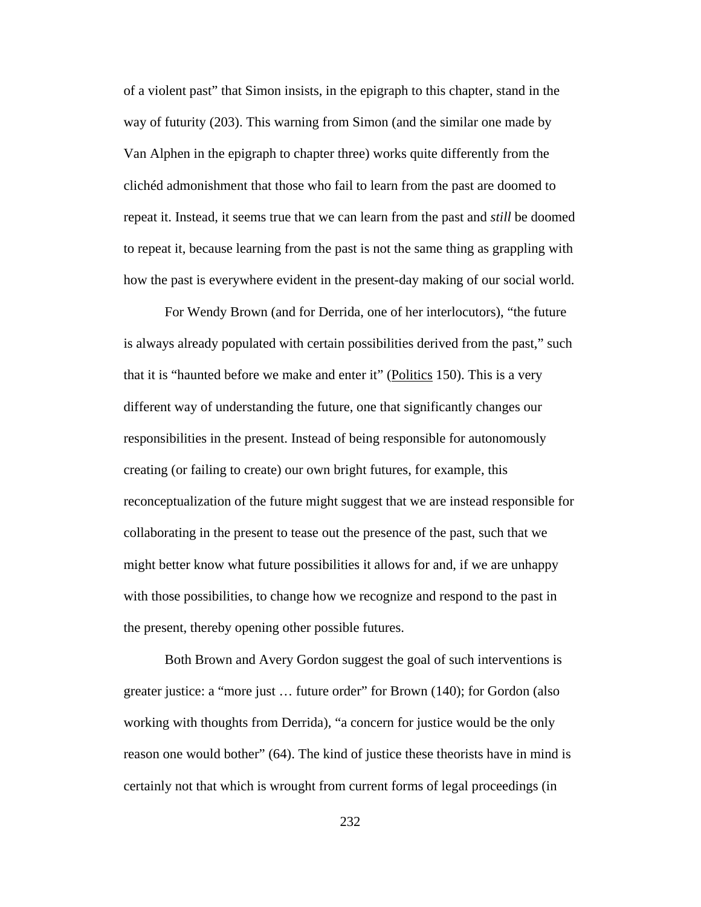of a violent past" that Simon insists, in the epigraph to this chapter, stand in the way of futurity (203). This warning from Simon (and the similar one made by Van Alphen in the epigraph to chapter three) works quite differently from the clichéd admonishment that those who fail to learn from the past are doomed to repeat it. Instead, it seems true that we can learn from the past and *still* be doomed to repeat it, because learning from the past is not the same thing as grappling with how the past is everywhere evident in the present-day making of our social world.

For Wendy Brown (and for Derrida, one of her interlocutors), "the future is always already populated with certain possibilities derived from the past," such that it is "haunted before we make and enter it" (Politics 150). This is a very different way of understanding the future, one that significantly changes our responsibilities in the present. Instead of being responsible for autonomously creating (or failing to create) our own bright futures, for example, this reconceptualization of the future might suggest that we are instead responsible for collaborating in the present to tease out the presence of the past, such that we might better know what future possibilities it allows for and, if we are unhappy with those possibilities, to change how we recognize and respond to the past in the present, thereby opening other possible futures.

Both Brown and Avery Gordon suggest the goal of such interventions is greater justice: a "more just … future order" for Brown (140); for Gordon (also working with thoughts from Derrida), "a concern for justice would be the only reason one would bother" (64). The kind of justice these theorists have in mind is certainly not that which is wrought from current forms of legal proceedings (in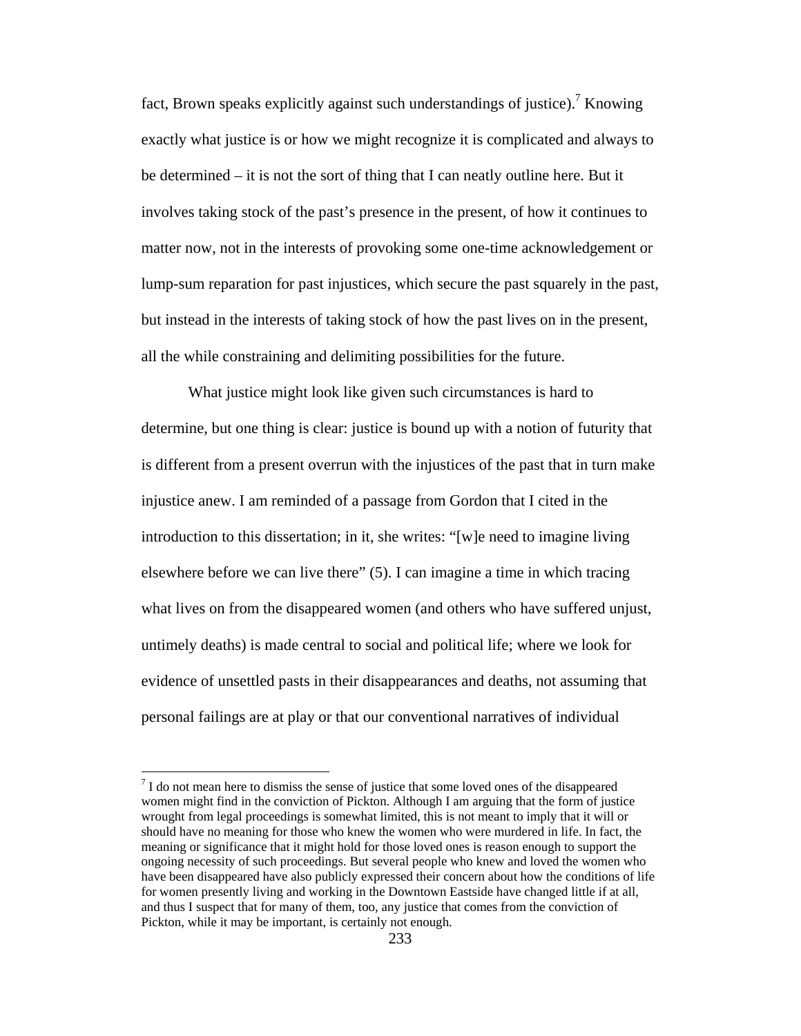fact, Brown speaks explicitly against such understandings of justice).[7] Knowing exactly what justice is or how we might recognize it is complicated and always to be determined – it is not the sort of thing that I can neatly outline here. But it involves taking stock of the past's presence in the present, of how it continues to matter now, not in the interests of provoking some one-time acknowledgement or lump-sum reparation for past injustices, which secure the past squarely in the past, but instead in the interests of taking stock of how the past lives on in the present, all the while constraining and delimiting possibilities for the future.

What justice might look like given such circumstances is hard to determine, but one thing is clear: justice is bound up with a notion of futurity that is different from a present overrun with the injustices of the past that in turn make injustice anew. I am reminded of a passage from Gordon that I cited in the introduction to this dissertation; in it, she writes: "[w]e need to imagine living elsewhere before we can live there" (5). I can imagine a time in which tracing what lives on from the disappeared women (and others who have suffered unjust, untimely deaths) is made central to social and political life; where we look for evidence of unsettled pasts in their disappearances and deaths, not assuming that personal failings are at play or that our conventional narratives of individual

---

[7] I do not mean here to dismiss the sense of justice that some loved ones of the disappeared women might find in the conviction of Pickton. Although I am arguing that the form of justice wrought from legal proceedings is somewhat limited, this is not meant to imply that it will or should have no meaning for those who knew the women who were murdered in life. In fact, the meaning or significance that it might hold for those loved ones is reason enough to support the ongoing necessity of such proceedings. But several people who knew and loved the women who have been disappeared have also publicly expressed their concern about how the conditions of life for women presently living and working in the Downtown Eastside have changed little if at all, and thus I suspect that for many of them, too, any justice that comes from the conviction of Pickton, while it may be important, is certainly not enough.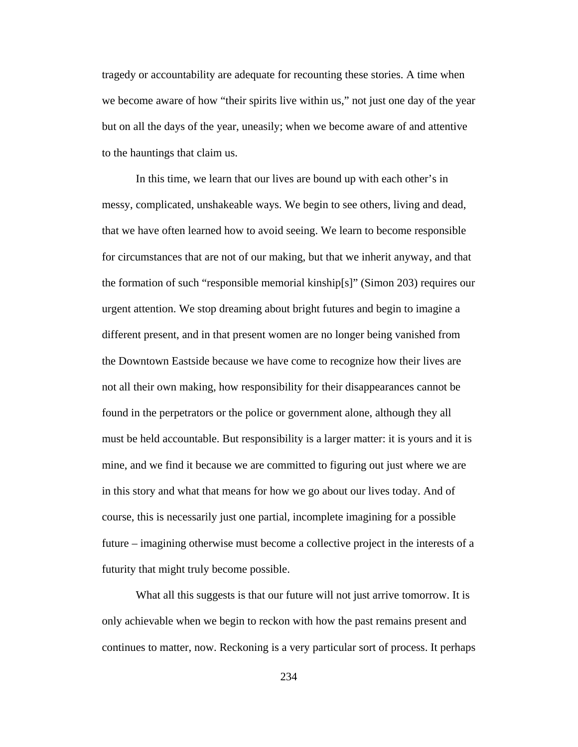tragedy or accountability are adequate for recounting these stories. A time when we become aware of how "their spirits live within us," not just one day of the year but on all the days of the year, uneasily; when we become aware of and attentive to the hauntings that claim us.

In this time, we learn that our lives are bound up with each other's in messy, complicated, unshakeable ways. We begin to see others, living and dead, that we have often learned how to avoid seeing. We learn to become responsible for circumstances that are not of our making, but that we inherit anyway, and that the formation of such "responsible memorial kinship[s]" (Simon 203) requires our urgent attention. We stop dreaming about bright futures and begin to imagine a different present, and in that present women are no longer being vanished from the Downtown Eastside because we have come to recognize how their lives are not all their own making, how responsibility for their disappearances cannot be found in the perpetrators or the police or government alone, although they all must be held accountable. But responsibility is a larger matter: it is yours and it is mine, and we find it because we are committed to figuring out just where we are in this story and what that means for how we go about our lives today. And of course, this is necessarily just one partial, incomplete imagining for a possible future – imagining otherwise must become a collective project in the interests of a futurity that might truly become possible.

What all this suggests is that our future will not just arrive tomorrow. It is only achievable when we begin to reckon with how the past remains present and continues to matter, now. Reckoning is a very particular sort of process. It perhaps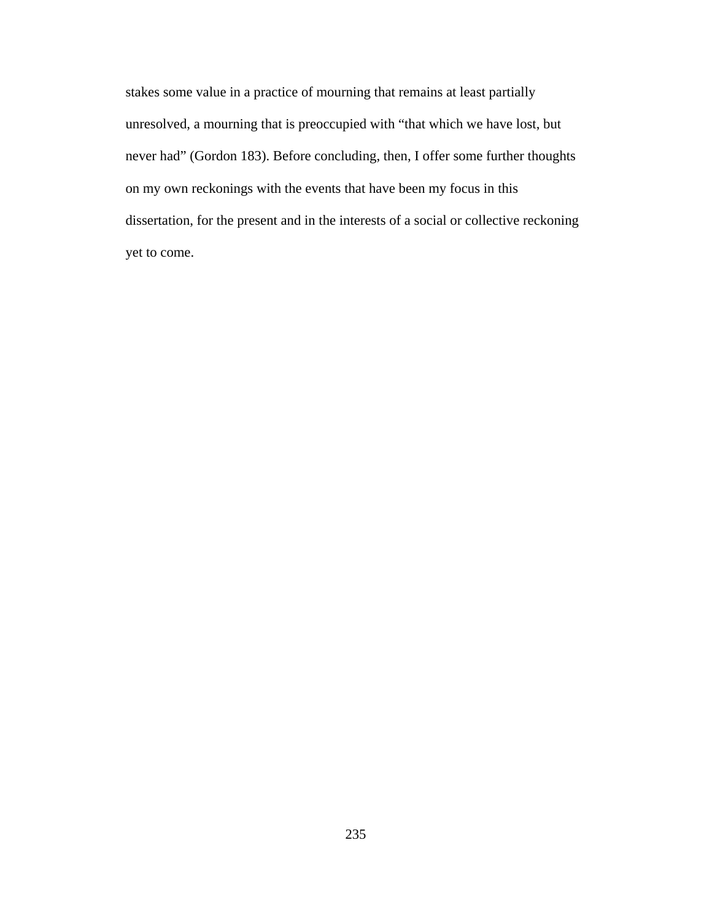stakes some value in a practice of mourning that remains at least partially unresolved, a mourning that is preoccupied with "that which we have lost, but never had" (Gordon 183). Before concluding, then, I offer some further thoughts on my own reckonings with the events that have been my focus in this dissertation, for the present and in the interests of a social or collective reckoning yet to come.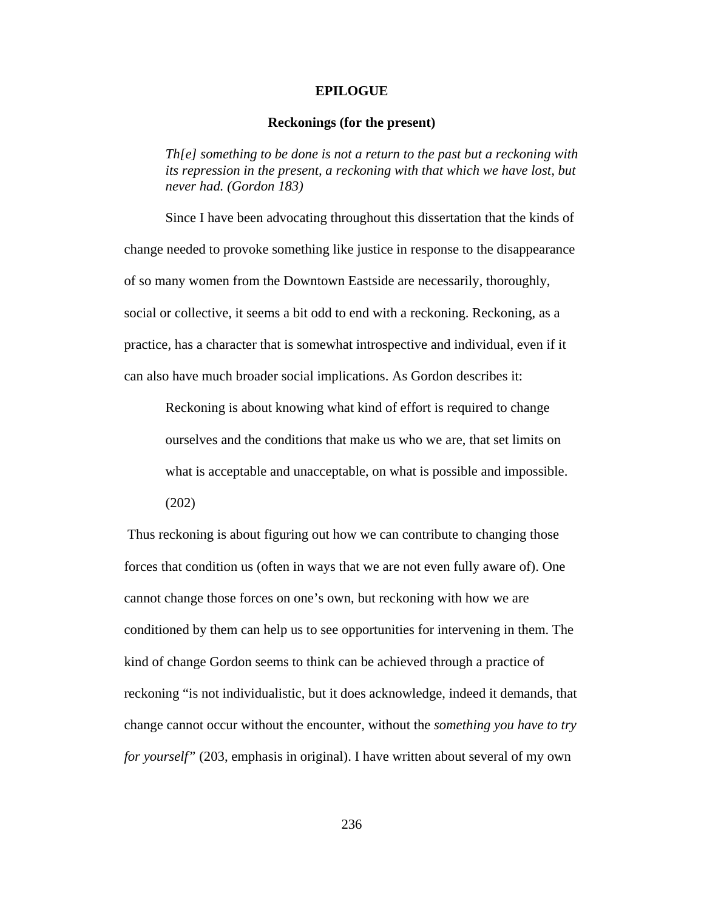# EPILOGUE

## Reckonings (for the present)

> *Th[e] something to be done is not a return to the past but a reckoning with its repression in the present, a reckoning with that which we have lost, but never had. (Gordon 183)*

Since I have been advocating throughout this dissertation that the kinds of change needed to provoke something like justice in response to the disappearance of so many women from the Downtown Eastside are necessarily, thoroughly, social or collective, it seems a bit odd to end with a reckoning. Reckoning, as a practice, has a character that is somewhat introspective and individual, even if it can also have much broader social implications. As Gordon describes it:

> Reckoning is about knowing what kind of effort is required to change ourselves and the conditions that make us who we are, that set limits on what is acceptable and unacceptable, on what is possible and impossible. (202)

Thus reckoning is about figuring out how we can contribute to changing those forces that condition us (often in ways that we are not even fully aware of). One cannot change those forces on one's own, but reckoning with how we are conditioned by them can help us to see opportunities for intervening in them. The kind of change Gordon seems to think can be achieved through a practice of reckoning "is not individualistic, but it does acknowledge, indeed it demands, that change cannot occur without the encounter, without the *something you have to try for yourself*" (203, emphasis in original). I have written about several of my own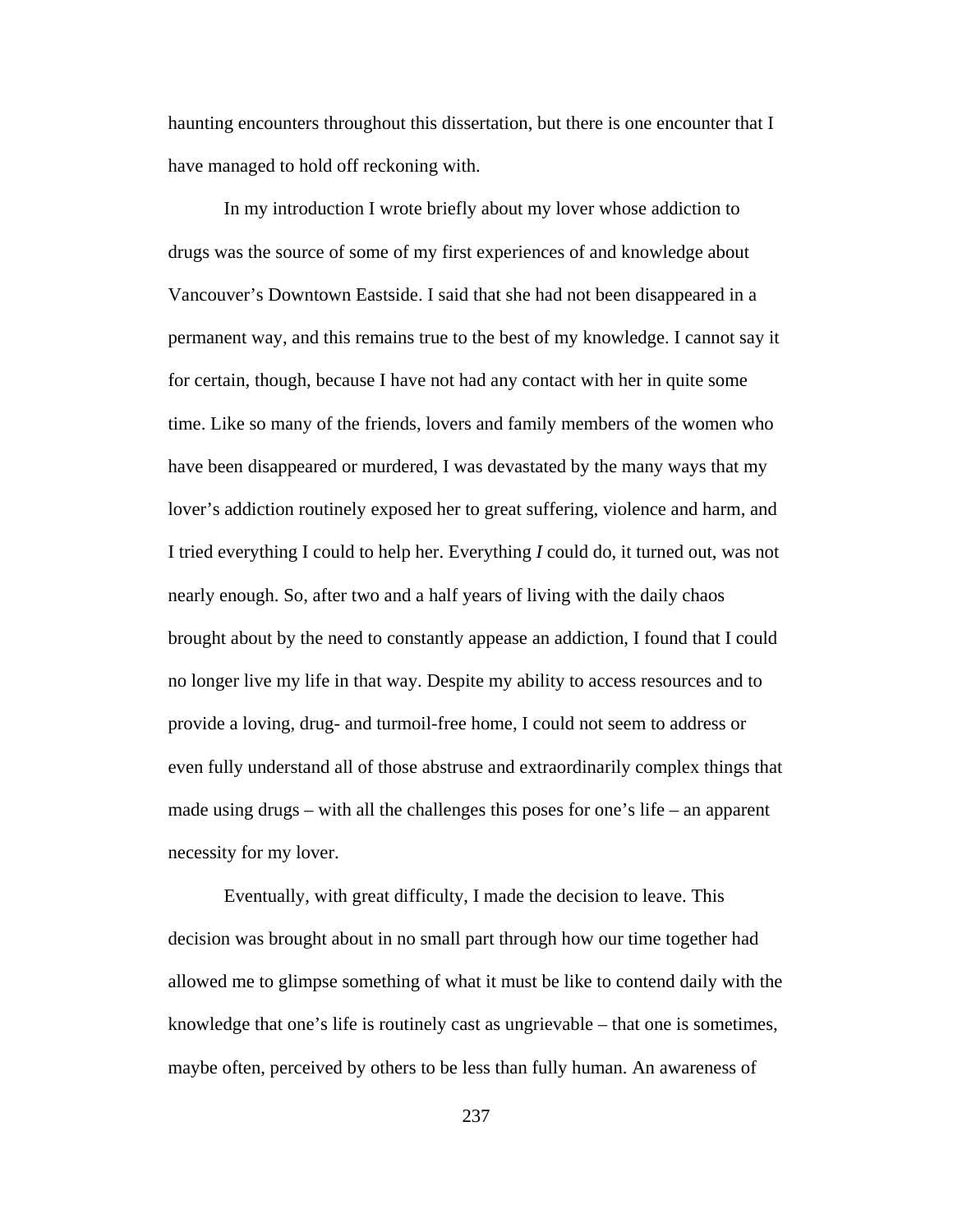haunting encounters throughout this dissertation, but there is one encounter that I have managed to hold off reckoning with.

In my introduction I wrote briefly about my lover whose addiction to drugs was the source of some of my first experiences of and knowledge about Vancouver's Downtown Eastside. I said that she had not been disappeared in a permanent way, and this remains true to the best of my knowledge. I cannot say it for certain, though, because I have not had any contact with her in quite some time. Like so many of the friends, lovers and family members of the women who have been disappeared or murdered, I was devastated by the many ways that my lover's addiction routinely exposed her to great suffering, violence and harm, and I tried everything I could to help her. Everything *I* could do, it turned out, was not nearly enough. So, after two and a half years of living with the daily chaos brought about by the need to constantly appease an addiction, I found that I could no longer live my life in that way. Despite my ability to access resources and to provide a loving, drug- and turmoil-free home, I could not seem to address or even fully understand all of those abstruse and extraordinarily complex things that made using drugs – with all the challenges this poses for one's life – an apparent necessity for my lover.

Eventually, with great difficulty, I made the decision to leave. This decision was brought about in no small part through how our time together had allowed me to glimpse something of what it must be like to contend daily with the knowledge that one's life is routinely cast as ungrievable – that one is sometimes, maybe often, perceived by others to be less than fully human. An awareness of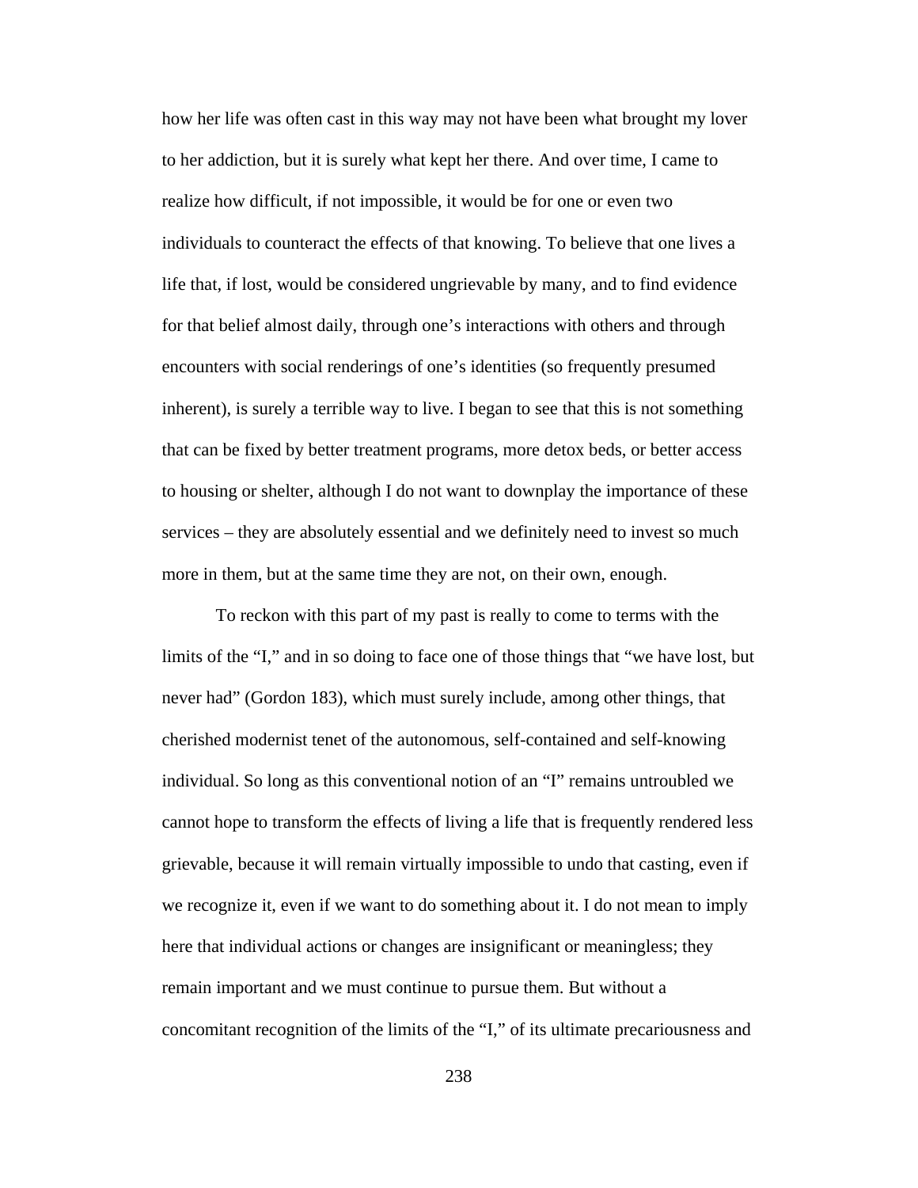how her life was often cast in this way may not have been what brought my lover to her addiction, but it is surely what kept her there. And over time, I came to realize how difficult, if not impossible, it would be for one or even two individuals to counteract the effects of that knowing. To believe that one lives a life that, if lost, would be considered ungrievable by many, and to find evidence for that belief almost daily, through one's interactions with others and through encounters with social renderings of one's identities (so frequently presumed inherent), is surely a terrible way to live. I began to see that this is not something that can be fixed by better treatment programs, more detox beds, or better access to housing or shelter, although I do not want to downplay the importance of these services – they are absolutely essential and we definitely need to invest so much more in them, but at the same time they are not, on their own, enough.

To reckon with this part of my past is really to come to terms with the limits of the "I," and in so doing to face one of those things that "we have lost, but never had" (Gordon 183), which must surely include, among other things, that cherished modernist tenet of the autonomous, self-contained and self-knowing individual. So long as this conventional notion of an "I" remains untroubled we cannot hope to transform the effects of living a life that is frequently rendered less grievable, because it will remain virtually impossible to undo that casting, even if we recognize it, even if we want to do something about it. I do not mean to imply here that individual actions or changes are insignificant or meaningless; they remain important and we must continue to pursue them. But without a concomitant recognition of the limits of the "I," of its ultimate precariousness and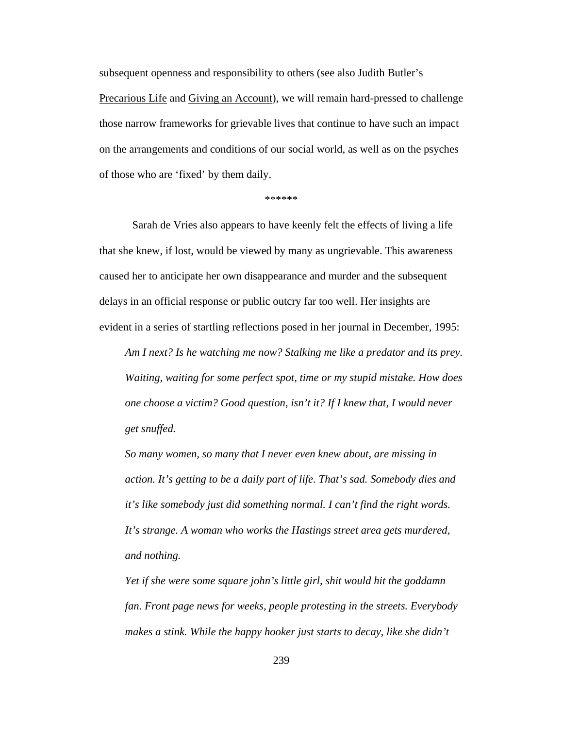subsequent openness and responsibility to others (see also Judith Butler's Precarious Life and Giving an Account), we will remain hard-pressed to challenge those narrow frameworks for grievable lives that continue to have such an impact on the arrangements and conditions of our social world, as well as on the psyches of those who are 'fixed' by them daily.

******

Sarah de Vries also appears to have keenly felt the effects of living a life that she knew, if lost, would be viewed by many as ungrievable. This awareness caused her to anticipate her own disappearance and murder and the subsequent delays in an official response or public outcry far too well. Her insights are evident in a series of startling reflections posed in her journal in December, 1995:

> *Am I next? Is he watching me now? Stalking me like a predator and its prey. Waiting, waiting for some perfect spot, time or my stupid mistake. How does one choose a victim? Good question, isn't it? If I knew that, I would never get snuffed.*
>
> *So many women, so many that I never even knew about, are missing in action. It's getting to be a daily part of life. That's sad. Somebody dies and it's like somebody just did something normal. I can't find the right words. It's strange. A woman who works the Hastings street area gets murdered, and nothing.*
>
> *Yet if she were some square john's little girl, shit would hit the goddamn fan. Front page news for weeks, people protesting in the streets. Everybody makes a stink. While the happy hooker just starts to decay, like she didn't*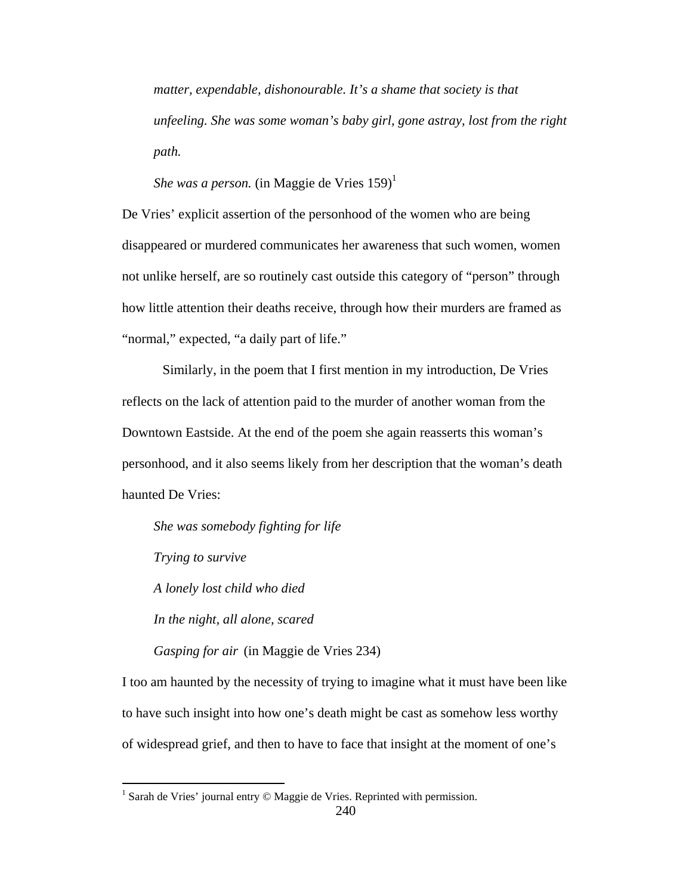> *matter, expendable, dishonourable. It's a shame that society is that unfeeling. She was some woman's baby girl, gone astray, lost from the right path.*
>
> *She was a person.* (in Maggie de Vries 159)[1]

De Vries' explicit assertion of the personhood of the women who are being disappeared or murdered communicates her awareness that such women, women not unlike herself, are so routinely cast outside this category of "person" through how little attention their deaths receive, through how their murders are framed as "normal," expected, "a daily part of life."

Similarly, in the poem that I first mention in my introduction, De Vries reflects on the lack of attention paid to the murder of another woman from the Downtown Eastside. At the end of the poem she again reasserts this woman's personhood, and it also seems likely from her description that the woman's death haunted De Vries:

> *She was somebody fighting for life*
>
> *Trying to survive*
>
> *A lonely lost child who died*
>
> *In the night, all alone, scared*
>
> *Gasping for air* (in Maggie de Vries 234)

I too am haunted by the necessity of trying to imagine what it must have been like to have such insight into how one's death might be cast as somehow less worthy of widespread grief, and then to have to face that insight at the moment of one's

[1] Sarah de Vries' journal entry © Maggie de Vries. Reprinted with permission.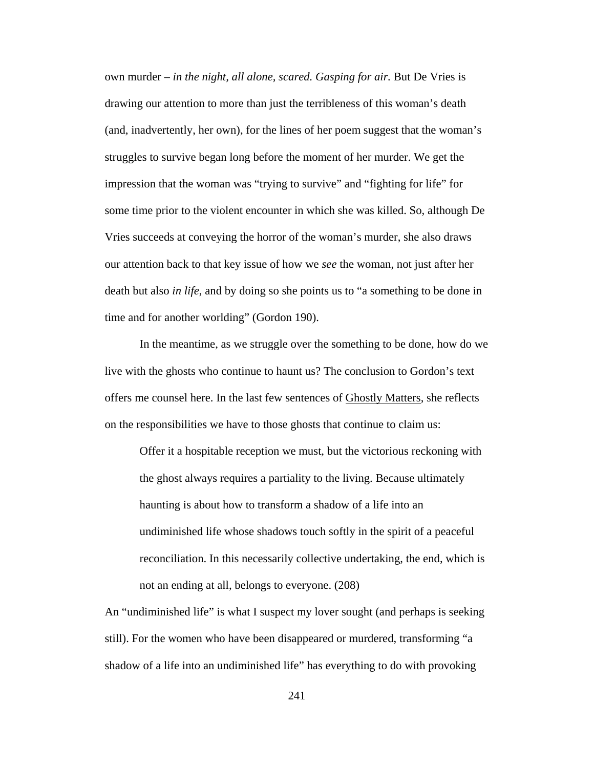own murder – *in the night, all alone, scared. Gasping for air.* But De Vries is drawing our attention to more than just the terribleness of this woman's death (and, inadvertently, her own), for the lines of her poem suggest that the woman's struggles to survive began long before the moment of her murder. We get the impression that the woman was "trying to survive" and "fighting for life" for some time prior to the violent encounter in which she was killed. So, although De Vries succeeds at conveying the horror of the woman's murder, she also draws our attention back to that key issue of how we *see* the woman, not just after her death but also *in life*, and by doing so she points us to "a something to be done in time and for another worlding" (Gordon 190).

In the meantime, as we struggle over the something to be done, how do we live with the ghosts who continue to haunt us? The conclusion to Gordon's text offers me counsel here. In the last few sentences of Ghostly Matters, she reflects on the responsibilities we have to those ghosts that continue to claim us:

> Offer it a hospitable reception we must, but the victorious reckoning with the ghost always requires a partiality to the living. Because ultimately haunting is about how to transform a shadow of a life into an undiminished life whose shadows touch softly in the spirit of a peaceful reconciliation. In this necessarily collective undertaking, the end, which is not an ending at all, belongs to everyone. (208)

An "undiminished life" is what I suspect my lover sought (and perhaps is seeking still). For the women who have been disappeared or murdered, transforming "a shadow of a life into an undiminished life" has everything to do with provoking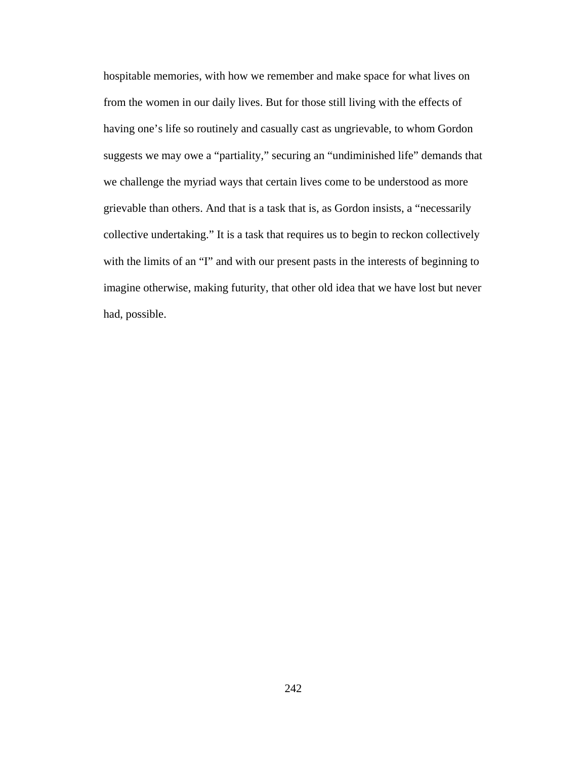hospitable memories, with how we remember and make space for what lives on from the women in our daily lives. But for those still living with the effects of having one's life so routinely and casually cast as ungrievable, to whom Gordon suggests we may owe a "partiality," securing an "undiminished life" demands that we challenge the myriad ways that certain lives come to be understood as more grievable than others. And that is a task that is, as Gordon insists, a "necessarily collective undertaking." It is a task that requires us to begin to reckon collectively with the limits of an "I" and with our present pasts in the interests of beginning to imagine otherwise, making futurity, that other old idea that we have lost but never had, possible.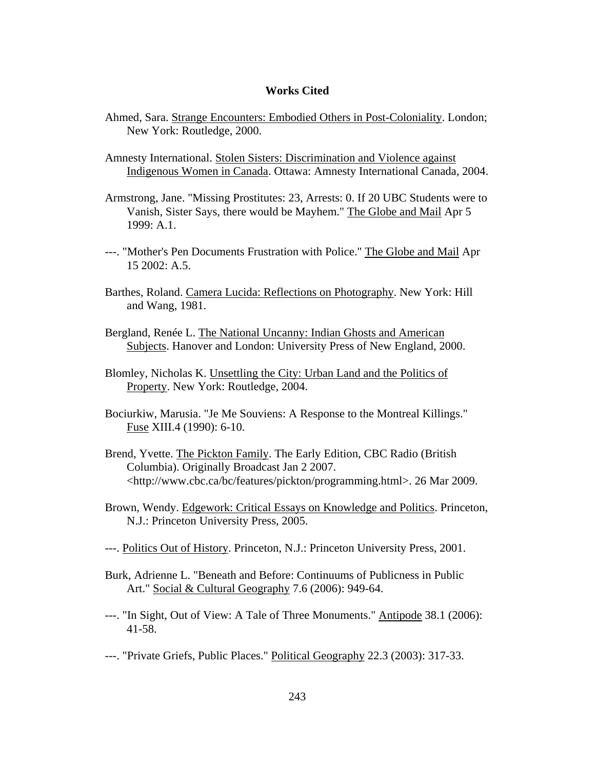## Works Cited

Ahmed, Sara. Strange Encounters: Embodied Others in Post-Coloniality. London; New York: Routledge, 2000.

Amnesty International. Stolen Sisters: Discrimination and Violence against Indigenous Women in Canada. Ottawa: Amnesty International Canada, 2004.

Armstrong, Jane. "Missing Prostitutes: 23, Arrests: 0. If 20 UBC Students were to Vanish, Sister Says, there would be Mayhem." The Globe and Mail Apr 5 1999: A.1.

---. "Mother's Pen Documents Frustration with Police." The Globe and Mail Apr 15 2002: A.5.

Barthes, Roland. Camera Lucida: Reflections on Photography. New York: Hill and Wang, 1981.

Bergland, Renée L. The National Uncanny: Indian Ghosts and American Subjects. Hanover and London: University Press of New England, 2000.

Blomley, Nicholas K. Unsettling the City: Urban Land and the Politics of Property. New York: Routledge, 2004.

Bociurkiw, Marusia. "Je Me Souviens: A Response to the Montreal Killings." Fuse XIII.4 (1990): 6-10.

Brend, Yvette. The Pickton Family. The Early Edition, CBC Radio (British Columbia). Originally Broadcast Jan 2 2007. <http://www.cbc.ca/bc/features/pickton/programming.html>. 26 Mar 2009.

Brown, Wendy. Edgework: Critical Essays on Knowledge and Politics. Princeton, N.J.: Princeton University Press, 2005.

---. Politics Out of History. Princeton, N.J.: Princeton University Press, 2001.

Burk, Adrienne L. "Beneath and Before: Continuums of Publicness in Public Art." Social & Cultural Geography 7.6 (2006): 949-64.

---. "In Sight, Out of View: A Tale of Three Monuments." Antipode 38.1 (2006): 41-58.

---. "Private Griefs, Public Places." Political Geography 22.3 (2003): 317-33.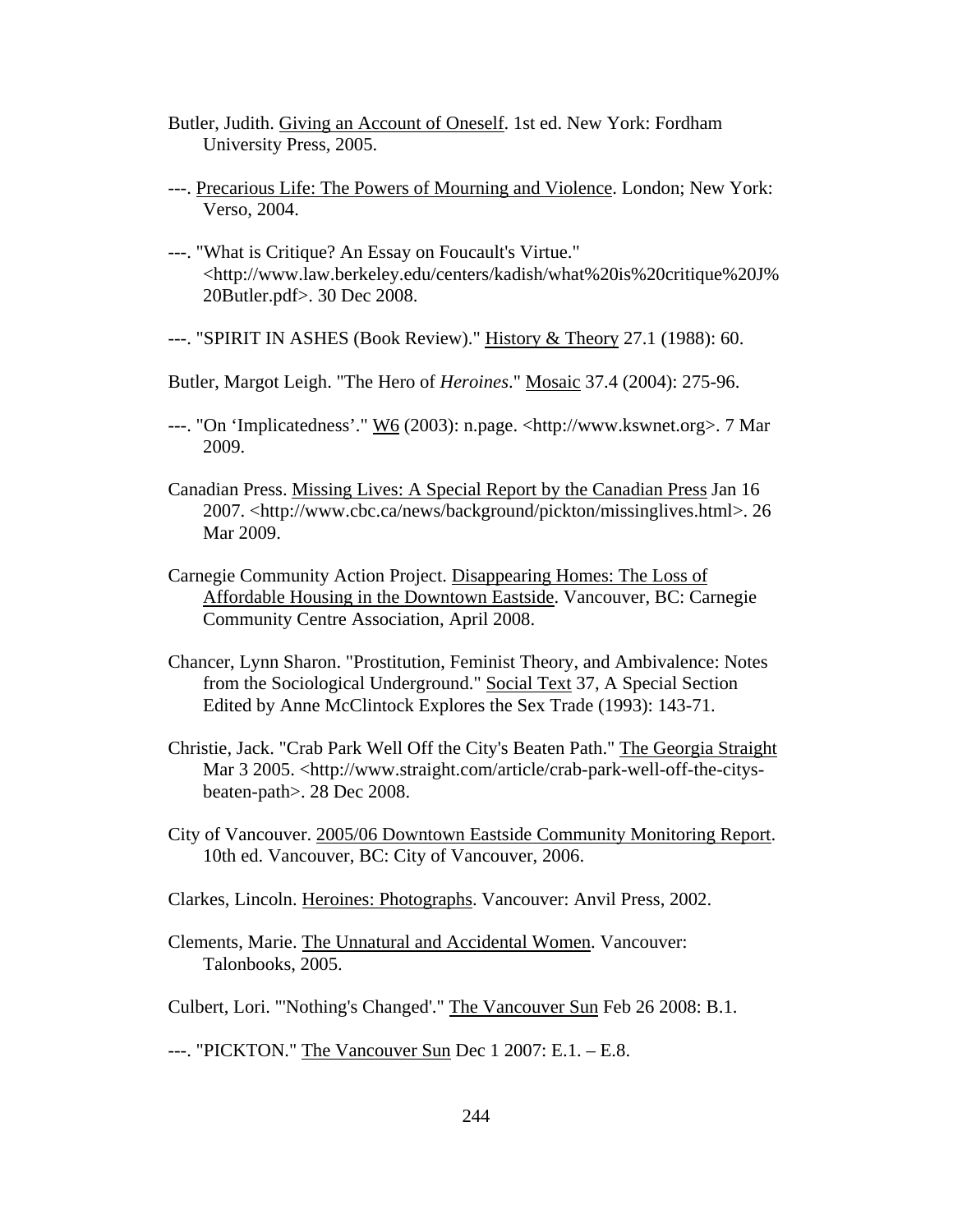Butler, Judith. Giving an Account of Oneself. 1st ed. New York: Fordham University Press, 2005.

---. Precarious Life: The Powers of Mourning and Violence. London; New York: Verso, 2004.

---. "What is Critique? An Essay on Foucault's Virtue." <http://www.law.berkeley.edu/centers/kadish/what%20is%20critique%20J%20Butler.pdf>. 30 Dec 2008.

---. "SPIRIT IN ASHES (Book Review)." History & Theory 27.1 (1988): 60.

Butler, Margot Leigh. "The Hero of *Heroines*." Mosaic 37.4 (2004): 275-96.

---. "On 'Implicatedness'." W6 (2003): n.page. <http://www.kswnet.org>. 7 Mar 2009.

Canadian Press. Missing Lives: A Special Report by the Canadian Press Jan 16 2007. <http://www.cbc.ca/news/background/pickton/missinglives.html>. 26 Mar 2009.

Carnegie Community Action Project. Disappearing Homes: The Loss of Affordable Housing in the Downtown Eastside. Vancouver, BC: Carnegie Community Centre Association, April 2008.

Chancer, Lynn Sharon. "Prostitution, Feminist Theory, and Ambivalence: Notes from the Sociological Underground." Social Text 37, A Special Section Edited by Anne McClintock Explores the Sex Trade (1993): 143-71.

Christie, Jack. "Crab Park Well Off the City's Beaten Path." The Georgia Straight Mar 3 2005. <http://www.straight.com/article/crab-park-well-off-the-citys-beaten-path>. 28 Dec 2008.

City of Vancouver. 2005/06 Downtown Eastside Community Monitoring Report. 10th ed. Vancouver, BC: City of Vancouver, 2006.

Clarkes, Lincoln. Heroines: Photographs. Vancouver: Anvil Press, 2002.

Clements, Marie. The Unnatural and Accidental Women. Vancouver: Talonbooks, 2005.

Culbert, Lori. "'Nothing's Changed'." The Vancouver Sun Feb 26 2008: B.1.

---. "PICKTON." The Vancouver Sun Dec 1 2007: E.1. – E.8.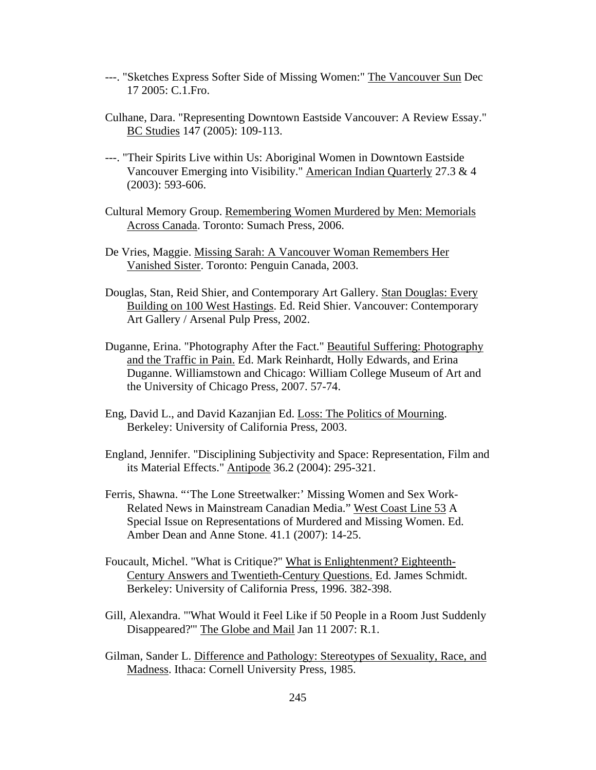---. "Sketches Express Softer Side of Missing Women:" The Vancouver Sun Dec 17 2005: C.1.Fro.

Culhane, Dara. "Representing Downtown Eastside Vancouver: A Review Essay." BC Studies 147 (2005): 109-113.

---. "Their Spirits Live within Us: Aboriginal Women in Downtown Eastside Vancouver Emerging into Visibility." American Indian Quarterly 27.3 & 4 (2003): 593-606.

Cultural Memory Group. Remembering Women Murdered by Men: Memorials Across Canada. Toronto: Sumach Press, 2006.

De Vries, Maggie. Missing Sarah: A Vancouver Woman Remembers Her Vanished Sister. Toronto: Penguin Canada, 2003.

Douglas, Stan, Reid Shier, and Contemporary Art Gallery. Stan Douglas: Every Building on 100 West Hastings. Ed. Reid Shier. Vancouver: Contemporary Art Gallery / Arsenal Pulp Press, 2002.

Duganne, Erina. "Photography After the Fact." Beautiful Suffering: Photography and the Traffic in Pain. Ed. Mark Reinhardt, Holly Edwards, and Erina Duganne. Williamstown and Chicago: William College Museum of Art and the University of Chicago Press, 2007. 57-74.

Eng, David L., and David Kazanjian Ed. Loss: The Politics of Mourning. Berkeley: University of California Press, 2003.

England, Jennifer. "Disciplining Subjectivity and Space: Representation, Film and its Material Effects." Antipode 36.2 (2004): 295-321.

Ferris, Shawna. "'The Lone Streetwalker:' Missing Women and Sex Work-Related News in Mainstream Canadian Media." West Coast Line 53 A Special Issue on Representations of Murdered and Missing Women. Ed. Amber Dean and Anne Stone. 41.1 (2007): 14-25.

Foucault, Michel. "What is Critique?" What is Enlightenment? Eighteenth-Century Answers and Twentieth-Century Questions. Ed. James Schmidt. Berkeley: University of California Press, 1996. 382-398.

Gill, Alexandra. "'What Would it Feel Like if 50 People in a Room Just Suddenly Disappeared?'" The Globe and Mail Jan 11 2007: R.1.

Gilman, Sander L. Difference and Pathology: Stereotypes of Sexuality, Race, and Madness. Ithaca: Cornell University Press, 1985.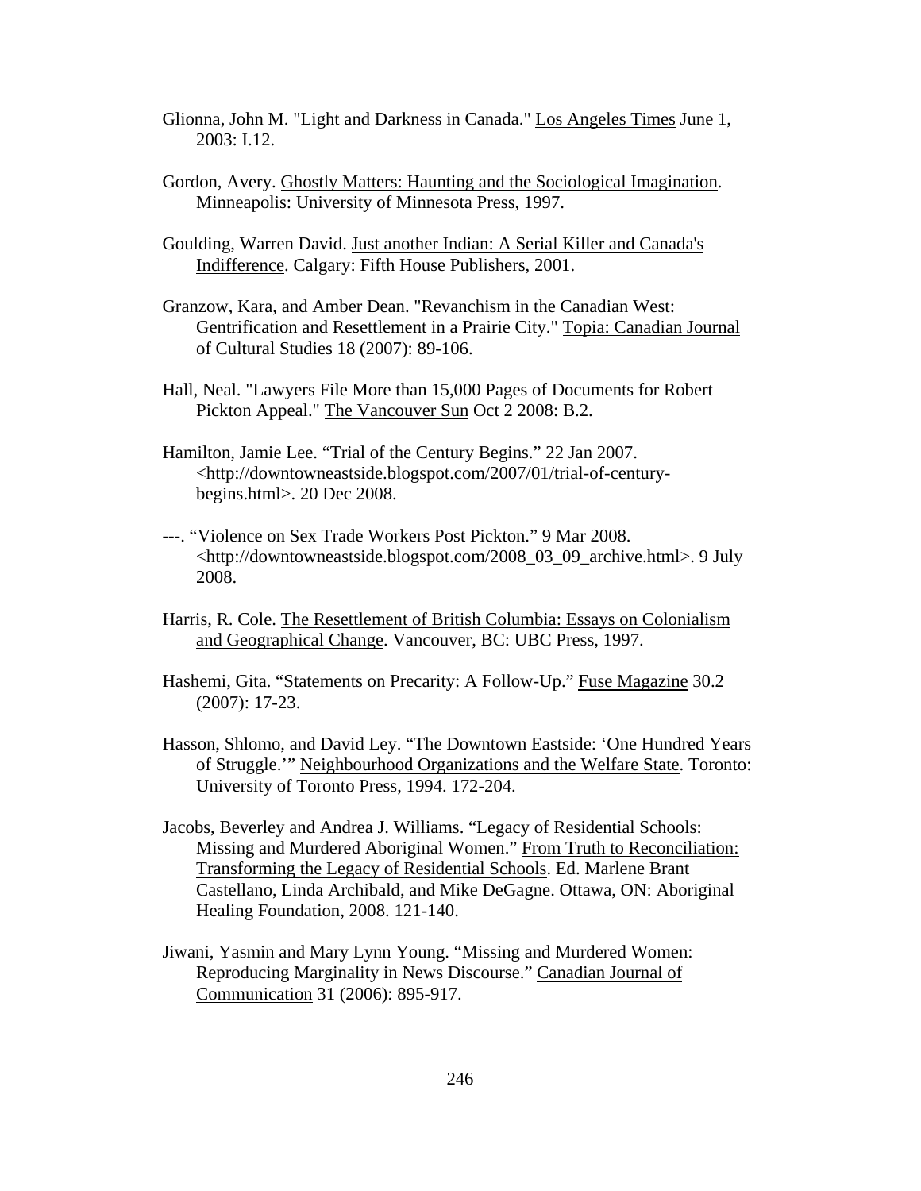Glionna, John M. "Light and Darkness in Canada." Los Angeles Times June 1, 2003: I.12.

Gordon, Avery. Ghostly Matters: Haunting and the Sociological Imagination. Minneapolis: University of Minnesota Press, 1997.

Goulding, Warren David. Just another Indian: A Serial Killer and Canada's Indifference. Calgary: Fifth House Publishers, 2001.

Granzow, Kara, and Amber Dean. "Revanchism in the Canadian West: Gentrification and Resettlement in a Prairie City." Topia: Canadian Journal of Cultural Studies 18 (2007): 89-106.

Hall, Neal. "Lawyers File More than 15,000 Pages of Documents for Robert Pickton Appeal." The Vancouver Sun Oct 2 2008: B.2.

Hamilton, Jamie Lee. "Trial of the Century Begins." 22 Jan 2007. <http://downtowneastside.blogspot.com/2007/01/trial-of-century-begins.html>. 20 Dec 2008.

---. "Violence on Sex Trade Workers Post Pickton." 9 Mar 2008. <http://downtowneastside.blogspot.com/2008_03_09_archive.html>. 9 July 2008.

Harris, R. Cole. The Resettlement of British Columbia: Essays on Colonialism and Geographical Change. Vancouver, BC: UBC Press, 1997.

Hashemi, Gita. "Statements on Precarity: A Follow-Up." Fuse Magazine 30.2 (2007): 17-23.

Hasson, Shlomo, and David Ley. "The Downtown Eastside: 'One Hundred Years of Struggle.'" Neighbourhood Organizations and the Welfare State. Toronto: University of Toronto Press, 1994. 172-204.

Jacobs, Beverley and Andrea J. Williams. "Legacy of Residential Schools: Missing and Murdered Aboriginal Women." From Truth to Reconciliation: Transforming the Legacy of Residential Schools. Ed. Marlene Brant Castellano, Linda Archibald, and Mike DeGagne. Ottawa, ON: Aboriginal Healing Foundation, 2008. 121-140.

Jiwani, Yasmin and Mary Lynn Young. "Missing and Murdered Women: Reproducing Marginality in News Discourse." Canadian Journal of Communication 31 (2006): 895-917.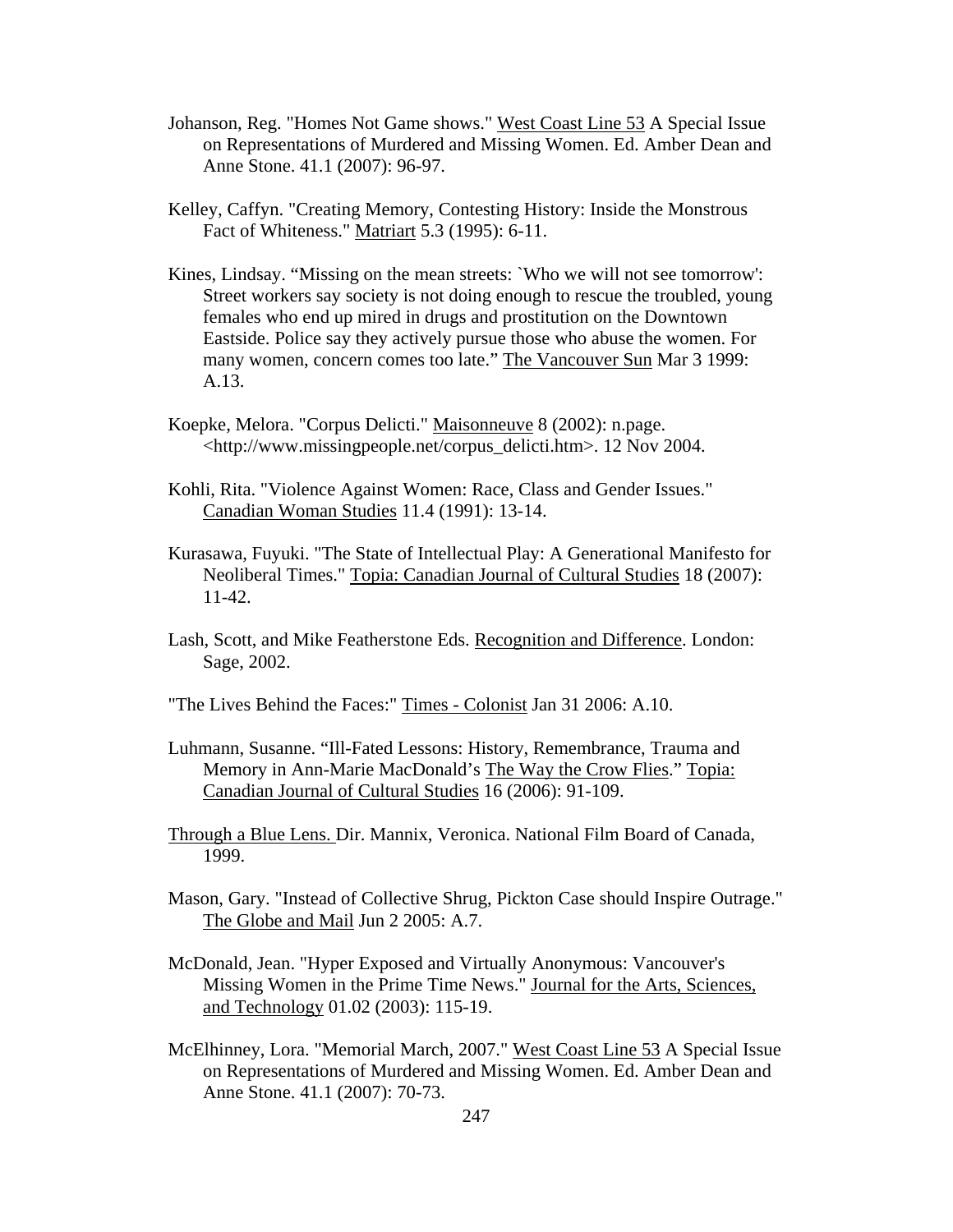Johanson, Reg. "Homes Not Game shows." West Coast Line 53 A Special Issue on Representations of Murdered and Missing Women. Ed. Amber Dean and Anne Stone. 41.1 (2007): 96-97.

Kelley, Caffyn. "Creating Memory, Contesting History: Inside the Monstrous Fact of Whiteness." Matriart 5.3 (1995): 6-11.

Kines, Lindsay. "Missing on the mean streets: `Who we will not see tomorrow': Street workers say society is not doing enough to rescue the troubled, young females who end up mired in drugs and prostitution on the Downtown Eastside. Police say they actively pursue those who abuse the women. For many women, concern comes too late." The Vancouver Sun Mar 3 1999: A.13.

Koepke, Melora. "Corpus Delicti." Maisonneuve 8 (2002): n.page. <http://www.missingpeople.net/corpus_delicti.htm>. 12 Nov 2004.

Kohli, Rita. "Violence Against Women: Race, Class and Gender Issues." Canadian Woman Studies 11.4 (1991): 13-14.

Kurasawa, Fuyuki. "The State of Intellectual Play: A Generational Manifesto for Neoliberal Times." Topia: Canadian Journal of Cultural Studies 18 (2007): 11-42.

Lash, Scott, and Mike Featherstone Eds. Recognition and Difference. London: Sage, 2002.

"The Lives Behind the Faces:" Times - Colonist Jan 31 2006: A.10.

Luhmann, Susanne. "Ill-Fated Lessons: History, Remembrance, Trauma and Memory in Ann-Marie MacDonald's The Way the Crow Flies." Topia: Canadian Journal of Cultural Studies 16 (2006): 91-109.

Through a Blue Lens. Dir. Mannix, Veronica. National Film Board of Canada, 1999.

Mason, Gary. "Instead of Collective Shrug, Pickton Case should Inspire Outrage." The Globe and Mail Jun 2 2005: A.7.

McDonald, Jean. "Hyper Exposed and Virtually Anonymous: Vancouver's Missing Women in the Prime Time News." Journal for the Arts, Sciences, and Technology 01.02 (2003): 115-19.

McElhinney, Lora. "Memorial March, 2007." West Coast Line 53 A Special Issue on Representations of Murdered and Missing Women. Ed. Amber Dean and Anne Stone. 41.1 (2007): 70-73.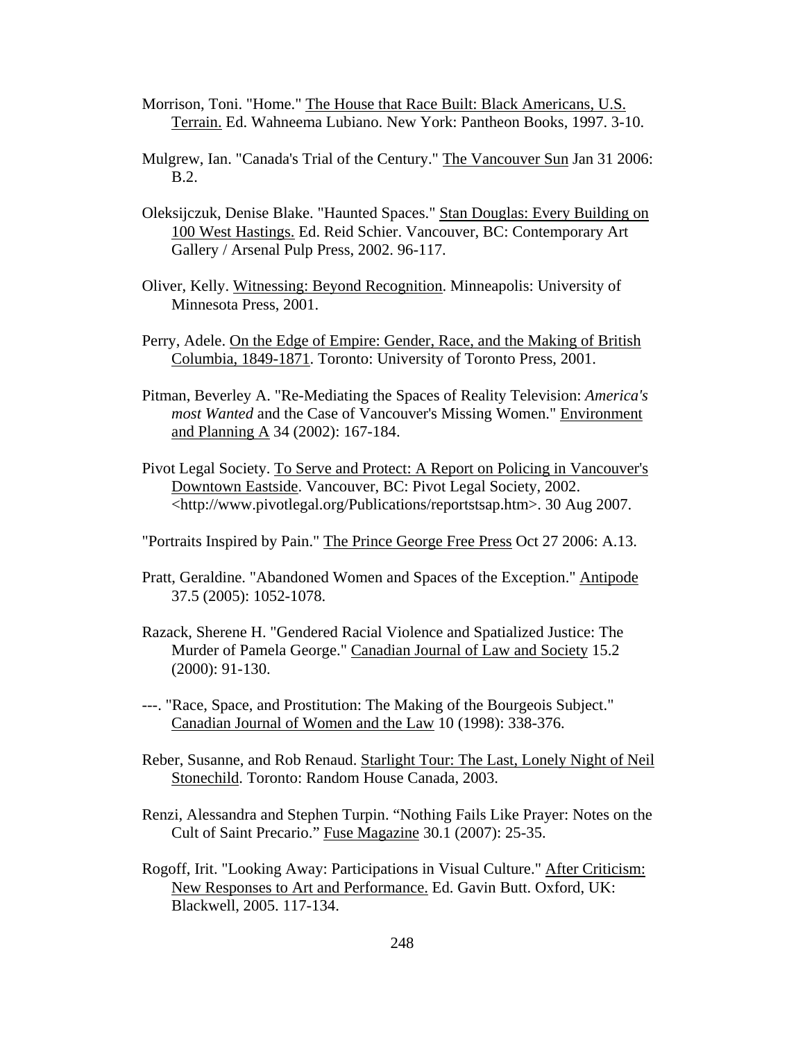Morrison, Toni. "Home." The House that Race Built: Black Americans, U.S. Terrain. Ed. Wahneema Lubiano. New York: Pantheon Books, 1997. 3-10.

Mulgrew, Ian. "Canada's Trial of the Century." The Vancouver Sun Jan 31 2006: B.2.

Oleksijczuk, Denise Blake. "Haunted Spaces." Stan Douglas: Every Building on 100 West Hastings. Ed. Reid Schier. Vancouver, BC: Contemporary Art Gallery / Arsenal Pulp Press, 2002. 96-117.

Oliver, Kelly. Witnessing: Beyond Recognition. Minneapolis: University of Minnesota Press, 2001.

Perry, Adele. On the Edge of Empire: Gender, Race, and the Making of British Columbia, 1849-1871. Toronto: University of Toronto Press, 2001.

Pitman, Beverley A. "Re-Mediating the Spaces of Reality Television: *America's most Wanted* and the Case of Vancouver's Missing Women." Environment and Planning A 34 (2002): 167-184.

Pivot Legal Society. To Serve and Protect: A Report on Policing in Vancouver's Downtown Eastside. Vancouver, BC: Pivot Legal Society, 2002. <http://www.pivotlegal.org/Publications/reportstsap.htm>. 30 Aug 2007.

"Portraits Inspired by Pain." The Prince George Free Press Oct 27 2006: A.13.

Pratt, Geraldine. "Abandoned Women and Spaces of the Exception." Antipode 37.5 (2005): 1052-1078.

Razack, Sherene H. "Gendered Racial Violence and Spatialized Justice: The Murder of Pamela George." Canadian Journal of Law and Society 15.2 (2000): 91-130.

---. "Race, Space, and Prostitution: The Making of the Bourgeois Subject." Canadian Journal of Women and the Law 10 (1998): 338-376.

Reber, Susanne, and Rob Renaud. Starlight Tour: The Last, Lonely Night of Neil Stonechild. Toronto: Random House Canada, 2003.

Renzi, Alessandra and Stephen Turpin. "Nothing Fails Like Prayer: Notes on the Cult of Saint Precario." Fuse Magazine 30.1 (2007): 25-35.

Rogoff, Irit. "Looking Away: Participations in Visual Culture." After Criticism: New Responses to Art and Performance. Ed. Gavin Butt. Oxford, UK: Blackwell, 2005. 117-134.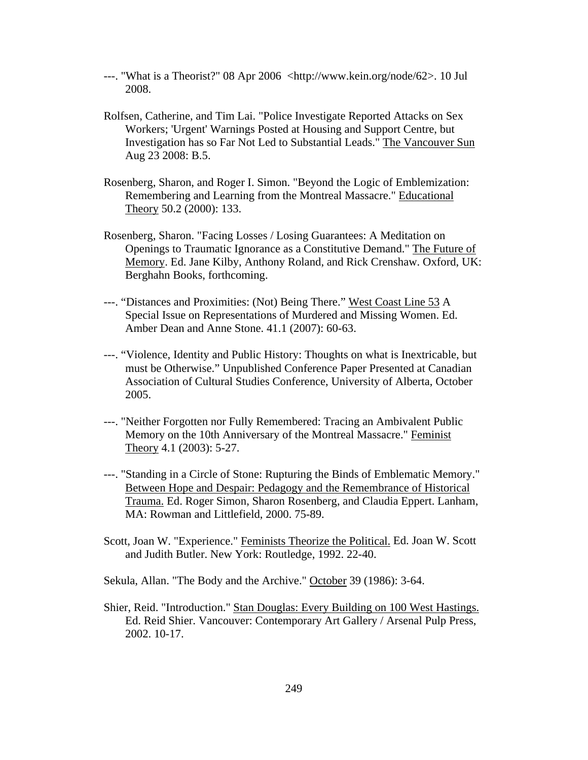---. "What is a Theorist?" 08 Apr 2006 <http://www.kein.org/node/62>. 10 Jul 2008.

Rolfsen, Catherine, and Tim Lai. "Police Investigate Reported Attacks on Sex Workers; 'Urgent' Warnings Posted at Housing and Support Centre, but Investigation has so Far Not Led to Substantial Leads." The Vancouver Sun Aug 23 2008: B.5.

Rosenberg, Sharon, and Roger I. Simon. "Beyond the Logic of Emblemization: Remembering and Learning from the Montreal Massacre." Educational Theory 50.2 (2000): 133.

Rosenberg, Sharon. "Facing Losses / Losing Guarantees: A Meditation on Openings to Traumatic Ignorance as a Constitutive Demand." The Future of Memory. Ed. Jane Kilby, Anthony Roland, and Rick Crenshaw. Oxford, UK: Berghahn Books, forthcoming.

---. "Distances and Proximities: (Not) Being There." West Coast Line 53 A Special Issue on Representations of Murdered and Missing Women. Ed. Amber Dean and Anne Stone. 41.1 (2007): 60-63.

---. "Violence, Identity and Public History: Thoughts on what is Inextricable, but must be Otherwise." Unpublished Conference Paper Presented at Canadian Association of Cultural Studies Conference, University of Alberta, October 2005.

---. "Neither Forgotten nor Fully Remembered: Tracing an Ambivalent Public Memory on the 10th Anniversary of the Montreal Massacre." Feminist Theory 4.1 (2003): 5-27.

---. "Standing in a Circle of Stone: Rupturing the Binds of Emblematic Memory." Between Hope and Despair: Pedagogy and the Remembrance of Historical Trauma. Ed. Roger Simon, Sharon Rosenberg, and Claudia Eppert. Lanham, MA: Rowman and Littlefield, 2000. 75-89.

Scott, Joan W. "Experience." Feminists Theorize the Political. Ed. Joan W. Scott and Judith Butler. New York: Routledge, 1992. 22-40.

Sekula, Allan. "The Body and the Archive." October 39 (1986): 3-64.

Shier, Reid. "Introduction." Stan Douglas: Every Building on 100 West Hastings. Ed. Reid Shier. Vancouver: Contemporary Art Gallery / Arsenal Pulp Press, 2002. 10-17.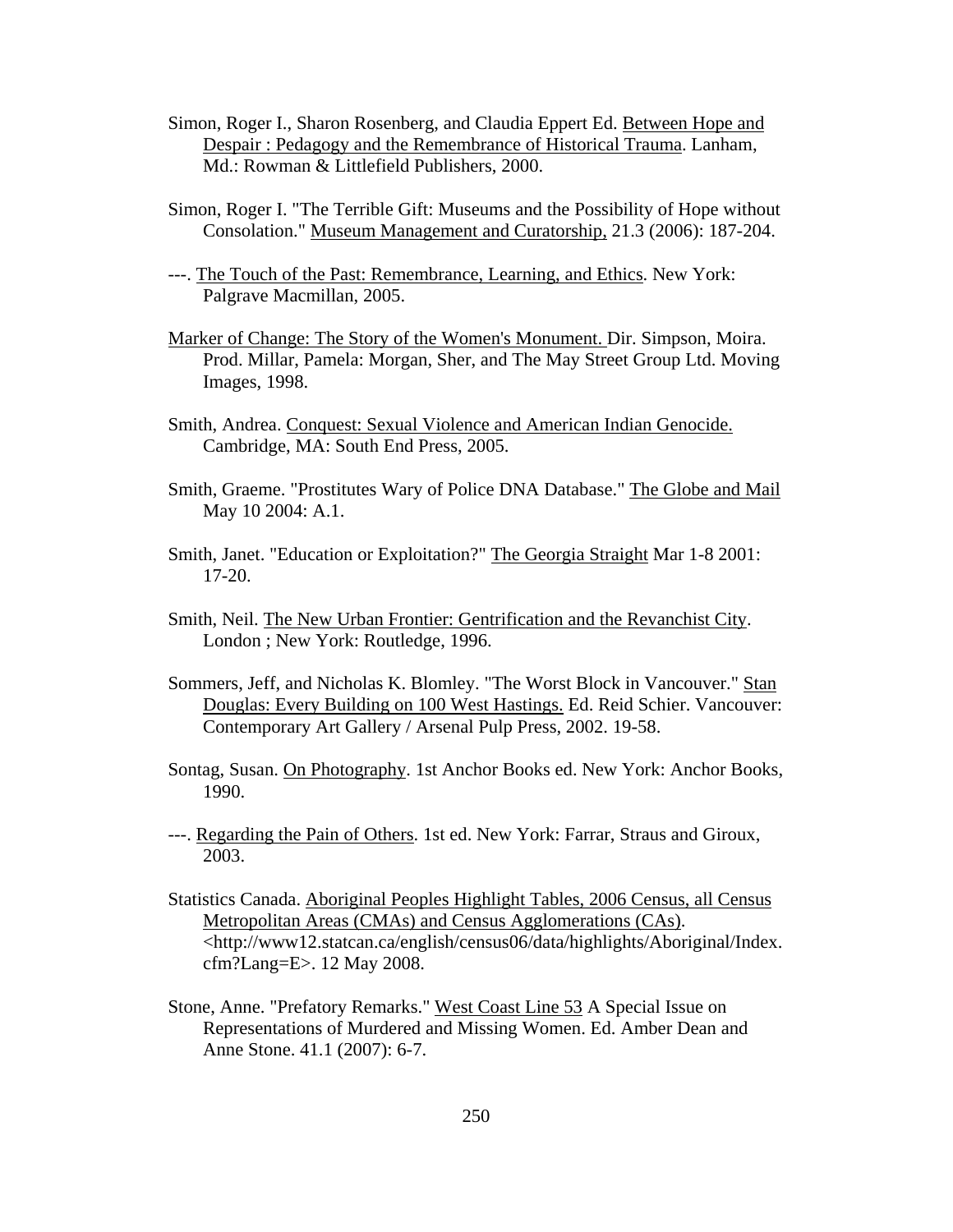Simon, Roger I., Sharon Rosenberg, and Claudia Eppert Ed. Between Hope and Despair : Pedagogy and the Remembrance of Historical Trauma. Lanham, Md.: Rowman & Littlefield Publishers, 2000.

Simon, Roger I. "The Terrible Gift: Museums and the Possibility of Hope without Consolation." Museum Management and Curatorship, 21.3 (2006): 187-204.

---. The Touch of the Past: Remembrance, Learning, and Ethics. New York: Palgrave Macmillan, 2005.

Marker of Change: The Story of the Women's Monument. Dir. Simpson, Moira. Prod. Millar, Pamela: Morgan, Sher, and The May Street Group Ltd. Moving Images, 1998.

Smith, Andrea. Conquest: Sexual Violence and American Indian Genocide. Cambridge, MA: South End Press, 2005.

Smith, Graeme. "Prostitutes Wary of Police DNA Database." The Globe and Mail May 10 2004: A.1.

Smith, Janet. "Education or Exploitation?" The Georgia Straight Mar 1-8 2001: 17-20.

Smith, Neil. The New Urban Frontier: Gentrification and the Revanchist City. London ; New York: Routledge, 1996.

Sommers, Jeff, and Nicholas K. Blomley. "The Worst Block in Vancouver." Stan Douglas: Every Building on 100 West Hastings. Ed. Reid Schier. Vancouver: Contemporary Art Gallery / Arsenal Pulp Press, 2002. 19-58.

Sontag, Susan. On Photography. 1st Anchor Books ed. New York: Anchor Books, 1990.

---. Regarding the Pain of Others. 1st ed. New York: Farrar, Straus and Giroux, 2003.

Statistics Canada. Aboriginal Peoples Highlight Tables, 2006 Census, all Census Metropolitan Areas (CMAs) and Census Agglomerations (CAs). <http://www12.statcan.ca/english/census06/data/highlights/Aboriginal/Index.cfm?Lang=E>. 12 May 2008.

Stone, Anne. "Prefatory Remarks." West Coast Line 53 A Special Issue on Representations of Murdered and Missing Women. Ed. Amber Dean and Anne Stone. 41.1 (2007): 6-7.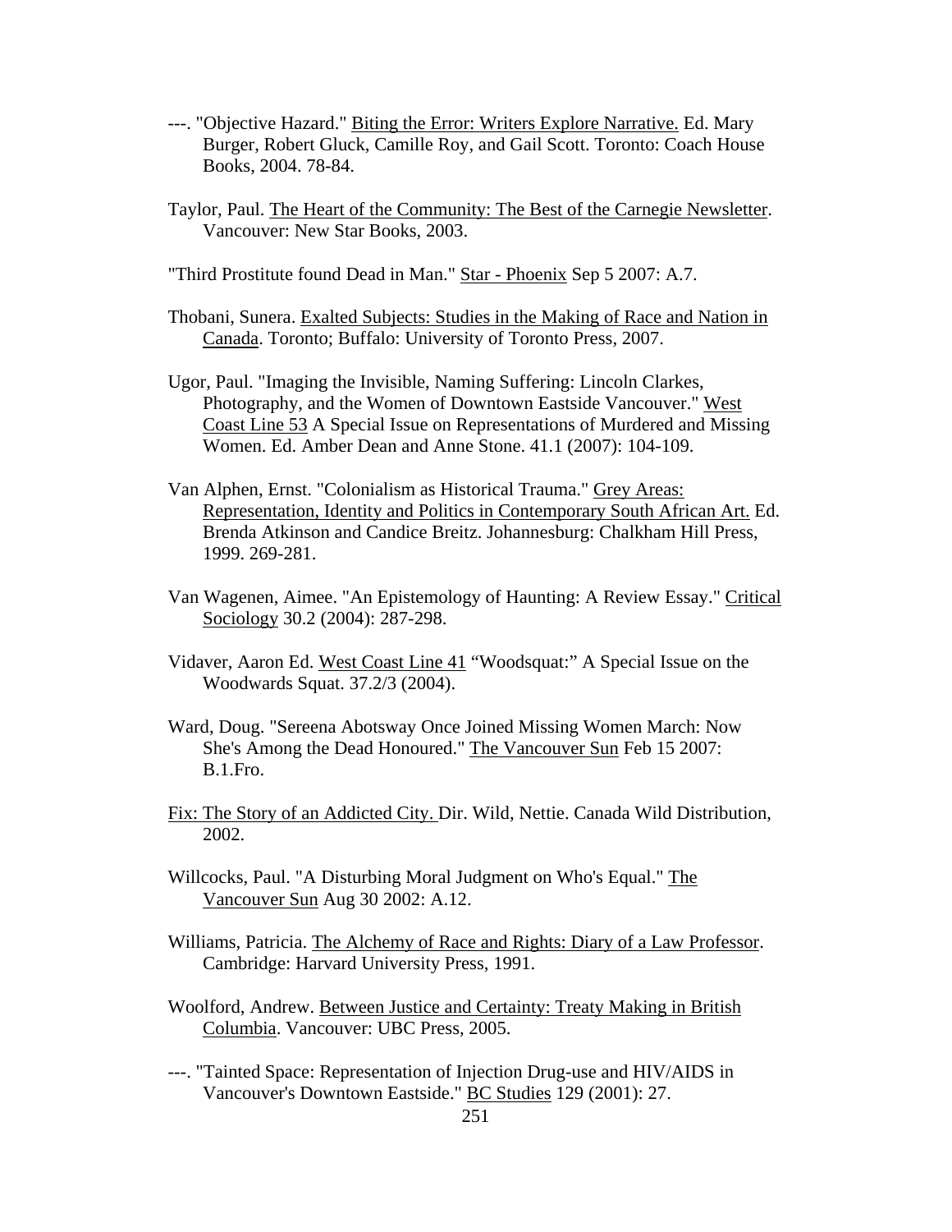---. "Objective Hazard." Biting the Error: Writers Explore Narrative. Ed. Mary Burger, Robert Gluck, Camille Roy, and Gail Scott. Toronto: Coach House Books, 2004. 78-84.

Taylor, Paul. The Heart of the Community: The Best of the Carnegie Newsletter. Vancouver: New Star Books, 2003.

"Third Prostitute found Dead in Man." Star - Phoenix Sep 5 2007: A.7.

Thobani, Sunera. Exalted Subjects: Studies in the Making of Race and Nation in Canada. Toronto; Buffalo: University of Toronto Press, 2007.

Ugor, Paul. "Imaging the Invisible, Naming Suffering: Lincoln Clarkes, Photography, and the Women of Downtown Eastside Vancouver." West Coast Line 53 A Special Issue on Representations of Murdered and Missing Women. Ed. Amber Dean and Anne Stone. 41.1 (2007): 104-109.

Van Alphen, Ernst. "Colonialism as Historical Trauma." Grey Areas: Representation, Identity and Politics in Contemporary South African Art. Ed. Brenda Atkinson and Candice Breitz. Johannesburg: Chalkham Hill Press, 1999. 269-281.

Van Wagenen, Aimee. "An Epistemology of Haunting: A Review Essay." Critical Sociology 30.2 (2004): 287-298.

Vidaver, Aaron Ed. West Coast Line 41 "Woodsquat:" A Special Issue on the Woodwards Squat. 37.2/3 (2004).

Ward, Doug. "Sereena Abotsway Once Joined Missing Women March: Now She's Among the Dead Honoured." The Vancouver Sun Feb 15 2007: B.1.Fro.

Fix: The Story of an Addicted City. Dir. Wild, Nettie. Canada Wild Distribution, 2002.

Willcocks, Paul. "A Disturbing Moral Judgment on Who's Equal." The Vancouver Sun Aug 30 2002: A.12.

Williams, Patricia. The Alchemy of Race and Rights: Diary of a Law Professor. Cambridge: Harvard University Press, 1991.

Woolford, Andrew. Between Justice and Certainty: Treaty Making in British Columbia. Vancouver: UBC Press, 2005.

---. "Tainted Space: Representation of Injection Drug-use and HIV/AIDS in Vancouver's Downtown Eastside." BC Studies 129 (2001): 27.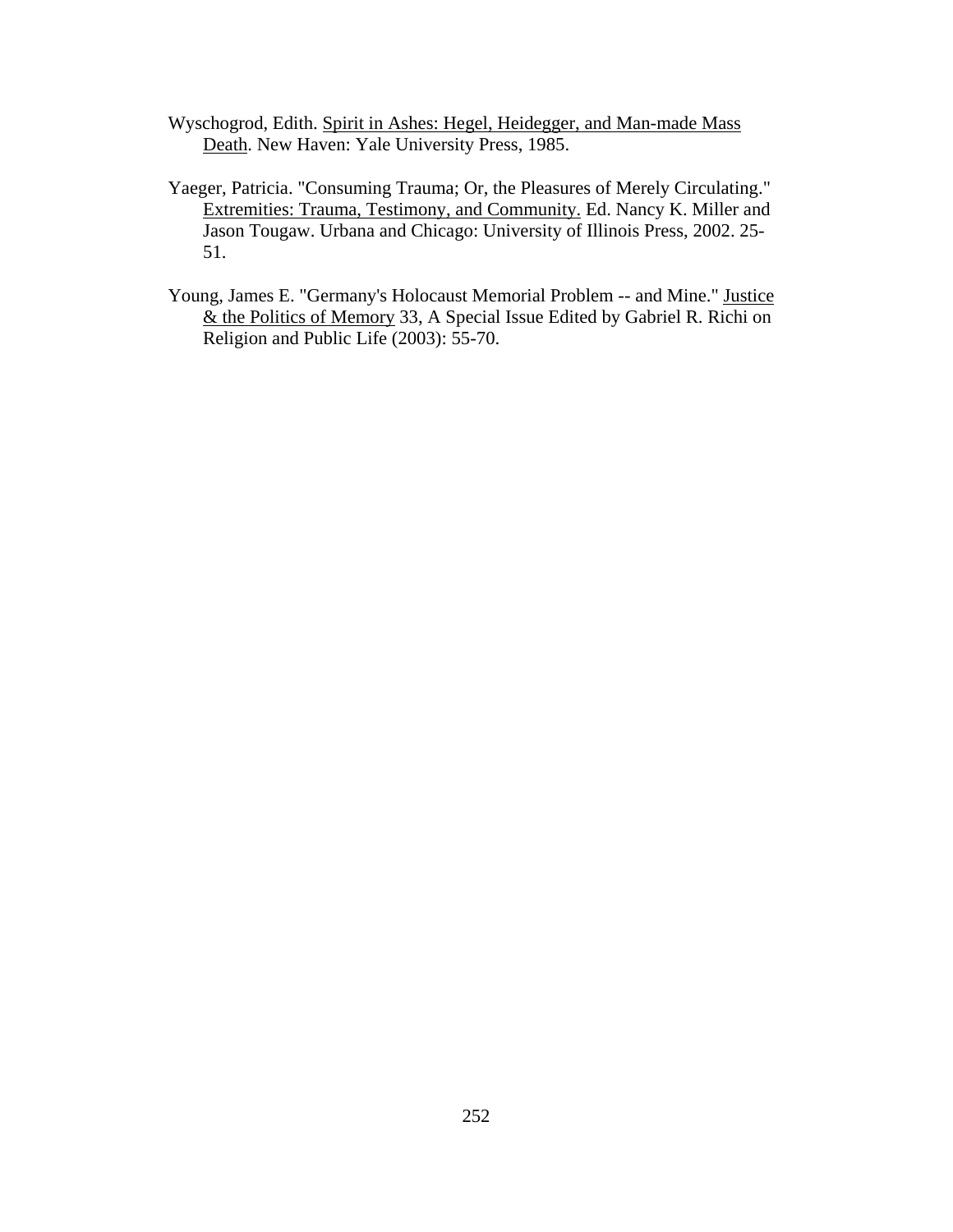Wyschogrod, Edith. Spirit in Ashes: Hegel, Heidegger, and Man-made Mass Death. New Haven: Yale University Press, 1985.

Yaeger, Patricia. "Consuming Trauma; Or, the Pleasures of Merely Circulating." Extremities: Trauma, Testimony, and Community. Ed. Nancy K. Miller and Jason Tougaw. Urbana and Chicago: University of Illinois Press, 2002. 25-51.

Young, James E. "Germany's Holocaust Memorial Problem -- and Mine." Justice & the Politics of Memory 33, A Special Issue Edited by Gabriel R. Richi on Religion and Public Life (2003): 55-70.